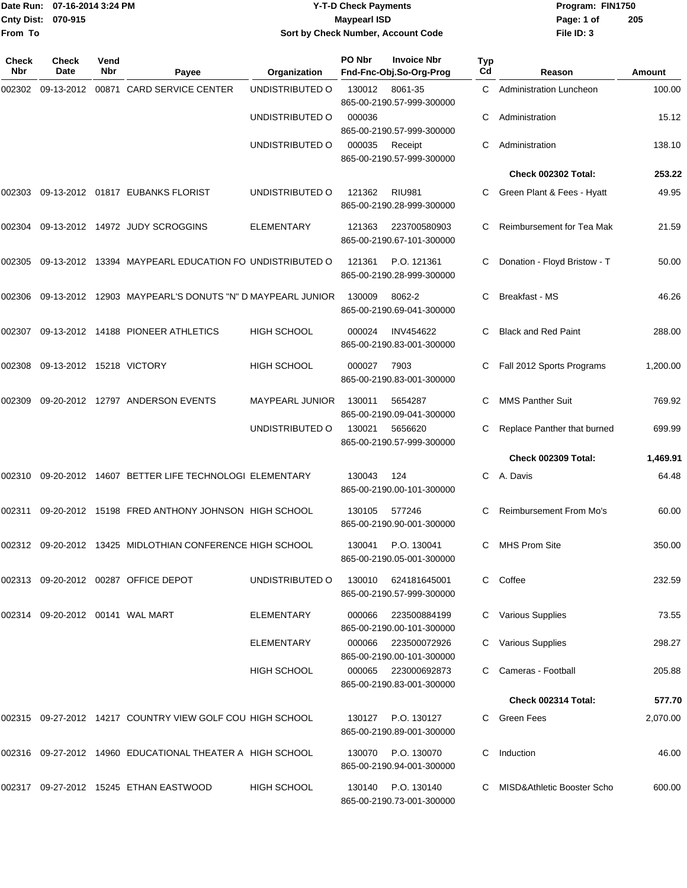Date Run: 07-16-2014 3:24 PM
Cnty Dist: 070-915
From To

# Y-T-D Check Payments
## Maypearl ISD
### Sort by Check Number, Account Code

Program: FIN1750
File ID: 3

| Check Nbr | Check Date | Vend Nbr | Payee | Organization | PO Nbr / Fnd-Fnc-Obj.So-Org-Prog | Invoice Nbr | Typ Cd | Reason | Amount |
|---|---|---|---|---|---|---|---|---|---|
| 002302 | 09-13-2012 | 00871 | CARD SERVICE CENTER | UNDISTRIBUTED O | 130012 865-00-2190.57-999-300000 | 8061-35 | C | Administration Luncheon | 100.00 |
| | | | | UNDISTRIBUTED O | 000036 865-00-2190.57-999-300000 | | C | Administration | 15.12 |
| | | | | UNDISTRIBUTED O | 000035 865-00-2190.57-999-300000 | Receipt | C | Administration | 138.10 |
| | | | | | | | | **Check 002302 Total:** | **253.22** |
| 002303 | 09-13-2012 | 01817 | EUBANKS FLORIST | UNDISTRIBUTED O | 121362 865-00-2190.28-999-300000 | RIU981 | C | Green Plant & Fees - Hyatt | 49.95 |
| 002304 | 09-13-2012 | 14972 | JUDY SCROGGINS | ELEMENTARY | 121363 865-00-2190.67-101-300000 | 223700580903 | C | Reimbursement for Tea Mak | 21.59 |
| 002305 | 09-13-2012 | 13394 | MAYPEARL EDUCATION FO | UNDISTRIBUTED O | 121361 865-00-2190.28-999-300000 | P.O. 121361 | C | Donation - Floyd Bristow - T | 50.00 |
| 002306 | 09-13-2012 | 12903 | MAYPEARL'S DONUTS "N" D | MAYPEARL JUNIOR | 130009 865-00-2190.69-041-300000 | 8062-2 | C | Breakfast - MS | 46.26 |
| 002307 | 09-13-2012 | 14188 | PIONEER ATHLETICS | HIGH SCHOOL | 000024 865-00-2190.83-001-300000 | INV454622 | C | Black and Red Paint | 288.00 |
| 002308 | 09-13-2012 | 15218 | VICTORY | HIGH SCHOOL | 000027 865-00-2190.83-001-300000 | 7903 | C | Fall 2012 Sports Programs | 1,200.00 |
| 002309 | 09-20-2012 | 12797 | ANDERSON EVENTS | MAYPEARL JUNIOR | 130011 865-00-2190.09-041-300000 | 5654287 | C | MMS Panther Suit | 769.92 |
| | | | | UNDISTRIBUTED O | 130021 865-00-2190.57-999-300000 | 5656620 | C | Replace Panther that burned | 699.99 |
| | | | | | | | | **Check 002309 Total:** | **1,469.91** |
| 002310 | 09-20-2012 | 14607 | BETTER LIFE TECHNOLOGI | ELEMENTARY | 130043 865-00-2190.00-101-300000 | 124 | C | A. Davis | 64.48 |
| 002311 | 09-20-2012 | 15198 | FRED ANTHONY JOHNSON | HIGH SCHOOL | 130105 865-00-2190.90-001-300000 | 577246 | C | Reimbursement From Mo's | 60.00 |
| 002312 | 09-20-2012 | 13425 | MIDLOTHIAN CONFERENCE | HIGH SCHOOL | 130041 865-00-2190.05-001-300000 | P.O. 130041 | C | MHS Prom Site | 350.00 |
| 002313 | 09-20-2012 | 00287 | OFFICE DEPOT | UNDISTRIBUTED O | 130010 865-00-2190.57-999-300000 | 624181645001 | C | Coffee | 232.59 |
| 002314 | 09-20-2012 | 00141 | WAL MART | ELEMENTARY | 000066 865-00-2190.00-101-300000 | 223500884199 | C | Various Supplies | 73.55 |
| | | | | ELEMENTARY | 000066 865-00-2190.00-101-300000 | 223500072926 | C | Various Supplies | 298.27 |
| | | | | HIGH SCHOOL | 000065 865-00-2190.83-001-300000 | 223000692873 | C | Cameras - Football | 205.88 |
| | | | | | | | | **Check 002314 Total:** | **577.70** |
| 002315 | 09-27-2012 | 14217 | COUNTRY VIEW GOLF COU | HIGH SCHOOL | 130127 865-00-2190.89-001-300000 | P.O. 130127 | C | Green Fees | 2,070.00 |
| 002316 | 09-27-2012 | 14960 | EDUCATIONAL THEATER A | HIGH SCHOOL | 130070 865-00-2190.94-001-300000 | P.O. 130070 | C | Induction | 46.00 |
| 002317 | 09-27-2012 | 15245 | ETHAN EASTWOOD | HIGH SCHOOL | 130140 865-00-2190.73-001-300000 | P.O. 130140 | C | MISD&Athletic Booster Scho | 600.00 |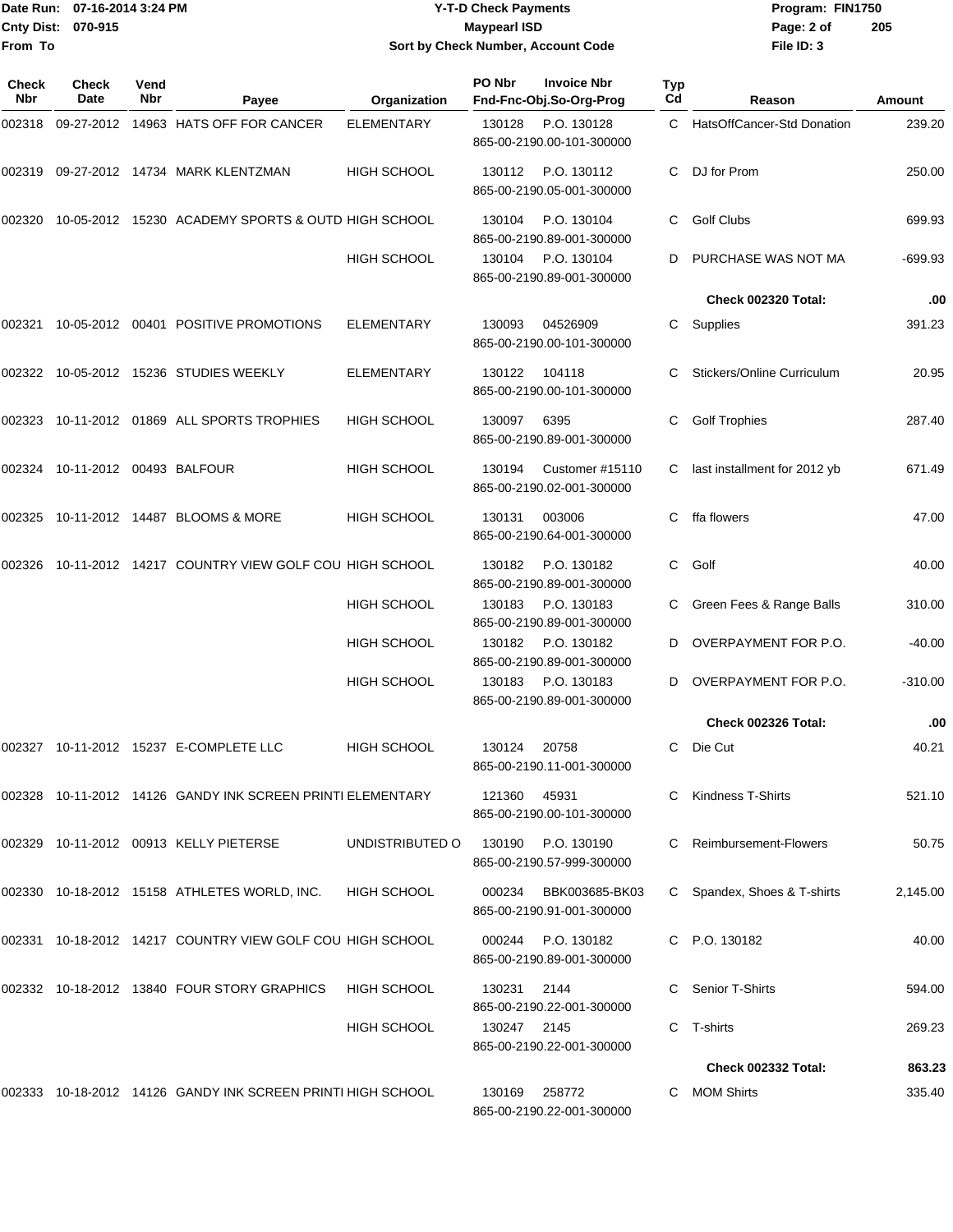Date Run: 07-16-2014 3:24 PM
Cnty Dist: 070-915
From To

# Y-T-D Check Payments
## Maypearl ISD
### Sort by Check Number, Account Code

Program: FIN1750
File ID: 3

| Check Nbr | Check Date | Vend Nbr | Payee | Organization | PO Nbr | Invoice Nbr / Fnd-Fnc-Obj.So-Org-Prog | Typ Cd | Reason | Amount |
|---|---|---|---|---|---|---|---|---|---|
| 002318 | 09-27-2012 | 14963 | HATS OFF FOR CANCER | ELEMENTARY | 130128 | P.O. 130128 865-00-2190.00-101-300000 | C | HatsOffCancer-Std Donation | 239.20 |
| 002319 | 09-27-2012 | 14734 | MARK KLENTZMAN | HIGH SCHOOL | 130112 | P.O. 130112 865-00-2190.05-001-300000 | C | DJ for Prom | 250.00 |
| 002320 | 10-05-2012 | 15230 | ACADEMY SPORTS & OUTD | HIGH SCHOOL | 130104 | P.O. 130104 865-00-2190.89-001-300000 | C | Golf Clubs | 699.93 |
| | | | | HIGH SCHOOL | 130104 | P.O. 130104 865-00-2190.89-001-300000 | D | PURCHASE WAS NOT MA | -699.93 |
| | | | | | | | | **Check 002320 Total:** | **.00** |
| 002321 | 10-05-2012 | 00401 | POSITIVE PROMOTIONS | ELEMENTARY | 130093 | 04526909 865-00-2190.00-101-300000 | C | Supplies | 391.23 |
| 002322 | 10-05-2012 | 15236 | STUDIES WEEKLY | ELEMENTARY | 130122 | 104118 865-00-2190.00-101-300000 | C | Stickers/Online Curriculum | 20.95 |
| 002323 | 10-11-2012 | 01869 | ALL SPORTS TROPHIES | HIGH SCHOOL | 130097 | 6395 865-00-2190.89-001-300000 | C | Golf Trophies | 287.40 |
| 002324 | 10-11-2012 | 00493 | BALFOUR | HIGH SCHOOL | 130194 | Customer #15110 865-00-2190.02-001-300000 | C | last installment for 2012 yb | 671.49 |
| 002325 | 10-11-2012 | 14487 | BLOOMS & MORE | HIGH SCHOOL | 130131 | 003006 865-00-2190.64-001-300000 | C | ffa flowers | 47.00 |
| 002326 | 10-11-2012 | 14217 | COUNTRY VIEW GOLF COU | HIGH SCHOOL | 130182 | P.O. 130182 865-00-2190.89-001-300000 | C | Golf | 40.00 |
| | | | | HIGH SCHOOL | 130183 | P.O. 130183 865-00-2190.89-001-300000 | C | Green Fees & Range Balls | 310.00 |
| | | | | HIGH SCHOOL | 130182 | P.O. 130182 865-00-2190.89-001-300000 | D | OVERPAYMENT FOR P.O. | -40.00 |
| | | | | HIGH SCHOOL | 130183 | P.O. 130183 865-00-2190.89-001-300000 | D | OVERPAYMENT FOR P.O. | -310.00 |
| | | | | | | | | **Check 002326 Total:** | **.00** |
| 002327 | 10-11-2012 | 15237 | E-COMPLETE LLC | HIGH SCHOOL | 130124 | 20758 865-00-2190.11-001-300000 | C | Die Cut | 40.21 |
| 002328 | 10-11-2012 | 14126 | GANDY INK SCREEN PRINTI | ELEMENTARY | 121360 | 45931 865-00-2190.00-101-300000 | C | Kindness T-Shirts | 521.10 |
| 002329 | 10-11-2012 | 00913 | KELLY PIETERSE | UNDISTRIBUTED O | 130190 | P.O. 130190 865-00-2190.57-999-300000 | C | Reimbursement-Flowers | 50.75 |
| 002330 | 10-18-2012 | 15158 | ATHLETES WORLD, INC. | HIGH SCHOOL | 000234 | BBK003685-BK03 865-00-2190.91-001-300000 | C | Spandex, Shoes & T-shirts | 2,145.00 |
| 002331 | 10-18-2012 | 14217 | COUNTRY VIEW GOLF COU | HIGH SCHOOL | 000244 | P.O. 130182 865-00-2190.89-001-300000 | C | P.O. 130182 | 40.00 |
| 002332 | 10-18-2012 | 13840 | FOUR STORY GRAPHICS | HIGH SCHOOL | 130231 | 2144 865-00-2190.22-001-300000 | C | Senior T-Shirts | 594.00 |
| | | | | HIGH SCHOOL | 130247 | 2145 865-00-2190.22-001-300000 | C | T-shirts | 269.23 |
| | | | | | | | | **Check 002332 Total:** | **863.23** |
| 002333 | 10-18-2012 | 14126 | GANDY INK SCREEN PRINTI | HIGH SCHOOL | 130169 | 258772 865-00-2190.22-001-300000 | C | MOM Shirts | 335.40 |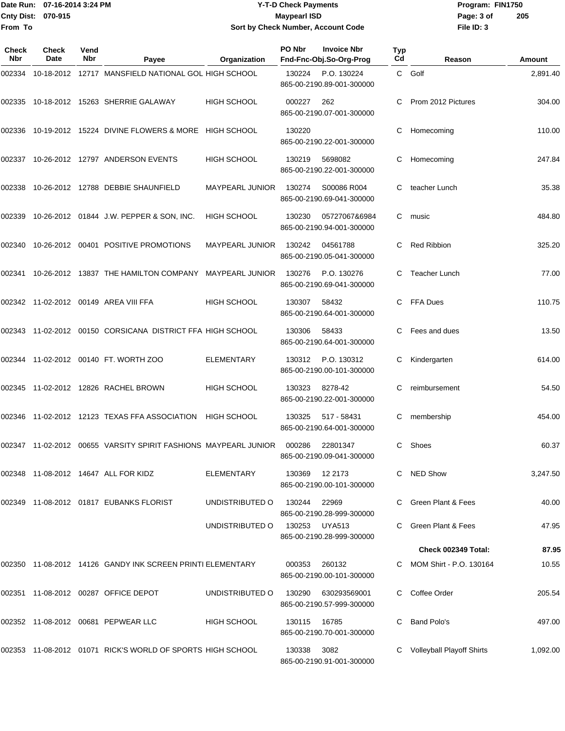**Y-T-D Check Payments**
**Maypearl ISD**
**Sort by Check Number, Account Code**

Date Run: 07-16-2014 3:24 PM
Cnty Dist: 070-915
From To

Program: FIN1750
File ID: 3

| Check Nbr | Check Date | Vend Nbr | Payee | Organization | PO Nbr | Invoice Nbr / Fnd-Fnc-Obj.So-Org-Prog | Typ Cd | Reason | Amount |
|---|---|---|---|---|---|---|---|---|---|
| 002334 | 10-18-2012 | 12717 | MANSFIELD NATIONAL GOL | HIGH SCHOOL | 130224 | P.O. 130224 865-00-2190.89-001-300000 | C | Golf | 2,891.40 |
| 002335 | 10-18-2012 | 15263 | SHERRIE GALAWAY | HIGH SCHOOL | 000227 | 262 865-00-2190.07-001-300000 | C | Prom 2012 Pictures | 304.00 |
| 002336 | 10-19-2012 | 15224 | DIVINE FLOWERS & MORE | HIGH SCHOOL | 130220 | 865-00-2190.22-001-300000 | C | Homecoming | 110.00 |
| 002337 | 10-26-2012 | 12797 | ANDERSON EVENTS | HIGH SCHOOL | 130219 | 5698082 865-00-2190.22-001-300000 | C | Homecoming | 247.84 |
| 002338 | 10-26-2012 | 12788 | DEBBIE SHAUNFIELD | MAYPEARL JUNIOR | 130274 | S00086 R004 865-00-2190.69-041-300000 | C | teacher Lunch | 35.38 |
| 002339 | 10-26-2012 | 01844 | J.W. PEPPER & SON, INC. | HIGH SCHOOL | 130230 | 05727067&6984 865-00-2190.94-001-300000 | C | music | 484.80 |
| 002340 | 10-26-2012 | 00401 | POSITIVE PROMOTIONS | MAYPEARL JUNIOR | 130242 | 04561788 865-00-2190.05-041-300000 | C | Red Ribbion | 325.20 |
| 002341 | 10-26-2012 | 13837 | THE HAMILTON COMPANY | MAYPEARL JUNIOR | 130276 | P.O. 130276 865-00-2190.69-041-300000 | C | Teacher Lunch | 77.00 |
| 002342 | 11-02-2012 | 00149 | AREA VIII FFA | HIGH SCHOOL | 130307 | 58432 865-00-2190.64-001-300000 | C | FFA Dues | 110.75 |
| 002343 | 11-02-2012 | 00150 | CORSICANA DISTRICT FFA | HIGH SCHOOL | 130306 | 58433 865-00-2190.64-001-300000 | C | Fees and dues | 13.50 |
| 002344 | 11-02-2012 | 00140 | FT. WORTH ZOO | ELEMENTARY | 130312 | P.O. 130312 865-00-2190.00-101-300000 | C | Kindergarten | 614.00 |
| 002345 | 11-02-2012 | 12826 | RACHEL BROWN | HIGH SCHOOL | 130323 | 8278-42 865-00-2190.22-001-300000 | C | reimbursement | 54.50 |
| 002346 | 11-02-2012 | 12123 | TEXAS FFA ASSOCIATION | HIGH SCHOOL | 130325 | 517 - 58431 865-00-2190.64-001-300000 | C | membership | 454.00 |
| 002347 | 11-02-2012 | 00655 | VARSITY SPIRIT FASHIONS | MAYPEARL JUNIOR | 000286 | 22801347 865-00-2190.09-041-300000 | C | Shoes | 60.37 |
| 002348 | 11-08-2012 | 14647 | ALL FOR KIDZ | ELEMENTARY | 130369 | 12 2173 865-00-2190.00-101-300000 | C | NED Show | 3,247.50 |
| 002349 | 11-08-2012 | 01817 | EUBANKS FLORIST | UNDISTRIBUTED O | 130244 | 22969 865-00-2190.28-999-300000 | C | Green Plant & Fees | 40.00 |
| | | | | UNDISTRIBUTED O | 130253 | UYA513 865-00-2190.28-999-300000 | C | Green Plant & Fees | 47.95 |
| | | | | | | | | **Check 002349 Total:** | **87.95** |
| 002350 | 11-08-2012 | 14126 | GANDY INK SCREEN PRINTI | ELEMENTARY | 000353 | 260132 865-00-2190.00-101-300000 | C | MOM Shirt - P.O. 130164 | 10.55 |
| 002351 | 11-08-2012 | 00287 | OFFICE DEPOT | UNDISTRIBUTED O | 130290 | 630293569001 865-00-2190.57-999-300000 | C | Coffee Order | 205.54 |
| 002352 | 11-08-2012 | 00681 | PEPWEAR LLC | HIGH SCHOOL | 130115 | 16785 865-00-2190.70-001-300000 | C | Band Polo's | 497.00 |
| 002353 | 11-08-2012 | 01071 | RICK'S WORLD OF SPORTS | HIGH SCHOOL | 130338 | 3082 865-00-2190.91-001-300000 | C | Volleyball Playoff Shirts | 1,092.00 |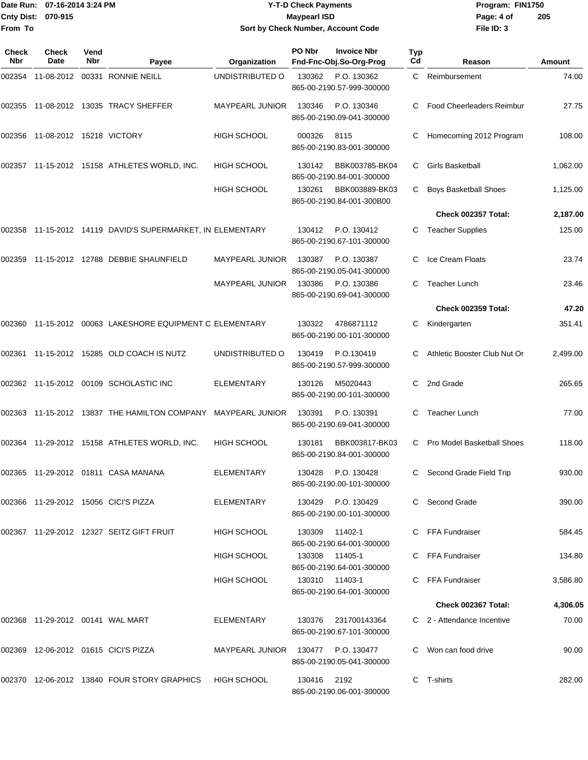Date Run: 07-16-2014 3:24 PM
Cnty Dist: 070-915
From To

# Y-T-D Check Payments
## Maypearl ISD
### Sort by Check Number, Account Code

Program: FIN1750
File ID: 3

| Check Nbr | Check Date | Vend Nbr | Payee | Organization | PO Nbr | Invoice Nbr / Fnd-Fnc-Obj.So-Org-Prog | Typ Cd | Reason | Amount |
|---|---|---|---|---|---|---|---|---|---|
| 002354 | 11-08-2012 | 00331 | RONNIE NEILL | UNDISTRIBUTED O | 130362 | P.O. 130362 865-00-2190.57-999-300000 | C | Reimbursement | 74.00 |
| 002355 | 11-08-2012 | 13035 | TRACY SHEFFER | MAYPEARL JUNIOR | 130346 | P.O. 130346 865-00-2190.09-041-300000 | C | Food Cheerleaders Reimbur | 27.75 |
| 002356 | 11-08-2012 | 15218 | VICTORY | HIGH SCHOOL | 000326 | 8115 865-00-2190.83-001-300000 | C | Homecoming 2012 Program | 108.00 |
| 002357 | 11-15-2012 | 15158 | ATHLETES WORLD, INC. | HIGH SCHOOL | 130142 | BBK003785-BK04 865-00-2190.84-001-300000 | C | Girls Basketball | 1,062.00 |
| | | | | HIGH SCHOOL | 130261 | BBK003889-BK03 865-00-2190.84-001-300B00 | C | Boys Basketball Shoes | 1,125.00 |
| | | | | | | | | **Check 002357 Total:** | **2,187.00** |
| 002358 | 11-15-2012 | 14119 | DAVID'S SUPERMARKET, IN | ELEMENTARY | 130412 | P.O. 130412 865-00-2190.67-101-300000 | C | Teacher Supplies | 125.00 |
| 002359 | 11-15-2012 | 12788 | DEBBIE SHAUNFIELD | MAYPEARL JUNIOR | 130387 | P.O. 130387 865-00-2190.05-041-300000 | C | Ice Cream Floats | 23.74 |
| | | | | MAYPEARL JUNIOR | 130386 | P.O. 130386 865-00-2190.69-041-300000 | C | Teacher Lunch | 23.46 |
| | | | | | | | | **Check 002359 Total:** | **47.20** |
| 002360 | 11-15-2012 | 00063 | LAKESHORE EQUIPMENT C | ELEMENTARY | 130322 | 4786871112 865-00-2190.00-101-300000 | C | Kindergarten | 351.41 |
| 002361 | 11-15-2012 | 15285 | OLD COACH IS NUTZ | UNDISTRIBUTED O | 130419 | P.O.130419 865-00-2190.57-999-300000 | C | Athletic Booster Club Nut Or | 2,499.00 |
| 002362 | 11-15-2012 | 00109 | SCHOLASTIC INC | ELEMENTARY | 130126 | M5020443 865-00-2190.00-101-300000 | C | 2nd Grade | 265.65 |
| 002363 | 11-15-2012 | 13837 | THE HAMILTON COMPANY | MAYPEARL JUNIOR | 130391 | P.O. 130391 865-00-2190.69-041-300000 | C | Teacher Lunch | 77.00 |
| 002364 | 11-29-2012 | 15158 | ATHLETES WORLD, INC. | HIGH SCHOOL | 130181 | BBK003817-BK03 865-00-2190.84-001-300000 | C | Pro Model Basketball Shoes | 118.00 |
| 002365 | 11-29-2012 | 01811 | CASA MANANA | ELEMENTARY | 130428 | P.O. 130428 865-00-2190.00-101-300000 | C | Second Grade Field Trip | 930.00 |
| 002366 | 11-29-2012 | 15056 | CICI'S PIZZA | ELEMENTARY | 130429 | P.O. 130429 865-00-2190.00-101-300000 | C | Second Grade | 390.00 |
| 002367 | 11-29-2012 | 12327 | SEITZ GIFT FRUIT | HIGH SCHOOL | 130309 | 11402-1 865-00-2190.64-001-300000 | C | FFA Fundraiser | 584.45 |
| | | | | HIGH SCHOOL | 130308 | 11405-1 865-00-2190.64-001-300000 | C | FFA Fundraiser | 134.80 |
| | | | | HIGH SCHOOL | 130310 | 11403-1 865-00-2190.64-001-300000 | C | FFA Fundraiser | 3,586.80 |
| | | | | | | | | **Check 002367 Total:** | **4,306.05** |
| 002368 | 11-29-2012 | 00141 | WAL MART | ELEMENTARY | 130376 | 231700143364 865-00-2190.67-101-300000 | C | 2 - Attendance Incentive | 70.00 |
| 002369 | 12-06-2012 | 01615 | CICI'S PIZZA | MAYPEARL JUNIOR | 130477 | P.O. 130477 865-00-2190.05-041-300000 | C | Won can food drive | 90.00 |
| 002370 | 12-06-2012 | 13840 | FOUR STORY GRAPHICS | HIGH SCHOOL | 130416 | 2192 865-00-2190.06-001-300000 | C | T-shirts | 282.00 |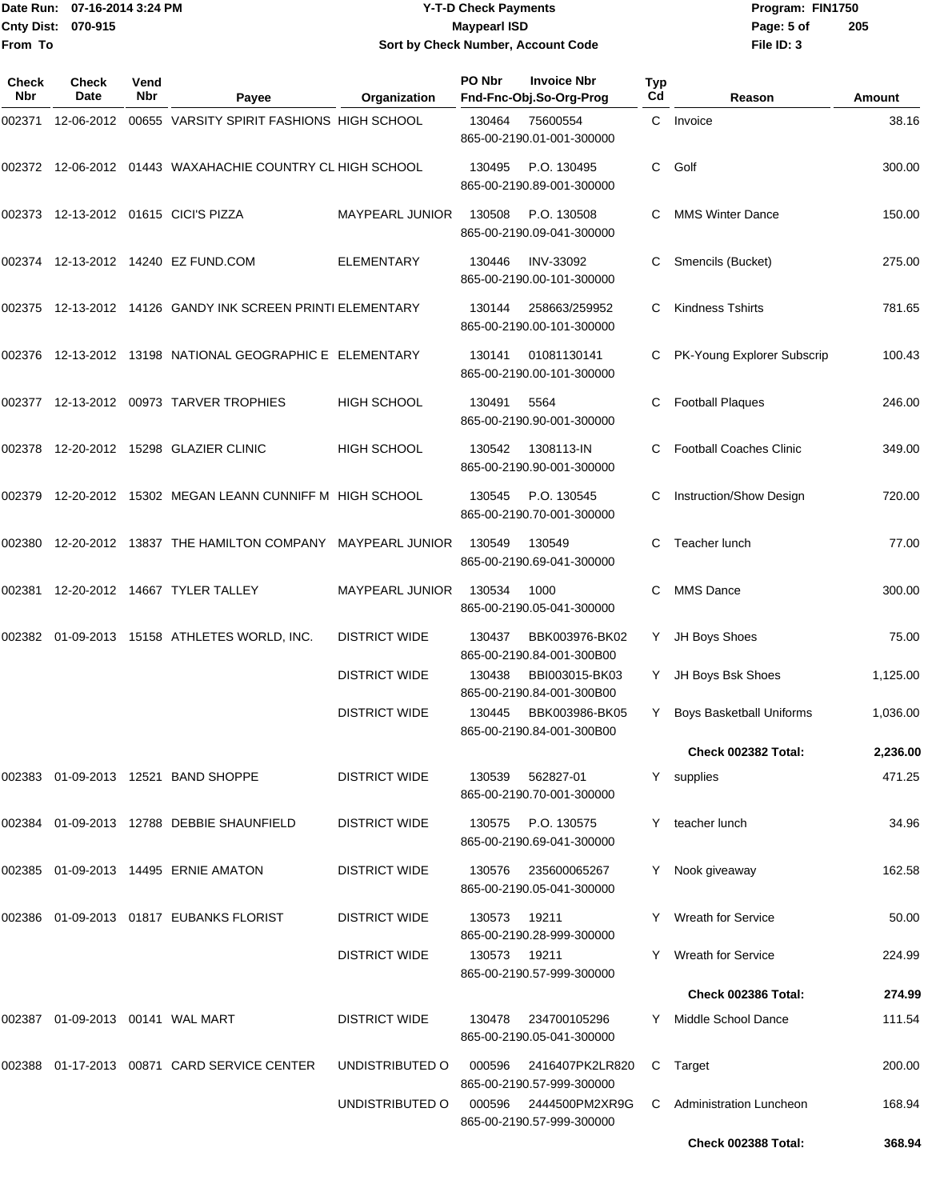Date Run: 07-16-2014 3:24 PM
Cnty Dist: 070-915
From To

**Y-T-D Check Payments**
**Maypearl ISD**
**Sort by Check Number, Account Code**

Program: FIN1750
File ID: 3

| Check Nbr | Check Date | Vend Nbr | Payee | Organization | PO Nbr / Fnd-Fnc-Obj.So-Org-Prog | Invoice Nbr | Typ Cd | Reason | Amount |
|---|---|---|---|---|---|---|---|---|---|
| 002371 | 12-06-2012 | 00655 | VARSITY SPIRIT FASHIONS | HIGH SCHOOL | 130464 / 865-00-2190.01-001-300000 | 75600554 | C | Invoice | 38.16 |
| 002372 | 12-06-2012 | 01443 | WAXAHACHIE COUNTRY CL | HIGH SCHOOL | 130495 / 865-00-2190.89-001-300000 | P.O. 130495 | C | Golf | 300.00 |
| 002373 | 12-13-2012 | 01615 | CICI'S PIZZA | MAYPEARL JUNIOR | 130508 / 865-00-2190.09-041-300000 | P.O. 130508 | C | MMS Winter Dance | 150.00 |
| 002374 | 12-13-2012 | 14240 | EZ FUND.COM | ELEMENTARY | 130446 / 865-00-2190.00-101-300000 | INV-33092 | C | Smencils (Bucket) | 275.00 |
| 002375 | 12-13-2012 | 14126 | GANDY INK SCREEN PRINTI | ELEMENTARY | 130144 / 865-00-2190.00-101-300000 | 258663/259952 | C | Kindness Tshirts | 781.65 |
| 002376 | 12-13-2012 | 13198 | NATIONAL GEOGRAPHIC E | ELEMENTARY | 130141 / 865-00-2190.00-101-300000 | 01081130141 | C | PK-Young Explorer Subscrip | 100.43 |
| 002377 | 12-13-2012 | 00973 | TARVER TROPHIES | HIGH SCHOOL | 130491 / 865-00-2190.90-001-300000 | 5564 | C | Football Plaques | 246.00 |
| 002378 | 12-20-2012 | 15298 | GLAZIER CLINIC | HIGH SCHOOL | 130542 / 865-00-2190.90-001-300000 | 1308113-IN | C | Football Coaches Clinic | 349.00 |
| 002379 | 12-20-2012 | 15302 | MEGAN LEANN CUNIFF M | HIGH SCHOOL | 130545 / 865-00-2190.70-001-300000 | P.O. 130545 | C | Instruction/Show Design | 720.00 |
| 002380 | 12-20-2012 | 13837 | THE HAMILTON COMPANY | MAYPEARL JUNIOR | 130549 / 865-00-2190.69-041-300000 | 130549 | C | Teacher lunch | 77.00 |
| 002381 | 12-20-2012 | 14667 | TYLER TALLEY | MAYPEARL JUNIOR | 130534 / 865-00-2190.05-041-300000 | 1000 | C | MMS Dance | 300.00 |
| 002382 | 01-09-2013 | 15158 | ATHLETES WORLD, INC. | DISTRICT WIDE | 130437 / 865-00-2190.84-001-300B00 | BBK003976-BK02 | Y | JH Boys Shoes | 75.00 |
| | | | | DISTRICT WIDE | 130438 / 865-00-2190.84-001-300B00 | BBI003015-BK03 | Y | JH Boys Bsk Shoes | 1,125.00 |
| | | | | DISTRICT WIDE | 130445 / 865-00-2190.84-001-300B00 | BBK003986-BK05 | Y | Boys Basketball Uniforms | 1,036.00 |
| | | | | | | | | **Check 002382 Total:** | **2,236.00** |
| 002383 | 01-09-2013 | 12521 | BAND SHOPPE | DISTRICT WIDE | 130539 / 865-00-2190.70-001-300000 | 562827-01 | Y | supplies | 471.25 |
| 002384 | 01-09-2013 | 12788 | DEBBIE SHAUNFIELD | DISTRICT WIDE | 130575 / 865-00-2190.69-041-300000 | P.O. 130575 | Y | teacher lunch | 34.96 |
| 002385 | 01-09-2013 | 14495 | ERNIE AMATON | DISTRICT WIDE | 130576 / 865-00-2190.05-041-300000 | 235600065267 | Y | Nook giveaway | 162.58 |
| 002386 | 01-09-2013 | 01817 | EUBANKS FLORIST | DISTRICT WIDE | 130573 / 865-00-2190.28-999-300000 | 19211 | Y | Wreath for Service | 50.00 |
| | | | | DISTRICT WIDE | 130573 / 865-00-2190.57-999-300000 | 19211 | Y | Wreath for Service | 224.99 |
| | | | | | | | | **Check 002386 Total:** | **274.99** |
| 002387 | 01-09-2013 | 00141 | WAL MART | DISTRICT WIDE | 130478 / 865-00-2190.05-041-300000 | 234700105296 | Y | Middle School Dance | 111.54 |
| 002388 | 01-17-2013 | 00871 | CARD SERVICE CENTER | UNDISTRIBUTED O | 000596 / 865-00-2190.57-999-300000 | 2416407PK2LR820 | C | Target | 200.00 |
| | | | | UNDISTRIBUTED O | 000596 / 865-00-2190.57-999-300000 | 2444500PM2XR9G | C | Administration Luncheon | 168.94 |
| | | | | | | | | **Check 002388 Total:** | **368.94** |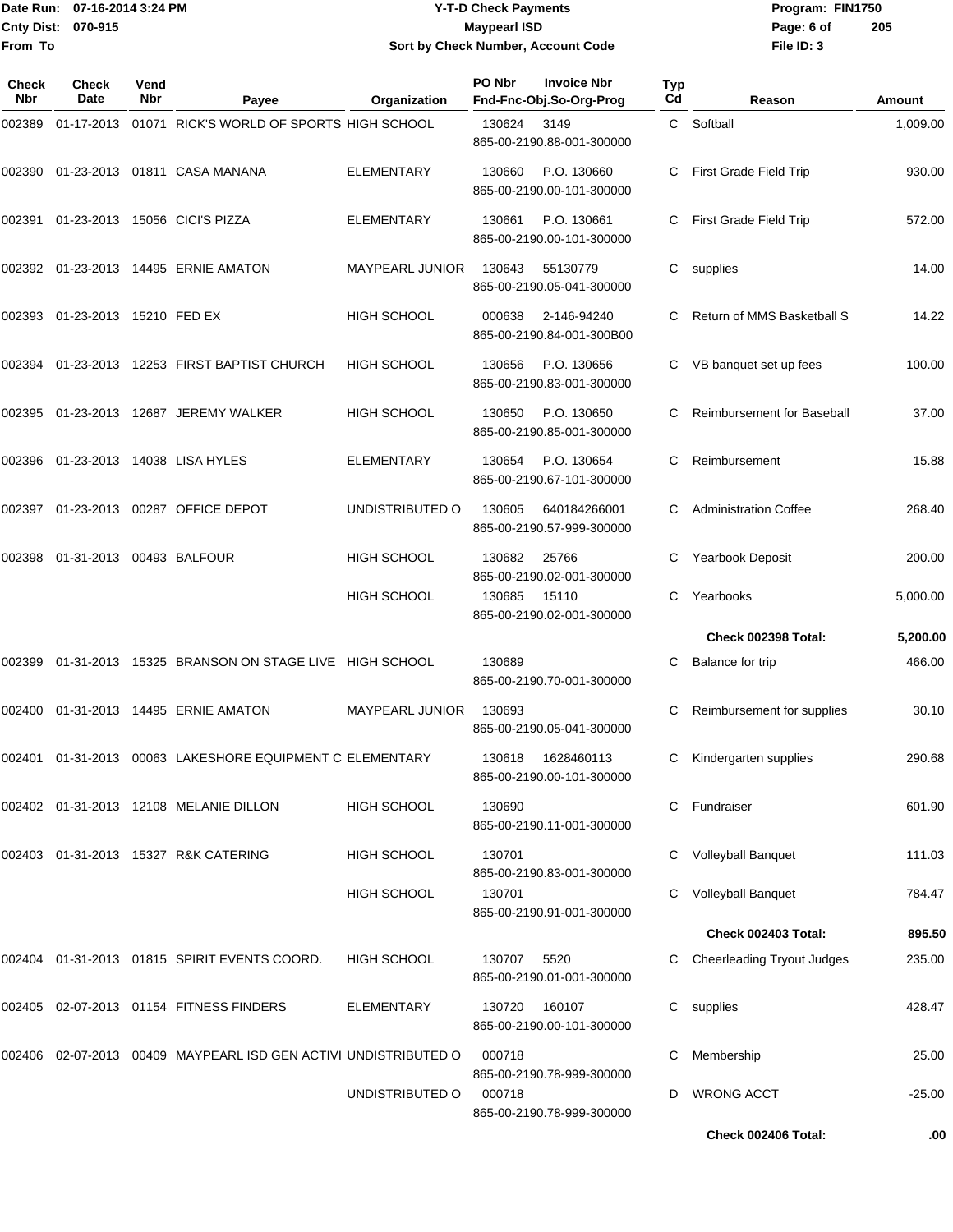Date Run: 07-16-2014 3:24 PM
Cnty Dist: 070-915
From To

# Y-T-D Check Payments
## Maypearl ISD
### Sort by Check Number, Account Code

Program: FIN1750
File ID: 3

| Check Nbr | Check Date | Vend Nbr | Payee | Organization | PO Nbr / Invoice Nbr / Fnd-Fnc-Obj.So-Org-Prog | Typ Cd | Reason | Amount |
|---|---|---|---|---|---|---|---|---|
| 002389 | 01-17-2013 | 01071 | RICK'S WORLD OF SPORTS | HIGH SCHOOL | 130624 3149 865-00-2190.88-001-300000 | C | Softball | 1,009.00 |
| 002390 | 01-23-2013 | 01811 | CASA MANANA | ELEMENTARY | 130660 P.O. 130660 865-00-2190.00-101-300000 | C | First Grade Field Trip | 930.00 |
| 002391 | 01-23-2013 | 15056 | CICI'S PIZZA | ELEMENTARY | 130661 P.O. 130661 865-00-2190.00-101-300000 | C | First Grade Field Trip | 572.00 |
| 002392 | 01-23-2013 | 14495 | ERNIE AMATON | MAYPEARL JUNIOR | 130643 55130779 865-00-2190.05-041-300000 | C | supplies | 14.00 |
| 002393 | 01-23-2013 | 15210 | FED EX | HIGH SCHOOL | 000638 2-146-94240 865-00-2190.84-001-300B00 | C | Return of MMS Basketball S | 14.22 |
| 002394 | 01-23-2013 | 12253 | FIRST BAPTIST CHURCH | HIGH SCHOOL | 130656 P.O. 130656 865-00-2190.83-001-300000 | C | VB banquet set up fees | 100.00 |
| 002395 | 01-23-2013 | 12687 | JEREMY WALKER | HIGH SCHOOL | 130650 P.O. 130650 865-00-2190.85-001-300000 | C | Reimbursement for Baseball | 37.00 |
| 002396 | 01-23-2013 | 14038 | LISA HYLES | ELEMENTARY | 130654 P.O. 130654 865-00-2190.67-101-300000 | C | Reimbursement | 15.88 |
| 002397 | 01-23-2013 | 00287 | OFFICE DEPOT | UNDISTRIBUTED O | 130605 640184266001 865-00-2190.57-999-300000 | C | Administration Coffee | 268.40 |
| 002398 | 01-31-2013 | 00493 | BALFOUR | HIGH SCHOOL | 130682 25766 865-00-2190.02-001-300000 | C | Yearbook Deposit | 200.00 |
| | | | | HIGH SCHOOL | 130685 15110 865-00-2190.02-001-300000 | C | Yearbooks | 5,000.00 |
| | | | | | | | **Check 002398 Total:** | **5,200.00** |
| 002399 | 01-31-2013 | 15325 | BRANSON ON STAGE LIVE | HIGH SCHOOL | 130689 865-00-2190.70-001-300000 | C | Balance for trip | 466.00 |
| 002400 | 01-31-2013 | 14495 | ERNIE AMATON | MAYPEARL JUNIOR | 130693 865-00-2190.05-041-300000 | C | Reimbursement for supplies | 30.10 |
| 002401 | 01-31-2013 | 00063 | LAKESHORE EQUIPMENT C | ELEMENTARY | 130618 1628460113 865-00-2190.00-101-300000 | C | Kindergarten supplies | 290.68 |
| 002402 | 01-31-2013 | 12108 | MELANIE DILLON | HIGH SCHOOL | 130690 865-00-2190.11-001-300000 | C | Fundraiser | 601.90 |
| 002403 | 01-31-2013 | 15327 | R&K CATERING | HIGH SCHOOL | 130701 865-00-2190.83-001-300000 | C | Volleyball Banquet | 111.03 |
| | | | | HIGH SCHOOL | 130701 865-00-2190.91-001-300000 | C | Volleyball Banquet | 784.47 |
| | | | | | | | **Check 002403 Total:** | **895.50** |
| 002404 | 01-31-2013 | 01815 | SPIRIT EVENTS COORD. | HIGH SCHOOL | 130707 5520 865-00-2190.01-001-300000 | C | Cheerleading Tryout Judges | 235.00 |
| 002405 | 02-07-2013 | 01154 | FITNESS FINDERS | ELEMENTARY | 130720 160107 865-00-2190.00-101-300000 | C | supplies | 428.47 |
| 002406 | 02-07-2013 | 00409 | MAYPEARL ISD GEN ACTIVI | UNDISTRIBUTED O | 000718 865-00-2190.78-999-300000 | C | Membership | 25.00 |
| | | | | UNDISTRIBUTED O | 000718 865-00-2190.78-999-300000 | D | WRONG ACCT | -25.00 |
| | | | | | | | **Check 002406 Total:** | **.00** |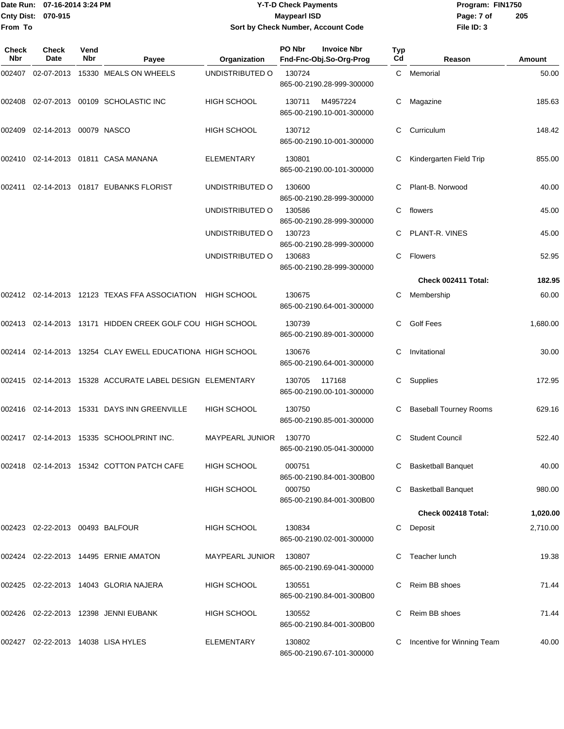# Y-T-D Check Payments

**Maypearl ISD**

**Sort by Check Number, Account Code**

Date Run: 07-16-2014 3:24 PM
Cnty Dist: 070-915
From To

Program: FIN1750
File ID: 3

| Check Nbr | Check Date | Vend Nbr | Payee | Organization | PO Nbr / Invoice Nbr / Fnd-Fnc-Obj.So-Org-Prog | Typ Cd | Reason | Amount |
|---|---|---|---|---|---|---|---|---|
| 002407 | 02-07-2013 | 15330 | MEALS ON WHEELS | UNDISTRIBUTED O | 130724<br>865-00-2190.28-999-300000 | C | Memorial | 50.00 |
| 002408 | 02-07-2013 | 00109 | SCHOLASTIC INC | HIGH SCHOOL | 130711 M4957224<br>865-00-2190.10-001-300000 | C | Magazine | 185.63 |
| 002409 | 02-14-2013 | 00079 | NASCO | HIGH SCHOOL | 130712<br>865-00-2190.10-001-300000 | C | Curriculum | 148.42 |
| 002410 | 02-14-2013 | 01811 | CASA MANANA | ELEMENTARY | 130801<br>865-00-2190.00-101-300000 | C | Kindergarten Field Trip | 855.00 |
| 002411 | 02-14-2013 | 01817 | EUBANKS FLORIST | UNDISTRIBUTED O | 130600<br>865-00-2190.28-999-300000 | C | Plant-B. Norwood | 40.00 |
| | | | | UNDISTRIBUTED O | 130586<br>865-00-2190.28-999-300000 | C | flowers | 45.00 |
| | | | | UNDISTRIBUTED O | 130723<br>865-00-2190.28-999-300000 | C | PLANT-R. VINES | 45.00 |
| | | | | UNDISTRIBUTED O | 130683<br>865-00-2190.28-999-300000 | C | Flowers | 52.95 |
| | | | | | | | **Check 002411 Total:** | **182.95** |
| 002412 | 02-14-2013 | 12123 | TEXAS FFA ASSOCIATION | HIGH SCHOOL | 130675<br>865-00-2190.64-001-300000 | C | Membership | 60.00 |
| 002413 | 02-14-2013 | 13171 | HIDDEN CREEK GOLF COU | HIGH SCHOOL | 130739<br>865-00-2190.89-001-300000 | C | Golf Fees | 1,680.00 |
| 002414 | 02-14-2013 | 13254 | CLAY EWELL EDUCATIONA | HIGH SCHOOL | 130676<br>865-00-2190.64-001-300000 | C | Invitational | 30.00 |
| 002415 | 02-14-2013 | 15328 | ACCURATE LABEL DESIGN | ELEMENTARY | 130705 117168<br>865-00-2190.00-101-300000 | C | Supplies | 172.95 |
| 002416 | 02-14-2013 | 15331 | DAYS INN GREENVILLE | HIGH SCHOOL | 130750<br>865-00-2190.85-001-300000 | C | Baseball Tourney Rooms | 629.16 |
| 002417 | 02-14-2013 | 15335 | SCHOOLPRINT INC. | MAYPEARL JUNIOR | 130770<br>865-00-2190.05-041-300000 | C | Student Council | 522.40 |
| 002418 | 02-14-2013 | 15342 | COTTON PATCH CAFE | HIGH SCHOOL | 000751<br>865-00-2190.84-001-300B00 | C | Basketball Banquet | 40.00 |
| | | | | HIGH SCHOOL | 000750<br>865-00-2190.84-001-300B00 | C | Basketball Banquet | 980.00 |
| | | | | | | | **Check 002418 Total:** | **1,020.00** |
| 002423 | 02-22-2013 | 00493 | BALFOUR | HIGH SCHOOL | 130834<br>865-00-2190.02-001-300000 | C | Deposit | 2,710.00 |
| 002424 | 02-22-2013 | 14495 | ERNIE AMATON | MAYPEARL JUNIOR | 130807<br>865-00-2190.69-041-300000 | C | Teacher lunch | 19.38 |
| 002425 | 02-22-2013 | 14043 | GLORIA NAJERA | HIGH SCHOOL | 130551<br>865-00-2190.84-001-300B00 | C | Reim BB shoes | 71.44 |
| 002426 | 02-22-2013 | 12398 | JENNI EUBANK | HIGH SCHOOL | 130552<br>865-00-2190.84-001-300B00 | C | Reim BB shoes | 71.44 |
| 002427 | 02-22-2013 | 14038 | LISA HYLES | ELEMENTARY | 130802<br>865-00-2190.67-101-300000 | C | Incentive for Winning Team | 40.00 |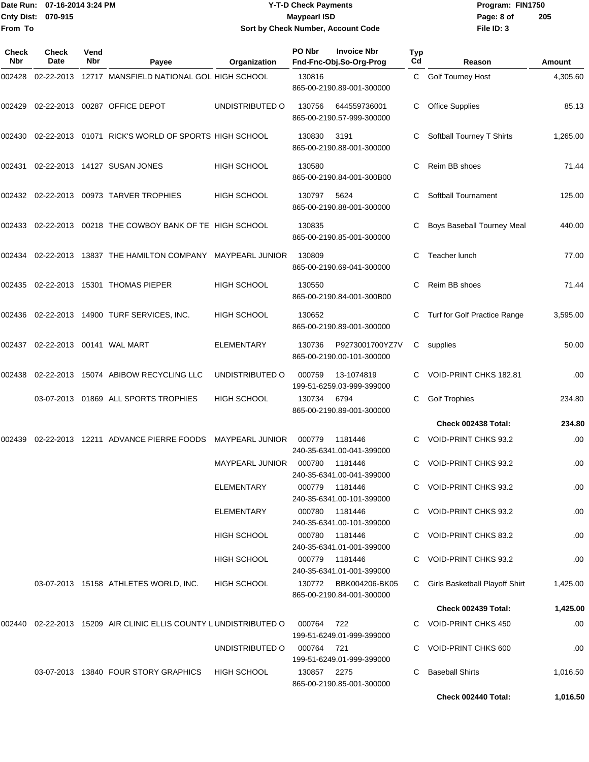Date Run: 07-16-2014 3:24 PM
Cnty Dist: 070-915
From To

# Y-T-D Check Payments
## Maypearl ISD
### Sort by Check Number, Account Code

Program: FIN1750
File ID: 3

| Check Nbr | Check Date | Vend Nbr | Payee | Organization | PO Nbr / Fnd-Fnc-Obj.So-Org-Prog | Invoice Nbr | Typ Cd | Reason | Amount |
|---|---|---|---|---|---|---|---|---|---|
| 002428 | 02-22-2013 | 12717 | MANSFIELD NATIONAL GOL | HIGH SCHOOL | 130816 865-00-2190.89-001-300000 | | C | Golf Tourney Host | 4,305.60 |
| 002429 | 02-22-2013 | 00287 | OFFICE DEPOT | UNDISTRIBUTED O | 130756 865-00-2190.57-999-300000 | 644559736001 | C | Office Supplies | 85.13 |
| 002430 | 02-22-2013 | 01071 | RICK'S WORLD OF SPORTS | HIGH SCHOOL | 130830 865-00-2190.88-001-300000 | 3191 | C | Softball Tourney T Shirts | 1,265.00 |
| 002431 | 02-22-2013 | 14127 | SUSAN JONES | HIGH SCHOOL | 130580 865-00-2190.84-001-300B00 | | C | Reim BB shoes | 71.44 |
| 002432 | 02-22-2013 | 00973 | TARVER TROPHIES | HIGH SCHOOL | 130797 865-00-2190.88-001-300000 | 5624 | C | Softball Tournament | 125.00 |
| 002433 | 02-22-2013 | 00218 | THE COWBOY BANK OF TE | HIGH SCHOOL | 130835 865-00-2190.85-001-300000 | | C | Boys Baseball Tourney Meal | 440.00 |
| 002434 | 02-22-2013 | 13837 | THE HAMILTON COMPANY | MAYPEARL JUNIOR | 130809 865-00-2190.69-041-300000 | | C | Teacher lunch | 77.00 |
| 002435 | 02-22-2013 | 15301 | THOMAS PIEPER | HIGH SCHOOL | 130550 865-00-2190.84-001-300B00 | | C | Reim BB shoes | 71.44 |
| 002436 | 02-22-2013 | 14900 | TURF SERVICES, INC. | HIGH SCHOOL | 130652 865-00-2190.89-001-300000 | | C | Turf for Golf Practice Range | 3,595.00 |
| 002437 | 02-22-2013 | 00141 | WAL MART | ELEMENTARY | 130736 865-00-2190.00-101-300000 | P9273001700YZ7V | C | supplies | 50.00 |
| 002438 | 02-22-2013 | 15074 | ABIBOW RECYCLING LLC | UNDISTRIBUTED O | 000759 199-51-6259.03-999-399000 | 13-1074819 | C | VOID-PRINT CHKS 182.81 | .00 |
| | 03-07-2013 | 01869 | ALL SPORTS TROPHIES | HIGH SCHOOL | 130734 865-00-2190.89-001-300000 | 6794 | C | Golf Trophies | 234.80 |
| | | | | | | | | **Check 002438 Total:** | **234.80** |
| 002439 | 02-22-2013 | 12211 | ADVANCE PIERRE FOODS | MAYPEARL JUNIOR | 000779 240-35-6341.00-041-399000 | 1181446 | C | VOID-PRINT CHKS 93.2 | .00 |
| | | | | MAYPEARL JUNIOR | 000780 240-35-6341.00-041-399000 | 1181446 | C | VOID-PRINT CHKS 93.2 | .00 |
| | | | | ELEMENTARY | 000779 240-35-6341.00-101-399000 | 1181446 | C | VOID-PRINT CHKS 93.2 | .00 |
| | | | | ELEMENTARY | 000780 240-35-6341.00-101-399000 | 1181446 | C | VOID-PRINT CHKS 93.2 | .00 |
| | | | | HIGH SCHOOL | 000780 240-35-6341.01-001-399000 | 1181446 | C | VOID-PRINT CHKS 83.2 | .00 |
| | | | | HIGH SCHOOL | 000779 240-35-6341.01-001-399000 | 1181446 | C | VOID-PRINT CHKS 93.2 | .00 |
| | 03-07-2013 | 15158 | ATHLETES WORLD, INC. | HIGH SCHOOL | 130772 865-00-2190.84-001-300000 | BBK004206-BK05 | C | Girls Basketball Playoff Shirt | 1,425.00 |
| | | | | | | | | **Check 002439 Total:** | **1,425.00** |
| 002440 | 02-22-2013 | 15209 | AIR CLINIC ELLIS COUNTY L | UNDISTRIBUTED O | 000764 199-51-6249.01-999-399000 | 722 | C | VOID-PRINT CHKS 450 | .00 |
| | | | | UNDISTRIBUTED O | 000764 199-51-6249.01-999-399000 | 721 | C | VOID-PRINT CHKS 600 | .00 |
| | 03-07-2013 | 13840 | FOUR STORY GRAPHICS | HIGH SCHOOL | 130857 865-00-2190.85-001-300000 | 2275 | C | Baseball Shirts | 1,016.50 |
| | | | | | | | | **Check 002440 Total:** | **1,016.50** |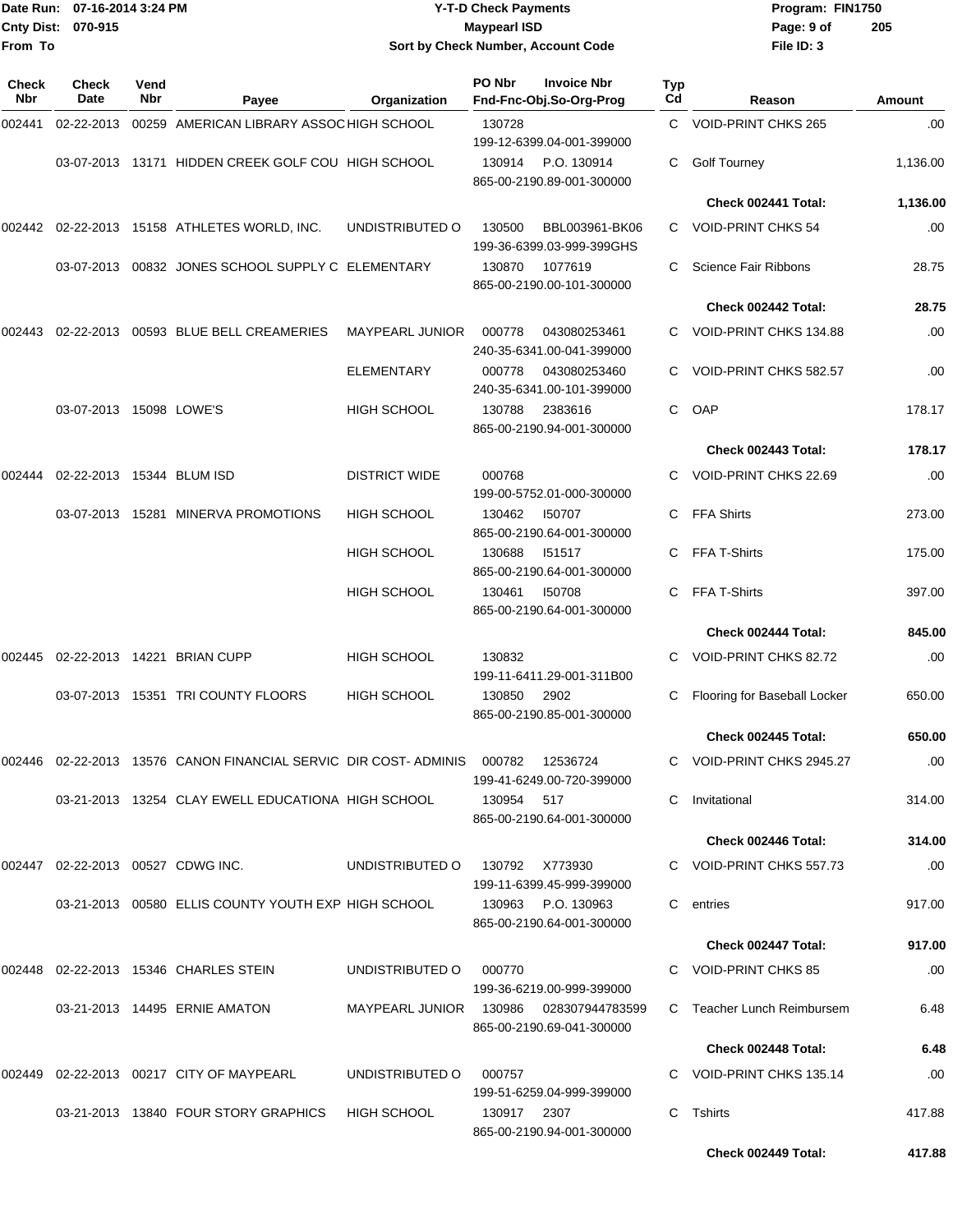Date Run: 07-16-2014 3:24 PM
Cnty Dist: 070-915
From To

**Y-T-D Check Payments**
**Maypearl ISD**
**Sort by Check Number, Account Code**

Program: FIN1750
File ID: 3

| Check Nbr | Check Date | Vend Nbr | Payee | Organization | PO Nbr / Invoice Nbr / Fnd-Fnc-Obj.So-Org-Prog | Typ Cd | Reason | Amount |
|---|---|---|---|---|---|---|---|---|
| 002441 | 02-22-2013 | 00259 | AMERICAN LIBRARY ASSOC | HIGH SCHOOL | 130728 199-12-6399.04-001-399000 | C | VOID-PRINT CHKS 265 | .00 |
| | 03-07-2013 | 13171 | HIDDEN CREEK GOLF COU | HIGH SCHOOL | 130914 P.O. 130914 865-00-2190.89-001-300000 | C | Golf Tourney | 1,136.00 |
| | | | | | | | **Check 002441 Total:** | **1,136.00** |
| 002442 | 02-22-2013 | 15158 | ATHLETES WORLD, INC. | UNDISTRIBUTED O | 130500 BBL003961-BK06 199-36-6399.03-999-399GHS | C | VOID-PRINT CHKS 54 | .00 |
| | 03-07-2013 | 00832 | JONES SCHOOL SUPPLY C | ELEMENTARY | 130870 1077619 865-00-2190.00-101-300000 | C | Science Fair Ribbons | 28.75 |
| | | | | | | | **Check 002442 Total:** | **28.75** |
| 002443 | 02-22-2013 | 00593 | BLUE BELL CREAMERIES | MAYPEARL JUNIOR | 000778 043080253461 240-35-6341.00-041-399000 | C | VOID-PRINT CHKS 134.88 | .00 |
| | | | | ELEMENTARY | 000778 043080253460 240-35-6341.00-101-399000 | C | VOID-PRINT CHKS 582.57 | .00 |
| | 03-07-2013 | 15098 | LOWE'S | HIGH SCHOOL | 130788 2383616 865-00-2190.94-001-300000 | C | OAP | 178.17 |
| | | | | | | | **Check 002443 Total:** | **178.17** |
| 002444 | 02-22-2013 | 15344 | BLUM ISD | DISTRICT WIDE | 000768 199-00-5752.01-000-300000 | C | VOID-PRINT CHKS 22.69 | .00 |
| | 03-07-2013 | 15281 | MINERVA PROMOTIONS | HIGH SCHOOL | 130462 I50707 865-00-2190.64-001-300000 | C | FFA Shirts | 273.00 |
| | | | | HIGH SCHOOL | 130688 I51517 865-00-2190.64-001-300000 | C | FFA T-Shirts | 175.00 |
| | | | | HIGH SCHOOL | 130461 I50708 865-00-2190.64-001-300000 | C | FFA T-Shirts | 397.00 |
| | | | | | | | **Check 002444 Total:** | **845.00** |
| 002445 | 02-22-2013 | 14221 | BRIAN CUPP | HIGH SCHOOL | 130832 199-11-6411.29-001-311B00 | C | VOID-PRINT CHKS 82.72 | .00 |
| | 03-07-2013 | 15351 | TRI COUNTY FLOORS | HIGH SCHOOL | 130850 2902 865-00-2190.85-001-300000 | C | Flooring for Baseball Locker | 650.00 |
| | | | | | | | **Check 002445 Total:** | **650.00** |
| 002446 | 02-22-2013 | 13576 | CANON FINANCIAL SERVIC | DIR COST- ADMINIS | 000782 12536724 199-41-6249.00-720-399000 | C | VOID-PRINT CHKS 2945.27 | .00 |
| | 03-21-2013 | 13254 | CLAY EWELL EDUCATIONA | HIGH SCHOOL | 130954 517 865-00-2190.64-001-300000 | C | Invitational | 314.00 |
| | | | | | | | **Check 002446 Total:** | **314.00** |
| 002447 | 02-22-2013 | 00527 | CDWG INC. | UNDISTRIBUTED O | 130792 X773930 199-11-6399.45-999-399000 | C | VOID-PRINT CHKS 557.73 | .00 |
| | 03-21-2013 | 00580 | ELLIS COUNTY YOUTH EXP | HIGH SCHOOL | 130963 P.O. 130963 865-00-2190.64-001-300000 | C | entries | 917.00 |
| | | | | | | | **Check 002447 Total:** | **917.00** |
| 002448 | 02-22-2013 | 15346 | CHARLES STEIN | UNDISTRIBUTED O | 000770 199-36-6219.00-999-399000 | C | VOID-PRINT CHKS 85 | .00 |
| | 03-21-2013 | 14495 | ERNIE AMATON | MAYPEARL JUNIOR | 130986 028307944783599 865-00-2190.69-041-300000 | C | Teacher Lunch Reimbursem | 6.48 |
| | | | | | | | **Check 002448 Total:** | **6.48** |
| 002449 | 02-22-2013 | 00217 | CITY OF MAYPEARL | UNDISTRIBUTED O | 000757 199-51-6259.04-999-399000 | C | VOID-PRINT CHKS 135.14 | .00 |
| | 03-21-2013 | 13840 | FOUR STORY GRAPHICS | HIGH SCHOOL | 130917 2307 865-00-2190.94-001-300000 | C | Tshirts | 417.88 |
| | | | | | | | **Check 002449 Total:** | **417.88** |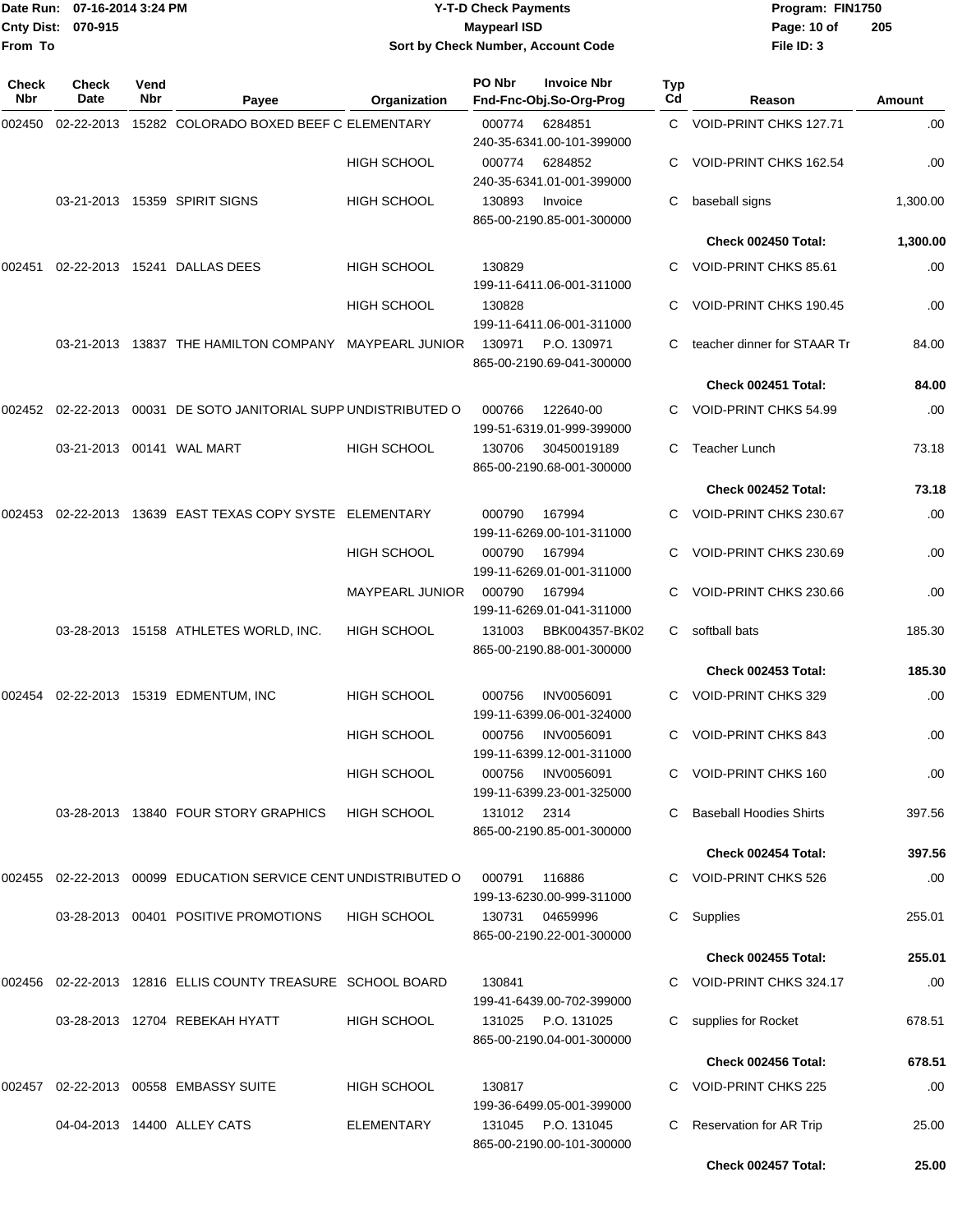| Check Nbr | Check Date | Vend Nbr | Payee | Organization | PO Nbr / Invoice Nbr / Fnd-Fnc-Obj.So-Org-Prog | Typ Cd | Reason | Amount |
|---|---|---|---|---|---|---|---|---|
| 002450 | 02-22-2013 | 15282 | COLORADO BOXED BEEF C | ELEMENTARY | 000774 6284851 240-35-6341.00-101-399000 | C | VOID-PRINT CHKS 127.71 | .00 |
| | | | | HIGH SCHOOL | 000774 6284852 240-35-6341.01-001-399000 | C | VOID-PRINT CHKS 162.54 | .00 |
| | 03-21-2013 | 15359 | SPIRIT SIGNS | HIGH SCHOOL | 130893 Invoice 865-00-2190.85-001-300000 | C | baseball signs | 1,300.00 |
| | | | | | | | **Check 002450 Total:** | **1,300.00** |
| 002451 | 02-22-2013 | 15241 | DALLAS DEES | HIGH SCHOOL | 130829 199-11-6411.06-001-311000 | C | VOID-PRINT CHKS 85.61 | .00 |
| | | | | HIGH SCHOOL | 130828 199-11-6411.06-001-311000 | C | VOID-PRINT CHKS 190.45 | .00 |
| | 03-21-2013 | 13837 | THE HAMILTON COMPANY | MAYPEARL JUNIOR | 130971 P.O. 130971 865-00-2190.69-041-300000 | C | teacher dinner for STAAR Tr | 84.00 |
| | | | | | | | **Check 002451 Total:** | **84.00** |
| 002452 | 02-22-2013 | 00031 | DE SOTO JANITORIAL SUPP | UNDISTRIBUTED O | 000766 122640-00 199-51-6319.01-999-399000 | C | VOID-PRINT CHKS 54.99 | .00 |
| | 03-21-2013 | 00141 | WAL MART | HIGH SCHOOL | 130706 30450019189 865-00-2190.68-001-300000 | C | Teacher Lunch | 73.18 |
| | | | | | | | **Check 002452 Total:** | **73.18** |
| 002453 | 02-22-2013 | 13639 | EAST TEXAS COPY SYSTE | ELEMENTARY | 000790 167994 199-11-6269.00-101-311000 | C | VOID-PRINT CHKS 230.67 | .00 |
| | | | | HIGH SCHOOL | 000790 167994 199-11-6269.01-001-311000 | C | VOID-PRINT CHKS 230.69 | .00 |
| | | | | MAYPEARL JUNIOR | 000790 167994 199-11-6269.01-041-311000 | C | VOID-PRINT CHKS 230.66 | .00 |
| | 03-28-2013 | 15158 | ATHLETES WORLD, INC. | HIGH SCHOOL | 131003 BBK004357-BK02 865-00-2190.88-001-300000 | C | softball bats | 185.30 |
| | | | | | | | **Check 002453 Total:** | **185.30** |
| 002454 | 02-22-2013 | 15319 | EDMENTUM, INC | HIGH SCHOOL | 000756 INV0056091 199-11-6399.06-001-324000 | C | VOID-PRINT CHKS 329 | .00 |
| | | | | HIGH SCHOOL | 000756 INV0056091 199-11-6399.12-001-311000 | C | VOID-PRINT CHKS 843 | .00 |
| | | | | HIGH SCHOOL | 000756 INV0056091 199-11-6399.23-001-325000 | C | VOID-PRINT CHKS 160 | .00 |
| | 03-28-2013 | 13840 | FOUR STORY GRAPHICS | HIGH SCHOOL | 131012 2314 865-00-2190.85-001-300000 | C | Baseball Hoodies Shirts | 397.56 |
| | | | | | | | **Check 002454 Total:** | **397.56** |
| 002455 | 02-22-2013 | 00099 | EDUCATION SERVICE CENT | UNDISTRIBUTED O | 000791 116886 199-13-6230.00-999-311000 | C | VOID-PRINT CHKS 526 | .00 |
| | 03-28-2013 | 00401 | POSITIVE PROMOTIONS | HIGH SCHOOL | 130731 04659996 865-00-2190.22-001-300000 | C | Supplies | 255.01 |
| | | | | | | | **Check 002455 Total:** | **255.01** |
| 002456 | 02-22-2013 | 12816 | ELLIS COUNTY TREASURE | SCHOOL BOARD | 130841 199-41-6439.00-702-399000 | C | VOID-PRINT CHKS 324.17 | .00 |
| | 03-28-2013 | 12704 | REBEKAH HYATT | HIGH SCHOOL | 131025 P.O. 131025 865-00-2190.04-001-300000 | C | supplies for Rocket | 678.51 |
| | | | | | | | **Check 002456 Total:** | **678.51** |
| 002457 | 02-22-2013 | 00558 | EMBASSY SUITE | HIGH SCHOOL | 130817 199-36-6499.05-001-399000 | C | VOID-PRINT CHKS 225 | .00 |
| | 04-04-2013 | 14400 | ALLEY CATS | ELEMENTARY | 131045 P.O. 131045 865-00-2190.00-101-300000 | C | Reservation for AR Trip | 25.00 |
| | | | | | | | **Check 002457 Total:** | **25.00** |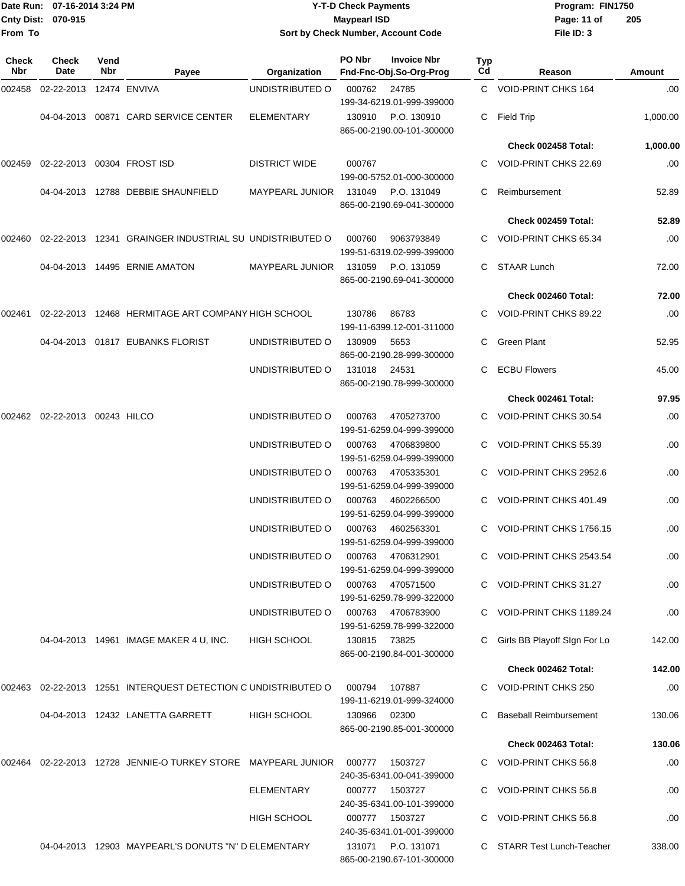Date Run: 07-16-2014 3:24 PM
Cnty Dist: 070-915
From To

**Y-T-D Check Payments**
**Maypearl ISD**
**Sort by Check Number, Account Code**

Program: FIN1750
File ID: 3

| Check Nbr | Check Date | Vend Nbr | Payee | Organization | PO Nbr | Invoice Nbr / Fnd-Fnc-Obj.So-Org-Prog | Typ Cd | Reason | Amount |
|---|---|---|---|---|---|---|---|---|---|
| 002458 | 02-22-2013 | 12474 | ENVIVA | UNDISTRIBUTED O | 000762 | 24785 199-34-6219.01-999-399000 | C | VOID-PRINT CHKS 164 | .00 |
| | 04-04-2013 | 00871 | CARD SERVICE CENTER | ELEMENTARY | 130910 | P.O. 130910 865-00-2190.00-101-300000 | C | Field Trip | 1,000.00 |
| | | | | | | | | **Check 002458 Total:** | **1,000.00** |
| 002459 | 02-22-2013 | 00304 | FROST ISD | DISTRICT WIDE | 000767 | 199-00-5752.01-000-300000 | C | VOID-PRINT CHKS 22.69 | .00 |
| | 04-04-2013 | 12788 | DEBBIE SHAUNFIELD | MAYPEARL JUNIOR | 131049 | P.O. 131049 865-00-2190.69-041-300000 | C | Reimbursement | 52.89 |
| | | | | | | | | **Check 002459 Total:** | **52.89** |
| 002460 | 02-22-2013 | 12341 | GRAINGER INDUSTRIAL SU | UNDISTRIBUTED O | 000760 | 9063793849 199-51-6319.02-999-399000 | C | VOID-PRINT CHKS 65.34 | .00 |
| | 04-04-2013 | 14495 | ERNIE AMATON | MAYPEARL JUNIOR | 131059 | P.O. 131059 865-00-2190.69-041-300000 | C | STAAR Lunch | 72.00 |
| | | | | | | | | **Check 002460 Total:** | **72.00** |
| 002461 | 02-22-2013 | 12468 | HERMITAGE ART COMPANY | HIGH SCHOOL | 130786 | 86783 199-11-6399.12-001-311000 | C | VOID-PRINT CHKS 89.22 | .00 |
| | 04-04-2013 | 01817 | EUBANKS FLORIST | UNDISTRIBUTED O | 130909 | 5653 865-00-2190.28-999-300000 | C | Green Plant | 52.95 |
| | | | | UNDISTRIBUTED O | 131018 | 24531 865-00-2190.78-999-300000 | C | ECBU Flowers | 45.00 |
| | | | | | | | | **Check 002461 Total:** | **97.95** |
| 002462 | 02-22-2013 | 00243 | HILCO | UNDISTRIBUTED O | 000763 | 4705273700 199-51-6259.04-999-399000 | C | VOID-PRINT CHKS 30.54 | .00 |
| | | | | UNDISTRIBUTED O | 000763 | 4706839800 199-51-6259.04-999-399000 | C | VOID-PRINT CHKS 55.39 | .00 |
| | | | | UNDISTRIBUTED O | 000763 | 4705335301 199-51-6259.04-999-399000 | C | VOID-PRINT CHKS 2952.6 | .00 |
| | | | | UNDISTRIBUTED O | 000763 | 4602266500 199-51-6259.04-999-399000 | C | VOID-PRINT CHKS 401.49 | .00 |
| | | | | UNDISTRIBUTED O | 000763 | 4602563301 199-51-6259.04-999-399000 | C | VOID-PRINT CHKS 1756.15 | .00 |
| | | | | UNDISTRIBUTED O | 000763 | 4706312901 199-51-6259.04-999-399000 | C | VOID-PRINT CHKS 2543.54 | .00 |
| | | | | UNDISTRIBUTED O | 000763 | 470571500 199-51-6259.78-999-322000 | C | VOID-PRINT CHKS 31.27 | .00 |
| | | | | UNDISTRIBUTED O | 000763 | 4706783900 199-51-6259.78-999-322000 | C | VOID-PRINT CHKS 1189.24 | .00 |
| | 04-04-2013 | 14961 | IMAGE MAKER 4 U, INC. | HIGH SCHOOL | 130815 | 73825 865-00-2190.84-001-300000 | C | Girls BB Playoff SIgn For Lo | 142.00 |
| | | | | | | | | **Check 002462 Total:** | **142.00** |
| 002463 | 02-22-2013 | 12551 | INTERQUEST DETECTION C | UNDISTRIBUTED O | 000794 | 107887 199-11-6219.01-999-324000 | C | VOID-PRINT CHKS 250 | .00 |
| | 04-04-2013 | 12432 | LANETTA GARRETT | HIGH SCHOOL | 130966 | 02300 865-00-2190.85-001-300000 | C | Baseball Reimbursement | 130.06 |
| | | | | | | | | **Check 002463 Total:** | **130.06** |
| 002464 | 02-22-2013 | 12728 | JENNIE-O TURKEY STORE | MAYPEARL JUNIOR | 000777 | 1503727 240-35-6341.00-041-399000 | C | VOID-PRINT CHKS 56.8 | .00 |
| | | | | ELEMENTARY | 000777 | 1503727 240-35-6341.00-101-399000 | C | VOID-PRINT CHKS 56.8 | .00 |
| | | | | HIGH SCHOOL | 000777 | 1503727 240-35-6341.01-001-399000 | C | VOID-PRINT CHKS 56.8 | .00 |
| | 04-04-2013 | 12903 | MAYPEARL'S DONUTS "N" D | ELEMENTARY | 131071 | P.O. 131071 865-00-2190.67-101-300000 | C | STARR Test Lunch-Teacher | 338.00 |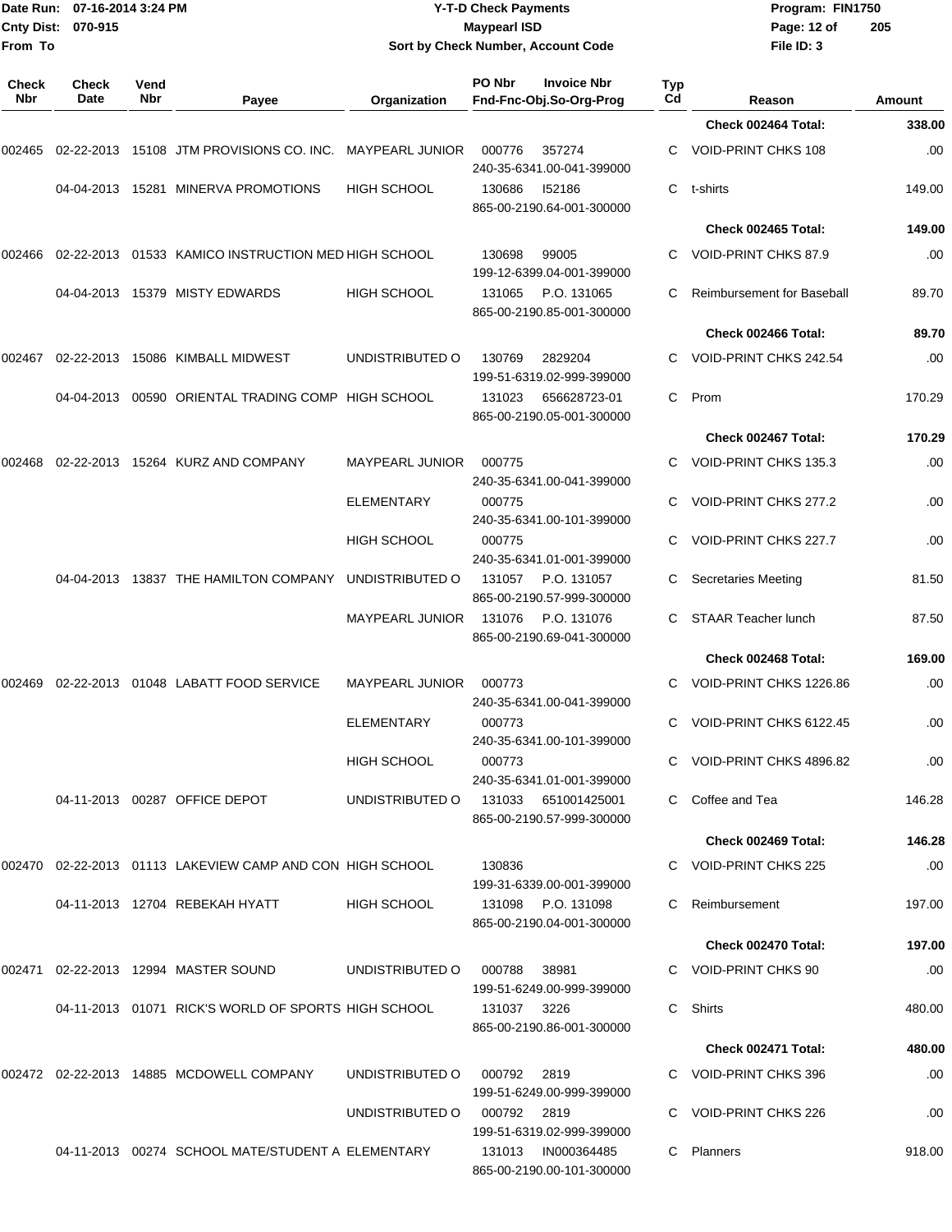| Check Nbr | Check Date | Vend Nbr | Payee | Organization | PO Nbr | Invoice Nbr Fnd-Fnc-Obj.So-Org-Prog | Typ Cd | Reason | Amount |
|---|---|---|---|---|---|---|---|---|---|
| | | | | | | | | Check 002464 Total: | 338.00 |
| 002465 | 02-22-2013 | 15108 | JTM PROVISIONS CO. INC. | MAYPEARL JUNIOR | 000776 | 357274 240-35-6341.00-041-399000 | C | VOID-PRINT CHKS 108 | .00 |
| | 04-04-2013 | 15281 | MINERVA PROMOTIONS | HIGH SCHOOL | 130686 | I52186 865-00-2190.64-001-300000 | C | t-shirts | 149.00 |
| | | | | | | | | Check 002465 Total: | 149.00 |
| 002466 | 02-22-2013 | 01533 | KAMICO INSTRUCTION MED | HIGH SCHOOL | 130698 | 99005 199-12-6399.04-001-399000 | C | VOID-PRINT CHKS 87.9 | .00 |
| | 04-04-2013 | 15379 | MISTY EDWARDS | HIGH SCHOOL | 131065 | P.O. 131065 865-00-2190.85-001-300000 | C | Reimbursement for Baseball | 89.70 |
| | | | | | | | | Check 002466 Total: | 89.70 |
| 002467 | 02-22-2013 | 15086 | KIMBALL MIDWEST | UNDISTRIBUTED O | 130769 | 2829204 199-51-6319.02-999-399000 | C | VOID-PRINT CHKS 242.54 | .00 |
| | 04-04-2013 | 00590 | ORIENTAL TRADING COMP | HIGH SCHOOL | 131023 | 656628723-01 865-00-2190.05-001-300000 | C | Prom | 170.29 |
| | | | | | | | | Check 002467 Total: | 170.29 |
| 002468 | 02-22-2013 | 15264 | KURZ AND COMPANY | MAYPEARL JUNIOR | 000775 | 240-35-6341.00-041-399000 | C | VOID-PRINT CHKS 135.3 | .00 |
| | | | | ELEMENTARY | 000775 | 240-35-6341.00-101-399000 | C | VOID-PRINT CHKS 277.2 | .00 |
| | | | | HIGH SCHOOL | 000775 | 240-35-6341.01-001-399000 | C | VOID-PRINT CHKS 227.7 | .00 |
| | 04-04-2013 | 13837 | THE HAMILTON COMPANY | UNDISTRIBUTED O | 131057 | P.O. 131057 865-00-2190.57-999-300000 | C | Secretaries Meeting | 81.50 |
| | | | | MAYPEARL JUNIOR | 131076 | P.O. 131076 865-00-2190.69-041-300000 | C | STAAR Teacher lunch | 87.50 |
| | | | | | | | | Check 002468 Total: | 169.00 |
| 002469 | 02-22-2013 | 01048 | LABATT FOOD SERVICE | MAYPEARL JUNIOR | 000773 | 240-35-6341.00-041-399000 | C | VOID-PRINT CHKS 1226.86 | .00 |
| | | | | ELEMENTARY | 000773 | 240-35-6341.00-101-399000 | C | VOID-PRINT CHKS 6122.45 | .00 |
| | | | | HIGH SCHOOL | 000773 | 240-35-6341.01-001-399000 | C | VOID-PRINT CHKS 4896.82 | .00 |
| | 04-11-2013 | 00287 | OFFICE DEPOT | UNDISTRIBUTED O | 131033 | 651001425001 865-00-2190.57-999-300000 | C | Coffee and Tea | 146.28 |
| | | | | | | | | Check 002469 Total: | 146.28 |
| 002470 | 02-22-2013 | 01113 | LAKEVIEW CAMP AND CON | HIGH SCHOOL | 130836 | 199-31-6339.00-001-399000 | C | VOID-PRINT CHKS 225 | .00 |
| | 04-11-2013 | 12704 | REBEKAH HYATT | HIGH SCHOOL | 131098 | P.O. 131098 865-00-2190.04-001-300000 | C | Reimbursement | 197.00 |
| | | | | | | | | Check 002470 Total: | 197.00 |
| 002471 | 02-22-2013 | 12994 | MASTER SOUND | UNDISTRIBUTED O | 000788 | 38981 199-51-6249.00-999-399000 | C | VOID-PRINT CHKS 90 | .00 |
| | 04-11-2013 | 01071 | RICK'S WORLD OF SPORTS | HIGH SCHOOL | 131037 | 3226 865-00-2190.86-001-300000 | C | Shirts | 480.00 |
| | | | | | | | | Check 002471 Total: | 480.00 |
| 002472 | 02-22-2013 | 14885 | MCDOWELL COMPANY | UNDISTRIBUTED O | 000792 | 2819 199-51-6249.00-999-399000 | C | VOID-PRINT CHKS 396 | .00 |
| | | | | UNDISTRIBUTED O | 000792 | 2819 199-51-6319.02-999-399000 | C | VOID-PRINT CHKS 226 | .00 |
| | 04-11-2013 | 00274 | SCHOOL MATE/STUDENT A | ELEMENTARY | 131013 | IN000364485 865-00-2190.00-101-300000 | C | Planners | 918.00 |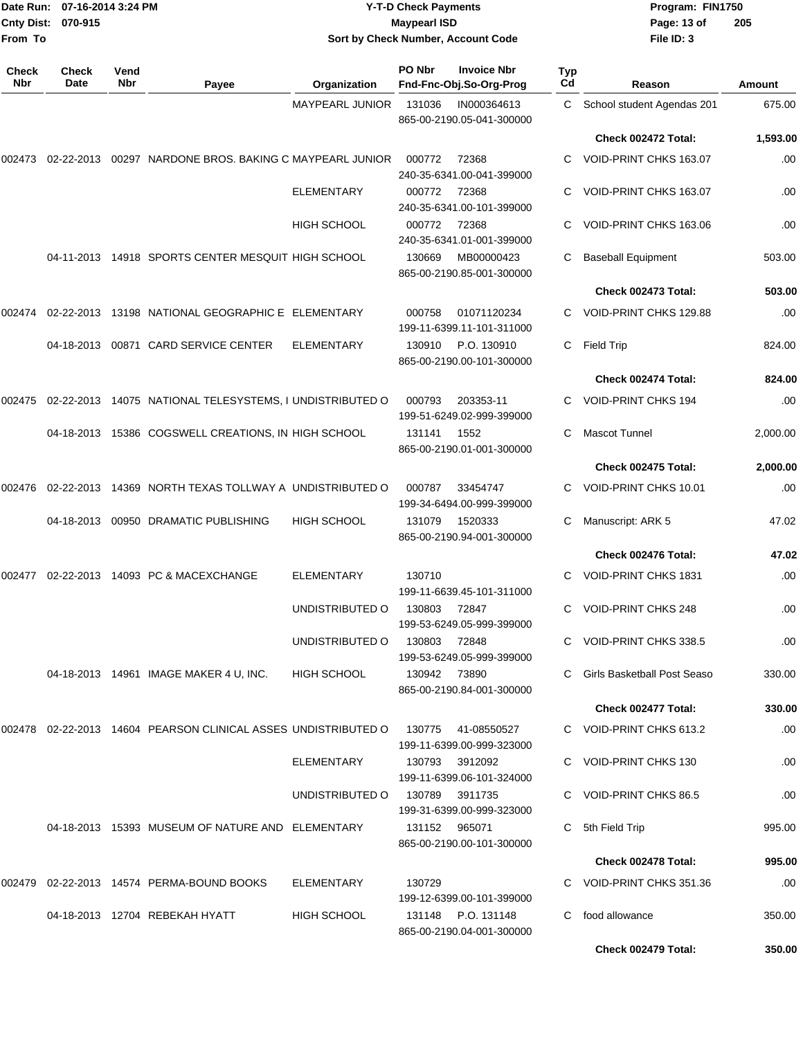Date Run: 07-16-2014 3:24 PM
Cnty Dist: 070-915
From To

# Y-T-D Check Payments
## Maypearl ISD
### Sort by Check Number, Account Code

Program: FIN1750
File ID: 3

| Check Nbr | Check Date | Vend Nbr | Payee | Organization | PO Nbr / Fnd-Fnc-Obj.So-Org-Prog | Invoice Nbr | Typ Cd | Reason | Amount |
|---|---|---|---|---|---|---|---|---|---|
| | | | | MAYPEARL JUNIOR | 131036 / 865-00-2190.05-041-300000 | IN000364613 | C | School student Agendas 201 | 675.00 |
| | | | | | | | | **Check 002472 Total:** | **1,593.00** |
| 002473 | 02-22-2013 | 00297 | NARDONE BROS. BAKING C | MAYPEARL JUNIOR | 000772 / 240-35-6341.00-041-399000 | 72368 | C | VOID-PRINT CHKS 163.07 | .00 |
| | | | | ELEMENTARY | 000772 / 240-35-6341.00-101-399000 | 72368 | C | VOID-PRINT CHKS 163.07 | .00 |
| | | | | HIGH SCHOOL | 000772 / 240-35-6341.01-001-399000 | 72368 | C | VOID-PRINT CHKS 163.06 | .00 |
| | 04-11-2013 | 14918 | SPORTS CENTER MESQUIT | HIGH SCHOOL | 130669 / 865-00-2190.85-001-300000 | MB00000423 | C | Baseball Equipment | 503.00 |
| | | | | | | | | **Check 002473 Total:** | **503.00** |
| 002474 | 02-22-2013 | 13198 | NATIONAL GEOGRAPHIC E | ELEMENTARY | 000758 / 199-11-6399.11-101-311000 | 01071120234 | C | VOID-PRINT CHKS 129.88 | .00 |
| | 04-18-2013 | 00871 | CARD SERVICE CENTER | ELEMENTARY | 130910 / 865-00-2190.00-101-300000 | P.O. 130910 | C | Field Trip | 824.00 |
| | | | | | | | | **Check 002474 Total:** | **824.00** |
| 002475 | 02-22-2013 | 14075 | NATIONAL TELESYSTEMS, I | UNDISTRIBUTED O | 000793 / 199-51-6249.02-999-399000 | 203353-11 | C | VOID-PRINT CHKS 194 | .00 |
| | 04-18-2013 | 15386 | COGSWELL CREATIONS, IN | HIGH SCHOOL | 131141 / 865-00-2190.01-001-300000 | 1552 | C | Mascot Tunnel | 2,000.00 |
| | | | | | | | | **Check 002475 Total:** | **2,000.00** |
| 002476 | 02-22-2013 | 14369 | NORTH TEXAS TOLLWAY A | UNDISTRIBUTED O | 000787 / 199-34-6494.00-999-399000 | 33454747 | C | VOID-PRINT CHKS 10.01 | .00 |
| | 04-18-2013 | 00950 | DRAMATIC PUBLISHING | HIGH SCHOOL | 131079 / 865-00-2190.94-001-300000 | 1520333 | C | Manuscript: ARK 5 | 47.02 |
| | | | | | | | | **Check 002476 Total:** | **47.02** |
| 002477 | 02-22-2013 | 14093 | PC & MACEXCHANGE | ELEMENTARY | 130710 / 199-11-6639.45-101-311000 | | C | VOID-PRINT CHKS 1831 | .00 |
| | | | | UNDISTRIBUTED O | 130803 / 199-53-6249.05-999-399000 | 72847 | C | VOID-PRINT CHKS 248 | .00 |
| | | | | UNDISTRIBUTED O | 130803 / 199-53-6249.05-999-399000 | 72848 | C | VOID-PRINT CHKS 338.5 | .00 |
| | 04-18-2013 | 14961 | IMAGE MAKER 4 U, INC. | HIGH SCHOOL | 130942 / 865-00-2190.84-001-300000 | 73890 | C | Girls Basketball Post Seaso | 330.00 |
| | | | | | | | | **Check 002477 Total:** | **330.00** |
| 002478 | 02-22-2013 | 14604 | PEARSON CLINICAL ASSES | UNDISTRIBUTED O | 130775 / 199-11-6399.00-999-323000 | 41-08550527 | C | VOID-PRINT CHKS 613.2 | .00 |
| | | | | ELEMENTARY | 130793 / 199-11-6399.06-101-324000 | 3912092 | C | VOID-PRINT CHKS 130 | .00 |
| | | | | UNDISTRIBUTED O | 130789 / 199-31-6399.00-999-323000 | 3911735 | C | VOID-PRINT CHKS 86.5 | .00 |
| | 04-18-2013 | 15393 | MUSEUM OF NATURE AND | ELEMENTARY | 131152 / 865-00-2190.00-101-300000 | 965071 | C | 5th Field Trip | 995.00 |
| | | | | | | | | **Check 002478 Total:** | **995.00** |
| 002479 | 02-22-2013 | 14574 | PERMA-BOUND BOOKS | ELEMENTARY | 130729 / 199-12-6399.00-101-399000 | | C | VOID-PRINT CHKS 351.36 | .00 |
| | 04-18-2013 | 12704 | REBEKAH HYATT | HIGH SCHOOL | 131148 / 865-00-2190.04-001-300000 | P.O. 131148 | C | food allowance | 350.00 |
| | | | | | | | | **Check 002479 Total:** | **350.00** |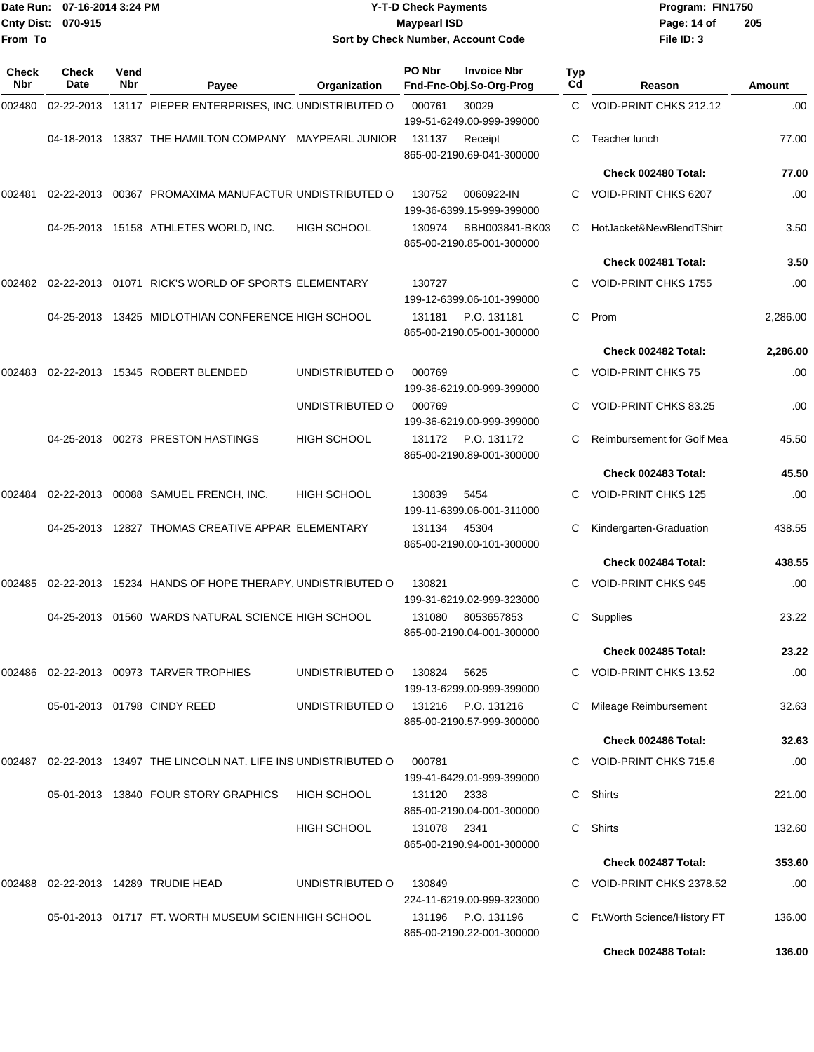**Date Run:** 07-16-2014 3:24 PM
**Cnty Dist:** 070-915
**From To**

**Y-T-D Check Payments**
**Maypearl ISD**
**Sort by Check Number, Account Code**

**Program:** FIN1750
**File ID:** 3

| Check Nbr | Check Date | Vend Nbr | Payee | Organization | PO Nbr | Invoice Nbr / Fnd-Fnc-Obj.So-Org-Prog | Typ Cd | Reason | Amount |
|---|---|---|---|---|---|---|---|---|---|
| 002480 | 02-22-2013 | 13117 | PIEPER ENTERPRISES, INC. | UNDISTRIBUTED O | 000761 | 30029 199-51-6249.00-999-399000 | C | VOID-PRINT CHKS 212.12 | .00 |
| | 04-18-2013 | 13837 | THE HAMILTON COMPANY | MAYPEARL JUNIOR | 131137 | Receipt 865-00-2190.69-041-300000 | C | Teacher lunch | 77.00 |
| | | | | | | | | **Check 002480 Total:** | **77.00** |
| 002481 | 02-22-2013 | 00367 | PROMAXIMA MANUFACTUR | UNDISTRIBUTED O | 130752 | 0060922-IN 199-36-6399.15-999-399000 | C | VOID-PRINT CHKS 6207 | .00 |
| | 04-25-2013 | 15158 | ATHLETES WORLD, INC. | HIGH SCHOOL | 130974 | BBH003841-BK03 865-00-2190.85-001-300000 | C | HotJacket&NewBlendTShirt | 3.50 |
| | | | | | | | | **Check 002481 Total:** | **3.50** |
| 002482 | 02-22-2013 | 01071 | RICK'S WORLD OF SPORTS | ELEMENTARY | 130727 | 199-12-6399.06-101-399000 | C | VOID-PRINT CHKS 1755 | .00 |
| | 04-25-2013 | 13425 | MIDLOTHIAN CONFERENCE | HIGH SCHOOL | 131181 | P.O. 131181 865-00-2190.05-001-300000 | C | Prom | 2,286.00 |
| | | | | | | | | **Check 002482 Total:** | **2,286.00** |
| 002483 | 02-22-2013 | 15345 | ROBERT BLENDED | UNDISTRIBUTED O | 000769 | 199-36-6219.00-999-399000 | C | VOID-PRINT CHKS 75 | .00 |
| | | | | UNDISTRIBUTED O | 000769 | 199-36-6219.00-999-399000 | C | VOID-PRINT CHKS 83.25 | .00 |
| | 04-25-2013 | 00273 | PRESTON HASTINGS | HIGH SCHOOL | 131172 | P.O. 131172 865-00-2190.89-001-300000 | C | Reimbursement for Golf Mea | 45.50 |
| | | | | | | | | **Check 002483 Total:** | **45.50** |
| 002484 | 02-22-2013 | 00088 | SAMUEL FRENCH, INC. | HIGH SCHOOL | 130839 | 5454 199-11-6399.06-001-311000 | C | VOID-PRINT CHKS 125 | .00 |
| | 04-25-2013 | 12827 | THOMAS CREATIVE APPAR | ELEMENTARY | 131134 | 45304 865-00-2190.00-101-300000 | C | Kindergarten-Graduation | 438.55 |
| | | | | | | | | **Check 002484 Total:** | **438.55** |
| 002485 | 02-22-2013 | 15234 | HANDS OF HOPE THERAPY, | UNDISTRIBUTED O | 130821 | 199-31-6219.02-999-323000 | C | VOID-PRINT CHKS 945 | .00 |
| | 04-25-2013 | 01560 | WARDS NATURAL SCIENCE | HIGH SCHOOL | 131080 | 8053657853 865-00-2190.04-001-300000 | C | Supplies | 23.22 |
| | | | | | | | | **Check 002485 Total:** | **23.22** |
| 002486 | 02-22-2013 | 00973 | TARVER TROPHIES | UNDISTRIBUTED O | 130824 | 5625 199-13-6299.00-999-399000 | C | VOID-PRINT CHKS 13.52 | .00 |
| | 05-01-2013 | 01798 | CINDY REED | UNDISTRIBUTED O | 131216 | P.O. 131216 865-00-2190.57-999-300000 | C | Mileage Reimbursement | 32.63 |
| | | | | | | | | **Check 002486 Total:** | **32.63** |
| 002487 | 02-22-2013 | 13497 | THE LINCOLN NAT. LIFE INS | UNDISTRIBUTED O | 000781 | 199-41-6429.01-999-399000 | C | VOID-PRINT CHKS 715.6 | .00 |
| | 05-01-2013 | 13840 | FOUR STORY GRAPHICS | HIGH SCHOOL | 131120 | 2338 865-00-2190.04-001-300000 | C | Shirts | 221.00 |
| | | | | HIGH SCHOOL | 131078 | 2341 865-00-2190.94-001-300000 | C | Shirts | 132.60 |
| | | | | | | | | **Check 002487 Total:** | **353.60** |
| 002488 | 02-22-2013 | 14289 | TRUDIE HEAD | UNDISTRIBUTED O | 130849 | 224-11-6219.00-999-323000 | C | VOID-PRINT CHKS 2378.52 | .00 |
| | 05-01-2013 | 01717 | FT. WORTH MUSEUM SCIEN | HIGH SCHOOL | 131196 | P.O. 131196 865-00-2190.22-001-300000 | C | Ft.Worth Science/History FT | 136.00 |
| | | | | | | | | **Check 002488 Total:** | **136.00** |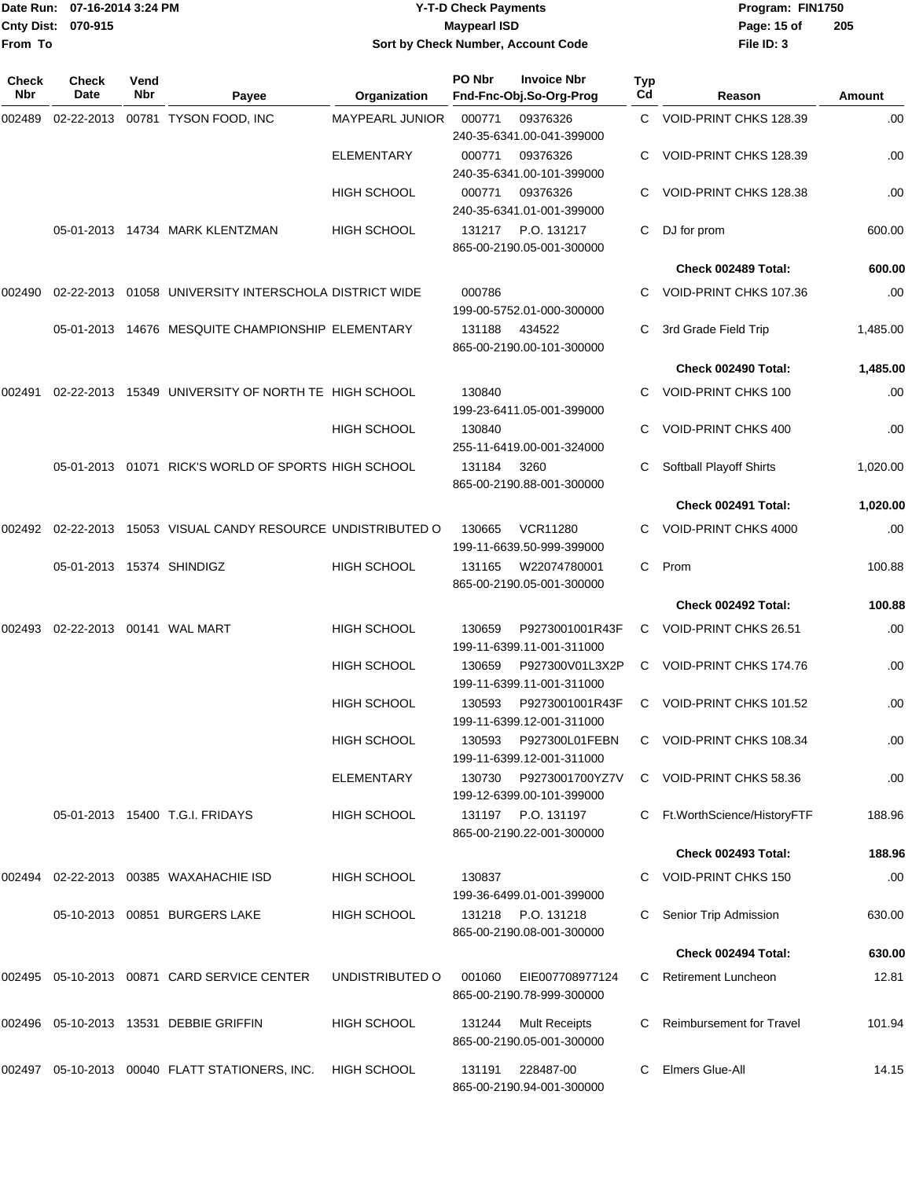Date Run: 07-16-2014 3:24 PM
Cnty Dist: 070-915
From To

**Y-T-D Check Payments**
**Maypearl ISD**
**Sort by Check Number, Account Code**

Program: FIN1750
File ID: 3

| Check Nbr | Check Date | Vend Nbr | Payee | Organization | PO Nbr / Invoice Nbr / Fnd-Fnc-Obj.So-Org-Prog | Typ Cd | Reason | Amount |
|---|---|---|---|---|---|---|---|---|
| 002489 | 02-22-2013 | 00781 | TYSON FOOD, INC | MAYPEARL JUNIOR | 000771 09376326 240-35-6341.00-041-399000 | C | VOID-PRINT CHKS 128.39 | .00 |
| | | | | ELEMENTARY | 000771 09376326 240-35-6341.00-101-399000 | C | VOID-PRINT CHKS 128.39 | .00 |
| | | | | HIGH SCHOOL | 000771 09376326 240-35-6341.01-001-399000 | C | VOID-PRINT CHKS 128.38 | .00 |
| | 05-01-2013 | 14734 | MARK KLENTZMAN | HIGH SCHOOL | 131217 P.O. 131217 865-00-2190.05-001-300000 | C | DJ for prom | 600.00 |
| | | | | | | | **Check 002489 Total:** | **600.00** |
| 002490 | 02-22-2013 | 01058 | UNIVERSITY INTERSCHOLA | DISTRICT WIDE | 000786 199-00-5752.01-000-300000 | C | VOID-PRINT CHKS 107.36 | .00 |
| | 05-01-2013 | 14676 | MESQUITE CHAMPIONSHIP | ELEMENTARY | 131188 434522 865-00-2190.00-101-300000 | C | 3rd Grade Field Trip | 1,485.00 |
| | | | | | | | **Check 002490 Total:** | **1,485.00** |
| 002491 | 02-22-2013 | 15349 | UNIVERSITY OF NORTH TE | HIGH SCHOOL | 130840 199-23-6411.05-001-399000 | C | VOID-PRINT CHKS 100 | .00 |
| | | | | HIGH SCHOOL | 130840 255-11-6419.00-001-324000 | C | VOID-PRINT CHKS 400 | .00 |
| | 05-01-2013 | 01071 | RICK'S WORLD OF SPORTS | HIGH SCHOOL | 131184 3260 865-00-2190.88-001-300000 | C | Softball Playoff Shirts | 1,020.00 |
| | | | | | | | **Check 002491 Total:** | **1,020.00** |
| 002492 | 02-22-2013 | 15053 | VISUAL CANDY RESOURCE | UNDISTRIBUTED O | 130665 VCR11280 199-11-6639.50-999-399000 | C | VOID-PRINT CHKS 4000 | .00 |
| | 05-01-2013 | 15374 | SHINDIGZ | HIGH SCHOOL | 131165 W22074780001 865-00-2190.05-001-300000 | C | Prom | 100.88 |
| | | | | | | | **Check 002492 Total:** | **100.88** |
| 002493 | 02-22-2013 | 00141 | WAL MART | HIGH SCHOOL | 130659 P9273001001R43F 199-11-6399.11-001-311000 | C | VOID-PRINT CHKS 26.51 | .00 |
| | | | | HIGH SCHOOL | 130659 P927300V01L3X2P 199-11-6399.11-001-311000 | C | VOID-PRINT CHKS 174.76 | .00 |
| | | | | HIGH SCHOOL | 130593 P9273001001R43F 199-11-6399.12-001-311000 | C | VOID-PRINT CHKS 101.52 | .00 |
| | | | | HIGH SCHOOL | 130593 P927300L01FEBN 199-11-6399.12-001-311000 | C | VOID-PRINT CHKS 108.34 | .00 |
| | | | | ELEMENTARY | 130730 P9273001700YZ7V 199-12-6399.00-101-399000 | C | VOID-PRINT CHKS 58.36 | .00 |
| | 05-01-2013 | 15400 | T.G.I. FRIDAYS | HIGH SCHOOL | 131197 P.O. 131197 865-00-2190.22-001-300000 | C | Ft.WorthScience/HistoryFTF | 188.96 |
| | | | | | | | **Check 002493 Total:** | **188.96** |
| 002494 | 02-22-2013 | 00385 | WAXAHACHIE ISD | HIGH SCHOOL | 130837 199-36-6499.01-001-399000 | C | VOID-PRINT CHKS 150 | .00 |
| | 05-10-2013 | 00851 | BURGERS LAKE | HIGH SCHOOL | 131218 P.O. 131218 865-00-2190.08-001-300000 | C | Senior Trip Admission | 630.00 |
| | | | | | | | **Check 002494 Total:** | **630.00** |
| 002495 | 05-10-2013 | 00871 | CARD SERVICE CENTER | UNDISTRIBUTED O | 001060 EIE007708977124 865-00-2190.78-999-300000 | C | Retirement Luncheon | 12.81 |
| 002496 | 05-10-2013 | 13531 | DEBBIE GRIFFIN | HIGH SCHOOL | 131244 Mult Receipts 865-00-2190.05-001-300000 | C | Reimbursement for Travel | 101.94 |
| 002497 | 05-10-2013 | 00040 | FLATT STATIONERS, INC. | HIGH SCHOOL | 131191 228487-00 865-00-2190.94-001-300000 | C | Elmers Glue-All | 14.15 |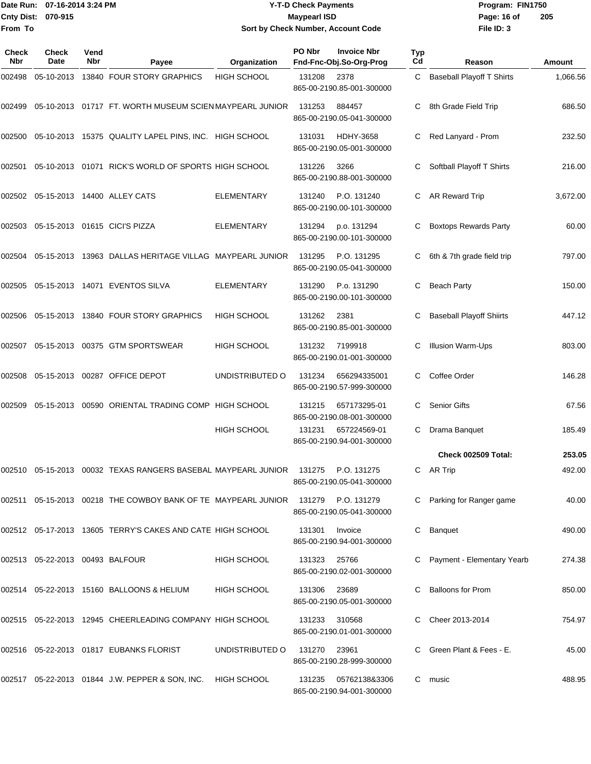Date Run: 07-16-2014 3:24 PM
Cnty Dist: 070-915
From To

# Y-T-D Check Payments

**Maypearl ISD**

**Sort by Check Number, Account Code**

Program: FIN1750
File ID: 3

| Check Nbr | Check Date | Vend Nbr | Payee | Organization | PO Nbr / Invoice Nbr / Fnd-Fnc-Obj.So-Org-Prog | Typ Cd | Reason | Amount |
|---|---|---|---|---|---|---|---|---|
| 002498 | 05-10-2013 | 13840 | FOUR STORY GRAPHICS | HIGH SCHOOL | 131208 2378 865-00-2190.85-001-300000 | C | Baseball Playoff T Shirts | 1,066.56 |
| 002499 | 05-10-2013 | 01717 | FT. WORTH MUSEUM SCIEN | MAYPEARL JUNIOR | 131253 884457 865-00-2190.05-041-300000 | C | 8th Grade Field Trip | 686.50 |
| 002500 | 05-10-2013 | 15375 | QUALITY LAPEL PINS, INC. | HIGH SCHOOL | 131031 HDHY-3658 865-00-2190.05-001-300000 | C | Red Lanyard - Prom | 232.50 |
| 002501 | 05-10-2013 | 01071 | RICK'S WORLD OF SPORTS | HIGH SCHOOL | 131226 3266 865-00-2190.88-001-300000 | C | Softball Playoff T Shirts | 216.00 |
| 002502 | 05-15-2013 | 14400 | ALLEY CATS | ELEMENTARY | 131240 P.O. 131240 865-00-2190.00-101-300000 | C | AR Reward Trip | 3,672.00 |
| 002503 | 05-15-2013 | 01615 | CICI'S PIZZA | ELEMENTARY | 131294 p.o. 131294 865-00-2190.00-101-300000 | C | Boxtops Rewards Party | 60.00 |
| 002504 | 05-15-2013 | 13963 | DALLAS HERITAGE VILLAG | MAYPEARL JUNIOR | 131295 P.O. 131295 865-00-2190.05-041-300000 | C | 6th & 7th grade field trip | 797.00 |
| 002505 | 05-15-2013 | 14071 | EVENTOS SILVA | ELEMENTARY | 131290 P.o. 131290 865-00-2190.00-101-300000 | C | Beach Party | 150.00 |
| 002506 | 05-15-2013 | 13840 | FOUR STORY GRAPHICS | HIGH SCHOOL | 131262 2381 865-00-2190.85-001-300000 | C | Baseball Playoff Shiirts | 447.12 |
| 002507 | 05-15-2013 | 00375 | GTM SPORTSWEAR | HIGH SCHOOL | 131232 7199918 865-00-2190.01-001-300000 | C | Illusion Warm-Ups | 803.00 |
| 002508 | 05-15-2013 | 00287 | OFFICE DEPOT | UNDISTRIBUTED O | 131234 656294335001 865-00-2190.57-999-300000 | C | Coffee Order | 146.28 |
| 002509 | 05-15-2013 | 00590 | ORIENTAL TRADING COMP | HIGH SCHOOL | 131215 657173295-01 865-00-2190.08-001-300000 | C | Senior Gifts | 67.56 |
| | | | | HIGH SCHOOL | 131231 657224569-01 865-00-2190.94-001-300000 | C | Drama Banquet | 185.49 |
| | | | | | | | **Check 002509 Total:** | **253.05** |
| 002510 | 05-15-2013 | 00032 | TEXAS RANGERS BASEBAL | MAYPEARL JUNIOR | 131275 P.O. 131275 865-00-2190.05-041-300000 | C | AR Trip | 492.00 |
| 002511 | 05-15-2013 | 00218 | THE COWBOY BANK OF TE | MAYPEARL JUNIOR | 131279 P.O. 131279 865-00-2190.05-041-300000 | C | Parking for Ranger game | 40.00 |
| 002512 | 05-17-2013 | 13605 | TERRY'S CAKES AND CATE | HIGH SCHOOL | 131301 Invoice 865-00-2190.94-001-300000 | C | Banquet | 490.00 |
| 002513 | 05-22-2013 | 00493 | BALFOUR | HIGH SCHOOL | 131323 25766 865-00-2190.02-001-300000 | C | Payment - Elementary Yearb | 274.38 |
| 002514 | 05-22-2013 | 15160 | BALLOONS & HELIUM | HIGH SCHOOL | 131306 23689 865-00-2190.05-001-300000 | C | Balloons for Prom | 850.00 |
| 002515 | 05-22-2013 | 12945 | CHEERLEADING COMPANY | HIGH SCHOOL | 131233 310568 865-00-2190.01-001-300000 | C | Cheer 2013-2014 | 754.97 |
| 002516 | 05-22-2013 | 01817 | EUBANKS FLORIST | UNDISTRIBUTED O | 131270 23961 865-00-2190.28-999-300000 | C | Green Plant & Fees - E. | 45.00 |
| 002517 | 05-22-2013 | 01844 | J.W. PEPPER & SON, INC. | HIGH SCHOOL | 131235 05762138&3306 865-00-2190.94-001-300000 | C | music | 488.95 |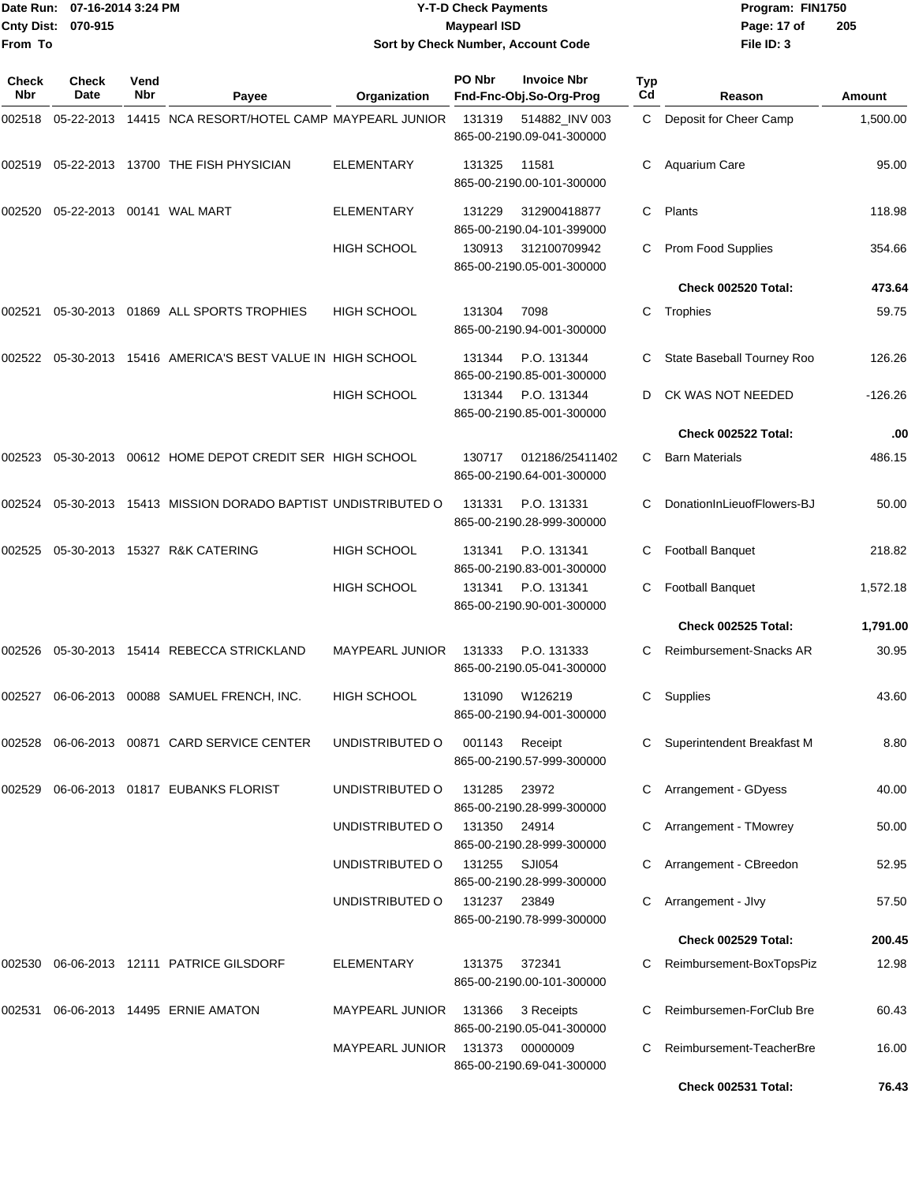Date Run: 07-16-2014 3:24 PM
Cnty Dist: 070-915
From To

**Y-T-D Check Payments**
**Maypearl ISD**
**Sort by Check Number, Account Code**

Program: FIN1750
File ID: 3

| Check Nbr | Check Date | Vend Nbr | Payee | Organization | PO Nbr | Invoice Nbr / Fnd-Fnc-Obj.So-Org-Prog | Typ Cd | Reason | Amount |
|---|---|---|---|---|---|---|---|---|---|
| 002518 | 05-22-2013 | 14415 | NCA RESORT/HOTEL CAMP | MAYPEARL JUNIOR | 131319 | 514882_INV 003 865-00-2190.09-041-300000 | C | Deposit for Cheer Camp | 1,500.00 |
| 002519 | 05-22-2013 | 13700 | THE FISH PHYSICIAN | ELEMENTARY | 131325 | 11581 865-00-2190.00-101-300000 | C | Aquarium Care | 95.00 |
| 002520 | 05-22-2013 | 00141 | WAL MART | ELEMENTARY | 131229 | 312900418877 865-00-2190.04-101-399000 | C | Plants | 118.98 |
| | | | | HIGH SCHOOL | 130913 | 312100709942 865-00-2190.05-001-300000 | C | Prom Food Supplies | 354.66 |
| | | | | | | | | **Check 002520 Total:** | **473.64** |
| 002521 | 05-30-2013 | 01869 | ALL SPORTS TROPHIES | HIGH SCHOOL | 131304 | 7098 865-00-2190.94-001-300000 | C | Trophies | 59.75 |
| 002522 | 05-30-2013 | 15416 | AMERICA'S BEST VALUE IN | HIGH SCHOOL | 131344 | P.O. 131344 865-00-2190.85-001-300000 | C | State Baseball Tourney Roo | 126.26 |
| | | | | HIGH SCHOOL | 131344 | P.O. 131344 865-00-2190.85-001-300000 | D | CK WAS NOT NEEDED | -126.26 |
| | | | | | | | | **Check 002522 Total:** | **.00** |
| 002523 | 05-30-2013 | 00612 | HOME DEPOT CREDIT SER | HIGH SCHOOL | 130717 | 012186/25411402 865-00-2190.64-001-300000 | C | Barn Materials | 486.15 |
| 002524 | 05-30-2013 | 15413 | MISSION DORADO BAPTIST | UNDISTRIBUTED O | 131331 | P.O. 131331 865-00-2190.28-999-300000 | C | DonationInLieuofFlowers-BJ | 50.00 |
| 002525 | 05-30-2013 | 15327 | R&K CATERING | HIGH SCHOOL | 131341 | P.O. 131341 865-00-2190.83-001-300000 | C | Football Banquet | 218.82 |
| | | | | HIGH SCHOOL | 131341 | P.O. 131341 865-00-2190.90-001-300000 | C | Football Banquet | 1,572.18 |
| | | | | | | | | **Check 002525 Total:** | **1,791.00** |
| 002526 | 05-30-2013 | 15414 | REBECCA STRICKLAND | MAYPEARL JUNIOR | 131333 | P.O. 131333 865-00-2190.05-041-300000 | C | Reimbursement-Snacks AR | 30.95 |
| 002527 | 06-06-2013 | 00088 | SAMUEL FRENCH, INC. | HIGH SCHOOL | 131090 | W126219 865-00-2190.94-001-300000 | C | Supplies | 43.60 |
| 002528 | 06-06-2013 | 00871 | CARD SERVICE CENTER | UNDISTRIBUTED O | 001143 | Receipt 865-00-2190.57-999-300000 | C | Superintendent Breakfast M | 8.80 |
| 002529 | 06-06-2013 | 01817 | EUBANKS FLORIST | UNDISTRIBUTED O | 131285 | 23972 865-00-2190.28-999-300000 | C | Arrangement - GDyess | 40.00 |
| | | | | UNDISTRIBUTED O | 131350 | 24914 865-00-2190.28-999-300000 | C | Arrangement - TMowrey | 50.00 |
| | | | | UNDISTRIBUTED O | 131255 | SJI054 865-00-2190.28-999-300000 | C | Arrangement - CBreedon | 52.95 |
| | | | | UNDISTRIBUTED O | 131237 | 23849 865-00-2190.78-999-300000 | C | Arrangement - JIvy | 57.50 |
| | | | | | | | | **Check 002529 Total:** | **200.45** |
| 002530 | 06-06-2013 | 12111 | PATRICE GILSDORF | ELEMENTARY | 131375 | 372341 865-00-2190.00-101-300000 | C | Reimbursement-BoxTopsPiz | 12.98 |
| 002531 | 06-06-2013 | 14495 | ERNIE AMATON | MAYPEARL JUNIOR | 131366 | 3 Receipts 865-00-2190.05-041-300000 | C | Reimbursemen-ForClub Bre | 60.43 |
| | | | | MAYPEARL JUNIOR | 131373 | 00000009 865-00-2190.69-041-300000 | C | Reimbursement-TeacherBre | 16.00 |
| | | | | | | | | **Check 002531 Total:** | **76.43** |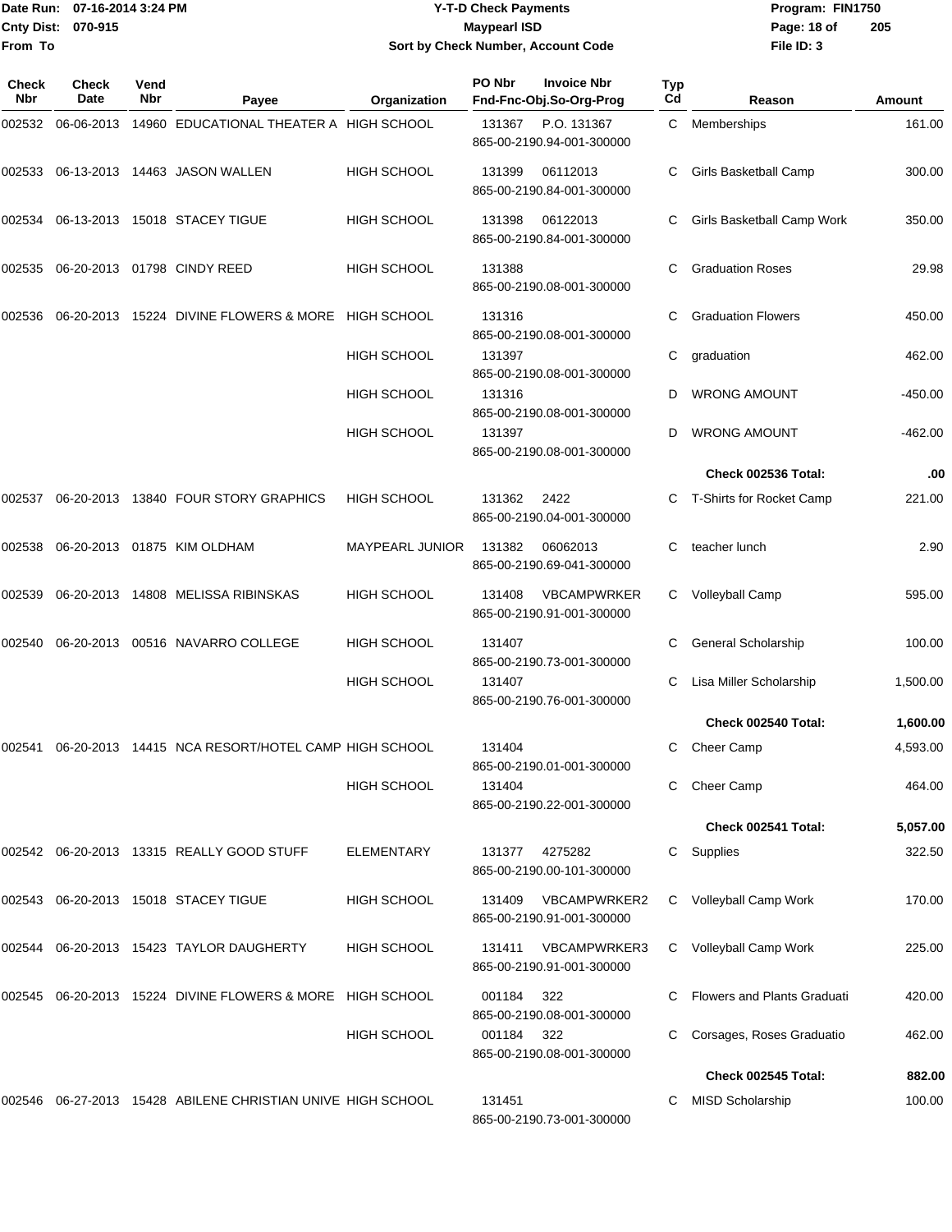Date Run: 07-16-2014 3:24 PM
Cnty Dist: 070-915
From To

**Y-T-D Check Payments**
**Maypearl ISD**
**Sort by Check Number, Account Code**

Program: FIN1750
File ID: 3

| Check Nbr | Check Date | Vend Nbr | Payee | Organization | PO Nbr / Invoice Nbr / Fnd-Fnc-Obj.So-Org-Prog | Typ Cd | Reason | Amount |
|---|---|---|---|---|---|---|---|---|
| 002532 | 06-06-2013 | 14960 | EDUCATIONAL THEATER A | HIGH SCHOOL | 131367 P.O. 131367 865-00-2190.94-001-300000 | C | Memberships | 161.00 |
| 002533 | 06-13-2013 | 14463 | JASON WALLEN | HIGH SCHOOL | 131399 06112013 865-00-2190.84-001-300000 | C | Girls Basketball Camp | 300.00 |
| 002534 | 06-13-2013 | 15018 | STACEY TIGUE | HIGH SCHOOL | 131398 06122013 865-00-2190.84-001-300000 | C | Girls Basketball Camp Work | 350.00 |
| 002535 | 06-20-2013 | 01798 | CINDY REED | HIGH SCHOOL | 131388 865-00-2190.08-001-300000 | C | Graduation Roses | 29.98 |
| 002536 | 06-20-2013 | 15224 | DIVINE FLOWERS & MORE | HIGH SCHOOL | 131316 865-00-2190.08-001-300000 | C | Graduation Flowers | 450.00 |
| | | | | HIGH SCHOOL | 131397 865-00-2190.08-001-300000 | C | graduation | 462.00 |
| | | | | HIGH SCHOOL | 131316 865-00-2190.08-001-300000 | D | WRONG AMOUNT | -450.00 |
| | | | | HIGH SCHOOL | 131397 865-00-2190.08-001-300000 | D | WRONG AMOUNT | -462.00 |
| | | | | | | | **Check 002536 Total:** | **.00** |
| 002537 | 06-20-2013 | 13840 | FOUR STORY GRAPHICS | HIGH SCHOOL | 131362 2422 865-00-2190.04-001-300000 | C | T-Shirts for Rocket Camp | 221.00 |
| 002538 | 06-20-2013 | 01875 | KIM OLDHAM | MAYPEARL JUNIOR | 131382 06062013 865-00-2190.69-041-300000 | C | teacher lunch | 2.90 |
| 002539 | 06-20-2013 | 14808 | MELISSA RIBINSKAS | HIGH SCHOOL | 131408 VBCAMPWRKER 865-00-2190.91-001-300000 | C | Volleyball Camp | 595.00 |
| 002540 | 06-20-2013 | 00516 | NAVARRO COLLEGE | HIGH SCHOOL | 131407 865-00-2190.73-001-300000 | C | General Scholarship | 100.00 |
| | | | | HIGH SCHOOL | 131407 865-00-2190.76-001-300000 | C | Lisa Miller Scholarship | 1,500.00 |
| | | | | | | | **Check 002540 Total:** | **1,600.00** |
| 002541 | 06-20-2013 | 14415 | NCA RESORT/HOTEL CAMP | HIGH SCHOOL | 131404 865-00-2190.01-001-300000 | C | Cheer Camp | 4,593.00 |
| | | | | HIGH SCHOOL | 131404 865-00-2190.22-001-300000 | C | Cheer Camp | 464.00 |
| | | | | | | | **Check 002541 Total:** | **5,057.00** |
| 002542 | 06-20-2013 | 13315 | REALLY GOOD STUFF | ELEMENTARY | 131377 4275282 865-00-2190.00-101-300000 | C | Supplies | 322.50 |
| 002543 | 06-20-2013 | 15018 | STACEY TIGUE | HIGH SCHOOL | 131409 VBCAMPWRKER2 865-00-2190.91-001-300000 | C | Volleyball Camp Work | 170.00 |
| 002544 | 06-20-2013 | 15423 | TAYLOR DAUGHERTY | HIGH SCHOOL | 131411 VBCAMPWRKER3 865-00-2190.91-001-300000 | C | Volleyball Camp Work | 225.00 |
| 002545 | 06-20-2013 | 15224 | DIVINE FLOWERS & MORE | HIGH SCHOOL | 001184 322 865-00-2190.08-001-300000 | C | Flowers and Plants Graduati | 420.00 |
| | | | | HIGH SCHOOL | 001184 322 865-00-2190.08-001-300000 | C | Corsages, Roses Graduatio | 462.00 |
| | | | | | | | **Check 002545 Total:** | **882.00** |
| 002546 | 06-27-2013 | 15428 | ABILENE CHRISTIAN UNIVE | HIGH SCHOOL | 131451 865-00-2190.73-001-300000 | C | MISD Scholarship | 100.00 |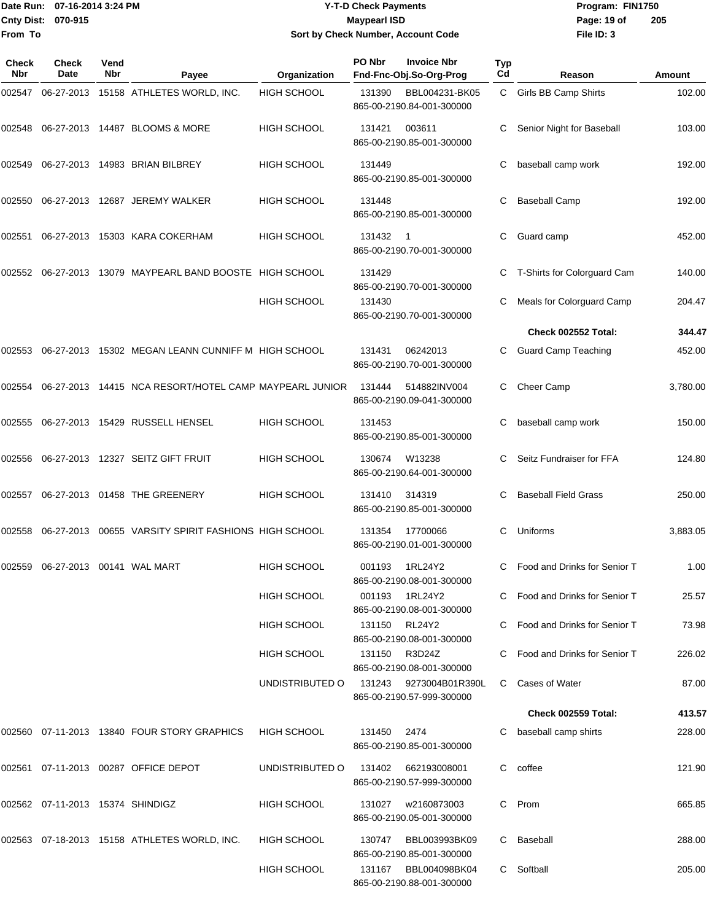# Y-T-D Check Payments

**Maypearl ISD**

**Sort by Check Number, Account Code**

Date Run: 07-16-2014 3:24 PM
Cnty Dist: 070-915
From To

Program: FIN1750
File ID: 3

| Check Nbr | Check Date | Vend Nbr | Payee | Organization | PO Nbr | Invoice Nbr / Fnd-Fnc-Obj.So-Org-Prog | Typ Cd | Reason | Amount |
|---|---|---|---|---|---|---|---|---|---|
| 002547 | 06-27-2013 | 15158 | ATHLETES WORLD, INC. | HIGH SCHOOL | 131390 | BBL004231-BK05 865-00-2190.84-001-300000 | C | Girls BB Camp Shirts | 102.00 |
| 002548 | 06-27-2013 | 14487 | BLOOMS & MORE | HIGH SCHOOL | 131421 | 003611 865-00-2190.85-001-300000 | C | Senior Night for Baseball | 103.00 |
| 002549 | 06-27-2013 | 14983 | BRIAN BILBREY | HIGH SCHOOL | 131449 | 865-00-2190.85-001-300000 | C | baseball camp work | 192.00 |
| 002550 | 06-27-2013 | 12687 | JEREMY WALKER | HIGH SCHOOL | 131448 | 865-00-2190.85-001-300000 | C | Baseball Camp | 192.00 |
| 002551 | 06-27-2013 | 15303 | KARA COKERHAM | HIGH SCHOOL | 131432 | 1 865-00-2190.70-001-300000 | C | Guard camp | 452.00 |
| 002552 | 06-27-2013 | 13079 | MAYPEARL BAND BOOSTE | HIGH SCHOOL | 131429 | 865-00-2190.70-001-300000 | C | T-Shirts for Colorguard Cam | 140.00 |
| | | | | HIGH SCHOOL | 131430 | 865-00-2190.70-001-300000 | C | Meals for Colorguard Camp | 204.47 |
| | | | | | | | | **Check 002552 Total:** | **344.47** |
| 002553 | 06-27-2013 | 15302 | MEGAN LEANN CUNNIFF M | HIGH SCHOOL | 131431 | 06242013 865-00-2190.70-001-300000 | C | Guard Camp Teaching | 452.00 |
| 002554 | 06-27-2013 | 14415 | NCA RESORT/HOTEL CAMP | MAYPEARL JUNIOR | 131444 | 514882INV004 865-00-2190.09-041-300000 | C | Cheer Camp | 3,780.00 |
| 002555 | 06-27-2013 | 15429 | RUSSELL HENSEL | HIGH SCHOOL | 131453 | 865-00-2190.85-001-300000 | C | baseball camp work | 150.00 |
| 002556 | 06-27-2013 | 12327 | SEITZ GIFT FRUIT | HIGH SCHOOL | 130674 | W13238 865-00-2190.64-001-300000 | C | Seitz Fundraiser for FFA | 124.80 |
| 002557 | 06-27-2013 | 01458 | THE GREENERY | HIGH SCHOOL | 131410 | 314319 865-00-2190.85-001-300000 | C | Baseball Field Grass | 250.00 |
| 002558 | 06-27-2013 | 00655 | VARSITY SPIRIT FASHIONS | HIGH SCHOOL | 131354 | 17700066 865-00-2190.01-001-300000 | C | Uniforms | 3,883.05 |
| 002559 | 06-27-2013 | 00141 | WAL MART | HIGH SCHOOL | 001193 | 1RL24Y2 865-00-2190.08-001-300000 | C | Food and Drinks for Senior T | 1.00 |
| | | | | HIGH SCHOOL | 001193 | 1RL24Y2 865-00-2190.08-001-300000 | C | Food and Drinks for Senior T | 25.57 |
| | | | | HIGH SCHOOL | 131150 | RL24Y2 865-00-2190.08-001-300000 | C | Food and Drinks for Senior T | 73.98 |
| | | | | HIGH SCHOOL | 131150 | R3D24Z 865-00-2190.08-001-300000 | C | Food and Drinks for Senior T | 226.02 |
| | | | | UNDISTRIBUTED O | 131243 | 9273004B01R390L 865-00-2190.57-999-300000 | C | Cases of Water | 87.00 |
| | | | | | | | | **Check 002559 Total:** | **413.57** |
| 002560 | 07-11-2013 | 13840 | FOUR STORY GRAPHICS | HIGH SCHOOL | 131450 | 2474 865-00-2190.85-001-300000 | C | baseball camp shirts | 228.00 |
| 002561 | 07-11-2013 | 00287 | OFFICE DEPOT | UNDISTRIBUTED O | 131402 | 662193008001 865-00-2190.57-999-300000 | C | coffee | 121.90 |
| 002562 | 07-11-2013 | 15374 | SHINDIGZ | HIGH SCHOOL | 131027 | w2160873003 865-00-2190.05-001-300000 | C | Prom | 665.85 |
| 002563 | 07-18-2013 | 15158 | ATHLETES WORLD, INC. | HIGH SCHOOL | 130747 | BBL003993BK09 865-00-2190.85-001-300000 | C | Baseball | 288.00 |
| | | | | HIGH SCHOOL | 131167 | BBL004098BK04 865-00-2190.88-001-300000 | C | Softball | 205.00 |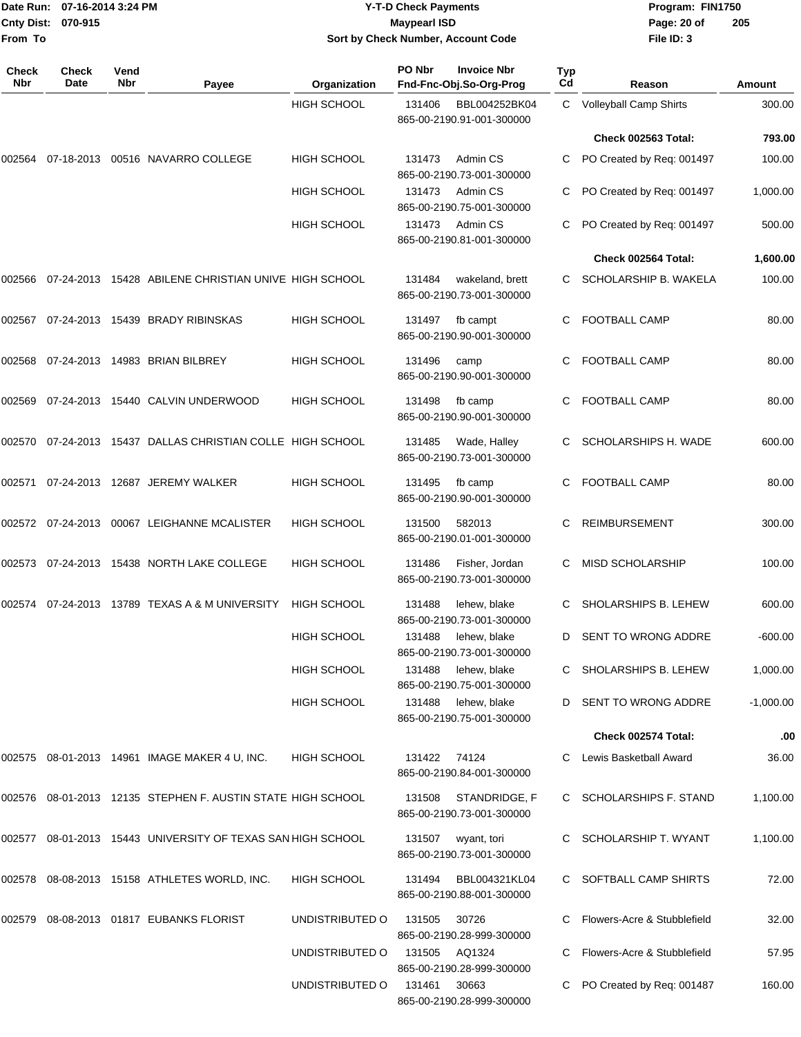Date Run: 07-16-2014 3:24 PM
Cnty Dist: 070-915
From To

**Y-T-D Check Payments**
**Maypearl ISD**
**Sort by Check Number, Account Code**

Program: FIN1750
File ID: 3

| Check Nbr | Check Date | Vend Nbr | Payee | Organization | PO Nbr | Invoice Nbr / Fnd-Fnc-Obj.So-Org-Prog | Typ Cd | Reason | Amount |
|---|---|---|---|---|---|---|---|---|---|
| | | | | HIGH SCHOOL | 131406 | BBL004252BK04 865-00-2190.91-001-300000 | C | Volleyball Camp Shirts | 300.00 |
| | | | | | | | | **Check 002563 Total:** | **793.00** |
| 002564 | 07-18-2013 | 00516 | NAVARRO COLLEGE | HIGH SCHOOL | 131473 | Admin CS 865-00-2190.73-001-300000 | C | PO Created by Req: 001497 | 100.00 |
| | | | | HIGH SCHOOL | 131473 | Admin CS 865-00-2190.75-001-300000 | C | PO Created by Req: 001497 | 1,000.00 |
| | | | | HIGH SCHOOL | 131473 | Admin CS 865-00-2190.81-001-300000 | C | PO Created by Req: 001497 | 500.00 |
| | | | | | | | | **Check 002564 Total:** | **1,600.00** |
| 002566 | 07-24-2013 | 15428 | ABILENE CHRISTIAN UNIVE | HIGH SCHOOL | 131484 | wakeland, brett 865-00-2190.73-001-300000 | C | SCHOLARSHIP B. WAKELA | 100.00 |
| 002567 | 07-24-2013 | 15439 | BRADY RIBINSKAS | HIGH SCHOOL | 131497 | fb campt 865-00-2190.90-001-300000 | C | FOOTBALL CAMP | 80.00 |
| 002568 | 07-24-2013 | 14983 | BRIAN BILBREY | HIGH SCHOOL | 131496 | camp 865-00-2190.90-001-300000 | C | FOOTBALL CAMP | 80.00 |
| 002569 | 07-24-2013 | 15440 | CALVIN UNDERWOOD | HIGH SCHOOL | 131498 | fb camp 865-00-2190.90-001-300000 | C | FOOTBALL CAMP | 80.00 |
| 002570 | 07-24-2013 | 15437 | DALLAS CHRISTIAN COLLE | HIGH SCHOOL | 131485 | Wade, Halley 865-00-2190.73-001-300000 | C | SCHOLARSHIPS H. WADE | 600.00 |
| 002571 | 07-24-2013 | 12687 | JEREMY WALKER | HIGH SCHOOL | 131495 | fb camp 865-00-2190.90-001-300000 | C | FOOTBALL CAMP | 80.00 |
| 002572 | 07-24-2013 | 00067 | LEIGHANNE MCALISTER | HIGH SCHOOL | 131500 | 582013 865-00-2190.01-001-300000 | C | REIMBURSEMENT | 300.00 |
| 002573 | 07-24-2013 | 15438 | NORTH LAKE COLLEGE | HIGH SCHOOL | 131486 | Fisher, Jordan 865-00-2190.73-001-300000 | C | MISD SCHOLARSHIP | 100.00 |
| 002574 | 07-24-2013 | 13789 | TEXAS A & M UNIVERSITY | HIGH SCHOOL | 131488 | lehew, blake 865-00-2190.73-001-300000 | C | SHOLARSHIPS B. LEHEW | 600.00 |
| | | | | HIGH SCHOOL | 131488 | lehew, blake 865-00-2190.73-001-300000 | D | SENT TO WRONG ADDRE | -600.00 |
| | | | | HIGH SCHOOL | 131488 | lehew, blake 865-00-2190.75-001-300000 | C | SHOLARSHIPS B. LEHEW | 1,000.00 |
| | | | | HIGH SCHOOL | 131488 | lehew, blake 865-00-2190.75-001-300000 | D | SENT TO WRONG ADDRE | -1,000.00 |
| | | | | | | | | **Check 002574 Total:** | **.00** |
| 002575 | 08-01-2013 | 14961 | IMAGE MAKER 4 U, INC. | HIGH SCHOOL | 131422 | 74124 865-00-2190.84-001-300000 | C | Lewis Basketball Award | 36.00 |
| 002576 | 08-01-2013 | 12135 | STEPHEN F. AUSTIN STATE | HIGH SCHOOL | 131508 | STANDRIDGE, F 865-00-2190.73-001-300000 | C | SCHOLARSHIPS F. STAND | 1,100.00 |
| 002577 | 08-01-2013 | 15443 | UNIVERSITY OF TEXAS SAN | HIGH SCHOOL | 131507 | wyant, tori 865-00-2190.73-001-300000 | C | SCHOLARSHIP T. WYANT | 1,100.00 |
| 002578 | 08-08-2013 | 15158 | ATHLETES WORLD, INC. | HIGH SCHOOL | 131494 | BBL004321KL04 865-00-2190.88-001-300000 | C | SOFTBALL CAMP SHIRTS | 72.00 |
| 002579 | 08-08-2013 | 01817 | EUBANKS FLORIST | UNDISTRIBUTED O | 131505 | 30726 865-00-2190.28-999-300000 | C | Flowers-Acre & Stubblefield | 32.00 |
| | | | | UNDISTRIBUTED O | 131505 | AQ1324 865-00-2190.28-999-300000 | C | Flowers-Acre & Stubblefield | 57.95 |
| | | | | UNDISTRIBUTED O | 131461 | 30663 865-00-2190.28-999-300000 | C | PO Created by Req: 001487 | 160.00 |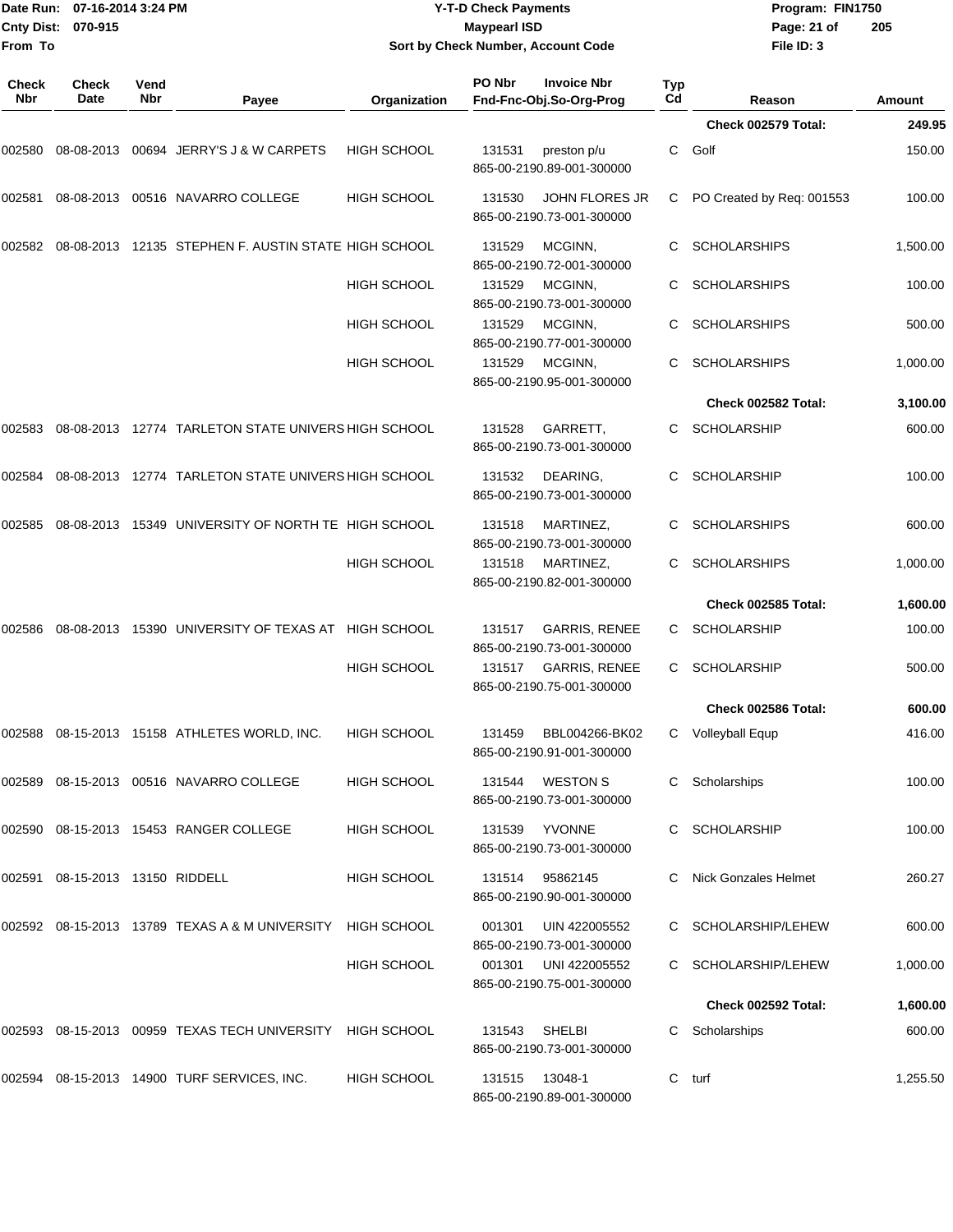Date Run: 07-16-2014 3:24 PM
Cnty Dist: 070-915
From To

**Y-T-D Check Payments**
**Maypearl ISD**
**Sort by Check Number, Account Code**

Program: FIN1750
File ID: 3

| Check Nbr | Check Date | Vend Nbr | Payee | Organization | PO Nbr | Invoice Nbr / Fnd-Fnc-Obj.So-Org-Prog | Typ Cd | Reason | Amount |
|---|---|---|---|---|---|---|---|---|---|
| | | | | | | | | **Check 002579 Total:** | **249.95** |
| 002580 | 08-08-2013 | 00694 | JERRY'S J & W CARPETS | HIGH SCHOOL | 131531 | preston p/u 865-00-2190.89-001-300000 | C | Golf | 150.00 |
| 002581 | 08-08-2013 | 00516 | NAVARRO COLLEGE | HIGH SCHOOL | 131530 | JOHN FLORES JR 865-00-2190.73-001-300000 | C | PO Created by Req: 001553 | 100.00 |
| 002582 | 08-08-2013 | 12135 | STEPHEN F. AUSTIN STATE | HIGH SCHOOL | 131529 | MCGINN, 865-00-2190.72-001-300000 | C | SCHOLARSHIPS | 1,500.00 |
| | | | | HIGH SCHOOL | 131529 | MCGINN, 865-00-2190.73-001-300000 | C | SCHOLARSHIPS | 100.00 |
| | | | | HIGH SCHOOL | 131529 | MCGINN, 865-00-2190.77-001-300000 | C | SCHOLARSHIPS | 500.00 |
| | | | | HIGH SCHOOL | 131529 | MCGINN, 865-00-2190.95-001-300000 | C | SCHOLARSHIPS | 1,000.00 |
| | | | | | | | | **Check 002582 Total:** | **3,100.00** |
| 002583 | 08-08-2013 | 12774 | TARLETON STATE UNIVERS | HIGH SCHOOL | 131528 | GARRETT, 865-00-2190.73-001-300000 | C | SCHOLARSHIP | 600.00 |
| 002584 | 08-08-2013 | 12774 | TARLETON STATE UNIVERS | HIGH SCHOOL | 131532 | DEARING, 865-00-2190.73-001-300000 | C | SCHOLARSHIP | 100.00 |
| 002585 | 08-08-2013 | 15349 | UNIVERSITY OF NORTH TE | HIGH SCHOOL | 131518 | MARTINEZ, 865-00-2190.73-001-300000 | C | SCHOLARSHIPS | 600.00 |
| | | | | HIGH SCHOOL | 131518 | MARTINEZ, 865-00-2190.82-001-300000 | C | SCHOLARSHIPS | 1,000.00 |
| | | | | | | | | **Check 002585 Total:** | **1,600.00** |
| 002586 | 08-08-2013 | 15390 | UNIVERSITY OF TEXAS AT | HIGH SCHOOL | 131517 | GARRIS, RENEE 865-00-2190.73-001-300000 | C | SCHOLARSHIP | 100.00 |
| | | | | HIGH SCHOOL | 131517 | GARRIS, RENEE 865-00-2190.75-001-300000 | C | SCHOLARSHIP | 500.00 |
| | | | | | | | | **Check 002586 Total:** | **600.00** |
| 002588 | 08-15-2013 | 15158 | ATHLETES WORLD, INC. | HIGH SCHOOL | 131459 | BBL004266-BK02 865-00-2190.91-001-300000 | C | Volleyball Equp | 416.00 |
| 002589 | 08-15-2013 | 00516 | NAVARRO COLLEGE | HIGH SCHOOL | 131544 | WESTON S 865-00-2190.73-001-300000 | C | Scholarships | 100.00 |
| 002590 | 08-15-2013 | 15453 | RANGER COLLEGE | HIGH SCHOOL | 131539 | YVONNE 865-00-2190.73-001-300000 | C | SCHOLARSHIP | 100.00 |
| 002591 | 08-15-2013 | 13150 | RIDDELL | HIGH SCHOOL | 131514 | 95862145 865-00-2190.90-001-300000 | C | Nick Gonzales Helmet | 260.27 |
| 002592 | 08-15-2013 | 13789 | TEXAS A & M UNIVERSITY | HIGH SCHOOL | 001301 | UIN 422005552 865-00-2190.73-001-300000 | C | SCHOLARSHIP/LEHEW | 600.00 |
| | | | | HIGH SCHOOL | 001301 | UNI 422005552 865-00-2190.75-001-300000 | C | SCHOLARSHIP/LEHEW | 1,000.00 |
| | | | | | | | | **Check 002592 Total:** | **1,600.00** |
| 002593 | 08-15-2013 | 00959 | TEXAS TECH UNIVERSITY | HIGH SCHOOL | 131543 | SHELBI 865-00-2190.73-001-300000 | C | Scholarships | 600.00 |
| 002594 | 08-15-2013 | 14900 | TURF SERVICES, INC. | HIGH SCHOOL | 131515 | 13048-1 865-00-2190.89-001-300000 | C | turf | 1,255.50 |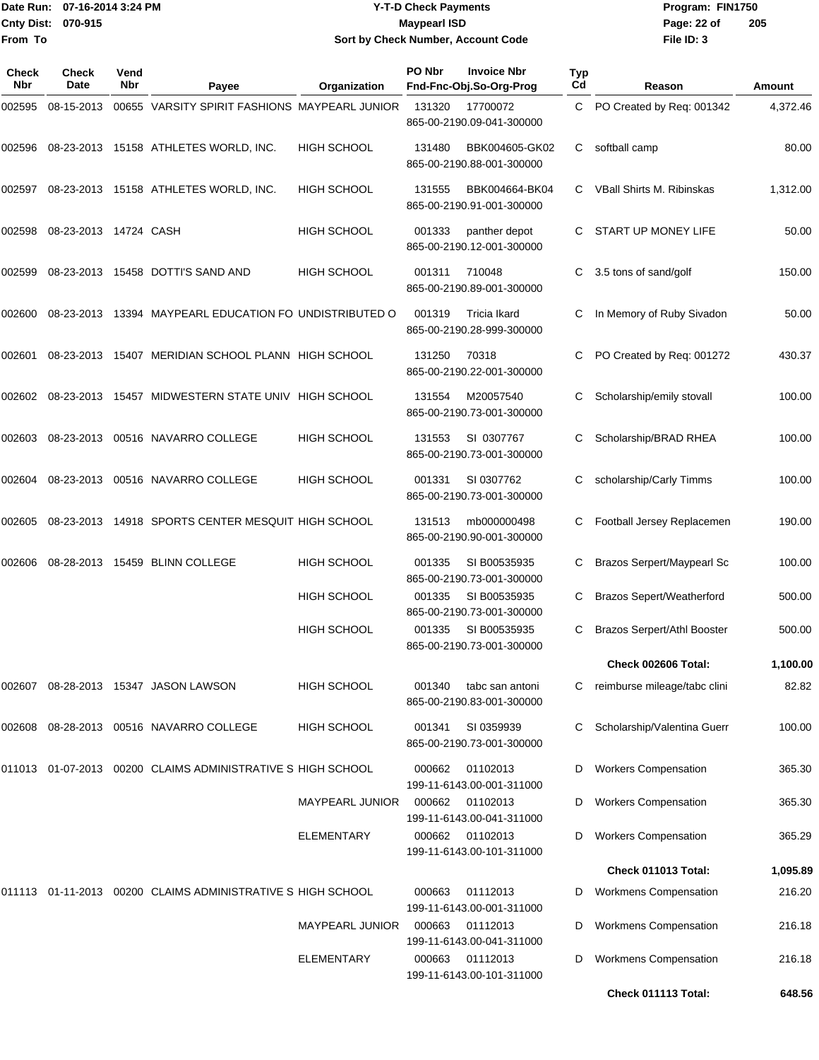Date Run: 07-16-2014 3:24 PM
Cnty Dist: 070-915
From To

# Y-T-D Check Payments
## Maypearl ISD
### Sort by Check Number, Account Code

Program: FIN1750
File ID: 3

| Check Nbr | Check Date | Vend Nbr | Payee | Organization | PO Nbr | Invoice Nbr / Fnd-Fnc-Obj.So-Org-Prog | Typ Cd | Reason | Amount |
|---|---|---|---|---|---|---|---|---|---|
| 002595 | 08-15-2013 | 00655 | VARSITY SPIRIT FASHIONS | MAYPEARL JUNIOR | 131320 | 17700072<br>865-00-2190.09-041-300000 | C | PO Created by Req: 001342 | 4,372.46 |
| 002596 | 08-23-2013 | 15158 | ATHLETES WORLD, INC. | HIGH SCHOOL | 131480 | BBK004605-GK02<br>865-00-2190.88-001-300000 | C | softball camp | 80.00 |
| 002597 | 08-23-2013 | 15158 | ATHLETES WORLD, INC. | HIGH SCHOOL | 131555 | BBK004664-BK04<br>865-00-2190.91-001-300000 | C | VBall Shirts M. Ribinskas | 1,312.00 |
| 002598 | 08-23-2013 | 14724 | CASH | HIGH SCHOOL | 001333 | panther depot<br>865-00-2190.12-001-300000 | C | START UP MONEY LIFE | 50.00 |
| 002599 | 08-23-2013 | 15458 | DOTTI'S SAND AND | HIGH SCHOOL | 001311 | 710048<br>865-00-2190.89-001-300000 | C | 3.5 tons of sand/golf | 150.00 |
| 002600 | 08-23-2013 | 13394 | MAYPEARL EDUCATION FO | UNDISTRIBUTED O | 001319 | Tricia Ikard<br>865-00-2190.28-999-300000 | C | In Memory of Ruby Sivadon | 50.00 |
| 002601 | 08-23-2013 | 15407 | MERIDIAN SCHOOL PLANN | HIGH SCHOOL | 131250 | 70318<br>865-00-2190.22-001-300000 | C | PO Created by Req: 001272 | 430.37 |
| 002602 | 08-23-2013 | 15457 | MIDWESTERN STATE UNIV | HIGH SCHOOL | 131554 | M20057540<br>865-00-2190.73-001-300000 | C | Scholarship/emily stovall | 100.00 |
| 002603 | 08-23-2013 | 00516 | NAVARRO COLLEGE | HIGH SCHOOL | 131553 | SI 0307767<br>865-00-2190.73-001-300000 | C | Scholarship/BRAD RHEA | 100.00 |
| 002604 | 08-23-2013 | 00516 | NAVARRO COLLEGE | HIGH SCHOOL | 001331 | SI 0307762<br>865-00-2190.73-001-300000 | C | scholarship/Carly Timms | 100.00 |
| 002605 | 08-23-2013 | 14918 | SPORTS CENTER MESQUIT | HIGH SCHOOL | 131513 | mb000000498<br>865-00-2190.90-001-300000 | C | Football Jersey Replacemen | 190.00 |
| 002606 | 08-28-2013 | 15459 | BLINN COLLEGE | HIGH SCHOOL | 001335 | SI B00535935<br>865-00-2190.73-001-300000 | C | Brazos Serpert/Maypearl Sc | 100.00 |
| | | | | HIGH SCHOOL | 001335 | SI B00535935<br>865-00-2190.73-001-300000 | C | Brazos Sepert/Weatherford | 500.00 |
| | | | | HIGH SCHOOL | 001335 | SI B00535935<br>865-00-2190.73-001-300000 | C | Brazos Serpert/Athl Booster | 500.00 |
| | | | | | | | | **Check 002606 Total:** | **1,100.00** |
| 002607 | 08-28-2013 | 15347 | JASON LAWSON | HIGH SCHOOL | 001340 | tabc san antoni<br>865-00-2190.83-001-300000 | C | reimburse mileage/tabc clini | 82.82 |
| 002608 | 08-28-2013 | 00516 | NAVARRO COLLEGE | HIGH SCHOOL | 001341 | SI 0359939<br>865-00-2190.73-001-300000 | C | Scholarship/Valentina Guerr | 100.00 |
| 011013 | 01-07-2013 | 00200 | CLAIMS ADMINISTRATIVE S | HIGH SCHOOL | 000662 | 01102013<br>199-11-6143.00-001-311000 | D | Workers Compensation | 365.30 |
| | | | | MAYPEARL JUNIOR | 000662 | 01102013<br>199-11-6143.00-041-311000 | D | Workers Compensation | 365.30 |
| | | | | ELEMENTARY | 000662 | 01102013<br>199-11-6143.00-101-311000 | D | Workers Compensation | 365.29 |
| | | | | | | | | **Check 011013 Total:** | **1,095.89** |
| 011113 | 01-11-2013 | 00200 | CLAIMS ADMINISTRATIVE S | HIGH SCHOOL | 000663 | 01112013<br>199-11-6143.00-001-311000 | D | Workmens Compensation | 216.20 |
| | | | | MAYPEARL JUNIOR | 000663 | 01112013<br>199-11-6143.00-041-311000 | D | Workmens Compensation | 216.18 |
| | | | | ELEMENTARY | 000663 | 01112013<br>199-11-6143.00-101-311000 | D | Workmens Compensation | 216.18 |
| | | | | | | | | **Check 011113 Total:** | **648.56** |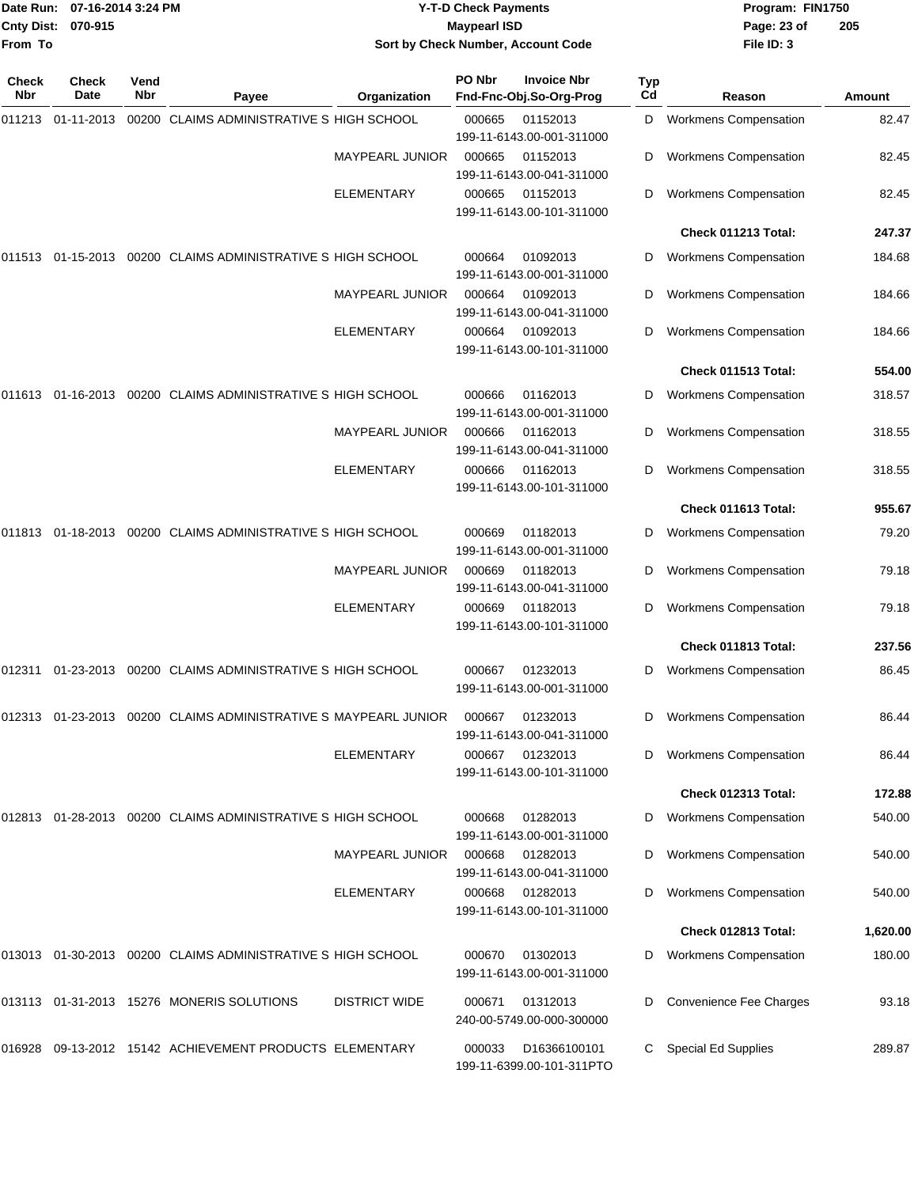# Y-T-D Check Payments

**Maypearl ISD**

**Sort by Check Number, Account Code**

Date Run: 07-16-2014 3:24 PM
Cnty Dist: 070-915
From To

Program: FIN1750
File ID: 3

| Check Nbr | Check Date | Vend Nbr | Payee | Organization | PO Nbr / Fnd-Fnc-Obj.So-Org-Prog | Invoice Nbr | Typ Cd | Reason | Amount |
|---|---|---|---|---|---|---|---|---|---|
| 011213 | 01-11-2013 | 00200 | CLAIMS ADMINISTRATIVE S | HIGH SCHOOL | 000665 199-11-6143.00-001-311000 | 01152013 | D | Workmens Compensation | 82.47 |
| | | | | MAYPEARL JUNIOR | 000665 199-11-6143.00-041-311000 | 01152013 | D | Workmens Compensation | 82.45 |
| | | | | ELEMENTARY | 000665 199-11-6143.00-101-311000 | 01152013 | D | Workmens Compensation | 82.45 |
| | | | | | | | | **Check 011213 Total:** | **247.37** |
| 011513 | 01-15-2013 | 00200 | CLAIMS ADMINISTRATIVE S | HIGH SCHOOL | 000664 199-11-6143.00-001-311000 | 01092013 | D | Workmens Compensation | 184.68 |
| | | | | MAYPEARL JUNIOR | 000664 199-11-6143.00-041-311000 | 01092013 | D | Workmens Compensation | 184.66 |
| | | | | ELEMENTARY | 000664 199-11-6143.00-101-311000 | 01092013 | D | Workmens Compensation | 184.66 |
| | | | | | | | | **Check 011513 Total:** | **554.00** |
| 011613 | 01-16-2013 | 00200 | CLAIMS ADMINISTRATIVE S | HIGH SCHOOL | 000666 199-11-6143.00-001-311000 | 01162013 | D | Workmens Compensation | 318.57 |
| | | | | MAYPEARL JUNIOR | 000666 199-11-6143.00-041-311000 | 01162013 | D | Workmens Compensation | 318.55 |
| | | | | ELEMENTARY | 000666 199-11-6143.00-101-311000 | 01162013 | D | Workmens Compensation | 318.55 |
| | | | | | | | | **Check 011613 Total:** | **955.67** |
| 011813 | 01-18-2013 | 00200 | CLAIMS ADMINISTRATIVE S | HIGH SCHOOL | 000669 199-11-6143.00-001-311000 | 01182013 | D | Workmens Compensation | 79.20 |
| | | | | MAYPEARL JUNIOR | 000669 199-11-6143.00-041-311000 | 01182013 | D | Workmens Compensation | 79.18 |
| | | | | ELEMENTARY | 000669 199-11-6143.00-101-311000 | 01182013 | D | Workmens Compensation | 79.18 |
| | | | | | | | | **Check 011813 Total:** | **237.56** |
| 012311 | 01-23-2013 | 00200 | CLAIMS ADMINISTRATIVE S | HIGH SCHOOL | 000667 199-11-6143.00-001-311000 | 01232013 | D | Workmens Compensation | 86.45 |
| 012313 | 01-23-2013 | 00200 | CLAIMS ADMINISTRATIVE S | MAYPEARL JUNIOR | 000667 199-11-6143.00-041-311000 | 01232013 | D | Workmens Compensation | 86.44 |
| | | | | ELEMENTARY | 000667 199-11-6143.00-101-311000 | 01232013 | D | Workmens Compensation | 86.44 |
| | | | | | | | | **Check 012313 Total:** | **172.88** |
| 012813 | 01-28-2013 | 00200 | CLAIMS ADMINISTRATIVE S | HIGH SCHOOL | 000668 199-11-6143.00-001-311000 | 01282013 | D | Workmens Compensation | 540.00 |
| | | | | MAYPEARL JUNIOR | 000668 199-11-6143.00-041-311000 | 01282013 | D | Workmens Compensation | 540.00 |
| | | | | ELEMENTARY | 000668 199-11-6143.00-101-311000 | 01282013 | D | Workmens Compensation | 540.00 |
| | | | | | | | | **Check 012813 Total:** | **1,620.00** |
| 013013 | 01-30-2013 | 00200 | CLAIMS ADMINISTRATIVE S | HIGH SCHOOL | 000670 199-11-6143.00-001-311000 | 01302013 | D | Workmens Compensation | 180.00 |
| 013113 | 01-31-2013 | 15276 | MONERIS SOLUTIONS | DISTRICT WIDE | 000671 240-00-5749.00-000-300000 | 01312013 | D | Convenience Fee Charges | 93.18 |
| 016928 | 09-13-2012 | 15142 | ACHIEVEMENT PRODUCTS | ELEMENTARY | 000033 199-11-6399.00-101-311PTO | D16366100101 | C | Special Ed Supplies | 289.87 |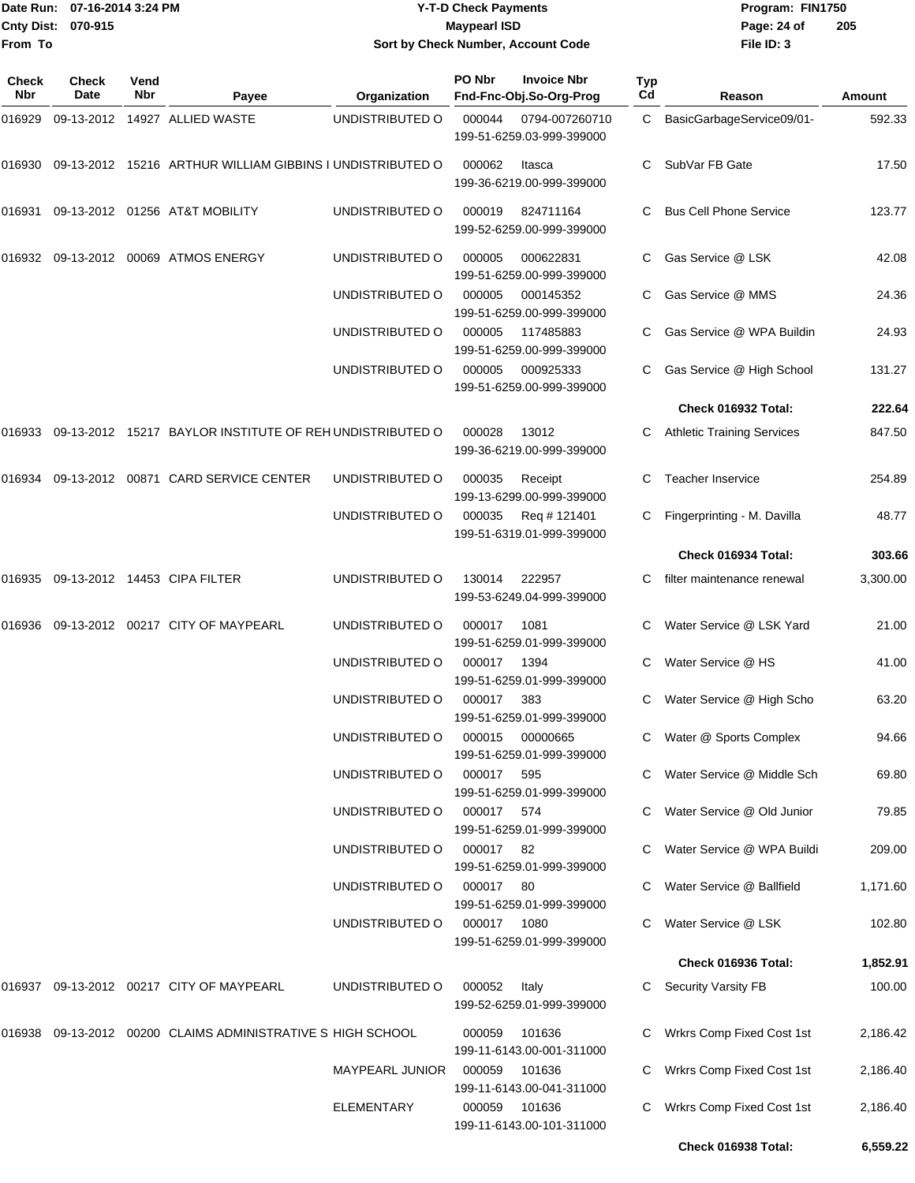Date Run: 07-16-2014 3:24 PM
Cnty Dist: 070-915
From To

# Y-T-D Check Payments
## Maypearl ISD
### Sort by Check Number, Account Code

Program: FIN1750
File ID: 3

| Check Nbr | Check Date | Vend Nbr | Payee | Organization | PO Nbr | Invoice Nbr Fnd-Fnc-Obj.So-Org-Prog | Typ Cd | Reason | Amount |
|---|---|---|---|---|---|---|---|---|---|
| 016929 | 09-13-2012 | 14927 | ALLIED WASTE | UNDISTRIBUTED O | 000044 | 0794-007260710 199-51-6259.03-999-399000 | C | BasicGarbageService09/01- | 592.33 |
| 016930 | 09-13-2012 | 15216 | ARTHUR WILLIAM GIBBINS I | UNDISTRIBUTED O | 000062 | Itasca 199-36-6219.00-999-399000 | C | SubVar FB Gate | 17.50 |
| 016931 | 09-13-2012 | 01256 | AT&T MOBILITY | UNDISTRIBUTED O | 000019 | 824711164 199-52-6259.00-999-399000 | C | Bus Cell Phone Service | 123.77 |
| 016932 | 09-13-2012 | 00069 | ATMOS ENERGY | UNDISTRIBUTED O | 000005 | 000622831 199-51-6259.00-999-399000 | C | Gas Service @ LSK | 42.08 |
| | | | | UNDISTRIBUTED O | 000005 | 000145352 199-51-6259.00-999-399000 | C | Gas Service @ MMS | 24.36 |
| | | | | UNDISTRIBUTED O | 000005 | 117485883 199-51-6259.00-999-399000 | C | Gas Service @ WPA Buildin | 24.93 |
| | | | | UNDISTRIBUTED O | 000005 | 000925333 199-51-6259.00-999-399000 | C | Gas Service @ High School | 131.27 |
| | | | | | | | | **Check 016932 Total:** | **222.64** |
| 016933 | 09-13-2012 | 15217 | BAYLOR INSTITUTE OF REH | UNDISTRIBUTED O | 000028 | 13012 199-36-6219.00-999-399000 | C | Athletic Training Services | 847.50 |
| 016934 | 09-13-2012 | 00871 | CARD SERVICE CENTER | UNDISTRIBUTED O | 000035 | Receipt 199-13-6299.00-999-399000 | C | Teacher Inservice | 254.89 |
| | | | | UNDISTRIBUTED O | 000035 | Req # 121401 199-51-6319.01-999-399000 | C | Fingerprinting - M. Davilla | 48.77 |
| | | | | | | | | **Check 016934 Total:** | **303.66** |
| 016935 | 09-13-2012 | 14453 | CIPA FILTER | UNDISTRIBUTED O | 130014 | 222957 199-53-6249.04-999-399000 | C | filter maintenance renewal | 3,300.00 |
| 016936 | 09-13-2012 | 00217 | CITY OF MAYPEARL | UNDISTRIBUTED O | 000017 | 1081 199-51-6259.01-999-399000 | C | Water Service @ LSK Yard | 21.00 |
| | | | | UNDISTRIBUTED O | 000017 | 1394 199-51-6259.01-999-399000 | C | Water Service @ HS | 41.00 |
| | | | | UNDISTRIBUTED O | 000017 | 383 199-51-6259.01-999-399000 | C | Water Service @ High Scho | 63.20 |
| | | | | UNDISTRIBUTED O | 000015 | 00000665 199-51-6259.01-999-399000 | C | Water @ Sports Complex | 94.66 |
| | | | | UNDISTRIBUTED O | 000017 | 595 199-51-6259.01-999-399000 | C | Water Service @ Middle Sch | 69.80 |
| | | | | UNDISTRIBUTED O | 000017 | 574 199-51-6259.01-999-399000 | C | Water Service @ Old Junior | 79.85 |
| | | | | UNDISTRIBUTED O | 000017 | 82 199-51-6259.01-999-399000 | C | Water Service @ WPA Buildi | 209.00 |
| | | | | UNDISTRIBUTED O | 000017 | 80 199-51-6259.01-999-399000 | C | Water Service @ Ballfield | 1,171.60 |
| | | | | UNDISTRIBUTED O | 000017 | 1080 199-51-6259.01-999-399000 | C | Water Service @ LSK | 102.80 |
| | | | | | | | | **Check 016936 Total:** | **1,852.91** |
| 016937 | 09-13-2012 | 00217 | CITY OF MAYPEARL | UNDISTRIBUTED O | 000052 | Italy 199-52-6259.01-999-399000 | C | Security Varsity FB | 100.00 |
| 016938 | 09-13-2012 | 00200 | CLAIMS ADMINISTRATIVE S | HIGH SCHOOL | 000059 | 101636 199-11-6143.00-001-311000 | C | Wrkrs Comp Fixed Cost 1st | 2,186.42 |
| | | | | MAYPEARL JUNIOR | 000059 | 101636 199-11-6143.00-041-311000 | C | Wrkrs Comp Fixed Cost 1st | 2,186.40 |
| | | | | ELEMENTARY | 000059 | 101636 199-11-6143.00-101-311000 | C | Wrkrs Comp Fixed Cost 1st | 2,186.40 |
| | | | | | | | | **Check 016938 Total:** | **6,559.22** |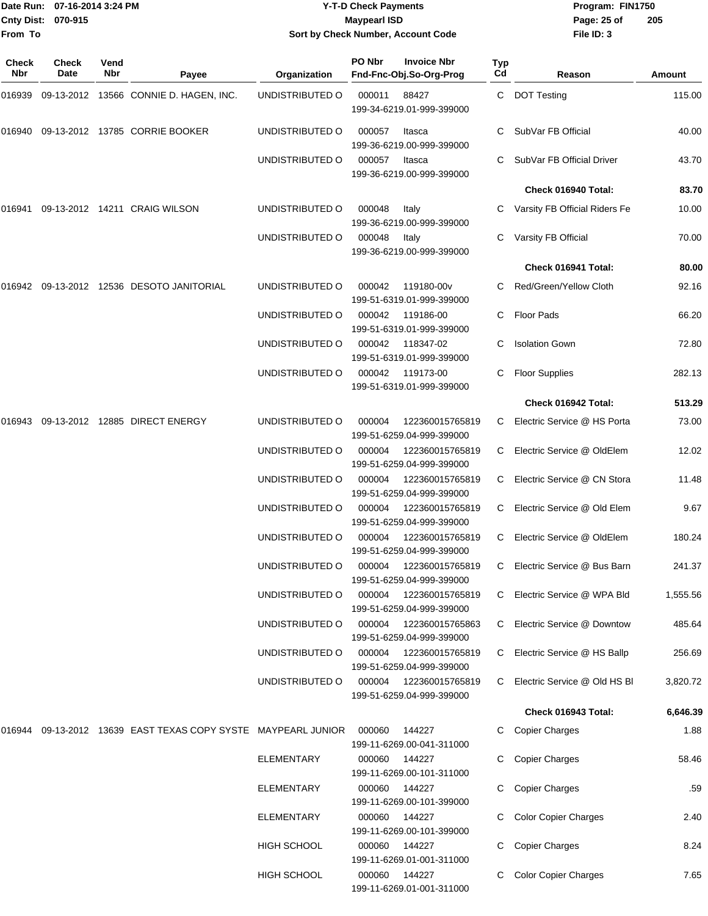Date Run: 07-16-2014 3:24 PM
Cnty Dist: 070-915
From To

# Y-T-D Check Payments
## Maypearl ISD
### Sort by Check Number, Account Code

Program: FIN1750
File ID: 3

| Check Nbr | Check Date | Vend Nbr | Payee | Organization | PO Nbr / Invoice Nbr / Fnd-Fnc-Obj.So-Org-Prog | Typ Cd | Reason | Amount |
|---|---|---|---|---|---|---|---|---|
| 016939 | 09-13-2012 | 13566 | CONNIE D. HAGEN, INC. | UNDISTRIBUTED O | 000011 88427 199-34-6219.01-999-399000 | C | DOT Testing | 115.00 |
| 016940 | 09-13-2012 | 13785 | CORRIE BOOKER | UNDISTRIBUTED O | 000057 Itasca 199-36-6219.00-999-399000 | C | SubVar FB Official | 40.00 |
| | | | | UNDISTRIBUTED O | 000057 Itasca 199-36-6219.00-999-399000 | C | SubVar FB Official Driver | 43.70 |
| | | | | | | | **Check 016940 Total:** | **83.70** |
| 016941 | 09-13-2012 | 14211 | CRAIG WILSON | UNDISTRIBUTED O | 000048 Italy 199-36-6219.00-999-399000 | C | Varsity FB Official Riders Fe | 10.00 |
| | | | | UNDISTRIBUTED O | 000048 Italy 199-36-6219.00-999-399000 | C | Varsity FB Official | 70.00 |
| | | | | | | | **Check 016941 Total:** | **80.00** |
| 016942 | 09-13-2012 | 12536 | DESOTO JANITORIAL | UNDISTRIBUTED O | 000042 119180-00v 199-51-6319.01-999-399000 | C | Red/Green/Yellow Cloth | 92.16 |
| | | | | UNDISTRIBUTED O | 000042 119186-00 199-51-6319.01-999-399000 | C | Floor Pads | 66.20 |
| | | | | UNDISTRIBUTED O | 000042 118347-02 199-51-6319.01-999-399000 | C | Isolation Gown | 72.80 |
| | | | | UNDISTRIBUTED O | 000042 119173-00 199-51-6319.01-999-399000 | C | Floor Supplies | 282.13 |
| | | | | | | | **Check 016942 Total:** | **513.29** |
| 016943 | 09-13-2012 | 12885 | DIRECT ENERGY | UNDISTRIBUTED O | 000004 122360015765819 199-51-6259.04-999-399000 | C | Electric Service @ HS Porta | 73.00 |
| | | | | UNDISTRIBUTED O | 000004 122360015765819 199-51-6259.04-999-399000 | C | Electric Service @ OldElem | 12.02 |
| | | | | UNDISTRIBUTED O | 000004 122360015765819 199-51-6259.04-999-399000 | C | Electric Service @ CN Stora | 11.48 |
| | | | | UNDISTRIBUTED O | 000004 122360015765819 199-51-6259.04-999-399000 | C | Electric Service @ Old Elem | 9.67 |
| | | | | UNDISTRIBUTED O | 000004 122360015765819 199-51-6259.04-999-399000 | C | Electric Service @ OldElem | 180.24 |
| | | | | UNDISTRIBUTED O | 000004 122360015765819 199-51-6259.04-999-399000 | C | Electric Service @ Bus Barn | 241.37 |
| | | | | UNDISTRIBUTED O | 000004 122360015765819 199-51-6259.04-999-399000 | C | Electric Service @ WPA Bld | 1,555.56 |
| | | | | UNDISTRIBUTED O | 000004 122360015765863 199-51-6259.04-999-399000 | C | Electric Service @ Downtow | 485.64 |
| | | | | UNDISTRIBUTED O | 000004 122360015765819 199-51-6259.04-999-399000 | C | Electric Service @ HS Ballp | 256.69 |
| | | | | UNDISTRIBUTED O | 000004 122360015765819 199-51-6259.04-999-399000 | C | Electric Service @ Old HS Bl | 3,820.72 |
| | | | | | | | **Check 016943 Total:** | **6,646.39** |
| 016944 | 09-13-2012 | 13639 | EAST TEXAS COPY SYSTE | MAYPEARL JUNIOR | 000060 144227 199-11-6269.00-041-311000 | C | Copier Charges | 1.88 |
| | | | | ELEMENTARY | 000060 144227 199-11-6269.00-101-311000 | C | Copier Charges | 58.46 |
| | | | | ELEMENTARY | 000060 144227 199-11-6269.00-101-399000 | C | Copier Charges | .59 |
| | | | | ELEMENTARY | 000060 144227 199-11-6269.00-101-399000 | C | Color Copier Charges | 2.40 |
| | | | | HIGH SCHOOL | 000060 144227 199-11-6269.01-001-311000 | C | Copier Charges | 8.24 |
| | | | | HIGH SCHOOL | 000060 144227 199-11-6269.01-001-311000 | C | Color Copier Charges | 7.65 |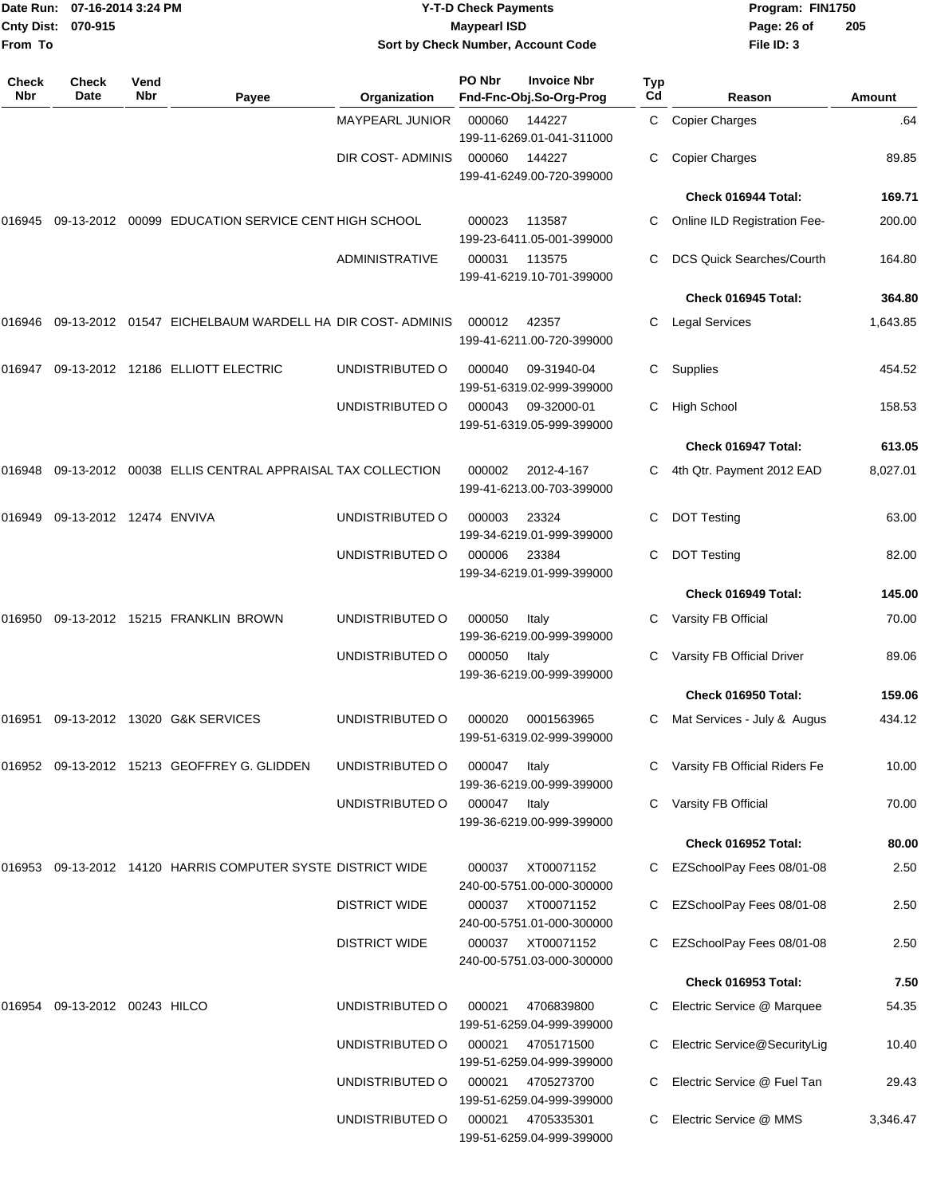**Date Run: 07-16-2014 3:24 PM**
**Cnty Dist: 070-915**
**From To**

# Y-T-D Check Payments
## Maypearl ISD
### Sort by Check Number, Account Code

**Program: FIN1750**
**File ID: 3**

| Check Nbr | Check Date | Vend Nbr | Payee | Organization | PO Nbr / Invoice Nbr / Fnd-Fnc-Obj.So-Org-Prog | Typ Cd | Reason | Amount |
|---|---|---|---|---|---|---|---|---|
| | | | | MAYPEARL JUNIOR | 000060 144227 199-11-6269.01-041-311000 | C | Copier Charges | .64 |
| | | | | DIR COST- ADMINIS | 000060 144227 199-41-6249.00-720-399000 | C | Copier Charges | 89.85 |
| | | | | | | | **Check 016944 Total:** | **169.71** |
| 016945 | 09-13-2012 | 00099 | EDUCATION SERVICE CENT | HIGH SCHOOL | 000023 113587 199-23-6411.05-001-399000 | C | Online ILD Registration Fee- | 200.00 |
| | | | | ADMINISTRATIVE | 000031 113575 199-41-6219.10-701-399000 | C | DCS Quick Searches/Courth | 164.80 |
| | | | | | | | **Check 016945 Total:** | **364.80** |
| 016946 | 09-13-2012 | 01547 | EICHELBAUM WARDELL HA | DIR COST- ADMINIS | 000012 42357 199-41-6211.00-720-399000 | C | Legal Services | 1,643.85 |
| 016947 | 09-13-2012 | 12186 | ELLIOTT ELECTRIC | UNDISTRIBUTED O | 000040 09-31940-04 199-51-6319.02-999-399000 | C | Supplies | 454.52 |
| | | | | UNDISTRIBUTED O | 000043 09-32000-01 199-51-6319.05-999-399000 | C | High School | 158.53 |
| | | | | | | | **Check 016947 Total:** | **613.05** |
| 016948 | 09-13-2012 | 00038 | ELLIS CENTRAL APPRAISAL | TAX COLLECTION | 000002 2012-4-167 199-41-6213.00-703-399000 | C | 4th Qtr. Payment 2012 EAD | 8,027.01 |
| 016949 | 09-13-2012 | 12474 | ENVIVA | UNDISTRIBUTED O | 000003 23324 199-34-6219.01-999-399000 | C | DOT Testing | 63.00 |
| | | | | UNDISTRIBUTED O | 000006 23384 199-34-6219.01-999-399000 | C | DOT Testing | 82.00 |
| | | | | | | | **Check 016949 Total:** | **145.00** |
| 016950 | 09-13-2012 | 15215 | FRANKLIN BROWN | UNDISTRIBUTED O | 000050 Italy 199-36-6219.00-999-399000 | C | Varsity FB Official | 70.00 |
| | | | | UNDISTRIBUTED O | 000050 Italy 199-36-6219.00-999-399000 | C | Varsity FB Official Driver | 89.06 |
| | | | | | | | **Check 016950 Total:** | **159.06** |
| 016951 | 09-13-2012 | 13020 | G&K SERVICES | UNDISTRIBUTED O | 000020 0001563965 199-51-6319.02-999-399000 | C | Mat Services - July & Augus | 434.12 |
| 016952 | 09-13-2012 | 15213 | GEOFFREY G. GLIDDEN | UNDISTRIBUTED O | 000047 Italy 199-36-6219.00-999-399000 | C | Varsity FB Official Riders Fe | 10.00 |
| | | | | UNDISTRIBUTED O | 000047 Italy 199-36-6219.00-999-399000 | C | Varsity FB Official | 70.00 |
| | | | | | | | **Check 016952 Total:** | **80.00** |
| 016953 | 09-13-2012 | 14120 | HARRIS COMPUTER SYSTE | DISTRICT WIDE | 000037 XT00071152 240-00-5751.00-000-300000 | C | EZSchoolPay Fees 08/01-08 | 2.50 |
| | | | | DISTRICT WIDE | 000037 XT00071152 240-00-5751.01-000-300000 | C | EZSchoolPay Fees 08/01-08 | 2.50 |
| | | | | DISTRICT WIDE | 000037 XT00071152 240-00-5751.03-000-300000 | C | EZSchoolPay Fees 08/01-08 | 2.50 |
| | | | | | | | **Check 016953 Total:** | **7.50** |
| 016954 | 09-13-2012 | 00243 | HILCO | UNDISTRIBUTED O | 000021 4706839800 199-51-6259.04-999-399000 | C | Electric Service @ Marquee | 54.35 |
| | | | | UNDISTRIBUTED O | 000021 4705171500 199-51-6259.04-999-399000 | C | Electric Service@SecurityLig | 10.40 |
| | | | | UNDISTRIBUTED O | 000021 4705273700 199-51-6259.04-999-399000 | C | Electric Service @ Fuel Tan | 29.43 |
| | | | | UNDISTRIBUTED O | 000021 4705335301 199-51-6259.04-999-399000 | C | Electric Service @ MMS | 3,346.47 |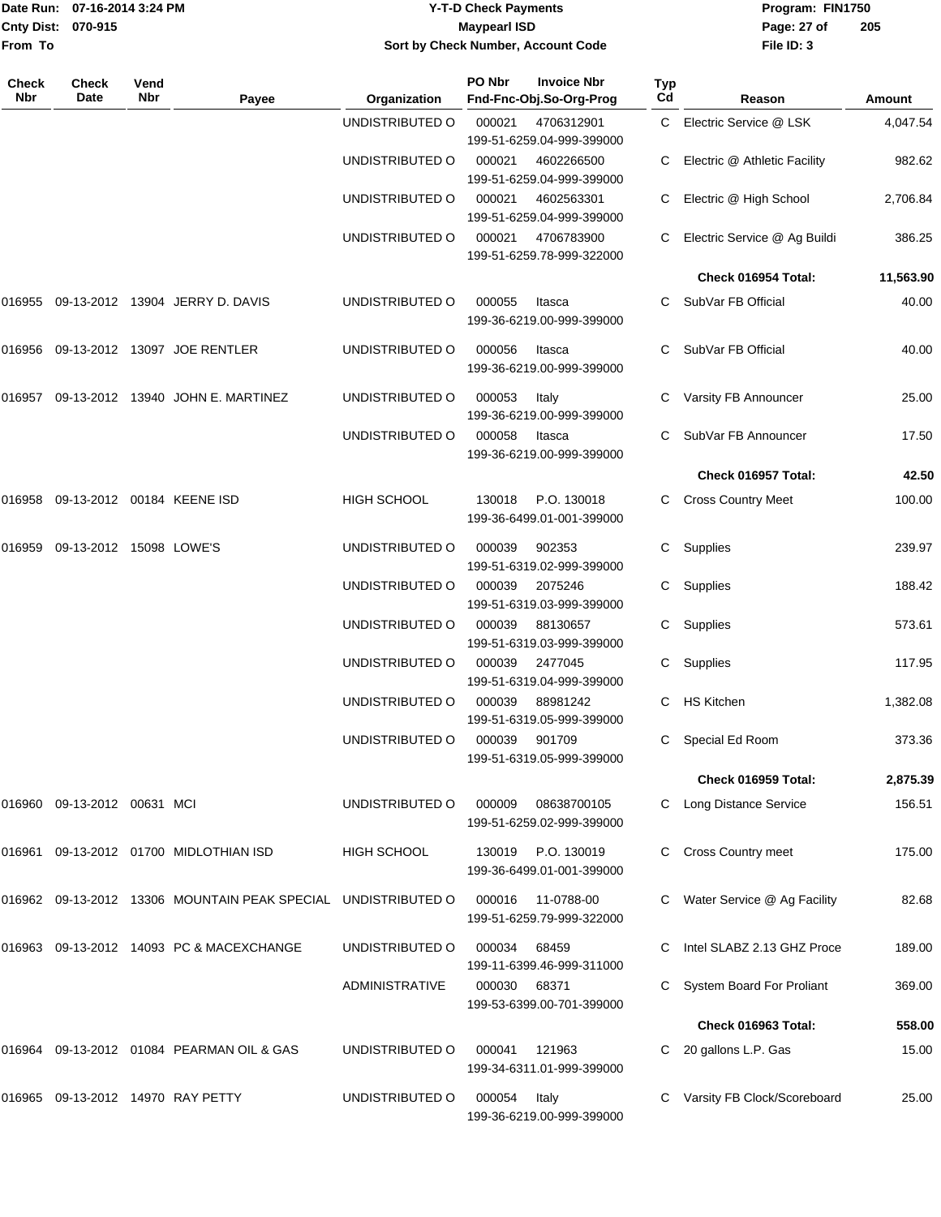Date Run: 07-16-2014 3:24 PM
Cnty Dist: 070-915
From To

**Y-T-D Check Payments**
**Maypearl ISD**
**Sort by Check Number, Account Code**

Program: FIN1750
File ID: 3

| Check Nbr | Check Date | Vend Nbr | Payee | Organization | PO Nbr | Invoice Nbr / Fnd-Fnc-Obj.So-Org-Prog | Typ Cd | Reason | Amount |
|---|---|---|---|---|---|---|---|---|---|
| | | | | UNDISTRIBUTED O | 000021 | 4706312901 / 199-51-6259.04-999-399000 | C | Electric Service @ LSK | 4,047.54 |
| | | | | UNDISTRIBUTED O | 000021 | 4602266500 / 199-51-6259.04-999-399000 | C | Electric @ Athletic Facility | 982.62 |
| | | | | UNDISTRIBUTED O | 000021 | 4602563301 / 199-51-6259.04-999-399000 | C | Electric @ High School | 2,706.84 |
| | | | | UNDISTRIBUTED O | 000021 | 4706783900 / 199-51-6259.78-999-322000 | C | Electric Service @ Ag Buildi | 386.25 |
| | | | | | | | | **Check 016954 Total:** | **11,563.90** |
| 016955 | 09-13-2012 | 13904 | JERRY D. DAVIS | UNDISTRIBUTED O | 000055 | Itasca / 199-36-6219.00-999-399000 | C | SubVar FB Official | 40.00 |
| 016956 | 09-13-2012 | 13097 | JOE RENTLER | UNDISTRIBUTED O | 000056 | Itasca / 199-36-6219.00-999-399000 | C | SubVar FB Official | 40.00 |
| 016957 | 09-13-2012 | 13940 | JOHN E. MARTINEZ | UNDISTRIBUTED O | 000053 | Italy / 199-36-6219.00-999-399000 | C | Varsity FB Announcer | 25.00 |
| | | | | UNDISTRIBUTED O | 000058 | Itasca / 199-36-6219.00-999-399000 | C | SubVar FB Announcer | 17.50 |
| | | | | | | | | **Check 016957 Total:** | **42.50** |
| 016958 | 09-13-2012 | 00184 | KEENE ISD | HIGH SCHOOL | 130018 | P.O. 130018 / 199-36-6499.01-001-399000 | C | Cross Country Meet | 100.00 |
| 016959 | 09-13-2012 | 15098 | LOWE'S | UNDISTRIBUTED O | 000039 | 902353 / 199-51-6319.02-999-399000 | C | Supplies | 239.97 |
| | | | | UNDISTRIBUTED O | 000039 | 2075246 / 199-51-6319.03-999-399000 | C | Supplies | 188.42 |
| | | | | UNDISTRIBUTED O | 000039 | 88130657 / 199-51-6319.03-999-399000 | C | Supplies | 573.61 |
| | | | | UNDISTRIBUTED O | 000039 | 2477045 / 199-51-6319.04-999-399000 | C | Supplies | 117.95 |
| | | | | UNDISTRIBUTED O | 000039 | 88981242 / 199-51-6319.05-999-399000 | C | HS Kitchen | 1,382.08 |
| | | | | UNDISTRIBUTED O | 000039 | 901709 / 199-51-6319.05-999-399000 | C | Special Ed Room | 373.36 |
| | | | | | | | | **Check 016959 Total:** | **2,875.39** |
| 016960 | 09-13-2012 | 00631 | MCI | UNDISTRIBUTED O | 000009 | 08638700105 / 199-51-6259.02-999-399000 | C | Long Distance Service | 156.51 |
| 016961 | 09-13-2012 | 01700 | MIDLOTHIAN ISD | HIGH SCHOOL | 130019 | P.O. 130019 / 199-36-6499.01-001-399000 | C | Cross Country meet | 175.00 |
| 016962 | 09-13-2012 | 13306 | MOUNTAIN PEAK SPECIAL | UNDISTRIBUTED O | 000016 | 11-0788-00 / 199-51-6259.79-999-322000 | C | Water Service @ Ag Facility | 82.68 |
| 016963 | 09-13-2012 | 14093 | PC & MACEXCHANGE | UNDISTRIBUTED O | 000034 | 68459 / 199-11-6399.46-999-311000 | C | Intel SLABZ 2.13 GHZ Proce | 189.00 |
| | | | | ADMINISTRATIVE | 000030 | 68371 / 199-53-6399.00-701-399000 | C | System Board For Proliant | 369.00 |
| | | | | | | | | **Check 016963 Total:** | **558.00** |
| 016964 | 09-13-2012 | 01084 | PEARMAN OIL & GAS | UNDISTRIBUTED O | 000041 | 121963 / 199-34-6311.01-999-399000 | C | 20 gallons L.P. Gas | 15.00 |
| 016965 | 09-13-2012 | 14970 | RAY PETTY | UNDISTRIBUTED O | 000054 | Italy / 199-36-6219.00-999-399000 | C | Varsity FB Clock/Scoreboard | 25.00 |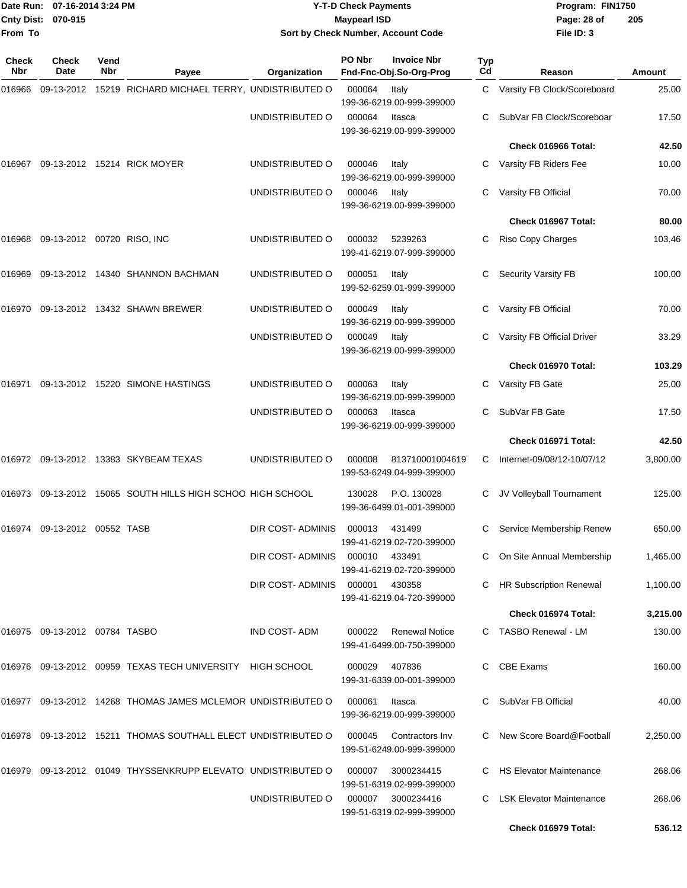Date Run: 07-16-2014 3:24 PM
Cnty Dist: 070-915
From To

# Y-T-D Check Payments
## Maypearl ISD
### Sort by Check Number, Account Code

Program: FIN1750
File ID: 3

| Check Nbr | Check Date | Vend Nbr | Payee | Organization | PO Nbr | Invoice Nbr / Fnd-Fnc-Obj.So-Org-Prog | Typ Cd | Reason | Amount |
|---|---|---|---|---|---|---|---|---|---|
| 016966 | 09-13-2012 | 15219 | RICHARD MICHAEL TERRY, | UNDISTRIBUTED O | 000064 | Italy 199-36-6219.00-999-399000 | C | Varsity FB Clock/Scoreboard | 25.00 |
| | | | | UNDISTRIBUTED O | 000064 | Itasca 199-36-6219.00-999-399000 | C | SubVar FB Clock/Scoreboar | 17.50 |
| | | | | | | | | **Check 016966 Total:** | **42.50** |
| 016967 | 09-13-2012 | 15214 | RICK MOYER | UNDISTRIBUTED O | 000046 | Italy 199-36-6219.00-999-399000 | C | Varsity FB Riders Fee | 10.00 |
| | | | | UNDISTRIBUTED O | 000046 | Italy 199-36-6219.00-999-399000 | C | Varsity FB Official | 70.00 |
| | | | | | | | | **Check 016967 Total:** | **80.00** |
| 016968 | 09-13-2012 | 00720 | RISO, INC | UNDISTRIBUTED O | 000032 | 5239263 199-41-6219.07-999-399000 | C | Riso Copy Charges | 103.46 |
| 016969 | 09-13-2012 | 14340 | SHANNON BACHMAN | UNDISTRIBUTED O | 000051 | Italy 199-52-6259.01-999-399000 | C | Security Varsity FB | 100.00 |
| 016970 | 09-13-2012 | 13432 | SHAWN BREWER | UNDISTRIBUTED O | 000049 | Italy 199-36-6219.00-999-399000 | C | Varsity FB Official | 70.00 |
| | | | | UNDISTRIBUTED O | 000049 | Italy 199-36-6219.00-999-399000 | C | Varsity FB Official Driver | 33.29 |
| | | | | | | | | **Check 016970 Total:** | **103.29** |
| 016971 | 09-13-2012 | 15220 | SIMONE HASTINGS | UNDISTRIBUTED O | 000063 | Italy 199-36-6219.00-999-399000 | C | Varsity FB Gate | 25.00 |
| | | | | UNDISTRIBUTED O | 000063 | Itasca 199-36-6219.00-999-399000 | C | SubVar FB Gate | 17.50 |
| | | | | | | | | **Check 016971 Total:** | **42.50** |
| 016972 | 09-13-2012 | 13383 | SKYBEAM TEXAS | UNDISTRIBUTED O | 000008 | 813710001004619 199-53-6249.04-999-399000 | C | Internet-09/08/12-10/07/12 | 3,800.00 |
| 016973 | 09-13-2012 | 15065 | SOUTH HILLS HIGH SCHOO | HIGH SCHOOL | 130028 | P.O. 130028 199-36-6499.01-001-399000 | C | JV Volleyball Tournament | 125.00 |
| 016974 | 09-13-2012 | 00552 | TASB | DIR COST- ADMINIS | 000013 | 431499 199-41-6219.02-720-399000 | C | Service Membership Renew | 650.00 |
| | | | | DIR COST- ADMINIS | 000010 | 433491 199-41-6219.02-720-399000 | C | On Site Annual Membership | 1,465.00 |
| | | | | DIR COST- ADMINIS | 000001 | 430358 199-41-6219.04-720-399000 | C | HR Subscription Renewal | 1,100.00 |
| | | | | | | | | **Check 016974 Total:** | **3,215.00** |
| 016975 | 09-13-2012 | 00784 | TASBO | IND COST- ADM | 000022 | Renewal Notice 199-41-6499.00-750-399000 | C | TASBO Renewal - LM | 130.00 |
| 016976 | 09-13-2012 | 00959 | TEXAS TECH UNIVERSITY | HIGH SCHOOL | 000029 | 407836 199-31-6339.00-001-399000 | C | CBE Exams | 160.00 |
| 016977 | 09-13-2012 | 14268 | THOMAS JAMES MCLEMOR | UNDISTRIBUTED O | 000061 | Itasca 199-36-6219.00-999-399000 | C | SubVar FB Official | 40.00 |
| 016978 | 09-13-2012 | 15211 | THOMAS SOUTHALL ELECT | UNDISTRIBUTED O | 000045 | Contractors Inv 199-51-6249.00-999-399000 | C | New Score Board@Football | 2,250.00 |
| 016979 | 09-13-2012 | 01049 | THYSSENKRUPP ELEVATO | UNDISTRIBUTED O | 000007 | 3000234415 199-51-6319.02-999-399000 | C | HS Elevator Maintenance | 268.06 |
| | | | | UNDISTRIBUTED O | 000007 | 3000234416 199-51-6319.02-999-399000 | C | LSK Elevator Maintenance | 268.06 |
| | | | | | | | | **Check 016979 Total:** | **536.12** |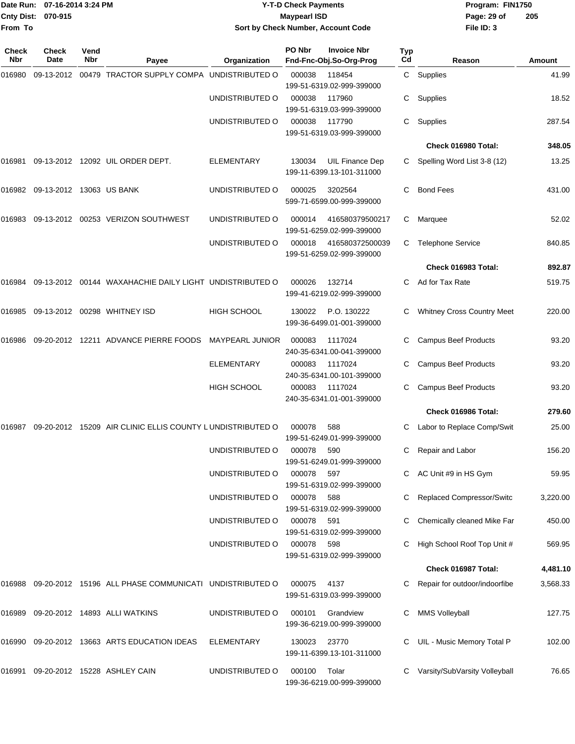# Y-T-D Check Payments

**Maypearl ISD**

**Sort by Check Number, Account Code**

Date Run: 07-16-2014 3:24 PM
Cnty Dist: 070-915
From To

Program: FIN1750
File ID: 3

| Check Nbr | Check Date | Vend Nbr | Payee | Organization | PO Nbr | Invoice Nbr / Fnd-Fnc-Obj.So-Org-Prog | Typ Cd | Reason | Amount |
|---|---|---|---|---|---|---|---|---|---|
| 016980 | 09-13-2012 | 00479 | TRACTOR SUPPLY COMPA | UNDISTRIBUTED O | 000038 | 118454 / 199-51-6319.02-999-399000 | C | Supplies | 41.99 |
| | | | | UNDISTRIBUTED O | 000038 | 117960 / 199-51-6319.03-999-399000 | C | Supplies | 18.52 |
| | | | | UNDISTRIBUTED O | 000038 | 117790 / 199-51-6319.03-999-399000 | C | Supplies | 287.54 |
| | | | | | | | | **Check 016980 Total:** | **348.05** |
| 016981 | 09-13-2012 | 12092 | UIL ORDER DEPT. | ELEMENTARY | 130034 | UIL Finance Dep / 199-11-6399.13-101-311000 | C | Spelling Word List 3-8 (12) | 13.25 |
| 016982 | 09-13-2012 | 13063 | US BANK | UNDISTRIBUTED O | 000025 | 3202564 / 599-71-6599.00-999-399000 | C | Bond Fees | 431.00 |
| 016983 | 09-13-2012 | 00253 | VERIZON SOUTHWEST | UNDISTRIBUTED O | 000014 | 416580379500217 / 199-51-6259.02-999-399000 | C | Marquee | 52.02 |
| | | | | UNDISTRIBUTED O | 000018 | 416580372500039 / 199-51-6259.02-999-399000 | C | Telephone Service | 840.85 |
| | | | | | | | | **Check 016983 Total:** | **892.87** |
| 016984 | 09-13-2012 | 00144 | WAXAHACHIE DAILY LIGHT | UNDISTRIBUTED O | 000026 | 132714 / 199-41-6219.02-999-399000 | C | Ad for Tax Rate | 519.75 |
| 016985 | 09-13-2012 | 00298 | WHITNEY ISD | HIGH SCHOOL | 130022 | P.O. 130222 / 199-36-6499.01-001-399000 | C | Whitney Cross Country Meet | 220.00 |
| 016986 | 09-20-2012 | 12211 | ADVANCE PIERRE FOODS | MAYPEARL JUNIOR | 000083 | 1117024 / 240-35-6341.00-041-399000 | C | Campus Beef Products | 93.20 |
| | | | | ELEMENTARY | 000083 | 1117024 / 240-35-6341.00-101-399000 | C | Campus Beef Products | 93.20 |
| | | | | HIGH SCHOOL | 000083 | 1117024 / 240-35-6341.01-001-399000 | C | Campus Beef Products | 93.20 |
| | | | | | | | | **Check 016986 Total:** | **279.60** |
| 016987 | 09-20-2012 | 15209 | AIR CLINIC ELLIS COUNTY L | UNDISTRIBUTED O | 000078 | 588 / 199-51-6249.01-999-399000 | C | Labor to Replace Comp/Swit | 25.00 |
| | | | | UNDISTRIBUTED O | 000078 | 590 / 199-51-6249.01-999-399000 | C | Repair and Labor | 156.20 |
| | | | | UNDISTRIBUTED O | 000078 | 597 / 199-51-6319.02-999-399000 | C | AC Unit #9 in HS Gym | 59.95 |
| | | | | UNDISTRIBUTED O | 000078 | 588 / 199-51-6319.02-999-399000 | C | Replaced Compressor/Switc | 3,220.00 |
| | | | | UNDISTRIBUTED O | 000078 | 591 / 199-51-6319.02-999-399000 | C | Chemically cleaned Mike Far | 450.00 |
| | | | | UNDISTRIBUTED O | 000078 | 598 / 199-51-6319.02-999-399000 | C | High School Roof Top Unit # | 569.95 |
| | | | | | | | | **Check 016987 Total:** | **4,481.10** |
| 016988 | 09-20-2012 | 15196 | ALL PHASE COMMUNICATI | UNDISTRIBUTED O | 000075 | 4137 / 199-51-6319.03-999-399000 | C | Repair for outdoor/indoorfibe | 3,568.33 |
| 016989 | 09-20-2012 | 14893 | ALLI WATKINS | UNDISTRIBUTED O | 000101 | Grandview / 199-36-6219.00-999-399000 | C | MMS Volleyball | 127.75 |
| 016990 | 09-20-2012 | 13663 | ARTS EDUCATION IDEAS | ELEMENTARY | 130023 | 23770 / 199-11-6399.13-101-311000 | C | UIL - Music Memory Total P | 102.00 |
| 016991 | 09-20-2012 | 15228 | ASHLEY CAIN | UNDISTRIBUTED O | 000100 | Tolar / 199-36-6219.00-999-399000 | C | Varsity/SubVarsity Volleyball | 76.65 |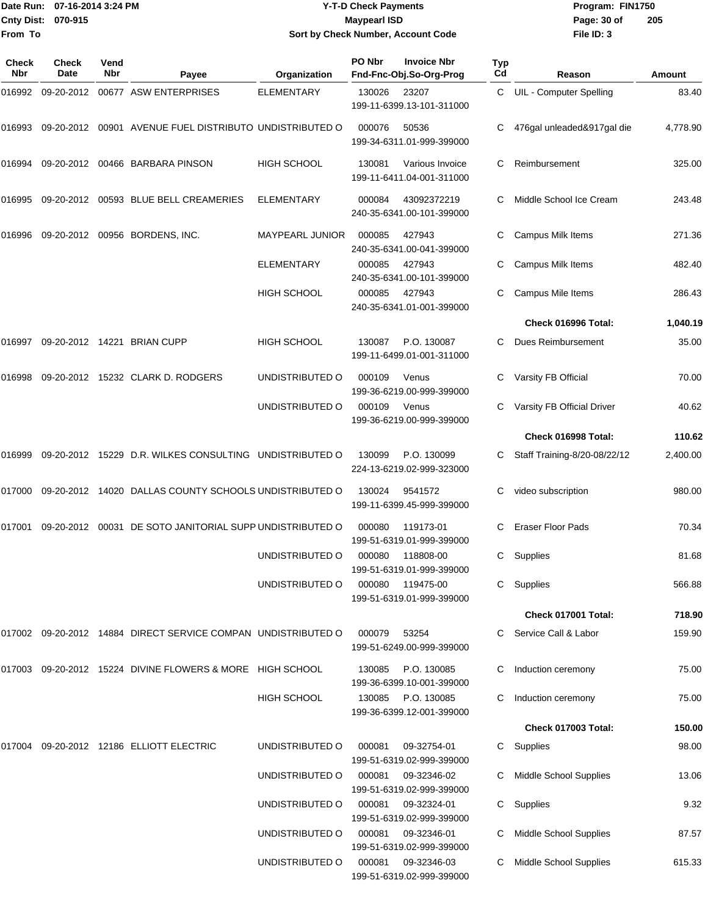# Y-T-D Check Payments

**Maypearl ISD**

**Sort by Check Number, Account Code**

Date Run: 07-16-2014 3:24 PM
Cnty Dist: 070-915
From To

Program: FIN1750
File ID: 3

| Check Nbr | Check Date | Vend Nbr | Payee | Organization | PO Nbr | Invoice Nbr / Fnd-Fnc-Obj.So-Org-Prog | Typ Cd | Reason | Amount |
|---|---|---|---|---|---|---|---|---|---|
| 016992 | 09-20-2012 | 00677 | ASW ENTERPRISES | ELEMENTARY | 130026 | 23207 / 199-11-6399.13-101-311000 | C | UIL - Computer Spelling | 83.40 |
| 016993 | 09-20-2012 | 00901 | AVENUE FUEL DISTRIBUTO | UNDISTRIBUTED O | 000076 | 50536 / 199-34-6311.01-999-399000 | C | 476gal unleaded&917gal die | 4,778.90 |
| 016994 | 09-20-2012 | 00466 | BARBARA PINSON | HIGH SCHOOL | 130081 | Various Invoice / 199-11-6411.04-001-311000 | C | Reimbursement | 325.00 |
| 016995 | 09-20-2012 | 00593 | BLUE BELL CREAMERIES | ELEMENTARY | 000084 | 43092372219 / 240-35-6341.00-101-399000 | C | Middle School Ice Cream | 243.48 |
| 016996 | 09-20-2012 | 00956 | BORDENS, INC. | MAYPEARL JUNIOR | 000085 | 427943 / 240-35-6341.00-041-399000 | C | Campus Milk Items | 271.36 |
| | | | | ELEMENTARY | 000085 | 427943 / 240-35-6341.00-101-399000 | C | Campus Milk Items | 482.40 |
| | | | | HIGH SCHOOL | 000085 | 427943 / 240-35-6341.01-001-399000 | C | Campus Mile Items | 286.43 |
| | | | | | | | | **Check 016996 Total:** | **1,040.19** |
| 016997 | 09-20-2012 | 14221 | BRIAN CUPP | HIGH SCHOOL | 130087 | P.O. 130087 / 199-11-6499.01-001-311000 | C | Dues Reimbursement | 35.00 |
| 016998 | 09-20-2012 | 15232 | CLARK D. RODGERS | UNDISTRIBUTED O | 000109 | Venus / 199-36-6219.00-999-399000 | C | Varsity FB Official | 70.00 |
| | | | | UNDISTRIBUTED O | 000109 | Venus / 199-36-6219.00-999-399000 | C | Varsity FB Official Driver | 40.62 |
| | | | | | | | | **Check 016998 Total:** | **110.62** |
| 016999 | 09-20-2012 | 15229 | D.R. WILKES CONSULTING | UNDISTRIBUTED O | 130099 | P.O. 130099 / 224-13-6219.02-999-323000 | C | Staff Training-8/20-08/22/12 | 2,400.00 |
| 017000 | 09-20-2012 | 14020 | DALLAS COUNTY SCHOOLS | UNDISTRIBUTED O | 130024 | 9541572 / 199-11-6399.45-999-399000 | C | video subscription | 980.00 |
| 017001 | 09-20-2012 | 00031 | DE SOTO JANITORIAL SUPP | UNDISTRIBUTED O | 000080 | 119173-01 / 199-51-6319.01-999-399000 | C | Eraser Floor Pads | 70.34 |
| | | | | UNDISTRIBUTED O | 000080 | 118808-00 / 199-51-6319.01-999-399000 | C | Supplies | 81.68 |
| | | | | UNDISTRIBUTED O | 000080 | 119475-00 / 199-51-6319.01-999-399000 | C | Supplies | 566.88 |
| | | | | | | | | **Check 017001 Total:** | **718.90** |
| 017002 | 09-20-2012 | 14884 | DIRECT SERVICE COMPAN | UNDISTRIBUTED O | 000079 | 53254 / 199-51-6249.00-999-399000 | C | Service Call & Labor | 159.90 |
| 017003 | 09-20-2012 | 15224 | DIVINE FLOWERS & MORE | HIGH SCHOOL | 130085 | P.O. 130085 / 199-36-6399.10-001-399000 | C | Induction ceremony | 75.00 |
| | | | | HIGH SCHOOL | 130085 | P.O. 130085 / 199-36-6399.12-001-399000 | C | Induction ceremony | 75.00 |
| | | | | | | | | **Check 017003 Total:** | **150.00** |
| 017004 | 09-20-2012 | 12186 | ELLIOTT ELECTRIC | UNDISTRIBUTED O | 000081 | 09-32754-01 / 199-51-6319.02-999-399000 | C | Supplies | 98.00 |
| | | | | UNDISTRIBUTED O | 000081 | 09-32346-02 / 199-51-6319.02-999-399000 | C | Middle School Supplies | 13.06 |
| | | | | UNDISTRIBUTED O | 000081 | 09-32324-01 / 199-51-6319.02-999-399000 | C | Supplies | 9.32 |
| | | | | UNDISTRIBUTED O | 000081 | 09-32346-01 / 199-51-6319.02-999-399000 | C | Middle School Supplies | 87.57 |
| | | | | UNDISTRIBUTED O | 000081 | 09-32346-03 / 199-51-6319.02-999-399000 | C | Middle School Supplies | 615.33 |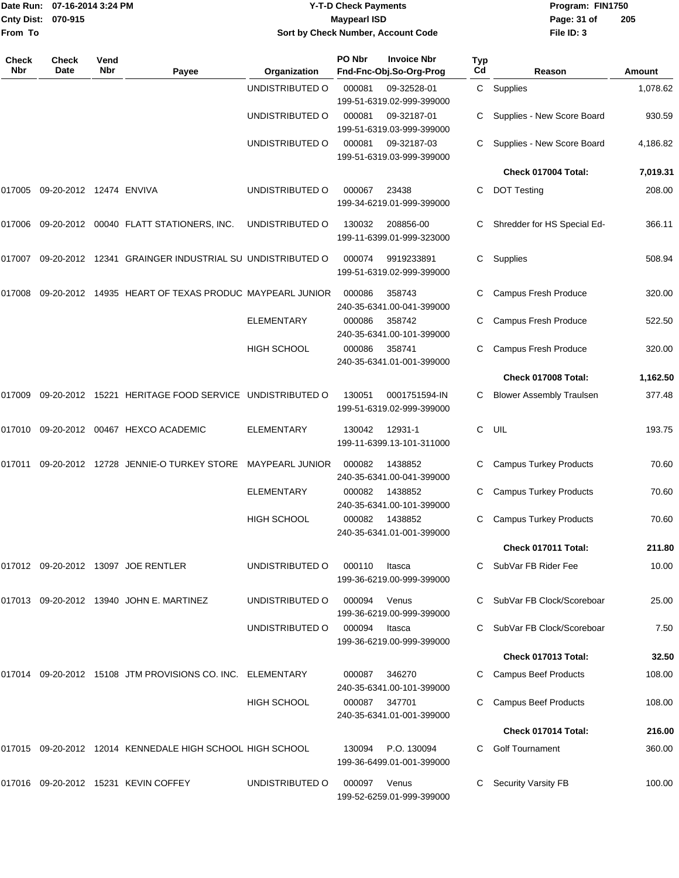| Check Nbr | Check Date | Vend Nbr | Payee | Organization | PO Nbr | Invoice Nbr Fnd-Fnc-Obj.So-Org-Prog | Typ Cd | Reason | Amount |
|---|---|---|---|---|---|---|---|---|---|
| | | | | UNDISTRIBUTED O | 000081 | 09-32528-01 199-51-6319.02-999-399000 | C | Supplies | 1,078.62 |
| | | | | UNDISTRIBUTED O | 000081 | 09-32187-01 199-51-6319.03-999-399000 | C | Supplies - New Score Board | 930.59 |
| | | | | UNDISTRIBUTED O | 000081 | 09-32187-03 199-51-6319.03-999-399000 | C | Supplies - New Score Board | 4,186.82 |
| | | | | | | | | **Check 017004 Total:** | **7,019.31** |
| 017005 | 09-20-2012 | 12474 | ENVIVA | UNDISTRIBUTED O | 000067 | 23438 199-34-6219.01-999-399000 | C | DOT Testing | 208.00 |
| 017006 | 09-20-2012 | 00040 | FLATT STATIONERS, INC. | UNDISTRIBUTED O | 130032 | 208856-00 199-11-6399.01-999-323000 | C | Shredder for HS Special Ed- | 366.11 |
| 017007 | 09-20-2012 | 12341 | GRAINGER INDUSTRIAL SU | UNDISTRIBUTED O | 000074 | 9919233891 199-51-6319.02-999-399000 | C | Supplies | 508.94 |
| 017008 | 09-20-2012 | 14935 | HEART OF TEXAS PRODUC | MAYPEARL JUNIOR | 000086 | 358743 240-35-6341.00-041-399000 | C | Campus Fresh Produce | 320.00 |
| | | | | ELEMENTARY | 000086 | 358742 240-35-6341.00-101-399000 | C | Campus Fresh Produce | 522.50 |
| | | | | HIGH SCHOOL | 000086 | 358741 240-35-6341.01-001-399000 | C | Campus Fresh Produce | 320.00 |
| | | | | | | | | **Check 017008 Total:** | **1,162.50** |
| 017009 | 09-20-2012 | 15221 | HERITAGE FOOD SERVICE | UNDISTRIBUTED O | 130051 | 0001751594-IN 199-51-6319.02-999-399000 | C | Blower Assembly Traulsen | 377.48 |
| 017010 | 09-20-2012 | 00467 | HEXCO ACADEMIC | ELEMENTARY | 130042 | 12931-1 199-11-6399.13-101-311000 | C | UIL | 193.75 |
| 017011 | 09-20-2012 | 12728 | JENNIE-O TURKEY STORE | MAYPEARL JUNIOR | 000082 | 1438852 240-35-6341.00-041-399000 | C | Campus Turkey Products | 70.60 |
| | | | | ELEMENTARY | 000082 | 1438852 240-35-6341.00-101-399000 | C | Campus Turkey Products | 70.60 |
| | | | | HIGH SCHOOL | 000082 | 1438852 240-35-6341.01-001-399000 | C | Campus Turkey Products | 70.60 |
| | | | | | | | | **Check 017011 Total:** | **211.80** |
| 017012 | 09-20-2012 | 13097 | JOE RENTLER | UNDISTRIBUTED O | 000110 | Itasca 199-36-6219.00-999-399000 | C | SubVar FB Rider Fee | 10.00 |
| 017013 | 09-20-2012 | 13940 | JOHN E. MARTINEZ | UNDISTRIBUTED O | 000094 | Venus 199-36-6219.00-999-399000 | C | SubVar FB Clock/Scoreboar | 25.00 |
| | | | | UNDISTRIBUTED O | 000094 | Itasca 199-36-6219.00-999-399000 | C | SubVar FB Clock/Scoreboar | 7.50 |
| | | | | | | | | **Check 017013 Total:** | **32.50** |
| 017014 | 09-20-2012 | 15108 | JTM PROVISIONS CO. INC. | ELEMENTARY | 000087 | 346270 240-35-6341.00-101-399000 | C | Campus Beef Products | 108.00 |
| | | | | HIGH SCHOOL | 000087 | 347701 240-35-6341.01-001-399000 | C | Campus Beef Products | 108.00 |
| | | | | | | | | **Check 017014 Total:** | **216.00** |
| 017015 | 09-20-2012 | 12014 | KENNEDALE HIGH SCHOOL | HIGH SCHOOL | 130094 | P.O. 130094 199-36-6499.01-001-399000 | C | Golf Tournament | 360.00 |
| 017016 | 09-20-2012 | 15231 | KEVIN COFFEY | UNDISTRIBUTED O | 000097 | Venus 199-52-6259.01-999-399000 | C | Security Varsity FB | 100.00 |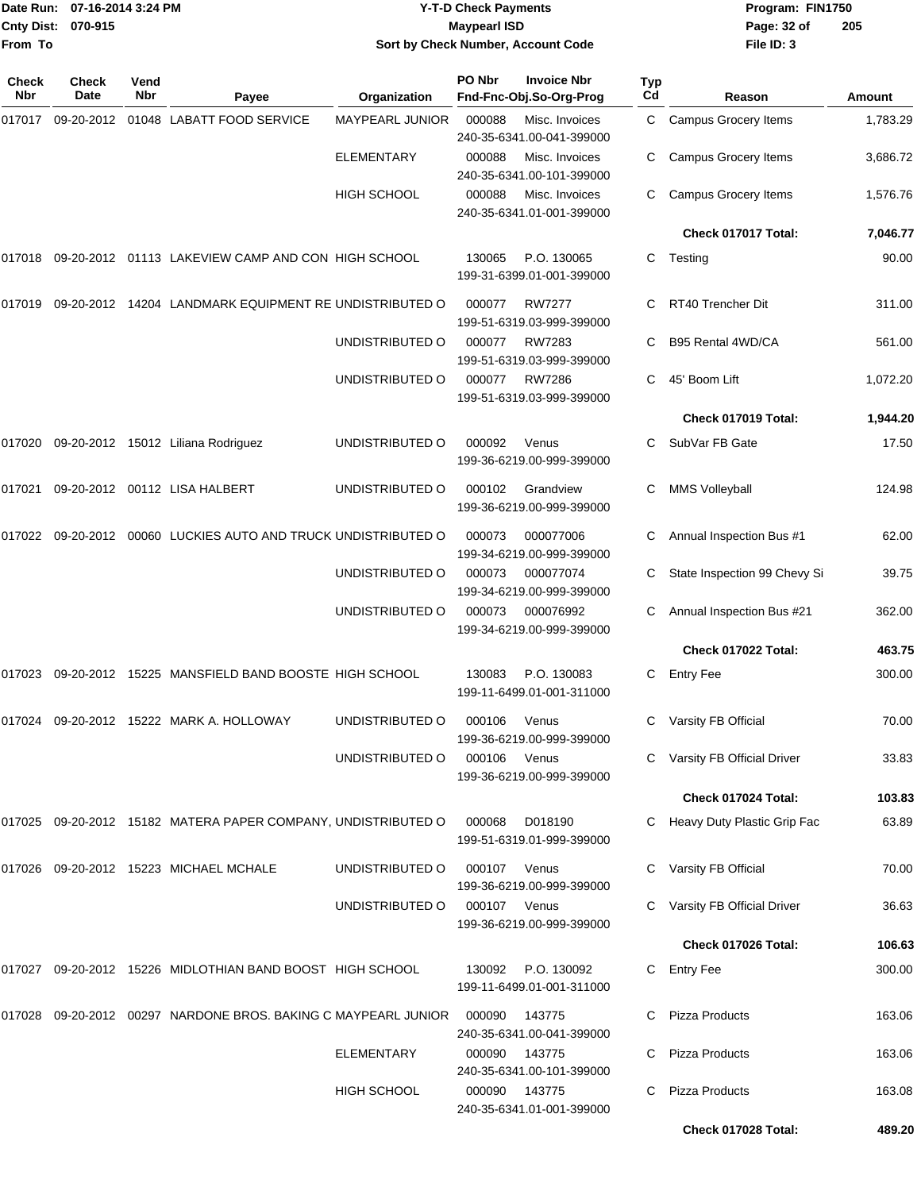Date Run: 07-16-2014 3:24 PM
Cnty Dist: 070-915
From To

# Y-T-D Check Payments
## Maypearl ISD
### Sort by Check Number, Account Code

Program: FIN1750
File ID: 3

| Check Nbr | Check Date | Vend Nbr | Payee | Organization | PO Nbr | Invoice Nbr / Fnd-Fnc-Obj.So-Org-Prog | Typ Cd | Reason | Amount |
|---|---|---|---|---|---|---|---|---|---|
| 017017 | 09-20-2012 | 01048 | LABATT FOOD SERVICE | MAYPEARL JUNIOR | 000088 | Misc. Invoices 240-35-6341.00-041-399000 | C | Campus Grocery Items | 1,783.29 |
| | | | | ELEMENTARY | 000088 | Misc. Invoices 240-35-6341.00-101-399000 | C | Campus Grocery Items | 3,686.72 |
| | | | | HIGH SCHOOL | 000088 | Misc. Invoices 240-35-6341.01-001-399000 | C | Campus Grocery Items | 1,576.76 |
| | | | | | | | | **Check 017017 Total:** | **7,046.77** |
| 017018 | 09-20-2012 | 01113 | LAKEVIEW CAMP AND CON | HIGH SCHOOL | 130065 | P.O. 130065 199-31-6399.01-001-399000 | C | Testing | 90.00 |
| 017019 | 09-20-2012 | 14204 | LANDMARK EQUIPMENT RE | UNDISTRIBUTED O | 000077 | RW7277 199-51-6319.03-999-399000 | C | RT40 Trencher Dit | 311.00 |
| | | | | UNDISTRIBUTED O | 000077 | RW7283 199-51-6319.03-999-399000 | C | B95 Rental 4WD/CA | 561.00 |
| | | | | UNDISTRIBUTED O | 000077 | RW7286 199-51-6319.03-999-399000 | C | 45' Boom Lift | 1,072.20 |
| | | | | | | | | **Check 017019 Total:** | **1,944.20** |
| 017020 | 09-20-2012 | 15012 | Liliana Rodriguez | UNDISTRIBUTED O | 000092 | Venus 199-36-6219.00-999-399000 | C | SubVar FB Gate | 17.50 |
| 017021 | 09-20-2012 | 00112 | LISA HALBERT | UNDISTRIBUTED O | 000102 | Grandview 199-36-6219.00-999-399000 | C | MMS Volleyball | 124.98 |
| 017022 | 09-20-2012 | 00060 | LUCKIES AUTO AND TRUCK | UNDISTRIBUTED O | 000073 | 000077006 199-34-6219.00-999-399000 | C | Annual Inspection Bus #1 | 62.00 |
| | | | | UNDISTRIBUTED O | 000073 | 000077074 199-34-6219.00-999-399000 | C | State Inspection 99 Chevy Si | 39.75 |
| | | | | UNDISTRIBUTED O | 000073 | 000076992 199-34-6219.00-999-399000 | C | Annual Inspection Bus #21 | 362.00 |
| | | | | | | | | **Check 017022 Total:** | **463.75** |
| 017023 | 09-20-2012 | 15225 | MANSFIELD BAND BOOSTE | HIGH SCHOOL | 130083 | P.O. 130083 199-11-6499.01-001-311000 | C | Entry Fee | 300.00 |
| 017024 | 09-20-2012 | 15222 | MARK A. HOLLOWAY | UNDISTRIBUTED O | 000106 | Venus 199-36-6219.00-999-399000 | C | Varsity FB Official | 70.00 |
| | | | | UNDISTRIBUTED O | 000106 | Venus 199-36-6219.00-999-399000 | C | Varsity FB Official Driver | 33.83 |
| | | | | | | | | **Check 017024 Total:** | **103.83** |
| 017025 | 09-20-2012 | 15182 | MATERA PAPER COMPANY, | UNDISTRIBUTED O | 000068 | D018190 199-51-6319.01-999-399000 | C | Heavy Duty Plastic Grip Fac | 63.89 |
| 017026 | 09-20-2012 | 15223 | MICHAEL MCHALE | UNDISTRIBUTED O | 000107 | Venus 199-36-6219.00-999-399000 | C | Varsity FB Official | 70.00 |
| | | | | UNDISTRIBUTED O | 000107 | Venus 199-36-6219.00-999-399000 | C | Varsity FB Official Driver | 36.63 |
| | | | | | | | | **Check 017026 Total:** | **106.63** |
| 017027 | 09-20-2012 | 15226 | MIDLOTHIAN BAND BOOST | HIGH SCHOOL | 130092 | P.O. 130092 199-11-6499.01-001-311000 | C | Entry Fee | 300.00 |
| 017028 | 09-20-2012 | 00297 | NARDONE BROS. BAKING C | MAYPEARL JUNIOR | 000090 | 143775 240-35-6341.00-041-399000 | C | Pizza Products | 163.06 |
| | | | | ELEMENTARY | 000090 | 143775 240-35-6341.00-101-399000 | C | Pizza Products | 163.06 |
| | | | | HIGH SCHOOL | 000090 | 143775 240-35-6341.01-001-399000 | C | Pizza Products | 163.08 |
| | | | | | | | | **Check 017028 Total:** | **489.20** |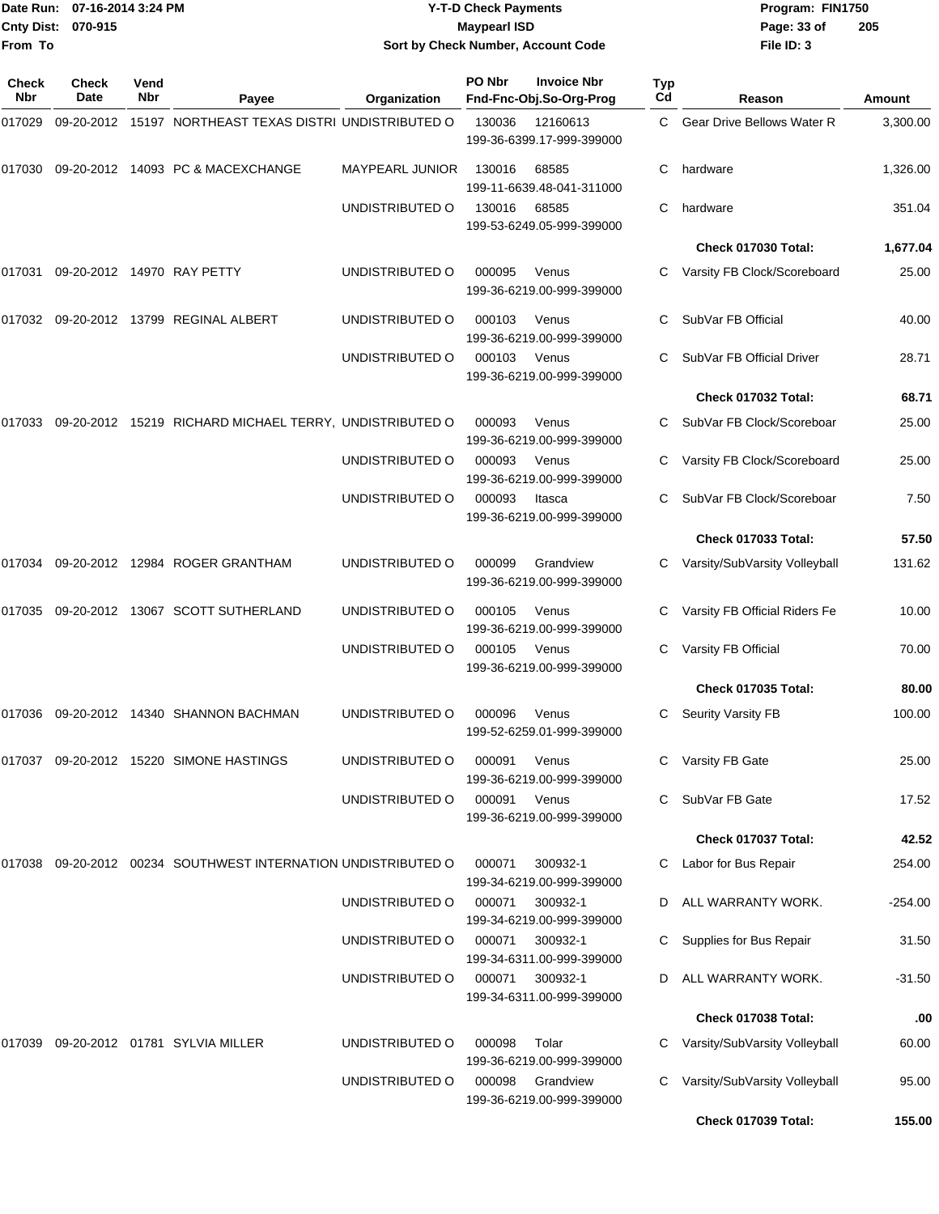**Y-T-D Check Payments**
**Maypearl ISD**
**Sort by Check Number, Account Code**

Date Run: 07-16-2014 3:24 PM
Cnty Dist: 070-915
From To

Program: FIN1750
File ID: 3

| Check Nbr | Check Date | Vend Nbr | Payee | Organization | PO Nbr | Invoice Nbr / Fnd-Fnc-Obj.So-Org-Prog | Typ Cd | Reason | Amount |
|---|---|---|---|---|---|---|---|---|---|
| 017029 | 09-20-2012 | 15197 | NORTHEAST TEXAS DISTRI | UNDISTRIBUTED O | 130036 | 12160613 199-36-6399.17-999-399000 | C | Gear Drive Bellows Water R | 3,300.00 |
| 017030 | 09-20-2012 | 14093 | PC & MACEXCHANGE | MAYPEARL JUNIOR | 130016 | 68585 199-11-6639.48-041-311000 | C | hardware | 1,326.00 |
| | | | | UNDISTRIBUTED O | 130016 | 68585 199-53-6249.05-999-399000 | C | hardware | 351.04 |
| | | | | | | | | **Check 017030 Total:** | **1,677.04** |
| 017031 | 09-20-2012 | 14970 | RAY PETTY | UNDISTRIBUTED O | 000095 | Venus 199-36-6219.00-999-399000 | C | Varsity FB Clock/Scoreboard | 25.00 |
| 017032 | 09-20-2012 | 13799 | REGINAL ALBERT | UNDISTRIBUTED O | 000103 | Venus 199-36-6219.00-999-399000 | C | SubVar FB Official | 40.00 |
| | | | | UNDISTRIBUTED O | 000103 | Venus 199-36-6219.00-999-399000 | C | SubVar FB Official Driver | 28.71 |
| | | | | | | | | **Check 017032 Total:** | **68.71** |
| 017033 | 09-20-2012 | 15219 | RICHARD MICHAEL TERRY, | UNDISTRIBUTED O | 000093 | Venus 199-36-6219.00-999-399000 | C | SubVar FB Clock/Scoreboar | 25.00 |
| | | | | UNDISTRIBUTED O | 000093 | Venus 199-36-6219.00-999-399000 | C | Varsity FB Clock/Scoreboard | 25.00 |
| | | | | UNDISTRIBUTED O | 000093 | Itasca 199-36-6219.00-999-399000 | C | SubVar FB Clock/Scoreboar | 7.50 |
| | | | | | | | | **Check 017033 Total:** | **57.50** |
| 017034 | 09-20-2012 | 12984 | ROGER GRANTHAM | UNDISTRIBUTED O | 000099 | Grandview 199-36-6219.00-999-399000 | C | Varsity/SubVarsity Volleyball | 131.62 |
| 017035 | 09-20-2012 | 13067 | SCOTT SUTHERLAND | UNDISTRIBUTED O | 000105 | Venus 199-36-6219.00-999-399000 | C | Varsity FB Official Riders Fe | 10.00 |
| | | | | UNDISTRIBUTED O | 000105 | Venus 199-36-6219.00-999-399000 | C | Varsity FB Official | 70.00 |
| | | | | | | | | **Check 017035 Total:** | **80.00** |
| 017036 | 09-20-2012 | 14340 | SHANNON BACHMAN | UNDISTRIBUTED O | 000096 | Venus 199-52-6259.01-999-399000 | C | Seurity Varsity FB | 100.00 |
| 017037 | 09-20-2012 | 15220 | SIMONE HASTINGS | UNDISTRIBUTED O | 000091 | Venus 199-36-6219.00-999-399000 | C | Varsity FB Gate | 25.00 |
| | | | | UNDISTRIBUTED O | 000091 | Venus 199-36-6219.00-999-399000 | C | SubVar FB Gate | 17.52 |
| | | | | | | | | **Check 017037 Total:** | **42.52** |
| 017038 | 09-20-2012 | 00234 | SOUTHWEST INTERNATION | UNDISTRIBUTED O | 000071 | 300932-1 199-34-6219.00-999-399000 | C | Labor for Bus Repair | 254.00 |
| | | | | UNDISTRIBUTED O | 000071 | 300932-1 199-34-6219.00-999-399000 | D | ALL WARRANTY WORK. | -254.00 |
| | | | | UNDISTRIBUTED O | 000071 | 300932-1 199-34-6311.00-999-399000 | C | Supplies for Bus Repair | 31.50 |
| | | | | UNDISTRIBUTED O | 000071 | 300932-1 199-34-6311.00-999-399000 | D | ALL WARRANTY WORK. | -31.50 |
| | | | | | | | | **Check 017038 Total:** | **.00** |
| 017039 | 09-20-2012 | 01781 | SYLVIA MILLER | UNDISTRIBUTED O | 000098 | Tolar 199-36-6219.00-999-399000 | C | Varsity/SubVarsity Volleyball | 60.00 |
| | | | | UNDISTRIBUTED O | 000098 | Grandview 199-36-6219.00-999-399000 | C | Varsity/SubVarsity Volleyball | 95.00 |
| | | | | | | | | **Check 017039 Total:** | **155.00** |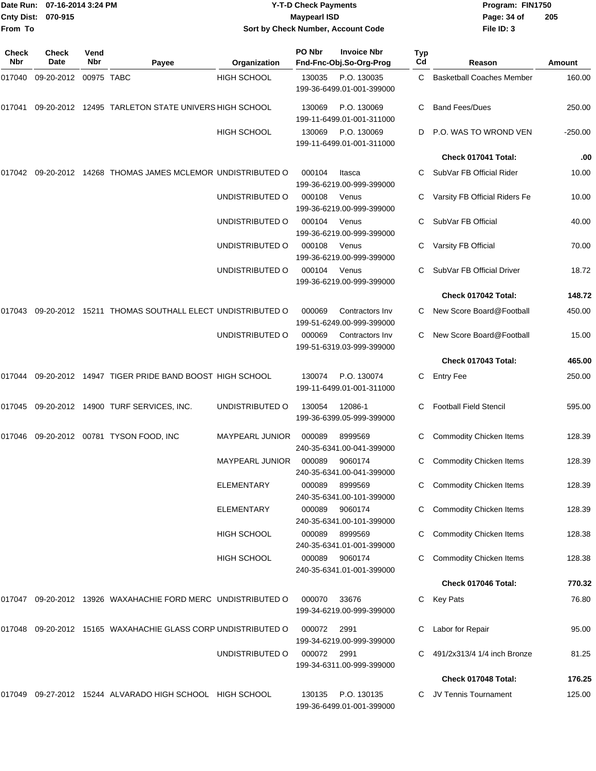**Date Run:** 07-16-2014 3:24 PM
**Cnty Dist:** 070-915
**From To**

# Y-T-D Check Payments
## Maypearl ISD
### Sort by Check Number, Account Code

**Program:** FIN1750
**File ID:** 3

| Check Nbr | Check Date | Vend Nbr | Payee | Organization | PO Nbr | Invoice Nbr / Fnd-Fnc-Obj.So-Org-Prog | Typ Cd | Reason | Amount |
|---|---|---|---|---|---|---|---|---|---|
| 017040 | 09-20-2012 | 00975 | TABC | HIGH SCHOOL | 130035 | P.O. 130035 / 199-36-6499.01-001-399000 | C | Basketball Coaches Member | 160.00 |
| 017041 | 09-20-2012 | 12495 | TARLETON STATE UNIVERS | HIGH SCHOOL | 130069 | P.O. 130069 / 199-11-6499.01-001-311000 | C | Band Fees/Dues | 250.00 |
| | | | | HIGH SCHOOL | 130069 | P.O. 130069 / 199-11-6499.01-001-311000 | D | P.O. WAS TO WROND VEN | -250.00 |
| | | | | | | | | **Check 017041 Total:** | **.00** |
| 017042 | 09-20-2012 | 14268 | THOMAS JAMES MCLEMOR | UNDISTRIBUTED O | 000104 | Itasca / 199-36-6219.00-999-399000 | C | SubVar FB Official Rider | 10.00 |
| | | | | UNDISTRIBUTED O | 000108 | Venus / 199-36-6219.00-999-399000 | C | Varsity FB Official Riders Fe | 10.00 |
| | | | | UNDISTRIBUTED O | 000104 | Venus / 199-36-6219.00-999-399000 | C | SubVar FB Official | 40.00 |
| | | | | UNDISTRIBUTED O | 000108 | Venus / 199-36-6219.00-999-399000 | C | Varsity FB Official | 70.00 |
| | | | | UNDISTRIBUTED O | 000104 | Venus / 199-36-6219.00-999-399000 | C | SubVar FB Official Driver | 18.72 |
| | | | | | | | | **Check 017042 Total:** | **148.72** |
| 017043 | 09-20-2012 | 15211 | THOMAS SOUTHALL ELECT | UNDISTRIBUTED O | 000069 | Contractors Inv / 199-51-6249.00-999-399000 | C | New Score Board@Football | 450.00 |
| | | | | UNDISTRIBUTED O | 000069 | Contractors Inv / 199-51-6319.03-999-399000 | C | New Score Board@Football | 15.00 |
| | | | | | | | | **Check 017043 Total:** | **465.00** |
| 017044 | 09-20-2012 | 14947 | TIGER PRIDE BAND BOOST | HIGH SCHOOL | 130074 | P.O. 130074 / 199-11-6499.01-001-311000 | C | Entry Fee | 250.00 |
| 017045 | 09-20-2012 | 14900 | TURF SERVICES, INC. | UNDISTRIBUTED O | 130054 | 12086-1 / 199-36-6399.05-999-399000 | C | Football Field Stencil | 595.00 |
| 017046 | 09-20-2012 | 00781 | TYSON FOOD, INC | MAYPEARL JUNIOR | 000089 | 8999569 / 240-35-6341.00-041-399000 | C | Commodity Chicken Items | 128.39 |
| | | | | MAYPEARL JUNIOR | 000089 | 9060174 / 240-35-6341.00-041-399000 | C | Commodity Chicken Items | 128.39 |
| | | | | ELEMENTARY | 000089 | 8999569 / 240-35-6341.00-101-399000 | C | Commodity Chicken Items | 128.39 |
| | | | | ELEMENTARY | 000089 | 9060174 / 240-35-6341.00-101-399000 | C | Commodity Chicken Items | 128.39 |
| | | | | HIGH SCHOOL | 000089 | 8999569 / 240-35-6341.01-001-399000 | C | Commodity Chicken Items | 128.38 |
| | | | | HIGH SCHOOL | 000089 | 9060174 / 240-35-6341.01-001-399000 | C | Commodity Chicken Items | 128.38 |
| | | | | | | | | **Check 017046 Total:** | **770.32** |
| 017047 | 09-20-2012 | 13926 | WAXAHACHIE FORD MERC | UNDISTRIBUTED O | 000070 | 33676 / 199-34-6219.00-999-399000 | C | Key Pats | 76.80 |
| 017048 | 09-20-2012 | 15165 | WAXAHACHIE GLASS CORP | UNDISTRIBUTED O | 000072 | 2991 / 199-34-6219.00-999-399000 | C | Labor for Repair | 95.00 |
| | | | | UNDISTRIBUTED O | 000072 | 2991 / 199-34-6311.00-999-399000 | C | 491/2x313/4 1/4 inch Bronze | 81.25 |
| | | | | | | | | **Check 017048 Total:** | **176.25** |
| 017049 | 09-27-2012 | 15244 | ALVARADO HIGH SCHOOL | HIGH SCHOOL | 130135 | P.O. 130135 / 199-36-6499.01-001-399000 | C | JV Tennis Tournament | 125.00 |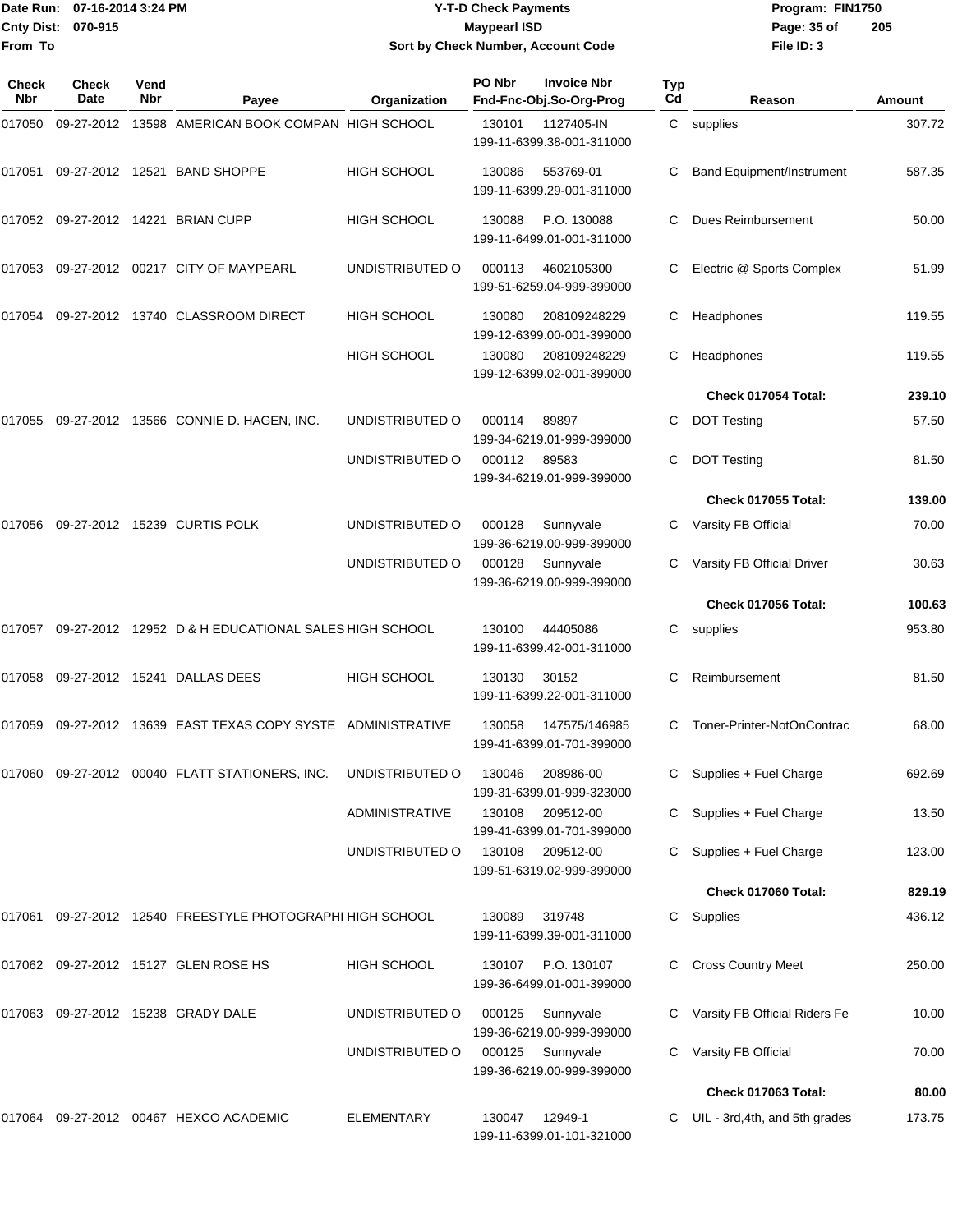Date Run: 07-16-2014 3:24 PM
Cnty Dist: 070-915
From To

# Y-T-D Check Payments
## Maypearl ISD
### Sort by Check Number, Account Code

Program: FIN1750
File ID: 3

| Check Nbr | Check Date | Vend Nbr | Payee | Organization | PO Nbr | Invoice Nbr / Fnd-Fnc-Obj.So-Org-Prog | Typ Cd | Reason | Amount |
|---|---|---|---|---|---|---|---|---|---|
| 017050 | 09-27-2012 | 13598 | AMERICAN BOOK COMPAN | HIGH SCHOOL | 130101 | 1127405-IN 199-11-6399.38-001-311000 | C | supplies | 307.72 |
| 017051 | 09-27-2012 | 12521 | BAND SHOPPE | HIGH SCHOOL | 130086 | 553769-01 199-11-6399.29-001-311000 | C | Band Equipment/Instrument | 587.35 |
| 017052 | 09-27-2012 | 14221 | BRIAN CUPP | HIGH SCHOOL | 130088 | P.O. 130088 199-11-6499.01-001-311000 | C | Dues Reimbursement | 50.00 |
| 017053 | 09-27-2012 | 00217 | CITY OF MAYPEARL | UNDISTRIBUTED O | 000113 | 4602105300 199-51-6259.04-999-399000 | C | Electric @ Sports Complex | 51.99 |
| 017054 | 09-27-2012 | 13740 | CLASSROOM DIRECT | HIGH SCHOOL | 130080 | 208109248229 199-12-6399.00-001-399000 | C | Headphones | 119.55 |
| | | | | HIGH SCHOOL | 130080 | 208109248229 199-12-6399.02-001-399000 | C | Headphones | 119.55 |
| | | | | | | | | **Check 017054 Total:** | **239.10** |
| 017055 | 09-27-2012 | 13566 | CONNIE D. HAGEN, INC. | UNDISTRIBUTED O | 000114 | 89897 199-34-6219.01-999-399000 | C | DOT Testing | 57.50 |
| | | | | UNDISTRIBUTED O | 000112 | 89583 199-34-6219.01-999-399000 | C | DOT Testing | 81.50 |
| | | | | | | | | **Check 017055 Total:** | **139.00** |
| 017056 | 09-27-2012 | 15239 | CURTIS POLK | UNDISTRIBUTED O | 000128 | Sunnyvale 199-36-6219.00-999-399000 | C | Varsity FB Official | 70.00 |
| | | | | UNDISTRIBUTED O | 000128 | Sunnyvale 199-36-6219.00-999-399000 | C | Varsity FB Official Driver | 30.63 |
| | | | | | | | | **Check 017056 Total:** | **100.63** |
| 017057 | 09-27-2012 | 12952 | D & H EDUCATIONAL SALES | HIGH SCHOOL | 130100 | 44405086 199-11-6399.42-001-311000 | C | supplies | 953.80 |
| 017058 | 09-27-2012 | 15241 | DALLAS DEES | HIGH SCHOOL | 130130 | 30152 199-11-6399.22-001-311000 | C | Reimbursement | 81.50 |
| 017059 | 09-27-2012 | 13639 | EAST TEXAS COPY SYSTE | ADMINISTRATIVE | 130058 | 147575/146985 199-41-6399.01-701-399000 | C | Toner-Printer-NotOnContrac | 68.00 |
| 017060 | 09-27-2012 | 00040 | FLATT STATIONERS, INC. | UNDISTRIBUTED O | 130046 | 208986-00 199-31-6399.01-999-323000 | C | Supplies + Fuel Charge | 692.69 |
| | | | | ADMINISTRATIVE | 130108 | 209512-00 199-41-6399.01-701-399000 | C | Supplies + Fuel Charge | 13.50 |
| | | | | UNDISTRIBUTED O | 130108 | 209512-00 199-51-6319.02-999-399000 | C | Supplies + Fuel Charge | 123.00 |
| | | | | | | | | **Check 017060 Total:** | **829.19** |
| 017061 | 09-27-2012 | 12540 | FREESTYLE PHOTOGRAPHI | HIGH SCHOOL | 130089 | 319748 199-11-6399.39-001-311000 | C | Supplies | 436.12 |
| 017062 | 09-27-2012 | 15127 | GLEN ROSE HS | HIGH SCHOOL | 130107 | P.O. 130107 199-36-6499.01-001-399000 | C | Cross Country Meet | 250.00 |
| 017063 | 09-27-2012 | 15238 | GRADY DALE | UNDISTRIBUTED O | 000125 | Sunnyvale 199-36-6219.00-999-399000 | C | Varsity FB Official Riders Fe | 10.00 |
| | | | | UNDISTRIBUTED O | 000125 | Sunnyvale 199-36-6219.00-999-399000 | C | Varsity FB Official | 70.00 |
| | | | | | | | | **Check 017063 Total:** | **80.00** |
| 017064 | 09-27-2012 | 00467 | HEXCO ACADEMIC | ELEMENTARY | 130047 | 12949-1 199-11-6399.01-101-321000 | C | UIL - 3rd,4th, and 5th grades | 173.75 |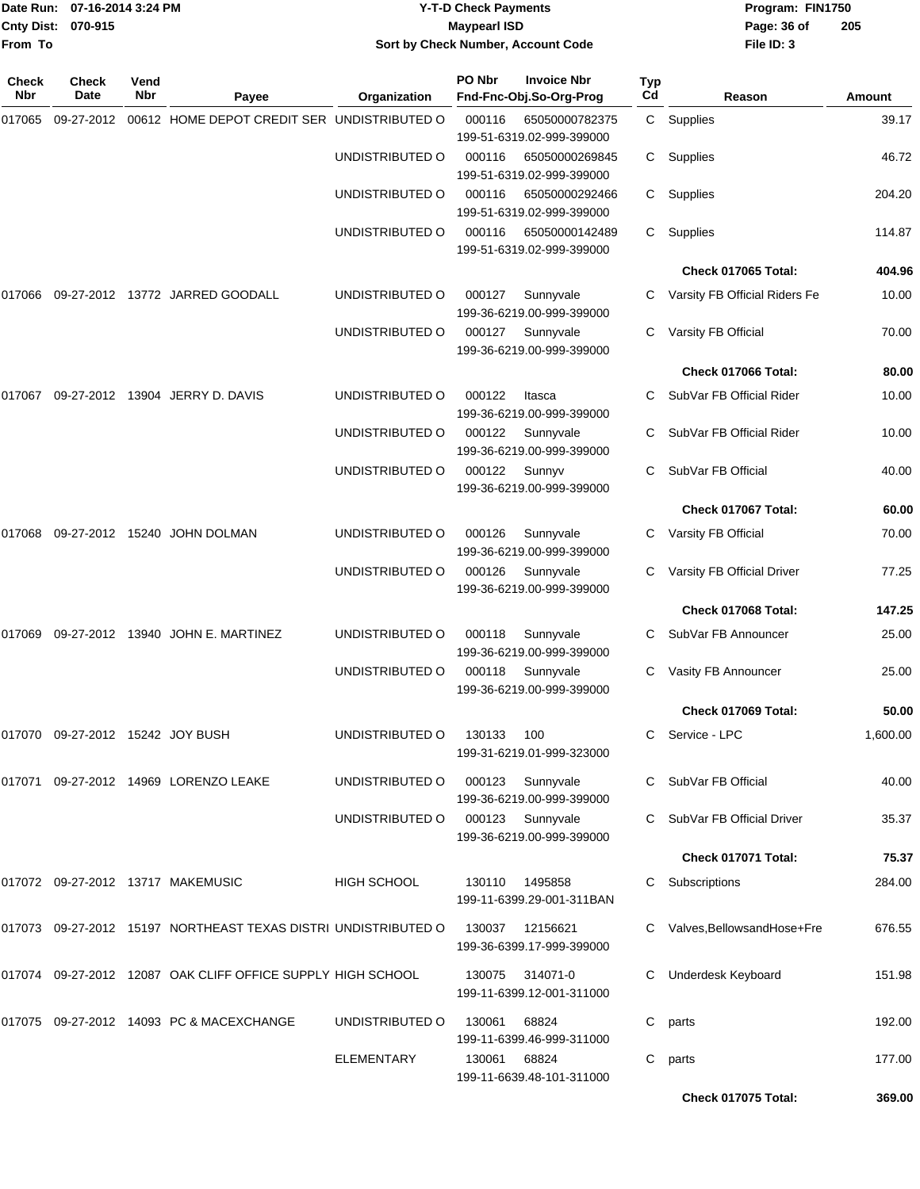# Y-T-D Check Payments

**Maypearl ISD**

**Sort by Check Number, Account Code**

Date Run: 07-16-2014 3:24 PM
Cnty Dist: 070-915
From To

Program: FIN1750
File ID: 3

| Check Nbr | Check Date | Vend Nbr | Payee | Organization | PO Nbr | Invoice Nbr / Fnd-Fnc-Obj.So-Org-Prog | Typ Cd | Reason | Amount |
|---|---|---|---|---|---|---|---|---|---|
| 017065 | 09-27-2012 | 00612 | HOME DEPOT CREDIT SER | UNDISTRIBUTED O | 000116 | 65050000782375 199-51-6319.02-999-399000 | C | Supplies | 39.17 |
| | | | | UNDISTRIBUTED O | 000116 | 65050000269845 199-51-6319.02-999-399000 | C | Supplies | 46.72 |
| | | | | UNDISTRIBUTED O | 000116 | 65050000292466 199-51-6319.02-999-399000 | C | Supplies | 204.20 |
| | | | | UNDISTRIBUTED O | 000116 | 65050000142489 199-51-6319.02-999-399000 | C | Supplies | 114.87 |
| | | | | | | | | **Check 017065 Total:** | **404.96** |
| 017066 | 09-27-2012 | 13772 | JARRED GOODALL | UNDISTRIBUTED O | 000127 | Sunnyvale 199-36-6219.00-999-399000 | C | Varsity FB Official Riders Fe | 10.00 |
| | | | | UNDISTRIBUTED O | 000127 | Sunnyvale 199-36-6219.00-999-399000 | C | Varsity FB Official | 70.00 |
| | | | | | | | | **Check 017066 Total:** | **80.00** |
| 017067 | 09-27-2012 | 13904 | JERRY D. DAVIS | UNDISTRIBUTED O | 000122 | Itasca 199-36-6219.00-999-399000 | C | SubVar FB Official Rider | 10.00 |
| | | | | UNDISTRIBUTED O | 000122 | Sunnyvale 199-36-6219.00-999-399000 | C | SubVar FB Official Rider | 10.00 |
| | | | | UNDISTRIBUTED O | 000122 | Sunnyv 199-36-6219.00-999-399000 | C | SubVar FB Official | 40.00 |
| | | | | | | | | **Check 017067 Total:** | **60.00** |
| 017068 | 09-27-2012 | 15240 | JOHN DOLMAN | UNDISTRIBUTED O | 000126 | Sunnyvale 199-36-6219.00-999-399000 | C | Varsity FB Official | 70.00 |
| | | | | UNDISTRIBUTED O | 000126 | Sunnyvale 199-36-6219.00-999-399000 | C | Varsity FB Official Driver | 77.25 |
| | | | | | | | | **Check 017068 Total:** | **147.25** |
| 017069 | 09-27-2012 | 13940 | JOHN E. MARTINEZ | UNDISTRIBUTED O | 000118 | Sunnyvale 199-36-6219.00-999-399000 | C | SubVar FB Announcer | 25.00 |
| | | | | UNDISTRIBUTED O | 000118 | Sunnyvale 199-36-6219.00-999-399000 | C | Vasity FB Announcer | 25.00 |
| | | | | | | | | **Check 017069 Total:** | **50.00** |
| 017070 | 09-27-2012 | 15242 | JOY BUSH | UNDISTRIBUTED O | 130133 | 100 199-31-6219.01-999-323000 | C | Service - LPC | 1,600.00 |
| 017071 | 09-27-2012 | 14969 | LORENZO LEAKE | UNDISTRIBUTED O | 000123 | Sunnyvale 199-36-6219.00-999-399000 | C | SubVar FB Official | 40.00 |
| | | | | UNDISTRIBUTED O | 000123 | Sunnyvale 199-36-6219.00-999-399000 | C | SubVar FB Official Driver | 35.37 |
| | | | | | | | | **Check 017071 Total:** | **75.37** |
| 017072 | 09-27-2012 | 13717 | MAKEMUSIC | HIGH SCHOOL | 130110 | 1495858 199-11-6399.29-001-311BAN | C | Subscriptions | 284.00 |
| 017073 | 09-27-2012 | 15197 | NORTHEAST TEXAS DISTRI | UNDISTRIBUTED O | 130037 | 12156621 199-36-6399.17-999-399000 | C | Valves,BellowsandHose+Fre | 676.55 |
| 017074 | 09-27-2012 | 12087 | OAK CLIFF OFFICE SUPPLY | HIGH SCHOOL | 130075 | 314071-0 199-11-6399.12-001-311000 | C | Underdesk Keyboard | 151.98 |
| 017075 | 09-27-2012 | 14093 | PC & MACEXCHANGE | UNDISTRIBUTED O | 130061 | 68824 199-11-6399.46-999-311000 | C | parts | 192.00 |
| | | | | ELEMENTARY | 130061 | 68824 199-11-6639.48-101-311000 | C | parts | 177.00 |
| | | | | | | | | **Check 017075 Total:** | **369.00** |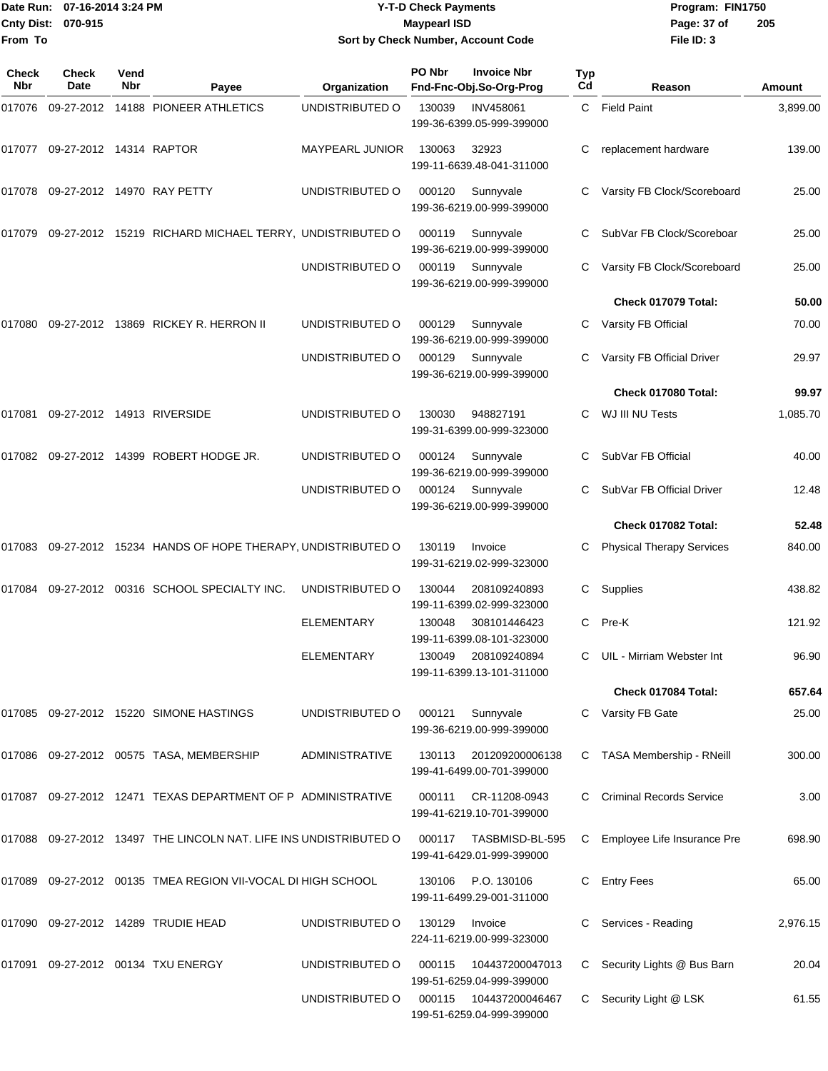# Y-T-D Check Payments

**Maypearl ISD**

**Sort by Check Number, Account Code**

Date Run: 07-16-2014 3:24 PM
Cnty Dist: 070-915
From To

Program: FIN1750
File ID: 3

| Check Nbr | Check Date | Vend Nbr | Payee | Organization | PO Nbr | Invoice Nbr / Fnd-Fnc-Obj.So-Org-Prog | Typ Cd | Reason | Amount |
|---|---|---|---|---|---|---|---|---|---|
| 017076 | 09-27-2012 | 14188 | PIONEER ATHLETICS | UNDISTRIBUTED O | 130039 | INV458061 199-36-6399.05-999-399000 | C | Field Paint | 3,899.00 |
| 017077 | 09-27-2012 | 14314 | RAPTOR | MAYPEARL JUNIOR | 130063 | 32923 199-11-6639.48-041-311000 | C | replacement hardware | 139.00 |
| 017078 | 09-27-2012 | 14970 | RAY PETTY | UNDISTRIBUTED O | 000120 | Sunnyvale 199-36-6219.00-999-399000 | C | Varsity FB Clock/Scoreboard | 25.00 |
| 017079 | 09-27-2012 | 15219 | RICHARD MICHAEL TERRY, | UNDISTRIBUTED O | 000119 | Sunnyvale 199-36-6219.00-999-399000 | C | SubVar FB Clock/Scoreboar | 25.00 |
| | | | | UNDISTRIBUTED O | 000119 | Sunnyvale 199-36-6219.00-999-399000 | C | Varsity FB Clock/Scoreboard | 25.00 |
| | | | | | | | | **Check 017079 Total:** | **50.00** |
| 017080 | 09-27-2012 | 13869 | RICKEY R. HERRON II | UNDISTRIBUTED O | 000129 | Sunnyvale 199-36-6219.00-999-399000 | C | Varsity FB Official | 70.00 |
| | | | | UNDISTRIBUTED O | 000129 | Sunnyvale 199-36-6219.00-999-399000 | C | Varsity FB Official Driver | 29.97 |
| | | | | | | | | **Check 017080 Total:** | **99.97** |
| 017081 | 09-27-2012 | 14913 | RIVERSIDE | UNDISTRIBUTED O | 130030 | 948827191 199-31-6399.00-999-323000 | C | WJ III NU Tests | 1,085.70 |
| 017082 | 09-27-2012 | 14399 | ROBERT HODGE JR. | UNDISTRIBUTED O | 000124 | Sunnyvale 199-36-6219.00-999-399000 | C | SubVar FB Official | 40.00 |
| | | | | UNDISTRIBUTED O | 000124 | Sunnyvale 199-36-6219.00-999-399000 | C | SubVar FB Official Driver | 12.48 |
| | | | | | | | | **Check 017082 Total:** | **52.48** |
| 017083 | 09-27-2012 | 15234 | HANDS OF HOPE THERAPY, | UNDISTRIBUTED O | 130119 | Invoice 199-31-6219.02-999-323000 | C | Physical Therapy Services | 840.00 |
| 017084 | 09-27-2012 | 00316 | SCHOOL SPECIALTY INC. | UNDISTRIBUTED O | 130044 | 208109240893 199-11-6399.02-999-323000 | C | Supplies | 438.82 |
| | | | | ELEMENTARY | 130048 | 308101446423 199-11-6399.08-101-323000 | C | Pre-K | 121.92 |
| | | | | ELEMENTARY | 130049 | 208109240894 199-11-6399.13-101-311000 | C | UIL - Mirriam Webster Int | 96.90 |
| | | | | | | | | **Check 017084 Total:** | **657.64** |
| 017085 | 09-27-2012 | 15220 | SIMONE HASTINGS | UNDISTRIBUTED O | 000121 | Sunnyvale 199-36-6219.00-999-399000 | C | Varsity FB Gate | 25.00 |
| 017086 | 09-27-2012 | 00575 | TASA, MEMBERSHIP | ADMINISTRATIVE | 130113 | 201209200006138 199-41-6499.00-701-399000 | C | TASA Membership - RNeill | 300.00 |
| 017087 | 09-27-2012 | 12471 | TEXAS DEPARTMENT OF P | ADMINISTRATIVE | 000111 | CR-11208-0943 199-41-6219.10-701-399000 | C | Criminal Records Service | 3.00 |
| 017088 | 09-27-2012 | 13497 | THE LINCOLN NAT. LIFE INS | UNDISTRIBUTED O | 000117 | TASBMISD-BL-595 199-41-6429.01-999-399000 | C | Employee Life Insurance Pre | 698.90 |
| 017089 | 09-27-2012 | 00135 | TMEA REGION VII-VOCAL DI | HIGH SCHOOL | 130106 | P.O. 130106 199-11-6499.29-001-311000 | C | Entry Fees | 65.00 |
| 017090 | 09-27-2012 | 14289 | TRUDIE HEAD | UNDISTRIBUTED O | 130129 | Invoice 224-11-6219.00-999-323000 | C | Services - Reading | 2,976.15 |
| 017091 | 09-27-2012 | 00134 | TXU ENERGY | UNDISTRIBUTED O | 000115 | 104437200047013 199-51-6259.04-999-399000 | C | Security Lights @ Bus Barn | 20.04 |
| | | | | UNDISTRIBUTED O | 000115 | 104437200046467 199-51-6259.04-999-399000 | C | Security Light @ LSK | 61.55 |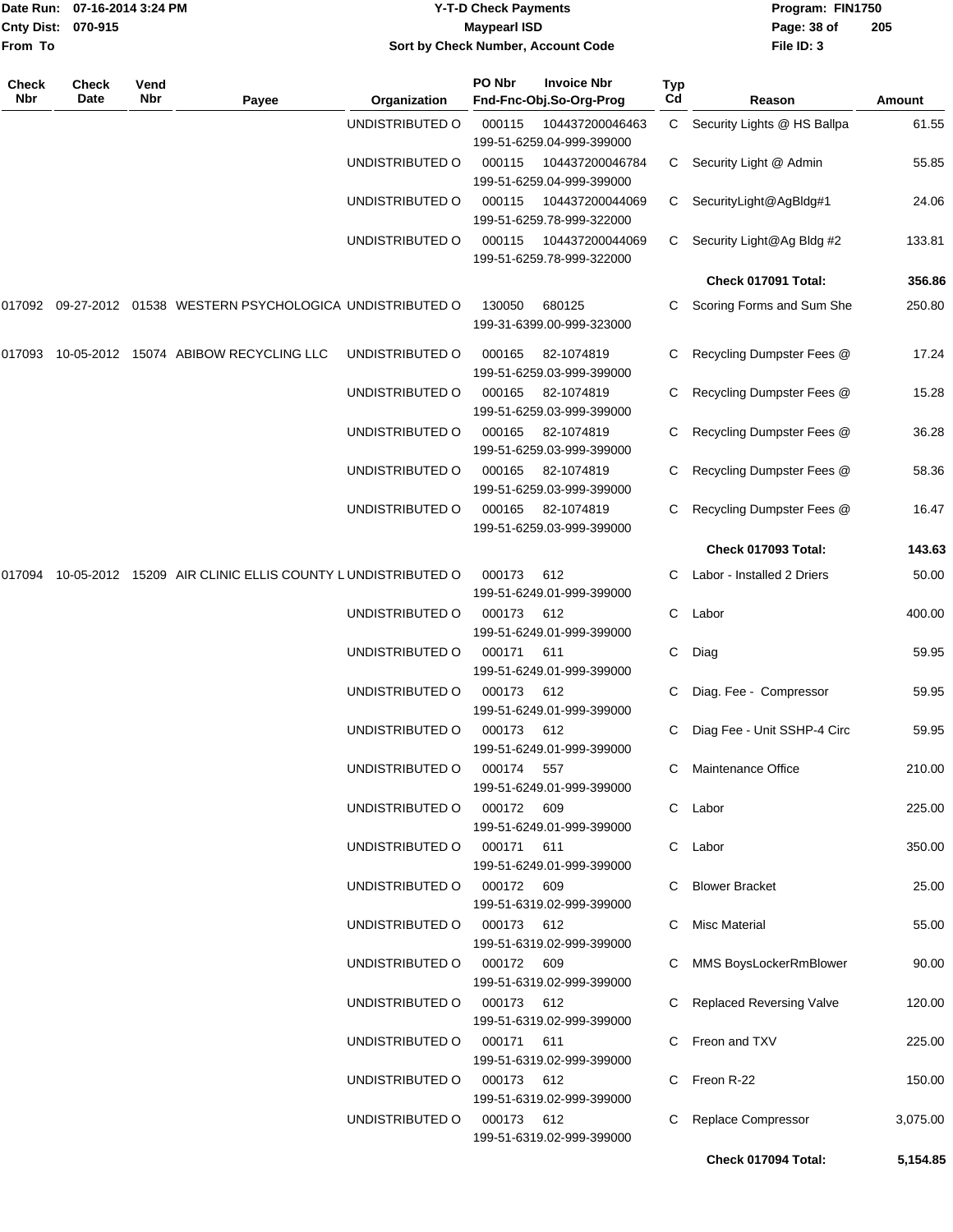| Check Nbr | Check Date | Vend Nbr | Payee | Organization | PO Nbr / Invoice Nbr / Fnd-Fnc-Obj.So-Org-Prog | Typ Cd | Reason | Amount |
|---|---|---|---|---|---|---|---|---|
| | | | | UNDISTRIBUTED O | 000115 104437200046463 199-51-6259.04-999-399000 | C | Security Lights @ HS Ballpa | 61.55 |
| | | | | UNDISTRIBUTED O | 000115 104437200046784 199-51-6259.04-999-399000 | C | Security Light @ Admin | 55.85 |
| | | | | UNDISTRIBUTED O | 000115 104437200044069 199-51-6259.78-999-322000 | C | SecurityLight@AgBldg#1 | 24.06 |
| | | | | UNDISTRIBUTED O | 000115 104437200044069 199-51-6259.78-999-322000 | C | Security Light@Ag Bldg #2 | 133.81 |
| | | | | | | | **Check 017091 Total:** | **356.86** |
| 017092 | 09-27-2012 | 01538 | WESTERN PSYCHOLOGICA | UNDISTRIBUTED O | 130050 680125 199-31-6399.00-999-323000 | C | Scoring Forms and Sum She | 250.80 |
| 017093 | 10-05-2012 | 15074 | ABIBOW RECYCLING LLC | UNDISTRIBUTED O | 000165 82-1074819 199-51-6259.03-999-399000 | C | Recycling Dumpster Fees @ | 17.24 |
| | | | | UNDISTRIBUTED O | 000165 82-1074819 199-51-6259.03-999-399000 | C | Recycling Dumpster Fees @ | 15.28 |
| | | | | UNDISTRIBUTED O | 000165 82-1074819 199-51-6259.03-999-399000 | C | Recycling Dumpster Fees @ | 36.28 |
| | | | | UNDISTRIBUTED O | 000165 82-1074819 199-51-6259.03-999-399000 | C | Recycling Dumpster Fees @ | 58.36 |
| | | | | UNDISTRIBUTED O | 000165 82-1074819 199-51-6259.03-999-399000 | C | Recycling Dumpster Fees @ | 16.47 |
| | | | | | | | **Check 017093 Total:** | **143.63** |
| 017094 | 10-05-2012 | 15209 | AIR CLINIC ELLIS COUNTY L | UNDISTRIBUTED O | 000173 612 199-51-6249.01-999-399000 | C | Labor - Installed 2 Driers | 50.00 |
| | | | | UNDISTRIBUTED O | 000173 612 199-51-6249.01-999-399000 | C | Labor | 400.00 |
| | | | | UNDISTRIBUTED O | 000171 611 199-51-6249.01-999-399000 | C | Diag | 59.95 |
| | | | | UNDISTRIBUTED O | 000173 612 199-51-6249.01-999-399000 | C | Diag. Fee - Compressor | 59.95 |
| | | | | UNDISTRIBUTED O | 000173 612 199-51-6249.01-999-399000 | C | Diag Fee - Unit SSHP-4 Circ | 59.95 |
| | | | | UNDISTRIBUTED O | 000174 557 199-51-6249.01-999-399000 | C | Maintenance Office | 210.00 |
| | | | | UNDISTRIBUTED O | 000172 609 199-51-6249.01-999-399000 | C | Labor | 225.00 |
| | | | | UNDISTRIBUTED O | 000171 611 199-51-6249.01-999-399000 | C | Labor | 350.00 |
| | | | | UNDISTRIBUTED O | 000172 609 199-51-6319.02-999-399000 | C | Blower Bracket | 25.00 |
| | | | | UNDISTRIBUTED O | 000173 612 199-51-6319.02-999-399000 | C | Misc Material | 55.00 |
| | | | | UNDISTRIBUTED O | 000172 609 199-51-6319.02-999-399000 | C | MMS BoysLockerRmBlower | 90.00 |
| | | | | UNDISTRIBUTED O | 000173 612 199-51-6319.02-999-399000 | C | Replaced Reversing Valve | 120.00 |
| | | | | UNDISTRIBUTED O | 000171 611 199-51-6319.02-999-399000 | C | Freon and TXV | 225.00 |
| | | | | UNDISTRIBUTED O | 000173 612 199-51-6319.02-999-399000 | C | Freon R-22 | 150.00 |
| | | | | UNDISTRIBUTED O | 000173 612 199-51-6319.02-999-399000 | C | Replace Compressor | 3,075.00 |
| | | | | | | | **Check 017094 Total:** | **5,154.85** |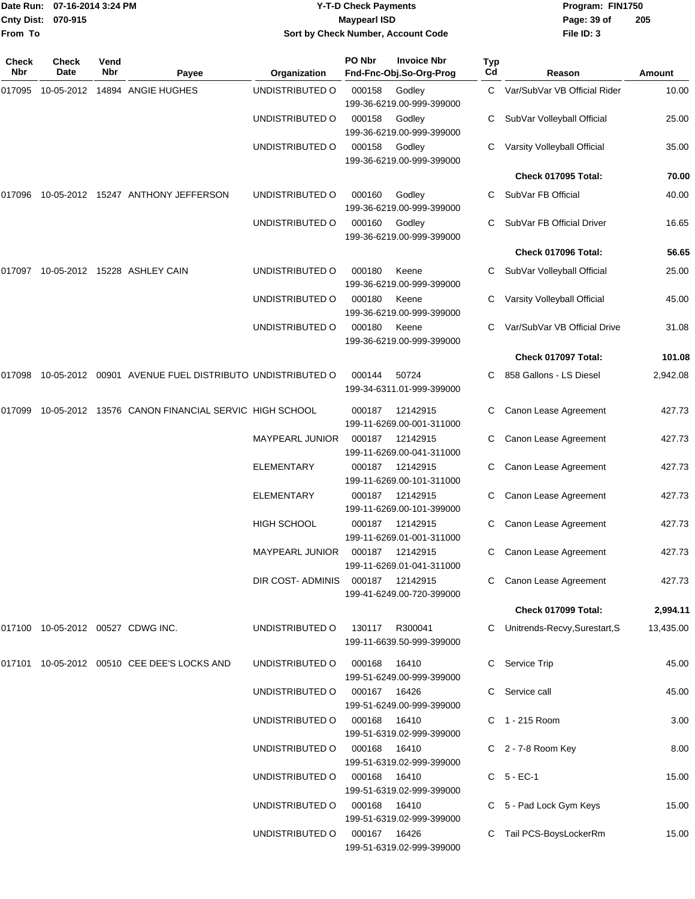Date Run: 07-16-2014 3:24 PM
Cnty Dist: 070-915
From To

# Y-T-D Check Payments
## Maypearl ISD
### Sort by Check Number, Account Code

Program: FIN1750
File ID: 3

| Check Nbr | Check Date | Vend Nbr | Payee | Organization | PO Nbr / Fnd-Fnc-Obj.So-Org-Prog | Invoice Nbr | Typ Cd | Reason | Amount |
|---|---|---|---|---|---|---|---|---|---|
| 017095 | 10-05-2012 | 14894 | ANGIE HUGHES | UNDISTRIBUTED O | 000158 199-36-6219.00-999-399000 | Godley | C | Var/SubVar VB Official Rider | 10.00 |
| | | | | UNDISTRIBUTED O | 000158 199-36-6219.00-999-399000 | Godley | C | SubVar Volleyball Official | 25.00 |
| | | | | UNDISTRIBUTED O | 000158 199-36-6219.00-999-399000 | Godley | C | Varsity Volleyball Official | 35.00 |
| | | | | | | | | **Check 017095 Total:** | **70.00** |
| 017096 | 10-05-2012 | 15247 | ANTHONY JEFFERSON | UNDISTRIBUTED O | 000160 199-36-6219.00-999-399000 | Godley | C | SubVar FB Official | 40.00 |
| | | | | UNDISTRIBUTED O | 000160 199-36-6219.00-999-399000 | Godley | C | SubVar FB Official Driver | 16.65 |
| | | | | | | | | **Check 017096 Total:** | **56.65** |
| 017097 | 10-05-2012 | 15228 | ASHLEY CAIN | UNDISTRIBUTED O | 000180 199-36-6219.00-999-399000 | Keene | C | SubVar Volleyball Official | 25.00 |
| | | | | UNDISTRIBUTED O | 000180 199-36-6219.00-999-399000 | Keene | C | Varsity Volleyball Official | 45.00 |
| | | | | UNDISTRIBUTED O | 000180 199-36-6219.00-999-399000 | Keene | C | Var/SubVar VB Official Drive | 31.08 |
| | | | | | | | | **Check 017097 Total:** | **101.08** |
| 017098 | 10-05-2012 | 00901 | AVENUE FUEL DISTRIBUTO | UNDISTRIBUTED O | 000144 199-34-6311.01-999-399000 | 50724 | C | 858 Gallons - LS Diesel | 2,942.08 |
| 017099 | 10-05-2012 | 13576 | CANON FINANCIAL SERVIC | HIGH SCHOOL | 000187 199-11-6269.00-001-311000 | 12142915 | C | Canon Lease Agreement | 427.73 |
| | | | | MAYPEARL JUNIOR | 000187 199-11-6269.00-041-311000 | 12142915 | C | Canon Lease Agreement | 427.73 |
| | | | | ELEMENTARY | 000187 199-11-6269.00-101-311000 | 12142915 | C | Canon Lease Agreement | 427.73 |
| | | | | ELEMENTARY | 000187 199-11-6269.00-101-399000 | 12142915 | C | Canon Lease Agreement | 427.73 |
| | | | | HIGH SCHOOL | 000187 199-11-6269.01-001-311000 | 12142915 | C | Canon Lease Agreement | 427.73 |
| | | | | MAYPEARL JUNIOR | 000187 199-11-6269.01-041-311000 | 12142915 | C | Canon Lease Agreement | 427.73 |
| | | | | DIR COST- ADMINIS | 000187 199-41-6249.00-720-399000 | 12142915 | C | Canon Lease Agreement | 427.73 |
| | | | | | | | | **Check 017099 Total:** | **2,994.11** |
| 017100 | 10-05-2012 | 00527 | CDWG INC. | UNDISTRIBUTED O | 130117 199-11-6639.50-999-399000 | R300041 | C | Unitrends-Recvy,Surestart,S | 13,435.00 |
| 017101 | 10-05-2012 | 00510 | CEE DEE'S LOCKS AND | UNDISTRIBUTED O | 000168 199-51-6249.00-999-399000 | 16410 | C | Service Trip | 45.00 |
| | | | | UNDISTRIBUTED O | 000167 199-51-6249.00-999-399000 | 16426 | C | Service call | 45.00 |
| | | | | UNDISTRIBUTED O | 000168 199-51-6319.02-999-399000 | 16410 | C | 1 - 215 Room | 3.00 |
| | | | | UNDISTRIBUTED O | 000168 199-51-6319.02-999-399000 | 16410 | C | 2 - 7-8 Room Key | 8.00 |
| | | | | UNDISTRIBUTED O | 000168 199-51-6319.02-999-399000 | 16410 | C | 5 - EC-1 | 15.00 |
| | | | | UNDISTRIBUTED O | 000168 199-51-6319.02-999-399000 | 16410 | C | 5 - Pad Lock Gym Keys | 15.00 |
| | | | | UNDISTRIBUTED O | 000167 199-51-6319.02-999-399000 | 16426 | C | Tail PCS-BoysLockerRm | 15.00 |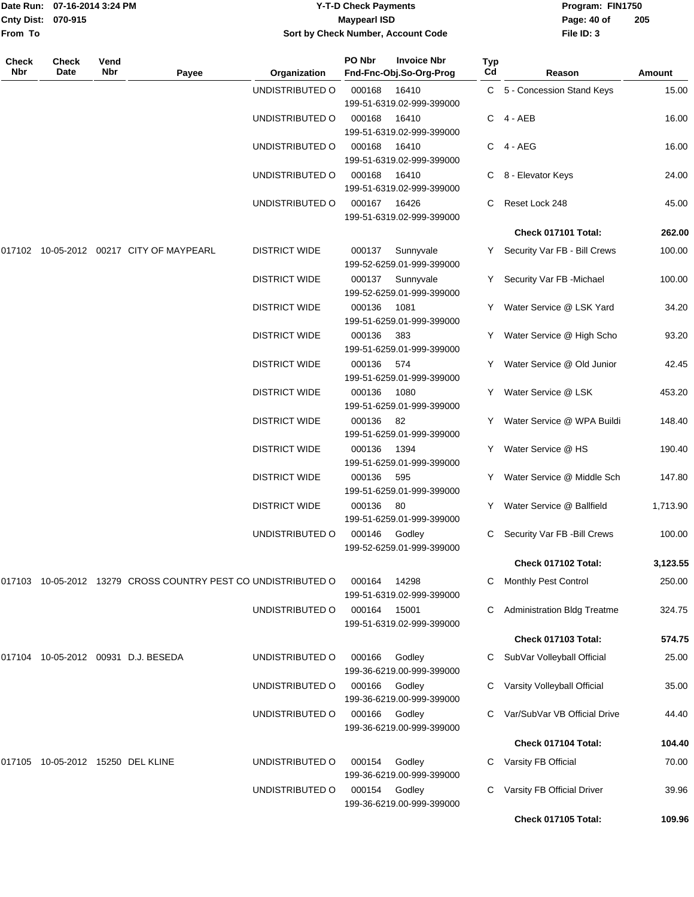Date Run: 07-16-2014 3:24 PM
Cnty Dist: 070-915
From To

# Y-T-D Check Payments
## Maypearl ISD
### Sort by Check Number, Account Code

Program: FIN1750
File ID: 3

| Check Nbr | Check Date | Vend Nbr | Payee | Organization | PO Nbr / Fnd-Fnc-Obj.So-Org-Prog | Invoice Nbr | Typ Cd | Reason | Amount |
|---|---|---|---|---|---|---|---|---|---|
| | | | | UNDISTRIBUTED O | 000168 199-51-6319.02-999-399000 | 16410 | C | 5 - Concession Stand Keys | 15.00 |
| | | | | UNDISTRIBUTED O | 000168 199-51-6319.02-999-399000 | 16410 | C | 4 - AEB | 16.00 |
| | | | | UNDISTRIBUTED O | 000168 199-51-6319.02-999-399000 | 16410 | C | 4 - AEG | 16.00 |
| | | | | UNDISTRIBUTED O | 000168 199-51-6319.02-999-399000 | 16410 | C | 8 - Elevator Keys | 24.00 |
| | | | | UNDISTRIBUTED O | 000167 199-51-6319.02-999-399000 | 16426 | C | Reset Lock 248 | 45.00 |
| | | | | | | | | **Check 017101 Total:** | **262.00** |
| 017102 | 10-05-2012 | 00217 | CITY OF MAYPEARL | DISTRICT WIDE | 000137 199-52-6259.01-999-399000 | Sunnyvale | Y | Security Var FB - Bill Crews | 100.00 |
| | | | | DISTRICT WIDE | 000137 199-52-6259.01-999-399000 | Sunnyvale | Y | Security Var FB -Michael | 100.00 |
| | | | | DISTRICT WIDE | 000136 199-51-6259.01-999-399000 | 1081 | Y | Water Service @ LSK Yard | 34.20 |
| | | | | DISTRICT WIDE | 000136 199-51-6259.01-999-399000 | 383 | Y | Water Service @ High Scho | 93.20 |
| | | | | DISTRICT WIDE | 000136 199-51-6259.01-999-399000 | 574 | Y | Water Service @ Old Junior | 42.45 |
| | | | | DISTRICT WIDE | 000136 199-51-6259.01-999-399000 | 1080 | Y | Water Service @ LSK | 453.20 |
| | | | | DISTRICT WIDE | 000136 199-51-6259.01-999-399000 | 82 | Y | Water Service @ WPA Buildi | 148.40 |
| | | | | DISTRICT WIDE | 000136 199-51-6259.01-999-399000 | 1394 | Y | Water Service @ HS | 190.40 |
| | | | | DISTRICT WIDE | 000136 199-51-6259.01-999-399000 | 595 | Y | Water Service @ Middle Sch | 147.80 |
| | | | | DISTRICT WIDE | 000136 199-51-6259.01-999-399000 | 80 | Y | Water Service @ Ballfield | 1,713.90 |
| | | | | UNDISTRIBUTED O | 000146 199-52-6259.01-999-399000 | Godley | C | Security Var FB -Bill Crews | 100.00 |
| | | | | | | | | **Check 017102 Total:** | **3,123.55** |
| 017103 | 10-05-2012 | 13279 | CROSS COUNTRY PEST CO | UNDISTRIBUTED O | 000164 199-51-6319.02-999-399000 | 14298 | C | Monthly Pest Control | 250.00 |
| | | | | UNDISTRIBUTED O | 000164 199-51-6319.02-999-399000 | 15001 | C | Administration Bldg Treatme | 324.75 |
| | | | | | | | | **Check 017103 Total:** | **574.75** |
| 017104 | 10-05-2012 | 00931 | D.J. BESEDA | UNDISTRIBUTED O | 000166 199-36-6219.00-999-399000 | Godley | C | SubVar Volleyball Official | 25.00 |
| | | | | UNDISTRIBUTED O | 000166 199-36-6219.00-999-399000 | Godley | C | Varsity Volleyball Official | 35.00 |
| | | | | UNDISTRIBUTED O | 000166 199-36-6219.00-999-399000 | Godley | C | Var/SubVar VB Official Drive | 44.40 |
| | | | | | | | | **Check 017104 Total:** | **104.40** |
| 017105 | 10-05-2012 | 15250 | DEL KLINE | UNDISTRIBUTED O | 000154 199-36-6219.00-999-399000 | Godley | C | Varsity FB Official | 70.00 |
| | | | | UNDISTRIBUTED O | 000154 199-36-6219.00-999-399000 | Godley | C | Varsity FB Official Driver | 39.96 |
| | | | | | | | | **Check 017105 Total:** | **109.96** |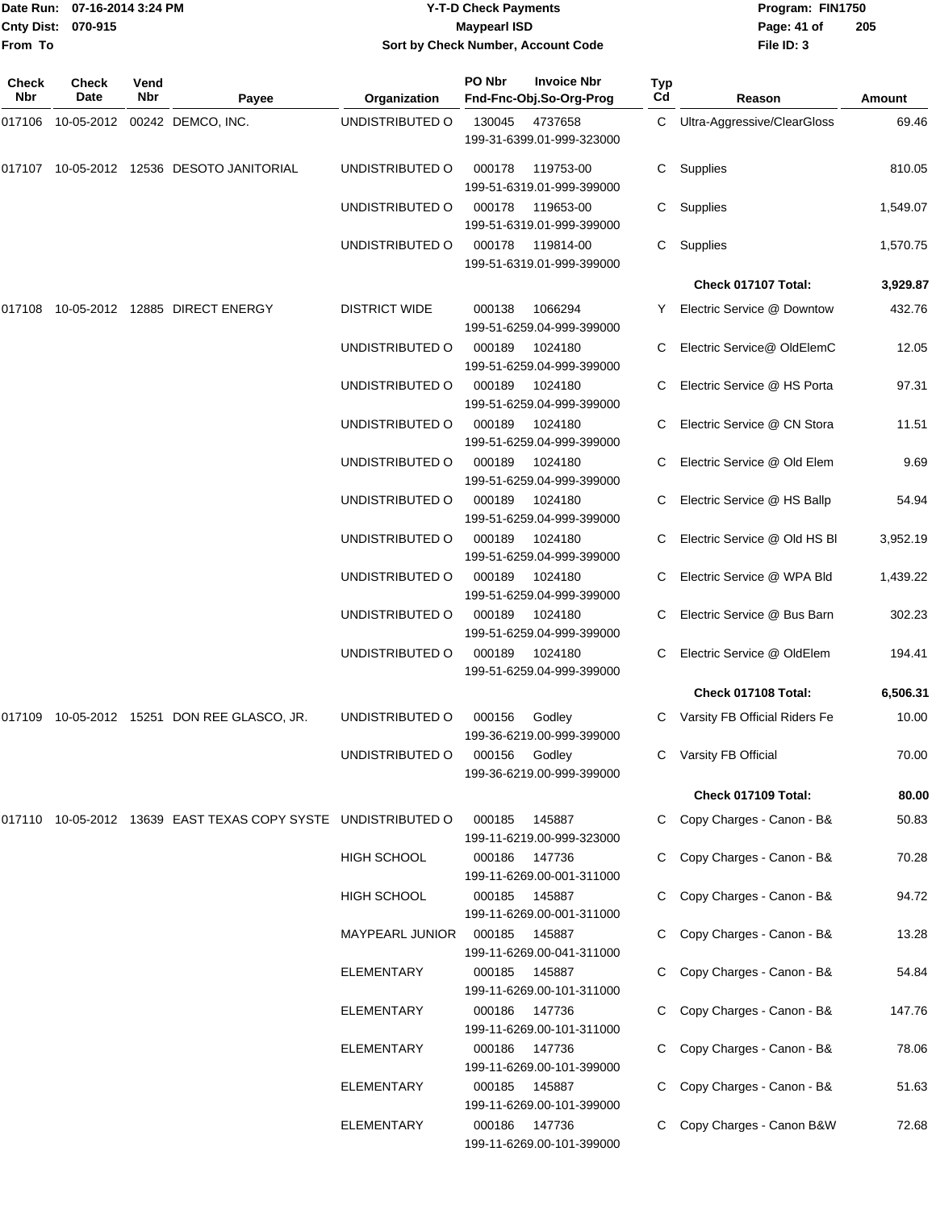# Y-T-D Check Payments

**Maypearl ISD**

**Sort by Check Number, Account Code**

Date Run: 07-16-2014 3:24 PM
Cnty Dist: 070-915
From To

Program: FIN1750
File ID: 3

| Check Nbr | Check Date | Vend Nbr | Payee | Organization | PO Nbr | Invoice Nbr Fnd-Fnc-Obj.So-Org-Prog | Typ Cd | Reason | Amount |
|---|---|---|---|---|---|---|---|---|---|
| 017106 | 10-05-2012 | 00242 | DEMCO, INC. | UNDISTRIBUTED O | 130045 | 4737658 199-31-6399.01-999-323000 | C | Ultra-Aggressive/ClearGloss | 69.46 |
| 017107 | 10-05-2012 | 12536 | DESOTO JANITORIAL | UNDISTRIBUTED O | 000178 | 119753-00 199-51-6319.01-999-399000 | C | Supplies | 810.05 |
| | | | | UNDISTRIBUTED O | 000178 | 119653-00 199-51-6319.01-999-399000 | C | Supplies | 1,549.07 |
| | | | | UNDISTRIBUTED O | 000178 | 119814-00 199-51-6319.01-999-399000 | C | Supplies | 1,570.75 |
| | | | | | | | | **Check 017107 Total:** | **3,929.87** |
| 017108 | 10-05-2012 | 12885 | DIRECT ENERGY | DISTRICT WIDE | 000138 | 1066294 199-51-6259.04-999-399000 | Y | Electric Service @ Downtow | 432.76 |
| | | | | UNDISTRIBUTED O | 000189 | 1024180 199-51-6259.04-999-399000 | C | Electric Service@ OldElemC | 12.05 |
| | | | | UNDISTRIBUTED O | 000189 | 1024180 199-51-6259.04-999-399000 | C | Electric Service @ HS Porta | 97.31 |
| | | | | UNDISTRIBUTED O | 000189 | 1024180 199-51-6259.04-999-399000 | C | Electric Service @ CN Stora | 11.51 |
| | | | | UNDISTRIBUTED O | 000189 | 1024180 199-51-6259.04-999-399000 | C | Electric Service @ Old Elem | 9.69 |
| | | | | UNDISTRIBUTED O | 000189 | 1024180 199-51-6259.04-999-399000 | C | Electric Service @ HS Ballp | 54.94 |
| | | | | UNDISTRIBUTED O | 000189 | 1024180 199-51-6259.04-999-399000 | C | Electric Service @ Old HS Bl | 3,952.19 |
| | | | | UNDISTRIBUTED O | 000189 | 1024180 199-51-6259.04-999-399000 | C | Electric Service @ WPA Bld | 1,439.22 |
| | | | | UNDISTRIBUTED O | 000189 | 1024180 199-51-6259.04-999-399000 | C | Electric Service @ Bus Barn | 302.23 |
| | | | | UNDISTRIBUTED O | 000189 | 1024180 199-51-6259.04-999-399000 | C | Electric Service @ OldElem | 194.41 |
| | | | | | | | | **Check 017108 Total:** | **6,506.31** |
| 017109 | 10-05-2012 | 15251 | DON REE GLASCO, JR. | UNDISTRIBUTED O | 000156 | Godley 199-36-6219.00-999-399000 | C | Varsity FB Official Riders Fe | 10.00 |
| | | | | UNDISTRIBUTED O | 000156 | Godley 199-36-6219.00-999-399000 | C | Varsity FB Official | 70.00 |
| | | | | | | | | **Check 017109 Total:** | **80.00** |
| 017110 | 10-05-2012 | 13639 | EAST TEXAS COPY SYSTE | UNDISTRIBUTED O | 000185 | 145887 199-11-6219.00-999-323000 | C | Copy Charges - Canon - B& | 50.83 |
| | | | | HIGH SCHOOL | 000186 | 147736 199-11-6269.00-001-311000 | C | Copy Charges - Canon - B& | 70.28 |
| | | | | HIGH SCHOOL | 000185 | 145887 199-11-6269.00-001-311000 | C | Copy Charges - Canon - B& | 94.72 |
| | | | | MAYPEARL JUNIOR | 000185 | 145887 199-11-6269.00-041-311000 | C | Copy Charges - Canon - B& | 13.28 |
| | | | | ELEMENTARY | 000185 | 145887 199-11-6269.00-101-311000 | C | Copy Charges - Canon - B& | 54.84 |
| | | | | ELEMENTARY | 000186 | 147736 199-11-6269.00-101-311000 | C | Copy Charges - Canon - B& | 147.76 |
| | | | | ELEMENTARY | 000186 | 147736 199-11-6269.00-101-399000 | C | Copy Charges - Canon - B& | 78.06 |
| | | | | ELEMENTARY | 000185 | 145887 199-11-6269.00-101-399000 | C | Copy Charges - Canon - B& | 51.63 |
| | | | | ELEMENTARY | 000186 | 147736 199-11-6269.00-101-399000 | C | Copy Charges - Canon B&W | 72.68 |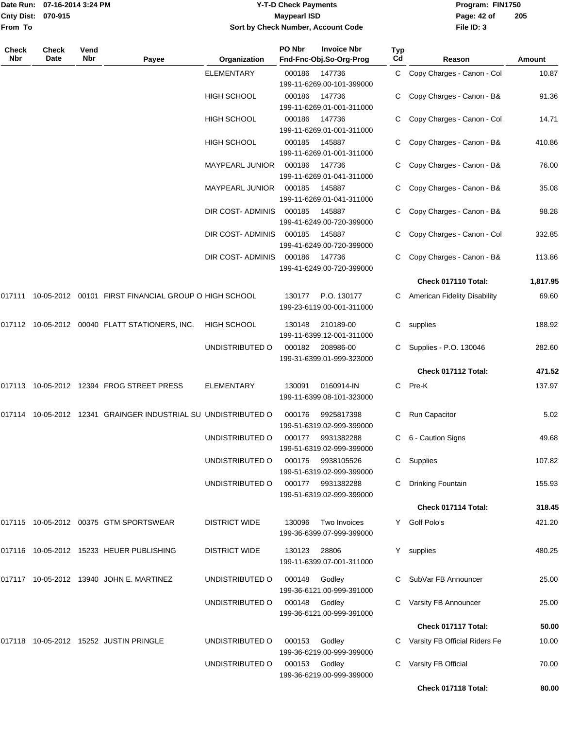# Y-T-D Check Payments

**Maypearl ISD**

**Sort by Check Number, Account Code**

Date Run: 07-16-2014 3:24 PM
Cnty Dist: 070-915
From To

Program: FIN1750
File ID: 3

| Check Nbr | Check Date | Vend Nbr | Payee | Organization | PO Nbr / Invoice Nbr / Fnd-Fnc-Obj.So-Org-Prog | Typ Cd | Reason | Amount |
|---|---|---|---|---|---|---|---|---|
| | | | | ELEMENTARY | 000186 147736 199-11-6269.00-101-399000 | C | Copy Charges - Canon - Col | 10.87 |
| | | | | HIGH SCHOOL | 000186 147736 199-11-6269.01-001-311000 | C | Copy Charges - Canon - B& | 91.36 |
| | | | | HIGH SCHOOL | 000186 147736 199-11-6269.01-001-311000 | C | Copy Charges - Canon - Col | 14.71 |
| | | | | HIGH SCHOOL | 000185 145887 199-11-6269.01-001-311000 | C | Copy Charges - Canon - B& | 410.86 |
| | | | | MAYPEARL JUNIOR | 000186 147736 199-11-6269.01-041-311000 | C | Copy Charges - Canon - B& | 76.00 |
| | | | | MAYPEARL JUNIOR | 000185 145887 199-11-6269.01-041-311000 | C | Copy Charges - Canon - B& | 35.08 |
| | | | | DIR COST- ADMINIS | 000185 145887 199-41-6249.00-720-399000 | C | Copy Charges - Canon - B& | 98.28 |
| | | | | DIR COST- ADMINIS | 000185 145887 199-41-6249.00-720-399000 | C | Copy Charges - Canon - Col | 332.85 |
| | | | | DIR COST- ADMINIS | 000186 147736 199-41-6249.00-720-399000 | C | Copy Charges - Canon - B& | 113.86 |
| | | | | | | | **Check 017110 Total:** | **1,817.95** |
| 017111 | 10-05-2012 | 00101 | FIRST FINANCIAL GROUP O | HIGH SCHOOL | 130177 P.O. 130177 199-23-6119.00-001-311000 | C | American Fidelity Disability | 69.60 |
| 017112 | 10-05-2012 | 00040 | FLATT STATIONERS, INC. | HIGH SCHOOL | 130148 210189-00 199-11-6399.12-001-311000 | C | supplies | 188.92 |
| | | | | UNDISTRIBUTED O | 000182 208986-00 199-31-6399.01-999-323000 | C | Supplies - P.O. 130046 | 282.60 |
| | | | | | | | **Check 017112 Total:** | **471.52** |
| 017113 | 10-05-2012 | 12394 | FROG STREET PRESS | ELEMENTARY | 130091 0160914-IN 199-11-6399.08-101-323000 | C | Pre-K | 137.97 |
| 017114 | 10-05-2012 | 12341 | GRAINGER INDUSTRIAL SU | UNDISTRIBUTED O | 000176 9925817398 199-51-6319.02-999-399000 | C | Run Capacitor | 5.02 |
| | | | | UNDISTRIBUTED O | 000177 9931382288 199-51-6319.02-999-399000 | C | 6 - Caution Signs | 49.68 |
| | | | | UNDISTRIBUTED O | 000175 9938105526 199-51-6319.02-999-399000 | C | Supplies | 107.82 |
| | | | | UNDISTRIBUTED O | 000177 9931382288 199-51-6319.02-999-399000 | C | Drinking Fountain | 155.93 |
| | | | | | | | **Check 017114 Total:** | **318.45** |
| 017115 | 10-05-2012 | 00375 | GTM SPORTSWEAR | DISTRICT WIDE | 130096 Two Invoices 199-36-6399.07-999-399000 | Y | Golf Polo's | 421.20 |
| 017116 | 10-05-2012 | 15233 | HEUER PUBLISHING | DISTRICT WIDE | 130123 28806 199-11-6399.07-001-311000 | Y | supplies | 480.25 |
| 017117 | 10-05-2012 | 13940 | JOHN E. MARTINEZ | UNDISTRIBUTED O | 000148 Godley 199-36-6121.00-999-391000 | C | SubVar FB Announcer | 25.00 |
| | | | | UNDISTRIBUTED O | 000148 Godley 199-36-6121.00-999-391000 | C | Varsity FB Announcer | 25.00 |
| | | | | | | | **Check 017117 Total:** | **50.00** |
| 017118 | 10-05-2012 | 15252 | JUSTIN PRINGLE | UNDISTRIBUTED O | 000153 Godley 199-36-6219.00-999-399000 | C | Varsity FB Official Riders Fe | 10.00 |
| | | | | UNDISTRIBUTED O | 000153 Godley 199-36-6219.00-999-399000 | C | Varsity FB Official | 70.00 |
| | | | | | | | **Check 017118 Total:** | **80.00** |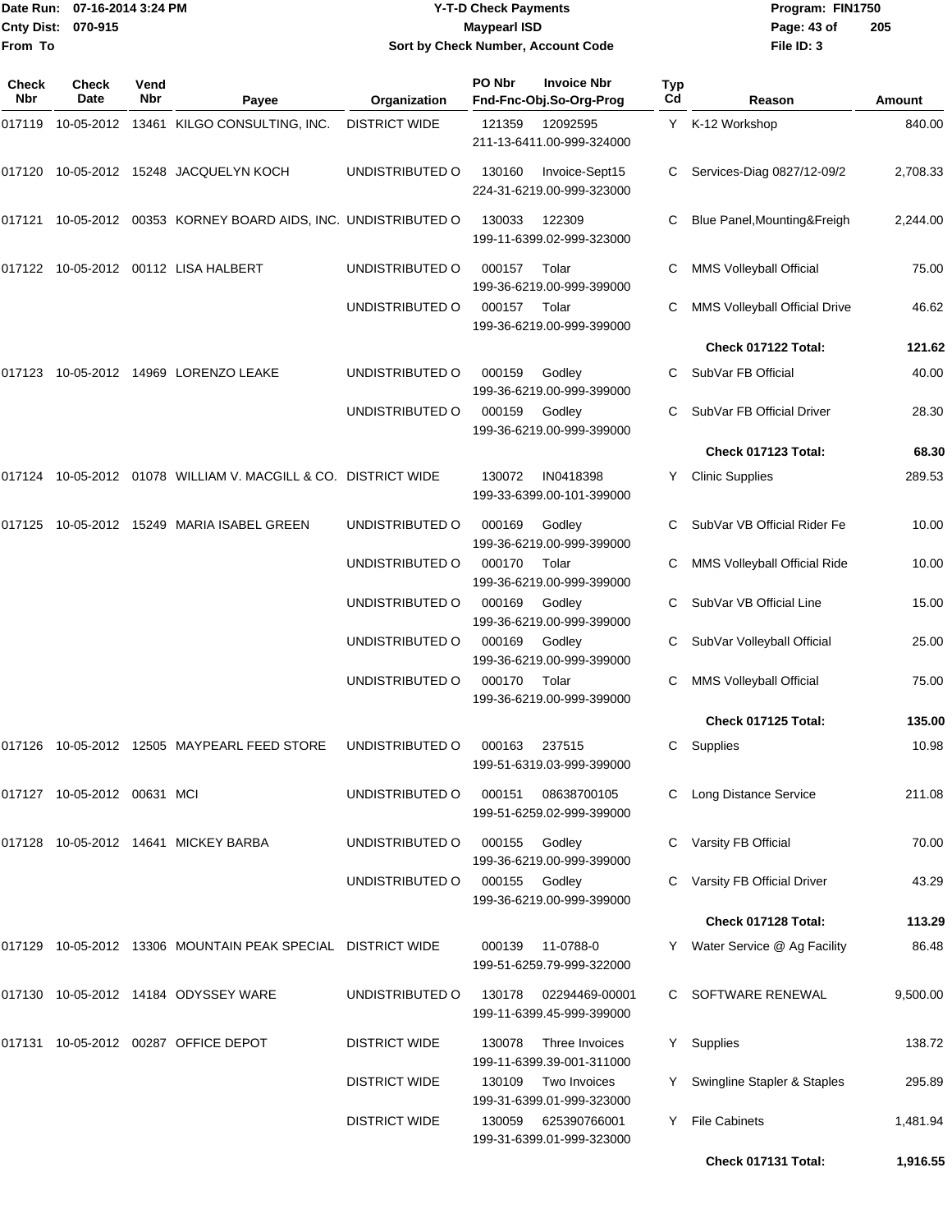Date Run: 07-16-2014 3:24 PM
Cnty Dist: 070-915
From To

# Y-T-D Check Payments
## Maypearl ISD
### Sort by Check Number, Account Code

Program: FIN1750
File ID: 3

| Check Nbr | Check Date | Vend Nbr | Payee | Organization | PO Nbr / Fnd-Fnc-Obj.So-Org-Prog | Invoice Nbr | Typ Cd | Reason | Amount |
|---|---|---|---|---|---|---|---|---|---|
| 017119 | 10-05-2012 | 13461 | KILGO CONSULTING, INC. | DISTRICT WIDE | 121359 211-13-6411.00-999-324000 | 12092595 | Y | K-12 Workshop | 840.00 |
| 017120 | 10-05-2012 | 15248 | JACQUELYN KOCH | UNDISTRIBUTED O | 130160 224-31-6219.00-999-323000 | Invoice-Sept15 | C | Services-Diag 0827/12-09/2 | 2,708.33 |
| 017121 | 10-05-2012 | 00353 | KORNEY BOARD AIDS, INC. | UNDISTRIBUTED O | 130033 199-11-6399.02-999-323000 | 122309 | C | Blue Panel,Mounting&Freigh | 2,244.00 |
| 017122 | 10-05-2012 | 00112 | LISA HALBERT | UNDISTRIBUTED O | 000157 199-36-6219.00-999-399000 | Tolar | C | MMS Volleyball Official | 75.00 |
| | | | | UNDISTRIBUTED O | 000157 199-36-6219.00-999-399000 | Tolar | C | MMS Volleyball Official Drive | 46.62 |
| | | | | | | | | **Check 017122 Total:** | **121.62** |
| 017123 | 10-05-2012 | 14969 | LORENZO LEAKE | UNDISTRIBUTED O | 000159 199-36-6219.00-999-399000 | Godley | C | SubVar FB Official | 40.00 |
| | | | | UNDISTRIBUTED O | 000159 199-36-6219.00-999-399000 | Godley | C | SubVar FB Official Driver | 28.30 |
| | | | | | | | | **Check 017123 Total:** | **68.30** |
| 017124 | 10-05-2012 | 01078 | WILLIAM V. MACGILL & CO. | DISTRICT WIDE | 130072 199-33-6399.00-101-399000 | IN0418398 | Y | Clinic Supplies | 289.53 |
| 017125 | 10-05-2012 | 15249 | MARIA ISABEL GREEN | UNDISTRIBUTED O | 000169 199-36-6219.00-999-399000 | Godley | C | SubVar VB Official Rider Fe | 10.00 |
| | | | | UNDISTRIBUTED O | 000170 199-36-6219.00-999-399000 | Tolar | C | MMS Volleyball Official Ride | 10.00 |
| | | | | UNDISTRIBUTED O | 000169 199-36-6219.00-999-399000 | Godley | C | SubVar VB Official Line | 15.00 |
| | | | | UNDISTRIBUTED O | 000169 199-36-6219.00-999-399000 | Godley | C | SubVar Volleyball Official | 25.00 |
| | | | | UNDISTRIBUTED O | 000170 199-36-6219.00-999-399000 | Tolar | C | MMS Volleyball Official | 75.00 |
| | | | | | | | | **Check 017125 Total:** | **135.00** |
| 017126 | 10-05-2012 | 12505 | MAYPEARL FEED STORE | UNDISTRIBUTED O | 000163 199-51-6319.03-999-399000 | 237515 | C | Supplies | 10.98 |
| 017127 | 10-05-2012 | 00631 | MCI | UNDISTRIBUTED O | 000151 199-51-6259.02-999-399000 | 08638700105 | C | Long Distance Service | 211.08 |
| 017128 | 10-05-2012 | 14641 | MICKEY BARBA | UNDISTRIBUTED O | 000155 199-36-6219.00-999-399000 | Godley | C | Varsity FB Official | 70.00 |
| | | | | UNDISTRIBUTED O | 000155 199-36-6219.00-999-399000 | Godley | C | Varsity FB Official Driver | 43.29 |
| | | | | | | | | **Check 017128 Total:** | **113.29** |
| 017129 | 10-05-2012 | 13306 | MOUNTAIN PEAK SPECIAL | DISTRICT WIDE | 000139 199-51-6259.79-999-322000 | 11-0788-0 | Y | Water Service @ Ag Facility | 86.48 |
| 017130 | 10-05-2012 | 14184 | ODYSSEY WARE | UNDISTRIBUTED O | 130178 199-11-6399.45-999-399000 | 02294469-00001 | C | SOFTWARE RENEWAL | 9,500.00 |
| 017131 | 10-05-2012 | 00287 | OFFICE DEPOT | DISTRICT WIDE | 130078 199-11-6399.39-001-311000 | Three Invoices | Y | Supplies | 138.72 |
| | | | | DISTRICT WIDE | 130109 199-31-6399.01-999-323000 | Two Invoices | Y | Swingline Stapler & Staples | 295.89 |
| | | | | DISTRICT WIDE | 130059 199-31-6399.01-999-323000 | 625390766001 | Y | File Cabinets | 1,481.94 |
| | | | | | | | | **Check 017131 Total:** | **1,916.55** |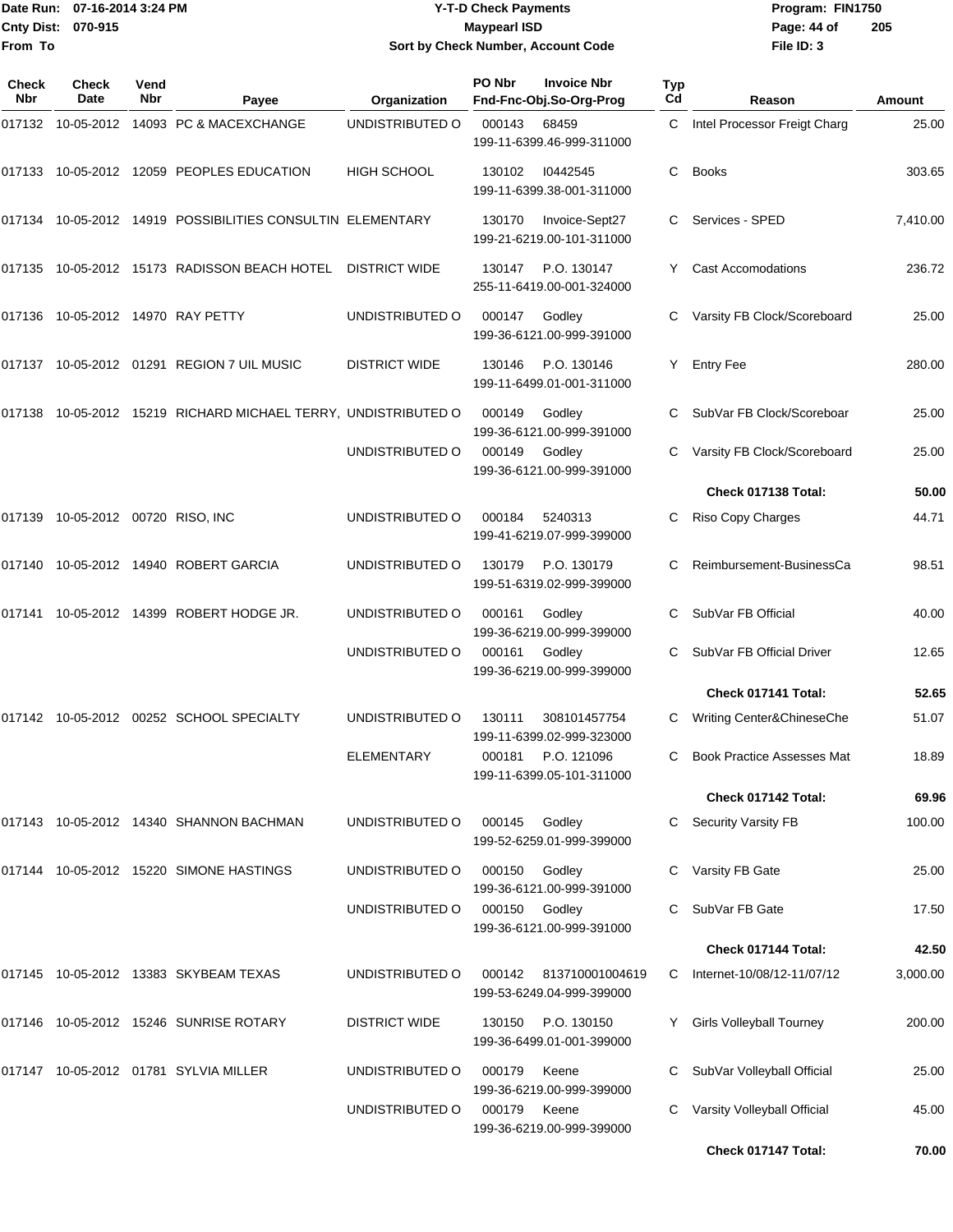Date Run: 07-16-2014 3:24 PM
Cnty Dist: 070-915
From To

# Y-T-D Check Payments
## Maypearl ISD
### Sort by Check Number, Account Code

Program: FIN1750
File ID: 3

| Check Nbr | Check Date | Vend Nbr | Payee | Organization | PO Nbr | Invoice Nbr / Fnd-Fnc-Obj.So-Org-Prog | Typ Cd | Reason | Amount |
|---|---|---|---|---|---|---|---|---|---|
| 017132 | 10-05-2012 | 14093 | PC & MACEXCHANGE | UNDISTRIBUTED O | 000143 | 68459 / 199-11-6399.46-999-311000 | C | Intel Processor Freigt Charg | 25.00 |
| 017133 | 10-05-2012 | 12059 | PEOPLES EDUCATION | HIGH SCHOOL | 130102 | I0442545 / 199-11-6399.38-001-311000 | C | Books | 303.65 |
| 017134 | 10-05-2012 | 14919 | POSSIBILITIES CONSULTIN | ELEMENTARY | 130170 | Invoice-Sept27 / 199-21-6219.00-101-311000 | C | Services - SPED | 7,410.00 |
| 017135 | 10-05-2012 | 15173 | RADISSON BEACH HOTEL | DISTRICT WIDE | 130147 | P.O. 130147 / 255-11-6419.00-001-324000 | Y | Cast Accomodations | 236.72 |
| 017136 | 10-05-2012 | 14970 | RAY PETTY | UNDISTRIBUTED O | 000147 | Godley / 199-36-6121.00-999-391000 | C | Varsity FB Clock/Scoreboard | 25.00 |
| 017137 | 10-05-2012 | 01291 | REGION 7 UIL MUSIC | DISTRICT WIDE | 130146 | P.O. 130146 / 199-11-6499.01-001-311000 | Y | Entry Fee | 280.00 |
| 017138 | 10-05-2012 | 15219 | RICHARD MICHAEL TERRY, | UNDISTRIBUTED O | 000149 | Godley / 199-36-6121.00-999-391000 | C | SubVar FB Clock/Scoreboar | 25.00 |
| | | | | UNDISTRIBUTED O | 000149 | Godley / 199-36-6121.00-999-391000 | C | Varsity FB Clock/Scoreboard | 25.00 |
| | | | | | | | | **Check 017138 Total:** | **50.00** |
| 017139 | 10-05-2012 | 00720 | RISO, INC | UNDISTRIBUTED O | 000184 | 5240313 / 199-41-6219.07-999-399000 | C | Riso Copy Charges | 44.71 |
| 017140 | 10-05-2012 | 14940 | ROBERT GARCIA | UNDISTRIBUTED O | 130179 | P.O. 130179 / 199-51-6319.02-999-399000 | C | Reimbursement-BusinessCa | 98.51 |
| 017141 | 10-05-2012 | 14399 | ROBERT HODGE JR. | UNDISTRIBUTED O | 000161 | Godley / 199-36-6219.00-999-399000 | C | SubVar FB Official | 40.00 |
| | | | | UNDISTRIBUTED O | 000161 | Godley / 199-36-6219.00-999-399000 | C | SubVar FB Official Driver | 12.65 |
| | | | | | | | | **Check 017141 Total:** | **52.65** |
| 017142 | 10-05-2012 | 00252 | SCHOOL SPECIALTY | UNDISTRIBUTED O | 130111 | 308101457754 / 199-11-6399.02-999-323000 | C | Writing Center&ChineseChe | 51.07 |
| | | | | ELEMENTARY | 000181 | P.O. 121096 / 199-11-6399.05-101-311000 | C | Book Practice Assesses Mat | 18.89 |
| | | | | | | | | **Check 017142 Total:** | **69.96** |
| 017143 | 10-05-2012 | 14340 | SHANNON BACHMAN | UNDISTRIBUTED O | 000145 | Godley / 199-52-6259.01-999-399000 | C | Security Varsity FB | 100.00 |
| 017144 | 10-05-2012 | 15220 | SIMONE HASTINGS | UNDISTRIBUTED O | 000150 | Godley / 199-36-6121.00-999-391000 | C | Varsity FB Gate | 25.00 |
| | | | | UNDISTRIBUTED O | 000150 | Godley / 199-36-6121.00-999-391000 | C | SubVar FB Gate | 17.50 |
| | | | | | | | | **Check 017144 Total:** | **42.50** |
| 017145 | 10-05-2012 | 13383 | SKYBEAM TEXAS | UNDISTRIBUTED O | 000142 | 813710001004619 / 199-53-6249.04-999-399000 | C | Internet-10/08/12-11/07/12 | 3,000.00 |
| 017146 | 10-05-2012 | 15246 | SUNRISE ROTARY | DISTRICT WIDE | 130150 | P.O. 130150 / 199-36-6499.01-001-399000 | Y | Girls Volleyball Tourney | 200.00 |
| 017147 | 10-05-2012 | 01781 | SYLVIA MILLER | UNDISTRIBUTED O | 000179 | Keene / 199-36-6219.00-999-399000 | C | SubVar Volleyball Official | 25.00 |
| | | | | UNDISTRIBUTED O | 000179 | Keene / 199-36-6219.00-999-399000 | C | Varsity Volleyball Official | 45.00 |
| | | | | | | | | **Check 017147 Total:** | **70.00** |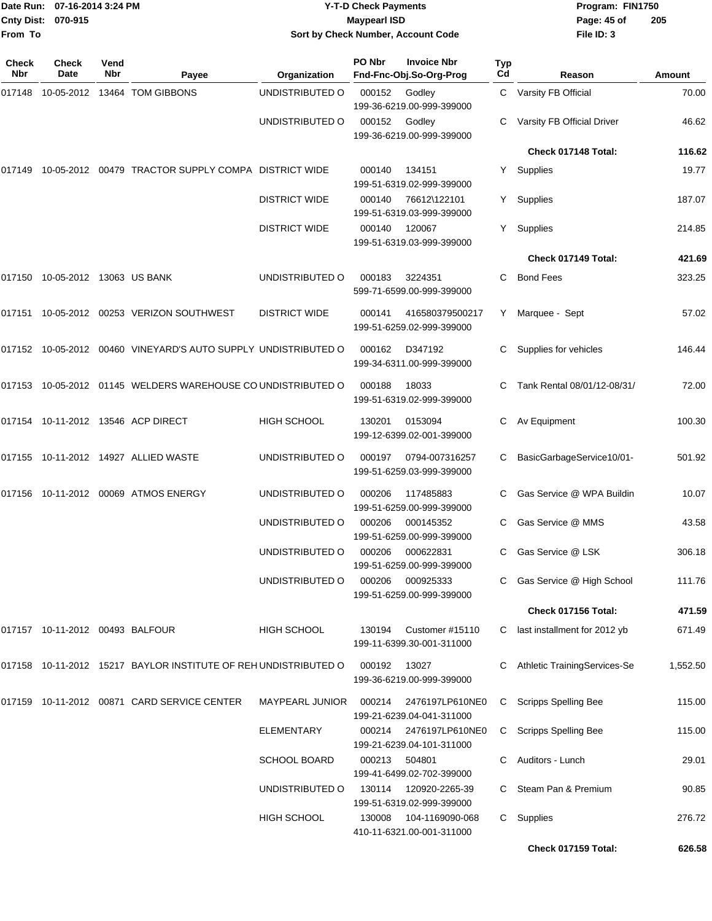**Date Run:** 07-16-2014 3:24 PM
**Cnty Dist:** 070-915
**From To**

# Y-T-D Check Payments
## Maypearl ISD
### Sort by Check Number, Account Code

**Program:** FIN1750
**File ID:** 3

| Check Nbr | Check Date | Vend Nbr | Payee | Organization | PO Nbr | Invoice Nbr / Fnd-Fnc-Obj.So-Org-Prog | Typ Cd | Reason | Amount |
|---|---|---|---|---|---|---|---|---|---|
| 017148 | 10-05-2012 | 13464 | TOM GIBBONS | UNDISTRIBUTED O | 000152 | Godley 199-36-6219.00-999-399000 | C | Varsity FB Official | 70.00 |
| | | | | UNDISTRIBUTED O | 000152 | Godley 199-36-6219.00-999-399000 | C | Varsity FB Official Driver | 46.62 |
| | | | | | | | | **Check 017148 Total:** | **116.62** |
| 017149 | 10-05-2012 | 00479 | TRACTOR SUPPLY COMPA | DISTRICT WIDE | 000140 | 134151 199-51-6319.02-999-399000 | Y | Supplies | 19.77 |
| | | | | DISTRICT WIDE | 000140 | 76612\122101 199-51-6319.03-999-399000 | Y | Supplies | 187.07 |
| | | | | DISTRICT WIDE | 000140 | 120067 199-51-6319.03-999-399000 | Y | Supplies | 214.85 |
| | | | | | | | | **Check 017149 Total:** | **421.69** |
| 017150 | 10-05-2012 | 13063 | US BANK | UNDISTRIBUTED O | 000183 | 3224351 599-71-6599.00-999-399000 | C | Bond Fees | 323.25 |
| 017151 | 10-05-2012 | 00253 | VERIZON SOUTHWEST | DISTRICT WIDE | 000141 | 416580379500217 199-51-6259.02-999-399000 | Y | Marquee - Sept | 57.02 |
| 017152 | 10-05-2012 | 00460 | VINEYARD'S AUTO SUPPLY | UNDISTRIBUTED O | 000162 | D347192 199-34-6311.00-999-399000 | C | Supplies for vehicles | 146.44 |
| 017153 | 10-05-2012 | 01145 | WELDERS WAREHOUSE CO | UNDISTRIBUTED O | 000188 | 18033 199-51-6319.02-999-399000 | C | Tank Rental 08/01/12-08/31/ | 72.00 |
| 017154 | 10-11-2012 | 13546 | ACP DIRECT | HIGH SCHOOL | 130201 | 0153094 199-12-6399.02-001-399000 | C | Av Equipment | 100.30 |
| 017155 | 10-11-2012 | 14927 | ALLIED WASTE | UNDISTRIBUTED O | 000197 | 0794-007316257 199-51-6259.03-999-399000 | C | BasicGarbageService10/01- | 501.92 |
| 017156 | 10-11-2012 | 00069 | ATMOS ENERGY | UNDISTRIBUTED O | 000206 | 117485883 199-51-6259.00-999-399000 | C | Gas Service @ WPA Buildin | 10.07 |
| | | | | UNDISTRIBUTED O | 000206 | 000145352 199-51-6259.00-999-399000 | C | Gas Service @ MMS | 43.58 |
| | | | | UNDISTRIBUTED O | 000206 | 000622831 199-51-6259.00-999-399000 | C | Gas Service @ LSK | 306.18 |
| | | | | UNDISTRIBUTED O | 000206 | 000925333 199-51-6259.00-999-399000 | C | Gas Service @ High School | 111.76 |
| | | | | | | | | **Check 017156 Total:** | **471.59** |
| 017157 | 10-11-2012 | 00493 | BALFOUR | HIGH SCHOOL | 130194 | Customer #15110 199-11-6399.30-001-311000 | C | last installment for 2012 yb | 671.49 |
| 017158 | 10-11-2012 | 15217 | BAYLOR INSTITUTE OF REH | UNDISTRIBUTED O | 000192 | 13027 199-36-6219.00-999-399000 | C | Athletic TrainingServices-Se | 1,552.50 |
| 017159 | 10-11-2012 | 00871 | CARD SERVICE CENTER | MAYPEARL JUNIOR | 000214 | 2476197LP610NE0 199-21-6239.04-041-311000 | C | Scripps Spelling Bee | 115.00 |
| | | | | ELEMENTARY | 000214 | 2476197LP610NE0 199-21-6239.04-101-311000 | C | Scripps Spelling Bee | 115.00 |
| | | | | SCHOOL BOARD | 000213 | 504801 199-41-6499.02-702-399000 | C | Auditors - Lunch | 29.01 |
| | | | | UNDISTRIBUTED O | 130114 | 120920-2265-39 199-51-6319.02-999-399000 | C | Steam Pan & Premium | 90.85 |
| | | | | HIGH SCHOOL | 130008 | 104-1169090-068 410-11-6321.00-001-311000 | C | Supplies | 276.72 |
| | | | | | | | | **Check 017159 Total:** | **626.58** |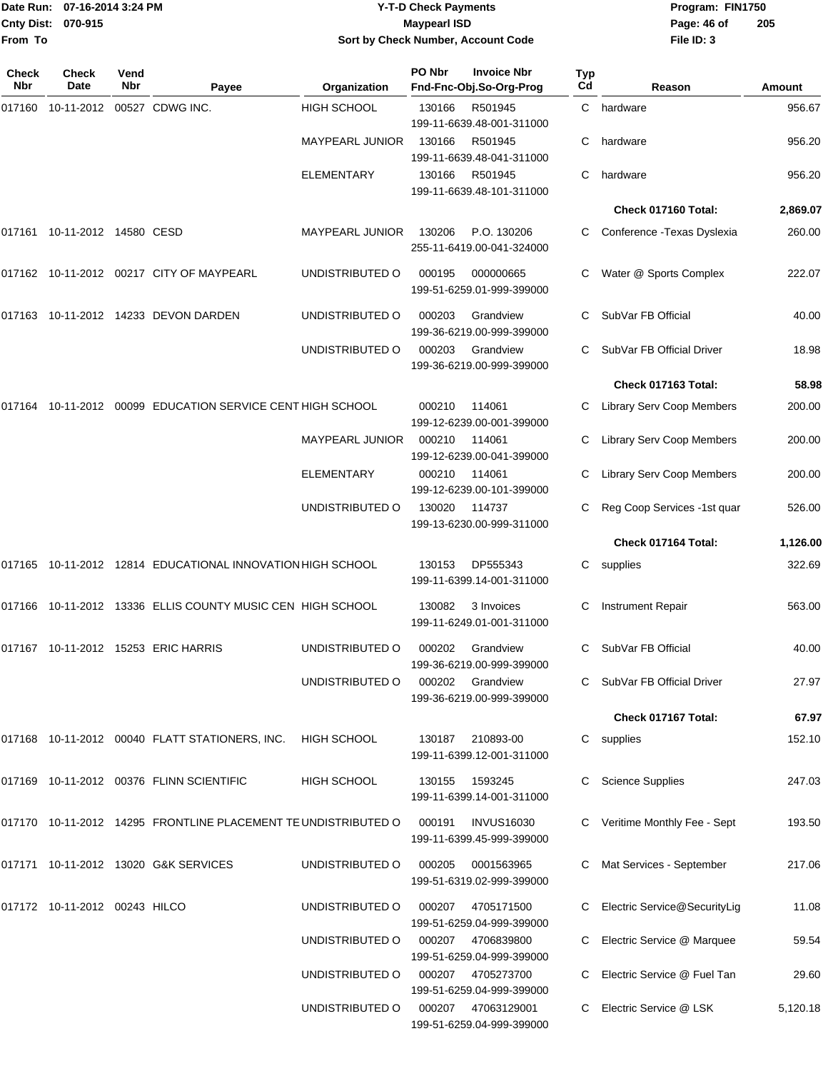# Y-T-D Check Payments

**Maypearl ISD**

**Sort by Check Number, Account Code**

Date Run: 07-16-2014 3:24 PM
Cnty Dist: 070-915
From To

Program: FIN1750
File ID: 3

| Check Nbr | Check Date | Vend Nbr | Payee | Organization | PO Nbr | Invoice Nbr / Fnd-Fnc-Obj.So-Org-Prog | Typ Cd | Reason | Amount |
|---|---|---|---|---|---|---|---|---|---|
| 017160 | 10-11-2012 | 00527 | CDWG INC. | HIGH SCHOOL | 130166 | R501945 / 199-11-6639.48-001-311000 | C | hardware | 956.67 |
| | | | | MAYPEARL JUNIOR | 130166 | R501945 / 199-11-6639.48-041-311000 | C | hardware | 956.20 |
| | | | | ELEMENTARY | 130166 | R501945 / 199-11-6639.48-101-311000 | C | hardware | 956.20 |
| | | | | | | | | **Check 017160 Total:** | **2,869.07** |
| 017161 | 10-11-2012 | 14580 | CESD | MAYPEARL JUNIOR | 130206 | P.O. 130206 / 255-11-6419.00-041-324000 | C | Conference -Texas Dyslexia | 260.00 |
| 017162 | 10-11-2012 | 00217 | CITY OF MAYPEARL | UNDISTRIBUTED O | 000195 | 000000665 / 199-51-6259.01-999-399000 | C | Water @ Sports Complex | 222.07 |
| 017163 | 10-11-2012 | 14233 | DEVON DARDEN | UNDISTRIBUTED O | 000203 | Grandview / 199-36-6219.00-999-399000 | C | SubVar FB Official | 40.00 |
| | | | | UNDISTRIBUTED O | 000203 | Grandview / 199-36-6219.00-999-399000 | C | SubVar FB Official Driver | 18.98 |
| | | | | | | | | **Check 017163 Total:** | **58.98** |
| 017164 | 10-11-2012 | 00099 | EDUCATION SERVICE CENT | HIGH SCHOOL | 000210 | 114061 / 199-12-6239.00-001-399000 | C | Library Serv Coop Members | 200.00 |
| | | | | MAYPEARL JUNIOR | 000210 | 114061 / 199-12-6239.00-041-399000 | C | Library Serv Coop Members | 200.00 |
| | | | | ELEMENTARY | 000210 | 114061 / 199-12-6239.00-101-399000 | C | Library Serv Coop Members | 200.00 |
| | | | | UNDISTRIBUTED O | 130020 | 114737 / 199-13-6230.00-999-311000 | C | Reg Coop Services -1st quar | 526.00 |
| | | | | | | | | **Check 017164 Total:** | **1,126.00** |
| 017165 | 10-11-2012 | 12814 | EDUCATIONAL INNOVATION | HIGH SCHOOL | 130153 | DP555343 / 199-11-6399.14-001-311000 | C | supplies | 322.69 |
| 017166 | 10-11-2012 | 13336 | ELLIS COUNTY MUSIC CEN | HIGH SCHOOL | 130082 | 3 Invoices / 199-11-6249.01-001-311000 | C | Instrument Repair | 563.00 |
| 017167 | 10-11-2012 | 15253 | ERIC HARRIS | UNDISTRIBUTED O | 000202 | Grandview / 199-36-6219.00-999-399000 | C | SubVar FB Official | 40.00 |
| | | | | UNDISTRIBUTED O | 000202 | Grandview / 199-36-6219.00-999-399000 | C | SubVar FB Official Driver | 27.97 |
| | | | | | | | | **Check 017167 Total:** | **67.97** |
| 017168 | 10-11-2012 | 00040 | FLATT STATIONERS, INC. | HIGH SCHOOL | 130187 | 210893-00 / 199-11-6399.12-001-311000 | C | supplies | 152.10 |
| 017169 | 10-11-2012 | 00376 | FLINN SCIENTIFIC | HIGH SCHOOL | 130155 | 1593245 / 199-11-6399.14-001-311000 | C | Science Supplies | 247.03 |
| 017170 | 10-11-2012 | 14295 | FRONTLINE PLACEMENT TE | UNDISTRIBUTED O | 000191 | INVUS16030 / 199-11-6399.45-999-399000 | C | Veritime Monthly Fee - Sept | 193.50 |
| 017171 | 10-11-2012 | 13020 | G&K SERVICES | UNDISTRIBUTED O | 000205 | 0001563965 / 199-51-6319.02-999-399000 | C | Mat Services - September | 217.06 |
| 017172 | 10-11-2012 | 00243 | HILCO | UNDISTRIBUTED O | 000207 | 4705171500 / 199-51-6259.04-999-399000 | C | Electric Service@SecurityLig | 11.08 |
| | | | | UNDISTRIBUTED O | 000207 | 4706839800 / 199-51-6259.04-999-399000 | C | Electric Service @ Marquee | 59.54 |
| | | | | UNDISTRIBUTED O | 000207 | 4705273700 / 199-51-6259.04-999-399000 | C | Electric Service @ Fuel Tan | 29.60 |
| | | | | UNDISTRIBUTED O | 000207 | 47063129001 / 199-51-6259.04-999-399000 | C | Electric Service @ LSK | 5,120.18 |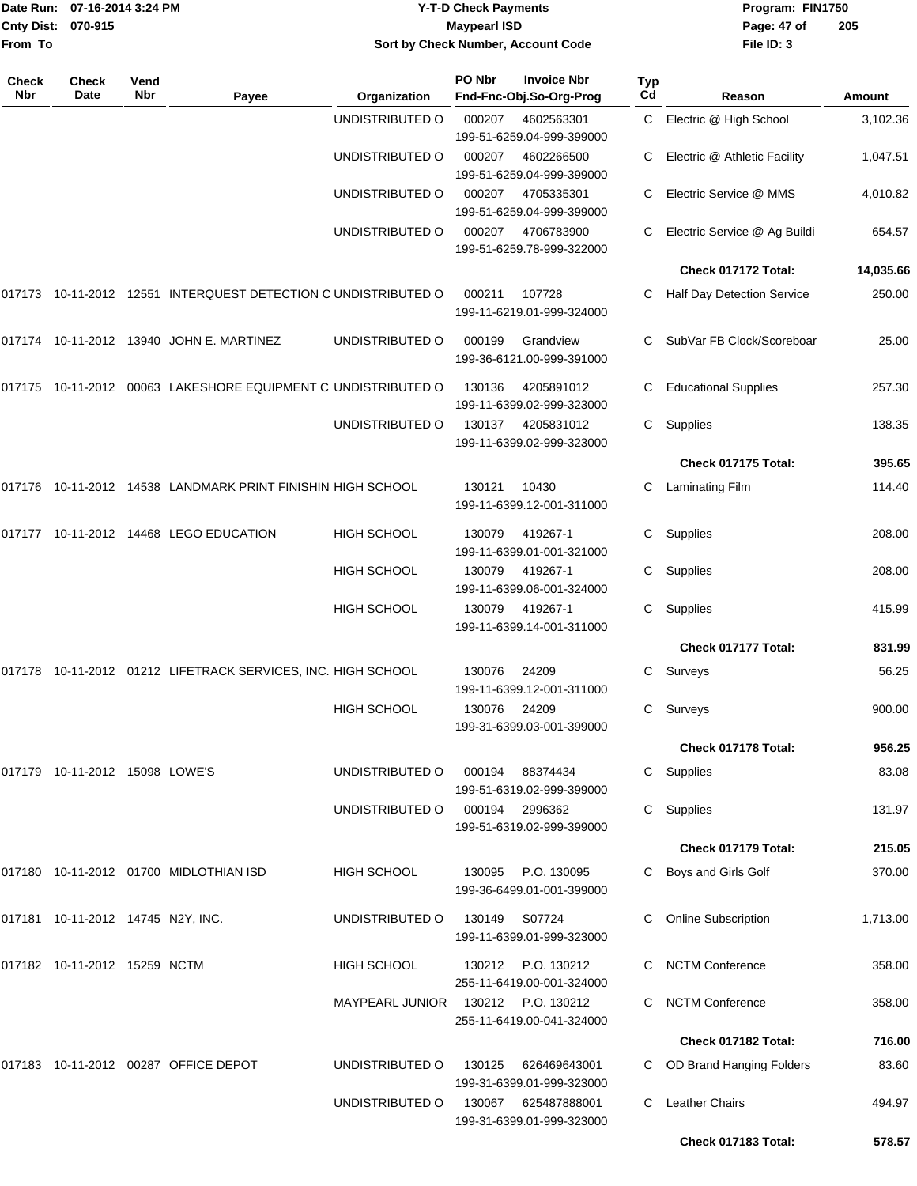| Check Nbr | Check Date | Vend Nbr | Payee | Organization | PO Nbr / Invoice Nbr / Fnd-Fnc-Obj.So-Org-Prog | Typ Cd | Reason | Amount |
|---|---|---|---|---|---|---|---|---|
| | | | | UNDISTRIBUTED O | 000207 4602563301 199-51-6259.04-999-399000 | C | Electric @ High School | 3,102.36 |
| | | | | UNDISTRIBUTED O | 000207 4602266500 199-51-6259.04-999-399000 | C | Electric @ Athletic Facility | 1,047.51 |
| | | | | UNDISTRIBUTED O | 000207 4705335301 199-51-6259.04-999-399000 | C | Electric Service @ MMS | 4,010.82 |
| | | | | UNDISTRIBUTED O | 000207 4706783900 199-51-6259.78-999-322000 | C | Electric Service @ Ag Buildi | 654.57 |
| | | | | | | | **Check 017172 Total:** | **14,035.66** |
| 017173 | 10-11-2012 | 12551 | INTERQUEST DETECTION C | UNDISTRIBUTED O | 000211 107728 199-11-6219.01-999-324000 | C | Half Day Detection Service | 250.00 |
| 017174 | 10-11-2012 | 13940 | JOHN E. MARTINEZ | UNDISTRIBUTED O | 000199 Grandview 199-36-6121.00-999-391000 | C | SubVar FB Clock/Scoreboar | 25.00 |
| 017175 | 10-11-2012 | 00063 | LAKESHORE EQUIPMENT C | UNDISTRIBUTED O | 130136 4205891012 199-11-6399.02-999-323000 | C | Educational Supplies | 257.30 |
| | | | | UNDISTRIBUTED O | 130137 4205831012 199-11-6399.02-999-323000 | C | Supplies | 138.35 |
| | | | | | | | **Check 017175 Total:** | **395.65** |
| 017176 | 10-11-2012 | 14538 | LANDMARK PRINT FINISHIN | HIGH SCHOOL | 130121 10430 199-11-6399.12-001-311000 | C | Laminating Film | 114.40 |
| 017177 | 10-11-2012 | 14468 | LEGO EDUCATION | HIGH SCHOOL | 130079 419267-1 199-11-6399.01-001-321000 | C | Supplies | 208.00 |
| | | | | HIGH SCHOOL | 130079 419267-1 199-11-6399.06-001-324000 | C | Supplies | 208.00 |
| | | | | HIGH SCHOOL | 130079 419267-1 199-11-6399.14-001-311000 | C | Supplies | 415.99 |
| | | | | | | | **Check 017177 Total:** | **831.99** |
| 017178 | 10-11-2012 | 01212 | LIFETRACK SERVICES, INC. | HIGH SCHOOL | 130076 24209 199-11-6399.12-001-311000 | C | Surveys | 56.25 |
| | | | | HIGH SCHOOL | 130076 24209 199-31-6399.03-001-399000 | C | Surveys | 900.00 |
| | | | | | | | **Check 017178 Total:** | **956.25** |
| 017179 | 10-11-2012 | 15098 | LOWE'S | UNDISTRIBUTED O | 000194 88374434 199-51-6319.02-999-399000 | C | Supplies | 83.08 |
| | | | | UNDISTRIBUTED O | 000194 2996362 199-51-6319.02-999-399000 | C | Supplies | 131.97 |
| | | | | | | | **Check 017179 Total:** | **215.05** |
| 017180 | 10-11-2012 | 01700 | MIDLOTHIAN ISD | HIGH SCHOOL | 130095 P.O. 130095 199-36-6499.01-001-399000 | C | Boys and Girls Golf | 370.00 |
| 017181 | 10-11-2012 | 14745 | N2Y, INC. | UNDISTRIBUTED O | 130149 S07724 199-11-6399.01-999-323000 | C | Online Subscription | 1,713.00 |
| 017182 | 10-11-2012 | 15259 | NCTM | HIGH SCHOOL | 130212 P.O. 130212 255-11-6419.00-001-324000 | C | NCTM Conference | 358.00 |
| | | | | MAYPEARL JUNIOR | 130212 P.O. 130212 255-11-6419.00-041-324000 | C | NCTM Conference | 358.00 |
| | | | | | | | **Check 017182 Total:** | **716.00** |
| 017183 | 10-11-2012 | 00287 | OFFICE DEPOT | UNDISTRIBUTED O | 130125 626469643001 199-31-6399.01-999-323000 | C | OD Brand Hanging Folders | 83.60 |
| | | | | UNDISTRIBUTED O | 130067 625487888001 199-31-6399.01-999-323000 | C | Leather Chairs | 494.97 |
| | | | | | | | **Check 017183 Total:** | **578.57** |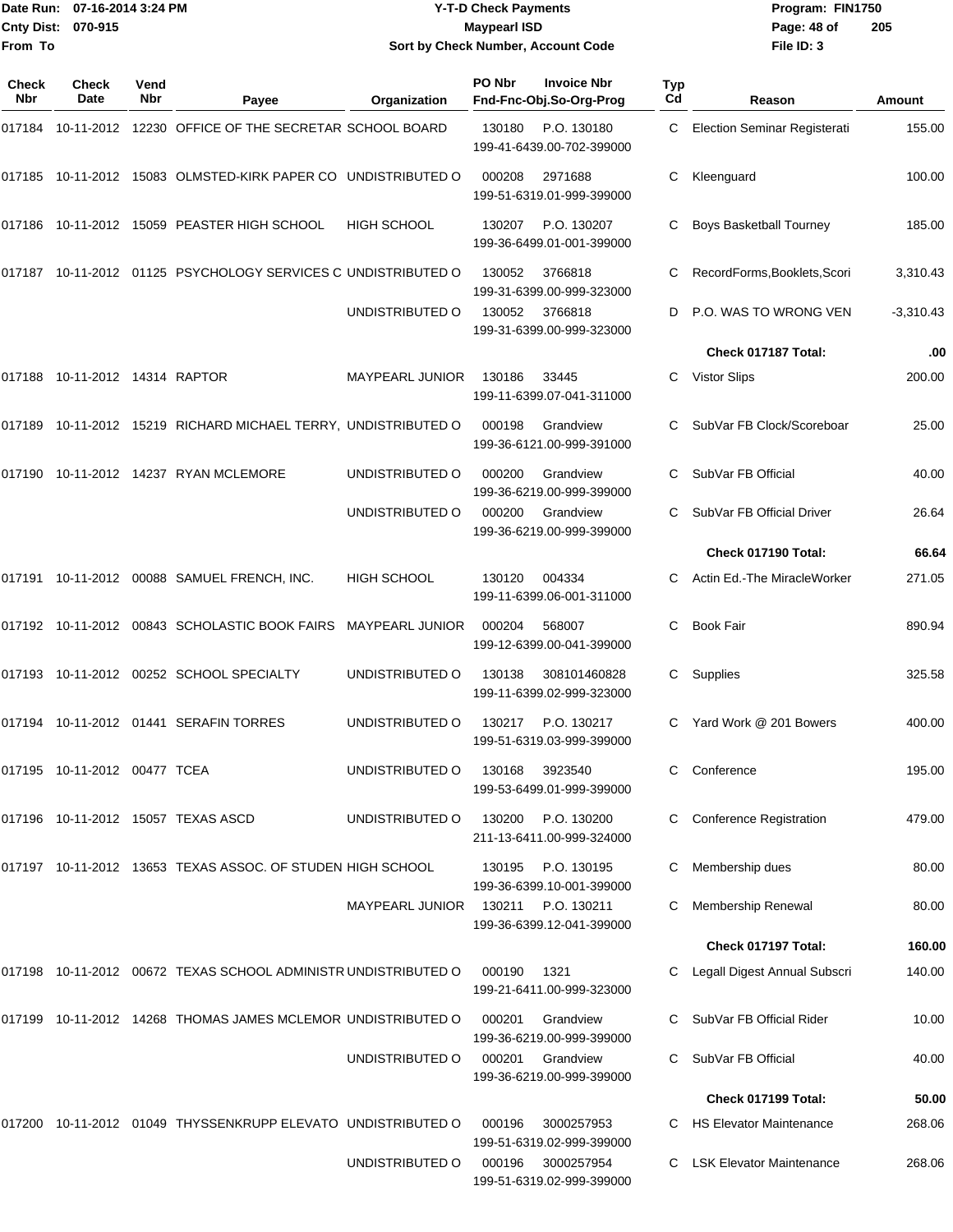Date Run: 07-16-2014 3:24 PM
Cnty Dist: 070-915
From To

# Y-T-D Check Payments
## Maypearl ISD
### Sort by Check Number, Account Code

Program: FIN1750
File ID: 3

| Check Nbr | Check Date | Vend Nbr | Payee | Organization | PO Nbr | Invoice Nbr / Fnd-Fnc-Obj.So-Org-Prog | Typ Cd | Reason | Amount |
|---|---|---|---|---|---|---|---|---|---|
| 017184 | 10-11-2012 | 12230 | OFFICE OF THE SECRETAR | SCHOOL BOARD | 130180 | P.O. 130180 199-41-6439.00-702-399000 | C | Election Seminar Registerati | 155.00 |
| 017185 | 10-11-2012 | 15083 | OLMSTED-KIRK PAPER CO | UNDISTRIBUTED O | 000208 | 2971688 199-51-6319.01-999-399000 | C | Kleenguard | 100.00 |
| 017186 | 10-11-2012 | 15059 | PEASTER HIGH SCHOOL | HIGH SCHOOL | 130207 | P.O. 130207 199-36-6499.01-001-399000 | C | Boys Basketball Tourney | 185.00 |
| 017187 | 10-11-2012 | 01125 | PSYCHOLOGY SERVICES C | UNDISTRIBUTED O | 130052 | 3766818 199-31-6399.00-999-323000 | C | RecordForms,Booklets,Scori | 3,310.43 |
| | | | | UNDISTRIBUTED O | 130052 | 3766818 199-31-6399.00-999-323000 | D | P.O. WAS TO WRONG VEN | -3,310.43 |
| | | | | | | | | **Check 017187 Total:** | **.00** |
| 017188 | 10-11-2012 | 14314 | RAPTOR | MAYPEARL JUNIOR | 130186 | 33445 199-11-6399.07-041-311000 | C | Vistor Slips | 200.00 |
| 017189 | 10-11-2012 | 15219 | RICHARD MICHAEL TERRY, | UNDISTRIBUTED O | 000198 | Grandview 199-36-6121.00-999-391000 | C | SubVar FB Clock/Scoreboar | 25.00 |
| 017190 | 10-11-2012 | 14237 | RYAN MCLEMORE | UNDISTRIBUTED O | 000200 | Grandview 199-36-6219.00-999-399000 | C | SubVar FB Official | 40.00 |
| | | | | UNDISTRIBUTED O | 000200 | Grandview 199-36-6219.00-999-399000 | C | SubVar FB Official Driver | 26.64 |
| | | | | | | | | **Check 017190 Total:** | **66.64** |
| 017191 | 10-11-2012 | 00088 | SAMUEL FRENCH, INC. | HIGH SCHOOL | 130120 | 004334 199-11-6399.06-001-311000 | C | Actin Ed.-The MiracleWorker | 271.05 |
| 017192 | 10-11-2012 | 00843 | SCHOLASTIC BOOK FAIRS | MAYPEARL JUNIOR | 000204 | 568007 199-12-6399.00-041-399000 | C | Book Fair | 890.94 |
| 017193 | 10-11-2012 | 00252 | SCHOOL SPECIALTY | UNDISTRIBUTED O | 130138 | 308101460828 199-11-6399.02-999-323000 | C | Supplies | 325.58 |
| 017194 | 10-11-2012 | 01441 | SERAFIN TORRES | UNDISTRIBUTED O | 130217 | P.O. 130217 199-51-6319.03-999-399000 | C | Yard Work @ 201 Bowers | 400.00 |
| 017195 | 10-11-2012 | 00477 | TCEA | UNDISTRIBUTED O | 130168 | 3923540 199-53-6499.01-999-399000 | C | Conference | 195.00 |
| 017196 | 10-11-2012 | 15057 | TEXAS ASCD | UNDISTRIBUTED O | 130200 | P.O. 130200 211-13-6411.00-999-324000 | C | Conference Registration | 479.00 |
| 017197 | 10-11-2012 | 13653 | TEXAS ASSOC. OF STUDEN | HIGH SCHOOL | 130195 | P.O. 130195 199-36-6399.10-001-399000 | C | Membership dues | 80.00 |
| | | | | MAYPEARL JUNIOR | 130211 | P.O. 130211 199-36-6399.12-041-399000 | C | Membership Renewal | 80.00 |
| | | | | | | | | **Check 017197 Total:** | **160.00** |
| 017198 | 10-11-2012 | 00672 | TEXAS SCHOOL ADMINISTR | UNDISTRIBUTED O | 000190 | 1321 199-21-6411.00-999-323000 | C | Legall Digest Annual Subscri | 140.00 |
| 017199 | 10-11-2012 | 14268 | THOMAS JAMES MCLEMOR | UNDISTRIBUTED O | 000201 | Grandview 199-36-6219.00-999-399000 | C | SubVar FB Official Rider | 10.00 |
| | | | | UNDISTRIBUTED O | 000201 | Grandview 199-36-6219.00-999-399000 | C | SubVar FB Official | 40.00 |
| | | | | | | | | **Check 017199 Total:** | **50.00** |
| 017200 | 10-11-2012 | 01049 | THYSSENKRUPP ELEVATO | UNDISTRIBUTED O | 000196 | 3000257953 199-51-6319.02-999-399000 | C | HS Elevator Maintenance | 268.06 |
| | | | | UNDISTRIBUTED O | 000196 | 3000257954 199-51-6319.02-999-399000 | C | LSK Elevator Maintenance | 268.06 |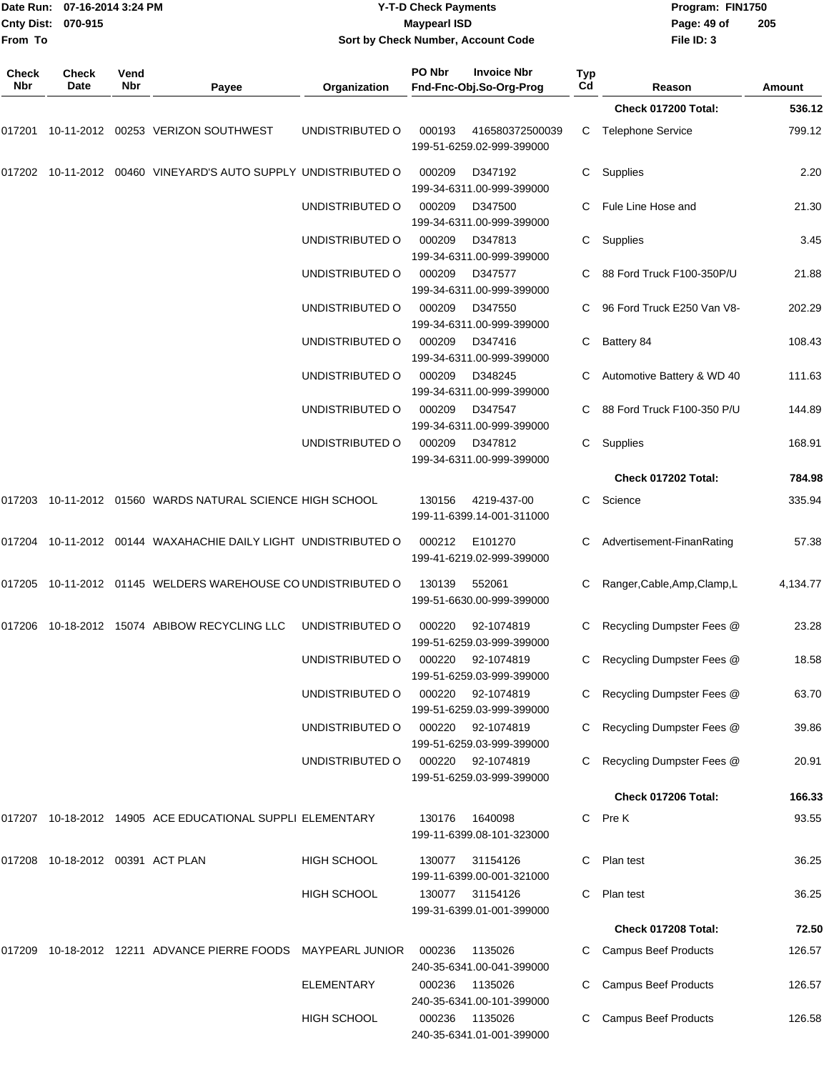Date Run: 07-16-2014 3:24 PM
Cnty Dist: 070-915
From To

# Y-T-D Check Payments
## Maypearl ISD
### Sort by Check Number, Account Code

Program: FIN1750
File ID: 3

| Check Nbr | Check Date | Vend Nbr | Payee | Organization | PO Nbr / Fnd-Fnc-Obj.So-Org-Prog | Invoice Nbr | Typ Cd | Reason | Amount |
|---|---|---|---|---|---|---|---|---|---|
| | | | | | | | | **Check 017200 Total:** | **536.12** |
| 017201 | 10-11-2012 | 00253 | VERIZON SOUTHWEST | UNDISTRIBUTED O | 000193 199-51-6259.02-999-399000 | 416580372500039 | C | Telephone Service | 799.12 |
| 017202 | 10-11-2012 | 00460 | VINEYARD'S AUTO SUPPLY | UNDISTRIBUTED O | 000209 199-34-6311.00-999-399000 | D347192 | C | Supplies | 2.20 |
| | | | | UNDISTRIBUTED O | 000209 199-34-6311.00-999-399000 | D347500 | C | Fule Line Hose and | 21.30 |
| | | | | UNDISTRIBUTED O | 000209 199-34-6311.00-999-399000 | D347813 | C | Supplies | 3.45 |
| | | | | UNDISTRIBUTED O | 000209 199-34-6311.00-999-399000 | D347577 | C | 88 Ford Truck F100-350P/U | 21.88 |
| | | | | UNDISTRIBUTED O | 000209 199-34-6311.00-999-399000 | D347550 | C | 96 Ford Truck E250 Van V8- | 202.29 |
| | | | | UNDISTRIBUTED O | 000209 199-34-6311.00-999-399000 | D347416 | C | Battery 84 | 108.43 |
| | | | | UNDISTRIBUTED O | 000209 199-34-6311.00-999-399000 | D348245 | C | Automotive Battery & WD 40 | 111.63 |
| | | | | UNDISTRIBUTED O | 000209 199-34-6311.00-999-399000 | D347547 | C | 88 Ford Truck F100-350 P/U | 144.89 |
| | | | | UNDISTRIBUTED O | 000209 199-34-6311.00-999-399000 | D347812 | C | Supplies | 168.91 |
| | | | | | | | | **Check 017202 Total:** | **784.98** |
| 017203 | 10-11-2012 | 01560 | WARDS NATURAL SCIENCE | HIGH SCHOOL | 130156 199-11-6399.14-001-311000 | 4219-437-00 | C | Science | 335.94 |
| 017204 | 10-11-2012 | 00144 | WAXAHACHIE DAILY LIGHT | UNDISTRIBUTED O | 000212 199-41-6219.02-999-399000 | E101270 | C | Advertisement-FinanRating | 57.38 |
| 017205 | 10-11-2012 | 01145 | WELDERS WAREHOUSE CO | UNDISTRIBUTED O | 130139 199-51-6630.00-999-399000 | 552061 | C | Ranger,Cable,Amp,Clamp,L | 4,134.77 |
| 017206 | 10-18-2012 | 15074 | ABIBOW RECYCLING LLC | UNDISTRIBUTED O | 000220 199-51-6259.03-999-399000 | 92-1074819 | C | Recycling Dumpster Fees @ | 23.28 |
| | | | | UNDISTRIBUTED O | 000220 199-51-6259.03-999-399000 | 92-1074819 | C | Recycling Dumpster Fees @ | 18.58 |
| | | | | UNDISTRIBUTED O | 000220 199-51-6259.03-999-399000 | 92-1074819 | C | Recycling Dumpster Fees @ | 63.70 |
| | | | | UNDISTRIBUTED O | 000220 199-51-6259.03-999-399000 | 92-1074819 | C | Recycling Dumpster Fees @ | 39.86 |
| | | | | UNDISTRIBUTED O | 000220 199-51-6259.03-999-399000 | 92-1074819 | C | Recycling Dumpster Fees @ | 20.91 |
| | | | | | | | | **Check 017206 Total:** | **166.33** |
| 017207 | 10-18-2012 | 14905 | ACE EDUCATIONAL SUPPLI | ELEMENTARY | 130176 199-11-6399.08-101-323000 | 1640098 | C | Pre K | 93.55 |
| 017208 | 10-18-2012 | 00391 | ACT PLAN | HIGH SCHOOL | 130077 199-11-6399.00-001-321000 | 31154126 | C | Plan test | 36.25 |
| | | | | HIGH SCHOOL | 130077 199-31-6399.01-001-399000 | 31154126 | C | Plan test | 36.25 |
| | | | | | | | | **Check 017208 Total:** | **72.50** |
| 017209 | 10-18-2012 | 12211 | ADVANCE PIERRE FOODS | MAYPEARL JUNIOR | 000236 240-35-6341.00-041-399000 | 1135026 | C | Campus Beef Products | 126.57 |
| | | | | ELEMENTARY | 000236 240-35-6341.00-101-399000 | 1135026 | C | Campus Beef Products | 126.57 |
| | | | | HIGH SCHOOL | 000236 240-35-6341.01-001-399000 | 1135026 | C | Campus Beef Products | 126.58 |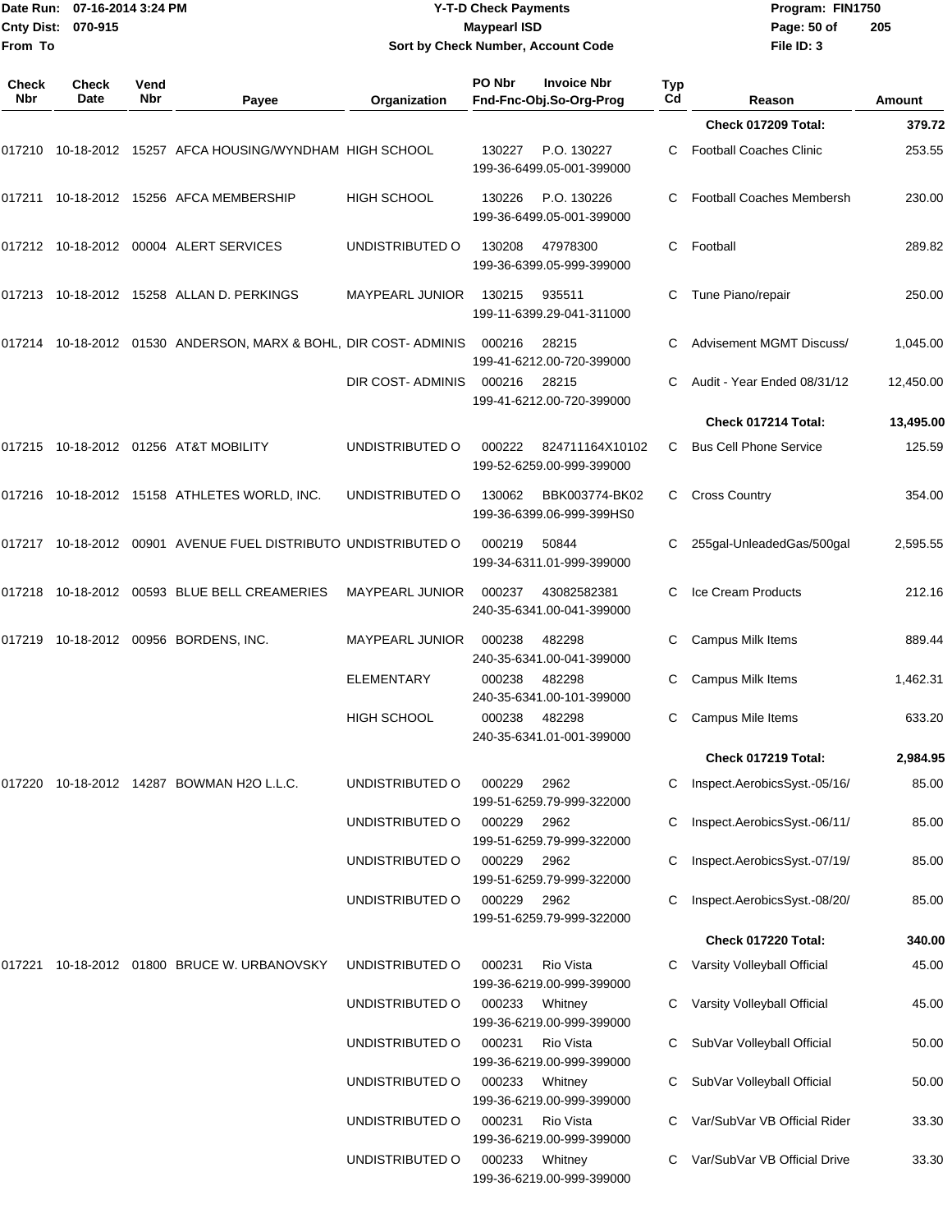**Y-T-D Check Payments**
**Maypearl ISD**
**Sort by Check Number, Account Code**

Date Run: 07-16-2014 3:24 PM
Cnty Dist: 070-915
From To

Program: FIN1750
File ID: 3

| Check Nbr | Check Date | Vend Nbr | Payee | Organization | PO Nbr | Invoice Nbr Fnd-Fnc-Obj.So-Org-Prog | Typ Cd | Reason | Amount |
|---|---|---|---|---|---|---|---|---|---|
| | | | | | | | | **Check 017209 Total:** | **379.72** |
| 017210 | 10-18-2012 | 15257 | AFCA HOUSING/WYNDHAM | HIGH SCHOOL | 130227 | P.O. 130227 199-36-6499.05-001-399000 | C | Football Coaches Clinic | 253.55 |
| 017211 | 10-18-2012 | 15256 | AFCA MEMBERSHIP | HIGH SCHOOL | 130226 | P.O. 130226 199-36-6499.05-001-399000 | C | Football Coaches Membersh | 230.00 |
| 017212 | 10-18-2012 | 00004 | ALERT SERVICES | UNDISTRIBUTED O | 130208 | 47978300 199-36-6399.05-999-399000 | C | Football | 289.82 |
| 017213 | 10-18-2012 | 15258 | ALLAN D. PERKINGS | MAYPEARL JUNIOR | 130215 | 935511 199-11-6399.29-041-311000 | C | Tune Piano/repair | 250.00 |
| 017214 | 10-18-2012 | 01530 | ANDERSON, MARX & BOHL, | DIR COST- ADMINIS | 000216 | 28215 199-41-6212.00-720-399000 | C | Advisement MGMT Discuss/ | 1,045.00 |
| | | | | DIR COST- ADMINIS | 000216 | 28215 199-41-6212.00-720-399000 | C | Audit - Year Ended 08/31/12 | 12,450.00 |
| | | | | | | | | **Check 017214 Total:** | **13,495.00** |
| 017215 | 10-18-2012 | 01256 | AT&T MOBILITY | UNDISTRIBUTED O | 000222 | 824711164X10102 199-52-6259.00-999-399000 | C | Bus Cell Phone Service | 125.59 |
| 017216 | 10-18-2012 | 15158 | ATHLETES WORLD, INC. | UNDISTRIBUTED O | 130062 | BBK003774-BK02 199-36-6399.06-999-399HS0 | C | Cross Country | 354.00 |
| 017217 | 10-18-2012 | 00901 | AVENUE FUEL DISTRIBUTO | UNDISTRIBUTED O | 000219 | 50844 199-34-6311.01-999-399000 | C | 255gal-UnleadedGas/500gal | 2,595.55 |
| 017218 | 10-18-2012 | 00593 | BLUE BELL CREAMERIES | MAYPEARL JUNIOR | 000237 | 43082582381 240-35-6341.00-041-399000 | C | Ice Cream Products | 212.16 |
| 017219 | 10-18-2012 | 00956 | BORDENS, INC. | MAYPEARL JUNIOR | 000238 | 482298 240-35-6341.00-041-399000 | C | Campus Milk Items | 889.44 |
| | | | | ELEMENTARY | 000238 | 482298 240-35-6341.00-101-399000 | C | Campus Milk Items | 1,462.31 |
| | | | | HIGH SCHOOL | 000238 | 482298 240-35-6341.01-001-399000 | C | Campus Mile Items | 633.20 |
| | | | | | | | | **Check 017219 Total:** | **2,984.95** |
| 017220 | 10-18-2012 | 14287 | BOWMAN H2O L.L.C. | UNDISTRIBUTED O | 000229 | 2962 199-51-6259.79-999-322000 | C | Inspect.AerobicsSyst.-05/16/ | 85.00 |
| | | | | UNDISTRIBUTED O | 000229 | 2962 199-51-6259.79-999-322000 | C | Inspect.AerobicsSyst.-06/11/ | 85.00 |
| | | | | UNDISTRIBUTED O | 000229 | 2962 199-51-6259.79-999-322000 | C | Inspect.AerobicsSyst.-07/19/ | 85.00 |
| | | | | UNDISTRIBUTED O | 000229 | 2962 199-51-6259.79-999-322000 | C | Inspect.AerobicsSyst.-08/20/ | 85.00 |
| | | | | | | | | **Check 017220 Total:** | **340.00** |
| 017221 | 10-18-2012 | 01800 | BRUCE W. URBANOVSKY | UNDISTRIBUTED O | 000231 | Rio Vista 199-36-6219.00-999-399000 | C | Varsity Volleyball Official | 45.00 |
| | | | | UNDISTRIBUTED O | 000233 | Whitney 199-36-6219.00-999-399000 | C | Varsity Volleyball Official | 45.00 |
| | | | | UNDISTRIBUTED O | 000231 | Rio Vista 199-36-6219.00-999-399000 | C | SubVar Volleyball Official | 50.00 |
| | | | | UNDISTRIBUTED O | 000233 | Whitney 199-36-6219.00-999-399000 | C | SubVar Volleyball Official | 50.00 |
| | | | | UNDISTRIBUTED O | 000231 | Rio Vista 199-36-6219.00-999-399000 | C | Var/SubVar VB Official Rider | 33.30 |
| | | | | UNDISTRIBUTED O | 000233 | Whitney 199-36-6219.00-999-399000 | C | Var/SubVar VB Official Drive | 33.30 |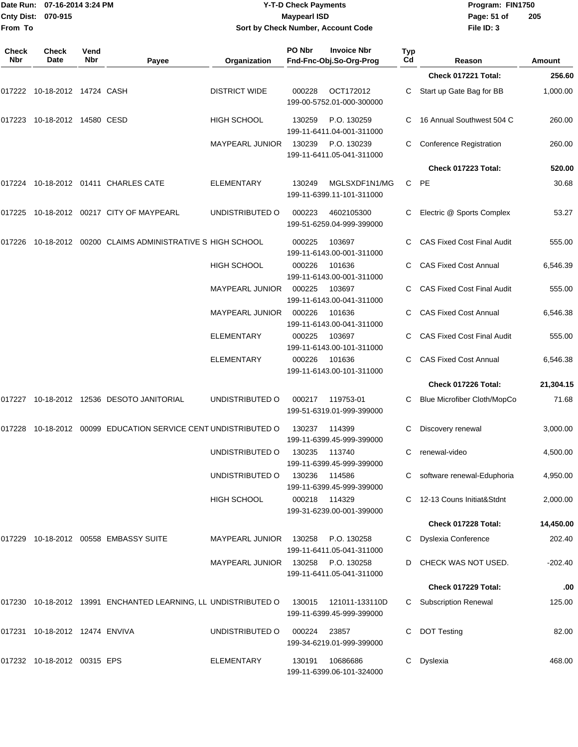Date Run: 07-16-2014 3:24 PM
Cnty Dist: 070-915
From To

# Y-T-D Check Payments
## Maypearl ISD
### Sort by Check Number, Account Code

Program: FIN1750
File ID: 3

| Check Nbr | Check Date | Vend Nbr | Payee | Organization | PO Nbr | Invoice Nbr / Fnd-Fnc-Obj.So-Org-Prog | Typ Cd | Reason | Amount |
|---|---|---|---|---|---|---|---|---|---|
| | | | | | | | | **Check 017221 Total:** | **256.60** |
| 017222 | 10-18-2012 | 14724 | CASH | DISTRICT WIDE | 000228 | OCT172012 199-00-5752.01-000-300000 | C | Start up Gate Bag for BB | 1,000.00 |
| 017223 | 10-18-2012 | 14580 | CESD | HIGH SCHOOL | 130259 | P.O. 130259 199-11-6411.04-001-311000 | C | 16 Annual Southwest 504 C | 260.00 |
| | | | | MAYPEARL JUNIOR | 130239 | P.O. 130239 199-11-6411.05-041-311000 | C | Conference Registration | 260.00 |
| | | | | | | | | **Check 017223 Total:** | **520.00** |
| 017224 | 10-18-2012 | 01411 | CHARLES CATE | ELEMENTARY | 130249 | MGLSXDF1N1/MG 199-11-6399.11-101-311000 | C | PE | 30.68 |
| 017225 | 10-18-2012 | 00217 | CITY OF MAYPEARL | UNDISTRIBUTED O | 000223 | 4602105300 199-51-6259.04-999-399000 | C | Electric @ Sports Complex | 53.27 |
| 017226 | 10-18-2012 | 00200 | CLAIMS ADMINISTRATIVE S | HIGH SCHOOL | 000225 | 103697 199-11-6143.00-001-311000 | C | CAS Fixed Cost Final Audit | 555.00 |
| | | | | HIGH SCHOOL | 000226 | 101636 199-11-6143.00-001-311000 | C | CAS Fixed Cost Annual | 6,546.39 |
| | | | | MAYPEARL JUNIOR | 000225 | 103697 199-11-6143.00-041-311000 | C | CAS Fixed Cost Final Audit | 555.00 |
| | | | | MAYPEARL JUNIOR | 000226 | 101636 199-11-6143.00-041-311000 | C | CAS Fixed Cost Annual | 6,546.38 |
| | | | | ELEMENTARY | 000225 | 103697 199-11-6143.00-101-311000 | C | CAS Fixed Cost Final Audit | 555.00 |
| | | | | ELEMENTARY | 000226 | 101636 199-11-6143.00-101-311000 | C | CAS Fixed Cost Annual | 6,546.38 |
| | | | | | | | | **Check 017226 Total:** | **21,304.15** |
| 017227 | 10-18-2012 | 12536 | DESOTO JANITORIAL | UNDISTRIBUTED O | 000217 | 119753-01 199-51-6319.01-999-399000 | C | Blue Microfiber Cloth/MopCo | 71.68 |
| 017228 | 10-18-2012 | 00099 | EDUCATION SERVICE CENT | UNDISTRIBUTED O | 130237 | 114399 199-11-6399.45-999-399000 | C | Discovery renewal | 3,000.00 |
| | | | | UNDISTRIBUTED O | 130235 | 113740 199-11-6399.45-999-399000 | C | renewal-video | 4,500.00 |
| | | | | UNDISTRIBUTED O | 130236 | 114586 199-11-6399.45-999-399000 | C | software renewal-Eduphoria | 4,950.00 |
| | | | | HIGH SCHOOL | 000218 | 114329 199-31-6239.00-001-399000 | C | 12-13 Couns Initiat&Stdnt | 2,000.00 |
| | | | | | | | | **Check 017228 Total:** | **14,450.00** |
| 017229 | 10-18-2012 | 00558 | EMBASSY SUITE | MAYPEARL JUNIOR | 130258 | P.O. 130258 199-11-6411.05-041-311000 | C | Dyslexia Conference | 202.40 |
| | | | | MAYPEARL JUNIOR | 130258 | P.O. 130258 199-11-6411.05-041-311000 | D | CHECK WAS NOT USED. | -202.40 |
| | | | | | | | | **Check 017229 Total:** | **.00** |
| 017230 | 10-18-2012 | 13991 | ENCHANTED LEARNING, LL | UNDISTRIBUTED O | 130015 | 121011-133110D 199-11-6399.45-999-399000 | C | Subscription Renewal | 125.00 |
| 017231 | 10-18-2012 | 12474 | ENVIVA | UNDISTRIBUTED O | 000224 | 23857 199-34-6219.01-999-399000 | C | DOT Testing | 82.00 |
| 017232 | 10-18-2012 | 00315 | EPS | ELEMENTARY | 130191 | 10686686 199-11-6399.06-101-324000 | C | Dyslexia | 468.00 |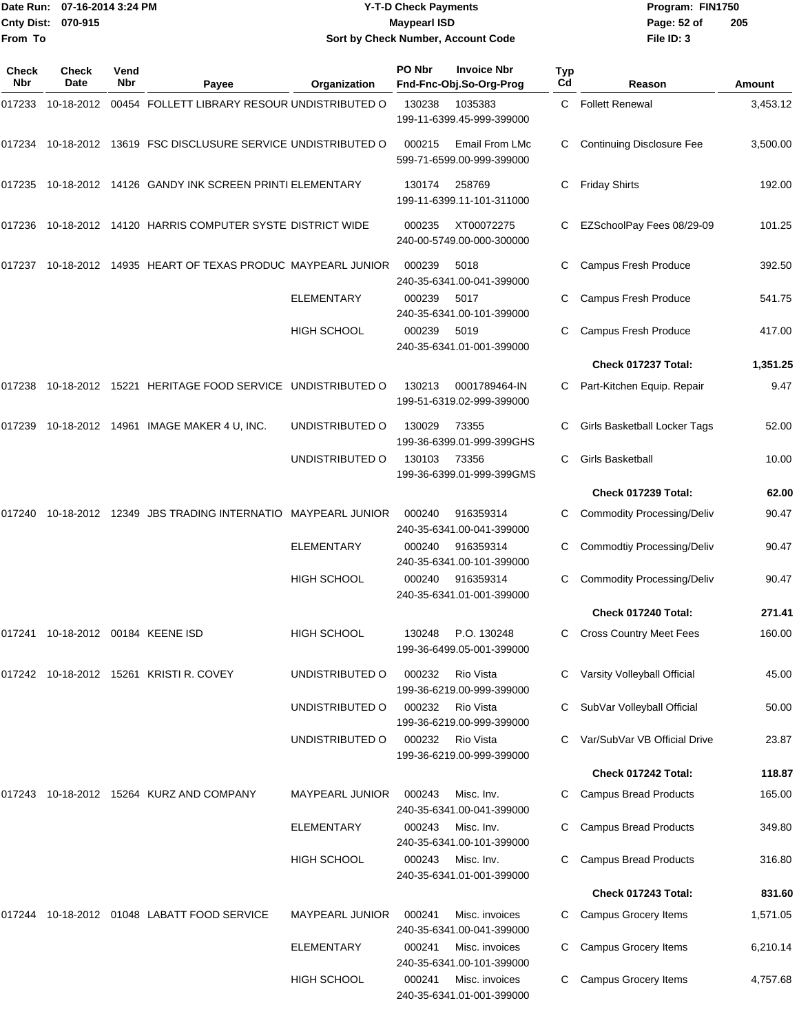Date Run: 07-16-2014 3:24 PM
Cnty Dist: 070-915
From To

# Y-T-D Check Payments

Maypearl ISD

Sort by Check Number, Account Code

Program: FIN1750
File ID: 3

| Check Nbr | Check Date | Vend Nbr | Payee | Organization | PO Nbr / Invoice Nbr / Fnd-Fnc-Obj.So-Org-Prog | Typ Cd | Reason | Amount |
|---|---|---|---|---|---|---|---|---|
| 017233 | 10-18-2012 | 00454 | FOLLETT LIBRARY RESOUR | UNDISTRIBUTED O | 130238 1035383 199-11-6399.45-999-399000 | C | Follett Renewal | 3,453.12 |
| 017234 | 10-18-2012 | 13619 | FSC DISCLUSURE SERVICE | UNDISTRIBUTED O | 000215 Email From LMc 599-71-6599.00-999-399000 | C | Continuing Disclosure Fee | 3,500.00 |
| 017235 | 10-18-2012 | 14126 | GANDY INK SCREEN PRINTI | ELEMENTARY | 130174 258769 199-11-6399.11-101-311000 | C | Friday Shirts | 192.00 |
| 017236 | 10-18-2012 | 14120 | HARRIS COMPUTER SYSTE | DISTRICT WIDE | 000235 XT00072275 240-00-5749.00-000-300000 | C | EZSchoolPay Fees 08/29-09 | 101.25 |
| 017237 | 10-18-2012 | 14935 | HEART OF TEXAS PRODUC | MAYPEARL JUNIOR | 000239 5018 240-35-6341.00-041-399000 | C | Campus Fresh Produce | 392.50 |
| | | | | ELEMENTARY | 000239 5017 240-35-6341.00-101-399000 | C | Campus Fresh Produce | 541.75 |
| | | | | HIGH SCHOOL | 000239 5019 240-35-6341.01-001-399000 | C | Campus Fresh Produce | 417.00 |
| | | | | | | | **Check 017237 Total:** | **1,351.25** |
| 017238 | 10-18-2012 | 15221 | HERITAGE FOOD SERVICE | UNDISTRIBUTED O | 130213 0001789464-IN 199-51-6319.02-999-399000 | C | Part-Kitchen Equip. Repair | 9.47 |
| 017239 | 10-18-2012 | 14961 | IMAGE MAKER 4 U, INC. | UNDISTRIBUTED O | 130029 73355 199-36-6399.01-999-399GHS | C | Girls Basketball Locker Tags | 52.00 |
| | | | | UNDISTRIBUTED O | 130103 73356 199-36-6399.01-999-399GMS | C | Girls Basketball | 10.00 |
| | | | | | | | **Check 017239 Total:** | **62.00** |
| 017240 | 10-18-2012 | 12349 | JBS TRADING INTERNATIO | MAYPEARL JUNIOR | 000240 916359314 240-35-6341.00-041-399000 | C | Commodity Processing/Deliv | 90.47 |
| | | | | ELEMENTARY | 000240 916359314 240-35-6341.00-101-399000 | C | Commodtiy Processing/Deliv | 90.47 |
| | | | | HIGH SCHOOL | 000240 916359314 240-35-6341.01-001-399000 | C | Commodity Processing/Deliv | 90.47 |
| | | | | | | | **Check 017240 Total:** | **271.41** |
| 017241 | 10-18-2012 | 00184 | KEENE ISD | HIGH SCHOOL | 130248 P.O. 130248 199-36-6499.05-001-399000 | C | Cross Country Meet Fees | 160.00 |
| 017242 | 10-18-2012 | 15261 | KRISTI R. COVEY | UNDISTRIBUTED O | 000232 Rio Vista 199-36-6219.00-999-399000 | C | Varsity Volleyball Official | 45.00 |
| | | | | UNDISTRIBUTED O | 000232 Rio Vista 199-36-6219.00-999-399000 | C | SubVar Volleyball Official | 50.00 |
| | | | | UNDISTRIBUTED O | 000232 Rio Vista 199-36-6219.00-999-399000 | C | Var/SubVar VB Official Drive | 23.87 |
| | | | | | | | **Check 017242 Total:** | **118.87** |
| 017243 | 10-18-2012 | 15264 | KURZ AND COMPANY | MAYPEARL JUNIOR | 000243 Misc. Inv. 240-35-6341.00-041-399000 | C | Campus Bread Products | 165.00 |
| | | | | ELEMENTARY | 000243 Misc. Inv. 240-35-6341.00-101-399000 | C | Campus Bread Products | 349.80 |
| | | | | HIGH SCHOOL | 000243 Misc. Inv. 240-35-6341.01-001-399000 | C | Campus Bread Products | 316.80 |
| | | | | | | | **Check 017243 Total:** | **831.60** |
| 017244 | 10-18-2012 | 01048 | LABATT FOOD SERVICE | MAYPEARL JUNIOR | 000241 Misc. invoices 240-35-6341.00-041-399000 | C | Campus Grocery Items | 1,571.05 |
| | | | | ELEMENTARY | 000241 Misc. invoices 240-35-6341.00-101-399000 | C | Campus Grocery Items | 6,210.14 |
| | | | | HIGH SCHOOL | 000241 Misc. invoices 240-35-6341.01-001-399000 | C | Campus Grocery Items | 4,757.68 |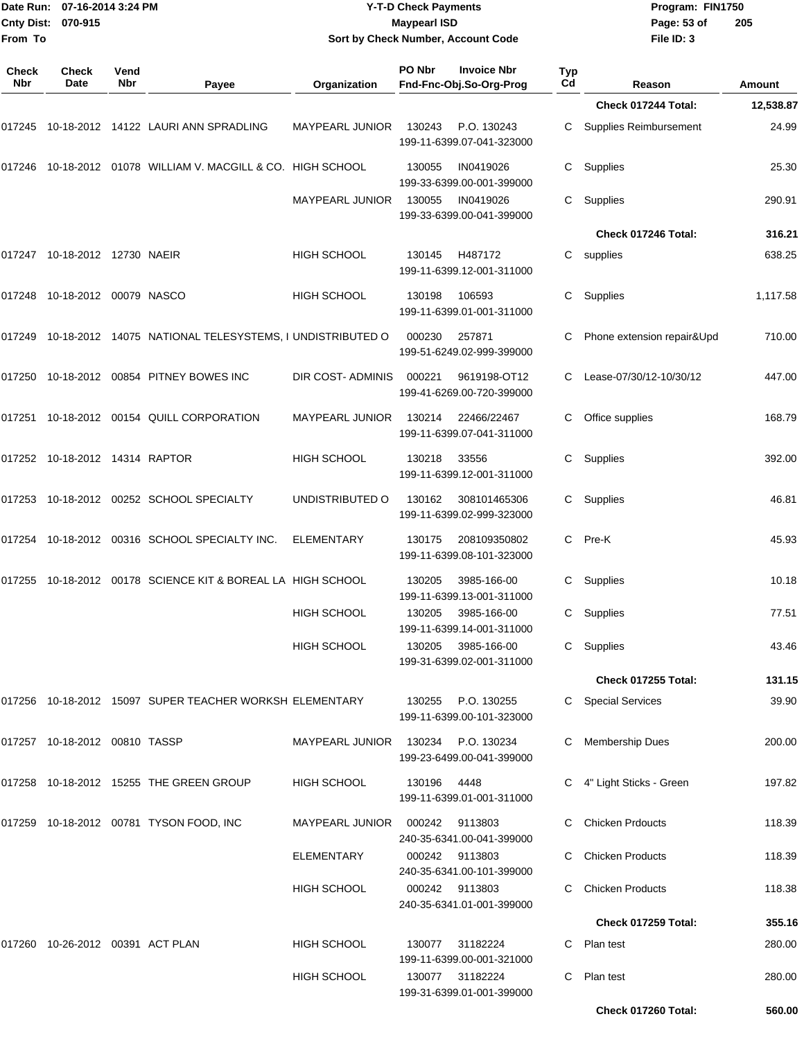**Y-T-D Check Payments**
**Maypearl ISD**
**Sort by Check Number, Account Code**

Date Run: 07-16-2014 3:24 PM
Cnty Dist: 070-915
From To

Program: FIN1750
File ID: 3

| Check Nbr | Check Date | Vend Nbr | Payee | Organization | PO Nbr | Invoice Nbr / Fnd-Fnc-Obj.So-Org-Prog | Typ Cd | Reason | Amount |
|---|---|---|---|---|---|---|---|---|---|
| | | | | | | | | **Check 017244 Total:** | **12,538.87** |
| 017245 | 10-18-2012 | 14122 | LAURI ANN SPRADLING | MAYPEARL JUNIOR | 130243 | P.O. 130243<br>199-11-6399.07-041-323000 | C | Supplies Reimbursement | 24.99 |
| 017246 | 10-18-2012 | 01078 | WILLIAM V. MACGILL & CO. | HIGH SCHOOL | 130055 | IN0419026<br>199-33-6399.00-001-399000 | C | Supplies | 25.30 |
| | | | | MAYPEARL JUNIOR | 130055 | IN0419026<br>199-33-6399.00-041-399000 | C | Supplies | 290.91 |
| | | | | | | | | **Check 017246 Total:** | **316.21** |
| 017247 | 10-18-2012 | 12730 | NAEIR | HIGH SCHOOL | 130145 | H487172<br>199-11-6399.12-001-311000 | C | supplies | 638.25 |
| 017248 | 10-18-2012 | 00079 | NASCO | HIGH SCHOOL | 130198 | 106593<br>199-11-6399.01-001-311000 | C | Supplies | 1,117.58 |
| 017249 | 10-18-2012 | 14075 | NATIONAL TELESYSTEMS, I | UNDISTRIBUTED O | 000230 | 257871<br>199-51-6249.02-999-399000 | C | Phone extension repair&Upd | 710.00 |
| 017250 | 10-18-2012 | 00854 | PITNEY BOWES INC | DIR COST- ADMINIS | 000221 | 9619198-OT12<br>199-41-6269.00-720-399000 | C | Lease-07/30/12-10/30/12 | 447.00 |
| 017251 | 10-18-2012 | 00154 | QUILL CORPORATION | MAYPEARL JUNIOR | 130214 | 22466/22467<br>199-11-6399.07-041-311000 | C | Office supplies | 168.79 |
| 017252 | 10-18-2012 | 14314 | RAPTOR | HIGH SCHOOL | 130218 | 33556<br>199-11-6399.12-001-311000 | C | Supplies | 392.00 |
| 017253 | 10-18-2012 | 00252 | SCHOOL SPECIALTY | UNDISTRIBUTED O | 130162 | 308101465306<br>199-11-6399.02-999-323000 | C | Supplies | 46.81 |
| 017254 | 10-18-2012 | 00316 | SCHOOL SPECIALTY INC. | ELEMENTARY | 130175 | 208109350802<br>199-11-6399.08-101-323000 | C | Pre-K | 45.93 |
| 017255 | 10-18-2012 | 00178 | SCIENCE KIT & BOREAL LA | HIGH SCHOOL | 130205 | 3985-166-00<br>199-11-6399.13-001-311000 | C | Supplies | 10.18 |
| | | | | HIGH SCHOOL | 130205 | 3985-166-00<br>199-11-6399.14-001-311000 | C | Supplies | 77.51 |
| | | | | HIGH SCHOOL | 130205 | 3985-166-00<br>199-31-6399.02-001-311000 | C | Supplies | 43.46 |
| | | | | | | | | **Check 017255 Total:** | **131.15** |
| 017256 | 10-18-2012 | 15097 | SUPER TEACHER WORKSH | ELEMENTARY | 130255 | P.O. 130255<br>199-11-6399.00-101-323000 | C | Special Services | 39.90 |
| 017257 | 10-18-2012 | 00810 | TASSP | MAYPEARL JUNIOR | 130234 | P.O. 130234<br>199-23-6499.00-041-399000 | C | Membership Dues | 200.00 |
| 017258 | 10-18-2012 | 15255 | THE GREEN GROUP | HIGH SCHOOL | 130196 | 4448<br>199-11-6399.01-001-311000 | C | 4" Light Sticks - Green | 197.82 |
| 017259 | 10-18-2012 | 00781 | TYSON FOOD, INC | MAYPEARL JUNIOR | 000242 | 9113803<br>240-35-6341.00-041-399000 | C | Chicken Prdoucts | 118.39 |
| | | | | ELEMENTARY | 000242 | 9113803<br>240-35-6341.00-101-399000 | C | Chicken Products | 118.39 |
| | | | | HIGH SCHOOL | 000242 | 9113803<br>240-35-6341.01-001-399000 | C | Chicken Products | 118.38 |
| | | | | | | | | **Check 017259 Total:** | **355.16** |
| 017260 | 10-26-2012 | 00391 | ACT PLAN | HIGH SCHOOL | 130077 | 31182224<br>199-11-6399.00-001-321000 | C | Plan test | 280.00 |
| | | | | HIGH SCHOOL | 130077 | 31182224<br>199-31-6399.01-001-399000 | C | Plan test | 280.00 |
| | | | | | | | | **Check 017260 Total:** | **560.00** |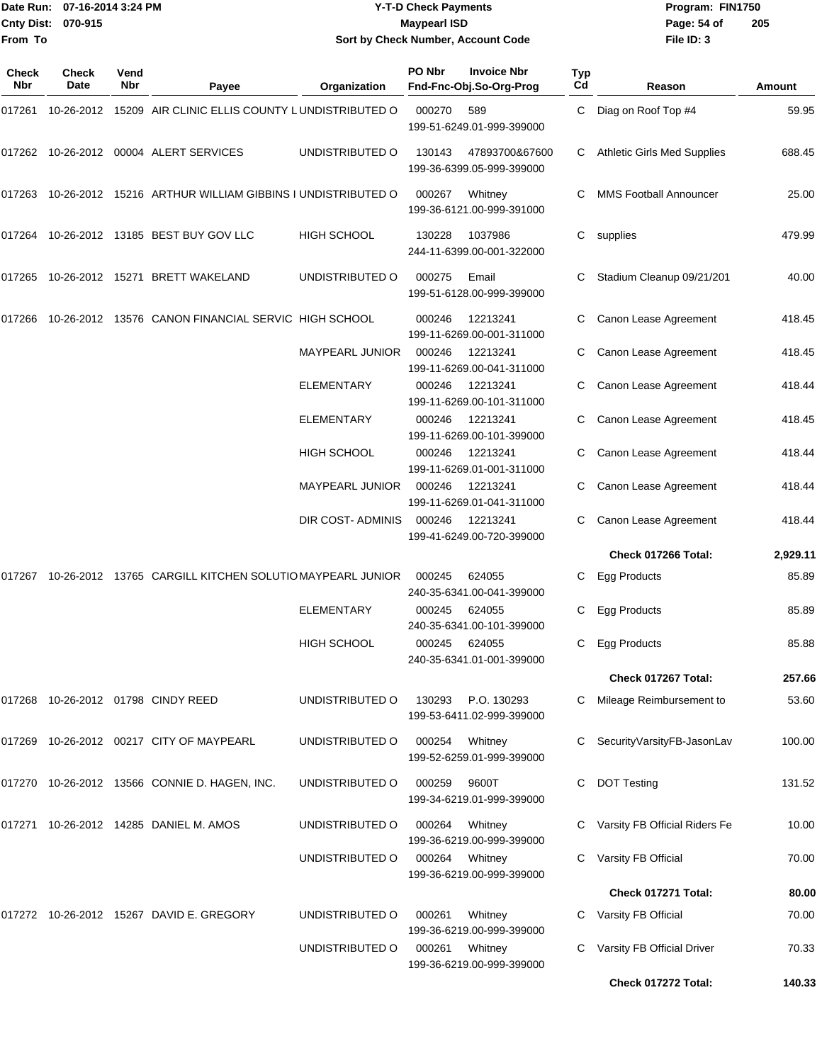Date Run: 07-16-2014 3:24 PM
Cnty Dist: 070-915
From To

# Y-T-D Check Payments
## Maypearl ISD
### Sort by Check Number, Account Code

Program: FIN1750
File ID: 3

| Check Nbr | Check Date | Vend Nbr | Payee | Organization | PO Nbr | Invoice Nbr / Fnd-Fnc-Obj.So-Org-Prog | Typ Cd | Reason | Amount |
|---|---|---|---|---|---|---|---|---|---|
| 017261 | 10-26-2012 | 15209 | AIR CLINIC ELLIS COUNTY L | UNDISTRIBUTED O | 000270 | 589 199-51-6249.01-999-399000 | C | Diag on Roof Top #4 | 59.95 |
| 017262 | 10-26-2012 | 00004 | ALERT SERVICES | UNDISTRIBUTED O | 130143 | 47893700&67600 199-36-6399.05-999-399000 | C | Athletic Girls Med Supplies | 688.45 |
| 017263 | 10-26-2012 | 15216 | ARTHUR WILLIAM GIBBINS I | UNDISTRIBUTED O | 000267 | Whitney 199-36-6121.00-999-391000 | C | MMS Football Announcer | 25.00 |
| 017264 | 10-26-2012 | 13185 | BEST BUY GOV LLC | HIGH SCHOOL | 130228 | 1037986 244-11-6399.00-001-322000 | C | supplies | 479.99 |
| 017265 | 10-26-2012 | 15271 | BRETT WAKELAND | UNDISTRIBUTED O | 000275 | Email 199-51-6128.00-999-399000 | C | Stadium Cleanup 09/21/201 | 40.00 |
| 017266 | 10-26-2012 | 13576 | CANON FINANCIAL SERVIC | HIGH SCHOOL | 000246 | 12213241 199-11-6269.00-001-311000 | C | Canon Lease Agreement | 418.45 |
| | | | | MAYPEARL JUNIOR | 000246 | 12213241 199-11-6269.00-041-311000 | C | Canon Lease Agreement | 418.45 |
| | | | | ELEMENTARY | 000246 | 12213241 199-11-6269.00-101-311000 | C | Canon Lease Agreement | 418.44 |
| | | | | ELEMENTARY | 000246 | 12213241 199-11-6269.00-101-399000 | C | Canon Lease Agreement | 418.45 |
| | | | | HIGH SCHOOL | 000246 | 12213241 199-11-6269.01-001-311000 | C | Canon Lease Agreement | 418.44 |
| | | | | MAYPEARL JUNIOR | 000246 | 12213241 199-11-6269.01-041-311000 | C | Canon Lease Agreement | 418.44 |
| | | | | DIR COST- ADMINIS | 000246 | 12213241 199-41-6249.00-720-399000 | C | Canon Lease Agreement | 418.44 |
| | | | | | | | | **Check 017266 Total:** | **2,929.11** |
| 017267 | 10-26-2012 | 13765 | CARGILL KITCHEN SOLUTIO | MAYPEARL JUNIOR | 000245 | 624055 240-35-6341.00-041-399000 | C | Egg Products | 85.89 |
| | | | | ELEMENTARY | 000245 | 624055 240-35-6341.00-101-399000 | C | Egg Products | 85.89 |
| | | | | HIGH SCHOOL | 000245 | 624055 240-35-6341.01-001-399000 | C | Egg Products | 85.88 |
| | | | | | | | | **Check 017267 Total:** | **257.66** |
| 017268 | 10-26-2012 | 01798 | CINDY REED | UNDISTRIBUTED O | 130293 | P.O. 130293 199-53-6411.02-999-399000 | C | Mileage Reimbursement to | 53.60 |
| 017269 | 10-26-2012 | 00217 | CITY OF MAYPEARL | UNDISTRIBUTED O | 000254 | Whitney 199-52-6259.01-999-399000 | C | SecurityVarsityFB-JasonLav | 100.00 |
| 017270 | 10-26-2012 | 13566 | CONNIE D. HAGEN, INC. | UNDISTRIBUTED O | 000259 | 9600T 199-34-6219.01-999-399000 | C | DOT Testing | 131.52 |
| 017271 | 10-26-2012 | 14285 | DANIEL M. AMOS | UNDISTRIBUTED O | 000264 | Whitney 199-36-6219.00-999-399000 | C | Varsity FB Official Riders Fe | 10.00 |
| | | | | UNDISTRIBUTED O | 000264 | Whitney 199-36-6219.00-999-399000 | C | Varsity FB Official | 70.00 |
| | | | | | | | | **Check 017271 Total:** | **80.00** |
| 017272 | 10-26-2012 | 15267 | DAVID E. GREGORY | UNDISTRIBUTED O | 000261 | Whitney 199-36-6219.00-999-399000 | C | Varsity FB Official | 70.00 |
| | | | | UNDISTRIBUTED O | 000261 | Whitney 199-36-6219.00-999-399000 | C | Varsity FB Official Driver | 70.33 |
| | | | | | | | | **Check 017272 Total:** | **140.33** |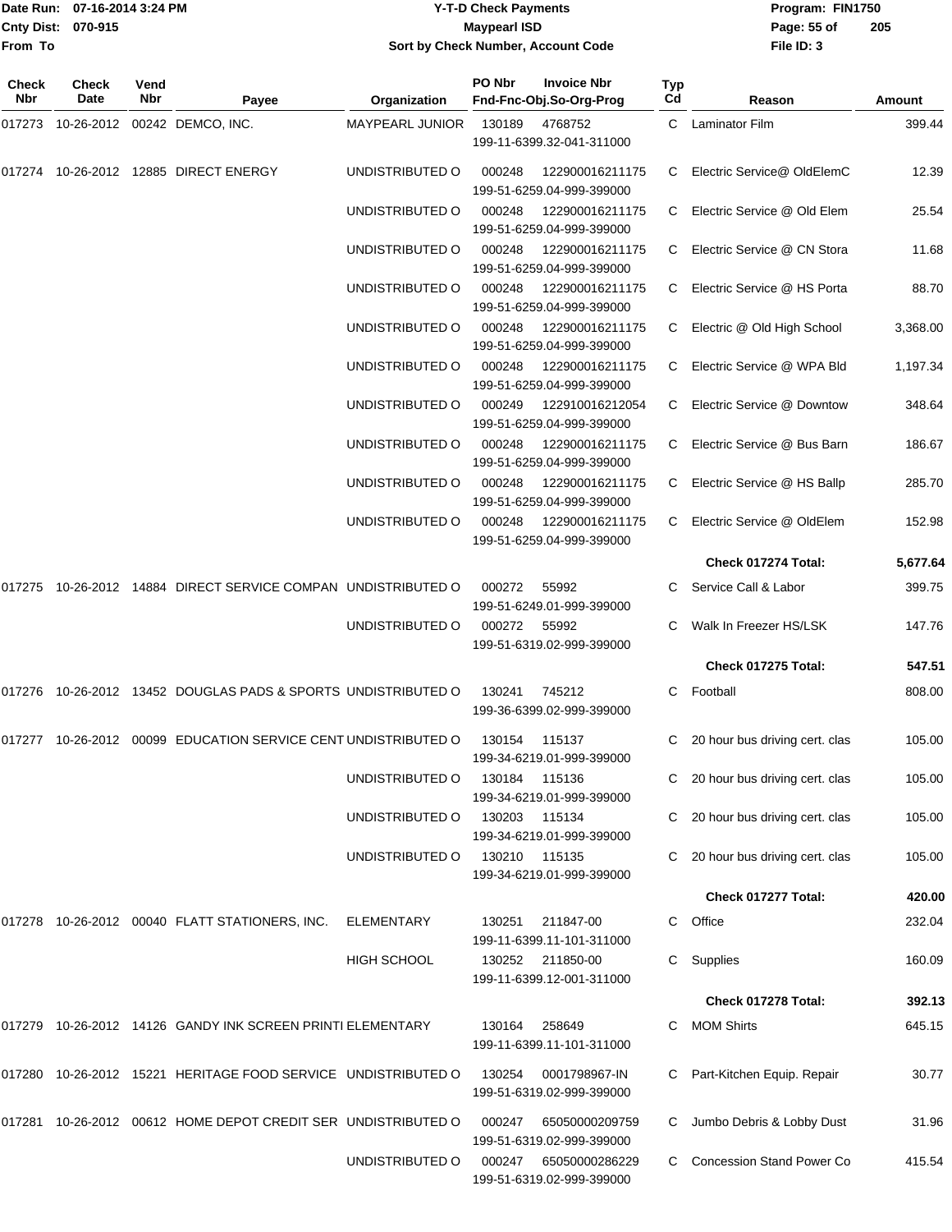**Date Run:** 07-16-2014 3:24 PM
**Cnty Dist:** 070-915
**From To**

# Y-T-D Check Payments
## Maypearl ISD
### Sort by Check Number, Account Code

**Program:** FIN1750
**File ID:** 3

| Check Nbr | Check Date | Vend Nbr | Payee | Organization | PO Nbr | Invoice Nbr / Fnd-Fnc-Obj.So-Org-Prog | Typ Cd | Reason | Amount |
|---|---|---|---|---|---|---|---|---|---|
| 017273 | 10-26-2012 | 00242 | DEMCO, INC. | MAYPEARL JUNIOR | 130189 | 4768752 199-11-6399.32-041-311000 | C | Laminator Film | 399.44 |
| 017274 | 10-26-2012 | 12885 | DIRECT ENERGY | UNDISTRIBUTED O | 000248 | 122900016211175 199-51-6259.04-999-399000 | C | Electric Service@ OldElemC | 12.39 |
| | | | | UNDISTRIBUTED O | 000248 | 122900016211175 199-51-6259.04-999-399000 | C | Electric Service @ Old Elem | 25.54 |
| | | | | UNDISTRIBUTED O | 000248 | 122900016211175 199-51-6259.04-999-399000 | C | Electric Service @ CN Stora | 11.68 |
| | | | | UNDISTRIBUTED O | 000248 | 122900016211175 199-51-6259.04-999-399000 | C | Electric Service @ HS Porta | 88.70 |
| | | | | UNDISTRIBUTED O | 000248 | 122900016211175 199-51-6259.04-999-399000 | C | Electric @ Old High School | 3,368.00 |
| | | | | UNDISTRIBUTED O | 000248 | 122900016211175 199-51-6259.04-999-399000 | C | Electric Service @ WPA Bld | 1,197.34 |
| | | | | UNDISTRIBUTED O | 000249 | 122910016212054 199-51-6259.04-999-399000 | C | Electric Service @ Downtow | 348.64 |
| | | | | UNDISTRIBUTED O | 000248 | 122900016211175 199-51-6259.04-999-399000 | C | Electric Service @ Bus Barn | 186.67 |
| | | | | UNDISTRIBUTED O | 000248 | 122900016211175 199-51-6259.04-999-399000 | C | Electric Service @ HS Ballp | 285.70 |
| | | | | UNDISTRIBUTED O | 000248 | 122900016211175 199-51-6259.04-999-399000 | C | Electric Service @ OldElem | 152.98 |
| | | | | | | | | **Check 017274 Total:** | **5,677.64** |
| 017275 | 10-26-2012 | 14884 | DIRECT SERVICE COMPAN | UNDISTRIBUTED O | 000272 | 55992 199-51-6249.01-999-399000 | C | Service Call & Labor | 399.75 |
| | | | | UNDISTRIBUTED O | 000272 | 55992 199-51-6319.02-999-399000 | C | Walk In Freezer HS/LSK | 147.76 |
| | | | | | | | | **Check 017275 Total:** | **547.51** |
| 017276 | 10-26-2012 | 13452 | DOUGLAS PADS & SPORTS | UNDISTRIBUTED O | 130241 | 745212 199-36-6399.02-999-399000 | C | Football | 808.00 |
| 017277 | 10-26-2012 | 00099 | EDUCATION SERVICE CENT | UNDISTRIBUTED O | 130154 | 115137 199-34-6219.01-999-399000 | C | 20 hour bus driving cert. clas | 105.00 |
| | | | | UNDISTRIBUTED O | 130184 | 115136 199-34-6219.01-999-399000 | C | 20 hour bus driving cert. clas | 105.00 |
| | | | | UNDISTRIBUTED O | 130203 | 115134 199-34-6219.01-999-399000 | C | 20 hour bus driving cert. clas | 105.00 |
| | | | | UNDISTRIBUTED O | 130210 | 115135 199-34-6219.01-999-399000 | C | 20 hour bus driving cert. clas | 105.00 |
| | | | | | | | | **Check 017277 Total:** | **420.00** |
| 017278 | 10-26-2012 | 00040 | FLATT STATIONERS, INC. | ELEMENTARY | 130251 | 211847-00 199-11-6399.11-101-311000 | C | Office | 232.04 |
| | | | | HIGH SCHOOL | 130252 | 211850-00 199-11-6399.12-001-311000 | C | Supplies | 160.09 |
| | | | | | | | | **Check 017278 Total:** | **392.13** |
| 017279 | 10-26-2012 | 14126 | GANDY INK SCREEN PRINTI | ELEMENTARY | 130164 | 258649 199-11-6399.11-101-311000 | C | MOM Shirts | 645.15 |
| 017280 | 10-26-2012 | 15221 | HERITAGE FOOD SERVICE | UNDISTRIBUTED O | 130254 | 0001798967-IN 199-51-6319.02-999-399000 | C | Part-Kitchen Equip. Repair | 30.77 |
| 017281 | 10-26-2012 | 00612 | HOME DEPOT CREDIT SER | UNDISTRIBUTED O | 000247 | 65050000209759 199-51-6319.02-999-399000 | C | Jumbo Debris & Lobby Dust | 31.96 |
| | | | | UNDISTRIBUTED O | 000247 | 65050000286229 199-51-6319.02-999-399000 | C | Concession Stand Power Co | 415.54 |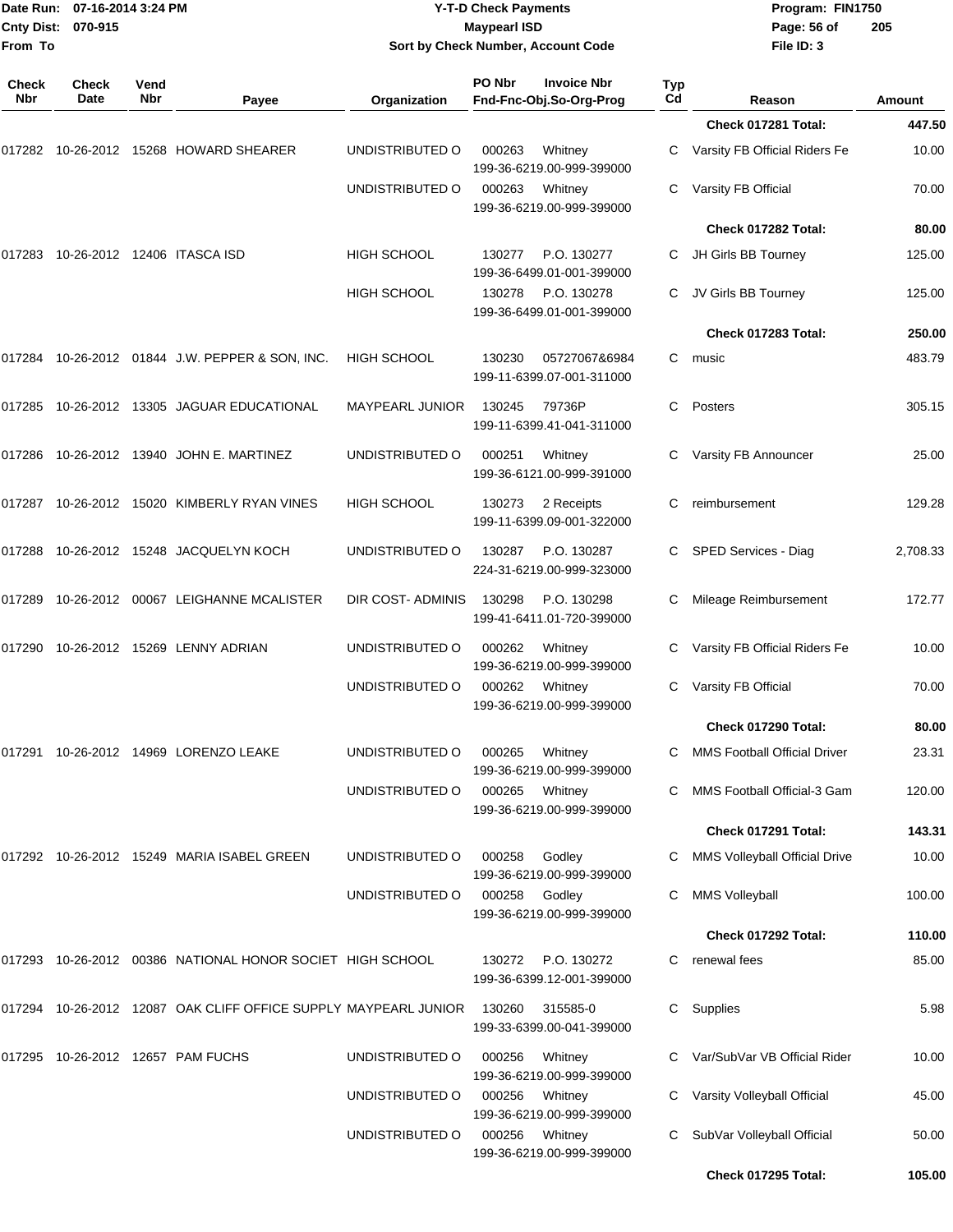**Date Run:** 07-16-2014 3:24 PM
**Cnty Dist:** 070-915
**From To**

# Y-T-D Check Payments
## Maypearl ISD
### Sort by Check Number, Account Code

**Program:** FIN1750
**File ID:** 3

| Check Nbr | Check Date | Vend Nbr | Payee | Organization | PO Nbr | Invoice Nbr / Fnd-Fnc-Obj.So-Org-Prog | Typ Cd | Reason | Amount |
|---|---|---|---|---|---|---|---|---|---|
| | | | | | | | | **Check 017281 Total:** | **447.50** |
| 017282 | 10-26-2012 | 15268 | HOWARD SHEARER | UNDISTRIBUTED O | 000263 | Whitney 199-36-6219.00-999-399000 | C | Varsity FB Official Riders Fe | 10.00 |
| | | | | UNDISTRIBUTED O | 000263 | Whitney 199-36-6219.00-999-399000 | C | Varsity FB Official | 70.00 |
| | | | | | | | | **Check 017282 Total:** | **80.00** |
| 017283 | 10-26-2012 | 12406 | ITASCA ISD | HIGH SCHOOL | 130277 | P.O. 130277 199-36-6499.01-001-399000 | C | JH Girls BB Tourney | 125.00 |
| | | | | HIGH SCHOOL | 130278 | P.O. 130278 199-36-6499.01-001-399000 | C | JV Girls BB Tourney | 125.00 |
| | | | | | | | | **Check 017283 Total:** | **250.00** |
| 017284 | 10-26-2012 | 01844 | J.W. PEPPER & SON, INC. | HIGH SCHOOL | 130230 | 05727067&6984 199-11-6399.07-001-311000 | C | music | 483.79 |
| 017285 | 10-26-2012 | 13305 | JAGUAR EDUCATIONAL | MAYPEARL JUNIOR | 130245 | 79736P 199-11-6399.41-041-311000 | C | Posters | 305.15 |
| 017286 | 10-26-2012 | 13940 | JOHN E. MARTINEZ | UNDISTRIBUTED O | 000251 | Whitney 199-36-6121.00-999-391000 | C | Varsity FB Announcer | 25.00 |
| 017287 | 10-26-2012 | 15020 | KIMBERLY RYAN VINES | HIGH SCHOOL | 130273 | 2 Receipts 199-11-6399.09-001-322000 | C | reimbursement | 129.28 |
| 017288 | 10-26-2012 | 15248 | JACQUELYN KOCH | UNDISTRIBUTED O | 130287 | P.O. 130287 224-31-6219.00-999-323000 | C | SPED Services - Diag | 2,708.33 |
| 017289 | 10-26-2012 | 00067 | LEIGHANNE MCALISTER | DIR COST- ADMINIS | 130298 | P.O. 130298 199-41-6411.01-720-399000 | C | Mileage Reimbursement | 172.77 |
| 017290 | 10-26-2012 | 15269 | LENNY ADRIAN | UNDISTRIBUTED O | 000262 | Whitney 199-36-6219.00-999-399000 | C | Varsity FB Official Riders Fe | 10.00 |
| | | | | UNDISTRIBUTED O | 000262 | Whitney 199-36-6219.00-999-399000 | C | Varsity FB Official | 70.00 |
| | | | | | | | | **Check 017290 Total:** | **80.00** |
| 017291 | 10-26-2012 | 14969 | LORENZO LEAKE | UNDISTRIBUTED O | 000265 | Whitney 199-36-6219.00-999-399000 | C | MMS Football Official Driver | 23.31 |
| | | | | UNDISTRIBUTED O | 000265 | Whitney 199-36-6219.00-999-399000 | C | MMS Football Official-3 Gam | 120.00 |
| | | | | | | | | **Check 017291 Total:** | **143.31** |
| 017292 | 10-26-2012 | 15249 | MARIA ISABEL GREEN | UNDISTRIBUTED O | 000258 | Godley 199-36-6219.00-999-399000 | C | MMS Volleyball Official Drive | 10.00 |
| | | | | UNDISTRIBUTED O | 000258 | Godley 199-36-6219.00-999-399000 | C | MMS Volleyball | 100.00 |
| | | | | | | | | **Check 017292 Total:** | **110.00** |
| 017293 | 10-26-2012 | 00386 | NATIONAL HONOR SOCIET | HIGH SCHOOL | 130272 | P.O. 130272 199-36-6399.12-001-399000 | C | renewal fees | 85.00 |
| 017294 | 10-26-2012 | 12087 | OAK CLIFF OFFICE SUPPLY | MAYPEARL JUNIOR | 130260 | 315585-0 199-33-6399.00-041-399000 | C | Supplies | 5.98 |
| 017295 | 10-26-2012 | 12657 | PAM FUCHS | UNDISTRIBUTED O | 000256 | Whitney 199-36-6219.00-999-399000 | C | Var/SubVar VB Official Rider | 10.00 |
| | | | | UNDISTRIBUTED O | 000256 | Whitney 199-36-6219.00-999-399000 | C | Varsity Volleyball Official | 45.00 |
| | | | | UNDISTRIBUTED O | 000256 | Whitney 199-36-6219.00-999-399000 | C | SubVar Volleyball Official | 50.00 |
| | | | | | | | | **Check 017295 Total:** | **105.00** |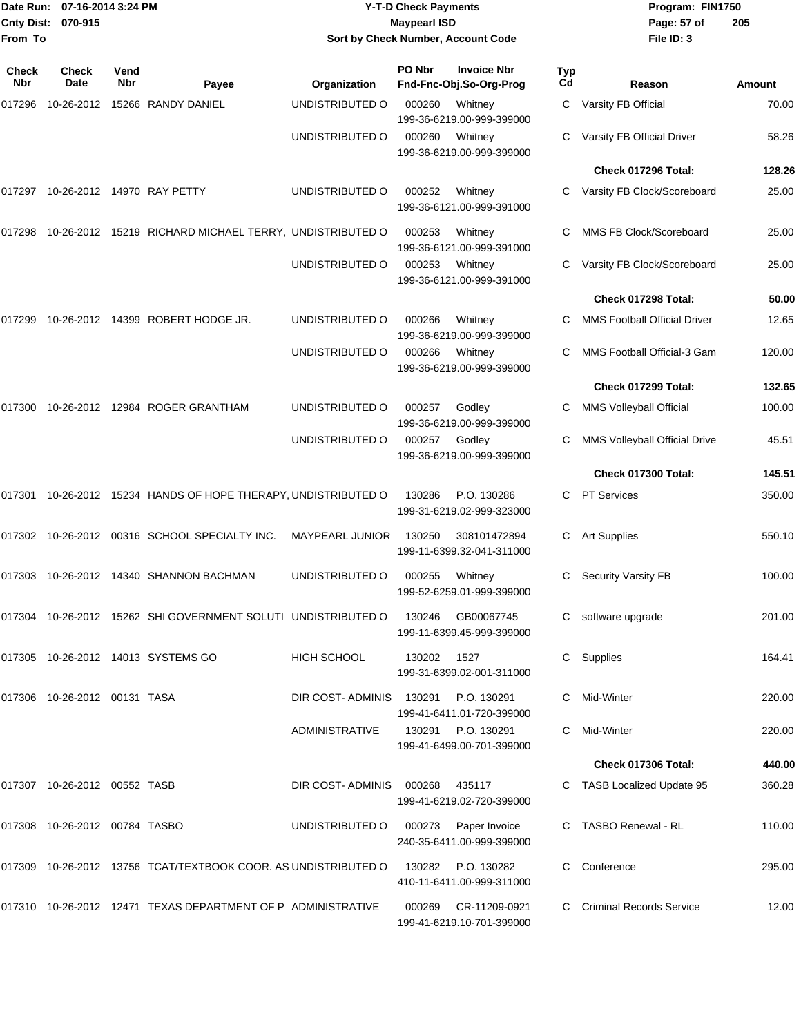# Y-T-D Check Payments

**Maypearl ISD**

**Sort by Check Number, Account Code**

Date Run: 07-16-2014 3:24 PM
Cnty Dist: 070-915
From To

Program: FIN1750
File ID: 3

| Check Nbr | Check Date | Vend Nbr | Payee | Organization | PO Nbr | Invoice Nbr / Fnd-Fnc-Obj.So-Org-Prog | Typ Cd | Reason | Amount |
|---|---|---|---|---|---|---|---|---|---|
| 017296 | 10-26-2012 | 15266 | RANDY DANIEL | UNDISTRIBUTED O | 000260 | Whitney 199-36-6219.00-999-399000 | C | Varsity FB Official | 70.00 |
| | | | | UNDISTRIBUTED O | 000260 | Whitney 199-36-6219.00-999-399000 | C | Varsity FB Official Driver | 58.26 |
| | | | | | | | | **Check 017296 Total:** | **128.26** |
| 017297 | 10-26-2012 | 14970 | RAY PETTY | UNDISTRIBUTED O | 000252 | Whitney 199-36-6121.00-999-391000 | C | Varsity FB Clock/Scoreboard | 25.00 |
| 017298 | 10-26-2012 | 15219 | RICHARD MICHAEL TERRY, | UNDISTRIBUTED O | 000253 | Whitney 199-36-6121.00-999-391000 | C | MMS FB Clock/Scoreboard | 25.00 |
| | | | | UNDISTRIBUTED O | 000253 | Whitney 199-36-6121.00-999-391000 | C | Varsity FB Clock/Scoreboard | 25.00 |
| | | | | | | | | **Check 017298 Total:** | **50.00** |
| 017299 | 10-26-2012 | 14399 | ROBERT HODGE JR. | UNDISTRIBUTED O | 000266 | Whitney 199-36-6219.00-999-399000 | C | MMS Football Official Driver | 12.65 |
| | | | | UNDISTRIBUTED O | 000266 | Whitney 199-36-6219.00-999-399000 | C | MMS Football Official-3 Gam | 120.00 |
| | | | | | | | | **Check 017299 Total:** | **132.65** |
| 017300 | 10-26-2012 | 12984 | ROGER GRANTHAM | UNDISTRIBUTED O | 000257 | Godley 199-36-6219.00-999-399000 | C | MMS Volleyball Official | 100.00 |
| | | | | UNDISTRIBUTED O | 000257 | Godley 199-36-6219.00-999-399000 | C | MMS Volleyball Official Drive | 45.51 |
| | | | | | | | | **Check 017300 Total:** | **145.51** |
| 017301 | 10-26-2012 | 15234 | HANDS OF HOPE THERAPY, | UNDISTRIBUTED O | 130286 | P.O. 130286 199-31-6219.02-999-323000 | C | PT Services | 350.00 |
| 017302 | 10-26-2012 | 00316 | SCHOOL SPECIALTY INC. | MAYPEARL JUNIOR | 130250 | 308101472894 199-11-6399.32-041-311000 | C | Art Supplies | 550.10 |
| 017303 | 10-26-2012 | 14340 | SHANNON BACHMAN | UNDISTRIBUTED O | 000255 | Whitney 199-52-6259.01-999-399000 | C | Security Varsity FB | 100.00 |
| 017304 | 10-26-2012 | 15262 | SHI GOVERNMENT SOLUTI | UNDISTRIBUTED O | 130246 | GB00067745 199-11-6399.45-999-399000 | C | software upgrade | 201.00 |
| 017305 | 10-26-2012 | 14013 | SYSTEMS GO | HIGH SCHOOL | 130202 | 1527 199-31-6399.02-001-311000 | C | Supplies | 164.41 |
| 017306 | 10-26-2012 | 00131 | TASA | DIR COST- ADMINIS | 130291 | P.O. 130291 199-41-6411.01-720-399000 | C | Mid-Winter | 220.00 |
| | | | | ADMINISTRATIVE | 130291 | P.O. 130291 199-41-6499.00-701-399000 | C | Mid-Winter | 220.00 |
| | | | | | | | | **Check 017306 Total:** | **440.00** |
| 017307 | 10-26-2012 | 00552 | TASB | DIR COST- ADMINIS | 000268 | 435117 199-41-6219.02-720-399000 | C | TASB Localized Update 95 | 360.28 |
| 017308 | 10-26-2012 | 00784 | TASBO | UNDISTRIBUTED O | 000273 | Paper Invoice 240-35-6411.00-999-399000 | C | TASBO Renewal - RL | 110.00 |
| 017309 | 10-26-2012 | 13756 | TCAT/TEXTBOOK COOR. AS | UNDISTRIBUTED O | 130282 | P.O. 130282 410-11-6411.00-999-311000 | C | Conference | 295.00 |
| 017310 | 10-26-2012 | 12471 | TEXAS DEPARTMENT OF P | ADMINISTRATIVE | 000269 | CR-11209-0921 199-41-6219.10-701-399000 | C | Criminal Records Service | 12.00 |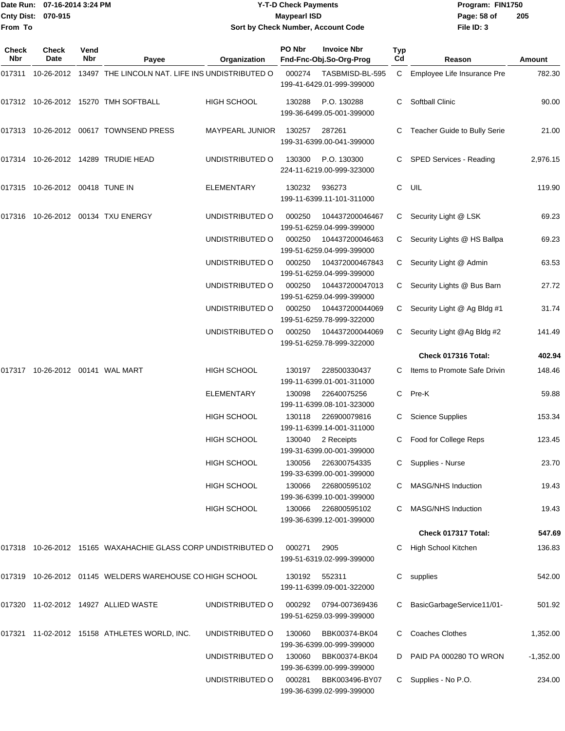# Y-T-D Check Payments

**Maypearl ISD**

**Sort by Check Number, Account Code**

Date Run: 07-16-2014 3:24 PM
Cnty Dist: 070-915
From To

Program: FIN1750
File ID: 3

| Check Nbr | Check Date | Vend Nbr | Payee | Organization | PO Nbr | Invoice Nbr / Fnd-Fnc-Obj.So-Org-Prog | Typ Cd | Reason | Amount |
|---|---|---|---|---|---|---|---|---|---|
| 017311 | 10-26-2012 | 13497 | THE LINCOLN NAT. LIFE INS | UNDISTRIBUTED O | 000274 | TASBMISD-BL-595 199-41-6429.01-999-399000 | C | Employee Life Insurance Pre | 782.30 |
| 017312 | 10-26-2012 | 15270 | TMH SOFTBALL | HIGH SCHOOL | 130288 | P.O. 130288 199-36-6499.05-001-399000 | C | Softball Clinic | 90.00 |
| 017313 | 10-26-2012 | 00617 | TOWNSEND PRESS | MAYPEARL JUNIOR | 130257 | 287261 199-31-6399.00-041-399000 | C | Teacher Guide to Bully Serie | 21.00 |
| 017314 | 10-26-2012 | 14289 | TRUDIE HEAD | UNDISTRIBUTED O | 130300 | P.O. 130300 224-11-6219.00-999-323000 | C | SPED Services - Reading | 2,976.15 |
| 017315 | 10-26-2012 | 00418 | TUNE IN | ELEMENTARY | 130232 | 936273 199-11-6399.11-101-311000 | C | UIL | 119.90 |
| 017316 | 10-26-2012 | 00134 | TXU ENERGY | UNDISTRIBUTED O | 000250 | 104437200046467 199-51-6259.04-999-399000 | C | Security Light @ LSK | 69.23 |
| | | | | UNDISTRIBUTED O | 000250 | 104437200046463 199-51-6259.04-999-399000 | C | Security Lights @ HS Ballpa | 69.23 |
| | | | | UNDISTRIBUTED O | 000250 | 104372000467843 199-51-6259.04-999-399000 | C | Security Light @ Admin | 63.53 |
| | | | | UNDISTRIBUTED O | 000250 | 104437200047013 199-51-6259.04-999-399000 | C | Security Lights @ Bus Barn | 27.72 |
| | | | | UNDISTRIBUTED O | 000250 | 104437200044069 199-51-6259.78-999-322000 | C | Security Light @ Ag Bldg #1 | 31.74 |
| | | | | UNDISTRIBUTED O | 000250 | 104437200044069 199-51-6259.78-999-322000 | C | Security Light @Ag Bldg #2 | 141.49 |
| | | | | | | | | **Check 017316 Total:** | **402.94** |
| 017317 | 10-26-2012 | 00141 | WAL MART | HIGH SCHOOL | 130197 | 228500330437 199-11-6399.01-001-311000 | C | Items to Promote Safe Drivin | 148.46 |
| | | | | ELEMENTARY | 130098 | 22640075256 199-11-6399.08-101-323000 | C | Pre-K | 59.88 |
| | | | | HIGH SCHOOL | 130118 | 226900079816 199-11-6399.14-001-311000 | C | Science Supplies | 153.34 |
| | | | | HIGH SCHOOL | 130040 | 2 Receipts 199-31-6399.00-001-399000 | C | Food for College Reps | 123.45 |
| | | | | HIGH SCHOOL | 130056 | 226300754335 199-33-6399.00-001-399000 | C | Supplies - Nurse | 23.70 |
| | | | | HIGH SCHOOL | 130066 | 226800595102 199-36-6399.10-001-399000 | C | MASG/NHS Induction | 19.43 |
| | | | | HIGH SCHOOL | 130066 | 226800595102 199-36-6399.12-001-399000 | C | MASG/NHS Induction | 19.43 |
| | | | | | | | | **Check 017317 Total:** | **547.69** |
| 017318 | 10-26-2012 | 15165 | WAXAHACHIE GLASS CORP | UNDISTRIBUTED O | 000271 | 2905 199-51-6319.02-999-399000 | C | High School Kitchen | 136.83 |
| 017319 | 10-26-2012 | 01145 | WELDERS WAREHOUSE CO | HIGH SCHOOL | 130192 | 552311 199-11-6399.09-001-322000 | C | supplies | 542.00 |
| 017320 | 11-02-2012 | 14927 | ALLIED WASTE | UNDISTRIBUTED O | 000292 | 0794-007369436 199-51-6259.03-999-399000 | C | BasicGarbageService11/01- | 501.92 |
| 017321 | 11-02-2012 | 15158 | ATHLETES WORLD, INC. | UNDISTRIBUTED O | 130060 | BBK00374-BK04 199-36-6399.00-999-399000 | C | Coaches Clothes | 1,352.00 |
| | | | | UNDISTRIBUTED O | 130060 | BBK00374-BK04 199-36-6399.00-999-399000 | D | PAID PA 000280 TO WRON | -1,352.00 |
| | | | | UNDISTRIBUTED O | 000281 | BBK003496-BY07 199-36-6399.02-999-399000 | C | Supplies - No P.O. | 234.00 |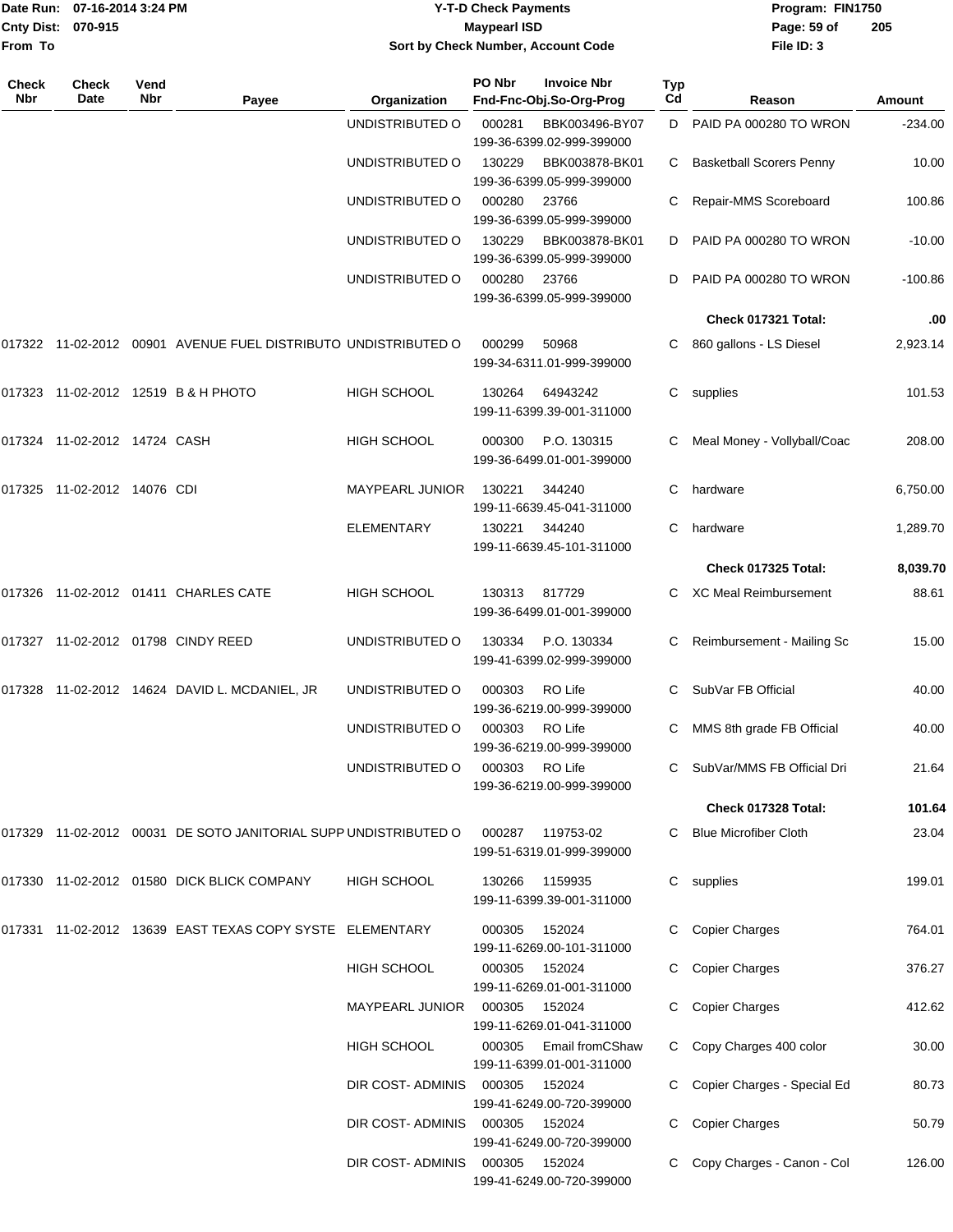**Maypearl ISD**

**Y-T-D Check Payments**

**Sort by Check Number, Account Code**

Date Run: 07-16-2014 3:24 PM
Cnty Dist: 070-915
From To

Program: FIN1750
File ID: 3

| Check Nbr | Check Date | Vend Nbr | Payee | Organization | PO Nbr / Invoice Nbr / Fnd-Fnc-Obj.So-Org-Prog | Typ Cd | Reason | Amount |
|---|---|---|---|---|---|---|---|---|
| | | | | UNDISTRIBUTED O | 000281 BBK003496-BY07 199-36-6399.02-999-399000 | D | PAID PA 000280 TO WRON | -234.00 |
| | | | | UNDISTRIBUTED O | 130229 BBK003878-BK01 199-36-6399.05-999-399000 | C | Basketball Scorers Penny | 10.00 |
| | | | | UNDISTRIBUTED O | 000280 23766 199-36-6399.05-999-399000 | C | Repair-MMS Scoreboard | 100.86 |
| | | | | UNDISTRIBUTED O | 130229 BBK003878-BK01 199-36-6399.05-999-399000 | D | PAID PA 000280 TO WRON | -10.00 |
| | | | | UNDISTRIBUTED O | 000280 23766 199-36-6399.05-999-399000 | D | PAID PA 000280 TO WRON | -100.86 |
| | | | | | | | **Check 017321 Total:** | **.00** |
| 017322 | 11-02-2012 | 00901 | AVENUE FUEL DISTRIBUTO | UNDISTRIBUTED O | 000299 50968 199-34-6311.01-999-399000 | C | 860 gallons - LS Diesel | 2,923.14 |
| 017323 | 11-02-2012 | 12519 | B & H PHOTO | HIGH SCHOOL | 130264 64943242 199-11-6399.39-001-311000 | C | supplies | 101.53 |
| 017324 | 11-02-2012 | 14724 | CASH | HIGH SCHOOL | 000300 P.O. 130315 199-36-6499.01-001-399000 | C | Meal Money - Vollyball/Coac | 208.00 |
| 017325 | 11-02-2012 | 14076 | CDI | MAYPEARL JUNIOR | 130221 344240 199-11-6639.45-041-311000 | C | hardware | 6,750.00 |
| | | | | ELEMENTARY | 130221 344240 199-11-6639.45-101-311000 | C | hardware | 1,289.70 |
| | | | | | | | **Check 017325 Total:** | **8,039.70** |
| 017326 | 11-02-2012 | 01411 | CHARLES CATE | HIGH SCHOOL | 130313 817729 199-36-6499.01-001-399000 | C | XC Meal Reimbursement | 88.61 |
| 017327 | 11-02-2012 | 01798 | CINDY REED | UNDISTRIBUTED O | 130334 P.O. 130334 199-41-6399.02-999-399000 | C | Reimbursement - Mailing Sc | 15.00 |
| 017328 | 11-02-2012 | 14624 | DAVID L. MCDANIEL, JR | UNDISTRIBUTED O | 000303 RO Life 199-36-6219.00-999-399000 | C | SubVar FB Official | 40.00 |
| | | | | UNDISTRIBUTED O | 000303 RO Life 199-36-6219.00-999-399000 | C | MMS 8th grade FB Official | 40.00 |
| | | | | UNDISTRIBUTED O | 000303 RO Life 199-36-6219.00-999-399000 | C | SubVar/MMS FB Official Dri | 21.64 |
| | | | | | | | **Check 017328 Total:** | **101.64** |
| 017329 | 11-02-2012 | 00031 | DE SOTO JANITORIAL SUPP | UNDISTRIBUTED O | 000287 119753-02 199-51-6319.01-999-399000 | C | Blue Microfiber Cloth | 23.04 |
| 017330 | 11-02-2012 | 01580 | DICK BLICK COMPANY | HIGH SCHOOL | 130266 1159935 199-11-6399.39-001-311000 | C | supplies | 199.01 |
| 017331 | 11-02-2012 | 13639 | EAST TEXAS COPY SYSTE | ELEMENTARY | 000305 152024 199-11-6269.00-101-311000 | C | Copier Charges | 764.01 |
| | | | | HIGH SCHOOL | 000305 152024 199-11-6269.01-001-311000 | C | Copier Charges | 376.27 |
| | | | | MAYPEARL JUNIOR | 000305 152024 199-11-6269.01-041-311000 | C | Copier Charges | 412.62 |
| | | | | HIGH SCHOOL | 000305 Email fromCShaw 199-11-6399.01-001-311000 | C | Copy Charges 400 color | 30.00 |
| | | | | DIR COST- ADMINIS | 000305 152024 199-41-6249.00-720-399000 | C | Copier Charges - Special Ed | 80.73 |
| | | | | DIR COST- ADMINIS | 000305 152024 199-41-6249.00-720-399000 | C | Copier Charges | 50.79 |
| | | | | DIR COST- ADMINIS | 000305 152024 199-41-6249.00-720-399000 | C | Copy Charges - Canon - Col | 126.00 |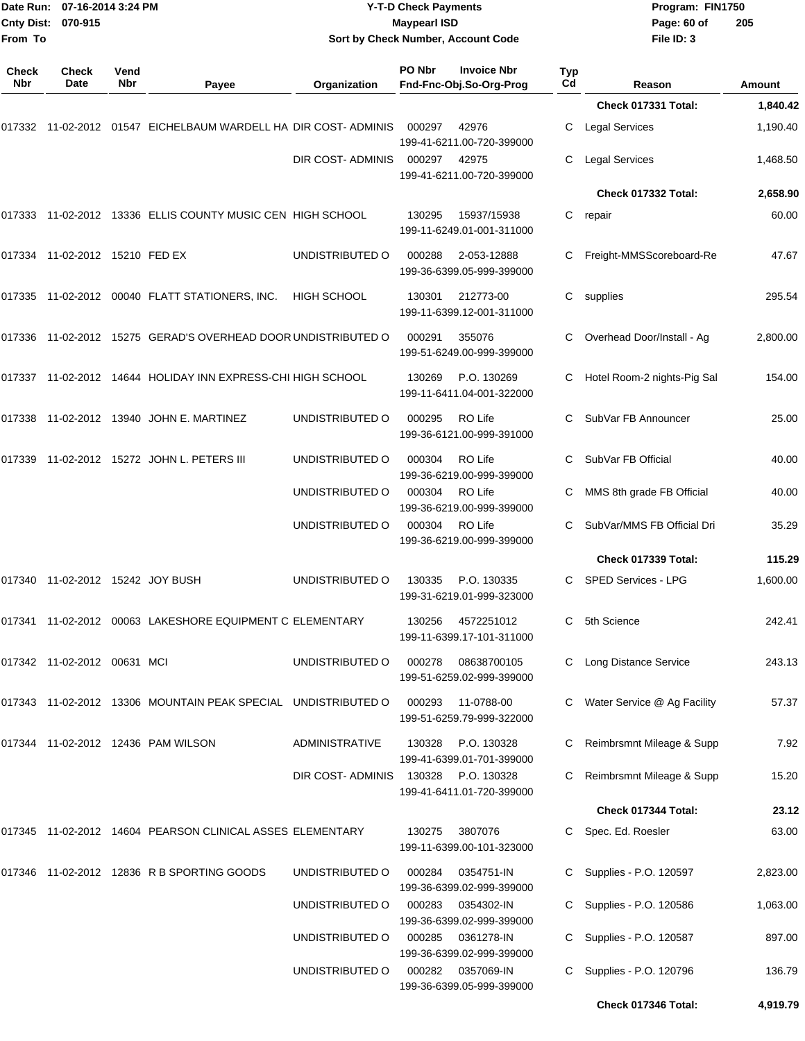Date Run: 07-16-2014 3:24 PM
Cnty Dist: 070-915
From To

**Y-T-D Check Payments**
**Maypearl ISD**
**Sort by Check Number, Account Code**

Program: FIN1750
File ID: 3

| Check Nbr | Check Date | Vend Nbr | Payee | Organization | PO Nbr | Invoice Nbr / Fnd-Fnc-Obj.So-Org-Prog | Typ Cd | Reason | Amount |
|---|---|---|---|---|---|---|---|---|---|
| | | | | | | | | **Check 017331 Total:** | **1,840.42** |
| 017332 | 11-02-2012 | 01547 | EICHELBAUM WARDELL HA | DIR COST- ADMINIS | 000297 | 42976 199-41-6211.00-720-399000 | C | Legal Services | 1,190.40 |
| | | | | DIR COST- ADMINIS | 000297 | 42975 199-41-6211.00-720-399000 | C | Legal Services | 1,468.50 |
| | | | | | | | | **Check 017332 Total:** | **2,658.90** |
| 017333 | 11-02-2012 | 13336 | ELLIS COUNTY MUSIC CEN | HIGH SCHOOL | 130295 | 15937/15938 199-11-6249.01-001-311000 | C | repair | 60.00 |
| 017334 | 11-02-2012 | 15210 | FED EX | UNDISTRIBUTED O | 000288 | 2-053-12888 199-36-6399.05-999-399000 | C | Freight-MMSScoreboard-Re | 47.67 |
| 017335 | 11-02-2012 | 00040 | FLATT STATIONERS, INC. | HIGH SCHOOL | 130301 | 212773-00 199-11-6399.12-001-311000 | C | supplies | 295.54 |
| 017336 | 11-02-2012 | 15275 | GERAD'S OVERHEAD DOOR | UNDISTRIBUTED O | 000291 | 355076 199-51-6249.00-999-399000 | C | Overhead Door/Install - Ag | 2,800.00 |
| 017337 | 11-02-2012 | 14644 | HOLIDAY INN EXPRESS-CHI | HIGH SCHOOL | 130269 | P.O. 130269 199-11-6411.04-001-322000 | C | Hotel Room-2 nights-Pig Sal | 154.00 |
| 017338 | 11-02-2012 | 13940 | JOHN E. MARTINEZ | UNDISTRIBUTED O | 000295 | RO Life 199-36-6121.00-999-391000 | C | SubVar FB Announcer | 25.00 |
| 017339 | 11-02-2012 | 15272 | JOHN L. PETERS III | UNDISTRIBUTED O | 000304 | RO Life 199-36-6219.00-999-399000 | C | SubVar FB Official | 40.00 |
| | | | | UNDISTRIBUTED O | 000304 | RO Life 199-36-6219.00-999-399000 | C | MMS 8th grade FB Official | 40.00 |
| | | | | UNDISTRIBUTED O | 000304 | RO Life 199-36-6219.00-999-399000 | C | SubVar/MMS FB Official Dri | 35.29 |
| | | | | | | | | **Check 017339 Total:** | **115.29** |
| 017340 | 11-02-2012 | 15242 | JOY BUSH | UNDISTRIBUTED O | 130335 | P.O. 130335 199-31-6219.01-999-323000 | C | SPED Services - LPG | 1,600.00 |
| 017341 | 11-02-2012 | 00063 | LAKESHORE EQUIPMENT C | ELEMENTARY | 130256 | 4572251012 199-11-6399.17-101-311000 | C | 5th Science | 242.41 |
| 017342 | 11-02-2012 | 00631 | MCI | UNDISTRIBUTED O | 000278 | 08638700105 199-51-6259.02-999-399000 | C | Long Distance Service | 243.13 |
| 017343 | 11-02-2012 | 13306 | MOUNTAIN PEAK SPECIAL | UNDISTRIBUTED O | 000293 | 11-0788-00 199-51-6259.79-999-322000 | C | Water Service @ Ag Facility | 57.37 |
| 017344 | 11-02-2012 | 12436 | PAM WILSON | ADMINISTRATIVE | 130328 | P.O. 130328 199-41-6399.01-701-399000 | C | Reimbrsmnt Mileage & Supp | 7.92 |
| | | | | DIR COST- ADMINIS | 130328 | P.O. 130328 199-41-6411.01-720-399000 | C | Reimbrsmnt Mileage & Supp | 15.20 |
| | | | | | | | | **Check 017344 Total:** | **23.12** |
| 017345 | 11-02-2012 | 14604 | PEARSON CLINICAL ASSES | ELEMENTARY | 130275 | 3807076 199-11-6399.00-101-323000 | C | Spec. Ed. Roesler | 63.00 |
| 017346 | 11-02-2012 | 12836 | R B SPORTING GOODS | UNDISTRIBUTED O | 000284 | 0354751-IN 199-36-6399.02-999-399000 | C | Supplies - P.O. 120597 | 2,823.00 |
| | | | | UNDISTRIBUTED O | 000283 | 0354302-IN 199-36-6399.02-999-399000 | C | Supplies - P.O. 120586 | 1,063.00 |
| | | | | UNDISTRIBUTED O | 000285 | 0361278-IN 199-36-6399.02-999-399000 | C | Supplies - P.O. 120587 | 897.00 |
| | | | | UNDISTRIBUTED O | 000282 | 0357069-IN 199-36-6399.05-999-399000 | C | Supplies - P.O. 120796 | 136.79 |
| | | | | | | | | **Check 017346 Total:** | **4,919.79** |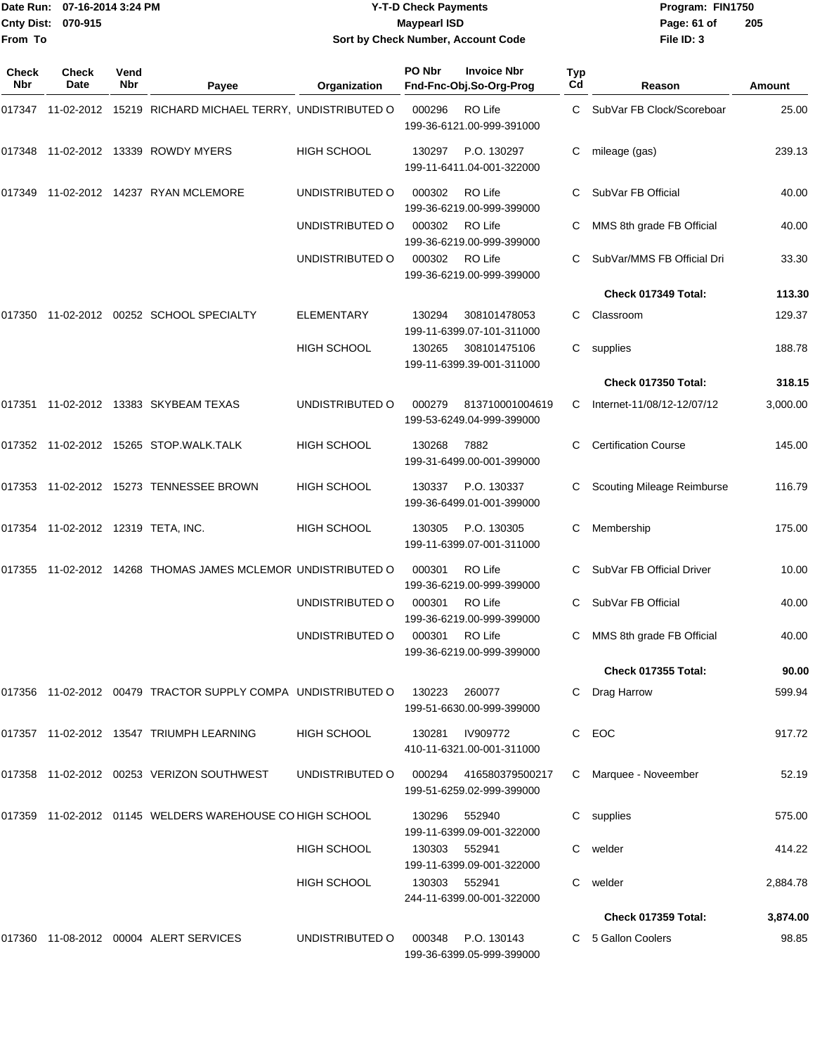**Y-T-D Check Payments**
**Maypearl ISD**
**Sort by Check Number, Account Code**

Date Run: 07-16-2014 3:24 PM
Cnty Dist: 070-915
From To

Program: FIN1750
File ID: 3

| Check Nbr | Check Date | Vend Nbr | Payee | Organization | PO Nbr | Invoice Nbr / Fnd-Fnc-Obj.So-Org-Prog | Typ Cd | Reason | Amount |
|---|---|---|---|---|---|---|---|---|---|
| 017347 | 11-02-2012 | 15219 | RICHARD MICHAEL TERRY, | UNDISTRIBUTED O | 000296 | RO Life 199-36-6121.00-999-391000 | C | SubVar FB Clock/Scoreboar | 25.00 |
| 017348 | 11-02-2012 | 13339 | ROWDY MYERS | HIGH SCHOOL | 130297 | P.O. 130297 199-11-6411.04-001-322000 | C | mileage (gas) | 239.13 |
| 017349 | 11-02-2012 | 14237 | RYAN MCLEMORE | UNDISTRIBUTED O | 000302 | RO Life 199-36-6219.00-999-399000 | C | SubVar FB Official | 40.00 |
| | | | | UNDISTRIBUTED O | 000302 | RO Life 199-36-6219.00-999-399000 | C | MMS 8th grade FB Official | 40.00 |
| | | | | UNDISTRIBUTED O | 000302 | RO Life 199-36-6219.00-999-399000 | C | SubVar/MMS FB Official Dri | 33.30 |
| | | | | | | | | **Check 017349 Total:** | **113.30** |
| 017350 | 11-02-2012 | 00252 | SCHOOL SPECIALTY | ELEMENTARY | 130294 | 308101478053 199-11-6399.07-101-311000 | C | Classroom | 129.37 |
| | | | | HIGH SCHOOL | 130265 | 308101475106 199-11-6399.39-001-311000 | C | supplies | 188.78 |
| | | | | | | | | **Check 017350 Total:** | **318.15** |
| 017351 | 11-02-2012 | 13383 | SKYBEAM TEXAS | UNDISTRIBUTED O | 000279 | 813710001004619 199-53-6249.04-999-399000 | C | Internet-11/08/12-12/07/12 | 3,000.00 |
| 017352 | 11-02-2012 | 15265 | STOP.WALK.TALK | HIGH SCHOOL | 130268 | 7882 199-31-6499.00-001-399000 | C | Certification Course | 145.00 |
| 017353 | 11-02-2012 | 15273 | TENNESSEE BROWN | HIGH SCHOOL | 130337 | P.O. 130337 199-36-6499.01-001-399000 | C | Scouting Mileage Reimburse | 116.79 |
| 017354 | 11-02-2012 | 12319 | TETA, INC. | HIGH SCHOOL | 130305 | P.O. 130305 199-11-6399.07-001-311000 | C | Membership | 175.00 |
| 017355 | 11-02-2012 | 14268 | THOMAS JAMES MCLEMOR | UNDISTRIBUTED O | 000301 | RO Life 199-36-6219.00-999-399000 | C | SubVar FB Official Driver | 10.00 |
| | | | | UNDISTRIBUTED O | 000301 | RO Life 199-36-6219.00-999-399000 | C | SubVar FB Official | 40.00 |
| | | | | UNDISTRIBUTED O | 000301 | RO Life 199-36-6219.00-999-399000 | C | MMS 8th grade FB Official | 40.00 |
| | | | | | | | | **Check 017355 Total:** | **90.00** |
| 017356 | 11-02-2012 | 00479 | TRACTOR SUPPLY COMPA | UNDISTRIBUTED O | 130223 | 260077 199-51-6630.00-999-399000 | C | Drag Harrow | 599.94 |
| 017357 | 11-02-2012 | 13547 | TRIUMPH LEARNING | HIGH SCHOOL | 130281 | IV909772 410-11-6321.00-001-311000 | C | EOC | 917.72 |
| 017358 | 11-02-2012 | 00253 | VERIZON SOUTHWEST | UNDISTRIBUTED O | 000294 | 416580379500217 199-51-6259.02-999-399000 | C | Marquee - Noveember | 52.19 |
| 017359 | 11-02-2012 | 01145 | WELDERS WAREHOUSE CO | HIGH SCHOOL | 130296 | 552940 199-11-6399.09-001-322000 | C | supplies | 575.00 |
| | | | | HIGH SCHOOL | 130303 | 552941 199-11-6399.09-001-322000 | C | welder | 414.22 |
| | | | | HIGH SCHOOL | 130303 | 552941 244-11-6399.00-001-322000 | C | welder | 2,884.78 |
| | | | | | | | | **Check 017359 Total:** | **3,874.00** |
| 017360 | 11-08-2012 | 00004 | ALERT SERVICES | UNDISTRIBUTED O | 000348 | P.O. 130143 199-36-6399.05-999-399000 | C | 5 Gallon Coolers | 98.85 |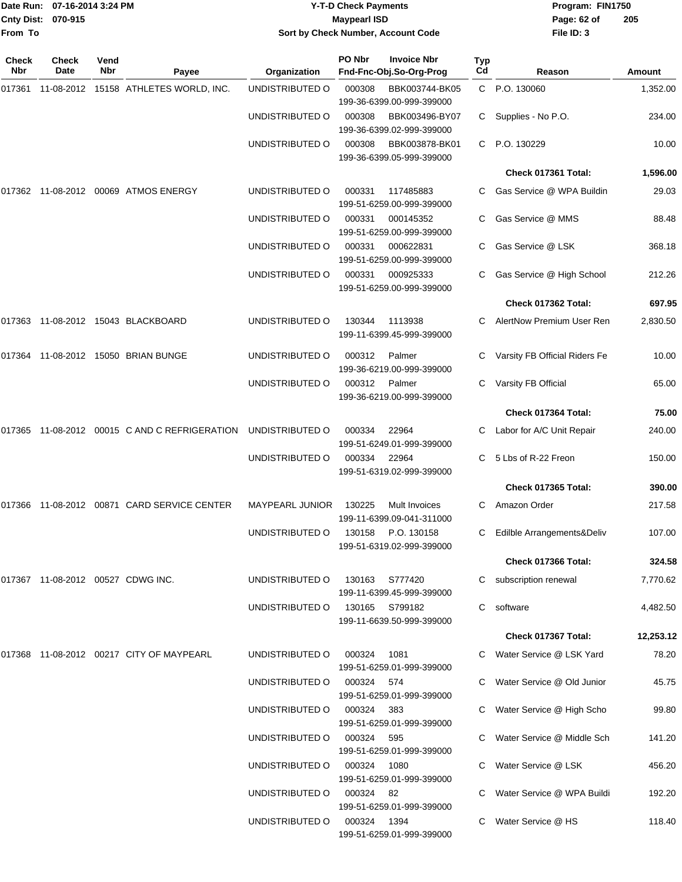Date Run: 07-16-2014 3:24 PM
Cnty Dist: 070-915
From To

# Y-T-D Check Payments
## Maypearl ISD
### Sort by Check Number, Account Code

Program: FIN1750
File ID: 3

| Check Nbr | Check Date | Vend Nbr | Payee | Organization | PO Nbr | Invoice Nbr / Fnd-Fnc-Obj.So-Org-Prog | Typ Cd | Reason | Amount |
|---|---|---|---|---|---|---|---|---|---|
| 017361 | 11-08-2012 | 15158 | ATHLETES WORLD, INC. | UNDISTRIBUTED O | 000308 | BBK003744-BK05 199-36-6399.00-999-399000 | C | P.O. 130060 | 1,352.00 |
| | | | | UNDISTRIBUTED O | 000308 | BBK003496-BY07 199-36-6399.02-999-399000 | C | Supplies - No P.O. | 234.00 |
| | | | | UNDISTRIBUTED O | 000308 | BBK003878-BK01 199-36-6399.05-999-399000 | C | P.O. 130229 | 10.00 |
| | | | | | | | | **Check 017361 Total:** | **1,596.00** |
| 017362 | 11-08-2012 | 00069 | ATMOS ENERGY | UNDISTRIBUTED O | 000331 | 117485883 199-51-6259.00-999-399000 | C | Gas Service @ WPA Buildin | 29.03 |
| | | | | UNDISTRIBUTED O | 000331 | 000145352 199-51-6259.00-999-399000 | C | Gas Service @ MMS | 88.48 |
| | | | | UNDISTRIBUTED O | 000331 | 000622831 199-51-6259.00-999-399000 | C | Gas Service @ LSK | 368.18 |
| | | | | UNDISTRIBUTED O | 000331 | 000925333 199-51-6259.00-999-399000 | C | Gas Service @ High School | 212.26 |
| | | | | | | | | **Check 017362 Total:** | **697.95** |
| 017363 | 11-08-2012 | 15043 | BLACKBOARD | UNDISTRIBUTED O | 130344 | 1113938 199-11-6399.45-999-399000 | C | AlertNow Premium User Ren | 2,830.50 |
| 017364 | 11-08-2012 | 15050 | BRIAN BUNGE | UNDISTRIBUTED O | 000312 | Palmer 199-36-6219.00-999-399000 | C | Varsity FB Official Riders Fe | 10.00 |
| | | | | UNDISTRIBUTED O | 000312 | Palmer 199-36-6219.00-999-399000 | C | Varsity FB Official | 65.00 |
| | | | | | | | | **Check 017364 Total:** | **75.00** |
| 017365 | 11-08-2012 | 00015 | C AND C REFRIGERATION | UNDISTRIBUTED O | 000334 | 22964 199-51-6249.01-999-399000 | C | Labor for A/C Unit Repair | 240.00 |
| | | | | UNDISTRIBUTED O | 000334 | 22964 199-51-6319.02-999-399000 | C | 5 Lbs of R-22 Freon | 150.00 |
| | | | | | | | | **Check 017365 Total:** | **390.00** |
| 017366 | 11-08-2012 | 00871 | CARD SERVICE CENTER | MAYPEARL JUNIOR | 130225 | Mult Invoices 199-11-6399.09-041-311000 | C | Amazon Order | 217.58 |
| | | | | UNDISTRIBUTED O | 130158 | P.O. 130158 199-51-6319.02-999-399000 | C | Edilble Arrangements&Deliv | 107.00 |
| | | | | | | | | **Check 017366 Total:** | **324.58** |
| 017367 | 11-08-2012 | 00527 | CDWG INC. | UNDISTRIBUTED O | 130163 | S777420 199-11-6399.45-999-399000 | C | subscription renewal | 7,770.62 |
| | | | | UNDISTRIBUTED O | 130165 | S799182 199-11-6639.50-999-399000 | C | software | 4,482.50 |
| | | | | | | | | **Check 017367 Total:** | **12,253.12** |
| 017368 | 11-08-2012 | 00217 | CITY OF MAYPEARL | UNDISTRIBUTED O | 000324 | 1081 199-51-6259.01-999-399000 | C | Water Service @ LSK Yard | 78.20 |
| | | | | UNDISTRIBUTED O | 000324 | 574 199-51-6259.01-999-399000 | C | Water Service @ Old Junior | 45.75 |
| | | | | UNDISTRIBUTED O | 000324 | 383 199-51-6259.01-999-399000 | C | Water Service @ High Scho | 99.80 |
| | | | | UNDISTRIBUTED O | 000324 | 595 199-51-6259.01-999-399000 | C | Water Service @ Middle Sch | 141.20 |
| | | | | UNDISTRIBUTED O | 000324 | 1080 199-51-6259.01-999-399000 | C | Water Service @ LSK | 456.20 |
| | | | | UNDISTRIBUTED O | 000324 | 82 199-51-6259.01-999-399000 | C | Water Service @ WPA Buildi | 192.20 |
| | | | | UNDISTRIBUTED O | 000324 | 1394 199-51-6259.01-999-399000 | C | Water Service @ HS | 118.40 |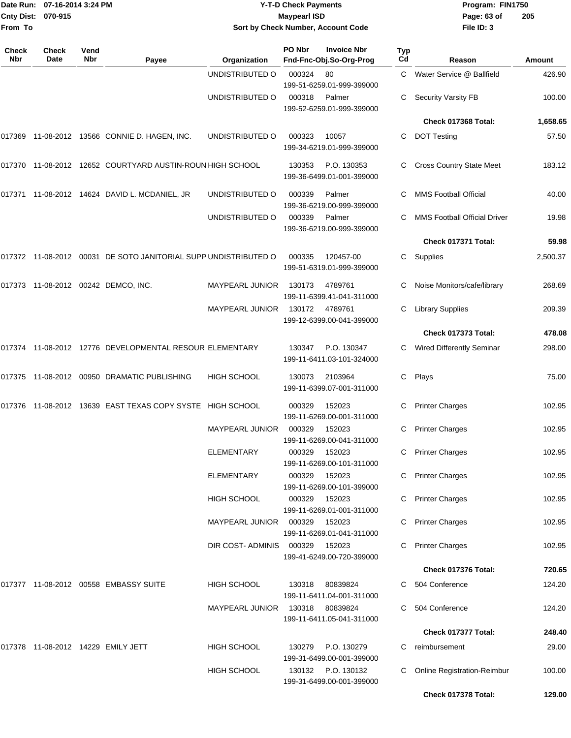# Y-T-D Check Payments

**Maypearl ISD**

**Sort by Check Number, Account Code**

Date Run: 07-16-2014 3:24 PM
Cnty Dist: 070-915
From To

Program: FIN1750
File ID: 3

| Check Nbr | Check Date | Vend Nbr | Payee | Organization | PO Nbr | Invoice Nbr / Fnd-Fnc-Obj.So-Org-Prog | Typ Cd | Reason | Amount |
|---|---|---|---|---|---|---|---|---|---|
| | | | | UNDISTRIBUTED O | 000324 | 80 / 199-51-6259.01-999-399000 | C | Water Service @ Ballfield | 426.90 |
| | | | | UNDISTRIBUTED O | 000318 | Palmer / 199-52-6259.01-999-399000 | C | Security Varsity FB | 100.00 |
| | | | | | | | | **Check 017368 Total:** | **1,658.65** |
| 017369 | 11-08-2012 | 13566 | CONNIE D. HAGEN, INC. | UNDISTRIBUTED O | 000323 | 10057 / 199-34-6219.01-999-399000 | C | DOT Testing | 57.50 |
| 017370 | 11-08-2012 | 12652 | COURTYARD AUSTIN-ROUN | HIGH SCHOOL | 130353 | P.O. 130353 / 199-36-6499.01-001-399000 | C | Cross Country State Meet | 183.12 |
| 017371 | 11-08-2012 | 14624 | DAVID L. MCDANIEL, JR | UNDISTRIBUTED O | 000339 | Palmer / 199-36-6219.00-999-399000 | C | MMS Football Official | 40.00 |
| | | | | UNDISTRIBUTED O | 000339 | Palmer / 199-36-6219.00-999-399000 | C | MMS Football Official Driver | 19.98 |
| | | | | | | | | **Check 017371 Total:** | **59.98** |
| 017372 | 11-08-2012 | 00031 | DE SOTO JANITORIAL SUPP | UNDISTRIBUTED O | 000335 | 120457-00 / 199-51-6319.01-999-399000 | C | Supplies | 2,500.37 |
| 017373 | 11-08-2012 | 00242 | DEMCO, INC. | MAYPEARL JUNIOR | 130173 | 4789761 / 199-11-6399.41-041-311000 | C | Noise Monitors/cafe/library | 268.69 |
| | | | | MAYPEARL JUNIOR | 130172 | 4789761 / 199-12-6399.00-041-399000 | C | Library Supplies | 209.39 |
| | | | | | | | | **Check 017373 Total:** | **478.08** |
| 017374 | 11-08-2012 | 12776 | DEVELOPMENTAL RESOUR | ELEMENTARY | 130347 | P.O. 130347 / 199-11-6411.03-101-324000 | C | Wired Differently Seminar | 298.00 |
| 017375 | 11-08-2012 | 00950 | DRAMATIC PUBLISHING | HIGH SCHOOL | 130073 | 2103964 / 199-11-6399.07-001-311000 | C | Plays | 75.00 |
| 017376 | 11-08-2012 | 13639 | EAST TEXAS COPY SYSTE | HIGH SCHOOL | 000329 | 152023 / 199-11-6269.00-001-311000 | C | Printer Charges | 102.95 |
| | | | | MAYPEARL JUNIOR | 000329 | 152023 / 199-11-6269.00-041-311000 | C | Printer Charges | 102.95 |
| | | | | ELEMENTARY | 000329 | 152023 / 199-11-6269.00-101-311000 | C | Printer Charges | 102.95 |
| | | | | ELEMENTARY | 000329 | 152023 / 199-11-6269.00-101-399000 | C | Printer Charges | 102.95 |
| | | | | HIGH SCHOOL | 000329 | 152023 / 199-11-6269.01-001-311000 | C | Printer Charges | 102.95 |
| | | | | MAYPEARL JUNIOR | 000329 | 152023 / 199-11-6269.01-041-311000 | C | Printer Charges | 102.95 |
| | | | | DIR COST- ADMINIS | 000329 | 152023 / 199-41-6249.00-720-399000 | C | Printer Charges | 102.95 |
| | | | | | | | | **Check 017376 Total:** | **720.65** |
| 017377 | 11-08-2012 | 00558 | EMBASSY SUITE | HIGH SCHOOL | 130318 | 80839824 / 199-11-6411.04-001-311000 | C | 504 Conference | 124.20 |
| | | | | MAYPEARL JUNIOR | 130318 | 80839824 / 199-11-6411.05-041-311000 | C | 504 Conference | 124.20 |
| | | | | | | | | **Check 017377 Total:** | **248.40** |
| 017378 | 11-08-2012 | 14229 | EMILY JETT | HIGH SCHOOL | 130279 | P.O. 130279 / 199-31-6499.00-001-399000 | C | reimbursement | 29.00 |
| | | | | HIGH SCHOOL | 130132 | P.O. 130132 / 199-31-6499.00-001-399000 | C | Online Registration-Reimbur | 100.00 |
| | | | | | | | | **Check 017378 Total:** | **129.00** |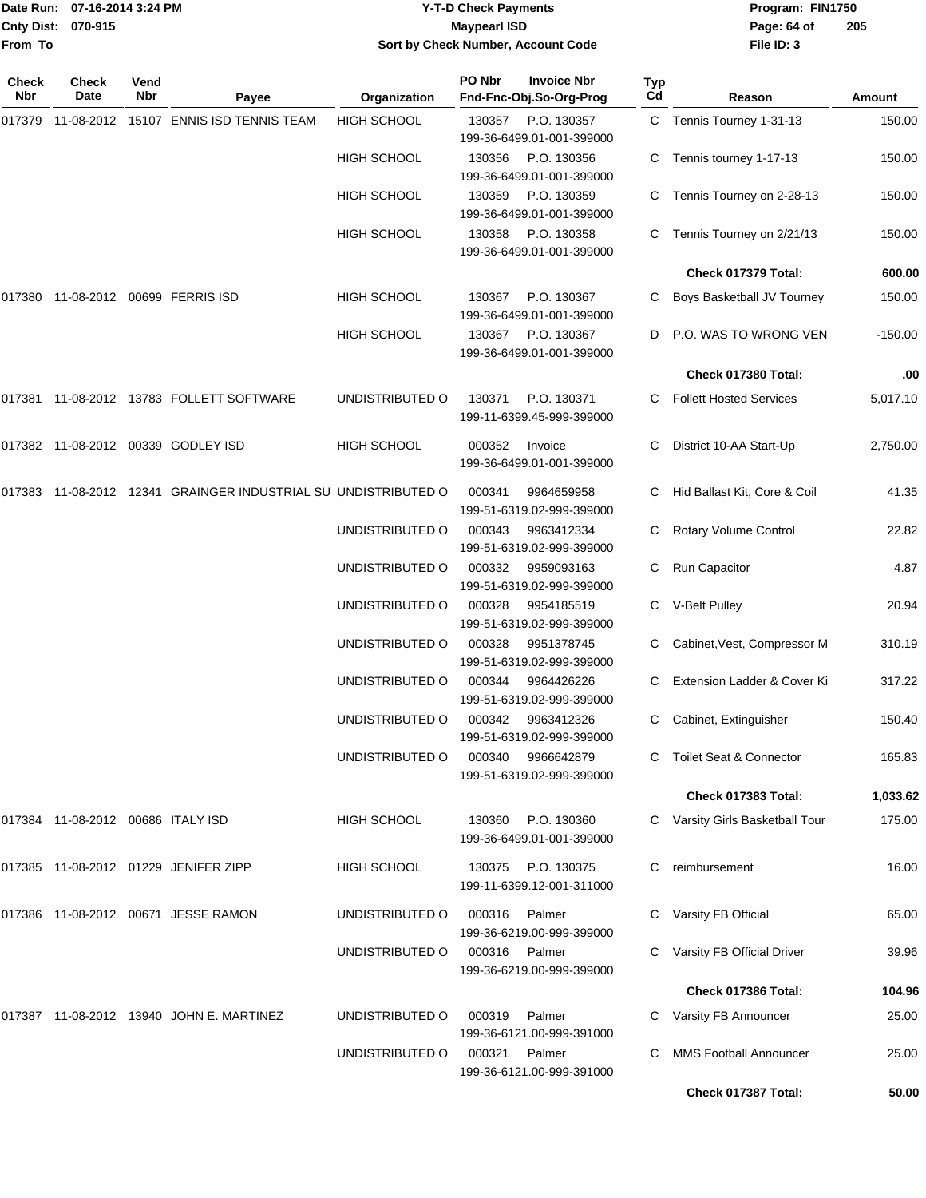# Y-T-D Check Payments

**Maypearl ISD**

**Sort by Check Number, Account Code**

Date Run: 07-16-2014 3:24 PM
Cnty Dist: 070-915
From To

Program: FIN1750
File ID: 3

| Check Nbr | Check Date | Vend Nbr | Payee | Organization | PO Nbr | Invoice Nbr / Fnd-Fnc-Obj.So-Org-Prog | Typ Cd | Reason | Amount |
|---|---|---|---|---|---|---|---|---|---|
| 017379 | 11-08-2012 | 15107 | ENNIS ISD TENNIS TEAM | HIGH SCHOOL | 130357 | P.O. 130357 199-36-6499.01-001-399000 | C | Tennis Tourney 1-31-13 | 150.00 |
| | | | | HIGH SCHOOL | 130356 | P.O. 130356 199-36-6499.01-001-399000 | C | Tennis tourney 1-17-13 | 150.00 |
| | | | | HIGH SCHOOL | 130359 | P.O. 130359 199-36-6499.01-001-399000 | C | Tennis Tourney on 2-28-13 | 150.00 |
| | | | | HIGH SCHOOL | 130358 | P.O. 130358 199-36-6499.01-001-399000 | C | Tennis Tourney on 2/21/13 | 150.00 |
| | | | | | | | | **Check 017379 Total:** | **600.00** |
| 017380 | 11-08-2012 | 00699 | FERRIS ISD | HIGH SCHOOL | 130367 | P.O. 130367 199-36-6499.01-001-399000 | C | Boys Basketball JV Tourney | 150.00 |
| | | | | HIGH SCHOOL | 130367 | P.O. 130367 199-36-6499.01-001-399000 | D | P.O. WAS TO WRONG VEN | -150.00 |
| | | | | | | | | **Check 017380 Total:** | **.00** |
| 017381 | 11-08-2012 | 13783 | FOLLETT SOFTWARE | UNDISTRIBUTED O | 130371 | P.O. 130371 199-11-6399.45-999-399000 | C | Follett Hosted Services | 5,017.10 |
| 017382 | 11-08-2012 | 00339 | GODLEY ISD | HIGH SCHOOL | 000352 | Invoice 199-36-6499.01-001-399000 | C | District 10-AA Start-Up | 2,750.00 |
| 017383 | 11-08-2012 | 12341 | GRAINGER INDUSTRIAL SU | UNDISTRIBUTED O | 000341 | 9964659958 199-51-6319.02-999-399000 | C | Hid Ballast Kit, Core & Coil | 41.35 |
| | | | | UNDISTRIBUTED O | 000343 | 9963412334 199-51-6319.02-999-399000 | C | Rotary Volume Control | 22.82 |
| | | | | UNDISTRIBUTED O | 000332 | 9959093163 199-51-6319.02-999-399000 | C | Run Capacitor | 4.87 |
| | | | | UNDISTRIBUTED O | 000328 | 9954185519 199-51-6319.02-999-399000 | C | V-Belt Pulley | 20.94 |
| | | | | UNDISTRIBUTED O | 000328 | 9951378745 199-51-6319.02-999-399000 | C | Cabinet,Vest, Compressor M | 310.19 |
| | | | | UNDISTRIBUTED O | 000344 | 9964426226 199-51-6319.02-999-399000 | C | Extension Ladder & Cover Ki | 317.22 |
| | | | | UNDISTRIBUTED O | 000342 | 9963412326 199-51-6319.02-999-399000 | C | Cabinet, Extinguisher | 150.40 |
| | | | | UNDISTRIBUTED O | 000340 | 9966642879 199-51-6319.02-999-399000 | C | Toilet Seat & Connector | 165.83 |
| | | | | | | | | **Check 017383 Total:** | **1,033.62** |
| 017384 | 11-08-2012 | 00686 | ITALY ISD | HIGH SCHOOL | 130360 | P.O. 130360 199-36-6499.01-001-399000 | C | Varsity Girls Basketball Tour | 175.00 |
| 017385 | 11-08-2012 | 01229 | JENIFER ZIPP | HIGH SCHOOL | 130375 | P.O. 130375 199-11-6399.12-001-311000 | C | reimbursement | 16.00 |
| 017386 | 11-08-2012 | 00671 | JESSE RAMON | UNDISTRIBUTED O | 000316 | Palmer 199-36-6219.00-999-399000 | C | Varsity FB Official | 65.00 |
| | | | | UNDISTRIBUTED O | 000316 | Palmer 199-36-6219.00-999-399000 | C | Varsity FB Official Driver | 39.96 |
| | | | | | | | | **Check 017386 Total:** | **104.96** |
| 017387 | 11-08-2012 | 13940 | JOHN E. MARTINEZ | UNDISTRIBUTED O | 000319 | Palmer 199-36-6121.00-999-391000 | C | Varsity FB Announcer | 25.00 |
| | | | | UNDISTRIBUTED O | 000321 | Palmer 199-36-6121.00-999-391000 | C | MMS Football Announcer | 25.00 |
| | | | | | | | | **Check 017387 Total:** | **50.00** |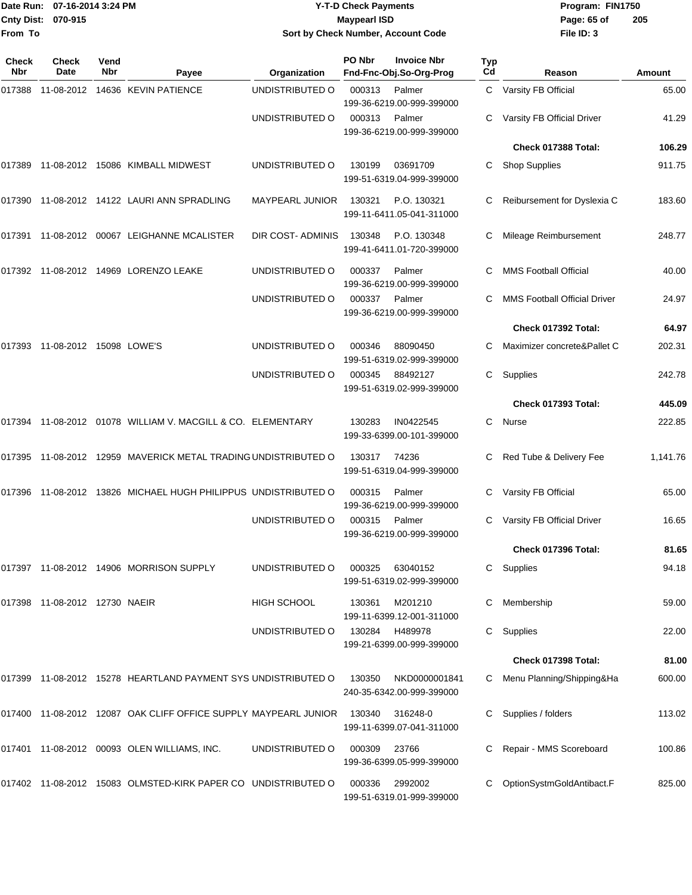Date Run: 07-16-2014 3:24 PM
Cnty Dist: 070-915
From To

# Y-T-D Check Payments
## Maypearl ISD
### Sort by Check Number, Account Code

Program: FIN1750
File ID: 3

| Check Nbr | Check Date | Vend Nbr | Payee | Organization | PO Nbr | Invoice Nbr / Fnd-Fnc-Obj.So-Org-Prog | Typ Cd | Reason | Amount |
|---|---|---|---|---|---|---|---|---|---|
| 017388 | 11-08-2012 | 14636 | KEVIN PATIENCE | UNDISTRIBUTED O | 000313 | Palmer 199-36-6219.00-999-399000 | C | Varsity FB Official | 65.00 |
| | | | | UNDISTRIBUTED O | 000313 | Palmer 199-36-6219.00-999-399000 | C | Varsity FB Official Driver | 41.29 |
| | | | | | | | | **Check 017388 Total:** | **106.29** |
| 017389 | 11-08-2012 | 15086 | KIMBALL MIDWEST | UNDISTRIBUTED O | 130199 | 03691709 199-51-6319.04-999-399000 | C | Shop Supplies | 911.75 |
| 017390 | 11-08-2012 | 14122 | LAURI ANN SPRADLING | MAYPEARL JUNIOR | 130321 | P.O. 130321 199-11-6411.05-041-311000 | C | Reibursement for Dyslexia C | 183.60 |
| 017391 | 11-08-2012 | 00067 | LEIGHANNE MCALISTER | DIR COST- ADMINIS | 130348 | P.O. 130348 199-41-6411.01-720-399000 | C | Mileage Reimbursement | 248.77 |
| 017392 | 11-08-2012 | 14969 | LORENZO LEAKE | UNDISTRIBUTED O | 000337 | Palmer 199-36-6219.00-999-399000 | C | MMS Football Official | 40.00 |
| | | | | UNDISTRIBUTED O | 000337 | Palmer 199-36-6219.00-999-399000 | C | MMS Football Official Driver | 24.97 |
| | | | | | | | | **Check 017392 Total:** | **64.97** |
| 017393 | 11-08-2012 | 15098 | LOWE'S | UNDISTRIBUTED O | 000346 | 88090450 199-51-6319.02-999-399000 | C | Maximizer concrete&Pallet C | 202.31 |
| | | | | UNDISTRIBUTED O | 000345 | 88492127 199-51-6319.02-999-399000 | C | Supplies | 242.78 |
| | | | | | | | | **Check 017393 Total:** | **445.09** |
| 017394 | 11-08-2012 | 01078 | WILLIAM V. MACGILL & CO. | ELEMENTARY | 130283 | IN0422545 199-33-6399.00-101-399000 | C | Nurse | 222.85 |
| 017395 | 11-08-2012 | 12959 | MAVERICK METAL TRADING | UNDISTRIBUTED O | 130317 | 74236 199-51-6319.04-999-399000 | C | Red Tube & Delivery Fee | 1,141.76 |
| 017396 | 11-08-2012 | 13826 | MICHAEL HUGH PHILIPPUS | UNDISTRIBUTED O | 000315 | Palmer 199-36-6219.00-999-399000 | C | Varsity FB Official | 65.00 |
| | | | | UNDISTRIBUTED O | 000315 | Palmer 199-36-6219.00-999-399000 | C | Varsity FB Official Driver | 16.65 |
| | | | | | | | | **Check 017396 Total:** | **81.65** |
| 017397 | 11-08-2012 | 14906 | MORRISON SUPPLY | UNDISTRIBUTED O | 000325 | 63040152 199-51-6319.02-999-399000 | C | Supplies | 94.18 |
| 017398 | 11-08-2012 | 12730 | NAEIR | HIGH SCHOOL | 130361 | M201210 199-11-6399.12-001-311000 | C | Membership | 59.00 |
| | | | | UNDISTRIBUTED O | 130284 | H489978 199-21-6399.00-999-399000 | C | Supplies | 22.00 |
| | | | | | | | | **Check 017398 Total:** | **81.00** |
| 017399 | 11-08-2012 | 15278 | HEARTLAND PAYMENT SYS | UNDISTRIBUTED O | 130350 | NKD0000001841 240-35-6342.00-999-399000 | C | Menu Planning/Shipping&Ha | 600.00 |
| 017400 | 11-08-2012 | 12087 | OAK CLIFF OFFICE SUPPLY | MAYPEARL JUNIOR | 130340 | 316248-0 199-11-6399.07-041-311000 | C | Supplies / folders | 113.02 |
| 017401 | 11-08-2012 | 00093 | OLEN WILLIAMS, INC. | UNDISTRIBUTED O | 000309 | 23766 199-36-6399.05-999-399000 | C | Repair - MMS Scoreboard | 100.86 |
| 017402 | 11-08-2012 | 15083 | OLMSTED-KIRK PAPER CO | UNDISTRIBUTED O | 000336 | 2992002 199-51-6319.01-999-399000 | C | OptionSystmGoldAntibact.F | 825.00 |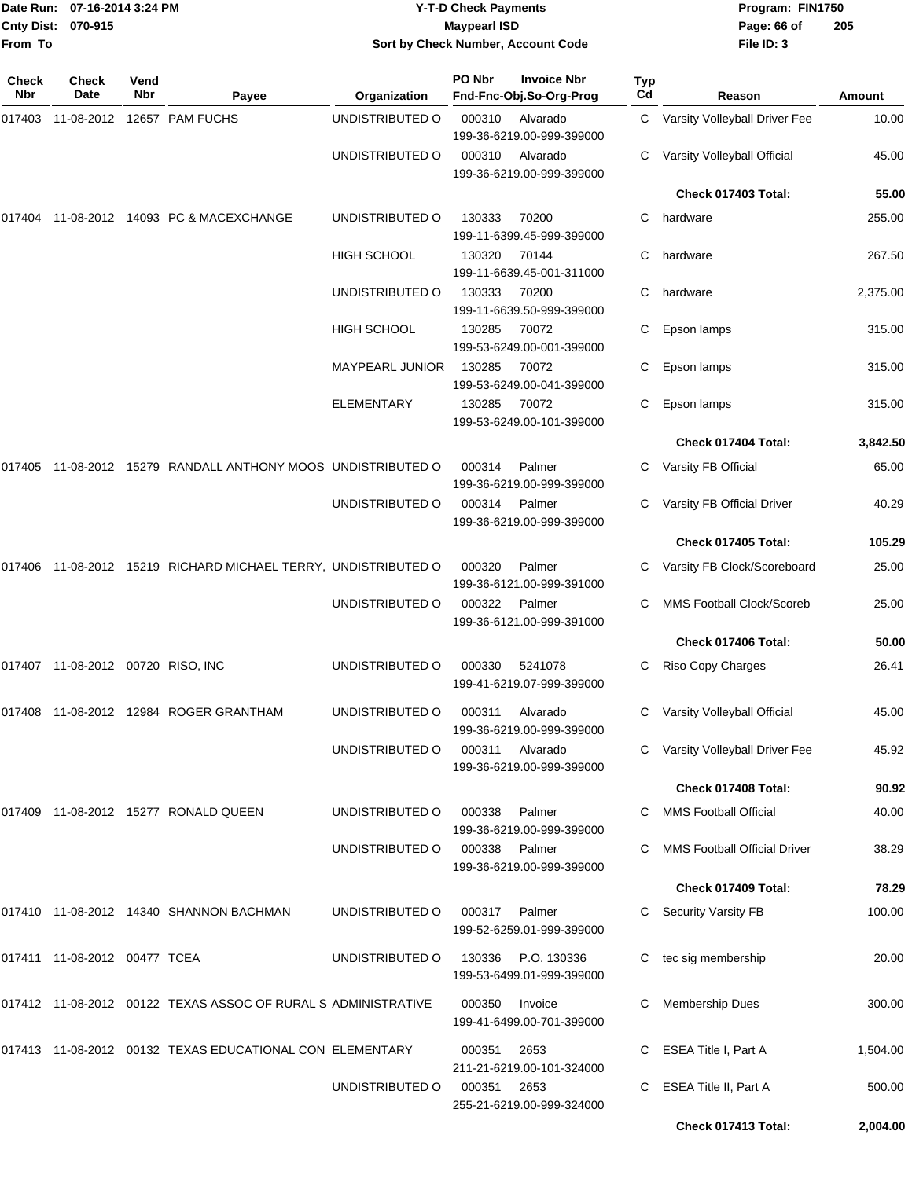# Y-T-D Check Payments

**Maypearl ISD**

**Sort by Check Number, Account Code**

Date Run: 07-16-2014 3:24 PM
Cnty Dist: 070-915
From To

Program: FIN1750
File ID: 3

| Check Nbr | Check Date | Vend Nbr | Payee | Organization | PO Nbr | Invoice Nbr / Fnd-Fnc-Obj.So-Org-Prog | Typ Cd | Reason | Amount |
|---|---|---|---|---|---|---|---|---|---|
| 017403 | 11-08-2012 | 12657 | PAM FUCHS | UNDISTRIBUTED O | 000310 | Alvarado 199-36-6219.00-999-399000 | C | Varsity Volleyball Driver Fee | 10.00 |
| | | | | UNDISTRIBUTED O | 000310 | Alvarado 199-36-6219.00-999-399000 | C | Varsity Volleyball Official | 45.00 |
| | | | | | | | | **Check 017403 Total:** | **55.00** |
| 017404 | 11-08-2012 | 14093 | PC & MACEXCHANGE | UNDISTRIBUTED O | 130333 | 70200 199-11-6399.45-999-399000 | C | hardware | 255.00 |
| | | | | HIGH SCHOOL | 130320 | 70144 199-11-6639.45-001-311000 | C | hardware | 267.50 |
| | | | | UNDISTRIBUTED O | 130333 | 70200 199-11-6639.50-999-399000 | C | hardware | 2,375.00 |
| | | | | HIGH SCHOOL | 130285 | 70072 199-53-6249.00-001-399000 | C | Epson lamps | 315.00 |
| | | | | MAYPEARL JUNIOR | 130285 | 70072 199-53-6249.00-041-399000 | C | Epson lamps | 315.00 |
| | | | | ELEMENTARY | 130285 | 70072 199-53-6249.00-101-399000 | C | Epson lamps | 315.00 |
| | | | | | | | | **Check 017404 Total:** | **3,842.50** |
| 017405 | 11-08-2012 | 15279 | RANDALL ANTHONY MOOS | UNDISTRIBUTED O | 000314 | Palmer 199-36-6219.00-999-399000 | C | Varsity FB Official | 65.00 |
| | | | | UNDISTRIBUTED O | 000314 | Palmer 199-36-6219.00-999-399000 | C | Varsity FB Official Driver | 40.29 |
| | | | | | | | | **Check 017405 Total:** | **105.29** |
| 017406 | 11-08-2012 | 15219 | RICHARD MICHAEL TERRY, | UNDISTRIBUTED O | 000320 | Palmer 199-36-6121.00-999-391000 | C | Varsity FB Clock/Scoreboard | 25.00 |
| | | | | UNDISTRIBUTED O | 000322 | Palmer 199-36-6121.00-999-391000 | C | MMS Football Clock/Scoreb | 25.00 |
| | | | | | | | | **Check 017406 Total:** | **50.00** |
| 017407 | 11-08-2012 | 00720 | RISO, INC | UNDISTRIBUTED O | 000330 | 5241078 199-41-6219.07-999-399000 | C | Riso Copy Charges | 26.41 |
| 017408 | 11-08-2012 | 12984 | ROGER GRANTHAM | UNDISTRIBUTED O | 000311 | Alvarado 199-36-6219.00-999-399000 | C | Varsity Volleyball Official | 45.00 |
| | | | | UNDISTRIBUTED O | 000311 | Alvarado 199-36-6219.00-999-399000 | C | Varsity Volleyball Driver Fee | 45.92 |
| | | | | | | | | **Check 017408 Total:** | **90.92** |
| 017409 | 11-08-2012 | 15277 | RONALD QUEEN | UNDISTRIBUTED O | 000338 | Palmer 199-36-6219.00-999-399000 | C | MMS Football Official | 40.00 |
| | | | | UNDISTRIBUTED O | 000338 | Palmer 199-36-6219.00-999-399000 | C | MMS Football Official Driver | 38.29 |
| | | | | | | | | **Check 017409 Total:** | **78.29** |
| 017410 | 11-08-2012 | 14340 | SHANNON BACHMAN | UNDISTRIBUTED O | 000317 | Palmer 199-52-6259.01-999-399000 | C | Security Varsity FB | 100.00 |
| 017411 | 11-08-2012 | 00477 | TCEA | UNDISTRIBUTED O | 130336 | P.O. 130336 199-53-6499.01-999-399000 | C | tec sig membership | 20.00 |
| 017412 | 11-08-2012 | 00122 | TEXAS ASSOC OF RURAL S | ADMINISTRATIVE | 000350 | Invoice 199-41-6499.00-701-399000 | C | Membership Dues | 300.00 |
| 017413 | 11-08-2012 | 00132 | TEXAS EDUCATIONAL CON | ELEMENTARY | 000351 | 2653 211-21-6219.00-101-324000 | C | ESEA Title I, Part A | 1,504.00 |
| | | | | UNDISTRIBUTED O | 000351 | 2653 255-21-6219.00-999-324000 | C | ESEA Title II, Part A | 500.00 |
| | | | | | | | | **Check 017413 Total:** | **2,004.00** |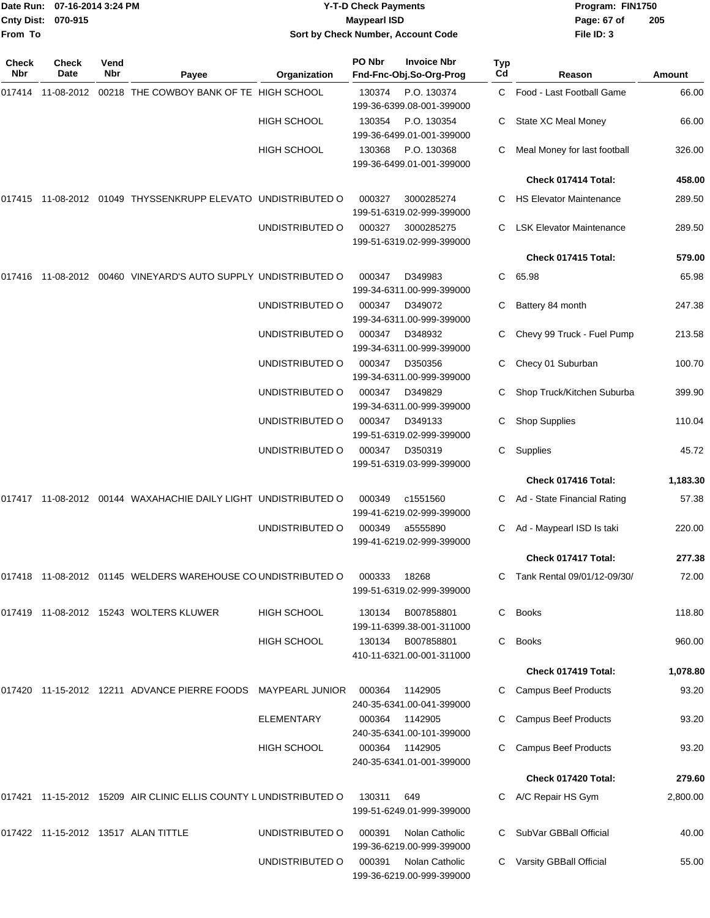**Y-T-D Check Payments**
**Maypearl ISD**
**Sort by Check Number, Account Code**

Date Run: 07-16-2014 3:24 PM
Cnty Dist: 070-915
From To

Program: FIN1750
File ID: 3

| Check Nbr | Check Date | Vend Nbr | Payee | Organization | PO Nbr | Invoice Nbr / Fnd-Fnc-Obj.So-Org-Prog | Typ Cd | Reason | Amount |
|---|---|---|---|---|---|---|---|---|---|
| 017414 | 11-08-2012 | 00218 | THE COWBOY BANK OF TE | HIGH SCHOOL | 130374 | P.O. 130374 / 199-36-6399.08-001-399000 | C | Food - Last Football Game | 66.00 |
| | | | | HIGH SCHOOL | 130354 | P.O. 130354 / 199-36-6499.01-001-399000 | C | State XC Meal Money | 66.00 |
| | | | | HIGH SCHOOL | 130368 | P.O. 130368 / 199-36-6499.01-001-399000 | C | Meal Money for last football | 326.00 |
| | | | | | | | | **Check 017414 Total:** | **458.00** |
| 017415 | 11-08-2012 | 01049 | THYSSENKRUPP ELEVATO | UNDISTRIBUTED O | 000327 | 3000285274 / 199-51-6319.02-999-399000 | C | HS Elevator Maintenance | 289.50 |
| | | | | UNDISTRIBUTED O | 000327 | 3000285275 / 199-51-6319.02-999-399000 | C | LSK Elevator Maintenance | 289.50 |
| | | | | | | | | **Check 017415 Total:** | **579.00** |
| 017416 | 11-08-2012 | 00460 | VINEYARD'S AUTO SUPPLY | UNDISTRIBUTED O | 000347 | D349983 / 199-34-6311.00-999-399000 | C | 65.98 | 65.98 |
| | | | | UNDISTRIBUTED O | 000347 | D349072 / 199-34-6311.00-999-399000 | C | Battery 84 month | 247.38 |
| | | | | UNDISTRIBUTED O | 000347 | D348932 / 199-34-6311.00-999-399000 | C | Chevy 99 Truck - Fuel Pump | 213.58 |
| | | | | UNDISTRIBUTED O | 000347 | D350356 / 199-34-6311.00-999-399000 | C | Checy 01 Suburban | 100.70 |
| | | | | UNDISTRIBUTED O | 000347 | D349829 / 199-34-6311.00-999-399000 | C | Shop Truck/Kitchen Suburba | 399.90 |
| | | | | UNDISTRIBUTED O | 000347 | D349133 / 199-51-6319.02-999-399000 | C | Shop Supplies | 110.04 |
| | | | | UNDISTRIBUTED O | 000347 | D350319 / 199-51-6319.03-999-399000 | C | Supplies | 45.72 |
| | | | | | | | | **Check 017416 Total:** | **1,183.30** |
| 017417 | 11-08-2012 | 00144 | WAXAHACHIE DAILY LIGHT | UNDISTRIBUTED O | 000349 | c1551560 / 199-41-6219.02-999-399000 | C | Ad - State Financial Rating | 57.38 |
| | | | | UNDISTRIBUTED O | 000349 | a5555890 / 199-41-6219.02-999-399000 | C | Ad - Maypearl ISD Is taki | 220.00 |
| | | | | | | | | **Check 017417 Total:** | **277.38** |
| 017418 | 11-08-2012 | 01145 | WELDERS WAREHOUSE CO | UNDISTRIBUTED O | 000333 | 18268 / 199-51-6319.02-999-399000 | C | Tank Rental 09/01/12-09/30/ | 72.00 |
| 017419 | 11-08-2012 | 15243 | WOLTERS KLUWER | HIGH SCHOOL | 130134 | B007858801 / 199-11-6399.38-001-311000 | C | Books | 118.80 |
| | | | | HIGH SCHOOL | 130134 | B007858801 / 410-11-6321.00-001-311000 | C | Books | 960.00 |
| | | | | | | | | **Check 017419 Total:** | **1,078.80** |
| 017420 | 11-15-2012 | 12211 | ADVANCE PIERRE FOODS | MAYPEARL JUNIOR | 000364 | 1142905 / 240-35-6341.00-041-399000 | C | Campus Beef Products | 93.20 |
| | | | | ELEMENTARY | 000364 | 1142905 / 240-35-6341.00-101-399000 | C | Campus Beef Products | 93.20 |
| | | | | HIGH SCHOOL | 000364 | 1142905 / 240-35-6341.01-001-399000 | C | Campus Beef Products | 93.20 |
| | | | | | | | | **Check 017420 Total:** | **279.60** |
| 017421 | 11-15-2012 | 15209 | AIR CLINIC ELLIS COUNTY L | UNDISTRIBUTED O | 130311 | 649 / 199-51-6249.01-999-399000 | C | A/C Repair HS Gym | 2,800.00 |
| 017422 | 11-15-2012 | 13517 | ALAN TITTLE | UNDISTRIBUTED O | 000391 | Nolan Catholic / 199-36-6219.00-999-399000 | C | SubVar GBBall Official | 40.00 |
| | | | | UNDISTRIBUTED O | 000391 | Nolan Catholic / 199-36-6219.00-999-399000 | C | Varsity GBBall Official | 55.00 |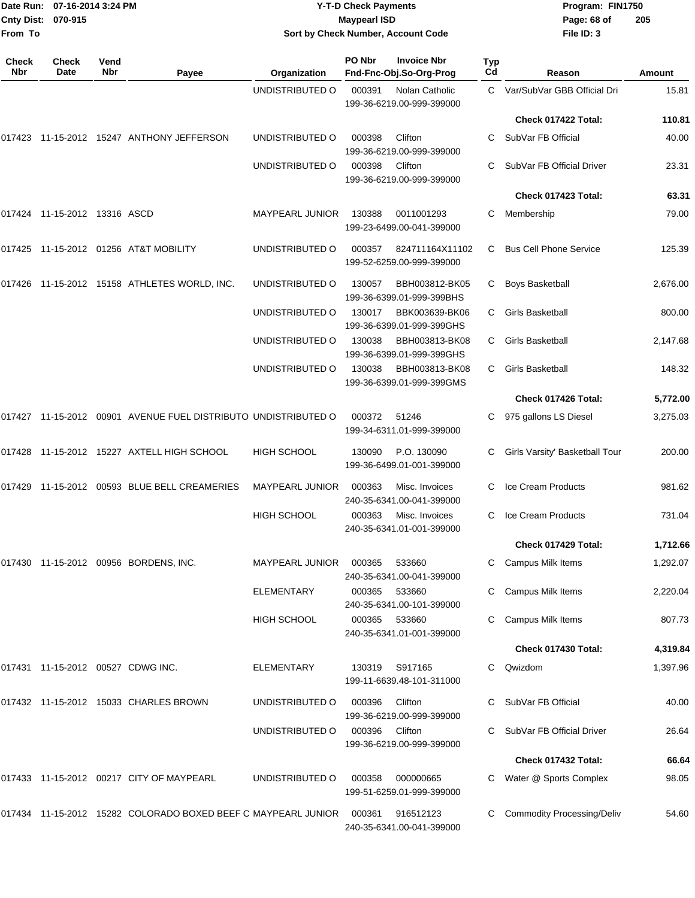Date Run: 07-16-2014 3:24 PM
Cnty Dist: 070-915
From To

# Y-T-D Check Payments
## Maypearl ISD
### Sort by Check Number, Account Code

Program: FIN1750
File ID: 3

| Check Nbr | Check Date | Vend Nbr | Payee | Organization | PO Nbr | Invoice Nbr / Fnd-Fnc-Obj.So-Org-Prog | Typ Cd | Reason | Amount |
|---|---|---|---|---|---|---|---|---|---|
| | | | | UNDISTRIBUTED O | 000391 | Nolan Catholic 199-36-6219.00-999-399000 | C | Var/SubVar GBB Official Dri | 15.81 |
| | | | | | | | | **Check 017422 Total:** | **110.81** |
| 017423 | 11-15-2012 | 15247 | ANTHONY JEFFERSON | UNDISTRIBUTED O | 000398 | Clifton 199-36-6219.00-999-399000 | C | SubVar FB Official | 40.00 |
| | | | | UNDISTRIBUTED O | 000398 | Clifton 199-36-6219.00-999-399000 | C | SubVar FB Official Driver | 23.31 |
| | | | | | | | | **Check 017423 Total:** | **63.31** |
| 017424 | 11-15-2012 | 13316 | ASCD | MAYPEARL JUNIOR | 130388 | 0011001293 199-23-6499.00-041-399000 | C | Membership | 79.00 |
| 017425 | 11-15-2012 | 01256 | AT&T MOBILITY | UNDISTRIBUTED O | 000357 | 824711164X11102 199-52-6259.00-999-399000 | C | Bus Cell Phone Service | 125.39 |
| 017426 | 11-15-2012 | 15158 | ATHLETES WORLD, INC. | UNDISTRIBUTED O | 130057 | BBH003812-BK05 199-36-6399.01-999-399BHS | C | Boys Basketball | 2,676.00 |
| | | | | UNDISTRIBUTED O | 130017 | BBK003639-BK06 199-36-6399.01-999-399GHS | C | Girls Basketball | 800.00 |
| | | | | UNDISTRIBUTED O | 130038 | BBH003813-BK08 199-36-6399.01-999-399GHS | C | Girls Basketball | 2,147.68 |
| | | | | UNDISTRIBUTED O | 130038 | BBH003813-BK08 199-36-6399.01-999-399GMS | C | Girls Basketball | 148.32 |
| | | | | | | | | **Check 017426 Total:** | **5,772.00** |
| 017427 | 11-15-2012 | 00901 | AVENUE FUEL DISTRIBUTO | UNDISTRIBUTED O | 000372 | 51246 199-34-6311.01-999-399000 | C | 975 gallons LS Diesel | 3,275.03 |
| 017428 | 11-15-2012 | 15227 | AXTELL HIGH SCHOOL | HIGH SCHOOL | 130090 | P.O. 130090 199-36-6499.01-001-399000 | C | Girls Varsity' Basketball Tour | 200.00 |
| 017429 | 11-15-2012 | 00593 | BLUE BELL CREAMERIES | MAYPEARL JUNIOR | 000363 | Misc. Invoices 240-35-6341.00-041-399000 | C | Ice Cream Products | 981.62 |
| | | | | HIGH SCHOOL | 000363 | Misc. Invoices 240-35-6341.01-001-399000 | C | Ice Cream Products | 731.04 |
| | | | | | | | | **Check 017429 Total:** | **1,712.66** |
| 017430 | 11-15-2012 | 00956 | BORDENS, INC. | MAYPEARL JUNIOR | 000365 | 533660 240-35-6341.00-041-399000 | C | Campus Milk Items | 1,292.07 |
| | | | | ELEMENTARY | 000365 | 533660 240-35-6341.00-101-399000 | C | Campus Milk Items | 2,220.04 |
| | | | | HIGH SCHOOL | 000365 | 533660 240-35-6341.01-001-399000 | C | Campus Milk Items | 807.73 |
| | | | | | | | | **Check 017430 Total:** | **4,319.84** |
| 017431 | 11-15-2012 | 00527 | CDWG INC. | ELEMENTARY | 130319 | S917165 199-11-6639.48-101-311000 | C | Qwizdom | 1,397.96 |
| 017432 | 11-15-2012 | 15033 | CHARLES BROWN | UNDISTRIBUTED O | 000396 | Clifton 199-36-6219.00-999-399000 | C | SubVar FB Official | 40.00 |
| | | | | UNDISTRIBUTED O | 000396 | Clifton 199-36-6219.00-999-399000 | C | SubVar FB Official Driver | 26.64 |
| | | | | | | | | **Check 017432 Total:** | **66.64** |
| 017433 | 11-15-2012 | 00217 | CITY OF MAYPEARL | UNDISTRIBUTED O | 000358 | 000000665 199-51-6259.01-999-399000 | C | Water @ Sports Complex | 98.05 |
| 017434 | 11-15-2012 | 15282 | COLORADO BOXED BEEF C | MAYPEARL JUNIOR | 000361 | 916512123 240-35-6341.00-041-399000 | C | Commodity Processing/Deliv | 54.60 |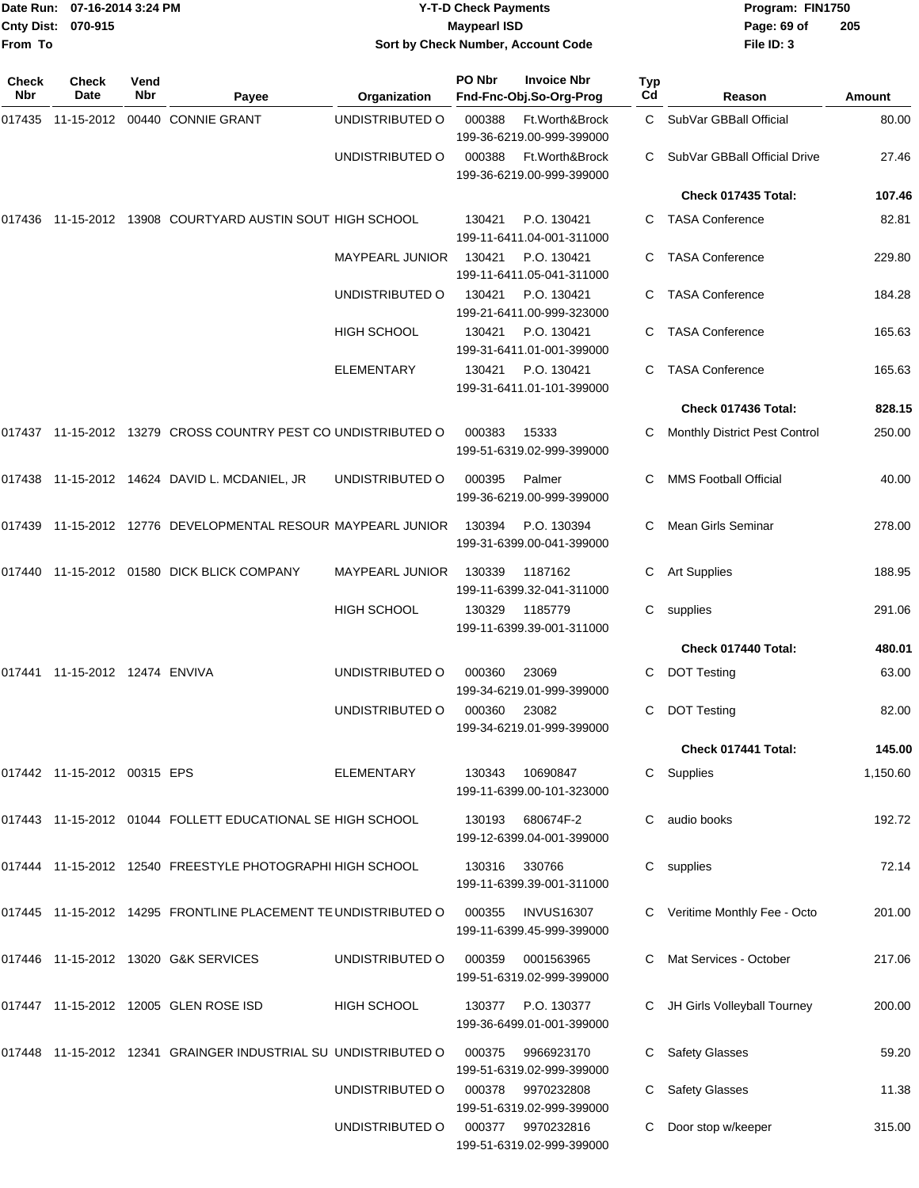Date Run: 07-16-2014 3:24 PM
Cnty Dist: 070-915
From To

# Y-T-D Check Payments
## Maypearl ISD
### Sort by Check Number, Account Code

Program: FIN1750
File ID: 3

| Check Nbr | Check Date | Vend Nbr | Payee | Organization | PO Nbr | Invoice Nbr / Fnd-Fnc-Obj.So-Org-Prog | Typ Cd | Reason | Amount |
|---|---|---|---|---|---|---|---|---|---|
| 017435 | 11-15-2012 | 00440 | CONNIE GRANT | UNDISTRIBUTED O | 000388 | Ft.Worth&Brock 199-36-6219.00-999-399000 | C | SubVar GBBall Official | 80.00 |
| | | | | UNDISTRIBUTED O | 000388 | Ft.Worth&Brock 199-36-6219.00-999-399000 | C | SubVar GBBall Official Drive | 27.46 |
| | | | | | | | | **Check 017435 Total:** | **107.46** |
| 017436 | 11-15-2012 | 13908 | COURTYARD AUSTIN SOUT | HIGH SCHOOL | 130421 | P.O. 130421 199-11-6411.04-001-311000 | C | TASA Conference | 82.81 |
| | | | | MAYPEARL JUNIOR | 130421 | P.O. 130421 199-11-6411.05-041-311000 | C | TASA Conference | 229.80 |
| | | | | UNDISTRIBUTED O | 130421 | P.O. 130421 199-21-6411.00-999-323000 | C | TASA Conference | 184.28 |
| | | | | HIGH SCHOOL | 130421 | P.O. 130421 199-31-6411.01-001-399000 | C | TASA Conference | 165.63 |
| | | | | ELEMENTARY | 130421 | P.O. 130421 199-31-6411.01-101-399000 | C | TASA Conference | 165.63 |
| | | | | | | | | **Check 017436 Total:** | **828.15** |
| 017437 | 11-15-2012 | 13279 | CROSS COUNTRY PEST CO | UNDISTRIBUTED O | 000383 | 15333 199-51-6319.02-999-399000 | C | Monthly District Pest Control | 250.00 |
| 017438 | 11-15-2012 | 14624 | DAVID L. MCDANIEL, JR | UNDISTRIBUTED O | 000395 | Palmer 199-36-6219.00-999-399000 | C | MMS Football Official | 40.00 |
| 017439 | 11-15-2012 | 12776 | DEVELOPMENTAL RESOUR | MAYPEARL JUNIOR | 130394 | P.O. 130394 199-31-6399.00-041-399000 | C | Mean Girls Seminar | 278.00 |
| 017440 | 11-15-2012 | 01580 | DICK BLICK COMPANY | MAYPEARL JUNIOR | 130339 | 1187162 199-11-6399.32-041-311000 | C | Art Supplies | 188.95 |
| | | | | HIGH SCHOOL | 130329 | 1185779 199-11-6399.39-001-311000 | C | supplies | 291.06 |
| | | | | | | | | **Check 017440 Total:** | **480.01** |
| 017441 | 11-15-2012 | 12474 | ENVIVA | UNDISTRIBUTED O | 000360 | 23069 199-34-6219.01-999-399000 | C | DOT Testing | 63.00 |
| | | | | UNDISTRIBUTED O | 000360 | 23082 199-34-6219.01-999-399000 | C | DOT Testing | 82.00 |
| | | | | | | | | **Check 017441 Total:** | **145.00** |
| 017442 | 11-15-2012 | 00315 | EPS | ELEMENTARY | 130343 | 10690847 199-11-6399.00-101-323000 | C | Supplies | 1,150.60 |
| 017443 | 11-15-2012 | 01044 | FOLLETT EDUCATIONAL SE | HIGH SCHOOL | 130193 | 680674F-2 199-12-6399.04-001-399000 | C | audio books | 192.72 |
| 017444 | 11-15-2012 | 12540 | FREESTYLE PHOTOGRAPHI | HIGH SCHOOL | 130316 | 330766 199-11-6399.39-001-311000 | C | supplies | 72.14 |
| 017445 | 11-15-2012 | 14295 | FRONTLINE PLACEMENT TE | UNDISTRIBUTED O | 000355 | INVUS16307 199-11-6399.45-999-399000 | C | Veritime Monthly Fee - Octo | 201.00 |
| 017446 | 11-15-2012 | 13020 | G&K SERVICES | UNDISTRIBUTED O | 000359 | 0001563965 199-51-6319.02-999-399000 | C | Mat Services - October | 217.06 |
| 017447 | 11-15-2012 | 12005 | GLEN ROSE ISD | HIGH SCHOOL | 130377 | P.O. 130377 199-36-6499.01-001-399000 | C | JH Girls Volleyball Tourney | 200.00 |
| 017448 | 11-15-2012 | 12341 | GRAINGER INDUSTRIAL SU | UNDISTRIBUTED O | 000375 | 9966923170 199-51-6319.02-999-399000 | C | Safety Glasses | 59.20 |
| | | | | UNDISTRIBUTED O | 000378 | 9970232808 199-51-6319.02-999-399000 | C | Safety Glasses | 11.38 |
| | | | | UNDISTRIBUTED O | 000377 | 9970232816 199-51-6319.02-999-399000 | C | Door stop w/keeper | 315.00 |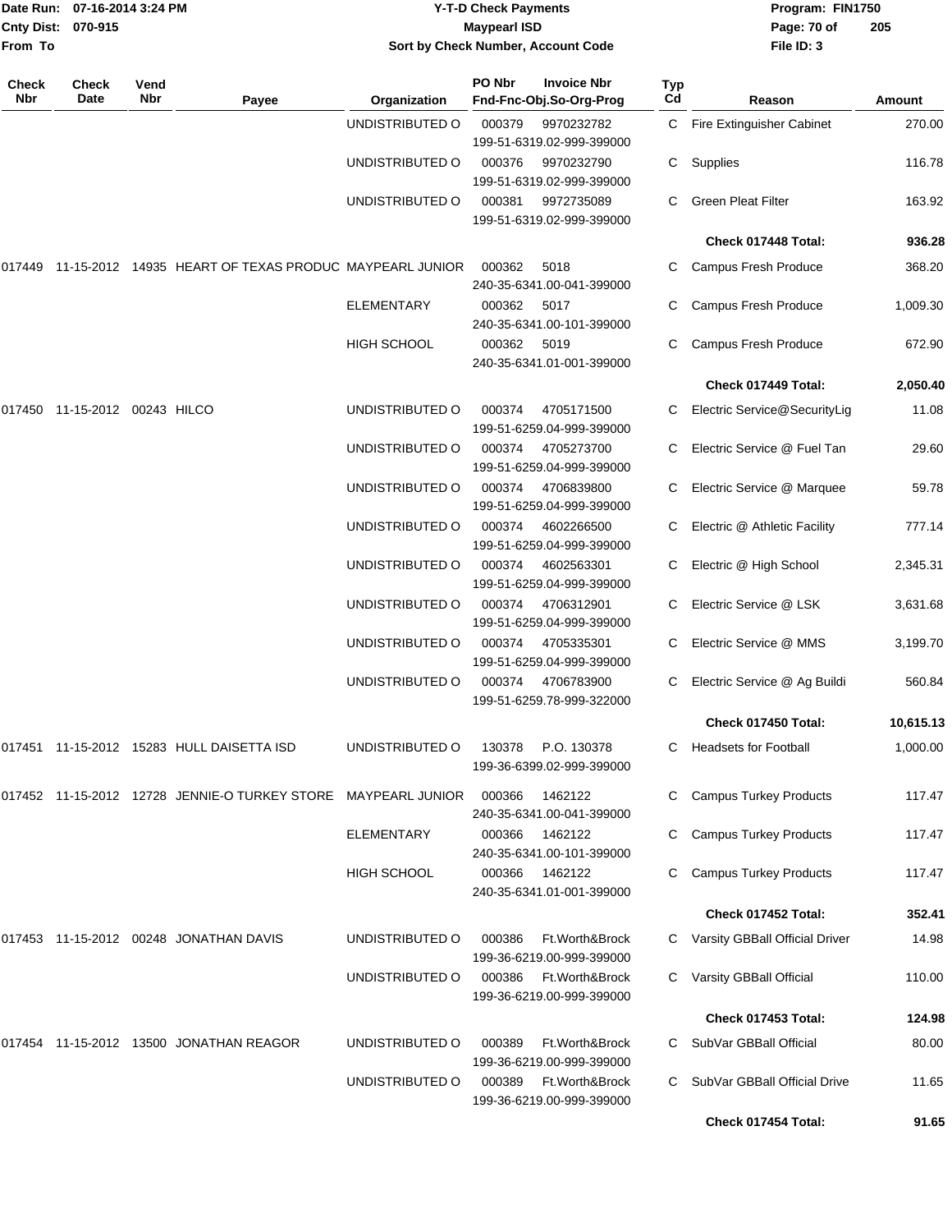Date Run: 07-16-2014 3:24 PM
Cnty Dist: 070-915
From To

**Y-T-D Check Payments**
**Maypearl ISD**
**Sort by Check Number, Account Code**

Program: FIN1750
File ID: 3

| Check Nbr | Check Date | Vend Nbr | Payee | Organization | PO Nbr / Fnd-Fnc-Obj.So-Org-Prog | Invoice Nbr | Typ Cd | Reason | Amount |
|---|---|---|---|---|---|---|---|---|---|
| | | | | UNDISTRIBUTED O | 000379 / 199-51-6319.02-999-399000 | 9970232782 | C | Fire Extinguisher Cabinet | 270.00 |
| | | | | UNDISTRIBUTED O | 000376 / 199-51-6319.02-999-399000 | 9970232790 | C | Supplies | 116.78 |
| | | | | UNDISTRIBUTED O | 000381 / 199-51-6319.02-999-399000 | 9972735089 | C | Green Pleat Filter | 163.92 |
| | | | | | | | | **Check 017448 Total:** | **936.28** |
| 017449 | 11-15-2012 | 14935 | HEART OF TEXAS PRODUC | MAYPEARL JUNIOR | 000362 / 240-35-6341.00-041-399000 | 5018 | C | Campus Fresh Produce | 368.20 |
| | | | | ELEMENTARY | 000362 / 240-35-6341.00-101-399000 | 5017 | C | Campus Fresh Produce | 1,009.30 |
| | | | | HIGH SCHOOL | 000362 / 240-35-6341.01-001-399000 | 5019 | C | Campus Fresh Produce | 672.90 |
| | | | | | | | | **Check 017449 Total:** | **2,050.40** |
| 017450 | 11-15-2012 | 00243 | HILCO | UNDISTRIBUTED O | 000374 / 199-51-6259.04-999-399000 | 4705171500 | C | Electric Service@SecurityLig | 11.08 |
| | | | | UNDISTRIBUTED O | 000374 / 199-51-6259.04-999-399000 | 4705273700 | C | Electric Service @ Fuel Tan | 29.60 |
| | | | | UNDISTRIBUTED O | 000374 / 199-51-6259.04-999-399000 | 4706839800 | C | Electric Service @ Marquee | 59.78 |
| | | | | UNDISTRIBUTED O | 000374 / 199-51-6259.04-999-399000 | 4602266500 | C | Electric @ Athletic Facility | 777.14 |
| | | | | UNDISTRIBUTED O | 000374 / 199-51-6259.04-999-399000 | 4602563301 | C | Electric @ High School | 2,345.31 |
| | | | | UNDISTRIBUTED O | 000374 / 199-51-6259.04-999-399000 | 4706312901 | C | Electric Service @ LSK | 3,631.68 |
| | | | | UNDISTRIBUTED O | 000374 / 199-51-6259.04-999-399000 | 4705335301 | C | Electric Service @ MMS | 3,199.70 |
| | | | | UNDISTRIBUTED O | 000374 / 199-51-6259.78-999-322000 | 4706783900 | C | Electric Service @ Ag Buildi | 560.84 |
| | | | | | | | | **Check 017450 Total:** | **10,615.13** |
| 017451 | 11-15-2012 | 15283 | HULL DAISETTA ISD | UNDISTRIBUTED O | 130378 / 199-36-6399.02-999-399000 | P.O. 130378 | C | Headsets for Football | 1,000.00 |
| 017452 | 11-15-2012 | 12728 | JENNIE-O TURKEY STORE | MAYPEARL JUNIOR | 000366 / 240-35-6341.00-041-399000 | 1462122 | C | Campus Turkey Products | 117.47 |
| | | | | ELEMENTARY | 000366 / 240-35-6341.00-101-399000 | 1462122 | C | Campus Turkey Products | 117.47 |
| | | | | HIGH SCHOOL | 000366 / 240-35-6341.01-001-399000 | 1462122 | C | Campus Turkey Products | 117.47 |
| | | | | | | | | **Check 017452 Total:** | **352.41** |
| 017453 | 11-15-2012 | 00248 | JONATHAN DAVIS | UNDISTRIBUTED O | 000386 / 199-36-6219.00-999-399000 | Ft.Worth&Brock | C | Varsity GBBall Official Driver | 14.98 |
| | | | | UNDISTRIBUTED O | 000386 / 199-36-6219.00-999-399000 | Ft.Worth&Brock | C | Varsity GBBall Official | 110.00 |
| | | | | | | | | **Check 017453 Total:** | **124.98** |
| 017454 | 11-15-2012 | 13500 | JONATHAN REAGOR | UNDISTRIBUTED O | 000389 / 199-36-6219.00-999-399000 | Ft.Worth&Brock | C | SubVar GBBall Official | 80.00 |
| | | | | UNDISTRIBUTED O | 000389 / 199-36-6219.00-999-399000 | Ft.Worth&Brock | C | SubVar GBBall Official Drive | 11.65 |
| | | | | | | | | **Check 017454 Total:** | **91.65** |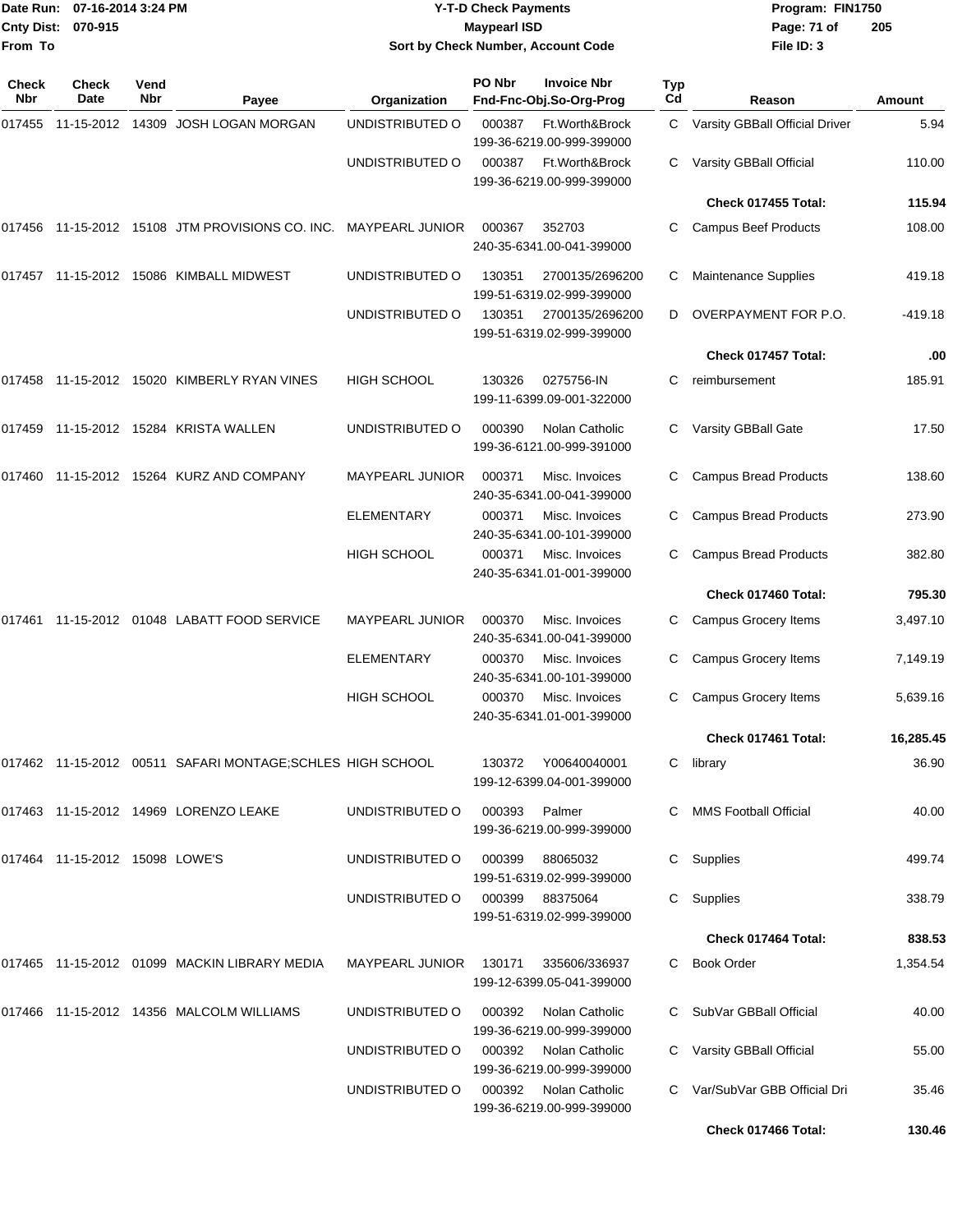Date Run: 07-16-2014 3:24 PM
Cnty Dist: 070-915
From To

**Y-T-D Check Payments**
**Maypearl ISD**
**Sort by Check Number, Account Code**

Program: FIN1750
File ID: 3

| Check Nbr | Check Date | Vend Nbr | Payee | Organization | PO Nbr | Invoice Nbr / Fnd-Fnc-Obj.So-Org-Prog | Typ Cd | Reason | Amount |
|---|---|---|---|---|---|---|---|---|---|
| 017455 | 11-15-2012 | 14309 | JOSH LOGAN MORGAN | UNDISTRIBUTED O | 000387 | Ft.Worth&Brock 199-36-6219.00-999-399000 | C | Varsity GBBall Official Driver | 5.94 |
| | | | | UNDISTRIBUTED O | 000387 | Ft.Worth&Brock 199-36-6219.00-999-399000 | C | Varsity GBBall Official | 110.00 |
| | | | | | | | | **Check 017455 Total:** | **115.94** |
| 017456 | 11-15-2012 | 15108 | JTM PROVISIONS CO. INC. | MAYPEARL JUNIOR | 000367 | 352703 240-35-6341.00-041-399000 | C | Campus Beef Products | 108.00 |
| 017457 | 11-15-2012 | 15086 | KIMBALL MIDWEST | UNDISTRIBUTED O | 130351 | 2700135/2696200 199-51-6319.02-999-399000 | C | Maintenance Supplies | 419.18 |
| | | | | UNDISTRIBUTED O | 130351 | 2700135/2696200 199-51-6319.02-999-399000 | D | OVERPAYMENT FOR P.O. | -419.18 |
| | | | | | | | | **Check 017457 Total:** | **.00** |
| 017458 | 11-15-2012 | 15020 | KIMBERLY RYAN VINES | HIGH SCHOOL | 130326 | 0275756-IN 199-11-6399.09-001-322000 | C | reimbursement | 185.91 |
| 017459 | 11-15-2012 | 15284 | KRISTA WALLEN | UNDISTRIBUTED O | 000390 | Nolan Catholic 199-36-6121.00-999-391000 | C | Varsity GBBall Gate | 17.50 |
| 017460 | 11-15-2012 | 15264 | KURZ AND COMPANY | MAYPEARL JUNIOR | 000371 | Misc. Invoices 240-35-6341.00-041-399000 | C | Campus Bread Products | 138.60 |
| | | | | ELEMENTARY | 000371 | Misc. Invoices 240-35-6341.00-101-399000 | C | Campus Bread Products | 273.90 |
| | | | | HIGH SCHOOL | 000371 | Misc. Invoices 240-35-6341.01-001-399000 | C | Campus Bread Products | 382.80 |
| | | | | | | | | **Check 017460 Total:** | **795.30** |
| 017461 | 11-15-2012 | 01048 | LABATT FOOD SERVICE | MAYPEARL JUNIOR | 000370 | Misc. Invoices 240-35-6341.00-041-399000 | C | Campus Grocery Items | 3,497.10 |
| | | | | ELEMENTARY | 000370 | Misc. Invoices 240-35-6341.00-101-399000 | C | Campus Grocery Items | 7,149.19 |
| | | | | HIGH SCHOOL | 000370 | Misc. Invoices 240-35-6341.01-001-399000 | C | Campus Grocery Items | 5,639.16 |
| | | | | | | | | **Check 017461 Total:** | **16,285.45** |
| 017462 | 11-15-2012 | 00511 | SAFARI MONTAGE;SCHLES | HIGH SCHOOL | 130372 | Y00640040001 199-12-6399.04-001-399000 | C | library | 36.90 |
| 017463 | 11-15-2012 | 14969 | LORENZO LEAKE | UNDISTRIBUTED O | 000393 | Palmer 199-36-6219.00-999-399000 | C | MMS Football Official | 40.00 |
| 017464 | 11-15-2012 | 15098 | LOWE'S | UNDISTRIBUTED O | 000399 | 88065032 199-51-6319.02-999-399000 | C | Supplies | 499.74 |
| | | | | UNDISTRIBUTED O | 000399 | 88375064 199-51-6319.02-999-399000 | C | Supplies | 338.79 |
| | | | | | | | | **Check 017464 Total:** | **838.53** |
| 017465 | 11-15-2012 | 01099 | MACKIN LIBRARY MEDIA | MAYPEARL JUNIOR | 130171 | 335606/336937 199-12-6399.05-041-399000 | C | Book Order | 1,354.54 |
| 017466 | 11-15-2012 | 14356 | MALCOLM WILLIAMS | UNDISTRIBUTED O | 000392 | Nolan Catholic 199-36-6219.00-999-399000 | C | SubVar GBBall Official | 40.00 |
| | | | | UNDISTRIBUTED O | 000392 | Nolan Catholic 199-36-6219.00-999-399000 | C | Varsity GBBall Official | 55.00 |
| | | | | UNDISTRIBUTED O | 000392 | Nolan Catholic 199-36-6219.00-999-399000 | C | Var/SubVar GBB Official Dri | 35.46 |
| | | | | | | | | **Check 017466 Total:** | **130.46** |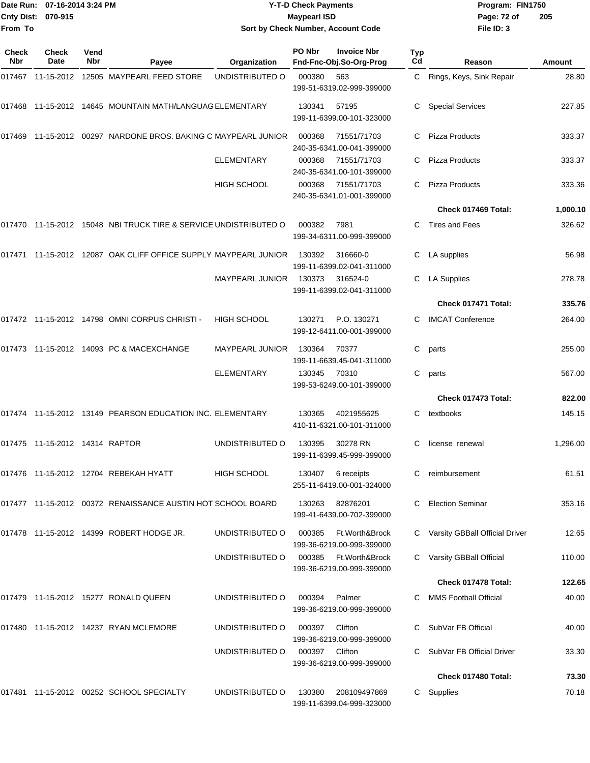Date Run: 07-16-2014 3:24 PM
Cnty Dist: 070-915
From To

# Y-T-D Check Payments
## Maypearl ISD
### Sort by Check Number, Account Code

Program: FIN1750
File ID: 3

| Check Nbr | Check Date | Vend Nbr | Payee | Organization | PO Nbr | Invoice Nbr / Fnd-Fnc-Obj.So-Org-Prog | Typ Cd | Reason | Amount |
|---|---|---|---|---|---|---|---|---|---|
| 017467 | 11-15-2012 | 12505 | MAYPEARL FEED STORE | UNDISTRIBUTED O | 000380 | 563 / 199-51-6319.02-999-399000 | C | Rings, Keys, Sink Repair | 28.80 |
| 017468 | 11-15-2012 | 14645 | MOUNTAIN MATH/LANGUAG | ELEMENTARY | 130341 | 57195 / 199-11-6399.00-101-323000 | C | Special Services | 227.85 |
| 017469 | 11-15-2012 | 00297 | NARDONE BROS. BAKING C | MAYPEARL JUNIOR | 000368 | 71551/71703 / 240-35-6341.00-041-399000 | C | Pizza Products | 333.37 |
| | | | | ELEMENTARY | 000368 | 71551/71703 / 240-35-6341.00-101-399000 | C | Pizza Products | 333.37 |
| | | | | HIGH SCHOOL | 000368 | 71551/71703 / 240-35-6341.01-001-399000 | C | Pizza Products | 333.36 |
| | | | | | | | | **Check 017469 Total:** | **1,000.10** |
| 017470 | 11-15-2012 | 15048 | NBI TRUCK TIRE & SERVICE | UNDISTRIBUTED O | 000382 | 7981 / 199-34-6311.00-999-399000 | C | Tires and Fees | 326.62 |
| 017471 | 11-15-2012 | 12087 | OAK CLIFF OFFICE SUPPLY | MAYPEARL JUNIOR | 130392 | 316660-0 / 199-11-6399.02-041-311000 | C | LA supplies | 56.98 |
| | | | | MAYPEARL JUNIOR | 130373 | 316524-0 / 199-11-6399.02-041-311000 | C | LA Supplies | 278.78 |
| | | | | | | | | **Check 017471 Total:** | **335.76** |
| 017472 | 11-15-2012 | 14798 | OMNI CORPUS CHRISTI - | HIGH SCHOOL | 130271 | P.O. 130271 / 199-12-6411.00-001-399000 | C | IMCAT Conference | 264.00 |
| 017473 | 11-15-2012 | 14093 | PC & MACEXCHANGE | MAYPEARL JUNIOR | 130364 | 70377 / 199-11-6639.45-041-311000 | C | parts | 255.00 |
| | | | | ELEMENTARY | 130345 | 70310 / 199-53-6249.00-101-399000 | C | parts | 567.00 |
| | | | | | | | | **Check 017473 Total:** | **822.00** |
| 017474 | 11-15-2012 | 13149 | PEARSON EDUCATION INC. | ELEMENTARY | 130365 | 4021955625 / 410-11-6321.00-101-311000 | C | textbooks | 145.15 |
| 017475 | 11-15-2012 | 14314 | RAPTOR | UNDISTRIBUTED O | 130395 | 30278 RN / 199-11-6399.45-999-399000 | C | license renewal | 1,296.00 |
| 017476 | 11-15-2012 | 12704 | REBEKAH HYATT | HIGH SCHOOL | 130407 | 6 receipts / 255-11-6419.00-001-324000 | C | reimbursement | 61.51 |
| 017477 | 11-15-2012 | 00372 | RENAISSANCE AUSTIN HOT | SCHOOL BOARD | 130263 | 82876201 / 199-41-6439.00-702-399000 | C | Election Seminar | 353.16 |
| 017478 | 11-15-2012 | 14399 | ROBERT HODGE JR. | UNDISTRIBUTED O | 000385 | Ft.Worth&Brock / 199-36-6219.00-999-399000 | C | Varsity GBBall Official Driver | 12.65 |
| | | | | UNDISTRIBUTED O | 000385 | Ft.Worth&Brock / 199-36-6219.00-999-399000 | C | Varsity GBBall Official | 110.00 |
| | | | | | | | | **Check 017478 Total:** | **122.65** |
| 017479 | 11-15-2012 | 15277 | RONALD QUEEN | UNDISTRIBUTED O | 000394 | Palmer / 199-36-6219.00-999-399000 | C | MMS Football Official | 40.00 |
| 017480 | 11-15-2012 | 14237 | RYAN MCLEMORE | UNDISTRIBUTED O | 000397 | Clifton / 199-36-6219.00-999-399000 | C | SubVar FB Official | 40.00 |
| | | | | UNDISTRIBUTED O | 000397 | Clifton / 199-36-6219.00-999-399000 | C | SubVar FB Official Driver | 33.30 |
| | | | | | | | | **Check 017480 Total:** | **73.30** |
| 017481 | 11-15-2012 | 00252 | SCHOOL SPECIALTY | UNDISTRIBUTED O | 130380 | 208109497869 / 199-11-6399.04-999-323000 | C | Supplies | 70.18 |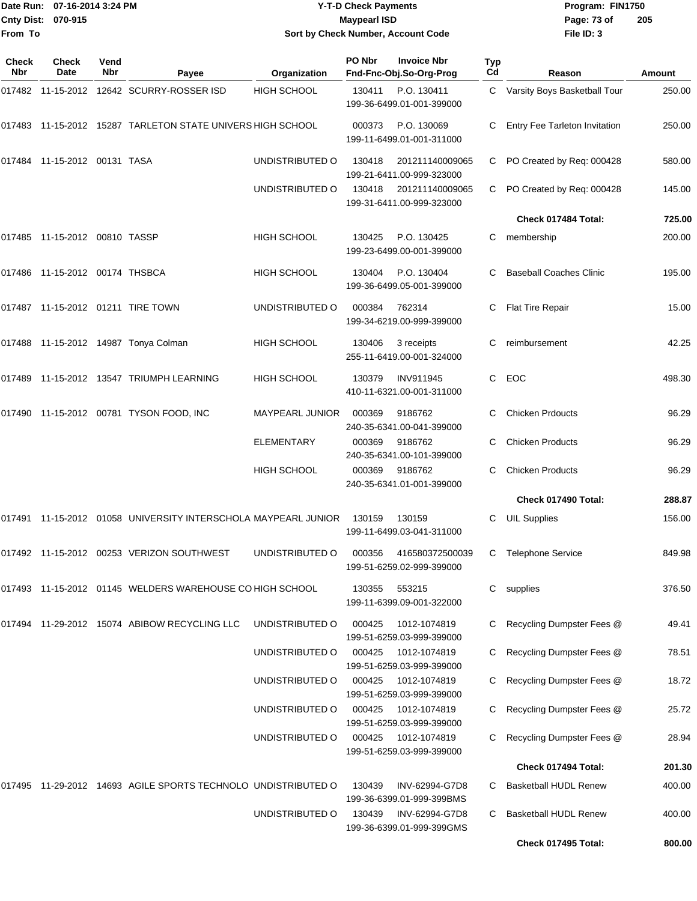# Y-T-D Check Payments

**Maypearl ISD**

**Sort by Check Number, Account Code**

Date Run: 07-16-2014 3:24 PM
Cnty Dist: 070-915
From To

Program: FIN1750
File ID: 3

| Check Nbr | Check Date | Vend Nbr | Payee | Organization | PO Nbr / Fnd-Fnc-Obj.So-Org-Prog | Invoice Nbr | Typ Cd | Reason | Amount |
|---|---|---|---|---|---|---|---|---|---|
| 017482 | 11-15-2012 | 12642 | SCURRY-ROSSER ISD | HIGH SCHOOL | 130411 / 199-36-6499.01-001-399000 | P.O. 130411 | C | Varsity Boys Basketball Tour | 250.00 |
| 017483 | 11-15-2012 | 15287 | TARLETON STATE UNIVERS | HIGH SCHOOL | 000373 / 199-11-6499.01-001-311000 | P.O. 130069 | C | Entry Fee Tarleton Invitation | 250.00 |
| 017484 | 11-15-2012 | 00131 | TASA | UNDISTRIBUTED O | 130418 / 199-21-6411.00-999-323000 | 201211140009065 | C | PO Created by Req: 000428 | 580.00 |
| | | | | UNDISTRIBUTED O | 130418 / 199-31-6411.00-999-323000 | 201211140009065 | C | PO Created by Req: 000428 | 145.00 |
| | | | | | | | | **Check 017484 Total:** | **725.00** |
| 017485 | 11-15-2012 | 00810 | TASSP | HIGH SCHOOL | 130425 / 199-23-6499.00-001-399000 | P.O. 130425 | C | membership | 200.00 |
| 017486 | 11-15-2012 | 00174 | THSBCA | HIGH SCHOOL | 130404 / 199-36-6499.05-001-399000 | P.O. 130404 | C | Baseball Coaches Clinic | 195.00 |
| 017487 | 11-15-2012 | 01211 | TIRE TOWN | UNDISTRIBUTED O | 000384 / 199-34-6219.00-999-399000 | 762314 | C | Flat Tire Repair | 15.00 |
| 017488 | 11-15-2012 | 14987 | Tonya Colman | HIGH SCHOOL | 130406 / 255-11-6419.00-001-324000 | 3 receipts | C | reimbursement | 42.25 |
| 017489 | 11-15-2012 | 13547 | TRIUMPH LEARNING | HIGH SCHOOL | 130379 / 410-11-6321.00-001-311000 | INV911945 | C | EOC | 498.30 |
| 017490 | 11-15-2012 | 00781 | TYSON FOOD, INC | MAYPEARL JUNIOR | 000369 / 240-35-6341.00-041-399000 | 9186762 | C | Chicken Prdoucts | 96.29 |
| | | | | ELEMENTARY | 000369 / 240-35-6341.00-101-399000 | 9186762 | C | Chicken Products | 96.29 |
| | | | | HIGH SCHOOL | 000369 / 240-35-6341.01-001-399000 | 9186762 | C | Chicken Products | 96.29 |
| | | | | | | | | **Check 017490 Total:** | **288.87** |
| 017491 | 11-15-2012 | 01058 | UNIVERSITY INTERSCHOLA | MAYPEARL JUNIOR | 130159 / 199-11-6499.03-041-311000 | 130159 | C | UIL Supplies | 156.00 |
| 017492 | 11-15-2012 | 00253 | VERIZON SOUTHWEST | UNDISTRIBUTED O | 000356 / 199-51-6259.02-999-399000 | 416580372500039 | C | Telephone Service | 849.98 |
| 017493 | 11-15-2012 | 01145 | WELDERS WAREHOUSE CO | HIGH SCHOOL | 130355 / 199-11-6399.09-001-322000 | 553215 | C | supplies | 376.50 |
| 017494 | 11-29-2012 | 15074 | ABIBOW RECYCLING LLC | UNDISTRIBUTED O | 000425 / 199-51-6259.03-999-399000 | 1012-1074819 | C | Recycling Dumpster Fees @ | 49.41 |
| | | | | UNDISTRIBUTED O | 000425 / 199-51-6259.03-999-399000 | 1012-1074819 | C | Recycling Dumpster Fees @ | 78.51 |
| | | | | UNDISTRIBUTED O | 000425 / 199-51-6259.03-999-399000 | 1012-1074819 | C | Recycling Dumpster Fees @ | 18.72 |
| | | | | UNDISTRIBUTED O | 000425 / 199-51-6259.03-999-399000 | 1012-1074819 | C | Recycling Dumpster Fees @ | 25.72 |
| | | | | UNDISTRIBUTED O | 000425 / 199-51-6259.03-999-399000 | 1012-1074819 | C | Recycling Dumpster Fees @ | 28.94 |
| | | | | | | | | **Check 017494 Total:** | **201.30** |
| 017495 | 11-29-2012 | 14693 | AGILE SPORTS TECHNOLO | UNDISTRIBUTED O | 130439 / 199-36-6399.01-999-399BMS | INV-62994-G7D8 | C | Basketball HUDL Renew | 400.00 |
| | | | | UNDISTRIBUTED O | 130439 / 199-36-6399.01-999-399GMS | INV-62994-G7D8 | C | Basketball HUDL Renew | 400.00 |
| | | | | | | | | **Check 017495 Total:** | **800.00** |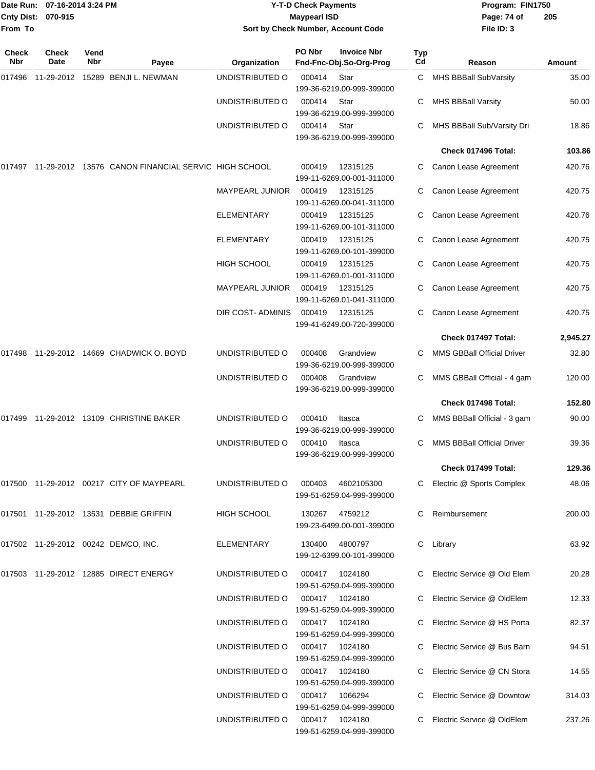# Y-T-D Check Payments

**Maypearl ISD**

**Sort by Check Number, Account Code**

Date Run: 07-16-2014 3:24 PM
Cnty Dist: 070-915
From To

Program: FIN1750
File ID: 3

| Check Nbr | Check Date | Vend Nbr | Payee | Organization | PO Nbr | Invoice Nbr / Fnd-Fnc-Obj.So-Org-Prog | Typ Cd | Reason | Amount |
|---|---|---|---|---|---|---|---|---|---|
| 017496 | 11-29-2012 | 15289 | BENJI L. NEWMAN | UNDISTRIBUTED O | 000414 | Star<br>199-36-6219.00-999-399000 | C | MHS BBBall SubVarsity | 35.00 |
| | | | | UNDISTRIBUTED O | 000414 | Star<br>199-36-6219.00-999-399000 | C | MHS BBBall Varsity | 50.00 |
| | | | | UNDISTRIBUTED O | 000414 | Star<br>199-36-6219.00-999-399000 | C | MHS BBBall Sub/Varsity Dri | 18.86 |
| | | | | | | | | **Check 017496 Total:** | **103.86** |
| 017497 | 11-29-2012 | 13576 | CANON FINANCIAL SERVIC | HIGH SCHOOL | 000419 | 12315125<br>199-11-6269.00-001-311000 | C | Canon Lease Agreement | 420.76 |
| | | | | MAYPEARL JUNIOR | 000419 | 12315125<br>199-11-6269.00-041-311000 | C | Canon Lease Agreement | 420.75 |
| | | | | ELEMENTARY | 000419 | 12315125<br>199-11-6269.00-101-311000 | C | Canon Lease Agreement | 420.76 |
| | | | | ELEMENTARY | 000419 | 12315125<br>199-11-6269.00-101-399000 | C | Canon Lease Agreement | 420.75 |
| | | | | HIGH SCHOOL | 000419 | 12315125<br>199-11-6269.01-001-311000 | C | Canon Lease Agreement | 420.75 |
| | | | | MAYPEARL JUNIOR | 000419 | 12315125<br>199-11-6269.01-041-311000 | C | Canon Lease Agreement | 420.75 |
| | | | | DIR COST- ADMINIS | 000419 | 12315125<br>199-41-6249.00-720-399000 | C | Canon Lease Agreement | 420.75 |
| | | | | | | | | **Check 017497 Total:** | **2,945.27** |
| 017498 | 11-29-2012 | 14669 | CHADWICK O. BOYD | UNDISTRIBUTED O | 000408 | Grandview<br>199-36-6219.00-999-399000 | C | MMS GBBall Official Driver | 32.80 |
| | | | | UNDISTRIBUTED O | 000408 | Grandview<br>199-36-6219.00-999-399000 | C | MMS GBBall Official - 4 gam | 120.00 |
| | | | | | | | | **Check 017498 Total:** | **152.80** |
| 017499 | 11-29-2012 | 13109 | CHRISTINE BAKER | UNDISTRIBUTED O | 000410 | Itasca<br>199-36-6219.00-999-399000 | C | MMS BBBall Official - 3 gam | 90.00 |
| | | | | UNDISTRIBUTED O | 000410 | Itasca<br>199-36-6219.00-999-399000 | C | MMS BBBall Official Driver | 39.36 |
| | | | | | | | | **Check 017499 Total:** | **129.36** |
| 017500 | 11-29-2012 | 00217 | CITY OF MAYPEARL | UNDISTRIBUTED O | 000403 | 4602105300<br>199-51-6259.04-999-399000 | C | Electric @ Sports Complex | 48.06 |
| 017501 | 11-29-2012 | 13531 | DEBBIE GRIFFIN | HIGH SCHOOL | 130267 | 4759212<br>199-23-6499.00-001-399000 | C | Reimbursement | 200.00 |
| 017502 | 11-29-2012 | 00242 | DEMCO, INC. | ELEMENTARY | 130400 | 4800797<br>199-12-6399.00-101-399000 | C | Library | 63.92 |
| 017503 | 11-29-2012 | 12885 | DIRECT ENERGY | UNDISTRIBUTED O | 000417 | 1024180<br>199-51-6259.04-999-399000 | C | Electric Service @ Old Elem | 20.28 |
| | | | | UNDISTRIBUTED O | 000417 | 1024180<br>199-51-6259.04-999-399000 | C | Electric Service @ OldElem | 12.33 |
| | | | | UNDISTRIBUTED O | 000417 | 1024180<br>199-51-6259.04-999-399000 | C | Electric Service @ HS Porta | 82.37 |
| | | | | UNDISTRIBUTED O | 000417 | 1024180<br>199-51-6259.04-999-399000 | C | Electric Service @ Bus Barn | 94.51 |
| | | | | UNDISTRIBUTED O | 000417 | 1024180<br>199-51-6259.04-999-399000 | C | Electric Service @ CN Stora | 14.55 |
| | | | | UNDISTRIBUTED O | 000417 | 1066294<br>199-51-6259.04-999-399000 | C | Electric Service @ Downtow | 314.03 |
| | | | | UNDISTRIBUTED O | 000417 | 1024180<br>199-51-6259.04-999-399000 | C | Electric Service @ OldElem | 237.26 |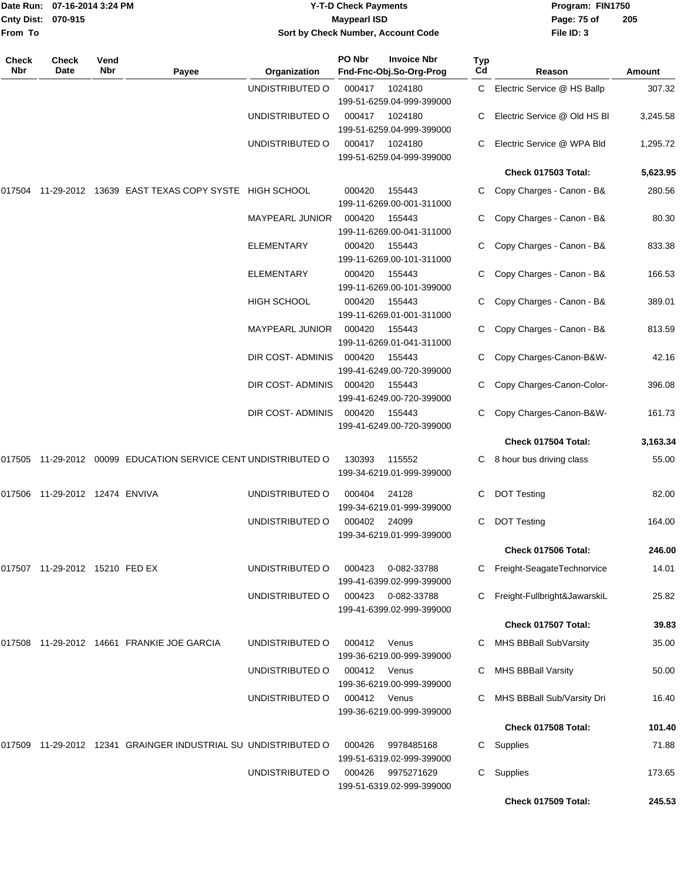# Y-T-D Check Payments

**Maypearl ISD**

**Sort by Check Number, Account Code**

Date Run: 07-16-2014 3:24 PM
Cnty Dist: 070-915
From To

Program: FIN1750
File ID: 3

| Check Nbr | Check Date | Vend Nbr | Payee | Organization | PO Nbr / Fnd-Fnc-Obj.So-Org-Prog | Invoice Nbr | Typ Cd | Reason | Amount |
|---|---|---|---|---|---|---|---|---|---|
| | | | | UNDISTRIBUTED O | 000417 199-51-6259.04-999-399000 | 1024180 | C | Electric Service @ HS Ballp | 307.32 |
| | | | | UNDISTRIBUTED O | 000417 199-51-6259.04-999-399000 | 1024180 | C | Electric Service @ Old HS Bl | 3,245.58 |
| | | | | UNDISTRIBUTED O | 000417 199-51-6259.04-999-399000 | 1024180 | C | Electric Service @ WPA Bld | 1,295.72 |
| | | | | | | | | **Check 017503 Total:** | **5,623.95** |
| 017504 | 11-29-2012 | 13639 | EAST TEXAS COPY SYSTE | HIGH SCHOOL | 000420 199-11-6269.00-001-311000 | 155443 | C | Copy Charges - Canon - B& | 280.56 |
| | | | | MAYPEARL JUNIOR | 000420 199-11-6269.00-041-311000 | 155443 | C | Copy Charges - Canon - B& | 80.30 |
| | | | | ELEMENTARY | 000420 199-11-6269.00-101-311000 | 155443 | C | Copy Charges - Canon - B& | 833.38 |
| | | | | ELEMENTARY | 000420 199-11-6269.00-101-399000 | 155443 | C | Copy Charges - Canon - B& | 166.53 |
| | | | | HIGH SCHOOL | 000420 199-11-6269.01-001-311000 | 155443 | C | Copy Charges - Canon - B& | 389.01 |
| | | | | MAYPEARL JUNIOR | 000420 199-11-6269.01-041-311000 | 155443 | C | Copy Charges - Canon - B& | 813.59 |
| | | | | DIR COST- ADMINIS | 000420 199-41-6249.00-720-399000 | 155443 | C | Copy Charges-Canon-B&W- | 42.16 |
| | | | | DIR COST- ADMINIS | 000420 199-41-6249.00-720-399000 | 155443 | C | Copy Charges-Canon-Color- | 396.08 |
| | | | | DIR COST- ADMINIS | 000420 199-41-6249.00-720-399000 | 155443 | C | Copy Charges-Canon-B&W- | 161.73 |
| | | | | | | | | **Check 017504 Total:** | **3,163.34** |
| 017505 | 11-29-2012 | 00099 | EDUCATION SERVICE CENT | UNDISTRIBUTED O | 130393 199-34-6219.01-999-399000 | 115552 | C | 8 hour bus driving class | 55.00 |
| 017506 | 11-29-2012 | 12474 | ENVIVA | UNDISTRIBUTED O | 000404 199-34-6219.01-999-399000 | 24128 | C | DOT Testing | 82.00 |
| | | | | UNDISTRIBUTED O | 000402 199-34-6219.01-999-399000 | 24099 | C | DOT Testing | 164.00 |
| | | | | | | | | **Check 017506 Total:** | **246.00** |
| 017507 | 11-29-2012 | 15210 | FED EX | UNDISTRIBUTED O | 000423 199-41-6399.02-999-399000 | 0-082-33788 | C | Freight-SeagateTechnorvice | 14.01 |
| | | | | UNDISTRIBUTED O | 000423 199-41-6399.02-999-399000 | 0-082-33788 | C | Freight-Fullbright&JawarskiL | 25.82 |
| | | | | | | | | **Check 017507 Total:** | **39.83** |
| 017508 | 11-29-2012 | 14661 | FRANKIE JOE GARCIA | UNDISTRIBUTED O | 000412 199-36-6219.00-999-399000 | Venus | C | MHS BBBall SubVarsity | 35.00 |
| | | | | UNDISTRIBUTED O | 000412 199-36-6219.00-999-399000 | Venus | C | MHS BBBall Varsity | 50.00 |
| | | | | UNDISTRIBUTED O | 000412 199-36-6219.00-999-399000 | Venus | C | MHS BBBall Sub/Varsity Dri | 16.40 |
| | | | | | | | | **Check 017508 Total:** | **101.40** |
| 017509 | 11-29-2012 | 12341 | GRAINGER INDUSTRIAL SU | UNDISTRIBUTED O | 000426 199-51-6319.02-999-399000 | 9978485168 | C | Supplies | 71.88 |
| | | | | UNDISTRIBUTED O | 000426 199-51-6319.02-999-399000 | 9975271629 | C | Supplies | 173.65 |
| | | | | | | | | **Check 017509 Total:** | **245.53** |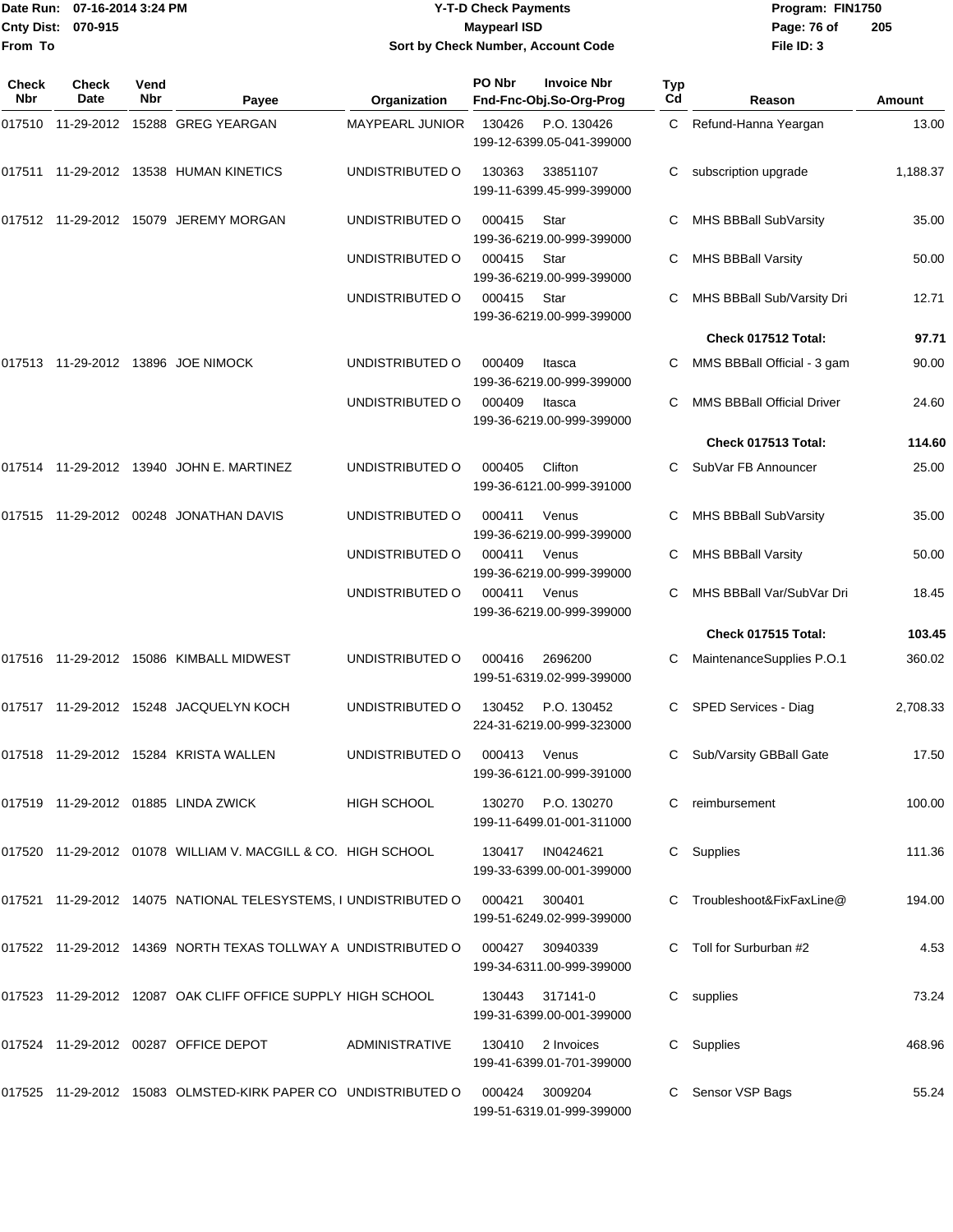# Y-T-D Check Payments

**Maypearl ISD**

**Sort by Check Number, Account Code**

Date Run: 07-16-2014 3:24 PM
Cnty Dist: 070-915
From To

Program: FIN1750
File ID: 3

| Check Nbr | Check Date | Vend Nbr | Payee | Organization | PO Nbr | Invoice Nbr / Fnd-Fnc-Obj.So-Org-Prog | Typ Cd | Reason | Amount |
|---|---|---|---|---|---|---|---|---|---|
| 017510 | 11-29-2012 | 15288 | GREG YEARGAN | MAYPEARL JUNIOR | 130426 | P.O. 130426 199-12-6399.05-041-399000 | C | Refund-Hanna Yeargan | 13.00 |
| 017511 | 11-29-2012 | 13538 | HUMAN KINETICS | UNDISTRIBUTED O | 130363 | 33851107 199-11-6399.45-999-399000 | C | subscription upgrade | 1,188.37 |
| 017512 | 11-29-2012 | 15079 | JEREMY MORGAN | UNDISTRIBUTED O | 000415 | Star 199-36-6219.00-999-399000 | C | MHS BBBall SubVarsity | 35.00 |
| | | | | UNDISTRIBUTED O | 000415 | Star 199-36-6219.00-999-399000 | C | MHS BBBall Varsity | 50.00 |
| | | | | UNDISTRIBUTED O | 000415 | Star 199-36-6219.00-999-399000 | C | MHS BBBall Sub/Varsity Dri | 12.71 |
| | | | | | | | | **Check 017512 Total:** | **97.71** |
| 017513 | 11-29-2012 | 13896 | JOE NIMOCK | UNDISTRIBUTED O | 000409 | Itasca 199-36-6219.00-999-399000 | C | MMS BBBall Official - 3 gam | 90.00 |
| | | | | UNDISTRIBUTED O | 000409 | Itasca 199-36-6219.00-999-399000 | C | MMS BBBall Official Driver | 24.60 |
| | | | | | | | | **Check 017513 Total:** | **114.60** |
| 017514 | 11-29-2012 | 13940 | JOHN E. MARTINEZ | UNDISTRIBUTED O | 000405 | Clifton 199-36-6121.00-999-391000 | C | SubVar FB Announcer | 25.00 |
| 017515 | 11-29-2012 | 00248 | JONATHAN DAVIS | UNDISTRIBUTED O | 000411 | Venus 199-36-6219.00-999-399000 | C | MHS BBBall SubVarsity | 35.00 |
| | | | | UNDISTRIBUTED O | 000411 | Venus 199-36-6219.00-999-399000 | C | MHS BBBall Varsity | 50.00 |
| | | | | UNDISTRIBUTED O | 000411 | Venus 199-36-6219.00-999-399000 | C | MHS BBBall Var/SubVar Dri | 18.45 |
| | | | | | | | | **Check 017515 Total:** | **103.45** |
| 017516 | 11-29-2012 | 15086 | KIMBALL MIDWEST | UNDISTRIBUTED O | 000416 | 2696200 199-51-6319.02-999-399000 | C | MaintenanceSupplies P.O.1 | 360.02 |
| 017517 | 11-29-2012 | 15248 | JACQUELYN KOCH | UNDISTRIBUTED O | 130452 | P.O. 130452 224-31-6219.00-999-323000 | C | SPED Services - Diag | 2,708.33 |
| 017518 | 11-29-2012 | 15284 | KRISTA WALLEN | UNDISTRIBUTED O | 000413 | Venus 199-36-6121.00-999-391000 | C | Sub/Varsity GBBall Gate | 17.50 |
| 017519 | 11-29-2012 | 01885 | LINDA ZWICK | HIGH SCHOOL | 130270 | P.O. 130270 199-11-6499.01-001-311000 | C | reimbursement | 100.00 |
| 017520 | 11-29-2012 | 01078 | WILLIAM V. MACGILL & CO. | HIGH SCHOOL | 130417 | IN0424621 199-33-6399.00-001-399000 | C | Supplies | 111.36 |
| 017521 | 11-29-2012 | 14075 | NATIONAL TELESYSTEMS, I | UNDISTRIBUTED O | 000421 | 300401 199-51-6249.02-999-399000 | C | Troubleshoot&FixFaxLine@ | 194.00 |
| 017522 | 11-29-2012 | 14369 | NORTH TEXAS TOLLWAY A | UNDISTRIBUTED O | 000427 | 30940339 199-34-6311.00-999-399000 | C | Toll for Surburban #2 | 4.53 |
| 017523 | 11-29-2012 | 12087 | OAK CLIFF OFFICE SUPPLY | HIGH SCHOOL | 130443 | 317141-0 199-31-6399.00-001-399000 | C | supplies | 73.24 |
| 017524 | 11-29-2012 | 00287 | OFFICE DEPOT | ADMINISTRATIVE | 130410 | 2 Invoices 199-41-6399.01-701-399000 | C | Supplies | 468.96 |
| 017525 | 11-29-2012 | 15083 | OLMSTED-KIRK PAPER CO | UNDISTRIBUTED O | 000424 | 3009204 199-51-6319.01-999-399000 | C | Sensor VSP Bags | 55.24 |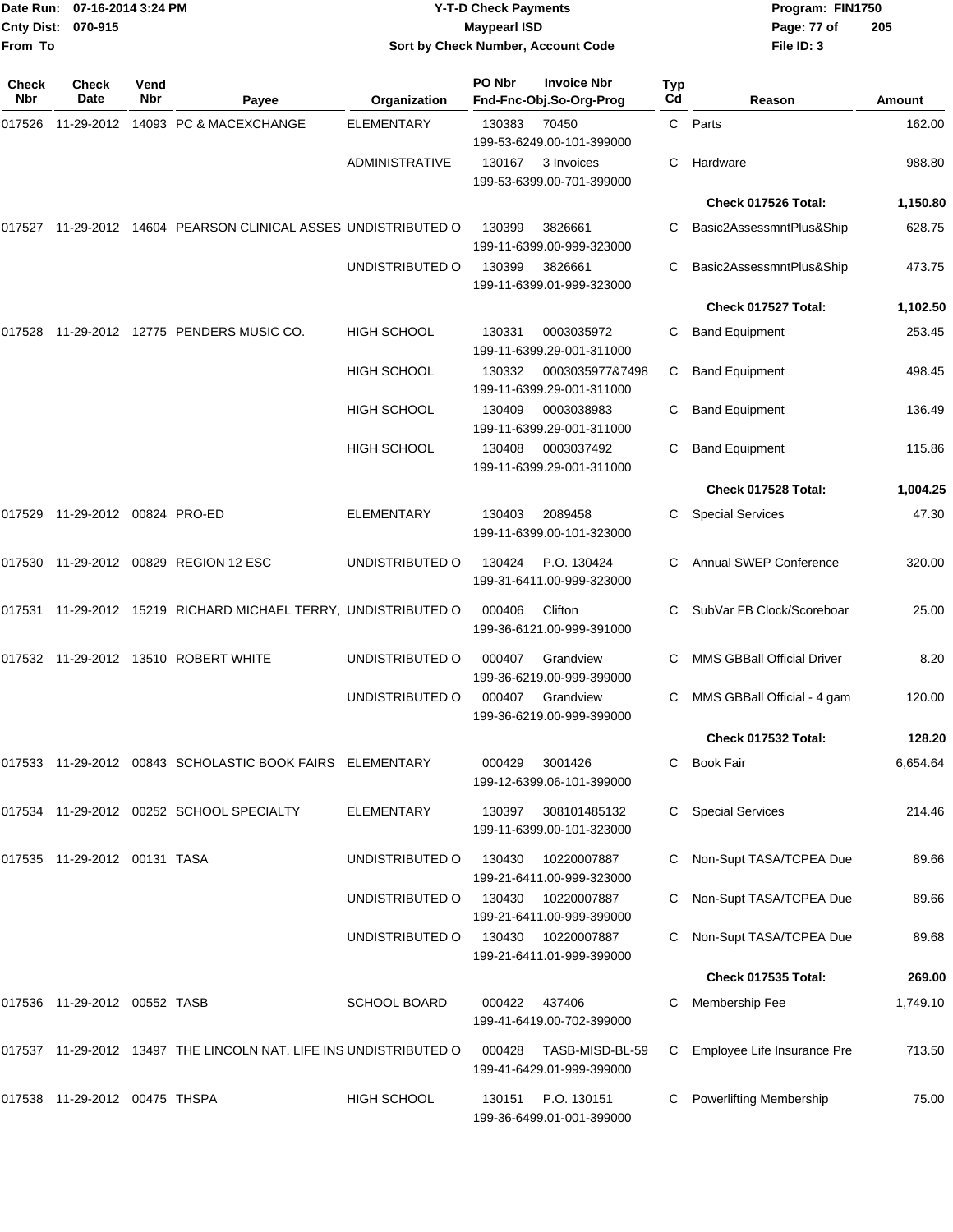**Y-T-D Check Payments**
**Maypearl ISD**
**Sort by Check Number, Account Code**

Date Run: 07-16-2014 3:24 PM
Cnty Dist: 070-915
From To

Program: FIN1750
File ID: 3

| Check Nbr | Check Date | Vend Nbr | Payee | Organization | PO Nbr | Invoice Nbr / Fnd-Fnc-Obj.So-Org-Prog | Typ Cd | Reason | Amount |
|---|---|---|---|---|---|---|---|---|---|
| 017526 | 11-29-2012 | 14093 | PC & MACEXCHANGE | ELEMENTARY | 130383 | 70450 / 199-53-6249.00-101-399000 | C | Parts | 162.00 |
| | | | | ADMINISTRATIVE | 130167 | 3 Invoices / 199-53-6399.00-701-399000 | C | Hardware | 988.80 |
| | | | | | | | | **Check 017526 Total:** | **1,150.80** |
| 017527 | 11-29-2012 | 14604 | PEARSON CLINICAL ASSES | UNDISTRIBUTED O | 130399 | 3826661 / 199-11-6399.00-999-323000 | C | Basic2AssessmntPlus&Ship | 628.75 |
| | | | | UNDISTRIBUTED O | 130399 | 3826661 / 199-11-6399.01-999-323000 | C | Basic2AssessmntPlus&Ship | 473.75 |
| | | | | | | | | **Check 017527 Total:** | **1,102.50** |
| 017528 | 11-29-2012 | 12775 | PENDERS MUSIC CO. | HIGH SCHOOL | 130331 | 0003035972 / 199-11-6399.29-001-311000 | C | Band Equipment | 253.45 |
| | | | | HIGH SCHOOL | 130332 | 0003035977&7498 / 199-11-6399.29-001-311000 | C | Band Equipment | 498.45 |
| | | | | HIGH SCHOOL | 130409 | 0003038983 / 199-11-6399.29-001-311000 | C | Band Equipment | 136.49 |
| | | | | HIGH SCHOOL | 130408 | 0003037492 / 199-11-6399.29-001-311000 | C | Band Equipment | 115.86 |
| | | | | | | | | **Check 017528 Total:** | **1,004.25** |
| 017529 | 11-29-2012 | 00824 | PRO-ED | ELEMENTARY | 130403 | 2089458 / 199-11-6399.00-101-323000 | C | Special Services | 47.30 |
| 017530 | 11-29-2012 | 00829 | REGION 12 ESC | UNDISTRIBUTED O | 130424 | P.O. 130424 / 199-31-6411.00-999-323000 | C | Annual SWEP Conference | 320.00 |
| 017531 | 11-29-2012 | 15219 | RICHARD MICHAEL TERRY, | UNDISTRIBUTED O | 000406 | Clifton / 199-36-6121.00-999-391000 | C | SubVar FB Clock/Scoreboar | 25.00 |
| 017532 | 11-29-2012 | 13510 | ROBERT WHITE | UNDISTRIBUTED O | 000407 | Grandview / 199-36-6219.00-999-399000 | C | MMS GBBall Official Driver | 8.20 |
| | | | | UNDISTRIBUTED O | 000407 | Grandview / 199-36-6219.00-999-399000 | C | MMS GBBall Official - 4 gam | 120.00 |
| | | | | | | | | **Check 017532 Total:** | **128.20** |
| 017533 | 11-29-2012 | 00843 | SCHOLASTIC BOOK FAIRS | ELEMENTARY | 000429 | 3001426 / 199-12-6399.06-101-399000 | C | Book Fair | 6,654.64 |
| 017534 | 11-29-2012 | 00252 | SCHOOL SPECIALTY | ELEMENTARY | 130397 | 308101485132 / 199-11-6399.00-101-323000 | C | Special Services | 214.46 |
| 017535 | 11-29-2012 | 00131 | TASA | UNDISTRIBUTED O | 130430 | 10220007887 / 199-21-6411.00-999-323000 | C | Non-Supt TASA/TCPEA Due | 89.66 |
| | | | | UNDISTRIBUTED O | 130430 | 10220007887 / 199-21-6411.00-999-399000 | C | Non-Supt TASA/TCPEA Due | 89.66 |
| | | | | UNDISTRIBUTED O | 130430 | 10220007887 / 199-21-6411.01-999-399000 | C | Non-Supt TASA/TCPEA Due | 89.68 |
| | | | | | | | | **Check 017535 Total:** | **269.00** |
| 017536 | 11-29-2012 | 00552 | TASB | SCHOOL BOARD | 000422 | 437406 / 199-41-6419.00-702-399000 | C | Membership Fee | 1,749.10 |
| 017537 | 11-29-2012 | 13497 | THE LINCOLN NAT. LIFE INS | UNDISTRIBUTED O | 000428 | TASB-MISD-BL-59 / 199-41-6429.01-999-399000 | C | Employee Life Insurance Pre | 713.50 |
| 017538 | 11-29-2012 | 00475 | THSPA | HIGH SCHOOL | 130151 | P.O. 130151 / 199-36-6499.01-001-399000 | C | Powerlifting Membership | 75.00 |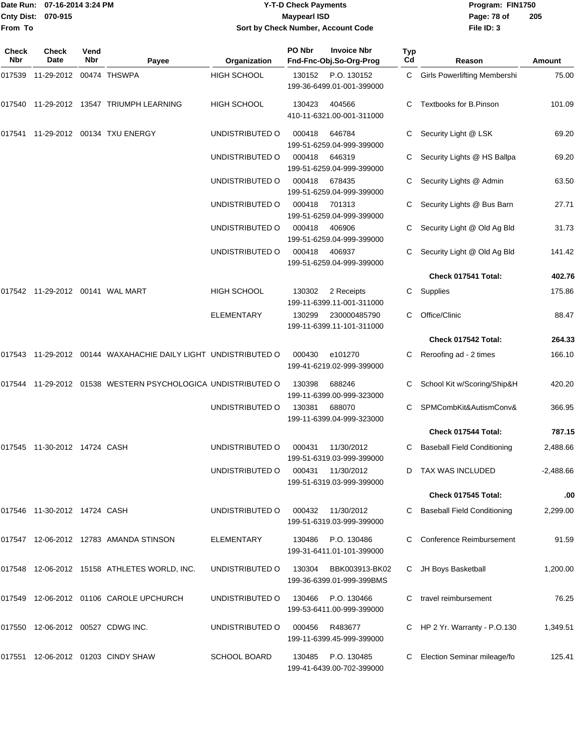**Date Run:** 07-16-2014 3:24 PM
**Cnty Dist:** 070-915
**From To**

# Y-T-D Check Payments
## Maypearl ISD
### Sort by Check Number, Account Code

**Program:** FIN1750
**File ID:** 3

| Check Nbr | Check Date | Vend Nbr | Payee | Organization | PO Nbr | Invoice Nbr / Fnd-Fnc-Obj.So-Org-Prog | Typ Cd | Reason | Amount |
|---|---|---|---|---|---|---|---|---|---|
| 017539 | 11-29-2012 | 00474 | THSWPA | HIGH SCHOOL | 130152 | P.O. 130152 / 199-36-6499.01-001-399000 | C | Girls Powerlifting Membershi | 75.00 |
| 017540 | 11-29-2012 | 13547 | TRIUMPH LEARNING | HIGH SCHOOL | 130423 | 404566 / 410-11-6321.00-001-311000 | C | Textbooks for B.Pinson | 101.09 |
| 017541 | 11-29-2012 | 00134 | TXU ENERGY | UNDISTRIBUTED O | 000418 | 646784 / 199-51-6259.04-999-399000 | C | Security Light @ LSK | 69.20 |
| | | | | UNDISTRIBUTED O | 000418 | 646319 / 199-51-6259.04-999-399000 | C | Security Lights @ HS Ballpa | 69.20 |
| | | | | UNDISTRIBUTED O | 000418 | 678435 / 199-51-6259.04-999-399000 | C | Security Lights @ Admin | 63.50 |
| | | | | UNDISTRIBUTED O | 000418 | 701313 / 199-51-6259.04-999-399000 | C | Security Lights @ Bus Barn | 27.71 |
| | | | | UNDISTRIBUTED O | 000418 | 406906 / 199-51-6259.04-999-399000 | C | Security Light @ Old Ag Bld | 31.73 |
| | | | | UNDISTRIBUTED O | 000418 | 406937 / 199-51-6259.04-999-399000 | C | Security Light @ Old Ag Bld | 141.42 |
| | | | | | | | | **Check 017541 Total:** | **402.76** |
| 017542 | 11-29-2012 | 00141 | WAL MART | HIGH SCHOOL | 130302 | 2 Receipts / 199-11-6399.11-001-311000 | C | Supplies | 175.86 |
| | | | | ELEMENTARY | 130299 | 230000485790 / 199-11-6399.11-101-311000 | C | Office/Clinic | 88.47 |
| | | | | | | | | **Check 017542 Total:** | **264.33** |
| 017543 | 11-29-2012 | 00144 | WAXAHACHIE DAILY LIGHT | UNDISTRIBUTED O | 000430 | e101270 / 199-41-6219.02-999-399000 | C | Reroofing ad - 2 times | 166.10 |
| 017544 | 11-29-2012 | 01538 | WESTERN PSYCHOLOGICA | UNDISTRIBUTED O | 130398 | 688246 / 199-11-6399.00-999-323000 | C | School Kit w/Scoring/Ship&H | 420.20 |
| | | | | UNDISTRIBUTED O | 130381 | 688070 / 199-11-6399.04-999-323000 | C | SPMCombKit&AutismConv& | 366.95 |
| | | | | | | | | **Check 017544 Total:** | **787.15** |
| 017545 | 11-30-2012 | 14724 | CASH | UNDISTRIBUTED O | 000431 | 11/30/2012 / 199-51-6319.03-999-399000 | C | Baseball Field Conditioning | 2,488.66 |
| | | | | UNDISTRIBUTED O | 000431 | 11/30/2012 / 199-51-6319.03-999-399000 | D | TAX WAS INCLUDED | -2,488.66 |
| | | | | | | | | **Check 017545 Total:** | **.00** |
| 017546 | 11-30-2012 | 14724 | CASH | UNDISTRIBUTED O | 000432 | 11/30/2012 / 199-51-6319.03-999-399000 | C | Baseball Field Conditioning | 2,299.00 |
| 017547 | 12-06-2012 | 12783 | AMANDA STINSON | ELEMENTARY | 130486 | P.O. 130486 / 199-31-6411.01-101-399000 | C | Conference Reimbursement | 91.59 |
| 017548 | 12-06-2012 | 15158 | ATHLETES WORLD, INC. | UNDISTRIBUTED O | 130304 | BBK003913-BK02 / 199-36-6399.01-999-399BMS | C | JH Boys Basketball | 1,200.00 |
| 017549 | 12-06-2012 | 01106 | CAROLE UPCHURCH | UNDISTRIBUTED O | 130466 | P.O. 130466 / 199-53-6411.00-999-399000 | C | travel reimbursement | 76.25 |
| 017550 | 12-06-2012 | 00527 | CDWG INC. | UNDISTRIBUTED O | 000456 | R483677 / 199-11-6399.45-999-399000 | C | HP 2 Yr. Warranty - P.O.130 | 1,349.51 |
| 017551 | 12-06-2012 | 01203 | CINDY SHAW | SCHOOL BOARD | 130485 | P.O. 130485 / 199-41-6439.00-702-399000 | C | Election Seminar mileage/fo | 125.41 |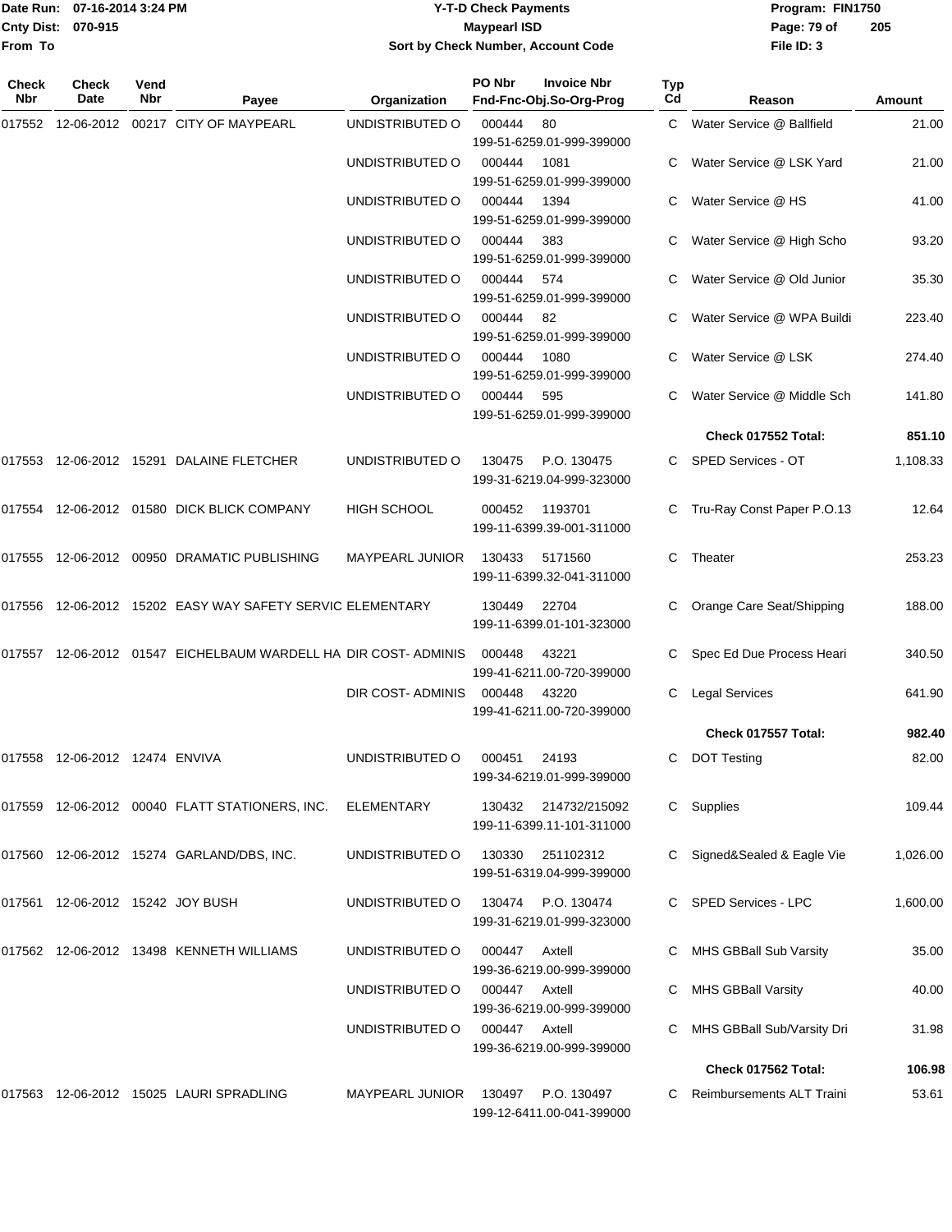# Y-T-D Check Payments

Date Run: 07-16-2014 3:24 PM
Cnty Dist: 070-915
From To

**Maypearl ISD**

**Sort by Check Number, Account Code**

Program: FIN1750
File ID: 3

| Check Nbr | Check Date | Vend Nbr | Payee | Organization | PO Nbr | Invoice Nbr / Fnd-Fnc-Obj.So-Org-Prog | Typ Cd | Reason | Amount |
|---|---|---|---|---|---|---|---|---|---|
| 017552 | 12-06-2012 | 00217 | CITY OF MAYPEARL | UNDISTRIBUTED O | 000444 | 80 / 199-51-6259.01-999-399000 | C | Water Service @ Ballfield | 21.00 |
| | | | | UNDISTRIBUTED O | 000444 | 1081 / 199-51-6259.01-999-399000 | C | Water Service @ LSK Yard | 21.00 |
| | | | | UNDISTRIBUTED O | 000444 | 1394 / 199-51-6259.01-999-399000 | C | Water Service @ HS | 41.00 |
| | | | | UNDISTRIBUTED O | 000444 | 383 / 199-51-6259.01-999-399000 | C | Water Service @ High Scho | 93.20 |
| | | | | UNDISTRIBUTED O | 000444 | 574 / 199-51-6259.01-999-399000 | C | Water Service @ Old Junior | 35.30 |
| | | | | UNDISTRIBUTED O | 000444 | 82 / 199-51-6259.01-999-399000 | C | Water Service @ WPA Buildi | 223.40 |
| | | | | UNDISTRIBUTED O | 000444 | 1080 / 199-51-6259.01-999-399000 | C | Water Service @ LSK | 274.40 |
| | | | | UNDISTRIBUTED O | 000444 | 595 / 199-51-6259.01-999-399000 | C | Water Service @ Middle Sch | 141.80 |
| | | | | | | | | **Check 017552 Total:** | **851.10** |
| 017553 | 12-06-2012 | 15291 | DALAINE FLETCHER | UNDISTRIBUTED O | 130475 | P.O. 130475 / 199-31-6219.04-999-323000 | C | SPED Services - OT | 1,108.33 |
| 017554 | 12-06-2012 | 01580 | DICK BLICK COMPANY | HIGH SCHOOL | 000452 | 1193701 / 199-11-6399.39-001-311000 | C | Tru-Ray Const Paper P.O.13 | 12.64 |
| 017555 | 12-06-2012 | 00950 | DRAMATIC PUBLISHING | MAYPEARL JUNIOR | 130433 | 5171560 / 199-11-6399.32-041-311000 | C | Theater | 253.23 |
| 017556 | 12-06-2012 | 15202 | EASY WAY SAFETY SERVIC | ELEMENTARY | 130449 | 22704 / 199-11-6399.01-101-323000 | C | Orange Care Seat/Shipping | 188.00 |
| 017557 | 12-06-2012 | 01547 | EICHELBAUM WARDELL HA | DIR COST- ADMINIS | 000448 | 43221 / 199-41-6211.00-720-399000 | C | Spec Ed Due Process Heari | 340.50 |
| | | | | DIR COST- ADMINIS | 000448 | 43220 / 199-41-6211.00-720-399000 | C | Legal Services | 641.90 |
| | | | | | | | | **Check 017557 Total:** | **982.40** |
| 017558 | 12-06-2012 | 12474 | ENVIVA | UNDISTRIBUTED O | 000451 | 24193 / 199-34-6219.01-999-399000 | C | DOT Testing | 82.00 |
| 017559 | 12-06-2012 | 00040 | FLATT STATIONERS, INC. | ELEMENTARY | 130432 | 214732/215092 / 199-11-6399.11-101-311000 | C | Supplies | 109.44 |
| 017560 | 12-06-2012 | 15274 | GARLAND/DBS, INC. | UNDISTRIBUTED O | 130330 | 251102312 / 199-51-6319.04-999-399000 | C | Signed&Sealed & Eagle Vie | 1,026.00 |
| 017561 | 12-06-2012 | 15242 | JOY BUSH | UNDISTRIBUTED O | 130474 | P.O. 130474 / 199-31-6219.01-999-323000 | C | SPED Services - LPC | 1,600.00 |
| 017562 | 12-06-2012 | 13498 | KENNETH WILLIAMS | UNDISTRIBUTED O | 000447 | Axtell / 199-36-6219.00-999-399000 | C | MHS GBBall Sub Varsity | 35.00 |
| | | | | UNDISTRIBUTED O | 000447 | Axtell / 199-36-6219.00-999-399000 | C | MHS GBBall Varsity | 40.00 |
| | | | | UNDISTRIBUTED O | 000447 | Axtell / 199-36-6219.00-999-399000 | C | MHS GBBall Sub/Varsity Dri | 31.98 |
| | | | | | | | | **Check 017562 Total:** | **106.98** |
| 017563 | 12-06-2012 | 15025 | LAURI SPRADLING | MAYPEARL JUNIOR | 130497 | P.O. 130497 / 199-12-6411.00-041-399000 | C | Reimbursements ALT Traini | 53.61 |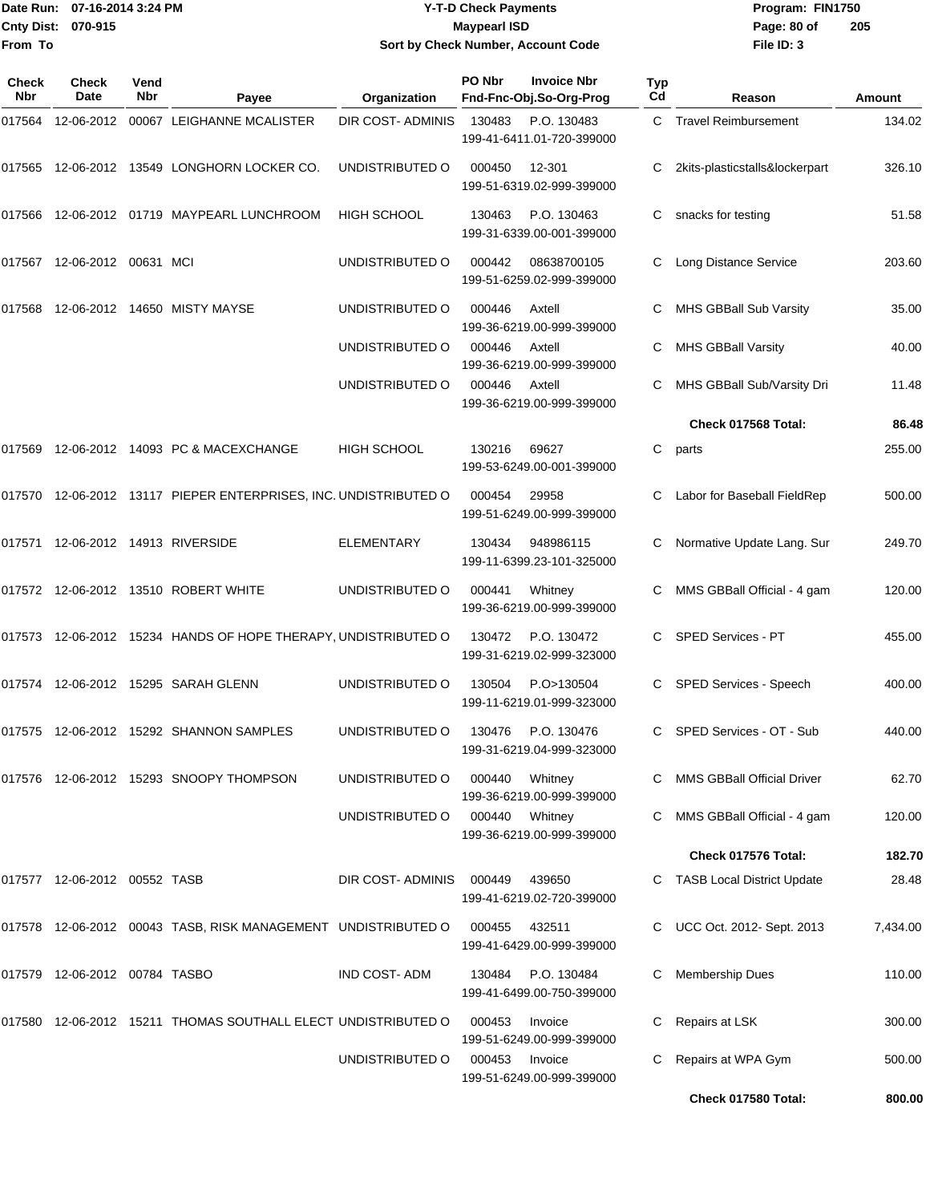# Y-T-D Check Payments

**Maypearl ISD**

**Sort by Check Number, Account Code**

Date Run: 07-16-2014 3:24 PM
Cnty Dist: 070-915
From To

Program: FIN1750
File ID: 3

| Check Nbr | Check Date | Vend Nbr | Payee | Organization | PO Nbr | Invoice Nbr / Fnd-Fnc-Obj.So-Org-Prog | Typ Cd | Reason | Amount |
|---|---|---|---|---|---|---|---|---|---|
| 017564 | 12-06-2012 | 00067 | LEIGHANNE MCALISTER | DIR COST- ADMINIS | 130483 | P.O. 130483 199-41-6411.01-720-399000 | C | Travel Reimbursement | 134.02 |
| 017565 | 12-06-2012 | 13549 | LONGHORN LOCKER CO. | UNDISTRIBUTED O | 000450 | 12-301 199-51-6319.02-999-399000 | C | 2kits-plasticstalls&lockerpart | 326.10 |
| 017566 | 12-06-2012 | 01719 | MAYPEARL LUNCHROOM | HIGH SCHOOL | 130463 | P.O. 130463 199-31-6339.00-001-399000 | C | snacks for testing | 51.58 |
| 017567 | 12-06-2012 | 00631 | MCI | UNDISTRIBUTED O | 000442 | 08638700105 199-51-6259.02-999-399000 | C | Long Distance Service | 203.60 |
| 017568 | 12-06-2012 | 14650 | MISTY MAYSE | UNDISTRIBUTED O | 000446 | Axtell 199-36-6219.00-999-399000 | C | MHS GBBall Sub Varsity | 35.00 |
| | | | | UNDISTRIBUTED O | 000446 | Axtell 199-36-6219.00-999-399000 | C | MHS GBBall Varsity | 40.00 |
| | | | | UNDISTRIBUTED O | 000446 | Axtell 199-36-6219.00-999-399000 | C | MHS GBBall Sub/Varsity Dri | 11.48 |
| | | | | | | | | **Check 017568 Total:** | **86.48** |
| 017569 | 12-06-2012 | 14093 | PC & MACEXCHANGE | HIGH SCHOOL | 130216 | 69627 199-53-6249.00-001-399000 | C | parts | 255.00 |
| 017570 | 12-06-2012 | 13117 | PIEPER ENTERPRISES, INC. | UNDISTRIBUTED O | 000454 | 29958 199-51-6249.00-999-399000 | C | Labor for Baseball FieldRep | 500.00 |
| 017571 | 12-06-2012 | 14913 | RIVERSIDE | ELEMENTARY | 130434 | 948986115 199-11-6399.23-101-325000 | C | Normative Update Lang. Sur | 249.70 |
| 017572 | 12-06-2012 | 13510 | ROBERT WHITE | UNDISTRIBUTED O | 000441 | Whitney 199-36-6219.00-999-399000 | C | MMS GBBall Official - 4 gam | 120.00 |
| 017573 | 12-06-2012 | 15234 | HANDS OF HOPE THERAPY, | UNDISTRIBUTED O | 130472 | P.O. 130472 199-31-6219.02-999-323000 | C | SPED Services - PT | 455.00 |
| 017574 | 12-06-2012 | 15295 | SARAH GLENN | UNDISTRIBUTED O | 130504 | P.O>130504 199-11-6219.01-999-323000 | C | SPED Services - Speech | 400.00 |
| 017575 | 12-06-2012 | 15292 | SHANNON SAMPLES | UNDISTRIBUTED O | 130476 | P.O. 130476 199-31-6219.04-999-323000 | C | SPED Services - OT - Sub | 440.00 |
| 017576 | 12-06-2012 | 15293 | SNOOPY THOMPSON | UNDISTRIBUTED O | 000440 | Whitney 199-36-6219.00-999-399000 | C | MMS GBBall Official Driver | 62.70 |
| | | | | UNDISTRIBUTED O | 000440 | Whitney 199-36-6219.00-999-399000 | C | MMS GBBall Official - 4 gam | 120.00 |
| | | | | | | | | **Check 017576 Total:** | **182.70** |
| 017577 | 12-06-2012 | 00552 | TASB | DIR COST- ADMINIS | 000449 | 439650 199-41-6219.02-720-399000 | C | TASB Local District Update | 28.48 |
| 017578 | 12-06-2012 | 00043 | TASB, RISK MANAGEMENT | UNDISTRIBUTED O | 000455 | 432511 199-41-6429.00-999-399000 | C | UCC Oct. 2012- Sept. 2013 | 7,434.00 |
| 017579 | 12-06-2012 | 00784 | TASBO | IND COST- ADM | 130484 | P.O. 130484 199-41-6499.00-750-399000 | C | Membership Dues | 110.00 |
| 017580 | 12-06-2012 | 15211 | THOMAS SOUTHALL ELECT | UNDISTRIBUTED O | 000453 | Invoice 199-51-6249.00-999-399000 | C | Repairs at LSK | 300.00 |
| | | | | UNDISTRIBUTED O | 000453 | Invoice 199-51-6249.00-999-399000 | C | Repairs at WPA Gym | 500.00 |
| | | | | | | | | **Check 017580 Total:** | **800.00** |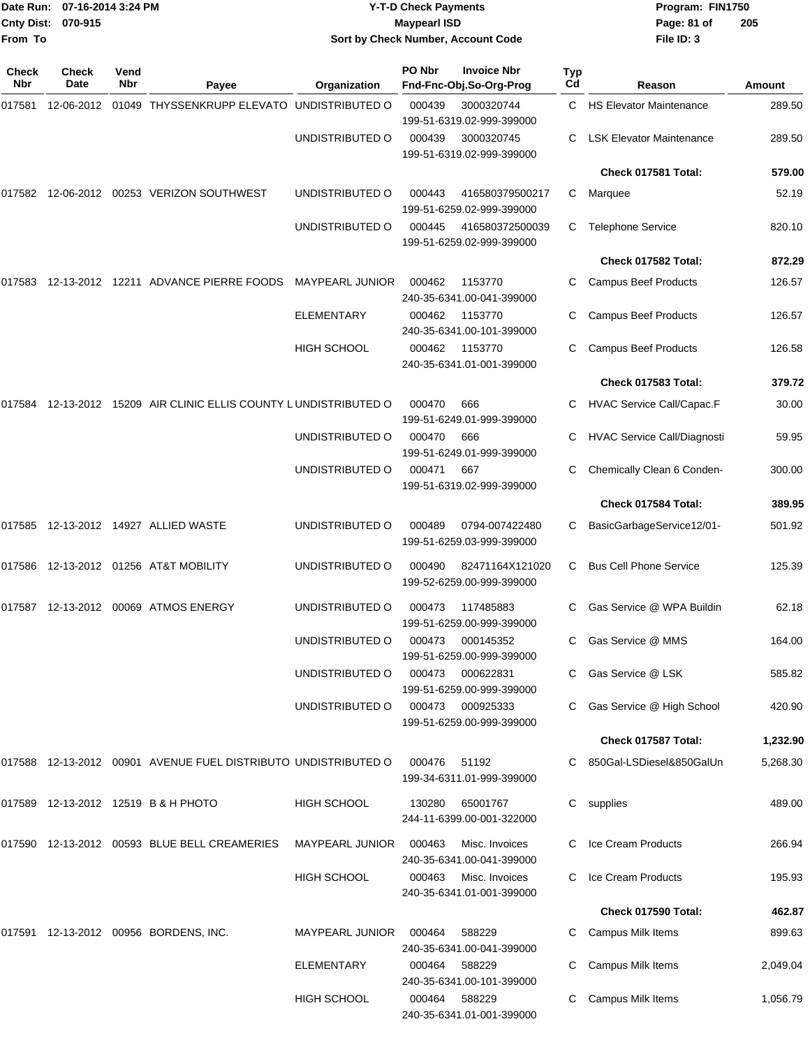Date Run: 07-16-2014 3:24 PM
Cnty Dist: 070-915
From To

# Y-T-D Check Payments
## Maypearl ISD
### Sort by Check Number, Account Code

Program: FIN1750
File ID: 3

| Check Nbr | Check Date | Vend Nbr | Payee | Organization | PO Nbr / Fnd-Fnc-Obj.So-Org-Prog | Invoice Nbr | Typ Cd | Reason | Amount |
|---|---|---|---|---|---|---|---|---|---|
| 017581 | 12-06-2012 | 01049 | THYSSENKRUPP ELEVATO | UNDISTRIBUTED O | 000439 199-51-6319.02-999-399000 | 3000320744 | C | HS Elevator Maintenance | 289.50 |
| | | | | UNDISTRIBUTED O | 000439 199-51-6319.02-999-399000 | 3000320745 | C | LSK Elevator Maintenance | 289.50 |
| | | | | | | | | **Check 017581 Total:** | **579.00** |
| 017582 | 12-06-2012 | 00253 | VERIZON SOUTHWEST | UNDISTRIBUTED O | 000443 199-51-6259.02-999-399000 | 416580379500217 | C | Marquee | 52.19 |
| | | | | UNDISTRIBUTED O | 000445 199-51-6259.02-999-399000 | 416580372500039 | C | Telephone Service | 820.10 |
| | | | | | | | | **Check 017582 Total:** | **872.29** |
| 017583 | 12-13-2012 | 12211 | ADVANCE PIERRE FOODS | MAYPEARL JUNIOR | 000462 240-35-6341.00-041-399000 | 1153770 | C | Campus Beef Products | 126.57 |
| | | | | ELEMENTARY | 000462 240-35-6341.00-101-399000 | 1153770 | C | Campus Beef Products | 126.57 |
| | | | | HIGH SCHOOL | 000462 240-35-6341.01-001-399000 | 1153770 | C | Campus Beef Products | 126.58 |
| | | | | | | | | **Check 017583 Total:** | **379.72** |
| 017584 | 12-13-2012 | 15209 | AIR CLINIC ELLIS COUNTY L | UNDISTRIBUTED O | 000470 199-51-6249.01-999-399000 | 666 | C | HVAC Service Call/Capac.F | 30.00 |
| | | | | UNDISTRIBUTED O | 000470 199-51-6249.01-999-399000 | 666 | C | HVAC Service Call/Diagnosti | 59.95 |
| | | | | UNDISTRIBUTED O | 000471 199-51-6319.02-999-399000 | 667 | C | Chemically Clean 6 Conden- | 300.00 |
| | | | | | | | | **Check 017584 Total:** | **389.95** |
| 017585 | 12-13-2012 | 14927 | ALLIED WASTE | UNDISTRIBUTED O | 000489 199-51-6259.03-999-399000 | 0794-007422480 | C | BasicGarbageService12/01- | 501.92 |
| 017586 | 12-13-2012 | 01256 | AT&T MOBILITY | UNDISTRIBUTED O | 000490 199-52-6259.00-999-399000 | 82471164X121020 | C | Bus Cell Phone Service | 125.39 |
| 017587 | 12-13-2012 | 00069 | ATMOS ENERGY | UNDISTRIBUTED O | 000473 199-51-6259.00-999-399000 | 117485883 | C | Gas Service @ WPA Buildin | 62.18 |
| | | | | UNDISTRIBUTED O | 000473 199-51-6259.00-999-399000 | 000145352 | C | Gas Service @ MMS | 164.00 |
| | | | | UNDISTRIBUTED O | 000473 199-51-6259.00-999-399000 | 000622831 | C | Gas Service @ LSK | 585.82 |
| | | | | UNDISTRIBUTED O | 000473 199-51-6259.00-999-399000 | 000925333 | C | Gas Service @ High School | 420.90 |
| | | | | | | | | **Check 017587 Total:** | **1,232.90** |
| 017588 | 12-13-2012 | 00901 | AVENUE FUEL DISTRIBUTO | UNDISTRIBUTED O | 000476 199-34-6311.01-999-399000 | 51192 | C | 850Gal-LSDiesel&850GalUn | 5,268.30 |
| 017589 | 12-13-2012 | 12519 | B & H PHOTO | HIGH SCHOOL | 130280 244-11-6399.00-001-322000 | 65001767 | C | supplies | 489.00 |
| 017590 | 12-13-2012 | 00593 | BLUE BELL CREAMERIES | MAYPEARL JUNIOR | 000463 240-35-6341.00-041-399000 | Misc. Invoices | C | Ice Cream Products | 266.94 |
| | | | | HIGH SCHOOL | 000463 240-35-6341.01-001-399000 | Misc. Invoices | C | Ice Cream Products | 195.93 |
| | | | | | | | | **Check 017590 Total:** | **462.87** |
| 017591 | 12-13-2012 | 00956 | BORDENS, INC. | MAYPEARL JUNIOR | 000464 240-35-6341.00-041-399000 | 588229 | C | Campus Milk Items | 899.63 |
| | | | | ELEMENTARY | 000464 240-35-6341.00-101-399000 | 588229 | C | Campus Milk Items | 2,049.04 |
| | | | | HIGH SCHOOL | 000464 240-35-6341.01-001-399000 | 588229 | C | Campus Milk Items | 1,056.79 |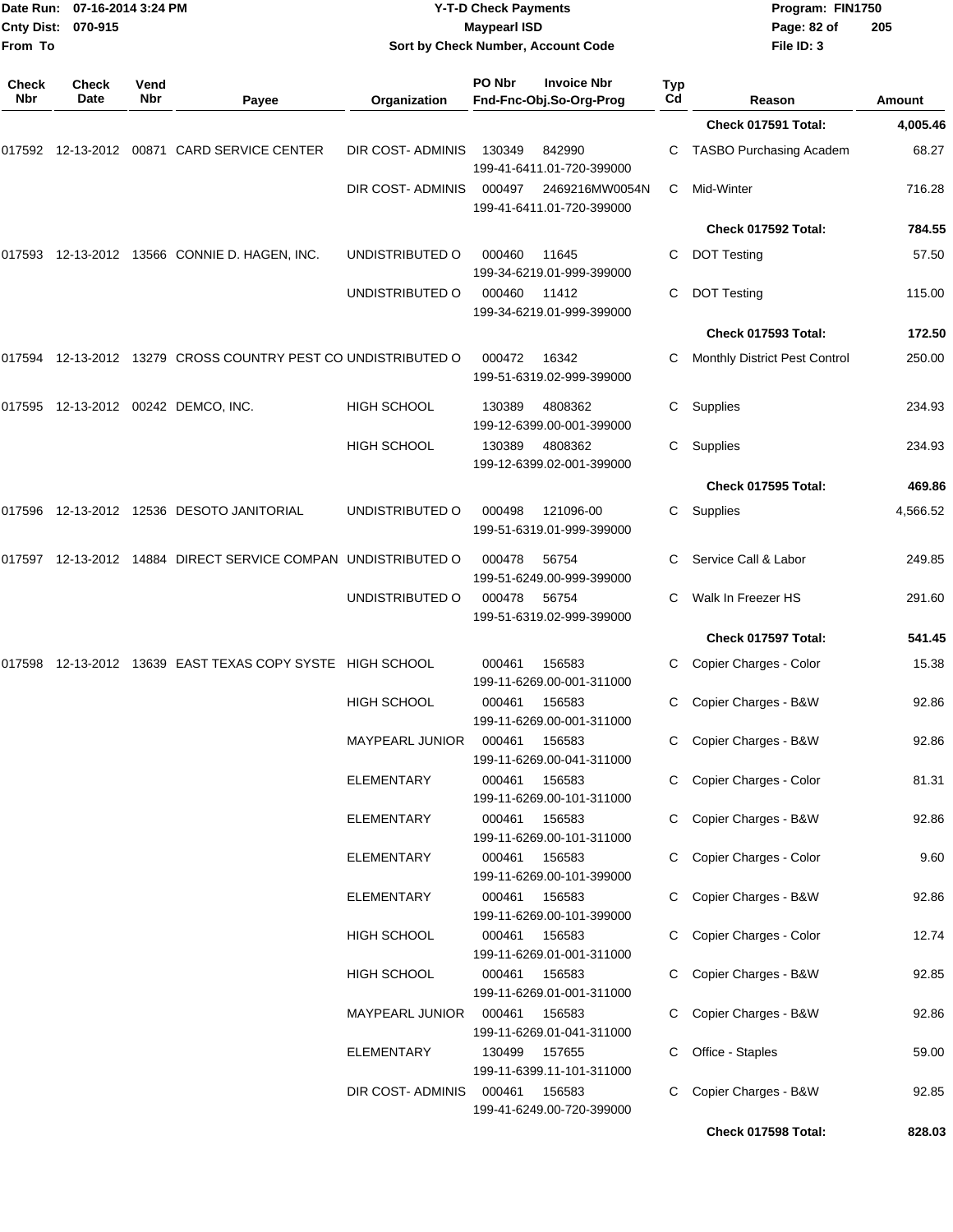# Y-T-D Check Payments

**Maypearl ISD**

**Sort by Check Number, Account Code**

Date Run: 07-16-2014 3:24 PM
Cnty Dist: 070-915
From To

Program: FIN1750
File ID: 3

| Check Nbr | Check Date | Vend Nbr | Payee | Organization | PO Nbr | Invoice Nbr / Fnd-Fnc-Obj.So-Org-Prog | Typ Cd | Reason | Amount |
|---|---|---|---|---|---|---|---|---|---|
| | | | | | | | | **Check 017591 Total:** | **4,005.46** |
| 017592 | 12-13-2012 | 00871 | CARD SERVICE CENTER | DIR COST- ADMINIS | 130349 | 842990 199-41-6411.01-720-399000 | C | TASBO Purchasing Academ | 68.27 |
| | | | | DIR COST- ADMINIS | 000497 | 2469216MW0054N 199-41-6411.01-720-399000 | C | Mid-Winter | 716.28 |
| | | | | | | | | **Check 017592 Total:** | **784.55** |
| 017593 | 12-13-2012 | 13566 | CONNIE D. HAGEN, INC. | UNDISTRIBUTED O | 000460 | 11645 199-34-6219.01-999-399000 | C | DOT Testing | 57.50 |
| | | | | UNDISTRIBUTED O | 000460 | 11412 199-34-6219.01-999-399000 | C | DOT Testing | 115.00 |
| | | | | | | | | **Check 017593 Total:** | **172.50** |
| 017594 | 12-13-2012 | 13279 | CROSS COUNTRY PEST CO | UNDISTRIBUTED O | 000472 | 16342 199-51-6319.02-999-399000 | C | Monthly District Pest Control | 250.00 |
| 017595 | 12-13-2012 | 00242 | DEMCO, INC. | HIGH SCHOOL | 130389 | 4808362 199-12-6399.00-001-399000 | C | Supplies | 234.93 |
| | | | | HIGH SCHOOL | 130389 | 4808362 199-12-6399.02-001-399000 | C | Supplies | 234.93 |
| | | | | | | | | **Check 017595 Total:** | **469.86** |
| 017596 | 12-13-2012 | 12536 | DESOTO JANITORIAL | UNDISTRIBUTED O | 000498 | 121096-00 199-51-6319.01-999-399000 | C | Supplies | 4,566.52 |
| 017597 | 12-13-2012 | 14884 | DIRECT SERVICE COMPAN | UNDISTRIBUTED O | 000478 | 56754 199-51-6249.00-999-399000 | C | Service Call & Labor | 249.85 |
| | | | | UNDISTRIBUTED O | 000478 | 56754 199-51-6319.02-999-399000 | C | Walk In Freezer HS | 291.60 |
| | | | | | | | | **Check 017597 Total:** | **541.45** |
| 017598 | 12-13-2012 | 13639 | EAST TEXAS COPY SYSTE | HIGH SCHOOL | 000461 | 156583 199-11-6269.00-001-311000 | C | Copier Charges - Color | 15.38 |
| | | | | HIGH SCHOOL | 000461 | 156583 199-11-6269.00-001-311000 | C | Copier Charges - B&W | 92.86 |
| | | | | MAYPEARL JUNIOR | 000461 | 156583 199-11-6269.00-041-311000 | C | Copier Charges - B&W | 92.86 |
| | | | | ELEMENTARY | 000461 | 156583 199-11-6269.00-101-311000 | C | Copier Charges - Color | 81.31 |
| | | | | ELEMENTARY | 000461 | 156583 199-11-6269.00-101-311000 | C | Copier Charges - B&W | 92.86 |
| | | | | ELEMENTARY | 000461 | 156583 199-11-6269.00-101-399000 | C | Copier Charges - Color | 9.60 |
| | | | | ELEMENTARY | 000461 | 156583 199-11-6269.00-101-399000 | C | Copier Charges - B&W | 92.86 |
| | | | | HIGH SCHOOL | 000461 | 156583 199-11-6269.01-001-311000 | C | Copier Charges - Color | 12.74 |
| | | | | HIGH SCHOOL | 000461 | 156583 199-11-6269.01-001-311000 | C | Copier Charges - B&W | 92.85 |
| | | | | MAYPEARL JUNIOR | 000461 | 156583 199-11-6269.01-041-311000 | C | Copier Charges - B&W | 92.86 |
| | | | | ELEMENTARY | 130499 | 157655 199-11-6399.11-101-311000 | C | Office - Staples | 59.00 |
| | | | | DIR COST- ADMINIS | 000461 | 156583 199-41-6249.00-720-399000 | C | Copier Charges - B&W | 92.85 |
| | | | | | | | | **Check 017598 Total:** | **828.03** |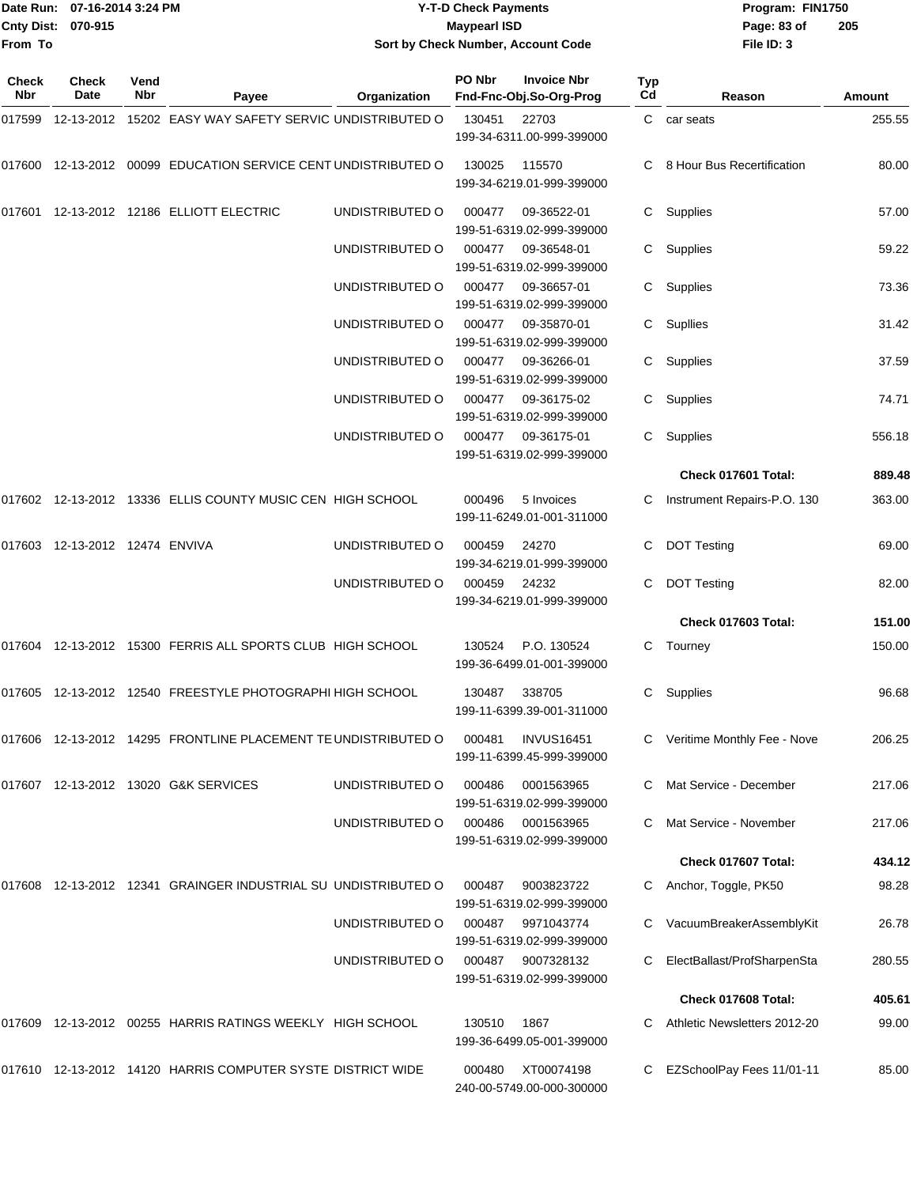Date Run: 07-16-2014 3:24 PM
Cnty Dist: 070-915
From To

# Y-T-D Check Payments
## Maypearl ISD
### Sort by Check Number, Account Code

Program: FIN1750
File ID: 3

| Check Nbr | Check Date | Vend Nbr | Payee | Organization | PO Nbr | Invoice Nbr / Fnd-Fnc-Obj.So-Org-Prog | Typ Cd | Reason | Amount |
|---|---|---|---|---|---|---|---|---|---|
| 017599 | 12-13-2012 | 15202 | EASY WAY SAFETY SERVIC | UNDISTRIBUTED O | 130451 | 22703 199-34-6311.00-999-399000 | C | car seats | 255.55 |
| 017600 | 12-13-2012 | 00099 | EDUCATION SERVICE CENT | UNDISTRIBUTED O | 130025 | 115570 199-34-6219.01-999-399000 | C | 8 Hour Bus Recertification | 80.00 |
| 017601 | 12-13-2012 | 12186 | ELLIOTT ELECTRIC | UNDISTRIBUTED O | 000477 | 09-36522-01 199-51-6319.02-999-399000 | C | Supplies | 57.00 |
| | | | | UNDISTRIBUTED O | 000477 | 09-36548-01 199-51-6319.02-999-399000 | C | Supplies | 59.22 |
| | | | | UNDISTRIBUTED O | 000477 | 09-36657-01 199-51-6319.02-999-399000 | C | Supplies | 73.36 |
| | | | | UNDISTRIBUTED O | 000477 | 09-35870-01 199-51-6319.02-999-399000 | C | Supllies | 31.42 |
| | | | | UNDISTRIBUTED O | 000477 | 09-36266-01 199-51-6319.02-999-399000 | C | Supplies | 37.59 |
| | | | | UNDISTRIBUTED O | 000477 | 09-36175-02 199-51-6319.02-999-399000 | C | Supplies | 74.71 |
| | | | | UNDISTRIBUTED O | 000477 | 09-36175-01 199-51-6319.02-999-399000 | C | Supplies | 556.18 |
| | | | | | | | | **Check 017601 Total:** | **889.48** |
| 017602 | 12-13-2012 | 13336 | ELLIS COUNTY MUSIC CEN | HIGH SCHOOL | 000496 | 5 Invoices 199-11-6249.01-001-311000 | C | Instrument Repairs-P.O. 130 | 363.00 |
| 017603 | 12-13-2012 | 12474 | ENVIVA | UNDISTRIBUTED O | 000459 | 24270 199-34-6219.01-999-399000 | C | DOT Testing | 69.00 |
| | | | | UNDISTRIBUTED O | 000459 | 24232 199-34-6219.01-999-399000 | C | DOT Testing | 82.00 |
| | | | | | | | | **Check 017603 Total:** | **151.00** |
| 017604 | 12-13-2012 | 15300 | FERRIS ALL SPORTS CLUB | HIGH SCHOOL | 130524 | P.O. 130524 199-36-6499.01-001-399000 | C | Tourney | 150.00 |
| 017605 | 12-13-2012 | 12540 | FREESTYLE PHOTOGRAPHI | HIGH SCHOOL | 130487 | 338705 199-11-6399.39-001-311000 | C | Supplies | 96.68 |
| 017606 | 12-13-2012 | 14295 | FRONTLINE PLACEMENT TE | UNDISTRIBUTED O | 000481 | INVUS16451 199-11-6399.45-999-399000 | C | Veritime Monthly Fee - Nove | 206.25 |
| 017607 | 12-13-2012 | 13020 | G&K SERVICES | UNDISTRIBUTED O | 000486 | 0001563965 199-51-6319.02-999-399000 | C | Mat Service - December | 217.06 |
| | | | | UNDISTRIBUTED O | 000486 | 0001563965 199-51-6319.02-999-399000 | C | Mat Service - November | 217.06 |
| | | | | | | | | **Check 017607 Total:** | **434.12** |
| 017608 | 12-13-2012 | 12341 | GRAINGER INDUSTRIAL SU | UNDISTRIBUTED O | 000487 | 9003823722 199-51-6319.02-999-399000 | C | Anchor, Toggle, PK50 | 98.28 |
| | | | | UNDISTRIBUTED O | 000487 | 9971043774 199-51-6319.02-999-399000 | C | VacuumBreakerAssemblyKit | 26.78 |
| | | | | UNDISTRIBUTED O | 000487 | 9007328132 199-51-6319.02-999-399000 | C | ElectBallast/ProfSharpenSta | 280.55 |
| | | | | | | | | **Check 017608 Total:** | **405.61** |
| 017609 | 12-13-2012 | 00255 | HARRIS RATINGS WEEKLY | HIGH SCHOOL | 130510 | 1867 199-36-6499.05-001-399000 | C | Athletic Newsletters 2012-20 | 99.00 |
| 017610 | 12-13-2012 | 14120 | HARRIS COMPUTER SYSTE | DISTRICT WIDE | 000480 | XT00074198 240-00-5749.00-000-300000 | C | EZSchoolPay Fees 11/01-11 | 85.00 |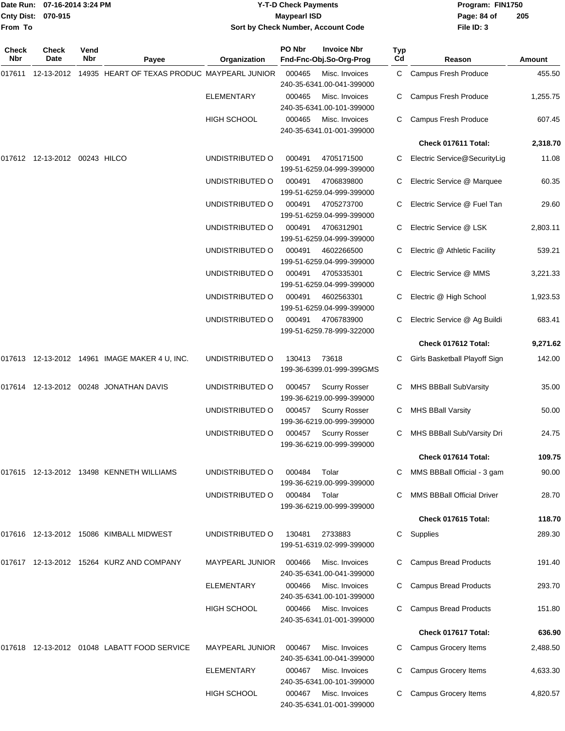**Date Run:** 07-16-2014 3:24 PM
**Cnty Dist:** 070-915
**From To**

# Y-T-D Check Payments
## Maypearl ISD
### Sort by Check Number, Account Code

**Program:** FIN1750
**File ID:** 3

| Check Nbr | Check Date | Vend Nbr | Payee | Organization | PO Nbr / Fnd-Fnc-Obj.So-Org-Prog | Invoice Nbr | Typ Cd | Reason | Amount |
|---|---|---|---|---|---|---|---|---|---|
| 017611 | 12-13-2012 | 14935 | HEART OF TEXAS PRODUC | MAYPEARL JUNIOR | 000465 240-35-6341.00-041-399000 | Misc. Invoices | C | Campus Fresh Produce | 455.50 |
| | | | | ELEMENTARY | 000465 240-35-6341.00-101-399000 | Misc. Invoices | C | Campus Fresh Produce | 1,255.75 |
| | | | | HIGH SCHOOL | 000465 240-35-6341.01-001-399000 | Misc. Invoices | C | Campus Fresh Produce | 607.45 |
| | | | | | | | | **Check 017611 Total:** | **2,318.70** |
| 017612 | 12-13-2012 | 00243 | HILCO | UNDISTRIBUTED O | 000491 199-51-6259.04-999-399000 | 4705171500 | C | Electric Service@SecurityLig | 11.08 |
| | | | | UNDISTRIBUTED O | 000491 199-51-6259.04-999-399000 | 4706839800 | C | Electric Service @ Marquee | 60.35 |
| | | | | UNDISTRIBUTED O | 000491 199-51-6259.04-999-399000 | 4705273700 | C | Electric Service @ Fuel Tan | 29.60 |
| | | | | UNDISTRIBUTED O | 000491 199-51-6259.04-999-399000 | 4706312901 | C | Electric Service @ LSK | 2,803.11 |
| | | | | UNDISTRIBUTED O | 000491 199-51-6259.04-999-399000 | 4602266500 | C | Electric @ Athletic Facility | 539.21 |
| | | | | UNDISTRIBUTED O | 000491 199-51-6259.04-999-399000 | 4705335301 | C | Electric Service @ MMS | 3,221.33 |
| | | | | UNDISTRIBUTED O | 000491 199-51-6259.04-999-399000 | 4602563301 | C | Electric @ High School | 1,923.53 |
| | | | | UNDISTRIBUTED O | 000491 199-51-6259.78-999-322000 | 4706783900 | C | Electric Service @ Ag Buildi | 683.41 |
| | | | | | | | | **Check 017612 Total:** | **9,271.62** |
| 017613 | 12-13-2012 | 14961 | IMAGE MAKER 4 U, INC. | UNDISTRIBUTED O | 130413 199-36-6399.01-999-399GMS | 73618 | C | Girls Basketball Playoff Sign | 142.00 |
| 017614 | 12-13-2012 | 00248 | JONATHAN DAVIS | UNDISTRIBUTED O | 000457 199-36-6219.00-999-399000 | Scurry Rosser | C | MHS BBBall SubVarsity | 35.00 |
| | | | | UNDISTRIBUTED O | 000457 199-36-6219.00-999-399000 | Scurry Rosser | C | MHS BBall Varsity | 50.00 |
| | | | | UNDISTRIBUTED O | 000457 199-36-6219.00-999-399000 | Scurry Rosser | C | MHS BBBall Sub/Varsity Dri | 24.75 |
| | | | | | | | | **Check 017614 Total:** | **109.75** |
| 017615 | 12-13-2012 | 13498 | KENNETH WILLIAMS | UNDISTRIBUTED O | 000484 199-36-6219.00-999-399000 | Tolar | C | MMS BBBall Official - 3 gam | 90.00 |
| | | | | UNDISTRIBUTED O | 000484 199-36-6219.00-999-399000 | Tolar | C | MMS BBBall Official Driver | 28.70 |
| | | | | | | | | **Check 017615 Total:** | **118.70** |
| 017616 | 12-13-2012 | 15086 | KIMBALL MIDWEST | UNDISTRIBUTED O | 130481 199-51-6319.02-999-399000 | 2733883 | C | Supplies | 289.30 |
| 017617 | 12-13-2012 | 15264 | KURZ AND COMPANY | MAYPEARL JUNIOR | 000466 240-35-6341.00-041-399000 | Misc. Invoices | C | Campus Bread Products | 191.40 |
| | | | | ELEMENTARY | 000466 240-35-6341.00-101-399000 | Misc. Invoices | C | Campus Bread Products | 293.70 |
| | | | | HIGH SCHOOL | 000466 240-35-6341.01-001-399000 | Misc. Invoices | C | Campus Bread Products | 151.80 |
| | | | | | | | | **Check 017617 Total:** | **636.90** |
| 017618 | 12-13-2012 | 01048 | LABATT FOOD SERVICE | MAYPEARL JUNIOR | 000467 240-35-6341.00-041-399000 | Misc. Invoices | C | Campus Grocery Items | 2,488.50 |
| | | | | ELEMENTARY | 000467 240-35-6341.00-101-399000 | Misc. Invoices | C | Campus Grocery Items | 4,633.30 |
| | | | | HIGH SCHOOL | 000467 240-35-6341.01-001-399000 | Misc. Invoices | C | Campus Grocery Items | 4,820.57 |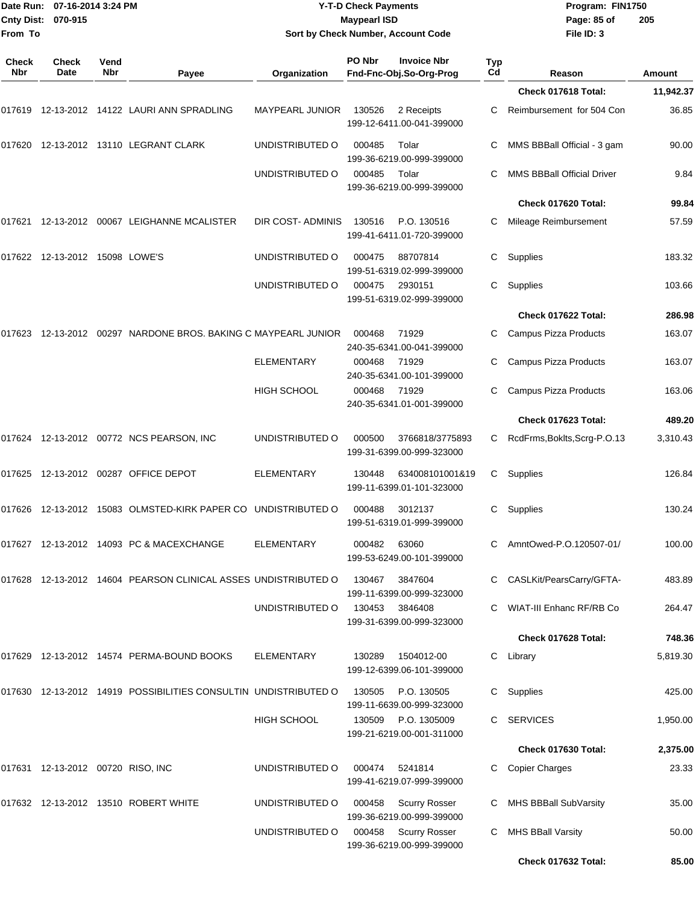Date Run: 07-16-2014 3:24 PM
Cnty Dist: 070-915
From To

**Y-T-D Check Payments**
**Maypearl ISD**
**Sort by Check Number, Account Code**

Program: FIN1750
File ID: 3

| Check Nbr | Check Date | Vend Nbr | Payee | Organization | PO Nbr | Invoice Nbr / Fnd-Fnc-Obj.So-Org-Prog | Typ Cd | Reason | Amount |
|---|---|---|---|---|---|---|---|---|---|
| | | | | | | | | **Check 017618 Total:** | **11,942.37** |
| 017619 | 12-13-2012 | 14122 | LAURI ANN SPRADLING | MAYPEARL JUNIOR | 130526 | 2 Receipts 199-12-6411.00-041-399000 | C | Reimbursement for 504 Con | 36.85 |
| 017620 | 12-13-2012 | 13110 | LEGRANT CLARK | UNDISTRIBUTED O | 000485 | Tolar 199-36-6219.00-999-399000 | C | MMS BBBall Official - 3 gam | 90.00 |
| | | | | UNDISTRIBUTED O | 000485 | Tolar 199-36-6219.00-999-399000 | C | MMS BBBall Official Driver | 9.84 |
| | | | | | | | | **Check 017620 Total:** | **99.84** |
| 017621 | 12-13-2012 | 00067 | LEIGHANNE MCALISTER | DIR COST- ADMINIS | 130516 | P.O. 130516 199-41-6411.01-720-399000 | C | Mileage Reimbursement | 57.59 |
| 017622 | 12-13-2012 | 15098 | LOWE'S | UNDISTRIBUTED O | 000475 | 88707814 199-51-6319.02-999-399000 | C | Supplies | 183.32 |
| | | | | UNDISTRIBUTED O | 000475 | 2930151 199-51-6319.02-999-399000 | C | Supplies | 103.66 |
| | | | | | | | | **Check 017622 Total:** | **286.98** |
| 017623 | 12-13-2012 | 00297 | NARDONE BROS. BAKING C | MAYPEARL JUNIOR | 000468 | 71929 240-35-6341.00-041-399000 | C | Campus Pizza Products | 163.07 |
| | | | | ELEMENTARY | 000468 | 71929 240-35-6341.00-101-399000 | C | Campus Pizza Products | 163.07 |
| | | | | HIGH SCHOOL | 000468 | 71929 240-35-6341.01-001-399000 | C | Campus Pizza Products | 163.06 |
| | | | | | | | | **Check 017623 Total:** | **489.20** |
| 017624 | 12-13-2012 | 00772 | NCS PEARSON, INC | UNDISTRIBUTED O | 000500 | 3766818/3775893 199-31-6399.00-999-323000 | C | RcdFrms,Boklts,Scrg-P.O.13 | 3,310.43 |
| 017625 | 12-13-2012 | 00287 | OFFICE DEPOT | ELEMENTARY | 130448 | 634008101001&19 199-11-6399.01-101-323000 | C | Supplies | 126.84 |
| 017626 | 12-13-2012 | 15083 | OLMSTED-KIRK PAPER CO | UNDISTRIBUTED O | 000488 | 3012137 199-51-6319.01-999-399000 | C | Supplies | 130.24 |
| 017627 | 12-13-2012 | 14093 | PC & MACEXCHANGE | ELEMENTARY | 000482 | 63060 199-53-6249.00-101-399000 | C | AmntOwed-P.O.120507-01/ | 100.00 |
| 017628 | 12-13-2012 | 14604 | PEARSON CLINICAL ASSES | UNDISTRIBUTED O | 130467 | 3847604 199-11-6399.00-999-323000 | C | CASLKit/PearsCarry/GFTA- | 483.89 |
| | | | | UNDISTRIBUTED O | 130453 | 3846408 199-31-6399.00-999-323000 | C | WIAT-III Enhanc RF/RB Co | 264.47 |
| | | | | | | | | **Check 017628 Total:** | **748.36** |
| 017629 | 12-13-2012 | 14574 | PERMA-BOUND BOOKS | ELEMENTARY | 130289 | 1504012-00 199-12-6399.06-101-399000 | C | Library | 5,819.30 |
| 017630 | 12-13-2012 | 14919 | POSSIBILITIES CONSULTIN | UNDISTRIBUTED O | 130505 | P.O. 130505 199-11-6639.00-999-323000 | C | Supplies | 425.00 |
| | | | | HIGH SCHOOL | 130509 | P.O. 1305009 199-21-6219.00-001-311000 | C | SERVICES | 1,950.00 |
| | | | | | | | | **Check 017630 Total:** | **2,375.00** |
| 017631 | 12-13-2012 | 00720 | RISO, INC | UNDISTRIBUTED O | 000474 | 5241814 199-41-6219.07-999-399000 | C | Copier Charges | 23.33 |
| 017632 | 12-13-2012 | 13510 | ROBERT WHITE | UNDISTRIBUTED O | 000458 | Scurry Rosser 199-36-6219.00-999-399000 | C | MHS BBBall SubVarsity | 35.00 |
| | | | | UNDISTRIBUTED O | 000458 | Scurry Rosser 199-36-6219.00-999-399000 | C | MHS BBall Varsity | 50.00 |
| | | | | | | | | **Check 017632 Total:** | **85.00** |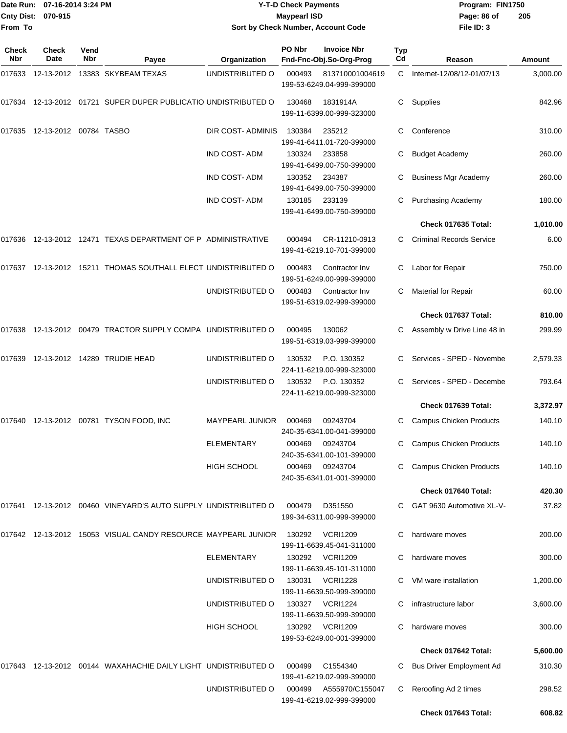**Y-T-D Check Payments**
**Maypearl ISD**
**Sort by Check Number, Account Code**

Date Run: 07-16-2014 3:24 PM
Cnty Dist: 070-915
From To

Program: FIN1750
File ID: 3

| Check Nbr | Check Date | Vend Nbr | Payee | Organization | PO Nbr | Invoice Nbr / Fnd-Fnc-Obj.So-Org-Prog | Typ Cd | Reason | Amount |
|---|---|---|---|---|---|---|---|---|---|
| 017633 | 12-13-2012 | 13383 | SKYBEAM TEXAS | UNDISTRIBUTED O | 000493 | 813710001004619 199-53-6249.04-999-399000 | C | Internet-12/08/12-01/07/13 | 3,000.00 |
| 017634 | 12-13-2012 | 01721 | SUPER DUPER PUBLICATIO | UNDISTRIBUTED O | 130468 | 1831914A 199-11-6399.00-999-323000 | C | Supplies | 842.96 |
| 017635 | 12-13-2012 | 00784 | TASBO | DIR COST- ADMINIS | 130384 | 235212 199-41-6411.01-720-399000 | C | Conference | 310.00 |
| | | | | IND COST- ADM | 130324 | 233858 199-41-6499.00-750-399000 | C | Budget Academy | 260.00 |
| | | | | IND COST- ADM | 130352 | 234387 199-41-6499.00-750-399000 | C | Business Mgr Academy | 260.00 |
| | | | | IND COST- ADM | 130185 | 233139 199-41-6499.00-750-399000 | C | Purchasing Academy | 180.00 |
| | | | | | | | | **Check 017635 Total:** | **1,010.00** |
| 017636 | 12-13-2012 | 12471 | TEXAS DEPARTMENT OF P | ADMINISTRATIVE | 000494 | CR-11210-0913 199-41-6219.10-701-399000 | C | Criminal Records Service | 6.00 |
| 017637 | 12-13-2012 | 15211 | THOMAS SOUTHALL ELECT | UNDISTRIBUTED O | 000483 | Contractor Inv 199-51-6249.00-999-399000 | C | Labor for Repair | 750.00 |
| | | | | UNDISTRIBUTED O | 000483 | Contractor Inv 199-51-6319.02-999-399000 | C | Material for Repair | 60.00 |
| | | | | | | | | **Check 017637 Total:** | **810.00** |
| 017638 | 12-13-2012 | 00479 | TRACTOR SUPPLY COMPA | UNDISTRIBUTED O | 000495 | 130062 199-51-6319.03-999-399000 | C | Assembly w Drive Line 48 in | 299.99 |
| 017639 | 12-13-2012 | 14289 | TRUDIE HEAD | UNDISTRIBUTED O | 130532 | P.O. 130352 224-11-6219.00-999-323000 | C | Services - SPED - Novembe | 2,579.33 |
| | | | | UNDISTRIBUTED O | 130532 | P.O. 130352 224-11-6219.00-999-323000 | C | Services - SPED - Decembe | 793.64 |
| | | | | | | | | **Check 017639 Total:** | **3,372.97** |
| 017640 | 12-13-2012 | 00781 | TYSON FOOD, INC | MAYPEARL JUNIOR | 000469 | 09243704 240-35-6341.00-041-399000 | C | Campus Chicken Products | 140.10 |
| | | | | ELEMENTARY | 000469 | 09243704 240-35-6341.00-101-399000 | C | Campus Chicken Products | 140.10 |
| | | | | HIGH SCHOOL | 000469 | 09243704 240-35-6341.01-001-399000 | C | Campus Chicken Products | 140.10 |
| | | | | | | | | **Check 017640 Total:** | **420.30** |
| 017641 | 12-13-2012 | 00460 | VINEYARD'S AUTO SUPPLY | UNDISTRIBUTED O | 000479 | D351550 199-34-6311.00-999-399000 | C | GAT 9630 Automotive XL-V- | 37.82 |
| 017642 | 12-13-2012 | 15053 | VISUAL CANDY RESOURCE | MAYPEARL JUNIOR | 130292 | VCRI1209 199-11-6639.45-041-311000 | C | hardware moves | 200.00 |
| | | | | ELEMENTARY | 130292 | VCRI1209 199-11-6639.45-101-311000 | C | hardware moves | 300.00 |
| | | | | UNDISTRIBUTED O | 130031 | VCRI1228 199-11-6639.50-999-399000 | C | VM ware installation | 1,200.00 |
| | | | | UNDISTRIBUTED O | 130327 | VCRI1224 199-11-6639.50-999-399000 | C | infrastructure labor | 3,600.00 |
| | | | | HIGH SCHOOL | 130292 | VCRI1209 199-53-6249.00-001-399000 | C | hardware moves | 300.00 |
| | | | | | | | | **Check 017642 Total:** | **5,600.00** |
| 017643 | 12-13-2012 | 00144 | WAXAHACHIE DAILY LIGHT | UNDISTRIBUTED O | 000499 | C1554340 199-41-6219.02-999-399000 | C | Bus Driver Employment Ad | 310.30 |
| | | | | UNDISTRIBUTED O | 000499 | A555970/C155047 199-41-6219.02-999-399000 | C | Reroofing Ad 2 times | 298.52 |
| | | | | | | | | **Check 017643 Total:** | **608.82** |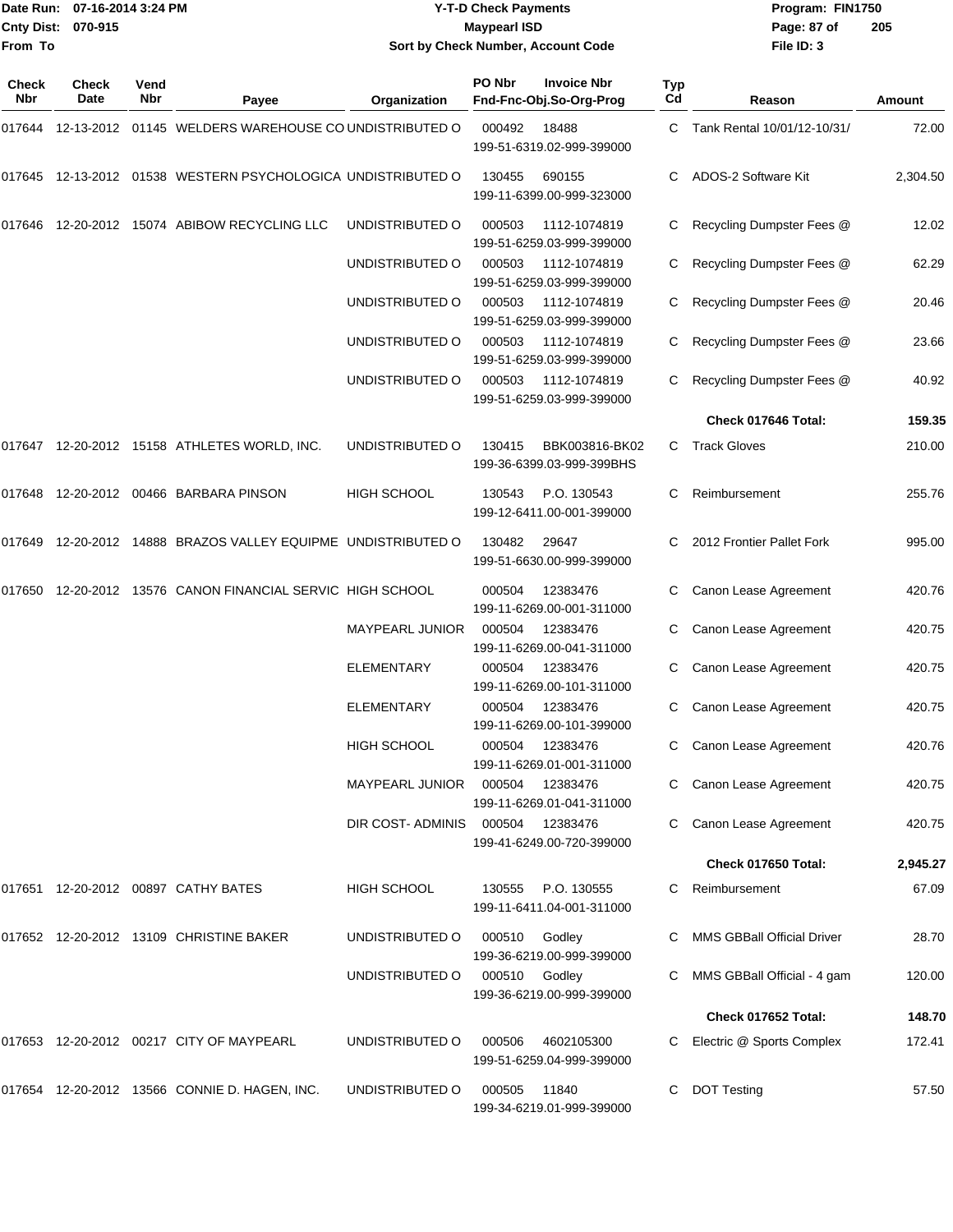Date Run: 07-16-2014 3:24 PM
Cnty Dist: 070-915
From To

# Y-T-D Check Payments

## Maypearl ISD

### Sort by Check Number, Account Code

Program: FIN1750
File ID: 3

| Check Nbr | Check Date | Vend Nbr | Payee | Organization | PO Nbr | Invoice Nbr / Fnd-Fnc-Obj.So-Org-Prog | Typ Cd | Reason | Amount |
|---|---|---|---|---|---|---|---|---|---|
| 017644 | 12-13-2012 | 01145 | WELDERS WAREHOUSE CO | UNDISTRIBUTED O | 000492 | 18488 199-51-6319.02-999-399000 | C | Tank Rental 10/01/12-10/31/ | 72.00 |
| 017645 | 12-13-2012 | 01538 | WESTERN PSYCHOLOGICA | UNDISTRIBUTED O | 130455 | 690155 199-11-6399.00-999-323000 | C | ADOS-2 Software Kit | 2,304.50 |
| 017646 | 12-20-2012 | 15074 | ABIBOW RECYCLING LLC | UNDISTRIBUTED O | 000503 | 1112-1074819 199-51-6259.03-999-399000 | C | Recycling Dumpster Fees @ | 12.02 |
| | | | | UNDISTRIBUTED O | 000503 | 1112-1074819 199-51-6259.03-999-399000 | C | Recycling Dumpster Fees @ | 62.29 |
| | | | | UNDISTRIBUTED O | 000503 | 1112-1074819 199-51-6259.03-999-399000 | C | Recycling Dumpster Fees @ | 20.46 |
| | | | | UNDISTRIBUTED O | 000503 | 1112-1074819 199-51-6259.03-999-399000 | C | Recycling Dumpster Fees @ | 23.66 |
| | | | | UNDISTRIBUTED O | 000503 | 1112-1074819 199-51-6259.03-999-399000 | C | Recycling Dumpster Fees @ | 40.92 |
| | | | | | | | | **Check 017646 Total:** | **159.35** |
| 017647 | 12-20-2012 | 15158 | ATHLETES WORLD, INC. | UNDISTRIBUTED O | 130415 | BBK003816-BK02 199-36-6399.03-999-399BHS | C | Track Gloves | 210.00 |
| 017648 | 12-20-2012 | 00466 | BARBARA PINSON | HIGH SCHOOL | 130543 | P.O. 130543 199-12-6411.00-001-399000 | C | Reimbursement | 255.76 |
| 017649 | 12-20-2012 | 14888 | BRAZOS VALLEY EQUIPME | UNDISTRIBUTED O | 130482 | 29647 199-51-6630.00-999-399000 | C | 2012 Frontier Pallet Fork | 995.00 |
| 017650 | 12-20-2012 | 13576 | CANON FINANCIAL SERVIC | HIGH SCHOOL | 000504 | 12383476 199-11-6269.00-001-311000 | C | Canon Lease Agreement | 420.76 |
| | | | | MAYPEARL JUNIOR | 000504 | 12383476 199-11-6269.00-041-311000 | C | Canon Lease Agreement | 420.75 |
| | | | | ELEMENTARY | 000504 | 12383476 199-11-6269.00-101-311000 | C | Canon Lease Agreement | 420.75 |
| | | | | ELEMENTARY | 000504 | 12383476 199-11-6269.00-101-399000 | C | Canon Lease Agreement | 420.75 |
| | | | | HIGH SCHOOL | 000504 | 12383476 199-11-6269.01-001-311000 | C | Canon Lease Agreement | 420.76 |
| | | | | MAYPEARL JUNIOR | 000504 | 12383476 199-11-6269.01-041-311000 | C | Canon Lease Agreement | 420.75 |
| | | | | DIR COST- ADMINIS | 000504 | 12383476 199-41-6249.00-720-399000 | C | Canon Lease Agreement | 420.75 |
| | | | | | | | | **Check 017650 Total:** | **2,945.27** |
| 017651 | 12-20-2012 | 00897 | CATHY BATES | HIGH SCHOOL | 130555 | P.O. 130555 199-11-6411.04-001-311000 | C | Reimbursement | 67.09 |
| 017652 | 12-20-2012 | 13109 | CHRISTINE BAKER | UNDISTRIBUTED O | 000510 | Godley 199-36-6219.00-999-399000 | C | MMS GBBall Official Driver | 28.70 |
| | | | | UNDISTRIBUTED O | 000510 | Godley 199-36-6219.00-999-399000 | C | MMS GBBall Official - 4 gam | 120.00 |
| | | | | | | | | **Check 017652 Total:** | **148.70** |
| 017653 | 12-20-2012 | 00217 | CITY OF MAYPEARL | UNDISTRIBUTED O | 000506 | 4602105300 199-51-6259.04-999-399000 | C | Electric @ Sports Complex | 172.41 |
| 017654 | 12-20-2012 | 13566 | CONNIE D. HAGEN, INC. | UNDISTRIBUTED O | 000505 | 11840 199-34-6219.01-999-399000 | C | DOT Testing | 57.50 |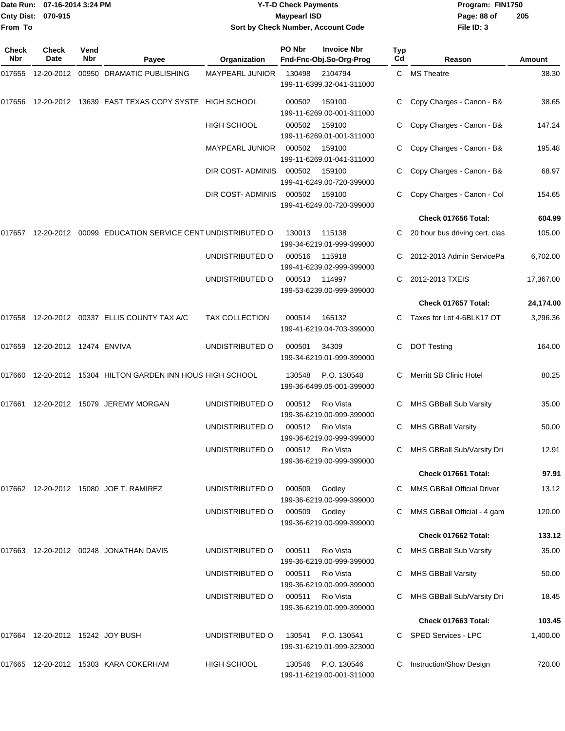Date Run: 07-16-2014 3:24 PM
Cnty Dist: 070-915
From To

# Y-T-D Check Payments
## Maypearl ISD
### Sort by Check Number, Account Code

Program: FIN1750
File ID: 3

| Check Nbr | Check Date | Vend Nbr | Payee | Organization | PO Nbr | Invoice Nbr / Fnd-Fnc-Obj.So-Org-Prog | Typ Cd | Reason | Amount |
|---|---|---|---|---|---|---|---|---|---|
| 017655 | 12-20-2012 | 00950 | DRAMATIC PUBLISHING | MAYPEARL JUNIOR | 130498 | 2104794 199-11-6399.32-041-311000 | C | MS Theatre | 38.30 |
| 017656 | 12-20-2012 | 13639 | EAST TEXAS COPY SYSTE | HIGH SCHOOL | 000502 | 159100 199-11-6269.00-001-311000 | C | Copy Charges - Canon - B& | 38.65 |
| | | | | HIGH SCHOOL | 000502 | 159100 199-11-6269.01-001-311000 | C | Copy Charges - Canon - B& | 147.24 |
| | | | | MAYPEARL JUNIOR | 000502 | 159100 199-11-6269.01-041-311000 | C | Copy Charges - Canon - B& | 195.48 |
| | | | | DIR COST- ADMINIS | 000502 | 159100 199-41-6249.00-720-399000 | C | Copy Charges - Canon - B& | 68.97 |
| | | | | DIR COST- ADMINIS | 000502 | 159100 199-41-6249.00-720-399000 | C | Copy Charges - Canon - Col | 154.65 |
| | | | | | | | | **Check 017656 Total:** | **604.99** |
| 017657 | 12-20-2012 | 00099 | EDUCATION SERVICE CENT | UNDISTRIBUTED O | 130013 | 115138 199-34-6219.01-999-399000 | C | 20 hour bus driving cert. clas | 105.00 |
| | | | | UNDISTRIBUTED O | 000516 | 115918 199-41-6239.02-999-399000 | C | 2012-2013 Admin ServicePa | 6,702.00 |
| | | | | UNDISTRIBUTED O | 000513 | 114997 199-53-6239.00-999-399000 | C | 2012-2013 TXEIS | 17,367.00 |
| | | | | | | | | **Check 017657 Total:** | **24,174.00** |
| 017658 | 12-20-2012 | 00337 | ELLIS COUNTY TAX A/C | TAX COLLECTION | 000514 | 165132 199-41-6219.04-703-399000 | C | Taxes for Lot 4-6BLK17 OT | 3,296.36 |
| 017659 | 12-20-2012 | 12474 | ENVIVA | UNDISTRIBUTED O | 000501 | 34309 199-34-6219.01-999-399000 | C | DOT Testing | 164.00 |
| 017660 | 12-20-2012 | 15304 | HILTON GARDEN INN HOUS | HIGH SCHOOL | 130548 | P.O. 130548 199-36-6499.05-001-399000 | C | Merritt SB Clinic Hotel | 80.25 |
| 017661 | 12-20-2012 | 15079 | JEREMY MORGAN | UNDISTRIBUTED O | 000512 | Rio Vista 199-36-6219.00-999-399000 | C | MHS GBBall Sub Varsity | 35.00 |
| | | | | UNDISTRIBUTED O | 000512 | Rio Vista 199-36-6219.00-999-399000 | C | MHS GBBall Varsity | 50.00 |
| | | | | UNDISTRIBUTED O | 000512 | Rio Vista 199-36-6219.00-999-399000 | C | MHS GBBall Sub/Varsity Dri | 12.91 |
| | | | | | | | | **Check 017661 Total:** | **97.91** |
| 017662 | 12-20-2012 | 15080 | JOE T. RAMIREZ | UNDISTRIBUTED O | 000509 | Godley 199-36-6219.00-999-399000 | C | MMS GBBall Official Driver | 13.12 |
| | | | | UNDISTRIBUTED O | 000509 | Godley 199-36-6219.00-999-399000 | C | MMS GBBall Official - 4 gam | 120.00 |
| | | | | | | | | **Check 017662 Total:** | **133.12** |
| 017663 | 12-20-2012 | 00248 | JONATHAN DAVIS | UNDISTRIBUTED O | 000511 | Rio Vista 199-36-6219.00-999-399000 | C | MHS GBBall Sub Varsity | 35.00 |
| | | | | UNDISTRIBUTED O | 000511 | Rio Vista 199-36-6219.00-999-399000 | C | MHS GBBall Varsity | 50.00 |
| | | | | UNDISTRIBUTED O | 000511 | Rio Vista 199-36-6219.00-999-399000 | C | MHS GBBall Sub/Varsity Dri | 18.45 |
| | | | | | | | | **Check 017663 Total:** | **103.45** |
| 017664 | 12-20-2012 | 15242 | JOY BUSH | UNDISTRIBUTED O | 130541 | P.O. 130541 199-31-6219.01-999-323000 | C | SPED Services - LPC | 1,400.00 |
| 017665 | 12-20-2012 | 15303 | KARA COKERHAM | HIGH SCHOOL | 130546 | P.O. 130546 199-11-6219.00-001-311000 | C | Instruction/Show Design | 720.00 |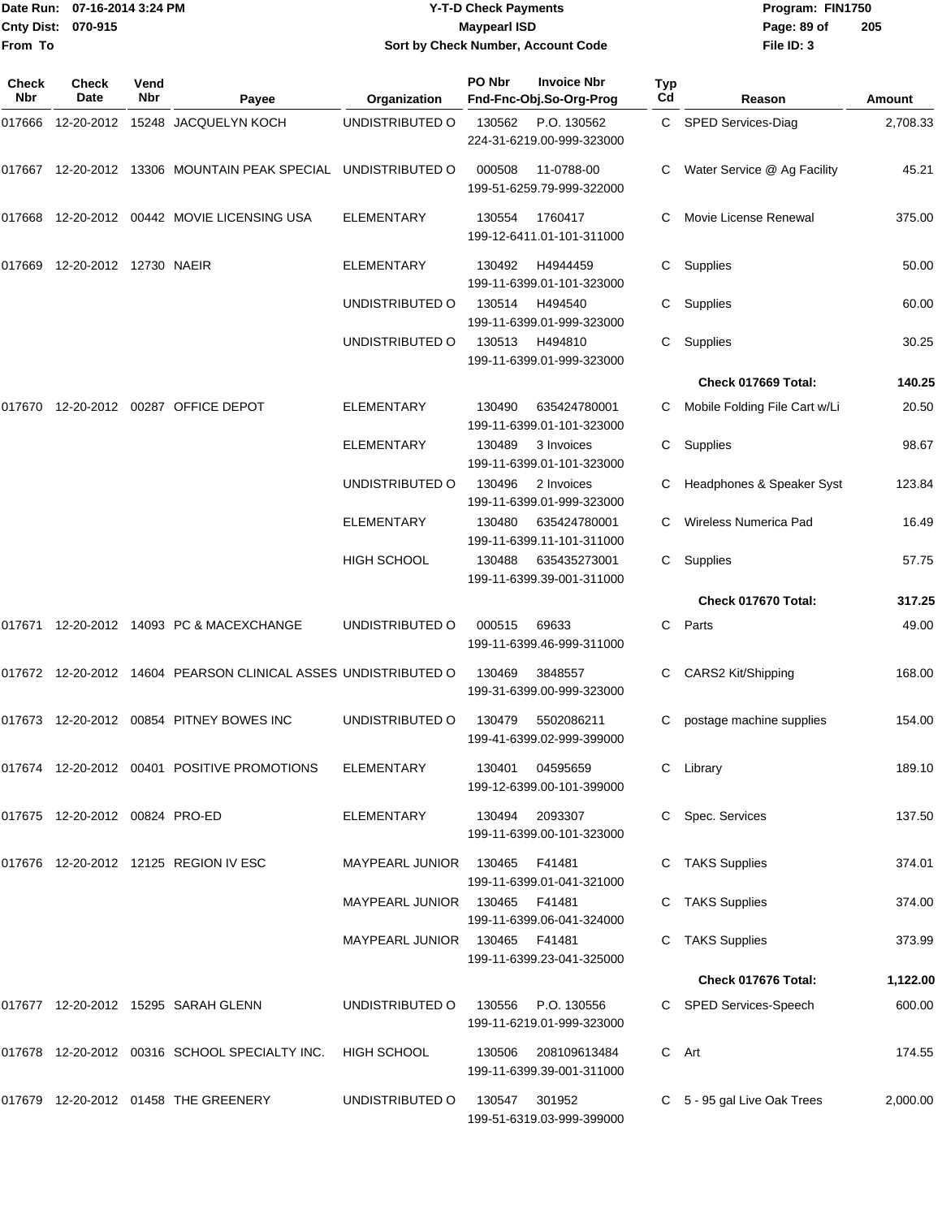Date Run: 07-16-2014 3:24 PM
Cnty Dist: 070-915
From To

# Y-T-D Check Payments
## Maypearl ISD
### Sort by Check Number, Account Code

Program: FIN1750
File ID: 3

| Check Nbr | Check Date | Vend Nbr | Payee | Organization | PO Nbr | Invoice Nbr / Fnd-Fnc-Obj.So-Org-Prog | Typ Cd | Reason | Amount |
|---|---|---|---|---|---|---|---|---|---|
| 017666 | 12-20-2012 | 15248 | JACQUELYN KOCH | UNDISTRIBUTED O | 130562 | P.O. 130562 224-31-6219.00-999-323000 | C | SPED Services-Diag | 2,708.33 |
| 017667 | 12-20-2012 | 13306 | MOUNTAIN PEAK SPECIAL | UNDISTRIBUTED O | 000508 | 11-0788-00 199-51-6259.79-999-322000 | C | Water Service @ Ag Facility | 45.21 |
| 017668 | 12-20-2012 | 00442 | MOVIE LICENSING USA | ELEMENTARY | 130554 | 1760417 199-12-6411.01-101-311000 | C | Movie License Renewal | 375.00 |
| 017669 | 12-20-2012 | 12730 | NAEIR | ELEMENTARY | 130492 | H4944459 199-11-6399.01-101-323000 | C | Supplies | 50.00 |
| | | | | UNDISTRIBUTED O | 130514 | H494540 199-11-6399.01-999-323000 | C | Supplies | 60.00 |
| | | | | UNDISTRIBUTED O | 130513 | H494810 199-11-6399.01-999-323000 | C | Supplies | 30.25 |
| | | | | | | | | **Check 017669 Total:** | **140.25** |
| 017670 | 12-20-2012 | 00287 | OFFICE DEPOT | ELEMENTARY | 130490 | 635424780001 199-11-6399.01-101-323000 | C | Mobile Folding File Cart w/Li | 20.50 |
| | | | | ELEMENTARY | 130489 | 3 Invoices 199-11-6399.01-101-323000 | C | Supplies | 98.67 |
| | | | | UNDISTRIBUTED O | 130496 | 2 Invoices 199-11-6399.01-999-323000 | C | Headphones & Speaker Syst | 123.84 |
| | | | | ELEMENTARY | 130480 | 635424780001 199-11-6399.11-101-311000 | C | Wireless Numerica Pad | 16.49 |
| | | | | HIGH SCHOOL | 130488 | 635435273001 199-11-6399.39-001-311000 | C | Supplies | 57.75 |
| | | | | | | | | **Check 017670 Total:** | **317.25** |
| 017671 | 12-20-2012 | 14093 | PC & MACEXCHANGE | UNDISTRIBUTED O | 000515 | 69633 199-11-6399.46-999-311000 | C | Parts | 49.00 |
| 017672 | 12-20-2012 | 14604 | PEARSON CLINICAL ASSES | UNDISTRIBUTED O | 130469 | 3848557 199-31-6399.00-999-323000 | C | CARS2 Kit/Shipping | 168.00 |
| 017673 | 12-20-2012 | 00854 | PITNEY BOWES INC | UNDISTRIBUTED O | 130479 | 5502086211 199-41-6399.02-999-399000 | C | postage machine supplies | 154.00 |
| 017674 | 12-20-2012 | 00401 | POSITIVE PROMOTIONS | ELEMENTARY | 130401 | 04595659 199-12-6399.00-101-399000 | C | Library | 189.10 |
| 017675 | 12-20-2012 | 00824 | PRO-ED | ELEMENTARY | 130494 | 2093307 199-11-6399.00-101-323000 | C | Spec. Services | 137.50 |
| 017676 | 12-20-2012 | 12125 | REGION IV ESC | MAYPEARL JUNIOR | 130465 | F41481 199-11-6399.01-041-321000 | C | TAKS Supplies | 374.01 |
| | | | | MAYPEARL JUNIOR | 130465 | F41481 199-11-6399.06-041-324000 | C | TAKS Supplies | 374.00 |
| | | | | MAYPEARL JUNIOR | 130465 | F41481 199-11-6399.23-041-325000 | C | TAKS Supplies | 373.99 |
| | | | | | | | | **Check 017676 Total:** | **1,122.00** |
| 017677 | 12-20-2012 | 15295 | SARAH GLENN | UNDISTRIBUTED O | 130556 | P.O. 130556 199-11-6219.01-999-323000 | C | SPED Services-Speech | 600.00 |
| 017678 | 12-20-2012 | 00316 | SCHOOL SPECIALTY INC. | HIGH SCHOOL | 130506 | 208109613484 199-11-6399.39-001-311000 | C | Art | 174.55 |
| 017679 | 12-20-2012 | 01458 | THE GREENERY | UNDISTRIBUTED O | 130547 | 301952 199-51-6319.03-999-399000 | C | 5 - 95 gal Live Oak Trees | 2,000.00 |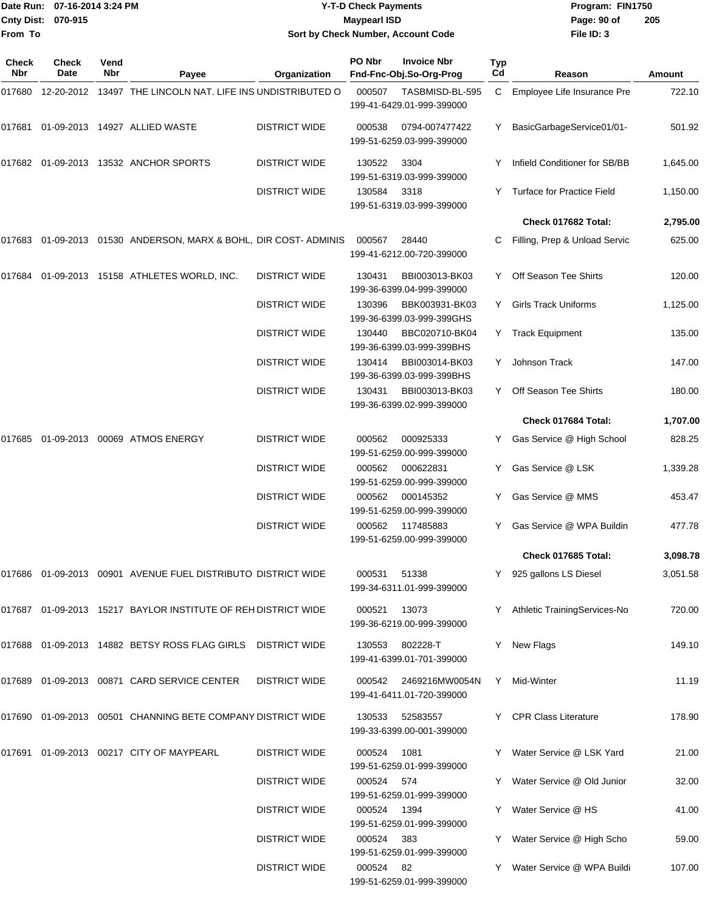| Check Nbr | Check Date | Vend Nbr | Payee | Organization | PO Nbr | Invoice Nbr Fnd-Fnc-Obj.So-Org-Prog | Typ Cd | Reason | Amount |
|---|---|---|---|---|---|---|---|---|---|
| 017680 | 12-20-2012 | 13497 | THE LINCOLN NAT. LIFE INS | UNDISTRIBUTED O | 000507 | TASBMISD-BL-595 199-41-6429.01-999-399000 | C | Employee Life Insurance Pre | 722.10 |
| 017681 | 01-09-2013 | 14927 | ALLIED WASTE | DISTRICT WIDE | 000538 | 0794-007477422 199-51-6259.03-999-399000 | Y | BasicGarbageService01/01- | 501.92 |
| 017682 | 01-09-2013 | 13532 | ANCHOR SPORTS | DISTRICT WIDE | 130522 | 3304 199-51-6319.03-999-399000 | Y | Infield Conditioner for SB/BB | 1,645.00 |
| | | | | DISTRICT WIDE | 130584 | 3318 199-51-6319.03-999-399000 | Y | Turface for Practice Field | 1,150.00 |
| | | | | | | | | **Check 017682 Total:** | **2,795.00** |
| 017683 | 01-09-2013 | 01530 | ANDERSON, MARX & BOHL, | DIR COST- ADMINIS | 000567 | 28440 199-41-6212.00-720-399000 | C | Filling, Prep & Unload Servic | 625.00 |
| 017684 | 01-09-2013 | 15158 | ATHLETES WORLD, INC. | DISTRICT WIDE | 130431 | BBI003013-BK03 199-36-6399.04-999-399000 | Y | Off Season Tee Shirts | 120.00 |
| | | | | DISTRICT WIDE | 130396 | BBK003931-BK03 199-36-6399.03-999-399GHS | Y | Girls Track Uniforms | 1,125.00 |
| | | | | DISTRICT WIDE | 130440 | BBC020710-BK04 199-36-6399.03-999-399BHS | Y | Track Equipment | 135.00 |
| | | | | DISTRICT WIDE | 130414 | BBI003014-BK03 199-36-6399.03-999-399BHS | Y | Johnson Track | 147.00 |
| | | | | DISTRICT WIDE | 130431 | BBI003013-BK03 199-36-6399.02-999-399000 | Y | Off Season Tee Shirts | 180.00 |
| | | | | | | | | **Check 017684 Total:** | **1,707.00** |
| 017685 | 01-09-2013 | 00069 | ATMOS ENERGY | DISTRICT WIDE | 000562 | 000925333 199-51-6259.00-999-399000 | Y | Gas Service @ High School | 828.25 |
| | | | | DISTRICT WIDE | 000562 | 000622831 199-51-6259.00-999-399000 | Y | Gas Service @ LSK | 1,339.28 |
| | | | | DISTRICT WIDE | 000562 | 000145352 199-51-6259.00-999-399000 | Y | Gas Service @ MMS | 453.47 |
| | | | | DISTRICT WIDE | 000562 | 117485883 199-51-6259.00-999-399000 | Y | Gas Service @ WPA Buildin | 477.78 |
| | | | | | | | | **Check 017685 Total:** | **3,098.78** |
| 017686 | 01-09-2013 | 00901 | AVENUE FUEL DISTRIBUTO | DISTRICT WIDE | 000531 | 51338 199-34-6311.01-999-399000 | Y | 925 gallons LS Diesel | 3,051.58 |
| 017687 | 01-09-2013 | 15217 | BAYLOR INSTITUTE OF REH | DISTRICT WIDE | 000521 | 13073 199-36-6219.00-999-399000 | Y | Athletic TrainingServices-No | 720.00 |
| 017688 | 01-09-2013 | 14882 | BETSY ROSS FLAG GIRLS | DISTRICT WIDE | 130553 | 802228-T 199-41-6399.01-701-399000 | Y | New Flags | 149.10 |
| 017689 | 01-09-2013 | 00871 | CARD SERVICE CENTER | DISTRICT WIDE | 000542 | 2469216MW0054N 199-41-6411.01-720-399000 | Y | Mid-Winter | 11.19 |
| 017690 | 01-09-2013 | 00501 | CHANNING BETE COMPANY | DISTRICT WIDE | 130533 | 52583557 199-33-6399.00-001-399000 | Y | CPR Class Literature | 178.90 |
| 017691 | 01-09-2013 | 00217 | CITY OF MAYPEARL | DISTRICT WIDE | 000524 | 1081 199-51-6259.01-999-399000 | Y | Water Service @ LSK Yard | 21.00 |
| | | | | DISTRICT WIDE | 000524 | 574 199-51-6259.01-999-399000 | Y | Water Service @ Old Junior | 32.00 |
| | | | | DISTRICT WIDE | 000524 | 1394 199-51-6259.01-999-399000 | Y | Water Service @ HS | 41.00 |
| | | | | DISTRICT WIDE | 000524 | 383 199-51-6259.01-999-399000 | Y | Water Service @ High Scho | 59.00 |
| | | | | DISTRICT WIDE | 000524 | 82 199-51-6259.01-999-399000 | Y | Water Service @ WPA Buildi | 107.00 |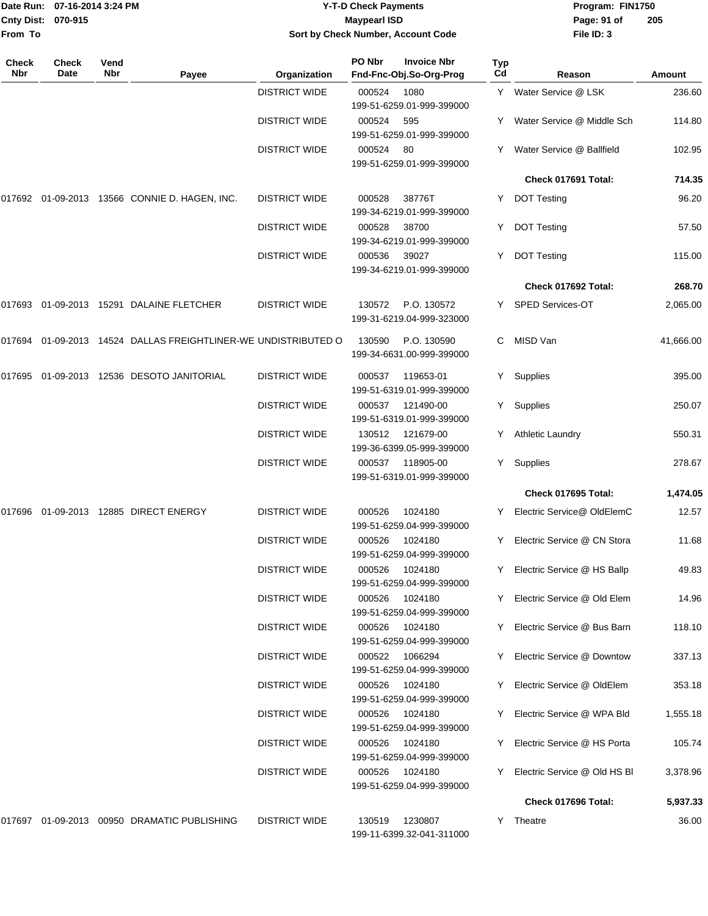| Check Nbr | Check Date | Vend Nbr | Payee | Organization | PO Nbr / Invoice Nbr / Fnd-Fnc-Obj.So-Org-Prog | Typ Cd | Reason | Amount |
|---|---|---|---|---|---|---|---|---|
| | | | | DISTRICT WIDE | 000524 1080 199-51-6259.01-999-399000 | Y | Water Service @ LSK | 236.60 |
| | | | | DISTRICT WIDE | 000524 595 199-51-6259.01-999-399000 | Y | Water Service @ Middle Sch | 114.80 |
| | | | | DISTRICT WIDE | 000524 80 199-51-6259.01-999-399000 | Y | Water Service @ Ballfield | 102.95 |
| | | | | | | | **Check 017691 Total:** | **714.35** |
| 017692 | 01-09-2013 | 13566 | CONNIE D. HAGEN, INC. | DISTRICT WIDE | 000528 38776T 199-34-6219.01-999-399000 | Y | DOT Testing | 96.20 |
| | | | | DISTRICT WIDE | 000528 38700 199-34-6219.01-999-399000 | Y | DOT Testing | 57.50 |
| | | | | DISTRICT WIDE | 000536 39027 199-34-6219.01-999-399000 | Y | DOT Testing | 115.00 |
| | | | | | | | **Check 017692 Total:** | **268.70** |
| 017693 | 01-09-2013 | 15291 | DALAINE FLETCHER | DISTRICT WIDE | 130572 P.O. 130572 199-31-6219.04-999-323000 | Y | SPED Services-OT | 2,065.00 |
| 017694 | 01-09-2013 | 14524 | DALLAS FREIGHTLINER-WE | UNDISTRIBUTED O | 130590 P.O. 130590 199-34-6631.00-999-399000 | C | MISD Van | 41,666.00 |
| 017695 | 01-09-2013 | 12536 | DESOTO JANITORIAL | DISTRICT WIDE | 000537 119653-01 199-51-6319.01-999-399000 | Y | Supplies | 395.00 |
| | | | | DISTRICT WIDE | 000537 121490-00 199-51-6319.01-999-399000 | Y | Supplies | 250.07 |
| | | | | DISTRICT WIDE | 130512 121679-00 199-36-6399.05-999-399000 | Y | Athletic Laundry | 550.31 |
| | | | | DISTRICT WIDE | 000537 118905-00 199-51-6319.01-999-399000 | Y | Supplies | 278.67 |
| | | | | | | | **Check 017695 Total:** | **1,474.05** |
| 017696 | 01-09-2013 | 12885 | DIRECT ENERGY | DISTRICT WIDE | 000526 1024180 199-51-6259.04-999-399000 | Y | Electric Service@ OldElemC | 12.57 |
| | | | | DISTRICT WIDE | 000526 1024180 199-51-6259.04-999-399000 | Y | Electric Service @ CN Stora | 11.68 |
| | | | | DISTRICT WIDE | 000526 1024180 199-51-6259.04-999-399000 | Y | Electric Service @ HS Ballp | 49.83 |
| | | | | DISTRICT WIDE | 000526 1024180 199-51-6259.04-999-399000 | Y | Electric Service @ Old Elem | 14.96 |
| | | | | DISTRICT WIDE | 000526 1024180 199-51-6259.04-999-399000 | Y | Electric Service @ Bus Barn | 118.10 |
| | | | | DISTRICT WIDE | 000522 1066294 199-51-6259.04-999-399000 | Y | Electric Service @ Downtow | 337.13 |
| | | | | DISTRICT WIDE | 000526 1024180 199-51-6259.04-999-399000 | Y | Electric Service @ OldElem | 353.18 |
| | | | | DISTRICT WIDE | 000526 1024180 199-51-6259.04-999-399000 | Y | Electric Service @ WPA Bld | 1,555.18 |
| | | | | DISTRICT WIDE | 000526 1024180 199-51-6259.04-999-399000 | Y | Electric Service @ HS Porta | 105.74 |
| | | | | DISTRICT WIDE | 000526 1024180 199-51-6259.04-999-399000 | Y | Electric Service @ Old HS Bl | 3,378.96 |
| | | | | | | | **Check 017696 Total:** | **5,937.33** |
| 017697 | 01-09-2013 | 00950 | DRAMATIC PUBLISHING | DISTRICT WIDE | 130519 1230807 199-11-6399.32-041-311000 | Y | Theatre | 36.00 |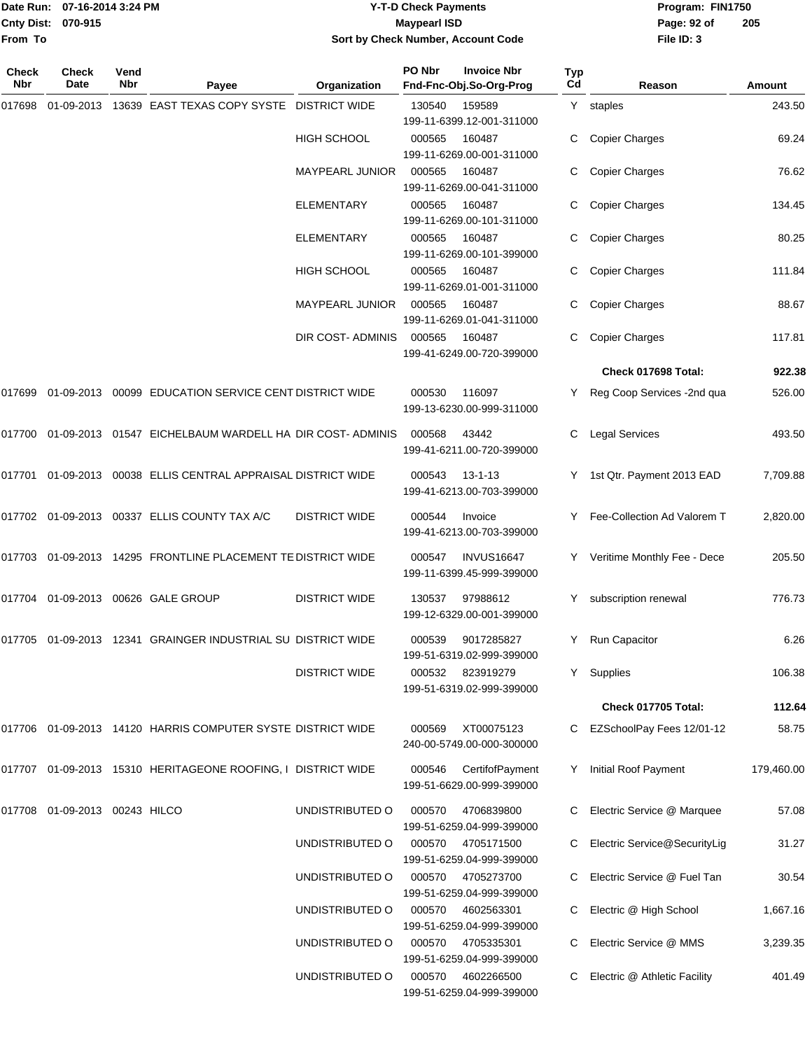**Y-T-D Check Payments**
**Maypearl ISD**
**Sort by Check Number, Account Code**

Date Run: 07-16-2014 3:24 PM
Cnty Dist: 070-915
From To

Program: FIN1750
File ID: 3

| Check Nbr | Check Date | Vend Nbr | Payee | Organization | PO Nbr | Invoice Nbr / Fnd-Fnc-Obj.So-Org-Prog | Typ Cd | Reason | Amount |
|---|---|---|---|---|---|---|---|---|---|
| 017698 | 01-09-2013 | 13639 | EAST TEXAS COPY SYSTE | DISTRICT WIDE | 130540 | 159589 199-11-6399.12-001-311000 | Y | staples | 243.50 |
| | | | | HIGH SCHOOL | 000565 | 160487 199-11-6269.00-001-311000 | C | Copier Charges | 69.24 |
| | | | | MAYPEARL JUNIOR | 000565 | 160487 199-11-6269.00-041-311000 | C | Copier Charges | 76.62 |
| | | | | ELEMENTARY | 000565 | 160487 199-11-6269.00-101-311000 | C | Copier Charges | 134.45 |
| | | | | ELEMENTARY | 000565 | 160487 199-11-6269.00-101-399000 | C | Copier Charges | 80.25 |
| | | | | HIGH SCHOOL | 000565 | 160487 199-11-6269.01-001-311000 | C | Copier Charges | 111.84 |
| | | | | MAYPEARL JUNIOR | 000565 | 160487 199-11-6269.01-041-311000 | C | Copier Charges | 88.67 |
| | | | | DIR COST- ADMINIS | 000565 | 160487 199-41-6249.00-720-399000 | C | Copier Charges | 117.81 |
| | | | | | | | | **Check 017698 Total:** | **922.38** |
| 017699 | 01-09-2013 | 00099 | EDUCATION SERVICE CENT | DISTRICT WIDE | 000530 | 116097 199-13-6230.00-999-311000 | Y | Reg Coop Services -2nd qua | 526.00 |
| 017700 | 01-09-2013 | 01547 | EICHELBAUM WARDELL HA | DIR COST- ADMINIS | 000568 | 43442 199-41-6211.00-720-399000 | C | Legal Services | 493.50 |
| 017701 | 01-09-2013 | 00038 | ELLIS CENTRAL APPRAISAL | DISTRICT WIDE | 000543 | 13-1-13 199-41-6213.00-703-399000 | Y | 1st Qtr. Payment 2013 EAD | 7,709.88 |
| 017702 | 01-09-2013 | 00337 | ELLIS COUNTY TAX A/C | DISTRICT WIDE | 000544 | Invoice 199-41-6213.00-703-399000 | Y | Fee-Collection Ad Valorem T | 2,820.00 |
| 017703 | 01-09-2013 | 14295 | FRONTLINE PLACEMENT TE | DISTRICT WIDE | 000547 | INVUS16647 199-11-6399.45-999-399000 | Y | Veritime Monthly Fee - Dece | 205.50 |
| 017704 | 01-09-2013 | 00626 | GALE GROUP | DISTRICT WIDE | 130537 | 97988612 199-12-6329.00-001-399000 | Y | subscription renewal | 776.73 |
| 017705 | 01-09-2013 | 12341 | GRAINGER INDUSTRIAL SU | DISTRICT WIDE | 000539 | 9017285827 199-51-6319.02-999-399000 | Y | Run Capacitor | 6.26 |
| | | | | DISTRICT WIDE | 000532 | 823919279 199-51-6319.02-999-399000 | Y | Supplies | 106.38 |
| | | | | | | | | **Check 017705 Total:** | **112.64** |
| 017706 | 01-09-2013 | 14120 | HARRIS COMPUTER SYSTE | DISTRICT WIDE | 000569 | XT00075123 240-00-5749.00-000-300000 | C | EZSchoolPay Fees 12/01-12 | 58.75 |
| 017707 | 01-09-2013 | 15310 | HERITAGEONE ROOFING, I | DISTRICT WIDE | 000546 | CertifofPayment 199-51-6629.00-999-399000 | Y | Initial Roof Payment | 179,460.00 |
| 017708 | 01-09-2013 | 00243 | HILCO | UNDISTRIBUTED O | 000570 | 4706839800 199-51-6259.04-999-399000 | C | Electric Service @ Marquee | 57.08 |
| | | | | UNDISTRIBUTED O | 000570 | 4705171500 199-51-6259.04-999-399000 | C | Electric Service@SecurityLig | 31.27 |
| | | | | UNDISTRIBUTED O | 000570 | 4705273700 199-51-6259.04-999-399000 | C | Electric Service @ Fuel Tan | 30.54 |
| | | | | UNDISTRIBUTED O | 000570 | 4602563301 199-51-6259.04-999-399000 | C | Electric @ High School | 1,667.16 |
| | | | | UNDISTRIBUTED O | 000570 | 4705335301 199-51-6259.04-999-399000 | C | Electric Service @ MMS | 3,239.35 |
| | | | | UNDISTRIBUTED O | 000570 | 4602266500 199-51-6259.04-999-399000 | C | Electric @ Athletic Facility | 401.49 |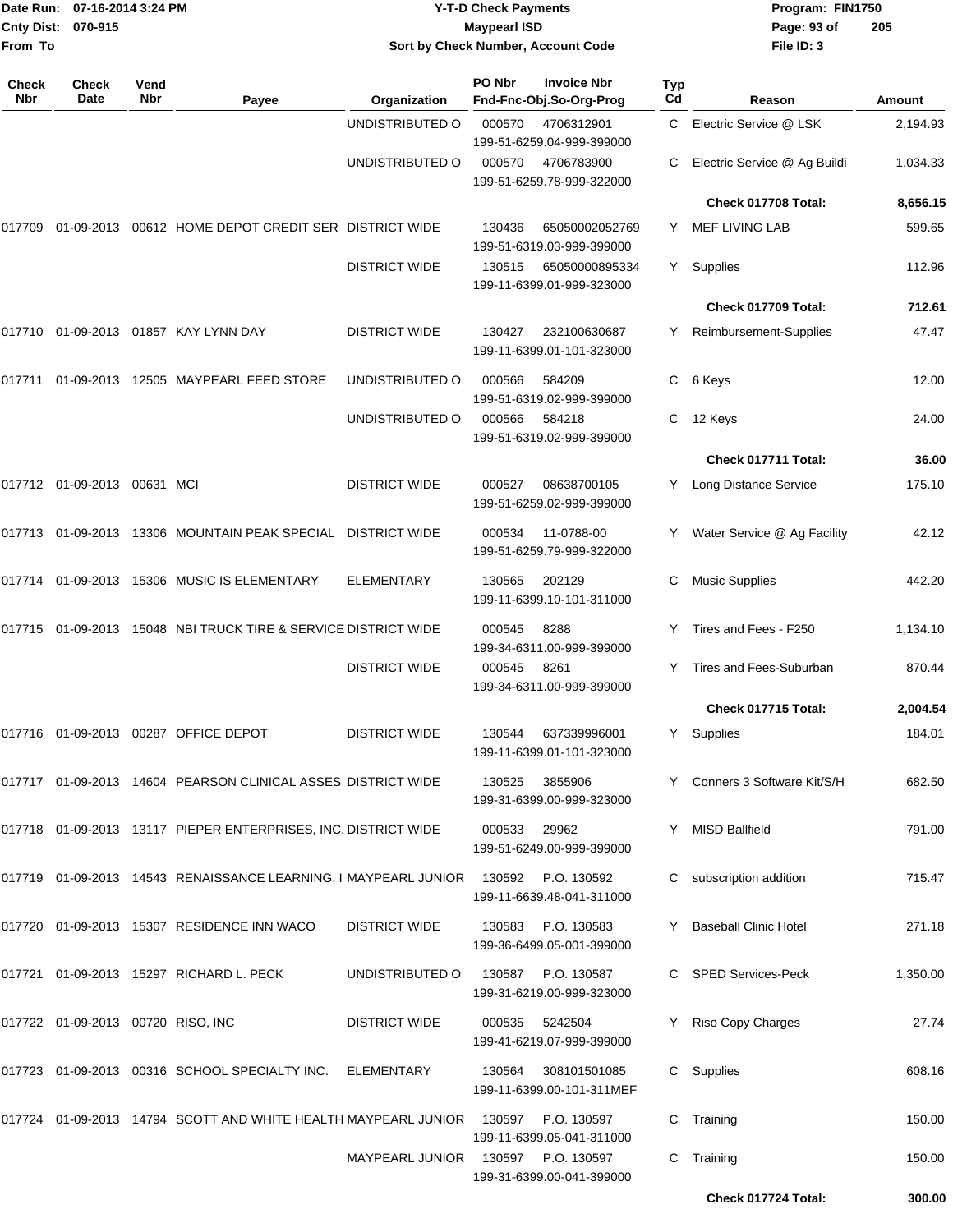**Maypearl ISD**
**Y-T-D Check Payments**
**Sort by Check Number, Account Code**

Date Run: 07-16-2014 3:24 PM
Cnty Dist: 070-915
From To

Program: FIN1750
File ID: 3

| Check Nbr | Check Date | Vend Nbr | Payee | Organization | PO Nbr / Invoice Nbr / Fnd-Fnc-Obj.So-Org-Prog | Typ Cd | Reason | Amount |
|---|---|---|---|---|---|---|---|---|
| | | | | UNDISTRIBUTED O | 000570 4706312901 199-51-6259.04-999-399000 | C | Electric Service @ LSK | 2,194.93 |
| | | | | UNDISTRIBUTED O | 000570 4706783900 199-51-6259.78-999-322000 | C | Electric Service @ Ag Buildi | 1,034.33 |
| | | | | | | | **Check 017708 Total:** | **8,656.15** |
| 017709 | 01-09-2013 | 00612 | HOME DEPOT CREDIT SER | DISTRICT WIDE | 130436 65050002052769 199-51-6319.03-999-399000 | Y | MEF LIVING LAB | 599.65 |
| | | | | DISTRICT WIDE | 130515 65050000895334 199-11-6399.01-999-323000 | Y | Supplies | 112.96 |
| | | | | | | | **Check 017709 Total:** | **712.61** |
| 017710 | 01-09-2013 | 01857 | KAY LYNN DAY | DISTRICT WIDE | 130427 232100630687 199-11-6399.01-101-323000 | Y | Reimbursement-Supplies | 47.47 |
| 017711 | 01-09-2013 | 12505 | MAYPEARL FEED STORE | UNDISTRIBUTED O | 000566 584209 199-51-6319.02-999-399000 | C | 6 Keys | 12.00 |
| | | | | UNDISTRIBUTED O | 000566 584218 199-51-6319.02-999-399000 | C | 12 Keys | 24.00 |
| | | | | | | | **Check 017711 Total:** | **36.00** |
| 017712 | 01-09-2013 | 00631 | MCI | DISTRICT WIDE | 000527 08638700105 199-51-6259.02-999-399000 | Y | Long Distance Service | 175.10 |
| 017713 | 01-09-2013 | 13306 | MOUNTAIN PEAK SPECIAL | DISTRICT WIDE | 000534 11-0788-00 199-51-6259.79-999-322000 | Y | Water Service @ Ag Facility | 42.12 |
| 017714 | 01-09-2013 | 15306 | MUSIC IS ELEMENTARY | ELEMENTARY | 130565 202129 199-11-6399.10-101-311000 | C | Music Supplies | 442.20 |
| 017715 | 01-09-2013 | 15048 | NBI TRUCK TIRE & SERVICE | DISTRICT WIDE | 000545 8288 199-34-6311.00-999-399000 | Y | Tires and Fees - F250 | 1,134.10 |
| | | | | DISTRICT WIDE | 000545 8261 199-34-6311.00-999-399000 | Y | Tires and Fees-Suburban | 870.44 |
| | | | | | | | **Check 017715 Total:** | **2,004.54** |
| 017716 | 01-09-2013 | 00287 | OFFICE DEPOT | DISTRICT WIDE | 130544 637339996001 199-11-6399.01-101-323000 | Y | Supplies | 184.01 |
| 017717 | 01-09-2013 | 14604 | PEARSON CLINICAL ASSES | DISTRICT WIDE | 130525 3855906 199-31-6399.00-999-323000 | Y | Conners 3 Software Kit/S/H | 682.50 |
| 017718 | 01-09-2013 | 13117 | PIEPER ENTERPRISES, INC. | DISTRICT WIDE | 000533 29962 199-51-6249.00-999-399000 | Y | MISD Ballfield | 791.00 |
| 017719 | 01-09-2013 | 14543 | RENAISSANCE LEARNING, I | MAYPEARL JUNIOR | 130592 P.O. 130592 199-11-6639.48-041-311000 | C | subscription addition | 715.47 |
| 017720 | 01-09-2013 | 15307 | RESIDENCE INN WACO | DISTRICT WIDE | 130583 P.O. 130583 199-36-6499.05-001-399000 | Y | Baseball Clinic Hotel | 271.18 |
| 017721 | 01-09-2013 | 15297 | RICHARD L. PECK | UNDISTRIBUTED O | 130587 P.O. 130587 199-31-6219.00-999-323000 | C | SPED Services-Peck | 1,350.00 |
| 017722 | 01-09-2013 | 00720 | RISO, INC | DISTRICT WIDE | 000535 5242504 199-41-6219.07-999-399000 | Y | Riso Copy Charges | 27.74 |
| 017723 | 01-09-2013 | 00316 | SCHOOL SPECIALTY INC. | ELEMENTARY | 130564 308101501085 199-11-6399.00-101-311MEF | C | Supplies | 608.16 |
| 017724 | 01-09-2013 | 14794 | SCOTT AND WHITE HEALTH | MAYPEARL JUNIOR | 130597 P.O. 130597 199-11-6399.05-041-311000 | C | Training | 150.00 |
| | | | | MAYPEARL JUNIOR | 130597 P.O. 130597 199-31-6399.00-041-399000 | C | Training | 150.00 |
| | | | | | | | **Check 017724 Total:** | **300.00** |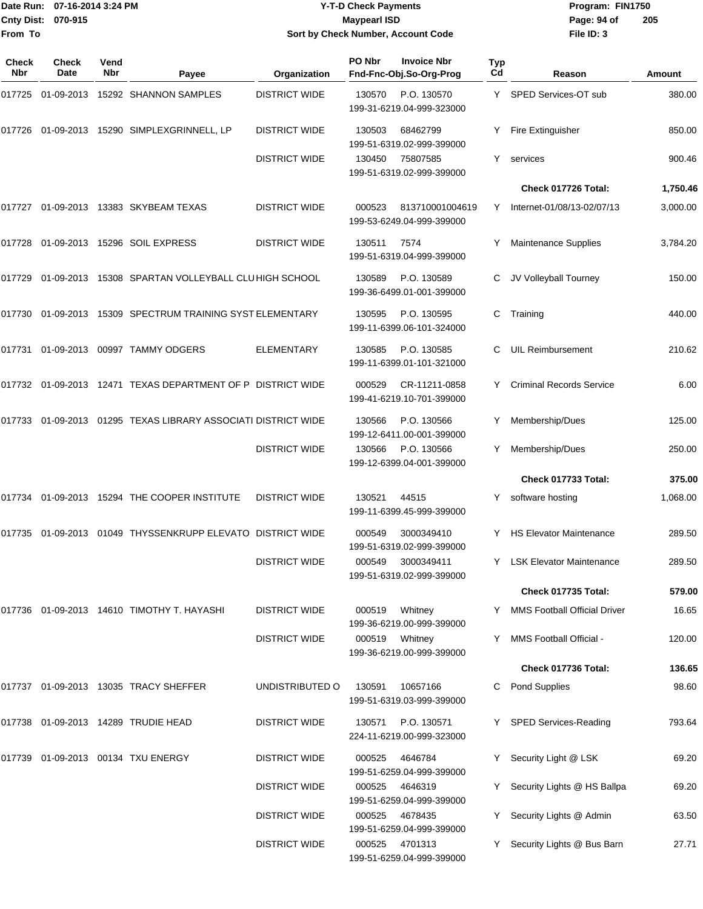Date Run: 07-16-2014 3:24 PM
Cnty Dist: 070-915
From To

# Y-T-D Check Payments
## Maypearl ISD
### Sort by Check Number, Account Code

Program: FIN1750
File ID: 3

| Check Nbr | Check Date | Vend Nbr | Payee | Organization | PO Nbr | Invoice Nbr / Fnd-Fnc-Obj.So-Org-Prog | Typ Cd | Reason | Amount |
|---|---|---|---|---|---|---|---|---|---|
| 017725 | 01-09-2013 | 15292 | SHANNON SAMPLES | DISTRICT WIDE | 130570 | P.O. 130570 199-31-6219.04-999-323000 | Y | SPED Services-OT sub | 380.00 |
| 017726 | 01-09-2013 | 15290 | SIMPLEXGRINNELL, LP | DISTRICT WIDE | 130503 | 68462799 199-51-6319.02-999-399000 | Y | Fire Extinguisher | 850.00 |
| | | | | DISTRICT WIDE | 130450 | 75807585 199-51-6319.02-999-399000 | Y | services | 900.46 |
| | | | | | | | | **Check 017726 Total:** | **1,750.46** |
| 017727 | 01-09-2013 | 13383 | SKYBEAM TEXAS | DISTRICT WIDE | 000523 | 813710001004619 199-53-6249.04-999-399000 | Y | Internet-01/08/13-02/07/13 | 3,000.00 |
| 017728 | 01-09-2013 | 15296 | SOIL EXPRESS | DISTRICT WIDE | 130511 | 7574 199-51-6319.04-999-399000 | Y | Maintenance Supplies | 3,784.20 |
| 017729 | 01-09-2013 | 15308 | SPARTAN VOLLEYBALL CLU | HIGH SCHOOL | 130589 | P.O. 130589 199-36-6499.01-001-399000 | C | JV Volleyball Tourney | 150.00 |
| 017730 | 01-09-2013 | 15309 | SPECTRUM TRAINING SYST | ELEMENTARY | 130595 | P.O. 130595 199-11-6399.06-101-324000 | C | Training | 440.00 |
| 017731 | 01-09-2013 | 00997 | TAMMY ODGERS | ELEMENTARY | 130585 | P.O. 130585 199-11-6399.01-101-321000 | C | UIL Reimbursement | 210.62 |
| 017732 | 01-09-2013 | 12471 | TEXAS DEPARTMENT OF P | DISTRICT WIDE | 000529 | CR-11211-0858 199-41-6219.10-701-399000 | Y | Criminal Records Service | 6.00 |
| 017733 | 01-09-2013 | 01295 | TEXAS LIBRARY ASSOCIATI | DISTRICT WIDE | 130566 | P.O. 130566 199-12-6411.00-001-399000 | Y | Membership/Dues | 125.00 |
| | | | | DISTRICT WIDE | 130566 | P.O. 130566 199-12-6399.04-001-399000 | Y | Membership/Dues | 250.00 |
| | | | | | | | | **Check 017733 Total:** | **375.00** |
| 017734 | 01-09-2013 | 15294 | THE COOPER INSTITUTE | DISTRICT WIDE | 130521 | 44515 199-11-6399.45-999-399000 | Y | software hosting | 1,068.00 |
| 017735 | 01-09-2013 | 01049 | THYSSENKRUPP ELEVATO | DISTRICT WIDE | 000549 | 3000349410 199-51-6319.02-999-399000 | Y | HS Elevator Maintenance | 289.50 |
| | | | | DISTRICT WIDE | 000549 | 3000349411 199-51-6319.02-999-399000 | Y | LSK Elevator Maintenance | 289.50 |
| | | | | | | | | **Check 017735 Total:** | **579.00** |
| 017736 | 01-09-2013 | 14610 | TIMOTHY T. HAYASHI | DISTRICT WIDE | 000519 | Whitney 199-36-6219.00-999-399000 | Y | MMS Football Official Driver | 16.65 |
| | | | | DISTRICT WIDE | 000519 | Whitney 199-36-6219.00-999-399000 | Y | MMS Football Official - | 120.00 |
| | | | | | | | | **Check 017736 Total:** | **136.65** |
| 017737 | 01-09-2013 | 13035 | TRACY SHEFFER | UNDISTRIBUTED O | 130591 | 10657166 199-51-6319.03-999-399000 | C | Pond Supplies | 98.60 |
| 017738 | 01-09-2013 | 14289 | TRUDIE HEAD | DISTRICT WIDE | 130571 | P.O. 130571 224-11-6219.00-999-323000 | Y | SPED Services-Reading | 793.64 |
| 017739 | 01-09-2013 | 00134 | TXU ENERGY | DISTRICT WIDE | 000525 | 4646784 199-51-6259.04-999-399000 | Y | Security Light @ LSK | 69.20 |
| | | | | DISTRICT WIDE | 000525 | 4646319 199-51-6259.04-999-399000 | Y | Security Lights @ HS Ballpa | 69.20 |
| | | | | DISTRICT WIDE | 000525 | 4678435 199-51-6259.04-999-399000 | Y | Security Lights @ Admin | 63.50 |
| | | | | DISTRICT WIDE | 000525 | 4701313 199-51-6259.04-999-399000 | Y | Security Lights @ Bus Barn | 27.71 |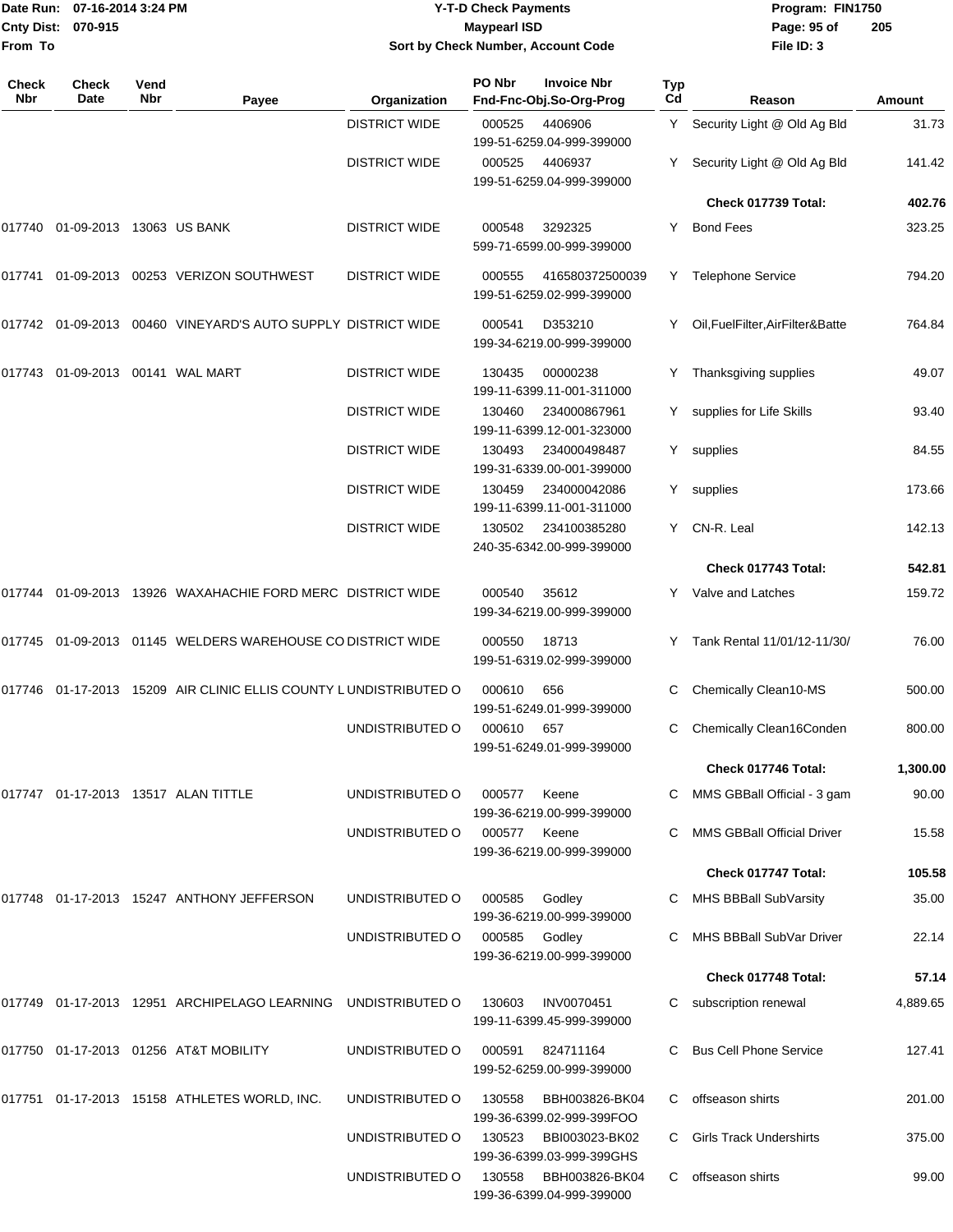| Check Nbr | Check Date | Vend Nbr | Payee | Organization | PO Nbr | Invoice Nbr Fnd-Fnc-Obj.So-Org-Prog | Typ Cd | Reason | Amount |
|---|---|---|---|---|---|---|---|---|---|
| | | | | DISTRICT WIDE | 000525 | 4406906 199-51-6259.04-999-399000 | Y | Security Light @ Old Ag Bld | 31.73 |
| | | | | DISTRICT WIDE | 000525 | 4406937 199-51-6259.04-999-399000 | Y | Security Light @ Old Ag Bld | 141.42 |
| | | | | | | | | **Check 017739 Total:** | **402.76** |
| 017740 | 01-09-2013 | 13063 | US BANK | DISTRICT WIDE | 000548 | 3292325 599-71-6599.00-999-399000 | Y | Bond Fees | 323.25 |
| 017741 | 01-09-2013 | 00253 | VERIZON SOUTHWEST | DISTRICT WIDE | 000555 | 416580372500039 199-51-6259.02-999-399000 | Y | Telephone Service | 794.20 |
| 017742 | 01-09-2013 | 00460 | VINEYARD'S AUTO SUPPLY | DISTRICT WIDE | 000541 | D353210 199-34-6219.00-999-399000 | Y | Oil,FuelFilter,AirFilter&Batte | 764.84 |
| 017743 | 01-09-2013 | 00141 | WAL MART | DISTRICT WIDE | 130435 | 00000238 199-11-6399.11-001-311000 | Y | Thanksgiving supplies | 49.07 |
| | | | | DISTRICT WIDE | 130460 | 234000867961 199-11-6399.12-001-323000 | Y | supplies for Life Skills | 93.40 |
| | | | | DISTRICT WIDE | 130493 | 234000498487 199-31-6339.00-001-399000 | Y | supplies | 84.55 |
| | | | | DISTRICT WIDE | 130459 | 234000042086 199-11-6399.11-001-311000 | Y | supplies | 173.66 |
| | | | | DISTRICT WIDE | 130502 | 234100385280 240-35-6342.00-999-399000 | Y | CN-R. Leal | 142.13 |
| | | | | | | | | **Check 017743 Total:** | **542.81** |
| 017744 | 01-09-2013 | 13926 | WAXAHACHIE FORD MERC | DISTRICT WIDE | 000540 | 35612 199-34-6219.00-999-399000 | Y | Valve and Latches | 159.72 |
| 017745 | 01-09-2013 | 01145 | WELDERS WAREHOUSE CO | DISTRICT WIDE | 000550 | 18713 199-51-6319.02-999-399000 | Y | Tank Rental 11/01/12-11/30/ | 76.00 |
| 017746 | 01-17-2013 | 15209 | AIR CLINIC ELLIS COUNTY L | UNDISTRIBUTED O | 000610 | 656 199-51-6249.01-999-399000 | C | Chemically Clean10-MS | 500.00 |
| | | | | UNDISTRIBUTED O | 000610 | 657 199-51-6249.01-999-399000 | C | Chemically Clean16Conden | 800.00 |
| | | | | | | | | **Check 017746 Total:** | **1,300.00** |
| 017747 | 01-17-2013 | 13517 | ALAN TITTLE | UNDISTRIBUTED O | 000577 | Keene 199-36-6219.00-999-399000 | C | MMS GBBall Official - 3 gam | 90.00 |
| | | | | UNDISTRIBUTED O | 000577 | Keene 199-36-6219.00-999-399000 | C | MMS GBBall Official Driver | 15.58 |
| | | | | | | | | **Check 017747 Total:** | **105.58** |
| 017748 | 01-17-2013 | 15247 | ANTHONY JEFFERSON | UNDISTRIBUTED O | 000585 | Godley 199-36-6219.00-999-399000 | C | MHS BBBall SubVarsity | 35.00 |
| | | | | UNDISTRIBUTED O | 000585 | Godley 199-36-6219.00-999-399000 | C | MHS BBBall SubVar Driver | 22.14 |
| | | | | | | | | **Check 017748 Total:** | **57.14** |
| 017749 | 01-17-2013 | 12951 | ARCHIPELAGO LEARNING | UNDISTRIBUTED O | 130603 | INV0070451 199-11-6399.45-999-399000 | C | subscription renewal | 4,889.65 |
| 017750 | 01-17-2013 | 01256 | AT&T MOBILITY | UNDISTRIBUTED O | 000591 | 824711164 199-52-6259.00-999-399000 | C | Bus Cell Phone Service | 127.41 |
| 017751 | 01-17-2013 | 15158 | ATHLETES WORLD, INC. | UNDISTRIBUTED O | 130558 | BBH003826-BK04 199-36-6399.02-999-399FOO | C | offseason shirts | 201.00 |
| | | | | UNDISTRIBUTED O | 130523 | BBI003023-BK02 199-36-6399.03-999-399GHS | C | Girls Track Undershirts | 375.00 |
| | | | | UNDISTRIBUTED O | 130558 | BBH003826-BK04 199-36-6399.04-999-399000 | C | offseason shirts | 99.00 |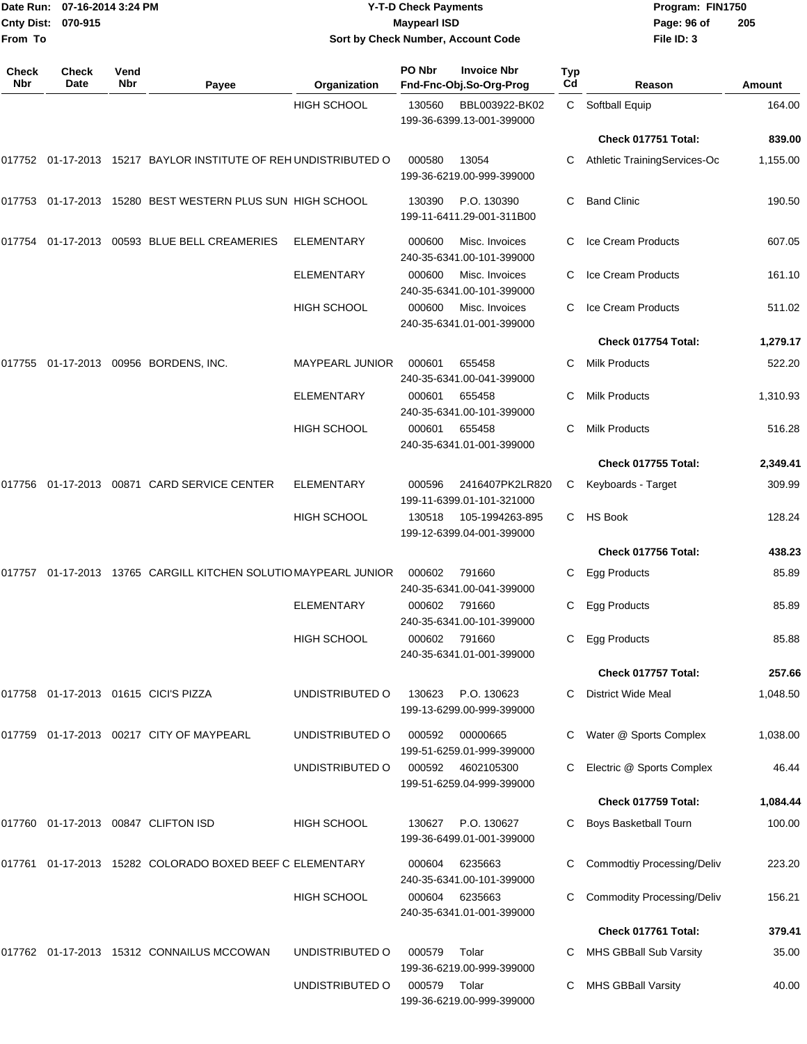Date Run: 07-16-2014 3:24 PM
Cnty Dist: 070-915
From To

# Y-T-D Check Payments
## Maypearl ISD
### Sort by Check Number, Account Code

Program: FIN1750
File ID: 3

| Check Nbr | Check Date | Vend Nbr | Payee | Organization | PO Nbr / Invoice Nbr / Fnd-Fnc-Obj.So-Org-Prog | Typ Cd | Reason | Amount |
|---|---|---|---|---|---|---|---|---|
| | | | | HIGH SCHOOL | 130560 BBL003922-BK02 199-36-6399.13-001-399000 | C | Softball Equip | 164.00 |
| | | | | | | | **Check 017751 Total:** | **839.00** |
| 017752 | 01-17-2013 | 15217 | BAYLOR INSTITUTE OF REH | UNDISTRIBUTED O | 000580 13054 199-36-6219.00-999-399000 | C | Athletic TrainingServices-Oc | 1,155.00 |
| 017753 | 01-17-2013 | 15280 | BEST WESTERN PLUS SUN | HIGH SCHOOL | 130390 P.O. 130390 199-11-6411.29-001-311B00 | C | Band Clinic | 190.50 |
| 017754 | 01-17-2013 | 00593 | BLUE BELL CREAMERIES | ELEMENTARY | 000600 Misc. Invoices 240-35-6341.00-101-399000 | C | Ice Cream Products | 607.05 |
| | | | | ELEMENTARY | 000600 Misc. Invoices 240-35-6341.00-101-399000 | C | Ice Cream Products | 161.10 |
| | | | | HIGH SCHOOL | 000600 Misc. Invoices 240-35-6341.01-001-399000 | C | Ice Cream Products | 511.02 |
| | | | | | | | **Check 017754 Total:** | **1,279.17** |
| 017755 | 01-17-2013 | 00956 | BORDENS, INC. | MAYPEARL JUNIOR | 000601 655458 240-35-6341.00-041-399000 | C | Milk Products | 522.20 |
| | | | | ELEMENTARY | 000601 655458 240-35-6341.00-101-399000 | C | Milk Products | 1,310.93 |
| | | | | HIGH SCHOOL | 000601 655458 240-35-6341.01-001-399000 | C | Milk Products | 516.28 |
| | | | | | | | **Check 017755 Total:** | **2,349.41** |
| 017756 | 01-17-2013 | 00871 | CARD SERVICE CENTER | ELEMENTARY | 000596 2416407PK2LR820 199-11-6399.01-101-321000 | C | Keyboards - Target | 309.99 |
| | | | | HIGH SCHOOL | 130518 105-1994263-895 199-12-6399.04-001-399000 | C | HS Book | 128.24 |
| | | | | | | | **Check 017756 Total:** | **438.23** |
| 017757 | 01-17-2013 | 13765 | CARGILL KITCHEN SOLUTIO | MAYPEARL JUNIOR | 000602 791660 240-35-6341.00-041-399000 | C | Egg Products | 85.89 |
| | | | | ELEMENTARY | 000602 791660 240-35-6341.00-101-399000 | C | Egg Products | 85.89 |
| | | | | HIGH SCHOOL | 000602 791660 240-35-6341.01-001-399000 | C | Egg Products | 85.88 |
| | | | | | | | **Check 017757 Total:** | **257.66** |
| 017758 | 01-17-2013 | 01615 | CICI'S PIZZA | UNDISTRIBUTED O | 130623 P.O. 130623 199-13-6299.00-999-399000 | C | District Wide Meal | 1,048.50 |
| 017759 | 01-17-2013 | 00217 | CITY OF MAYPEARL | UNDISTRIBUTED O | 000592 00000665 199-51-6259.01-999-399000 | C | Water @ Sports Complex | 1,038.00 |
| | | | | UNDISTRIBUTED O | 000592 4602105300 199-51-6259.04-999-399000 | C | Electric @ Sports Complex | 46.44 |
| | | | | | | | **Check 017759 Total:** | **1,084.44** |
| 017760 | 01-17-2013 | 00847 | CLIFTON ISD | HIGH SCHOOL | 130627 P.O. 130627 199-36-6499.01-001-399000 | C | Boys Basketball Tourn | 100.00 |
| 017761 | 01-17-2013 | 15282 | COLORADO BOXED BEEF C | ELEMENTARY | 000604 6235663 240-35-6341.00-101-399000 | C | Commodtiy Processing/Deliv | 223.20 |
| | | | | HIGH SCHOOL | 000604 6235663 240-35-6341.01-001-399000 | C | Commodity Processing/Deliv | 156.21 |
| | | | | | | | **Check 017761 Total:** | **379.41** |
| 017762 | 01-17-2013 | 15312 | CONNAILUS MCCOWAN | UNDISTRIBUTED O | 000579 Tolar 199-36-6219.00-999-399000 | C | MHS GBBall Sub Varsity | 35.00 |
| | | | | UNDISTRIBUTED O | 000579 Tolar 199-36-6219.00-999-399000 | C | MHS GBBall Varsity | 40.00 |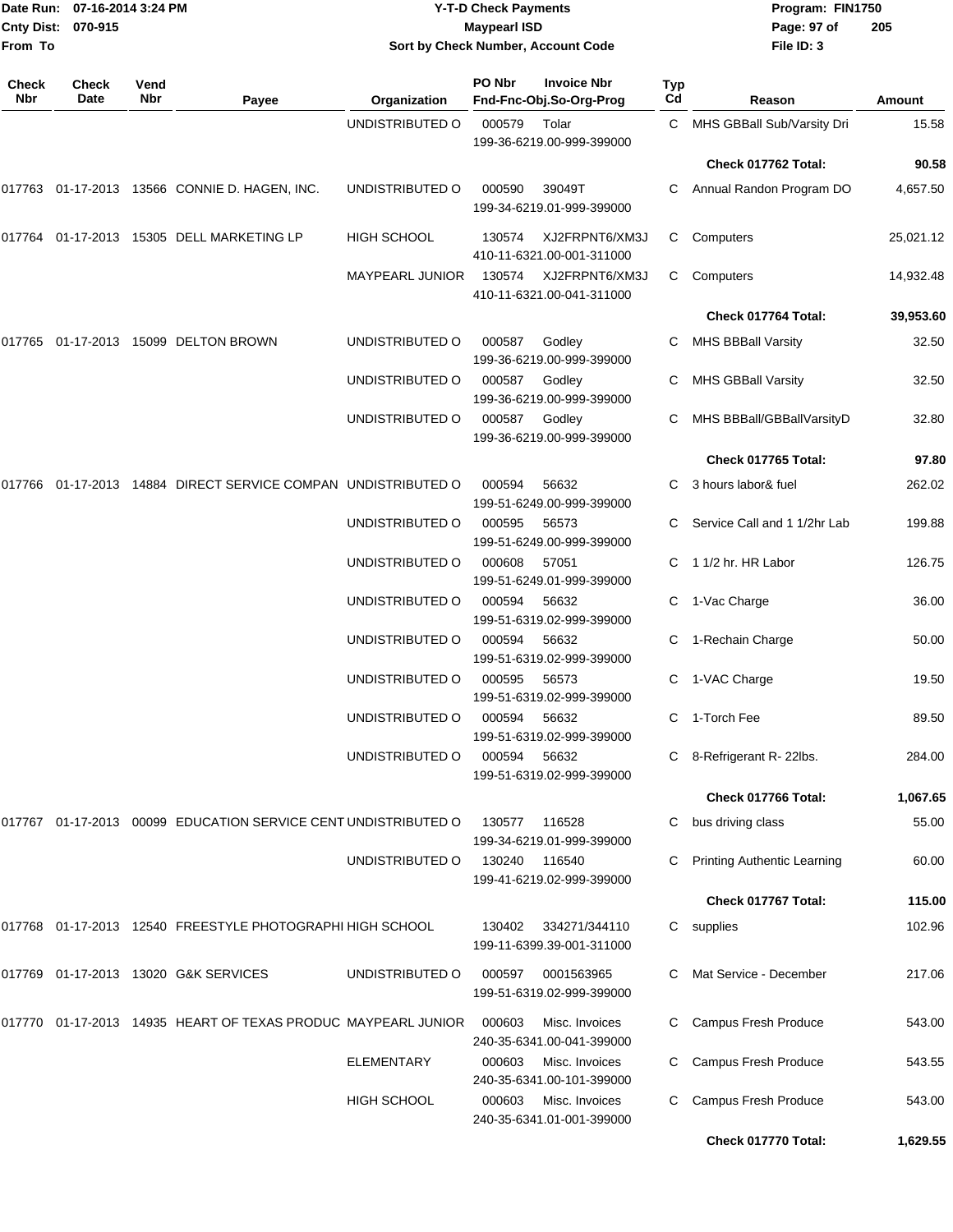Date Run: 07-16-2014 3:24 PM
Cnty Dist: 070-915
From To

# Y-T-D Check Payments
## Maypearl ISD
### Sort by Check Number, Account Code

Program: FIN1750
File ID: 3

| Check Nbr | Check Date | Vend Nbr | Payee | Organization | PO Nbr | Invoice Nbr / Fnd-Fnc-Obj.So-Org-Prog | Typ Cd | Reason | Amount |
|---|---|---|---|---|---|---|---|---|---|
| | | | | UNDISTRIBUTED O | 000579 | Tolar 199-36-6219.00-999-399000 | C | MHS GBBall Sub/Varsity Dri | 15.58 |
| | | | | | | | | **Check 017762 Total:** | **90.58** |
| 017763 | 01-17-2013 | 13566 | CONNIE D. HAGEN, INC. | UNDISTRIBUTED O | 000590 | 39049T 199-34-6219.01-999-399000 | C | Annual Randon Program DO | 4,657.50 |
| 017764 | 01-17-2013 | 15305 | DELL MARKETING LP | HIGH SCHOOL | 130574 | XJ2FRPNT6/XM3J 410-11-6321.00-001-311000 | C | Computers | 25,021.12 |
| | | | | MAYPEARL JUNIOR | 130574 | XJ2FRPNT6/XM3J 410-11-6321.00-041-311000 | C | Computers | 14,932.48 |
| | | | | | | | | **Check 017764 Total:** | **39,953.60** |
| 017765 | 01-17-2013 | 15099 | DELTON BROWN | UNDISTRIBUTED O | 000587 | Godley 199-36-6219.00-999-399000 | C | MHS BBBall Varsity | 32.50 |
| | | | | UNDISTRIBUTED O | 000587 | Godley 199-36-6219.00-999-399000 | C | MHS GBBall Varsity | 32.50 |
| | | | | UNDISTRIBUTED O | 000587 | Godley 199-36-6219.00-999-399000 | C | MHS BBBall/GBBallVarsityD | 32.80 |
| | | | | | | | | **Check 017765 Total:** | **97.80** |
| 017766 | 01-17-2013 | 14884 | DIRECT SERVICE COMPAN | UNDISTRIBUTED O | 000594 | 56632 199-51-6249.00-999-399000 | C | 3 hours labor& fuel | 262.02 |
| | | | | UNDISTRIBUTED O | 000595 | 56573 199-51-6249.00-999-399000 | C | Service Call and 1 1/2hr Lab | 199.88 |
| | | | | UNDISTRIBUTED O | 000608 | 57051 199-51-6249.01-999-399000 | C | 1 1/2 hr. HR Labor | 126.75 |
| | | | | UNDISTRIBUTED O | 000594 | 56632 199-51-6319.02-999-399000 | C | 1-Vac Charge | 36.00 |
| | | | | UNDISTRIBUTED O | 000594 | 56632 199-51-6319.02-999-399000 | C | 1-Rechain Charge | 50.00 |
| | | | | UNDISTRIBUTED O | 000595 | 56573 199-51-6319.02-999-399000 | C | 1-VAC Charge | 19.50 |
| | | | | UNDISTRIBUTED O | 000594 | 56632 199-51-6319.02-999-399000 | C | 1-Torch Fee | 89.50 |
| | | | | UNDISTRIBUTED O | 000594 | 56632 199-51-6319.02-999-399000 | C | 8-Refrigerant R- 22lbs. | 284.00 |
| | | | | | | | | **Check 017766 Total:** | **1,067.65** |
| 017767 | 01-17-2013 | 00099 | EDUCATION SERVICE CENT | UNDISTRIBUTED O | 130577 | 116528 199-34-6219.01-999-399000 | C | bus driving class | 55.00 |
| | | | | UNDISTRIBUTED O | 130240 | 116540 199-41-6219.02-999-399000 | C | Printing Authentic Learning | 60.00 |
| | | | | | | | | **Check 017767 Total:** | **115.00** |
| 017768 | 01-17-2013 | 12540 | FREESTYLE PHOTOGRAPHI | HIGH SCHOOL | 130402 | 334271/344110 199-11-6399.39-001-311000 | C | supplies | 102.96 |
| 017769 | 01-17-2013 | 13020 | G&K SERVICES | UNDISTRIBUTED O | 000597 | 0001563965 199-51-6319.02-999-399000 | C | Mat Service - December | 217.06 |
| 017770 | 01-17-2013 | 14935 | HEART OF TEXAS PRODUC | MAYPEARL JUNIOR | 000603 | Misc. Invoices 240-35-6341.00-041-399000 | C | Campus Fresh Produce | 543.00 |
| | | | | ELEMENTARY | 000603 | Misc. Invoices 240-35-6341.00-101-399000 | C | Campus Fresh Produce | 543.55 |
| | | | | HIGH SCHOOL | 000603 | Misc. Invoices 240-35-6341.01-001-399000 | C | Campus Fresh Produce | 543.00 |
| | | | | | | | | **Check 017770 Total:** | **1,629.55** |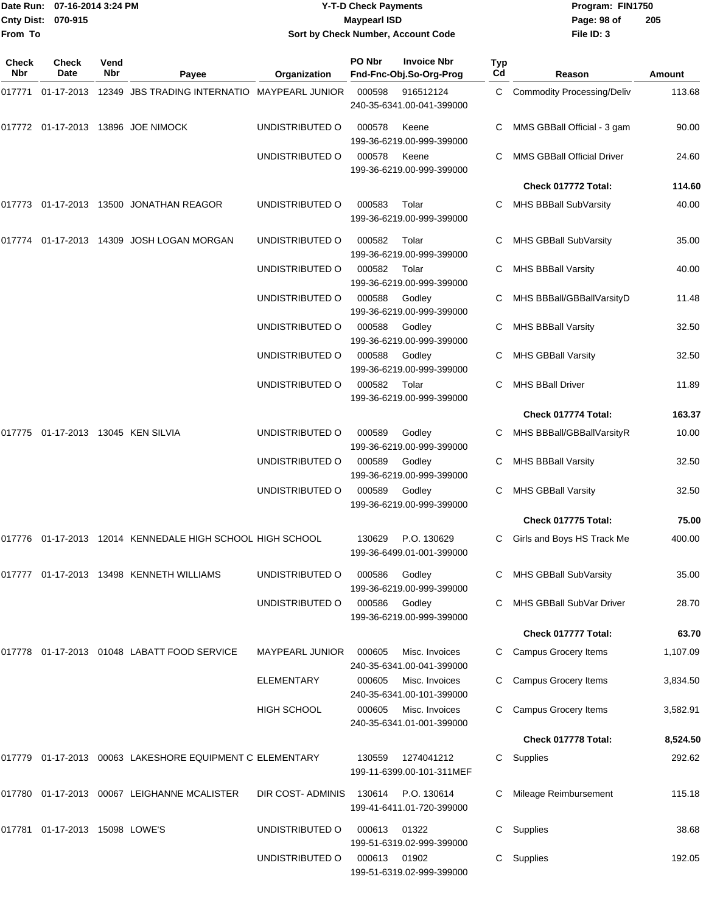# Y-T-D Check Payments

**Maypearl ISD**

**Sort by Check Number, Account Code**

Date Run: 07-16-2014 3:24 PM
Cnty Dist: 070-915
From To

Program: FIN1750
File ID: 3

| Check Nbr | Check Date | Vend Nbr | Payee | Organization | PO Nbr / Fnd-Fnc-Obj.So-Org-Prog | Invoice Nbr | Typ Cd | Reason | Amount |
|---|---|---|---|---|---|---|---|---|---|
| 017771 | 01-17-2013 | 12349 | JBS TRADING INTERNATIO | MAYPEARL JUNIOR | 000598 / 240-35-6341.00-041-399000 | 916512124 | C | Commodity Processing/Deliv | 113.68 |
| 017772 | 01-17-2013 | 13896 | JOE NIMOCK | UNDISTRIBUTED O | 000578 / 199-36-6219.00-999-399000 | Keene | C | MMS GBBall Official - 3 gam | 90.00 |
| | | | | UNDISTRIBUTED O | 000578 / 199-36-6219.00-999-399000 | Keene | C | MMS GBBall Official Driver | 24.60 |
| | | | | | | | | **Check 017772 Total:** | **114.60** |
| 017773 | 01-17-2013 | 13500 | JONATHAN REAGOR | UNDISTRIBUTED O | 000583 / 199-36-6219.00-999-399000 | Tolar | C | MHS BBBall SubVarsity | 40.00 |
| 017774 | 01-17-2013 | 14309 | JOSH LOGAN MORGAN | UNDISTRIBUTED O | 000582 / 199-36-6219.00-999-399000 | Tolar | C | MHS GBBall SubVarsity | 35.00 |
| | | | | UNDISTRIBUTED O | 000582 / 199-36-6219.00-999-399000 | Tolar | C | MHS BBBall Varsity | 40.00 |
| | | | | UNDISTRIBUTED O | 000588 / 199-36-6219.00-999-399000 | Godley | C | MHS BBBall/GBBallVarsityD | 11.48 |
| | | | | UNDISTRIBUTED O | 000588 / 199-36-6219.00-999-399000 | Godley | C | MHS BBBall Varsity | 32.50 |
| | | | | UNDISTRIBUTED O | 000588 / 199-36-6219.00-999-399000 | Godley | C | MHS GBBall Varsity | 32.50 |
| | | | | UNDISTRIBUTED O | 000582 / 199-36-6219.00-999-399000 | Tolar | C | MHS BBall Driver | 11.89 |
| | | | | | | | | **Check 017774 Total:** | **163.37** |
| 017775 | 01-17-2013 | 13045 | KEN SILVIA | UNDISTRIBUTED O | 000589 / 199-36-6219.00-999-399000 | Godley | C | MHS BBBall/GBBallVarsityR | 10.00 |
| | | | | UNDISTRIBUTED O | 000589 / 199-36-6219.00-999-399000 | Godley | C | MHS BBBall Varsity | 32.50 |
| | | | | UNDISTRIBUTED O | 000589 / 199-36-6219.00-999-399000 | Godley | C | MHS GBBall Varsity | 32.50 |
| | | | | | | | | **Check 017775 Total:** | **75.00** |
| 017776 | 01-17-2013 | 12014 | KENNEDALE HIGH SCHOOL | HIGH SCHOOL | 130629 / 199-36-6499.01-001-399000 | P.O. 130629 | C | Girls and Boys HS Track Me | 400.00 |
| 017777 | 01-17-2013 | 13498 | KENNETH WILLIAMS | UNDISTRIBUTED O | 000586 / 199-36-6219.00-999-399000 | Godley | C | MHS GBBall SubVarsity | 35.00 |
| | | | | UNDISTRIBUTED O | 000586 / 199-36-6219.00-999-399000 | Godley | C | MHS GBBall SubVar Driver | 28.70 |
| | | | | | | | | **Check 017777 Total:** | **63.70** |
| 017778 | 01-17-2013 | 01048 | LABATT FOOD SERVICE | MAYPEARL JUNIOR | 000605 / 240-35-6341.00-041-399000 | Misc. Invoices | C | Campus Grocery Items | 1,107.09 |
| | | | | ELEMENTARY | 000605 / 240-35-6341.00-101-399000 | Misc. Invoices | C | Campus Grocery Items | 3,834.50 |
| | | | | HIGH SCHOOL | 000605 / 240-35-6341.01-001-399000 | Misc. Invoices | C | Campus Grocery Items | 3,582.91 |
| | | | | | | | | **Check 017778 Total:** | **8,524.50** |
| 017779 | 01-17-2013 | 00063 | LAKESHORE EQUIPMENT C | ELEMENTARY | 130559 / 199-11-6399.00-101-311MEF | 1274041212 | C | Supplies | 292.62 |
| 017780 | 01-17-2013 | 00067 | LEIGHANNE MCALISTER | DIR COST- ADMINIS | 130614 / 199-41-6411.01-720-399000 | P.O. 130614 | C | Mileage Reimbursement | 115.18 |
| 017781 | 01-17-2013 | 15098 | LOWE'S | UNDISTRIBUTED O | 000613 / 199-51-6319.02-999-399000 | 01322 | C | Supplies | 38.68 |
| | | | | UNDISTRIBUTED O | 000613 / 199-51-6319.02-999-399000 | 01902 | C | Supplies | 192.05 |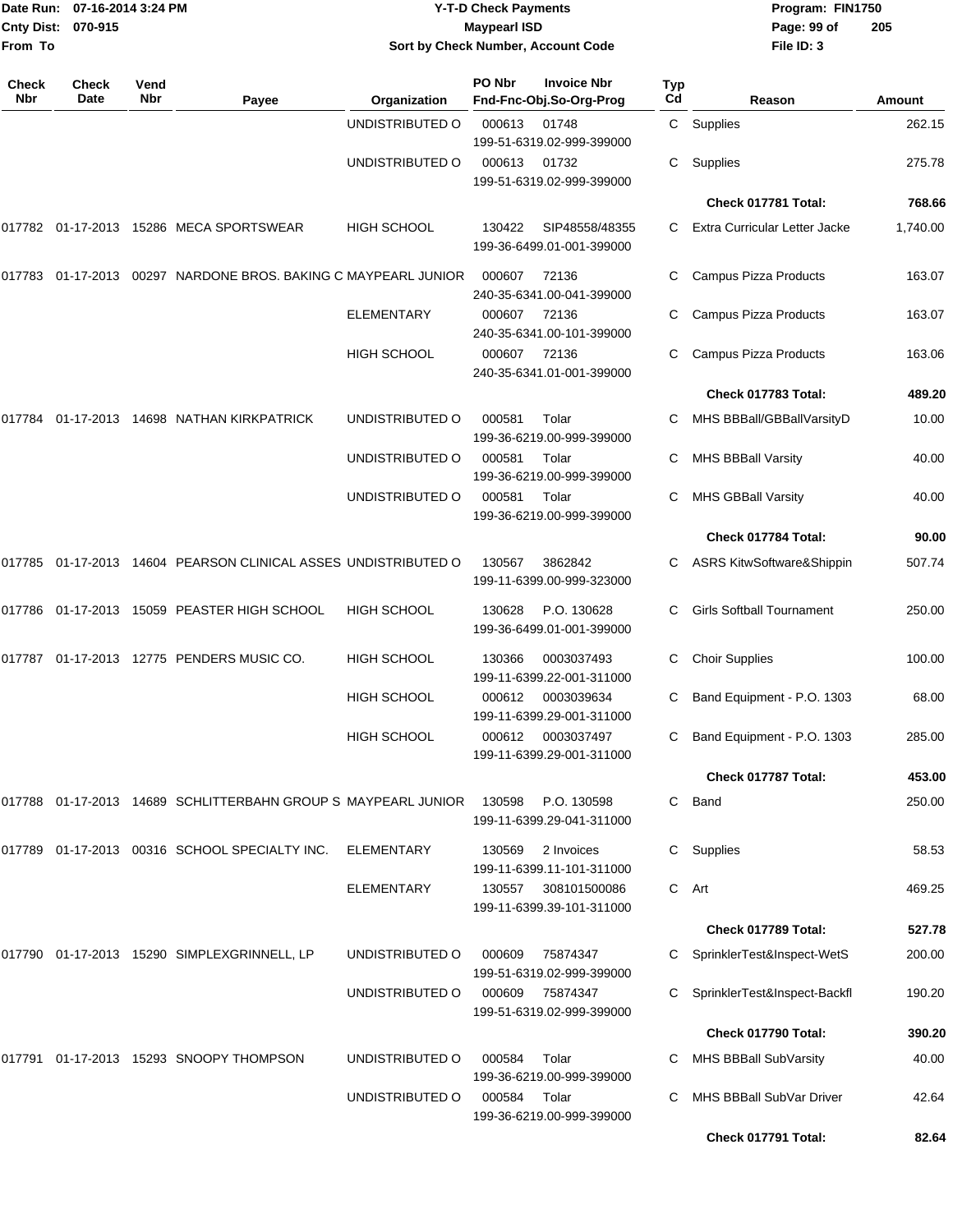# Y-T-D Check Payments

**Maypearl ISD**

**Sort by Check Number, Account Code**

Date Run: 07-16-2014 3:24 PM
Cnty Dist: 070-915
From To

Program: FIN1750
File ID: 3

| Check Nbr | Check Date | Vend Nbr | Payee | Organization | PO Nbr | Invoice Nbr / Fnd-Fnc-Obj.So-Org-Prog | Typ Cd | Reason | Amount |
|---|---|---|---|---|---|---|---|---|---|
| | | | | UNDISTRIBUTED O | 000613 | 01748<br>199-51-6319.02-999-399000 | C | Supplies | 262.15 |
| | | | | UNDISTRIBUTED O | 000613 | 01732<br>199-51-6319.02-999-399000 | C | Supplies | 275.78 |
| | | | | | | | | **Check 017781 Total:** | **768.66** |
| 017782 | 01-17-2013 | 15286 | MECA SPORTSWEAR | HIGH SCHOOL | 130422 | SIP48558/48355<br>199-36-6499.01-001-399000 | C | Extra Curricular Letter Jacke | 1,740.00 |
| 017783 | 01-17-2013 | 00297 | NARDONE BROS. BAKING C | MAYPEARL JUNIOR | 000607 | 72136<br>240-35-6341.00-041-399000 | C | Campus Pizza Products | 163.07 |
| | | | | ELEMENTARY | 000607 | 72136<br>240-35-6341.00-101-399000 | C | Campus Pizza Products | 163.07 |
| | | | | HIGH SCHOOL | 000607 | 72136<br>240-35-6341.01-001-399000 | C | Campus Pizza Products | 163.06 |
| | | | | | | | | **Check 017783 Total:** | **489.20** |
| 017784 | 01-17-2013 | 14698 | NATHAN KIRKPATRICK | UNDISTRIBUTED O | 000581 | Tolar<br>199-36-6219.00-999-399000 | C | MHS BBBall/GBBallVarsityD | 10.00 |
| | | | | UNDISTRIBUTED O | 000581 | Tolar<br>199-36-6219.00-999-399000 | C | MHS BBBall Varsity | 40.00 |
| | | | | UNDISTRIBUTED O | 000581 | Tolar<br>199-36-6219.00-999-399000 | C | MHS GBBall Varsity | 40.00 |
| | | | | | | | | **Check 017784 Total:** | **90.00** |
| 017785 | 01-17-2013 | 14604 | PEARSON CLINICAL ASSES | UNDISTRIBUTED O | 130567 | 3862842<br>199-11-6399.00-999-323000 | C | ASRS KitwSoftware&Shippin | 507.74 |
| 017786 | 01-17-2013 | 15059 | PEASTER HIGH SCHOOL | HIGH SCHOOL | 130628 | P.O. 130628<br>199-36-6499.01-001-399000 | C | Girls Softball Tournament | 250.00 |
| 017787 | 01-17-2013 | 12775 | PENDERS MUSIC CO. | HIGH SCHOOL | 130366 | 0003037493<br>199-11-6399.22-001-311000 | C | Choir Supplies | 100.00 |
| | | | | HIGH SCHOOL | 000612 | 0003039634<br>199-11-6399.29-001-311000 | C | Band Equipment - P.O. 1303 | 68.00 |
| | | | | HIGH SCHOOL | 000612 | 0003037497<br>199-11-6399.29-001-311000 | C | Band Equipment - P.O. 1303 | 285.00 |
| | | | | | | | | **Check 017787 Total:** | **453.00** |
| 017788 | 01-17-2013 | 14689 | SCHLITTERBAHN GROUP S | MAYPEARL JUNIOR | 130598 | P.O. 130598<br>199-11-6399.29-041-311000 | C | Band | 250.00 |
| 017789 | 01-17-2013 | 00316 | SCHOOL SPECIALTY INC. | ELEMENTARY | 130569 | 2 Invoices<br>199-11-6399.11-101-311000 | C | Supplies | 58.53 |
| | | | | ELEMENTARY | 130557 | 308101500086<br>199-11-6399.39-101-311000 | C | Art | 469.25 |
| | | | | | | | | **Check 017789 Total:** | **527.78** |
| 017790 | 01-17-2013 | 15290 | SIMPLEXGRINNELL, LP | UNDISTRIBUTED O | 000609 | 75874347<br>199-51-6319.02-999-399000 | C | SprinklerTest&Inspect-WetS | 200.00 |
| | | | | UNDISTRIBUTED O | 000609 | 75874347<br>199-51-6319.02-999-399000 | C | SprinklerTest&Inspect-Backfl | 190.20 |
| | | | | | | | | **Check 017790 Total:** | **390.20** |
| 017791 | 01-17-2013 | 15293 | SNOOPY THOMPSON | UNDISTRIBUTED O | 000584 | Tolar<br>199-36-6219.00-999-399000 | C | MHS BBBall SubVarsity | 40.00 |
| | | | | UNDISTRIBUTED O | 000584 | Tolar<br>199-36-6219.00-999-399000 | C | MHS BBBall SubVar Driver | 42.64 |
| | | | | | | | | **Check 017791 Total:** | **82.64** |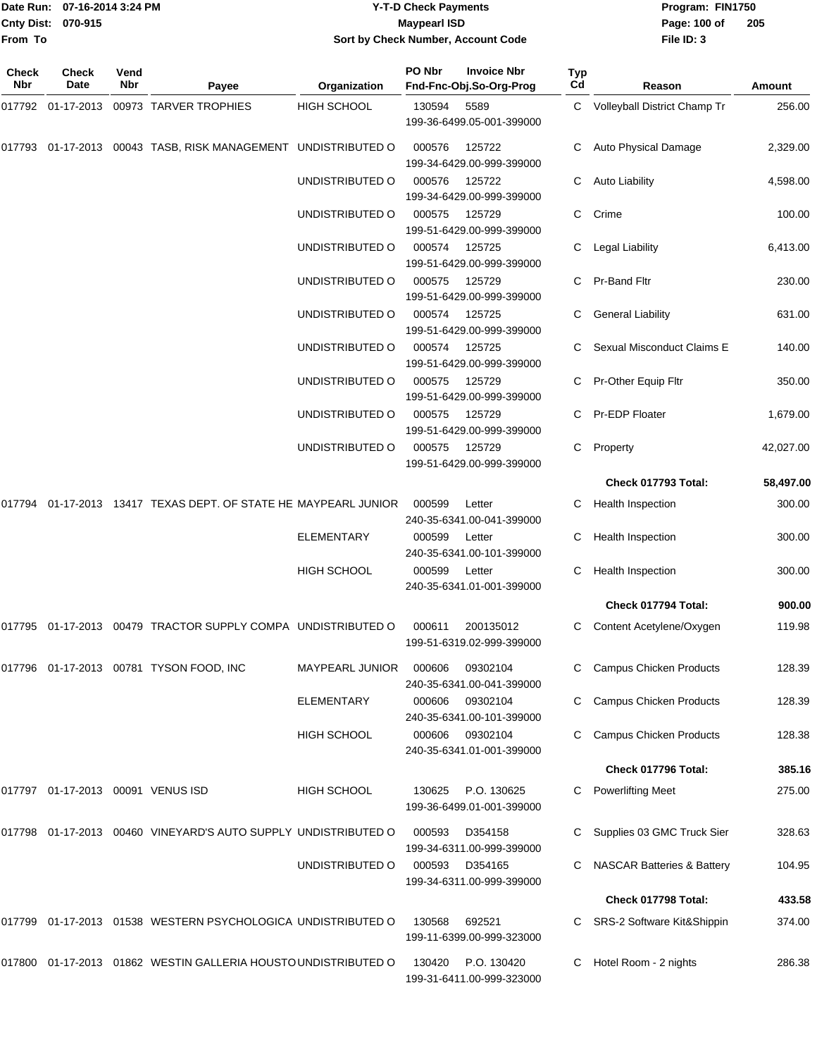Date Run: 07-16-2014 3:24 PM
Cnty Dist: 070-915
From To

# Y-T-D Check Payments

## Maypearl ISD

### Sort by Check Number, Account Code

Program: FIN1750
File ID: 3

| Check Nbr | Check Date | Vend Nbr | Payee | Organization | PO Nbr | Invoice Nbr / Fnd-Fnc-Obj.So-Org-Prog | Typ Cd | Reason | Amount |
|---|---|---|---|---|---|---|---|---|---|
| 017792 | 01-17-2013 | 00973 | TARVER TROPHIES | HIGH SCHOOL | 130594 | 5589 199-36-6499.05-001-399000 | C | Volleyball District Champ Tr | 256.00 |
| 017793 | 01-17-2013 | 00043 | TASB, RISK MANAGEMENT | UNDISTRIBUTED O | 000576 | 125722 199-34-6429.00-999-399000 | C | Auto Physical Damage | 2,329.00 |
| | | | | UNDISTRIBUTED O | 000576 | 125722 199-34-6429.00-999-399000 | C | Auto Liability | 4,598.00 |
| | | | | UNDISTRIBUTED O | 000575 | 125729 199-51-6429.00-999-399000 | C | Crime | 100.00 |
| | | | | UNDISTRIBUTED O | 000574 | 125725 199-51-6429.00-999-399000 | C | Legal Liability | 6,413.00 |
| | | | | UNDISTRIBUTED O | 000575 | 125729 199-51-6429.00-999-399000 | C | Pr-Band Fltr | 230.00 |
| | | | | UNDISTRIBUTED O | 000574 | 125725 199-51-6429.00-999-399000 | C | General Liability | 631.00 |
| | | | | UNDISTRIBUTED O | 000574 | 125725 199-51-6429.00-999-399000 | C | Sexual Misconduct Claims E | 140.00 |
| | | | | UNDISTRIBUTED O | 000575 | 125729 199-51-6429.00-999-399000 | C | Pr-Other Equip Fltr | 350.00 |
| | | | | UNDISTRIBUTED O | 000575 | 125729 199-51-6429.00-999-399000 | C | Pr-EDP Floater | 1,679.00 |
| | | | | UNDISTRIBUTED O | 000575 | 125729 199-51-6429.00-999-399000 | C | Property | 42,027.00 |
| | | | | | | | | **Check 017793 Total:** | **58,497.00** |
| 017794 | 01-17-2013 | 13417 | TEXAS DEPT. OF STATE HE | MAYPEARL JUNIOR | 000599 | Letter 240-35-6341.00-041-399000 | C | Health Inspection | 300.00 |
| | | | | ELEMENTARY | 000599 | Letter 240-35-6341.00-101-399000 | C | Health Inspection | 300.00 |
| | | | | HIGH SCHOOL | 000599 | Letter 240-35-6341.01-001-399000 | C | Health Inspection | 300.00 |
| | | | | | | | | **Check 017794 Total:** | **900.00** |
| 017795 | 01-17-2013 | 00479 | TRACTOR SUPPLY COMPA | UNDISTRIBUTED O | 000611 | 200135012 199-51-6319.02-999-399000 | C | Content Acetylene/Oxygen | 119.98 |
| 017796 | 01-17-2013 | 00781 | TYSON FOOD, INC | MAYPEARL JUNIOR | 000606 | 09302104 240-35-6341.00-041-399000 | C | Campus Chicken Products | 128.39 |
| | | | | ELEMENTARY | 000606 | 09302104 240-35-6341.00-101-399000 | C | Campus Chicken Products | 128.39 |
| | | | | HIGH SCHOOL | 000606 | 09302104 240-35-6341.01-001-399000 | C | Campus Chicken Products | 128.38 |
| | | | | | | | | **Check 017796 Total:** | **385.16** |
| 017797 | 01-17-2013 | 00091 | VENUS ISD | HIGH SCHOOL | 130625 | P.O. 130625 199-36-6499.01-001-399000 | C | Powerlifting Meet | 275.00 |
| 017798 | 01-17-2013 | 00460 | VINEYARD'S AUTO SUPPLY | UNDISTRIBUTED O | 000593 | D354158 199-34-6311.00-999-399000 | C | Supplies 03 GMC Truck Sier | 328.63 |
| | | | | UNDISTRIBUTED O | 000593 | D354165 199-34-6311.00-999-399000 | C | NASCAR Batteries & Battery | 104.95 |
| | | | | | | | | **Check 017798 Total:** | **433.58** |
| 017799 | 01-17-2013 | 01538 | WESTERN PSYCHOLOGICA | UNDISTRIBUTED O | 130568 | 692521 199-11-6399.00-999-323000 | C | SRS-2 Software Kit&Shippin | 374.00 |
| 017800 | 01-17-2013 | 01862 | WESTIN GALLERIA HOUSTO | UNDISTRIBUTED O | 130420 | P.O. 130420 199-31-6411.00-999-323000 | C | Hotel Room - 2 nights | 286.38 |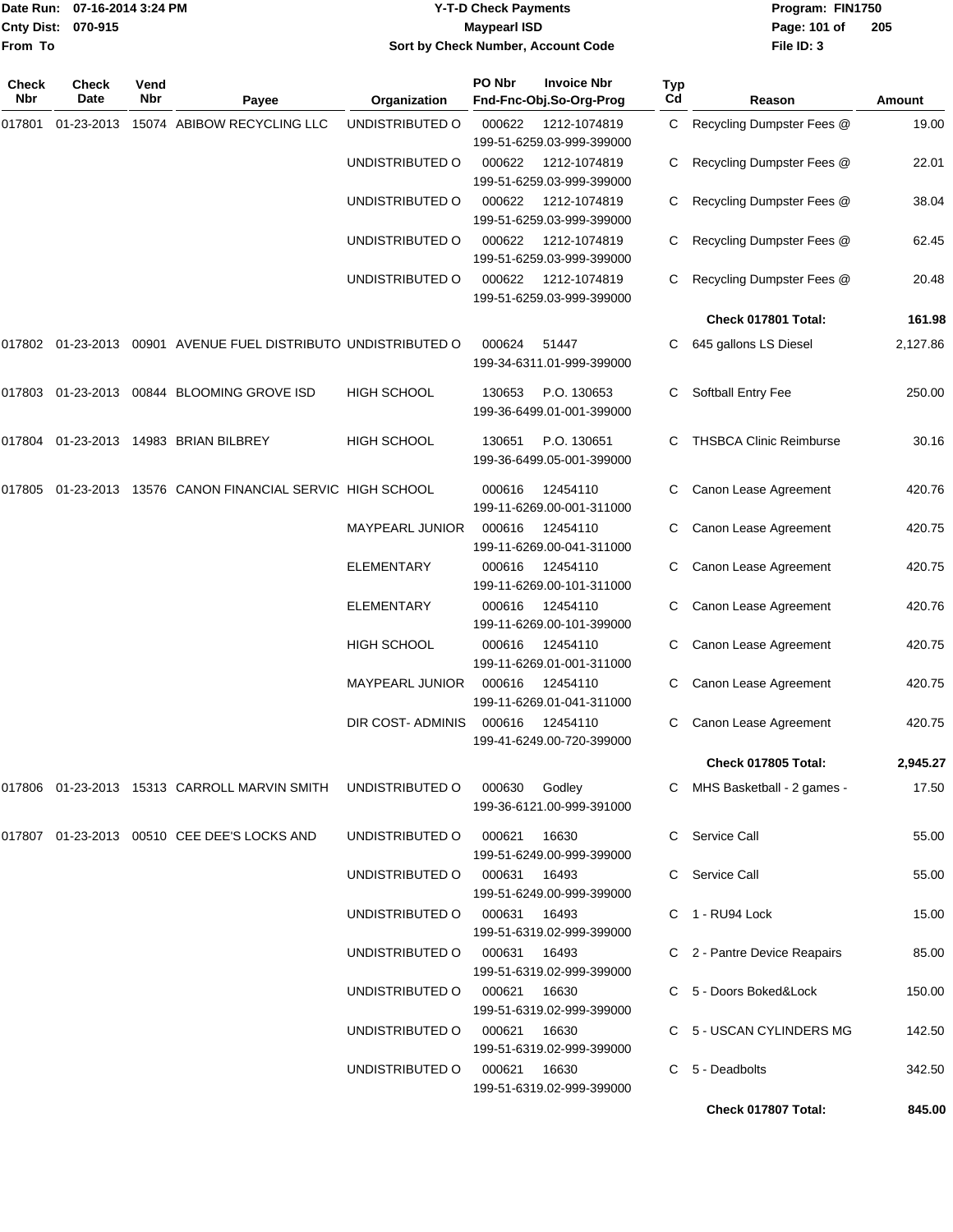Date Run: 07-16-2014 3:24 PM
Cnty Dist: 070-915
From To

# Y-T-D Check Payments
## Maypearl ISD
### Sort by Check Number, Account Code

Program: FIN1750
File ID: 3

| Check Nbr | Check Date | Vend Nbr | Payee | Organization | PO Nbr | Invoice Nbr / Fnd-Fnc-Obj.So-Org-Prog | Typ Cd | Reason | Amount |
|---|---|---|---|---|---|---|---|---|---|
| 017801 | 01-23-2013 | 15074 | ABIBOW RECYCLING LLC | UNDISTRIBUTED O | 000622 | 1212-1074819 199-51-6259.03-999-399000 | C | Recycling Dumpster Fees @ | 19.00 |
| | | | | UNDISTRIBUTED O | 000622 | 1212-1074819 199-51-6259.03-999-399000 | C | Recycling Dumpster Fees @ | 22.01 |
| | | | | UNDISTRIBUTED O | 000622 | 1212-1074819 199-51-6259.03-999-399000 | C | Recycling Dumpster Fees @ | 38.04 |
| | | | | UNDISTRIBUTED O | 000622 | 1212-1074819 199-51-6259.03-999-399000 | C | Recycling Dumpster Fees @ | 62.45 |
| | | | | UNDISTRIBUTED O | 000622 | 1212-1074819 199-51-6259.03-999-399000 | C | Recycling Dumpster Fees @ | 20.48 |
| | | | | | | | | **Check 017801 Total:** | **161.98** |
| 017802 | 01-23-2013 | 00901 | AVENUE FUEL DISTRIBUTO | UNDISTRIBUTED O | 000624 | 51447 199-34-6311.01-999-399000 | C | 645 gallons LS Diesel | 2,127.86 |
| 017803 | 01-23-2013 | 00844 | BLOOMING GROVE ISD | HIGH SCHOOL | 130653 | P.O. 130653 199-36-6499.01-001-399000 | C | Softball Entry Fee | 250.00 |
| 017804 | 01-23-2013 | 14983 | BRIAN BILBREY | HIGH SCHOOL | 130651 | P.O. 130651 199-36-6499.05-001-399000 | C | THSBCA Clinic Reimburse | 30.16 |
| 017805 | 01-23-2013 | 13576 | CANON FINANCIAL SERVIC | HIGH SCHOOL | 000616 | 12454110 199-11-6269.00-001-311000 | C | Canon Lease Agreement | 420.76 |
| | | | | MAYPEARL JUNIOR | 000616 | 12454110 199-11-6269.00-041-311000 | C | Canon Lease Agreement | 420.75 |
| | | | | ELEMENTARY | 000616 | 12454110 199-11-6269.00-101-311000 | C | Canon Lease Agreement | 420.75 |
| | | | | ELEMENTARY | 000616 | 12454110 199-11-6269.00-101-399000 | C | Canon Lease Agreement | 420.76 |
| | | | | HIGH SCHOOL | 000616 | 12454110 199-11-6269.01-001-311000 | C | Canon Lease Agreement | 420.75 |
| | | | | MAYPEARL JUNIOR | 000616 | 12454110 199-11-6269.01-041-311000 | C | Canon Lease Agreement | 420.75 |
| | | | | DIR COST- ADMINIS | 000616 | 12454110 199-41-6249.00-720-399000 | C | Canon Lease Agreement | 420.75 |
| | | | | | | | | **Check 017805 Total:** | **2,945.27** |
| 017806 | 01-23-2013 | 15313 | CARROLL MARVIN SMITH | UNDISTRIBUTED O | 000630 | Godley 199-36-6121.00-999-391000 | C | MHS Basketball - 2 games - | 17.50 |
| 017807 | 01-23-2013 | 00510 | CEE DEE'S LOCKS AND | UNDISTRIBUTED O | 000621 | 16630 199-51-6249.00-999-399000 | C | Service Call | 55.00 |
| | | | | UNDISTRIBUTED O | 000631 | 16493 199-51-6249.00-999-399000 | C | Service Call | 55.00 |
| | | | | UNDISTRIBUTED O | 000631 | 16493 199-51-6319.02-999-399000 | C | 1 - RU94 Lock | 15.00 |
| | | | | UNDISTRIBUTED O | 000631 | 16493 199-51-6319.02-999-399000 | C | 2 - Pantre Device Reapairs | 85.00 |
| | | | | UNDISTRIBUTED O | 000621 | 16630 199-51-6319.02-999-399000 | C | 5 - Doors Boked&Lock | 150.00 |
| | | | | UNDISTRIBUTED O | 000621 | 16630 199-51-6319.02-999-399000 | C | 5 - USCAN CYLINDERS MG | 142.50 |
| | | | | UNDISTRIBUTED O | 000621 | 16630 199-51-6319.02-999-399000 | C | 5 - Deadbolts | 342.50 |
| | | | | | | | | **Check 017807 Total:** | **845.00** |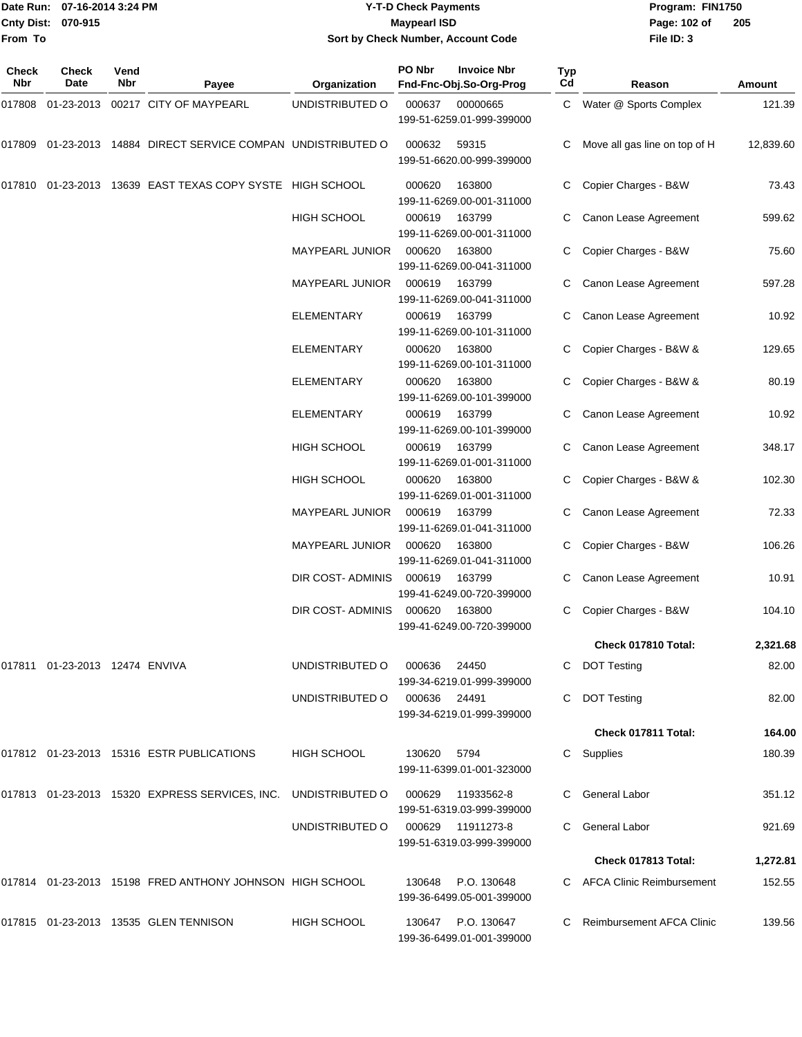# Y-T-D Check Payments

**Maypearl ISD**

**Sort by Check Number, Account Code**

Date Run: 07-16-2014 3:24 PM
Cnty Dist: 070-915
From To

Program: FIN1750
File ID: 3

| Check Nbr | Check Date | Vend Nbr | Payee | Organization | PO Nbr | Invoice Nbr / Fnd-Fnc-Obj.So-Org-Prog | Typ Cd | Reason | Amount |
|---|---|---|---|---|---|---|---|---|---|
| 017808 | 01-23-2013 | 00217 | CITY OF MAYPEARL | UNDISTRIBUTED O | 000637 | 00000665 199-51-6259.01-999-399000 | C | Water @ Sports Complex | 121.39 |
| 017809 | 01-23-2013 | 14884 | DIRECT SERVICE COMPAN | UNDISTRIBUTED O | 000632 | 59315 199-51-6620.00-999-399000 | C | Move all gas line on top of H | 12,839.60 |
| 017810 | 01-23-2013 | 13639 | EAST TEXAS COPY SYSTE | HIGH SCHOOL | 000620 | 163800 199-11-6269.00-001-311000 | C | Copier Charges - B&W | 73.43 |
| | | | | HIGH SCHOOL | 000619 | 163799 199-11-6269.00-001-311000 | C | Canon Lease Agreement | 599.62 |
| | | | | MAYPEARL JUNIOR | 000620 | 163800 199-11-6269.00-041-311000 | C | Copier Charges - B&W | 75.60 |
| | | | | MAYPEARL JUNIOR | 000619 | 163799 199-11-6269.00-041-311000 | C | Canon Lease Agreement | 597.28 |
| | | | | ELEMENTARY | 000619 | 163799 199-11-6269.00-101-311000 | C | Canon Lease Agreement | 10.92 |
| | | | | ELEMENTARY | 000620 | 163800 199-11-6269.00-101-311000 | C | Copier Charges - B&W & | 129.65 |
| | | | | ELEMENTARY | 000620 | 163800 199-11-6269.00-101-399000 | C | Copier Charges - B&W & | 80.19 |
| | | | | ELEMENTARY | 000619 | 163799 199-11-6269.00-101-399000 | C | Canon Lease Agreement | 10.92 |
| | | | | HIGH SCHOOL | 000619 | 163799 199-11-6269.01-001-311000 | C | Canon Lease Agreement | 348.17 |
| | | | | HIGH SCHOOL | 000620 | 163800 199-11-6269.01-001-311000 | C | Copier Charges - B&W & | 102.30 |
| | | | | MAYPEARL JUNIOR | 000619 | 163799 199-11-6269.01-041-311000 | C | Canon Lease Agreement | 72.33 |
| | | | | MAYPEARL JUNIOR | 000620 | 163800 199-11-6269.01-041-311000 | C | Copier Charges - B&W | 106.26 |
| | | | | DIR COST- ADMINIS | 000619 | 163799 199-41-6249.00-720-399000 | C | Canon Lease Agreement | 10.91 |
| | | | | DIR COST- ADMINIS | 000620 | 163800 199-41-6249.00-720-399000 | C | Copier Charges - B&W | 104.10 |
| | | | | | | | | **Check 017810 Total:** | **2,321.68** |
| 017811 | 01-23-2013 | 12474 | ENVIVA | UNDISTRIBUTED O | 000636 | 24450 199-34-6219.01-999-399000 | C | DOT Testing | 82.00 |
| | | | | UNDISTRIBUTED O | 000636 | 24491 199-34-6219.01-999-399000 | C | DOT Testing | 82.00 |
| | | | | | | | | **Check 017811 Total:** | **164.00** |
| 017812 | 01-23-2013 | 15316 | ESTR PUBLICATIONS | HIGH SCHOOL | 130620 | 5794 199-11-6399.01-001-323000 | C | Supplies | 180.39 |
| 017813 | 01-23-2013 | 15320 | EXPRESS SERVICES, INC. | UNDISTRIBUTED O | 000629 | 11933562-8 199-51-6319.03-999-399000 | C | General Labor | 351.12 |
| | | | | UNDISTRIBUTED O | 000629 | 11911273-8 199-51-6319.03-999-399000 | C | General Labor | 921.69 |
| | | | | | | | | **Check 017813 Total:** | **1,272.81** |
| 017814 | 01-23-2013 | 15198 | FRED ANTHONY JOHNSON | HIGH SCHOOL | 130648 | P.O. 130648 199-36-6499.05-001-399000 | C | AFCA Clinic Reimbursement | 152.55 |
| 017815 | 01-23-2013 | 13535 | GLEN TENNISON | HIGH SCHOOL | 130647 | P.O. 130647 199-36-6499.01-001-399000 | C | Reimbursement AFCA Clinic | 139.56 |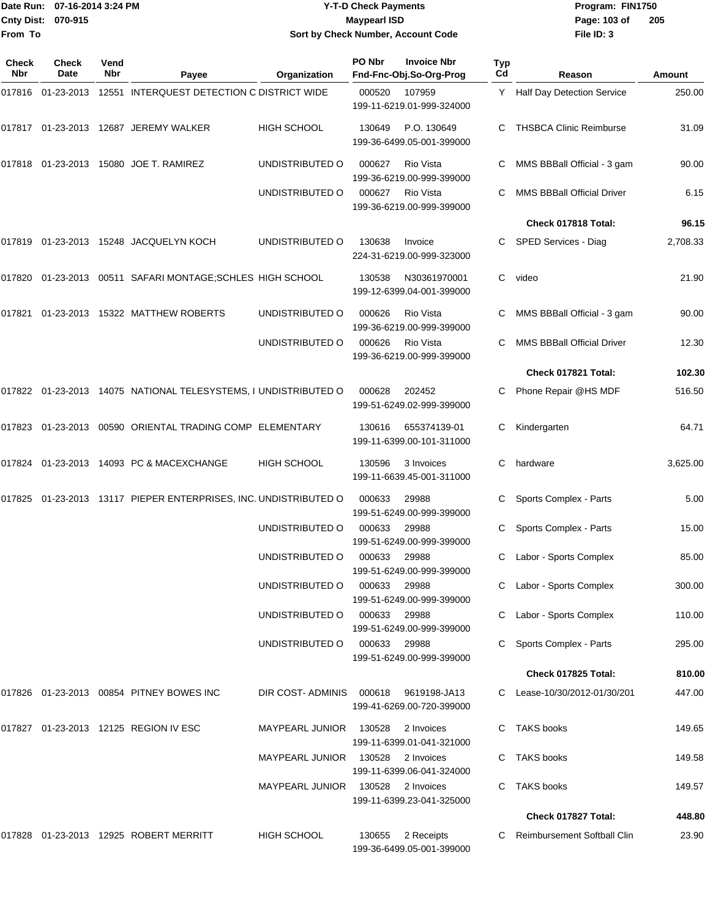Date Run: 07-16-2014 3:24 PM
Cnty Dist: 070-915
From To

# Y-T-D Check Payments
## Maypearl ISD
### Sort by Check Number, Account Code

Program: FIN1750
File ID: 3

| Check Nbr | Check Date | Vend Nbr | Payee | Organization | PO Nbr | Invoice Nbr / Fnd-Fnc-Obj.So-Org-Prog | Typ Cd | Reason | Amount |
|---|---|---|---|---|---|---|---|---|---|
| 017816 | 01-23-2013 | 12551 | INTERQUEST DETECTION C | DISTRICT WIDE | 000520 | 107959 199-11-6219.01-999-324000 | Y | Half Day Detection Service | 250.00 |
| 017817 | 01-23-2013 | 12687 | JEREMY WALKER | HIGH SCHOOL | 130649 | P.O. 130649 199-36-6499.05-001-399000 | C | THSBCA Clinic Reimburse | 31.09 |
| 017818 | 01-23-2013 | 15080 | JOE T. RAMIREZ | UNDISTRIBUTED O | 000627 | Rio Vista 199-36-6219.00-999-399000 | C | MMS BBBall Official - 3 gam | 90.00 |
| | | | | UNDISTRIBUTED O | 000627 | Rio Vista 199-36-6219.00-999-399000 | C | MMS BBBall Official Driver | 6.15 |
| | | | | | | | | **Check 017818 Total:** | **96.15** |
| 017819 | 01-23-2013 | 15248 | JACQUELYN KOCH | UNDISTRIBUTED O | 130638 | Invoice 224-31-6219.00-999-323000 | C | SPED Services - Diag | 2,708.33 |
| 017820 | 01-23-2013 | 00511 | SAFARI MONTAGE;SCHLES | HIGH SCHOOL | 130538 | N30361970001 199-12-6399.04-001-399000 | C | video | 21.90 |
| 017821 | 01-23-2013 | 15322 | MATTHEW ROBERTS | UNDISTRIBUTED O | 000626 | Rio Vista 199-36-6219.00-999-399000 | C | MMS BBBall Official - 3 gam | 90.00 |
| | | | | UNDISTRIBUTED O | 000626 | Rio Vista 199-36-6219.00-999-399000 | C | MMS BBBall Official Driver | 12.30 |
| | | | | | | | | **Check 017821 Total:** | **102.30** |
| 017822 | 01-23-2013 | 14075 | NATIONAL TELESYSTEMS, I | UNDISTRIBUTED O | 000628 | 202452 199-51-6249.02-999-399000 | C | Phone Repair @HS MDF | 516.50 |
| 017823 | 01-23-2013 | 00590 | ORIENTAL TRADING COMP | ELEMENTARY | 130616 | 655374139-01 199-11-6399.00-101-311000 | C | Kindergarten | 64.71 |
| 017824 | 01-23-2013 | 14093 | PC & MACEXCHANGE | HIGH SCHOOL | 130596 | 3 Invoices 199-11-6639.45-001-311000 | C | hardware | 3,625.00 |
| 017825 | 01-23-2013 | 13117 | PIEPER ENTERPRISES, INC. | UNDISTRIBUTED O | 000633 | 29988 199-51-6249.00-999-399000 | C | Sports Complex - Parts | 5.00 |
| | | | | UNDISTRIBUTED O | 000633 | 29988 199-51-6249.00-999-399000 | C | Sports Complex - Parts | 15.00 |
| | | | | UNDISTRIBUTED O | 000633 | 29988 199-51-6249.00-999-399000 | C | Labor - Sports Complex | 85.00 |
| | | | | UNDISTRIBUTED O | 000633 | 29988 199-51-6249.00-999-399000 | C | Labor - Sports Complex | 300.00 |
| | | | | UNDISTRIBUTED O | 000633 | 29988 199-51-6249.00-999-399000 | C | Labor - Sports Complex | 110.00 |
| | | | | UNDISTRIBUTED O | 000633 | 29988 199-51-6249.00-999-399000 | C | Sports Complex - Parts | 295.00 |
| | | | | | | | | **Check 017825 Total:** | **810.00** |
| 017826 | 01-23-2013 | 00854 | PITNEY BOWES INC | DIR COST- ADMINIS | 000618 | 9619198-JA13 199-41-6269.00-720-399000 | C | Lease-10/30/2012-01/30/201 | 447.00 |
| 017827 | 01-23-2013 | 12125 | REGION IV ESC | MAYPEARL JUNIOR | 130528 | 2 Invoices 199-11-6399.01-041-321000 | C | TAKS books | 149.65 |
| | | | | MAYPEARL JUNIOR | 130528 | 2 Invoices 199-11-6399.06-041-324000 | C | TAKS books | 149.58 |
| | | | | MAYPEARL JUNIOR | 130528 | 2 Invoices 199-11-6399.23-041-325000 | C | TAKS books | 149.57 |
| | | | | | | | | **Check 017827 Total:** | **448.80** |
| 017828 | 01-23-2013 | 12925 | ROBERT MERRITT | HIGH SCHOOL | 130655 | 2 Receipts 199-36-6499.05-001-399000 | C | Reimbursement Softball Clin | 23.90 |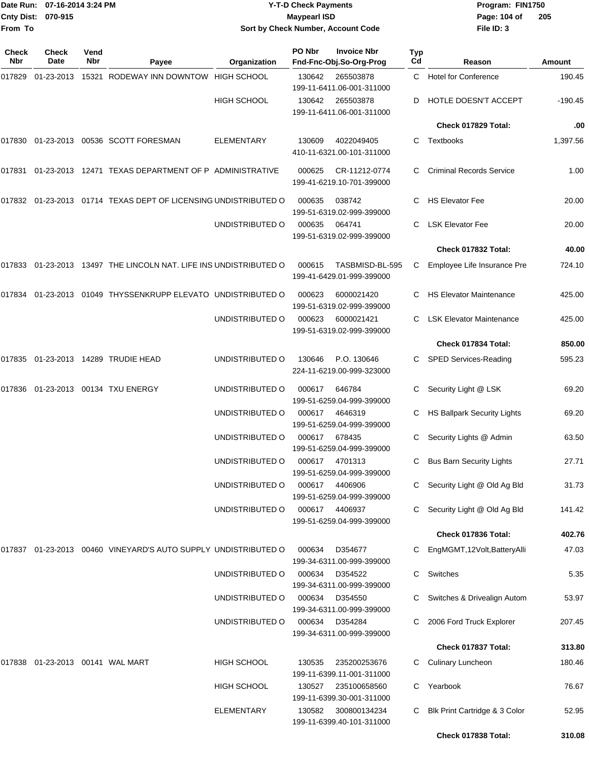Date Run: 07-16-2014 3:24 PM
Cnty Dist: 070-915
From To

**Y-T-D Check Payments**
**Maypearl ISD**
**Sort by Check Number, Account Code**

Program: FIN1750
File ID: 3

| Check Nbr | Check Date | Vend Nbr | Payee | Organization | PO Nbr / Fnd-Fnc-Obj.So-Org-Prog | Invoice Nbr | Typ Cd | Reason | Amount |
|---|---|---|---|---|---|---|---|---|---|
| 017829 | 01-23-2013 | 15321 | RODEWAY INN DOWNTOW | HIGH SCHOOL | 130642 199-11-6411.06-001-311000 | 265503878 | C | Hotel for Conference | 190.45 |
| | | | | HIGH SCHOOL | 130642 199-11-6411.06-001-311000 | 265503878 | D | HOTLE DOESN'T ACCEPT | -190.45 |
| | | | | | | | | **Check 017829 Total:** | **.00** |
| 017830 | 01-23-2013 | 00536 | SCOTT FORESMAN | ELEMENTARY | 130609 410-11-6321.00-101-311000 | 4022049405 | C | Textbooks | 1,397.56 |
| 017831 | 01-23-2013 | 12471 | TEXAS DEPARTMENT OF P | ADMINISTRATIVE | 000625 199-41-6219.10-701-399000 | CR-11212-0774 | C | Criminal Records Service | 1.00 |
| 017832 | 01-23-2013 | 01714 | TEXAS DEPT OF LICENSING | UNDISTRIBUTED O | 000635 199-51-6319.02-999-399000 | 038742 | C | HS Elevator Fee | 20.00 |
| | | | | UNDISTRIBUTED O | 000635 199-51-6319.02-999-399000 | 064741 | C | LSK Elevator Fee | 20.00 |
| | | | | | | | | **Check 017832 Total:** | **40.00** |
| 017833 | 01-23-2013 | 13497 | THE LINCOLN NAT. LIFE INS | UNDISTRIBUTED O | 000615 199-41-6429.01-999-399000 | TASBMISD-BL-595 | C | Employee Life Insurance Pre | 724.10 |
| 017834 | 01-23-2013 | 01049 | THYSSENKRUPP ELEVATO | UNDISTRIBUTED O | 000623 199-51-6319.02-999-399000 | 6000021420 | C | HS Elevator Maintenance | 425.00 |
| | | | | UNDISTRIBUTED O | 000623 199-51-6319.02-999-399000 | 6000021421 | C | LSK Elevator Maintenance | 425.00 |
| | | | | | | | | **Check 017834 Total:** | **850.00** |
| 017835 | 01-23-2013 | 14289 | TRUDIE HEAD | UNDISTRIBUTED O | 130646 224-11-6219.00-999-323000 | P.O. 130646 | C | SPED Services-Reading | 595.23 |
| 017836 | 01-23-2013 | 00134 | TXU ENERGY | UNDISTRIBUTED O | 000617 199-51-6259.04-999-399000 | 646784 | C | Security Light @ LSK | 69.20 |
| | | | | UNDISTRIBUTED O | 000617 199-51-6259.04-999-399000 | 4646319 | C | HS Ballpark Security Lights | 69.20 |
| | | | | UNDISTRIBUTED O | 000617 199-51-6259.04-999-399000 | 678435 | C | Security Lights @ Admin | 63.50 |
| | | | | UNDISTRIBUTED O | 000617 199-51-6259.04-999-399000 | 4701313 | C | Bus Barn Security Lights | 27.71 |
| | | | | UNDISTRIBUTED O | 000617 199-51-6259.04-999-399000 | 4406906 | C | Security Light @ Old Ag Bld | 31.73 |
| | | | | UNDISTRIBUTED O | 000617 199-51-6259.04-999-399000 | 4406937 | C | Security Light @ Old Ag Bld | 141.42 |
| | | | | | | | | **Check 017836 Total:** | **402.76** |
| 017837 | 01-23-2013 | 00460 | VINEYARD'S AUTO SUPPLY | UNDISTRIBUTED O | 000634 199-34-6311.00-999-399000 | D354677 | C | EngMGMT,12Volt,BatteryAlli | 47.03 |
| | | | | UNDISTRIBUTED O | 000634 199-34-6311.00-999-399000 | D354522 | C | Switches | 5.35 |
| | | | | UNDISTRIBUTED O | 000634 199-34-6311.00-999-399000 | D354550 | C | Switches & Drivealign Autom | 53.97 |
| | | | | UNDISTRIBUTED O | 000634 199-34-6311.00-999-399000 | D354284 | C | 2006 Ford Truck Explorer | 207.45 |
| | | | | | | | | **Check 017837 Total:** | **313.80** |
| 017838 | 01-23-2013 | 00141 | WAL MART | HIGH SCHOOL | 130535 199-11-6399.11-001-311000 | 235200253676 | C | Culinary Luncheon | 180.46 |
| | | | | HIGH SCHOOL | 130527 199-11-6399.30-001-311000 | 235100658560 | C | Yearbook | 76.67 |
| | | | | ELEMENTARY | 130582 199-11-6399.40-101-311000 | 300800134234 | C | Blk Print Cartridge & 3 Color | 52.95 |
| | | | | | | | | **Check 017838 Total:** | **310.08** |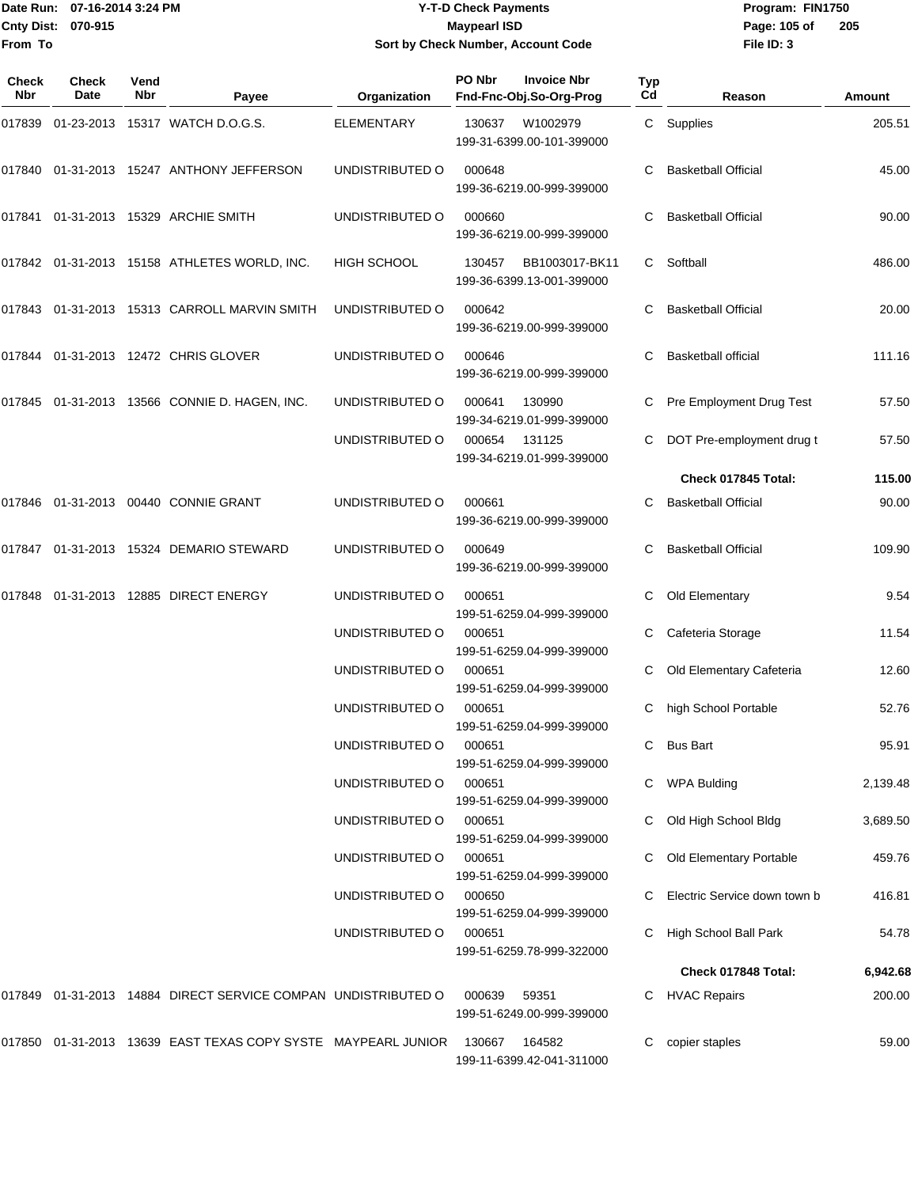# Y-T-D Check Payments

**Maypearl ISD**

**Sort by Check Number, Account Code**

Date Run: 07-16-2014 3:24 PM
Cnty Dist: 070-915
From To

Program: FIN1750
File ID: 3

| Check Nbr | Check Date | Vend Nbr | Payee | Organization | PO Nbr / Invoice Nbr / Fnd-Fnc-Obj.So-Org-Prog | Typ Cd | Reason | Amount |
|---|---|---|---|---|---|---|---|---|
| 017839 | 01-23-2013 | 15317 | WATCH D.O.G.S. | ELEMENTARY | 130637 W1002979 199-31-6399.00-101-399000 | C | Supplies | 205.51 |
| 017840 | 01-31-2013 | 15247 | ANTHONY JEFFERSON | UNDISTRIBUTED O | 000648 199-36-6219.00-999-399000 | C | Basketball Official | 45.00 |
| 017841 | 01-31-2013 | 15329 | ARCHIE SMITH | UNDISTRIBUTED O | 000660 199-36-6219.00-999-399000 | C | Basketball Official | 90.00 |
| 017842 | 01-31-2013 | 15158 | ATHLETES WORLD, INC. | HIGH SCHOOL | 130457 BB1003017-BK11 199-36-6399.13-001-399000 | C | Softball | 486.00 |
| 017843 | 01-31-2013 | 15313 | CARROLL MARVIN SMITH | UNDISTRIBUTED O | 000642 199-36-6219.00-999-399000 | C | Basketball Official | 20.00 |
| 017844 | 01-31-2013 | 12472 | CHRIS GLOVER | UNDISTRIBUTED O | 000646 199-36-6219.00-999-399000 | C | Basketball official | 111.16 |
| 017845 | 01-31-2013 | 13566 | CONNIE D. HAGEN, INC. | UNDISTRIBUTED O | 000641 130990 199-34-6219.01-999-399000 | C | Pre Employment Drug Test | 57.50 |
| | | | | UNDISTRIBUTED O | 000654 131125 199-34-6219.01-999-399000 | C | DOT Pre-employment drug t | 57.50 |
| | | | | | | | **Check 017845 Total:** | **115.00** |
| 017846 | 01-31-2013 | 00440 | CONNIE GRANT | UNDISTRIBUTED O | 000661 199-36-6219.00-999-399000 | C | Basketball Official | 90.00 |
| 017847 | 01-31-2013 | 15324 | DEMARIO STEWARD | UNDISTRIBUTED O | 000649 199-36-6219.00-999-399000 | C | Basketball Official | 109.90 |
| 017848 | 01-31-2013 | 12885 | DIRECT ENERGY | UNDISTRIBUTED O | 000651 199-51-6259.04-999-399000 | C | Old Elementary | 9.54 |
| | | | | UNDISTRIBUTED O | 000651 199-51-6259.04-999-399000 | C | Cafeteria Storage | 11.54 |
| | | | | UNDISTRIBUTED O | 000651 199-51-6259.04-999-399000 | C | Old Elementary Cafeteria | 12.60 |
| | | | | UNDISTRIBUTED O | 000651 199-51-6259.04-999-399000 | C | high School Portable | 52.76 |
| | | | | UNDISTRIBUTED O | 000651 199-51-6259.04-999-399000 | C | Bus Bart | 95.91 |
| | | | | UNDISTRIBUTED O | 000651 199-51-6259.04-999-399000 | C | WPA Bulding | 2,139.48 |
| | | | | UNDISTRIBUTED O | 000651 199-51-6259.04-999-399000 | C | Old High School Bldg | 3,689.50 |
| | | | | UNDISTRIBUTED O | 000651 199-51-6259.04-999-399000 | C | Old Elementary Portable | 459.76 |
| | | | | UNDISTRIBUTED O | 000650 199-51-6259.04-999-399000 | C | Electric Service down town b | 416.81 |
| | | | | UNDISTRIBUTED O | 000651 199-51-6259.78-999-322000 | C | High School Ball Park | 54.78 |
| | | | | | | | **Check 017848 Total:** | **6,942.68** |
| 017849 | 01-31-2013 | 14884 | DIRECT SERVICE COMPAN | UNDISTRIBUTED O | 000639 59351 199-51-6249.00-999-399000 | C | HVAC Repairs | 200.00 |
| 017850 | 01-31-2013 | 13639 | EAST TEXAS COPY SYSTE | MAYPEARL JUNIOR | 130667 164582 199-11-6399.42-041-311000 | C | copier staples | 59.00 |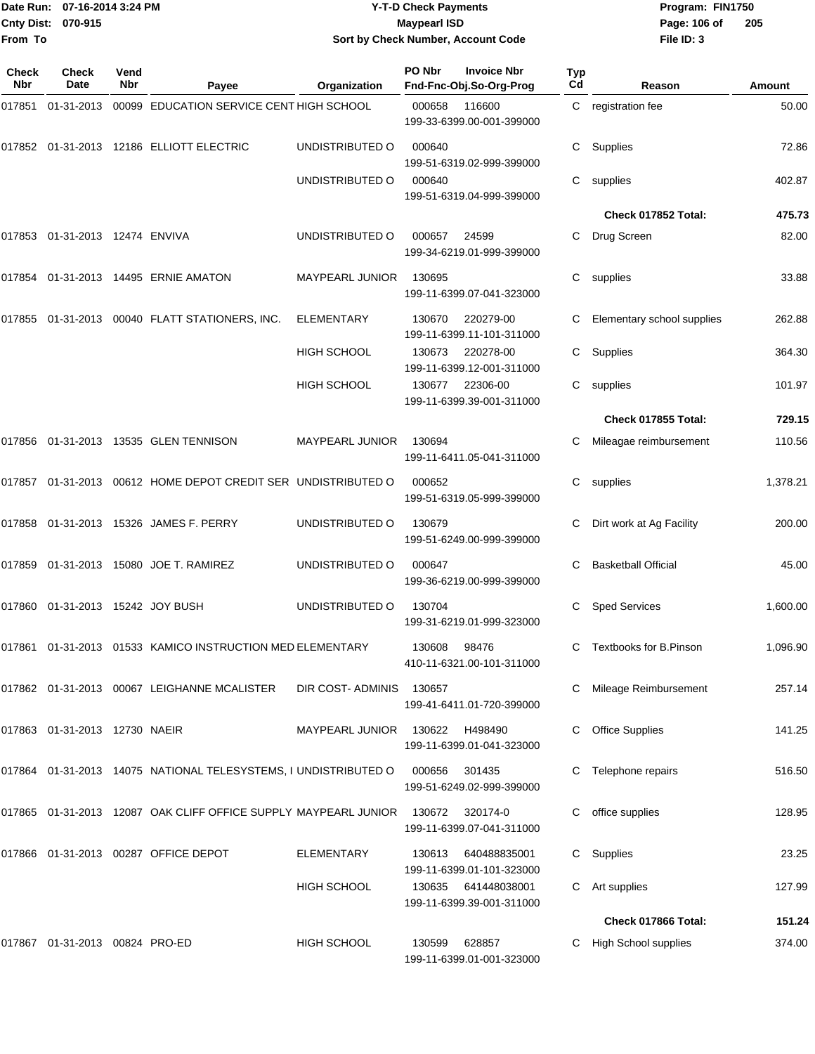Date Run: 07-16-2014 3:24 PM
Cnty Dist: 070-915
From To

**Y-T-D Check Payments**
**Maypearl ISD**
**Sort by Check Number, Account Code**

Program: FIN1750
File ID: 3

| Check Nbr | Check Date | Vend Nbr | Payee | Organization | PO Nbr | Invoice Nbr / Fnd-Fnc-Obj.So-Org-Prog | Typ Cd | Reason | Amount |
|---|---|---|---|---|---|---|---|---|---|
| 017851 | 01-31-2013 | 00099 | EDUCATION SERVICE CENT | HIGH SCHOOL | 000658 | 116600 / 199-33-6399.00-001-399000 | C | registration fee | 50.00 |
| 017852 | 01-31-2013 | 12186 | ELLIOTT ELECTRIC | UNDISTRIBUTED O | 000640 | 199-51-6319.02-999-399000 | C | Supplies | 72.86 |
| | | | | UNDISTRIBUTED O | 000640 | 199-51-6319.04-999-399000 | C | supplies | 402.87 |
| | | | | | | | | **Check 017852 Total:** | **475.73** |
| 017853 | 01-31-2013 | 12474 | ENVIVA | UNDISTRIBUTED O | 000657 | 24599 / 199-34-6219.01-999-399000 | C | Drug Screen | 82.00 |
| 017854 | 01-31-2013 | 14495 | ERNIE AMATON | MAYPEARL JUNIOR | 130695 | 199-11-6399.07-041-323000 | C | supplies | 33.88 |
| 017855 | 01-31-2013 | 00040 | FLATT STATIONERS, INC. | ELEMENTARY | 130670 | 220279-00 / 199-11-6399.11-101-311000 | C | Elementary school supplies | 262.88 |
| | | | | HIGH SCHOOL | 130673 | 220278-00 / 199-11-6399.12-001-311000 | C | Supplies | 364.30 |
| | | | | HIGH SCHOOL | 130677 | 22306-00 / 199-11-6399.39-001-311000 | C | supplies | 101.97 |
| | | | | | | | | **Check 017855 Total:** | **729.15** |
| 017856 | 01-31-2013 | 13535 | GLEN TENNISON | MAYPEARL JUNIOR | 130694 | 199-11-6411.05-041-311000 | C | Mileagae reimbursement | 110.56 |
| 017857 | 01-31-2013 | 00612 | HOME DEPOT CREDIT SER | UNDISTRIBUTED O | 000652 | 199-51-6319.05-999-399000 | C | supplies | 1,378.21 |
| 017858 | 01-31-2013 | 15326 | JAMES F. PERRY | UNDISTRIBUTED O | 130679 | 199-51-6249.00-999-399000 | C | Dirt work at Ag Facility | 200.00 |
| 017859 | 01-31-2013 | 15080 | JOE T. RAMIREZ | UNDISTRIBUTED O | 000647 | 199-36-6219.00-999-399000 | C | Basketball Official | 45.00 |
| 017860 | 01-31-2013 | 15242 | JOY BUSH | UNDISTRIBUTED O | 130704 | 199-31-6219.01-999-323000 | C | Sped Services | 1,600.00 |
| 017861 | 01-31-2013 | 01533 | KAMICO INSTRUCTION MED | ELEMENTARY | 130608 | 98476 / 410-11-6321.00-101-311000 | C | Textbooks for B.Pinson | 1,096.90 |
| 017862 | 01-31-2013 | 00067 | LEIGHANNE MCALISTER | DIR COST- ADMINIS | 130657 | 199-41-6411.01-720-399000 | C | Mileage Reimbursement | 257.14 |
| 017863 | 01-31-2013 | 12730 | NAEIR | MAYPEARL JUNIOR | 130622 | H498490 / 199-11-6399.01-041-323000 | C | Office Supplies | 141.25 |
| 017864 | 01-31-2013 | 14075 | NATIONAL TELESYSTEMS, I | UNDISTRIBUTED O | 000656 | 301435 / 199-51-6249.02-999-399000 | C | Telephone repairs | 516.50 |
| 017865 | 01-31-2013 | 12087 | OAK CLIFF OFFICE SUPPLY | MAYPEARL JUNIOR | 130672 | 320174-0 / 199-11-6399.07-041-311000 | C | office supplies | 128.95 |
| 017866 | 01-31-2013 | 00287 | OFFICE DEPOT | ELEMENTARY | 130613 | 640488835001 / 199-11-6399.01-101-323000 | C | Supplies | 23.25 |
| | | | | HIGH SCHOOL | 130635 | 641448038001 / 199-11-6399.39-001-311000 | C | Art supplies | 127.99 |
| | | | | | | | | **Check 017866 Total:** | **151.24** |
| 017867 | 01-31-2013 | 00824 | PRO-ED | HIGH SCHOOL | 130599 | 628857 / 199-11-6399.01-001-323000 | C | High School supplies | 374.00 |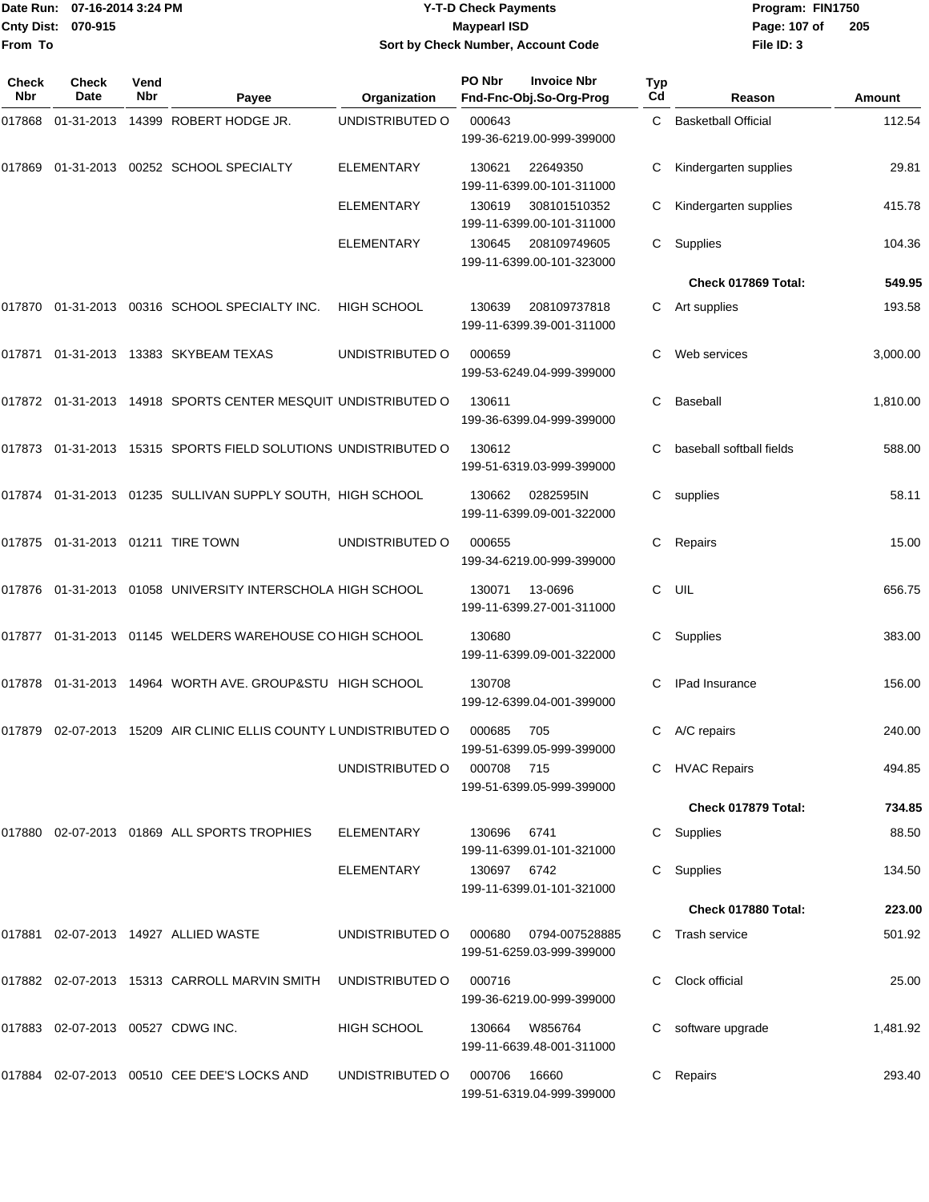Date Run: 07-16-2014 3:24 PM
Cnty Dist: 070-915
From To

# Y-T-D Check Payments
## Maypearl ISD
### Sort by Check Number, Account Code

Program: FIN1750
File ID: 3

| Check Nbr | Check Date | Vend Nbr | Payee | Organization | PO Nbr | Invoice Nbr / Fnd-Fnc-Obj.So-Org-Prog | Typ Cd | Reason | Amount |
|---|---|---|---|---|---|---|---|---|---|
| 017868 | 01-31-2013 | 14399 | ROBERT HODGE JR. | UNDISTRIBUTED O | 000643 | 199-36-6219.00-999-399000 | C | Basketball Official | 112.54 |
| 017869 | 01-31-2013 | 00252 | SCHOOL SPECIALTY | ELEMENTARY | 130621 | 22649350 199-11-6399.00-101-311000 | C | Kindergarten supplies | 29.81 |
| | | | | ELEMENTARY | 130619 | 308101510352 199-11-6399.00-101-311000 | C | Kindergarten supplies | 415.78 |
| | | | | ELEMENTARY | 130645 | 208109749605 199-11-6399.00-101-323000 | C | Supplies | 104.36 |
| | | | | | | | | **Check 017869 Total:** | **549.95** |
| 017870 | 01-31-2013 | 00316 | SCHOOL SPECIALTY INC. | HIGH SCHOOL | 130639 | 208109737818 199-11-6399.39-001-311000 | C | Art supplies | 193.58 |
| 017871 | 01-31-2013 | 13383 | SKYBEAM TEXAS | UNDISTRIBUTED O | 000659 | 199-53-6249.04-999-399000 | C | Web services | 3,000.00 |
| 017872 | 01-31-2013 | 14918 | SPORTS CENTER MESQUIT | UNDISTRIBUTED O | 130611 | 199-36-6399.04-999-399000 | C | Baseball | 1,810.00 |
| 017873 | 01-31-2013 | 15315 | SPORTS FIELD SOLUTIONS | UNDISTRIBUTED O | 130612 | 199-51-6319.03-999-399000 | C | baseball softball fields | 588.00 |
| 017874 | 01-31-2013 | 01235 | SULLIVAN SUPPLY SOUTH, | HIGH SCHOOL | 130662 | 0282595IN 199-11-6399.09-001-322000 | C | supplies | 58.11 |
| 017875 | 01-31-2013 | 01211 | TIRE TOWN | UNDISTRIBUTED O | 000655 | 199-34-6219.00-999-399000 | C | Repairs | 15.00 |
| 017876 | 01-31-2013 | 01058 | UNIVERSITY INTERSCHOLA | HIGH SCHOOL | 130071 | 13-0696 199-11-6399.27-001-311000 | C | UIL | 656.75 |
| 017877 | 01-31-2013 | 01145 | WELDERS WAREHOUSE CO | HIGH SCHOOL | 130680 | 199-11-6399.09-001-322000 | C | Supplies | 383.00 |
| 017878 | 01-31-2013 | 14964 | WORTH AVE. GROUP&STU | HIGH SCHOOL | 130708 | 199-12-6399.04-001-399000 | C | IPad Insurance | 156.00 |
| 017879 | 02-07-2013 | 15209 | AIR CLINIC ELLIS COUNTY L | UNDISTRIBUTED O | 000685 | 705 199-51-6399.05-999-399000 | C | A/C repairs | 240.00 |
| | | | | UNDISTRIBUTED O | 000708 | 715 199-51-6399.05-999-399000 | C | HVAC Repairs | 494.85 |
| | | | | | | | | **Check 017879 Total:** | **734.85** |
| 017880 | 02-07-2013 | 01869 | ALL SPORTS TROPHIES | ELEMENTARY | 130696 | 6741 199-11-6399.01-101-321000 | C | Supplies | 88.50 |
| | | | | ELEMENTARY | 130697 | 6742 199-11-6399.01-101-321000 | C | Supplies | 134.50 |
| | | | | | | | | **Check 017880 Total:** | **223.00** |
| 017881 | 02-07-2013 | 14927 | ALLIED WASTE | UNDISTRIBUTED O | 000680 | 0794-007528885 199-51-6259.03-999-399000 | C | Trash service | 501.92 |
| 017882 | 02-07-2013 | 15313 | CARROLL MARVIN SMITH | UNDISTRIBUTED O | 000716 | 199-36-6219.00-999-399000 | C | Clock official | 25.00 |
| 017883 | 02-07-2013 | 00527 | CDWG INC. | HIGH SCHOOL | 130664 | W856764 199-11-6639.48-001-311000 | C | software upgrade | 1,481.92 |
| 017884 | 02-07-2013 | 00510 | CEE DEE'S LOCKS AND | UNDISTRIBUTED O | 000706 | 16660 199-51-6319.04-999-399000 | C | Repairs | 293.40 |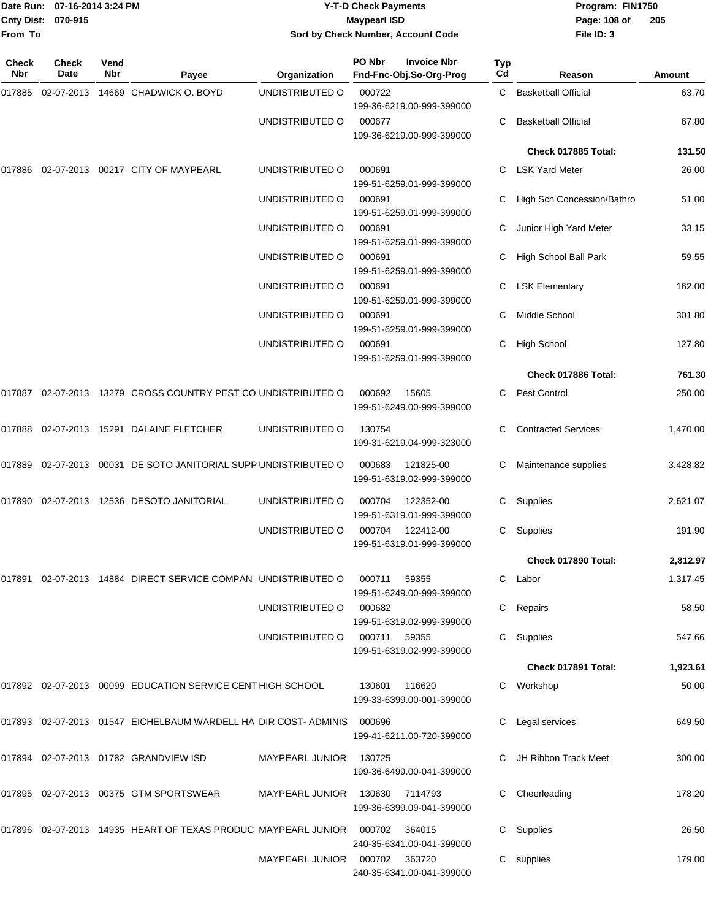Date Run: 07-16-2014 3:24 PM
Cnty Dist: 070-915
From To

# Y-T-D Check Payments
## Maypearl ISD
### Sort by Check Number, Account Code

Program: FIN1750
File ID: 3

| Check Nbr | Check Date | Vend Nbr | Payee | Organization | PO Nbr / Invoice Nbr / Fnd-Fnc-Obj.So-Org-Prog | Typ Cd | Reason | Amount |
|---|---|---|---|---|---|---|---|---|
| 017885 | 02-07-2013 | 14669 | CHADWICK O. BOYD | UNDISTRIBUTED O | 000722 199-36-6219.00-999-399000 | C | Basketball Official | 63.70 |
| | | | | UNDISTRIBUTED O | 000677 199-36-6219.00-999-399000 | C | Basketball Official | 67.80 |
| | | | | | | | **Check 017885 Total:** | **131.50** |
| 017886 | 02-07-2013 | 00217 | CITY OF MAYPEARL | UNDISTRIBUTED O | 000691 199-51-6259.01-999-399000 | C | LSK Yard Meter | 26.00 |
| | | | | UNDISTRIBUTED O | 000691 199-51-6259.01-999-399000 | C | High Sch Concession/Bathro | 51.00 |
| | | | | UNDISTRIBUTED O | 000691 199-51-6259.01-999-399000 | C | Junior High Yard Meter | 33.15 |
| | | | | UNDISTRIBUTED O | 000691 199-51-6259.01-999-399000 | C | High School Ball Park | 59.55 |
| | | | | UNDISTRIBUTED O | 000691 199-51-6259.01-999-399000 | C | LSK Elementary | 162.00 |
| | | | | UNDISTRIBUTED O | 000691 199-51-6259.01-999-399000 | C | Middle School | 301.80 |
| | | | | UNDISTRIBUTED O | 000691 199-51-6259.01-999-399000 | C | High School | 127.80 |
| | | | | | | | **Check 017886 Total:** | **761.30** |
| 017887 | 02-07-2013 | 13279 | CROSS COUNTRY PEST CO | UNDISTRIBUTED O | 000692 15605 199-51-6249.00-999-399000 | C | Pest Control | 250.00 |
| 017888 | 02-07-2013 | 15291 | DALAINE FLETCHER | UNDISTRIBUTED O | 130754 199-31-6219.04-999-323000 | C | Contracted Services | 1,470.00 |
| 017889 | 02-07-2013 | 00031 | DE SOTO JANITORIAL SUPP | UNDISTRIBUTED O | 000683 121825-00 199-51-6319.02-999-399000 | C | Maintenance supplies | 3,428.82 |
| 017890 | 02-07-2013 | 12536 | DESOTO JANITORIAL | UNDISTRIBUTED O | 000704 122352-00 199-51-6319.01-999-399000 | C | Supplies | 2,621.07 |
| | | | | UNDISTRIBUTED O | 000704 122412-00 199-51-6319.01-999-399000 | C | Supplies | 191.90 |
| | | | | | | | **Check 017890 Total:** | **2,812.97** |
| 017891 | 02-07-2013 | 14884 | DIRECT SERVICE COMPAN | UNDISTRIBUTED O | 000711 59355 199-51-6249.00-999-399000 | C | Labor | 1,317.45 |
| | | | | UNDISTRIBUTED O | 000682 199-51-6319.02-999-399000 | C | Repairs | 58.50 |
| | | | | UNDISTRIBUTED O | 000711 59355 199-51-6319.02-999-399000 | C | Supplies | 547.66 |
| | | | | | | | **Check 017891 Total:** | **1,923.61** |
| 017892 | 02-07-2013 | 00099 | EDUCATION SERVICE CENT | HIGH SCHOOL | 130601 116620 199-33-6399.00-001-399000 | C | Workshop | 50.00 |
| 017893 | 02-07-2013 | 01547 | EICHELBAUM WARDELL HA | DIR COST- ADMINIS | 000696 199-41-6211.00-720-399000 | C | Legal services | 649.50 |
| 017894 | 02-07-2013 | 01782 | GRANDVIEW ISD | MAYPEARL JUNIOR | 130725 199-36-6499.00-041-399000 | C | JH Ribbon Track Meet | 300.00 |
| 017895 | 02-07-2013 | 00375 | GTM SPORTSWEAR | MAYPEARL JUNIOR | 130630 7114793 199-36-6399.09-041-399000 | C | Cheerleading | 178.20 |
| 017896 | 02-07-2013 | 14935 | HEART OF TEXAS PRODUC | MAYPEARL JUNIOR | 000702 364015 240-35-6341.00-041-399000 | C | Supplies | 26.50 |
| | | | | MAYPEARL JUNIOR | 000702 363720 240-35-6341.00-041-399000 | C | supplies | 179.00 |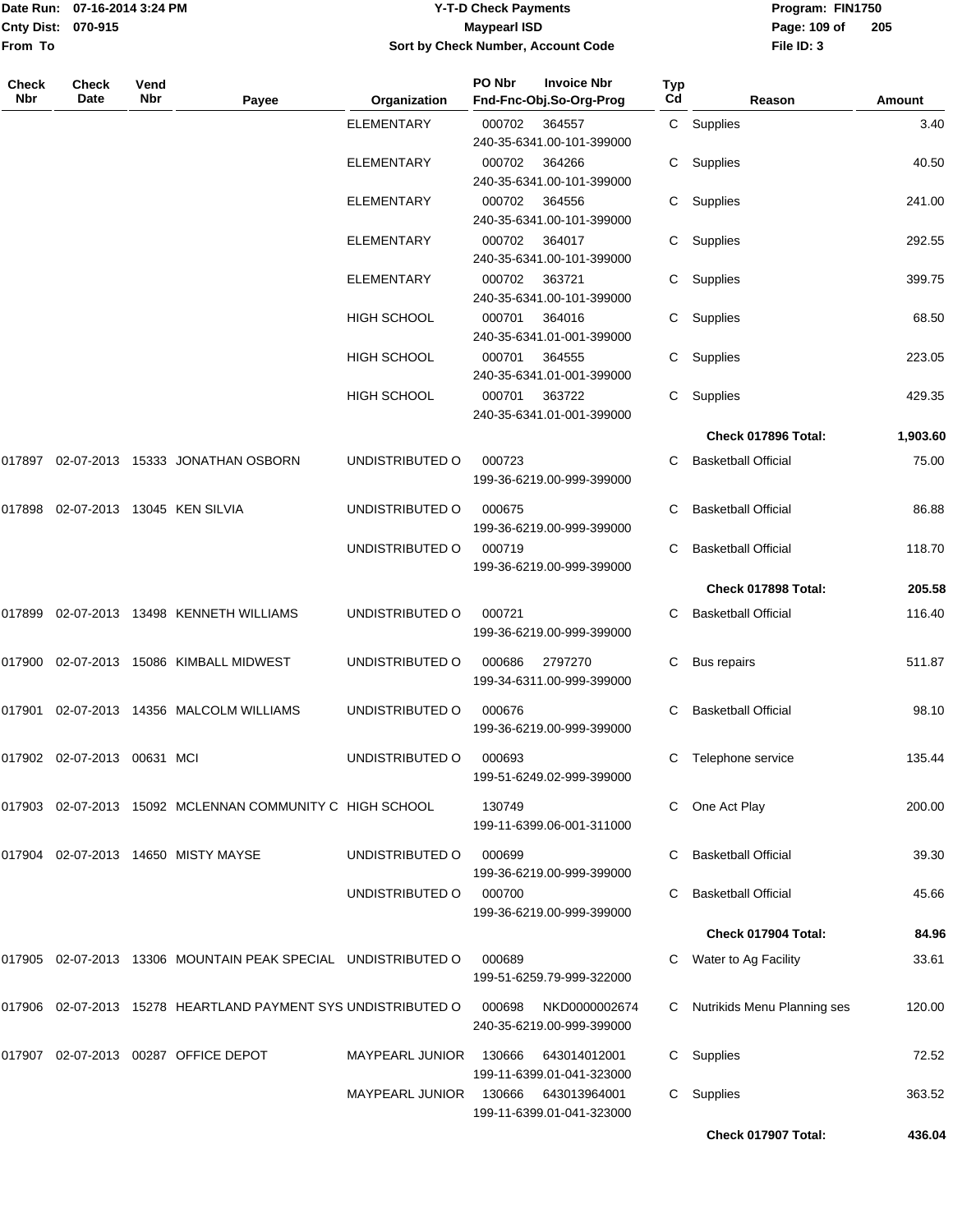# Y-T-D Check Payments

**Maypearl ISD**

**Sort by Check Number, Account Code**

Date Run: 07-16-2014 3:24 PM
Cnty Dist: 070-915
From To

Program: FIN1750
File ID: 3

| Check Nbr | Check Date | Vend Nbr | Payee | Organization | PO Nbr / Invoice Nbr / Fnd-Fnc-Obj.So-Org-Prog | Typ Cd | Reason | Amount |
|---|---|---|---|---|---|---|---|---|
| | | | | ELEMENTARY | 000702 364557 240-35-6341.00-101-399000 | C | Supplies | 3.40 |
| | | | | ELEMENTARY | 000702 364266 240-35-6341.00-101-399000 | C | Supplies | 40.50 |
| | | | | ELEMENTARY | 000702 364556 240-35-6341.00-101-399000 | C | Supplies | 241.00 |
| | | | | ELEMENTARY | 000702 364017 240-35-6341.00-101-399000 | C | Supplies | 292.55 |
| | | | | ELEMENTARY | 000702 363721 240-35-6341.00-101-399000 | C | Supplies | 399.75 |
| | | | | HIGH SCHOOL | 000701 364016 240-35-6341.01-001-399000 | C | Supplies | 68.50 |
| | | | | HIGH SCHOOL | 000701 364555 240-35-6341.01-001-399000 | C | Supplies | 223.05 |
| | | | | HIGH SCHOOL | 000701 363722 240-35-6341.01-001-399000 | C | Supplies | 429.35 |
| | | | | | | | **Check 017896 Total:** | **1,903.60** |
| 017897 | 02-07-2013 | 15333 | JONATHAN OSBORN | UNDISTRIBUTED O | 000723 199-36-6219.00-999-399000 | C | Basketball Official | 75.00 |
| 017898 | 02-07-2013 | 13045 | KEN SILVIA | UNDISTRIBUTED O | 000675 199-36-6219.00-999-399000 | C | Basketball Official | 86.88 |
| | | | | UNDISTRIBUTED O | 000719 199-36-6219.00-999-399000 | C | Basketball Official | 118.70 |
| | | | | | | | **Check 017898 Total:** | **205.58** |
| 017899 | 02-07-2013 | 13498 | KENNETH WILLIAMS | UNDISTRIBUTED O | 000721 199-36-6219.00-999-399000 | C | Basketball Official | 116.40 |
| 017900 | 02-07-2013 | 15086 | KIMBALL MIDWEST | UNDISTRIBUTED O | 000686 2797270 199-34-6311.00-999-399000 | C | Bus repairs | 511.87 |
| 017901 | 02-07-2013 | 14356 | MALCOLM WILLIAMS | UNDISTRIBUTED O | 000676 199-36-6219.00-999-399000 | C | Basketball Official | 98.10 |
| 017902 | 02-07-2013 | 00631 | MCI | UNDISTRIBUTED O | 000693 199-51-6249.02-999-399000 | C | Telephone service | 135.44 |
| 017903 | 02-07-2013 | 15092 | MCLENNAN COMMUNITY C | HIGH SCHOOL | 130749 199-11-6399.06-001-311000 | C | One Act Play | 200.00 |
| 017904 | 02-07-2013 | 14650 | MISTY MAYSE | UNDISTRIBUTED O | 000699 199-36-6219.00-999-399000 | C | Basketball Official | 39.30 |
| | | | | UNDISTRIBUTED O | 000700 199-36-6219.00-999-399000 | C | Basketball Official | 45.66 |
| | | | | | | | **Check 017904 Total:** | **84.96** |
| 017905 | 02-07-2013 | 13306 | MOUNTAIN PEAK SPECIAL | UNDISTRIBUTED O | 000689 199-51-6259.79-999-322000 | C | Water to Ag Facility | 33.61 |
| 017906 | 02-07-2013 | 15278 | HEARTLAND PAYMENT SYS | UNDISTRIBUTED O | 000698 NKD0000002674 240-35-6219.00-999-399000 | C | Nutrikids Menu Planning ses | 120.00 |
| 017907 | 02-07-2013 | 00287 | OFFICE DEPOT | MAYPEARL JUNIOR | 130666 643014012001 199-11-6399.01-041-323000 | C | Supplies | 72.52 |
| | | | | MAYPEARL JUNIOR | 130666 643013964001 199-11-6399.01-041-323000 | C | Supplies | 363.52 |
| | | | | | | | **Check 017907 Total:** | **436.04** |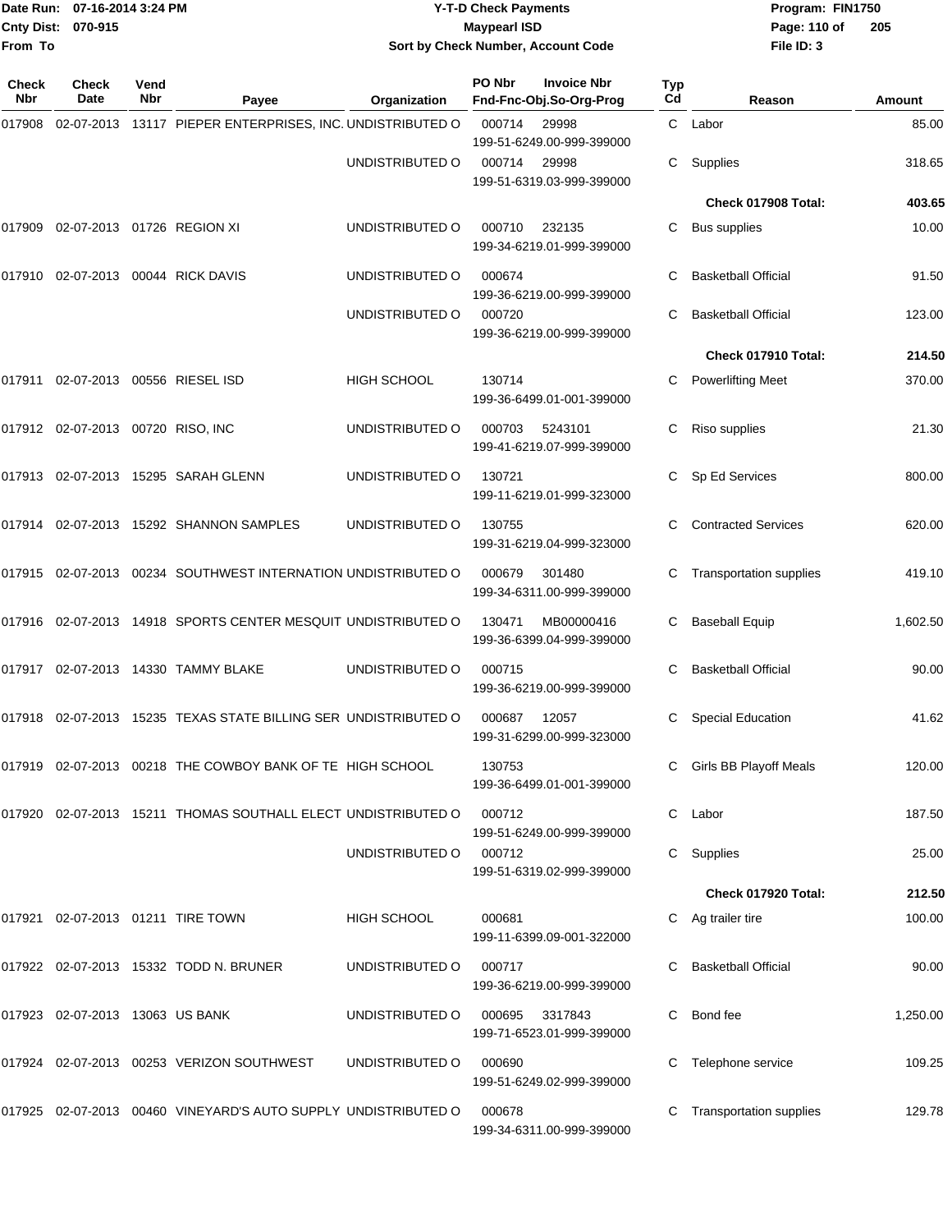**Date Run:** 07-16-2014 3:24 PM
**Cnty Dist:** 070-915
**From To**

# Y-T-D Check Payments
## Maypearl ISD
### Sort by Check Number, Account Code

**Program:** FIN1750
**File ID:** 3

| Check Nbr | Check Date | Vend Nbr | Payee | Organization | PO Nbr / Invoice Nbr / Fnd-Fnc-Obj.So-Org-Prog | Typ Cd | Reason | Amount |
|---|---|---|---|---|---|---|---|---|
| 017908 | 02-07-2013 | 13117 | PIEPER ENTERPRISES, INC. | UNDISTRIBUTED O | 000714 29998 199-51-6249.00-999-399000 | C | Labor | 85.00 |
| | | | | UNDISTRIBUTED O | 000714 29998 199-51-6319.03-999-399000 | C | Supplies | 318.65 |
| | | | | | | | **Check 017908 Total:** | **403.65** |
| 017909 | 02-07-2013 | 01726 | REGION XI | UNDISTRIBUTED O | 000710 232135 199-34-6219.01-999-399000 | C | Bus supplies | 10.00 |
| 017910 | 02-07-2013 | 00044 | RICK DAVIS | UNDISTRIBUTED O | 000674 199-36-6219.00-999-399000 | C | Basketball Official | 91.50 |
| | | | | UNDISTRIBUTED O | 000720 199-36-6219.00-999-399000 | C | Basketball Official | 123.00 |
| | | | | | | | **Check 017910 Total:** | **214.50** |
| 017911 | 02-07-2013 | 00556 | RIESEL ISD | HIGH SCHOOL | 130714 199-36-6499.01-001-399000 | C | Powerlifting Meet | 370.00 |
| 017912 | 02-07-2013 | 00720 | RISO, INC | UNDISTRIBUTED O | 000703 5243101 199-41-6219.07-999-399000 | C | Riso supplies | 21.30 |
| 017913 | 02-07-2013 | 15295 | SARAH GLENN | UNDISTRIBUTED O | 130721 199-11-6219.01-999-323000 | C | Sp Ed Services | 800.00 |
| 017914 | 02-07-2013 | 15292 | SHANNON SAMPLES | UNDISTRIBUTED O | 130755 199-31-6219.04-999-323000 | C | Contracted Services | 620.00 |
| 017915 | 02-07-2013 | 00234 | SOUTHWEST INTERNATION | UNDISTRIBUTED O | 000679 301480 199-34-6311.00-999-399000 | C | Transportation supplies | 419.10 |
| 017916 | 02-07-2013 | 14918 | SPORTS CENTER MESQUIT | UNDISTRIBUTED O | 130471 MB00000416 199-36-6399.04-999-399000 | C | Baseball Equip | 1,602.50 |
| 017917 | 02-07-2013 | 14330 | TAMMY BLAKE | UNDISTRIBUTED O | 000715 199-36-6219.00-999-399000 | C | Basketball Official | 90.00 |
| 017918 | 02-07-2013 | 15235 | TEXAS STATE BILLING SER | UNDISTRIBUTED O | 000687 12057 199-31-6299.00-999-323000 | C | Special Education | 41.62 |
| 017919 | 02-07-2013 | 00218 | THE COWBOY BANK OF TE | HIGH SCHOOL | 130753 199-36-6499.01-001-399000 | C | Girls BB Playoff Meals | 120.00 |
| 017920 | 02-07-2013 | 15211 | THOMAS SOUTHALL ELECT | UNDISTRIBUTED O | 000712 199-51-6249.00-999-399000 | C | Labor | 187.50 |
| | | | | UNDISTRIBUTED O | 000712 199-51-6319.02-999-399000 | C | Supplies | 25.00 |
| | | | | | | | **Check 017920 Total:** | **212.50** |
| 017921 | 02-07-2013 | 01211 | TIRE TOWN | HIGH SCHOOL | 000681 199-11-6399.09-001-322000 | C | Ag trailer tire | 100.00 |
| 017922 | 02-07-2013 | 15332 | TODD N. BRUNER | UNDISTRIBUTED O | 000717 199-36-6219.00-999-399000 | C | Basketball Official | 90.00 |
| 017923 | 02-07-2013 | 13063 | US BANK | UNDISTRIBUTED O | 000695 3317843 199-71-6523.01-999-399000 | C | Bond fee | 1,250.00 |
| 017924 | 02-07-2013 | 00253 | VERIZON SOUTHWEST | UNDISTRIBUTED O | 000690 199-51-6249.02-999-399000 | C | Telephone service | 109.25 |
| 017925 | 02-07-2013 | 00460 | VINEYARD'S AUTO SUPPLY | UNDISTRIBUTED O | 000678 199-34-6311.00-999-399000 | C | Transportation supplies | 129.78 |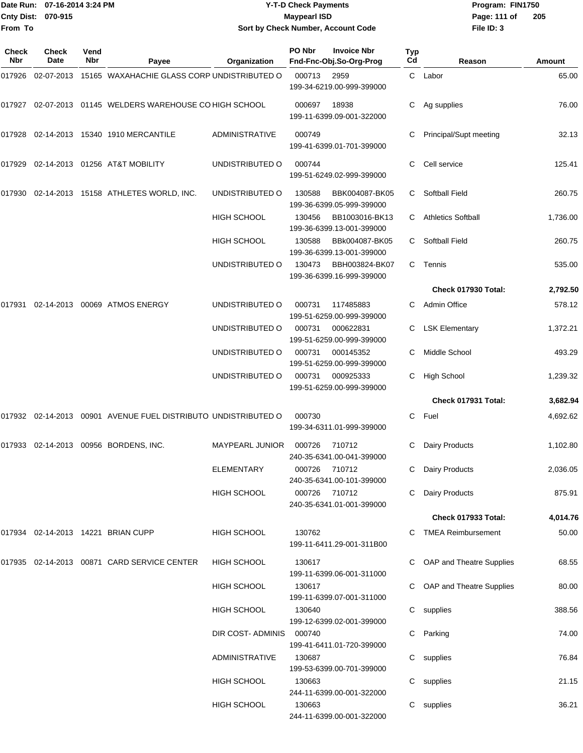**Date Run:** 07-16-2014 3:24 PM
**Cnty Dist:** 070-915
**From To**

# Y-T-D Check Payments
## Maypearl ISD
### Sort by Check Number, Account Code

**Program:** FIN1750
**File ID:** 3

| Check Nbr | Check Date | Vend Nbr | Payee | Organization | PO Nbr | Invoice Nbr / Fnd-Fnc-Obj.So-Org-Prog | Typ Cd | Reason | Amount |
|---|---|---|---|---|---|---|---|---|---|
| 017926 | 02-07-2013 | 15165 | WAXAHACHIE GLASS CORP | UNDISTRIBUTED O | 000713 | 2959 / 199-34-6219.00-999-399000 | C | Labor | 65.00 |
| 017927 | 02-07-2013 | 01145 | WELDERS WAREHOUSE CO | HIGH SCHOOL | 000697 | 18938 / 199-11-6399.09-001-322000 | C | Ag supplies | 76.00 |
| 017928 | 02-14-2013 | 15340 | 1910 MERCANTILE | ADMINISTRATIVE | 000749 | 199-41-6399.01-701-399000 | C | Principal/Supt meeting | 32.13 |
| 017929 | 02-14-2013 | 01256 | AT&T MOBILITY | UNDISTRIBUTED O | 000744 | 199-51-6249.02-999-399000 | C | Cell service | 125.41 |
| 017930 | 02-14-2013 | 15158 | ATHLETES WORLD, INC. | UNDISTRIBUTED O | 130588 | BBK004087-BK05 / 199-36-6399.05-999-399000 | C | Softball Field | 260.75 |
| | | | | HIGH SCHOOL | 130456 | BB1003016-BK13 / 199-36-6399.13-001-399000 | C | Athletics Softball | 1,736.00 |
| | | | | HIGH SCHOOL | 130588 | BBk004087-BK05 / 199-36-6399.13-001-399000 | C | Softball Field | 260.75 |
| | | | | UNDISTRIBUTED O | 130473 | BBH003824-BK07 / 199-36-6399.16-999-399000 | C | Tennis | 535.00 |
| | | | | | | | | **Check 017930 Total:** | **2,792.50** |
| 017931 | 02-14-2013 | 00069 | ATMOS ENERGY | UNDISTRIBUTED O | 000731 | 117485883 / 199-51-6259.00-999-399000 | C | Admin Office | 578.12 |
| | | | | UNDISTRIBUTED O | 000731 | 000622831 / 199-51-6259.00-999-399000 | C | LSK Elementary | 1,372.21 |
| | | | | UNDISTRIBUTED O | 000731 | 000145352 / 199-51-6259.00-999-399000 | C | Middle School | 493.29 |
| | | | | UNDISTRIBUTED O | 000731 | 000925333 / 199-51-6259.00-999-399000 | C | High School | 1,239.32 |
| | | | | | | | | **Check 017931 Total:** | **3,682.94** |
| 017932 | 02-14-2013 | 00901 | AVENUE FUEL DISTRIBUTO | UNDISTRIBUTED O | 000730 | 199-34-6311.01-999-399000 | C | Fuel | 4,692.62 |
| 017933 | 02-14-2013 | 00956 | BORDENS, INC. | MAYPEARL JUNIOR | 000726 | 710712 / 240-35-6341.00-041-399000 | C | Dairy Products | 1,102.80 |
| | | | | ELEMENTARY | 000726 | 710712 / 240-35-6341.00-101-399000 | C | Dairy Products | 2,036.05 |
| | | | | HIGH SCHOOL | 000726 | 710712 / 240-35-6341.01-001-399000 | C | Dairy Products | 875.91 |
| | | | | | | | | **Check 017933 Total:** | **4,014.76** |
| 017934 | 02-14-2013 | 14221 | BRIAN CUPP | HIGH SCHOOL | 130762 | 199-11-6411.29-001-311B00 | C | TMEA Reimbursement | 50.00 |
| 017935 | 02-14-2013 | 00871 | CARD SERVICE CENTER | HIGH SCHOOL | 130617 | 199-11-6399.06-001-311000 | C | OAP and Theatre Supplies | 68.55 |
| | | | | HIGH SCHOOL | 130617 | 199-11-6399.07-001-311000 | C | OAP and Theatre Supplies | 80.00 |
| | | | | HIGH SCHOOL | 130640 | 199-12-6399.02-001-399000 | C | supplies | 388.56 |
| | | | | DIR COST- ADMINIS | 000740 | 199-41-6411.01-720-399000 | C | Parking | 74.00 |
| | | | | ADMINISTRATIVE | 130687 | 199-53-6399.00-701-399000 | C | supplies | 76.84 |
| | | | | HIGH SCHOOL | 130663 | 244-11-6399.00-001-322000 | C | supplies | 21.15 |
| | | | | HIGH SCHOOL | 130663 | 244-11-6399.00-001-322000 | C | supplies | 36.21 |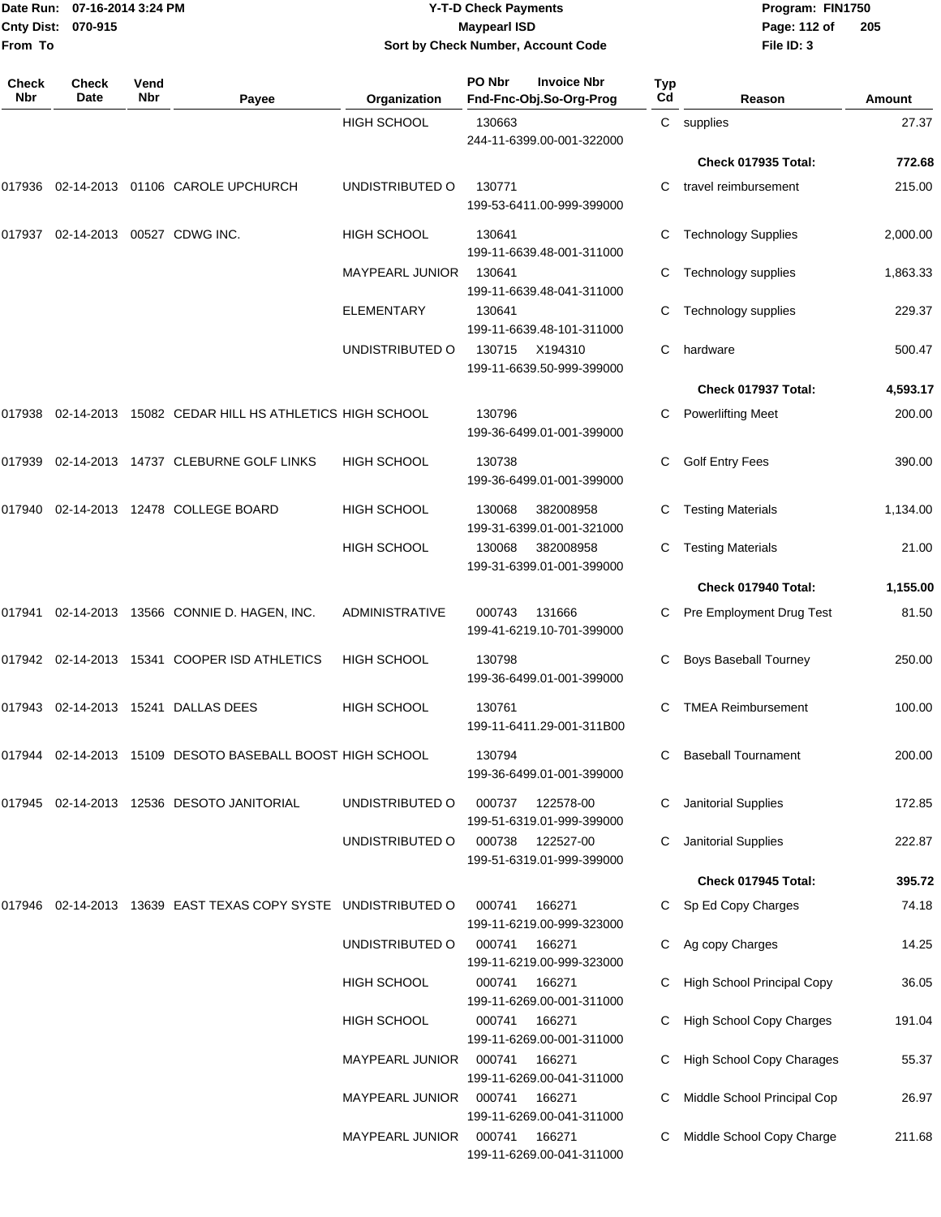# Y-T-D Check Payments

**Maypearl ISD**

**Sort by Check Number, Account Code**

Date Run: 07-16-2014 3:24 PM
Cnty Dist: 070-915
From To

Program: FIN1750
File ID: 3

| Check Nbr | Check Date | Vend Nbr | Payee | Organization | PO Nbr / Invoice Nbr / Fnd-Fnc-Obj.So-Org-Prog | Typ Cd | Reason | Amount |
|---|---|---|---|---|---|---|---|---|
| | | | | HIGH SCHOOL | 130663 244-11-6399.00-001-322000 | C | supplies | 27.37 |
| | | | | | | | **Check 017935 Total:** | **772.68** |
| 017936 | 02-14-2013 | 01106 | CAROLE UPCHURCH | UNDISTRIBUTED O | 130771 199-53-6411.00-999-399000 | C | travel reimbursement | 215.00 |
| 017937 | 02-14-2013 | 00527 | CDWG INC. | HIGH SCHOOL | 130641 199-11-6639.48-001-311000 | C | Technology Supplies | 2,000.00 |
| | | | | MAYPEARL JUNIOR | 130641 199-11-6639.48-041-311000 | C | Technology supplies | 1,863.33 |
| | | | | ELEMENTARY | 130641 199-11-6639.48-101-311000 | C | Technology supplies | 229.37 |
| | | | | UNDISTRIBUTED O | 130715 X194310 199-11-6639.50-999-399000 | C | hardware | 500.47 |
| | | | | | | | **Check 017937 Total:** | **4,593.17** |
| 017938 | 02-14-2013 | 15082 | CEDAR HILL HS ATHLETICS | HIGH SCHOOL | 130796 199-36-6499.01-001-399000 | C | Powerlifting Meet | 200.00 |
| 017939 | 02-14-2013 | 14737 | CLEBURNE GOLF LINKS | HIGH SCHOOL | 130738 199-36-6499.01-001-399000 | C | Golf Entry Fees | 390.00 |
| 017940 | 02-14-2013 | 12478 | COLLEGE BOARD | HIGH SCHOOL | 130068 382008958 199-31-6399.01-001-321000 | C | Testing Materials | 1,134.00 |
| | | | | HIGH SCHOOL | 130068 382008958 199-31-6399.01-001-399000 | C | Testing Materials | 21.00 |
| | | | | | | | **Check 017940 Total:** | **1,155.00** |
| 017941 | 02-14-2013 | 13566 | CONNIE D. HAGEN, INC. | ADMINISTRATIVE | 000743 131666 199-41-6219.10-701-399000 | C | Pre Employment Drug Test | 81.50 |
| 017942 | 02-14-2013 | 15341 | COOPER ISD ATHLETICS | HIGH SCHOOL | 130798 199-36-6499.01-001-399000 | C | Boys Baseball Tourney | 250.00 |
| 017943 | 02-14-2013 | 15241 | DALLAS DEES | HIGH SCHOOL | 130761 199-11-6411.29-001-311B00 | C | TMEA Reimbursement | 100.00 |
| 017944 | 02-14-2013 | 15109 | DESOTO BASEBALL BOOST | HIGH SCHOOL | 130794 199-36-6499.01-001-399000 | C | Baseball Tournament | 200.00 |
| 017945 | 02-14-2013 | 12536 | DESOTO JANITORIAL | UNDISTRIBUTED O | 000737 122578-00 199-51-6319.01-999-399000 | C | Janitorial Supplies | 172.85 |
| | | | | UNDISTRIBUTED O | 000738 122527-00 199-51-6319.01-999-399000 | C | Janitorial Supplies | 222.87 |
| | | | | | | | **Check 017945 Total:** | **395.72** |
| 017946 | 02-14-2013 | 13639 | EAST TEXAS COPY SYSTE | UNDISTRIBUTED O | 000741 166271 199-11-6219.00-999-323000 | C | Sp Ed Copy Charges | 74.18 |
| | | | | UNDISTRIBUTED O | 000741 166271 199-11-6219.00-999-323000 | C | Ag copy Charges | 14.25 |
| | | | | HIGH SCHOOL | 000741 166271 199-11-6269.00-001-311000 | C | High School Principal Copy | 36.05 |
| | | | | HIGH SCHOOL | 000741 166271 199-11-6269.00-001-311000 | C | High School Copy Charges | 191.04 |
| | | | | MAYPEARL JUNIOR | 000741 166271 199-11-6269.00-041-311000 | C | High School Copy Charages | 55.37 |
| | | | | MAYPEARL JUNIOR | 000741 166271 199-11-6269.00-041-311000 | C | Middle School Principal Cop | 26.97 |
| | | | | MAYPEARL JUNIOR | 000741 166271 199-11-6269.00-041-311000 | C | Middle School Copy Charge | 211.68 |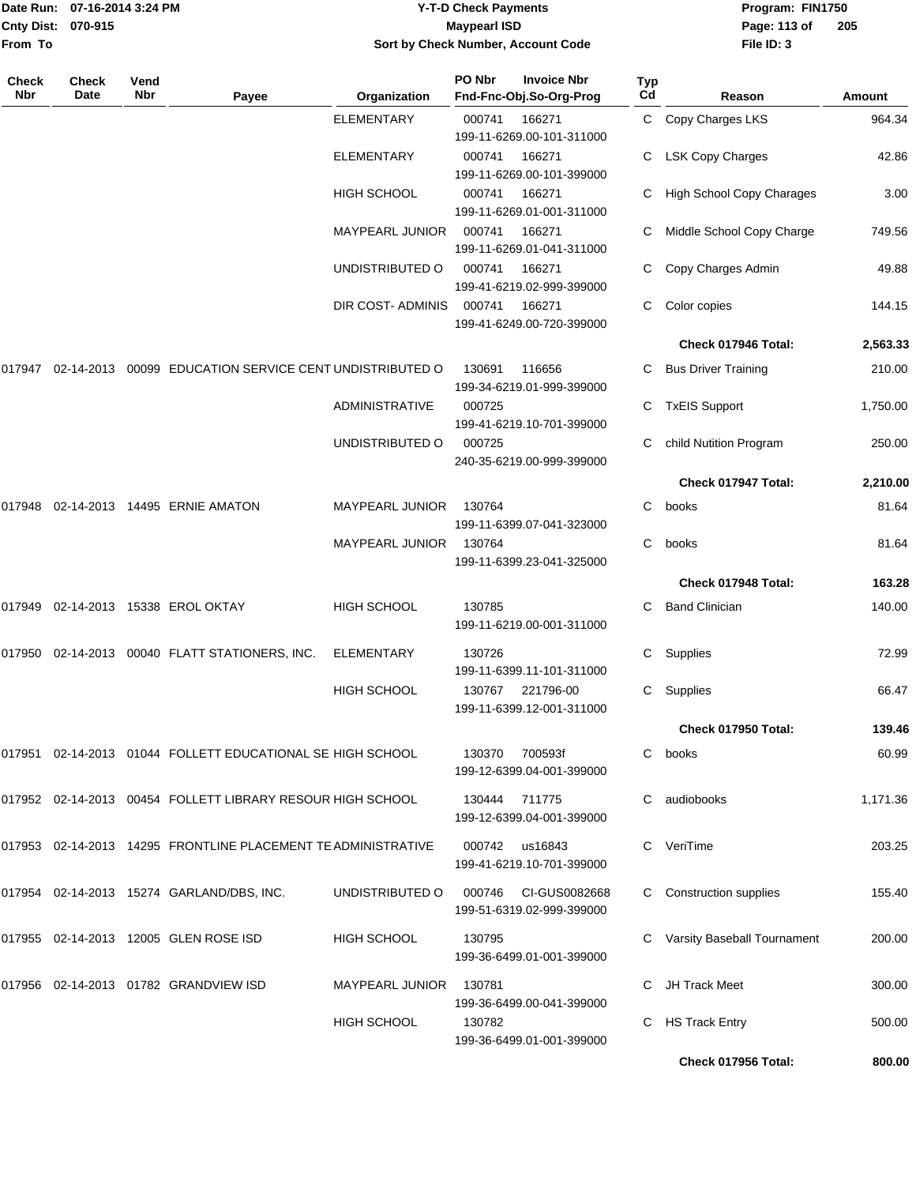# Y-T-D Check Payments

**Maypearl ISD**

**Sort by Check Number, Account Code**

Date Run: 07-16-2014 3:24 PM
Cnty Dist: 070-915
From To

Program: FIN1750
File ID: 3

| Check Nbr | Check Date | Vend Nbr | Payee | Organization | PO Nbr | Invoice Nbr / Fnd-Fnc-Obj.So-Org-Prog | Typ Cd | Reason | Amount |
|---|---|---|---|---|---|---|---|---|---|
| | | | | ELEMENTARY | 000741 | 166271<br>199-11-6269.00-101-311000 | C | Copy Charges LKS | 964.34 |
| | | | | ELEMENTARY | 000741 | 166271<br>199-11-6269.00-101-399000 | C | LSK Copy Charges | 42.86 |
| | | | | HIGH SCHOOL | 000741 | 166271<br>199-11-6269.01-001-311000 | C | High School Copy Charages | 3.00 |
| | | | | MAYPEARL JUNIOR | 000741 | 166271<br>199-11-6269.01-041-311000 | C | Middle School Copy Charge | 749.56 |
| | | | | UNDISTRIBUTED O | 000741 | 166271<br>199-41-6219.02-999-399000 | C | Copy Charges Admin | 49.88 |
| | | | | DIR COST- ADMINIS | 000741 | 166271<br>199-41-6249.00-720-399000 | C | Color copies | 144.15 |
| | | | | | | | | **Check 017946 Total:** | **2,563.33** |
| 017947 | 02-14-2013 | 00099 | EDUCATION SERVICE CENT | UNDISTRIBUTED O | 130691 | 116656<br>199-34-6219.01-999-399000 | C | Bus Driver Training | 210.00 |
| | | | | ADMINISTRATIVE | 000725 | 199-41-6219.10-701-399000 | C | TxEIS Support | 1,750.00 |
| | | | | UNDISTRIBUTED O | 000725 | 240-35-6219.00-999-399000 | C | child Nutition Program | 250.00 |
| | | | | | | | | **Check 017947 Total:** | **2,210.00** |
| 017948 | 02-14-2013 | 14495 | ERNIE AMATON | MAYPEARL JUNIOR | 130764 | 199-11-6399.07-041-323000 | C | books | 81.64 |
| | | | | MAYPEARL JUNIOR | 130764 | 199-11-6399.23-041-325000 | C | books | 81.64 |
| | | | | | | | | **Check 017948 Total:** | **163.28** |
| 017949 | 02-14-2013 | 15338 | EROL OKTAY | HIGH SCHOOL | 130785 | 199-11-6219.00-001-311000 | C | Band Clinician | 140.00 |
| 017950 | 02-14-2013 | 00040 | FLATT STATIONERS, INC. | ELEMENTARY | 130726 | 199-11-6399.11-101-311000 | C | Supplies | 72.99 |
| | | | | HIGH SCHOOL | 130767 | 221796-00<br>199-11-6399.12-001-311000 | C | Supplies | 66.47 |
| | | | | | | | | **Check 017950 Total:** | **139.46** |
| 017951 | 02-14-2013 | 01044 | FOLLETT EDUCATIONAL SE | HIGH SCHOOL | 130370 | 700593f<br>199-12-6399.04-001-399000 | C | books | 60.99 |
| 017952 | 02-14-2013 | 00454 | FOLLETT LIBRARY RESOUR | HIGH SCHOOL | 130444 | 711775<br>199-12-6399.04-001-399000 | C | audiobooks | 1,171.36 |
| 017953 | 02-14-2013 | 14295 | FRONTLINE PLACEMENT TE | ADMINISTRATIVE | 000742 | us16843<br>199-41-6219.10-701-399000 | C | VeriTime | 203.25 |
| 017954 | 02-14-2013 | 15274 | GARLAND/DBS, INC. | UNDISTRIBUTED O | 000746 | CI-GUS0082668<br>199-51-6319.02-999-399000 | C | Construction supplies | 155.40 |
| 017955 | 02-14-2013 | 12005 | GLEN ROSE ISD | HIGH SCHOOL | 130795 | 199-36-6499.01-001-399000 | C | Varsity Baseball Tournament | 200.00 |
| 017956 | 02-14-2013 | 01782 | GRANDVIEW ISD | MAYPEARL JUNIOR | 130781 | 199-36-6499.00-041-399000 | C | JH Track Meet | 300.00 |
| | | | | HIGH SCHOOL | 130782 | 199-36-6499.01-001-399000 | C | HS Track Entry | 500.00 |
| | | | | | | | | **Check 017956 Total:** | **800.00** |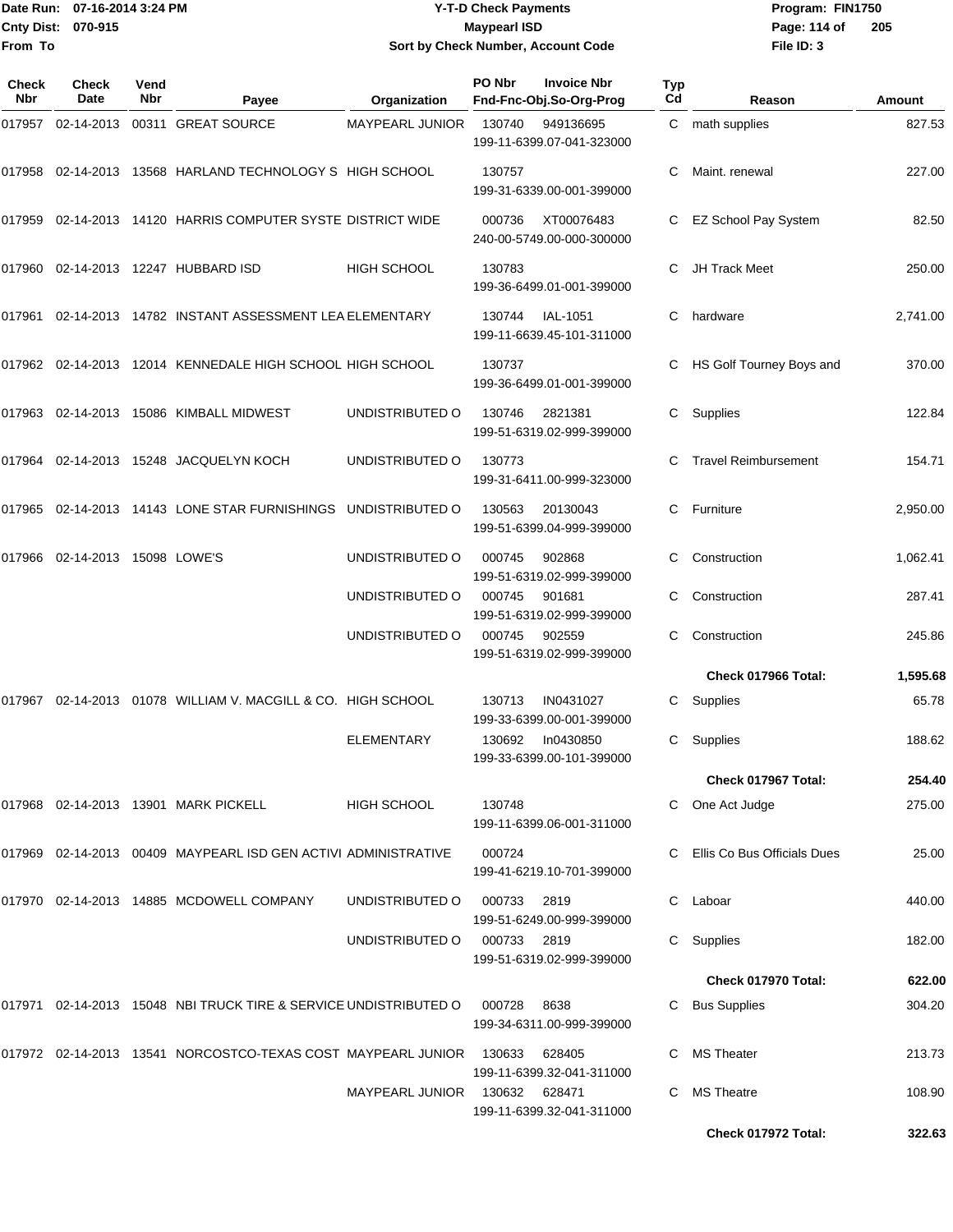Date Run: 07-16-2014 3:24 PM
Cnty Dist: 070-915
From To

# Y-T-D Check Payments
## Maypearl ISD
### Sort by Check Number, Account Code

Program: FIN1750
File ID: 3

| Check Nbr | Check Date | Vend Nbr | Payee | Organization | PO Nbr | Invoice Nbr / Fnd-Fnc-Obj.So-Org-Prog | Typ Cd | Reason | Amount |
|---|---|---|---|---|---|---|---|---|---|
| 017957 | 02-14-2013 | 00311 | GREAT SOURCE | MAYPEARL JUNIOR | 130740 | 949136695 199-11-6399.07-041-323000 | C | math supplies | 827.53 |
| 017958 | 02-14-2013 | 13568 | HARLAND TECHNOLOGY S | HIGH SCHOOL | 130757 | 199-31-6339.00-001-399000 | C | Maint. renewal | 227.00 |
| 017959 | 02-14-2013 | 14120 | HARRIS COMPUTER SYSTE | DISTRICT WIDE | 000736 | XT00076483 240-00-5749.00-000-300000 | C | EZ School Pay System | 82.50 |
| 017960 | 02-14-2013 | 12247 | HUBBARD ISD | HIGH SCHOOL | 130783 | 199-36-6499.01-001-399000 | C | JH Track Meet | 250.00 |
| 017961 | 02-14-2013 | 14782 | INSTANT ASSESSMENT LEA | ELEMENTARY | 130744 | IAL-1051 199-11-6639.45-101-311000 | C | hardware | 2,741.00 |
| 017962 | 02-14-2013 | 12014 | KENNEDALE HIGH SCHOOL | HIGH SCHOOL | 130737 | 199-36-6499.01-001-399000 | C | HS Golf Tourney Boys and | 370.00 |
| 017963 | 02-14-2013 | 15086 | KIMBALL MIDWEST | UNDISTRIBUTED O | 130746 | 2821381 199-51-6319.02-999-399000 | C | Supplies | 122.84 |
| 017964 | 02-14-2013 | 15248 | JACQUELYN KOCH | UNDISTRIBUTED O | 130773 | 199-31-6411.00-999-323000 | C | Travel Reimbursement | 154.71 |
| 017965 | 02-14-2013 | 14143 | LONE STAR FURNISHINGS | UNDISTRIBUTED O | 130563 | 20130043 199-51-6399.04-999-399000 | C | Furniture | 2,950.00 |
| 017966 | 02-14-2013 | 15098 | LOWE'S | UNDISTRIBUTED O | 000745 | 902868 199-51-6319.02-999-399000 | C | Construction | 1,062.41 |
| | | | | UNDISTRIBUTED O | 000745 | 901681 199-51-6319.02-999-399000 | C | Construction | 287.41 |
| | | | | UNDISTRIBUTED O | 000745 | 902559 199-51-6319.02-999-399000 | C | Construction | 245.86 |
| | | | | | | | | **Check 017966 Total:** | **1,595.68** |
| 017967 | 02-14-2013 | 01078 | WILLIAM V. MACGILL & CO. | HIGH SCHOOL | 130713 | IN0431027 199-33-6399.00-001-399000 | C | Supplies | 65.78 |
| | | | | ELEMENTARY | 130692 | In0430850 199-33-6399.00-101-399000 | C | Supplies | 188.62 |
| | | | | | | | | **Check 017967 Total:** | **254.40** |
| 017968 | 02-14-2013 | 13901 | MARK PICKELL | HIGH SCHOOL | 130748 | 199-11-6399.06-001-311000 | C | One Act Judge | 275.00 |
| 017969 | 02-14-2013 | 00409 | MAYPEARL ISD GEN ACTIVI | ADMINISTRATIVE | 000724 | 199-41-6219.10-701-399000 | C | Ellis Co Bus Officials Dues | 25.00 |
| 017970 | 02-14-2013 | 14885 | MCDOWELL COMPANY | UNDISTRIBUTED O | 000733 | 2819 199-51-6249.00-999-399000 | C | Laboar | 440.00 |
| | | | | UNDISTRIBUTED O | 000733 | 2819 199-51-6319.02-999-399000 | C | Supplies | 182.00 |
| | | | | | | | | **Check 017970 Total:** | **622.00** |
| 017971 | 02-14-2013 | 15048 | NBI TRUCK TIRE & SERVICE | UNDISTRIBUTED O | 000728 | 8638 199-34-6311.00-999-399000 | C | Bus Supplies | 304.20 |
| 017972 | 02-14-2013 | 13541 | NORCOSTCO-TEXAS COST | MAYPEARL JUNIOR | 130633 | 628405 199-11-6399.32-041-311000 | C | MS Theater | 213.73 |
| | | | | MAYPEARL JUNIOR | 130632 | 628471 199-11-6399.32-041-311000 | C | MS Theatre | 108.90 |
| | | | | | | | | **Check 017972 Total:** | **322.63** |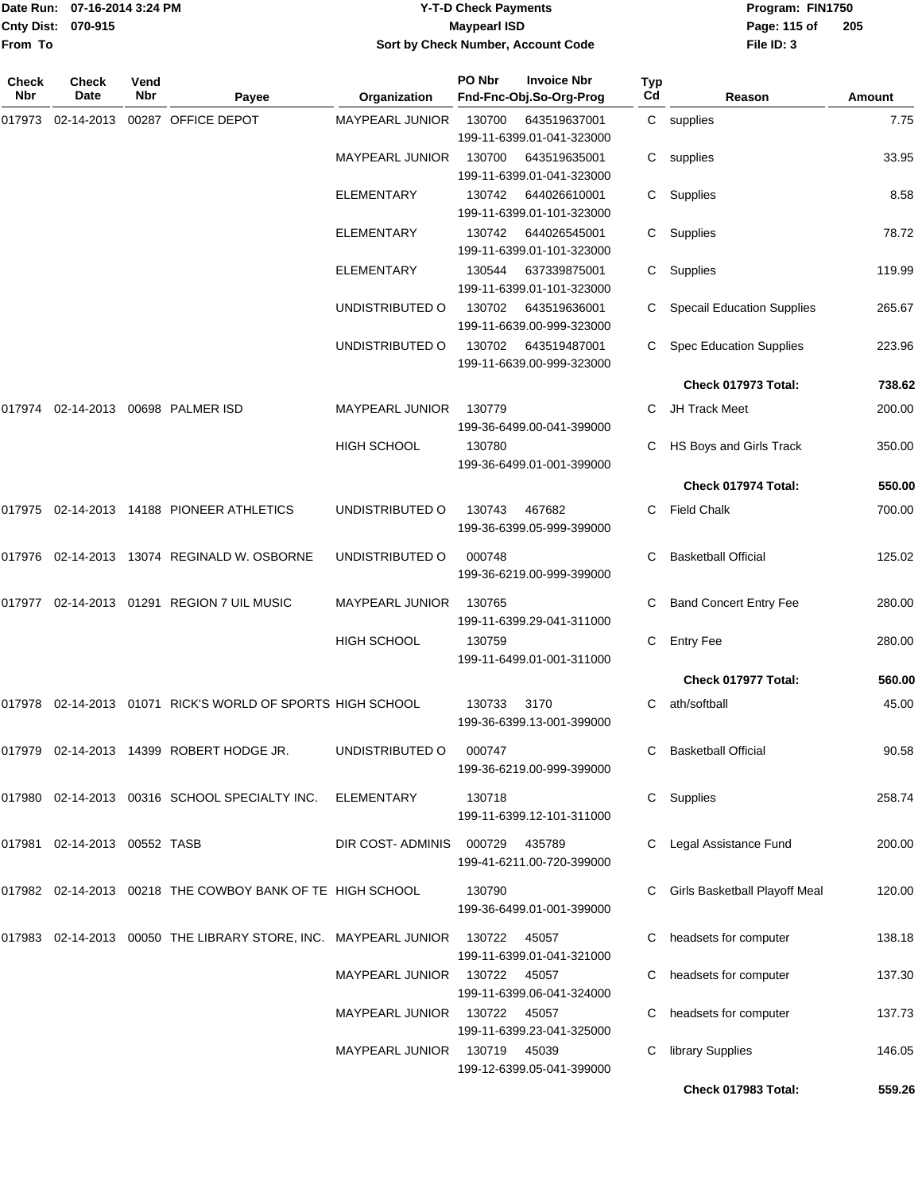Date Run: 07-16-2014 3:24 PM
Cnty Dist: 070-915
From To

# Y-T-D Check Payments
## Maypearl ISD
### Sort by Check Number, Account Code

Program: FIN1750
File ID: 3

| Check Nbr | Check Date | Vend Nbr | Payee | Organization | PO Nbr / Invoice Nbr / Fnd-Fnc-Obj.So-Org-Prog | Typ Cd | Reason | Amount |
|---|---|---|---|---|---|---|---|---|
| 017973 | 02-14-2013 | 00287 | OFFICE DEPOT | MAYPEARL JUNIOR | 130700 643519637001 199-11-6399.01-041-323000 | C | supplies | 7.75 |
| | | | | MAYPEARL JUNIOR | 130700 643519635001 199-11-6399.01-041-323000 | C | supplies | 33.95 |
| | | | | ELEMENTARY | 130742 644026610001 199-11-6399.01-101-323000 | C | Supplies | 8.58 |
| | | | | ELEMENTARY | 130742 644026545001 199-11-6399.01-101-323000 | C | Supplies | 78.72 |
| | | | | ELEMENTARY | 130544 637339875001 199-11-6399.01-101-323000 | C | Supplies | 119.99 |
| | | | | UNDISTRIBUTED O | 130702 643519636001 199-11-6639.00-999-323000 | C | Specail Education Supplies | 265.67 |
| | | | | UNDISTRIBUTED O | 130702 643519487001 199-11-6639.00-999-323000 | C | Spec Education Supplies | 223.96 |
| | | | | | | | **Check 017973 Total:** | **738.62** |
| 017974 | 02-14-2013 | 00698 | PALMER ISD | MAYPEARL JUNIOR | 130779 199-36-6499.00-041-399000 | C | JH Track Meet | 200.00 |
| | | | | HIGH SCHOOL | 130780 199-36-6499.01-001-399000 | C | HS Boys and Girls Track | 350.00 |
| | | | | | | | **Check 017974 Total:** | **550.00** |
| 017975 | 02-14-2013 | 14188 | PIONEER ATHLETICS | UNDISTRIBUTED O | 130743 467682 199-36-6399.05-999-399000 | C | Field Chalk | 700.00 |
| 017976 | 02-14-2013 | 13074 | REGINALD W. OSBORNE | UNDISTRIBUTED O | 000748 199-36-6219.00-999-399000 | C | Basketball Official | 125.02 |
| 017977 | 02-14-2013 | 01291 | REGION 7 UIL MUSIC | MAYPEARL JUNIOR | 130765 199-11-6399.29-041-311000 | C | Band Concert Entry Fee | 280.00 |
| | | | | HIGH SCHOOL | 130759 199-11-6499.01-001-311000 | C | Entry Fee | 280.00 |
| | | | | | | | **Check 017977 Total:** | **560.00** |
| 017978 | 02-14-2013 | 01071 | RICK'S WORLD OF SPORTS | HIGH SCHOOL | 130733 3170 199-36-6399.13-001-399000 | C | ath/softball | 45.00 |
| 017979 | 02-14-2013 | 14399 | ROBERT HODGE JR. | UNDISTRIBUTED O | 000747 199-36-6219.00-999-399000 | C | Basketball Official | 90.58 |
| 017980 | 02-14-2013 | 00316 | SCHOOL SPECIALTY INC. | ELEMENTARY | 130718 199-11-6399.12-101-311000 | C | Supplies | 258.74 |
| 017981 | 02-14-2013 | 00552 | TASB | DIR COST- ADMINIS | 000729 435789 199-41-6211.00-720-399000 | C | Legal Assistance Fund | 200.00 |
| 017982 | 02-14-2013 | 00218 | THE COWBOY BANK OF TE | HIGH SCHOOL | 130790 199-36-6499.01-001-399000 | C | Girls Basketball Playoff Meal | 120.00 |
| 017983 | 02-14-2013 | 00050 | THE LIBRARY STORE, INC. | MAYPEARL JUNIOR | 130722 45057 199-11-6399.01-041-321000 | C | headsets for computer | 138.18 |
| | | | | MAYPEARL JUNIOR | 130722 45057 199-11-6399.06-041-324000 | C | headsets for computer | 137.30 |
| | | | | MAYPEARL JUNIOR | 130722 45057 199-11-6399.23-041-325000 | C | headsets for computer | 137.73 |
| | | | | MAYPEARL JUNIOR | 130719 45039 199-12-6399.05-041-399000 | C | library Supplies | 146.05 |
| | | | | | | | **Check 017983 Total:** | **559.26** |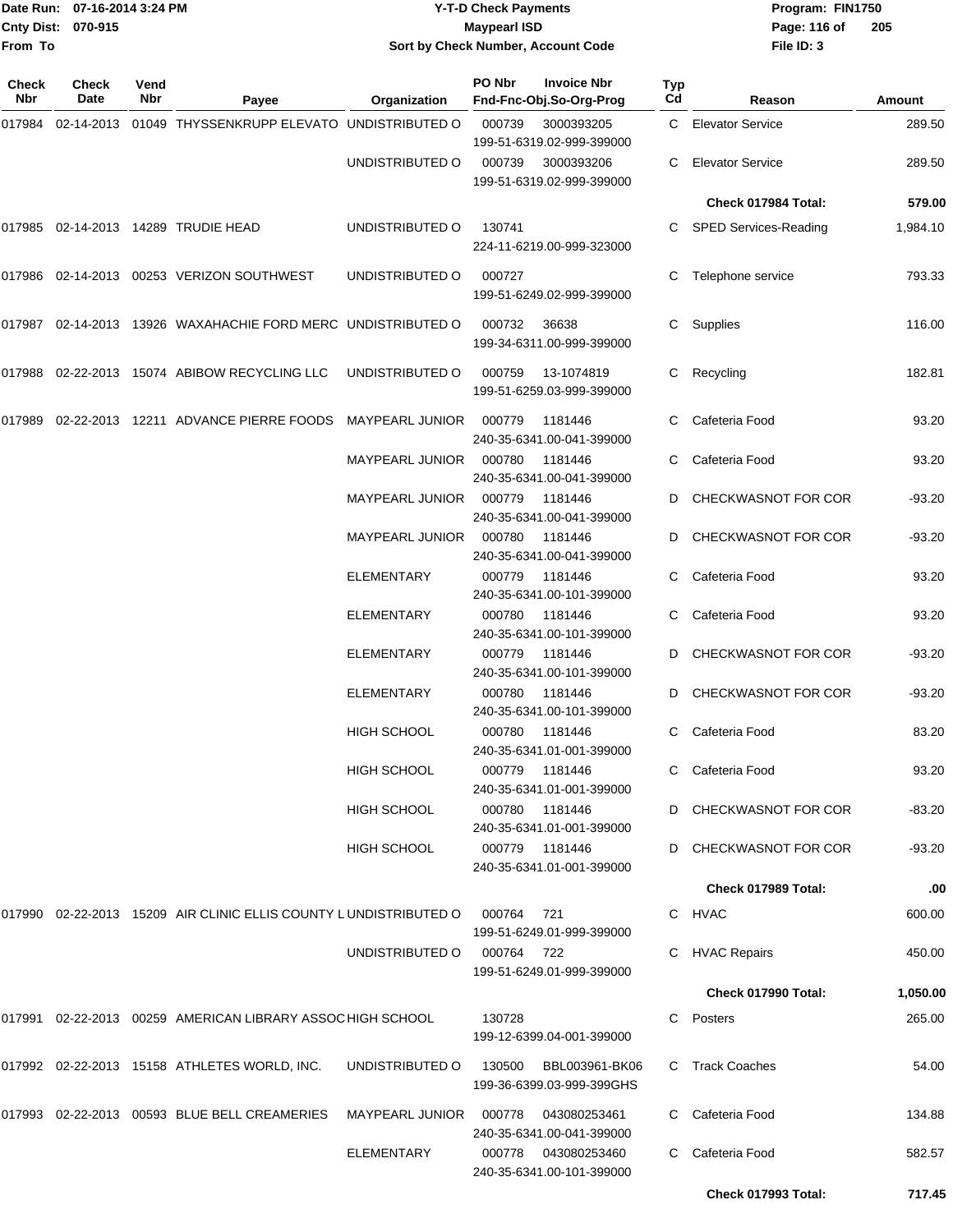Date Run: 07-16-2014 3:24 PM
Cnty Dist: 070-915
From To

**Y-T-D Check Payments**
**Maypearl ISD**
**Sort by Check Number, Account Code**

Program: FIN1750
File ID: 3

| Check Nbr | Check Date | Vend Nbr | Payee | Organization | PO Nbr / Fnd-Fnc-Obj.So-Org-Prog | Invoice Nbr | Typ Cd | Reason | Amount |
|---|---|---|---|---|---|---|---|---|---|
| 017984 | 02-14-2013 | 01049 | THYSSENKRUPP ELEVATO | UNDISTRIBUTED O | 000739 199-51-6319.02-999-399000 | 3000393205 | C | Elevator Service | 289.50 |
| | | | | UNDISTRIBUTED O | 000739 199-51-6319.02-999-399000 | 3000393206 | C | Elevator Service | 289.50 |
| | | | | | | | | **Check 017984 Total:** | **579.00** |
| 017985 | 02-14-2013 | 14289 | TRUDIE HEAD | UNDISTRIBUTED O | 130741 224-11-6219.00-999-323000 | | C | SPED Services-Reading | 1,984.10 |
| 017986 | 02-14-2013 | 00253 | VERIZON SOUTHWEST | UNDISTRIBUTED O | 000727 199-51-6249.02-999-399000 | | C | Telephone service | 793.33 |
| 017987 | 02-14-2013 | 13926 | WAXAHACHIE FORD MERC | UNDISTRIBUTED O | 000732 199-34-6311.00-999-399000 | 36638 | C | Supplies | 116.00 |
| 017988 | 02-22-2013 | 15074 | ABIBOW RECYCLING LLC | UNDISTRIBUTED O | 000759 199-51-6259.03-999-399000 | 13-1074819 | C | Recycling | 182.81 |
| 017989 | 02-22-2013 | 12211 | ADVANCE PIERRE FOODS | MAYPEARL JUNIOR | 000779 240-35-6341.00-041-399000 | 1181446 | C | Cafeteria Food | 93.20 |
| | | | | MAYPEARL JUNIOR | 000780 240-35-6341.00-041-399000 | 1181446 | C | Cafeteria Food | 93.20 |
| | | | | MAYPEARL JUNIOR | 000779 240-35-6341.00-041-399000 | 1181446 | D | CHECKWASNOT FOR COR | -93.20 |
| | | | | MAYPEARL JUNIOR | 000780 240-35-6341.00-041-399000 | 1181446 | D | CHECKWASNOT FOR COR | -93.20 |
| | | | | ELEMENTARY | 000779 240-35-6341.00-101-399000 | 1181446 | C | Cafeteria Food | 93.20 |
| | | | | ELEMENTARY | 000780 240-35-6341.00-101-399000 | 1181446 | C | Cafeteria Food | 93.20 |
| | | | | ELEMENTARY | 000779 240-35-6341.00-101-399000 | 1181446 | D | CHECKWASNOT FOR COR | -93.20 |
| | | | | ELEMENTARY | 000780 240-35-6341.00-101-399000 | 1181446 | D | CHECKWASNOT FOR COR | -93.20 |
| | | | | HIGH SCHOOL | 000780 240-35-6341.01-001-399000 | 1181446 | C | Cafeteria Food | 83.20 |
| | | | | HIGH SCHOOL | 000779 240-35-6341.01-001-399000 | 1181446 | C | Cafeteria Food | 93.20 |
| | | | | HIGH SCHOOL | 000780 240-35-6341.01-001-399000 | 1181446 | D | CHECKWASNOT FOR COR | -83.20 |
| | | | | HIGH SCHOOL | 000779 240-35-6341.01-001-399000 | 1181446 | D | CHECKWASNOT FOR COR | -93.20 |
| | | | | | | | | **Check 017989 Total:** | **.00** |
| 017990 | 02-22-2013 | 15209 | AIR CLINIC ELLIS COUNTY L | UNDISTRIBUTED O | 000764 199-51-6249.01-999-399000 | 721 | C | HVAC | 600.00 |
| | | | | UNDISTRIBUTED O | 000764 199-51-6249.01-999-399000 | 722 | C | HVAC Repairs | 450.00 |
| | | | | | | | | **Check 017990 Total:** | **1,050.00** |
| 017991 | 02-22-2013 | 00259 | AMERICAN LIBRARY ASSOC | HIGH SCHOOL | 130728 199-12-6399.04-001-399000 | | C | Posters | 265.00 |
| 017992 | 02-22-2013 | 15158 | ATHLETES WORLD, INC. | UNDISTRIBUTED O | 130500 199-36-6399.03-999-399GHS | BBL003961-BK06 | C | Track Coaches | 54.00 |
| 017993 | 02-22-2013 | 00593 | BLUE BELL CREAMERIES | MAYPEARL JUNIOR | 000778 240-35-6341.00-041-399000 | 043080253461 | C | Cafeteria Food | 134.88 |
| | | | | ELEMENTARY | 000778 240-35-6341.00-101-399000 | 043080253460 | C | Cafeteria Food | 582.57 |
| | | | | | | | | **Check 017993 Total:** | **717.45** |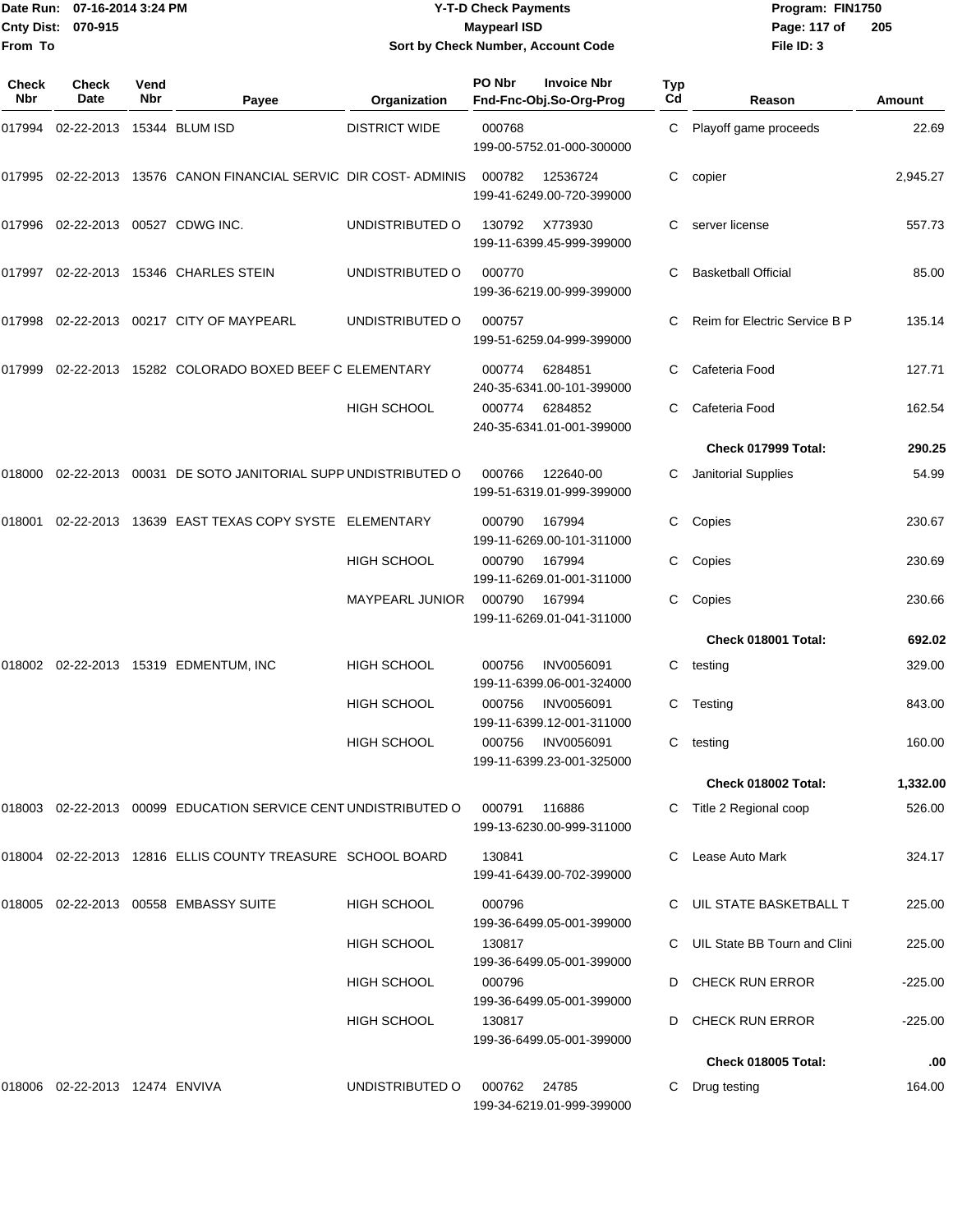Date Run: 07-16-2014 3:24 PM
Cnty Dist: 070-915
From To

# Y-T-D Check Payments
**Maypearl ISD**
**Sort by Check Number, Account Code**

Program: FIN1750
File ID: 3

| Check Nbr | Check Date | Vend Nbr | Payee | Organization | PO Nbr / Fnd-Fnc-Obj.So-Org-Prog | Invoice Nbr | Typ Cd | Reason | Amount |
|---|---|---|---|---|---|---|---|---|---|
| 017994 | 02-22-2013 | 15344 | BLUM ISD | DISTRICT WIDE | 000768 199-00-5752.01-000-300000 | | C | Playoff game proceeds | 22.69 |
| 017995 | 02-22-2013 | 13576 | CANON FINANCIAL SERVIC | DIR COST- ADMINIS | 000782 199-41-6249.00-720-399000 | 12536724 | C | copier | 2,945.27 |
| 017996 | 02-22-2013 | 00527 | CDWG INC. | UNDISTRIBUTED O | 130792 199-11-6399.45-999-399000 | X773930 | C | server license | 557.73 |
| 017997 | 02-22-2013 | 15346 | CHARLES STEIN | UNDISTRIBUTED O | 000770 199-36-6219.00-999-399000 | | C | Basketball Official | 85.00 |
| 017998 | 02-22-2013 | 00217 | CITY OF MAYPEARL | UNDISTRIBUTED O | 000757 199-51-6259.04-999-399000 | | C | Reim for Electric Service B P | 135.14 |
| 017999 | 02-22-2013 | 15282 | COLORADO BOXED BEEF C | ELEMENTARY | 000774 240-35-6341.00-101-399000 | 6284851 | C | Cafeteria Food | 127.71 |
| | | | | HIGH SCHOOL | 000774 240-35-6341.01-001-399000 | 6284852 | C | Cafeteria Food | 162.54 |
| | | | | | | | | **Check 017999 Total:** | **290.25** |
| 018000 | 02-22-2013 | 00031 | DE SOTO JANITORIAL SUPP | UNDISTRIBUTED O | 000766 199-51-6319.01-999-399000 | 122640-00 | C | Janitorial Supplies | 54.99 |
| 018001 | 02-22-2013 | 13639 | EAST TEXAS COPY SYSTE | ELEMENTARY | 000790 199-11-6269.00-101-311000 | 167994 | C | Copies | 230.67 |
| | | | | HIGH SCHOOL | 000790 199-11-6269.01-001-311000 | 167994 | C | Copies | 230.69 |
| | | | | MAYPEARL JUNIOR | 000790 199-11-6269.01-041-311000 | 167994 | C | Copies | 230.66 |
| | | | | | | | | **Check 018001 Total:** | **692.02** |
| 018002 | 02-22-2013 | 15319 | EDMENTUM, INC | HIGH SCHOOL | 000756 199-11-6399.06-001-324000 | INV0056091 | C | testing | 329.00 |
| | | | | HIGH SCHOOL | 000756 199-11-6399.12-001-311000 | INV0056091 | C | Testing | 843.00 |
| | | | | HIGH SCHOOL | 000756 199-11-6399.23-001-325000 | INV0056091 | C | testing | 160.00 |
| | | | | | | | | **Check 018002 Total:** | **1,332.00** |
| 018003 | 02-22-2013 | 00099 | EDUCATION SERVICE CENT | UNDISTRIBUTED O | 000791 199-13-6230.00-999-311000 | 116886 | C | Title 2 Regional coop | 526.00 |
| 018004 | 02-22-2013 | 12816 | ELLIS COUNTY TREASURE | SCHOOL BOARD | 130841 199-41-6439.00-702-399000 | | C | Lease Auto Mark | 324.17 |
| 018005 | 02-22-2013 | 00558 | EMBASSY SUITE | HIGH SCHOOL | 000796 199-36-6499.05-001-399000 | | C | UIL STATE BASKETBALL T | 225.00 |
| | | | | HIGH SCHOOL | 130817 199-36-6499.05-001-399000 | | C | UIL State BB Tourn and Clini | 225.00 |
| | | | | HIGH SCHOOL | 000796 199-36-6499.05-001-399000 | | D | CHECK RUN ERROR | -225.00 |
| | | | | HIGH SCHOOL | 130817 199-36-6499.05-001-399000 | | D | CHECK RUN ERROR | -225.00 |
| | | | | | | | | **Check 018005 Total:** | **.00** |
| 018006 | 02-22-2013 | 12474 | ENVIVA | UNDISTRIBUTED O | 000762 199-34-6219.01-999-399000 | 24785 | C | Drug testing | 164.00 |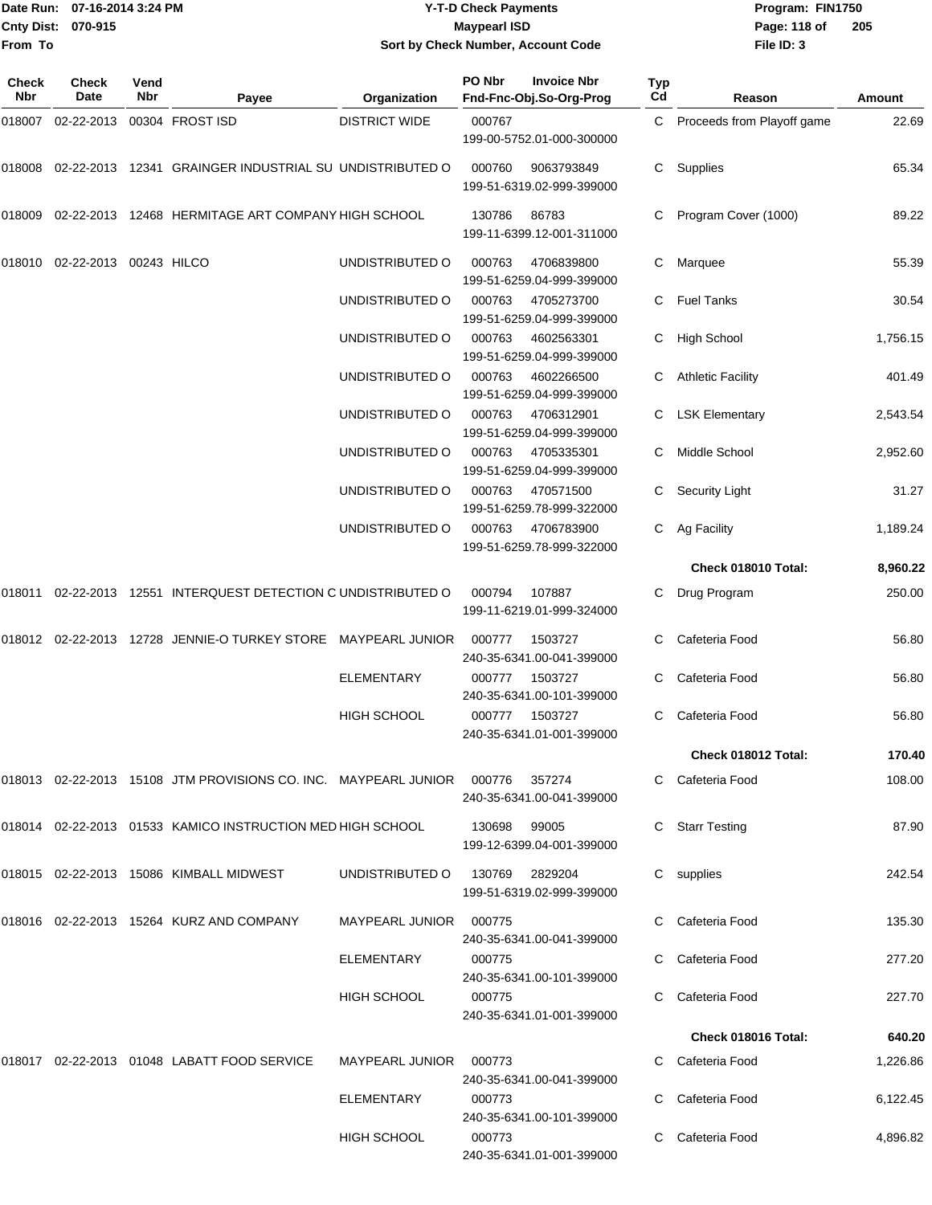| Check Nbr | Check Date | Vend Nbr | Payee | Organization | PO Nbr / Invoice Nbr / Fnd-Fnc-Obj.So-Org-Prog | Typ Cd | Reason | Amount |
|---|---|---|---|---|---|---|---|---|
| 018007 | 02-22-2013 | 00304 | FROST ISD | DISTRICT WIDE | 000767 199-00-5752.01-000-300000 | C | Proceeds from Playoff game | 22.69 |
| 018008 | 02-22-2013 | 12341 | GRAINGER INDUSTRIAL SU | UNDISTRIBUTED O | 000760 9063793849 199-51-6319.02-999-399000 | C | Supplies | 65.34 |
| 018009 | 02-22-2013 | 12468 | HERMITAGE ART COMPANY | HIGH SCHOOL | 130786 86783 199-11-6399.12-001-311000 | C | Program Cover (1000) | 89.22 |
| 018010 | 02-22-2013 | 00243 | HILCO | UNDISTRIBUTED O | 000763 4706839800 199-51-6259.04-999-399000 | C | Marquee | 55.39 |
| | | | | UNDISTRIBUTED O | 000763 4705273700 199-51-6259.04-999-399000 | C | Fuel Tanks | 30.54 |
| | | | | UNDISTRIBUTED O | 000763 4602563301 199-51-6259.04-999-399000 | C | High School | 1,756.15 |
| | | | | UNDISTRIBUTED O | 000763 4602266500 199-51-6259.04-999-399000 | C | Athletic Facility | 401.49 |
| | | | | UNDISTRIBUTED O | 000763 4706312901 199-51-6259.04-999-399000 | C | LSK Elementary | 2,543.54 |
| | | | | UNDISTRIBUTED O | 000763 4705335301 199-51-6259.04-999-399000 | C | Middle School | 2,952.60 |
| | | | | UNDISTRIBUTED O | 000763 470571500 199-51-6259.78-999-322000 | C | Security Light | 31.27 |
| | | | | UNDISTRIBUTED O | 000763 4706783900 199-51-6259.78-999-322000 | C | Ag Facility | 1,189.24 |
| | | | | | | | **Check 018010 Total:** | **8,960.22** |
| 018011 | 02-22-2013 | 12551 | INTERQUEST DETECTION C | UNDISTRIBUTED O | 000794 107887 199-11-6219.01-999-324000 | C | Drug Program | 250.00 |
| 018012 | 02-22-2013 | 12728 | JENNIE-O TURKEY STORE | MAYPEARL JUNIOR | 000777 1503727 240-35-6341.00-041-399000 | C | Cafeteria Food | 56.80 |
| | | | | ELEMENTARY | 000777 1503727 240-35-6341.00-101-399000 | C | Cafeteria Food | 56.80 |
| | | | | HIGH SCHOOL | 000777 1503727 240-35-6341.01-001-399000 | C | Cafeteria Food | 56.80 |
| | | | | | | | **Check 018012 Total:** | **170.40** |
| 018013 | 02-22-2013 | 15108 | JTM PROVISIONS CO. INC. | MAYPEARL JUNIOR | 000776 357274 240-35-6341.00-041-399000 | C | Cafeteria Food | 108.00 |
| 018014 | 02-22-2013 | 01533 | KAMICO INSTRUCTION MED | HIGH SCHOOL | 130698 99005 199-12-6399.04-001-399000 | C | Starr Testing | 87.90 |
| 018015 | 02-22-2013 | 15086 | KIMBALL MIDWEST | UNDISTRIBUTED O | 130769 2829204 199-51-6319.02-999-399000 | C | supplies | 242.54 |
| 018016 | 02-22-2013 | 15264 | KURZ AND COMPANY | MAYPEARL JUNIOR | 000775 240-35-6341.00-041-399000 | C | Cafeteria Food | 135.30 |
| | | | | ELEMENTARY | 000775 240-35-6341.00-101-399000 | C | Cafeteria Food | 277.20 |
| | | | | HIGH SCHOOL | 000775 240-35-6341.01-001-399000 | C | Cafeteria Food | 227.70 |
| | | | | | | | **Check 018016 Total:** | **640.20** |
| 018017 | 02-22-2013 | 01048 | LABATT FOOD SERVICE | MAYPEARL JUNIOR | 000773 240-35-6341.00-041-399000 | C | Cafeteria Food | 1,226.86 |
| | | | | ELEMENTARY | 000773 240-35-6341.00-101-399000 | C | Cafeteria Food | 6,122.45 |
| | | | | HIGH SCHOOL | 000773 240-35-6341.01-001-399000 | C | Cafeteria Food | 4,896.82 |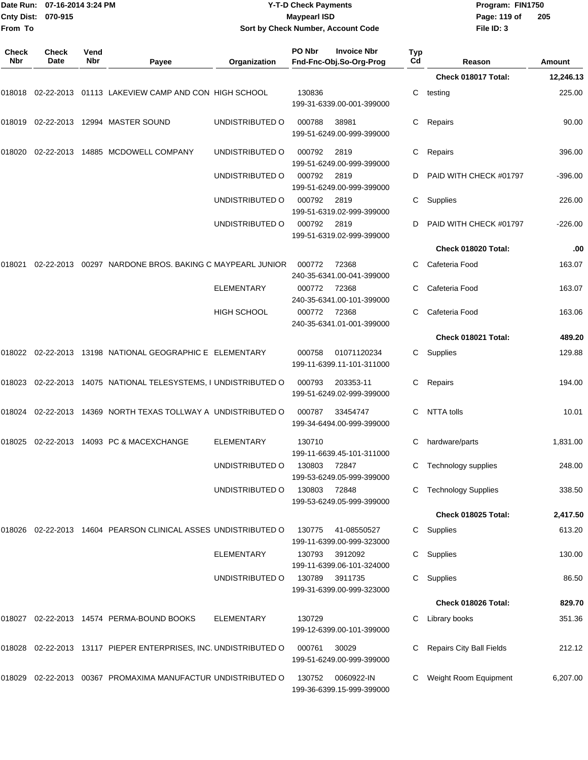Date Run: 07-16-2014 3:24 PM
Cnty Dist: 070-915
From To

# Y-T-D Check Payments

**Maypearl ISD**

**Sort by Check Number, Account Code**

Program: FIN1750
File ID: 3

| Check Nbr | Check Date | Vend Nbr | Payee | Organization | PO Nbr / Fnd-Fnc-Obj.So-Org-Prog | Invoice Nbr | Typ Cd | Reason | Amount |
|---|---|---|---|---|---|---|---|---|---|
| | | | | | | | | **Check 018017 Total:** | **12,246.13** |
| 018018 | 02-22-2013 | 01113 | LAKEVIEW CAMP AND CON | HIGH SCHOOL | 130836 / 199-31-6339.00-001-399000 | | C | testing | 225.00 |
| 018019 | 02-22-2013 | 12994 | MASTER SOUND | UNDISTRIBUTED O | 000788 / 199-51-6249.00-999-399000 | 38981 | C | Repairs | 90.00 |
| 018020 | 02-22-2013 | 14885 | MCDOWELL COMPANY | UNDISTRIBUTED O | 000792 / 199-51-6249.00-999-399000 | 2819 | C | Repairs | 396.00 |
| | | | | UNDISTRIBUTED O | 000792 / 199-51-6249.00-999-399000 | 2819 | D | PAID WITH CHECK #01797 | -396.00 |
| | | | | UNDISTRIBUTED O | 000792 / 199-51-6319.02-999-399000 | 2819 | C | Supplies | 226.00 |
| | | | | UNDISTRIBUTED O | 000792 / 199-51-6319.02-999-399000 | 2819 | D | PAID WITH CHECK #01797 | -226.00 |
| | | | | | | | | **Check 018020 Total:** | **.00** |
| 018021 | 02-22-2013 | 00297 | NARDONE BROS. BAKING C | MAYPEARL JUNIOR | 000772 / 240-35-6341.00-041-399000 | 72368 | C | Cafeteria Food | 163.07 |
| | | | | ELEMENTARY | 000772 / 240-35-6341.00-101-399000 | 72368 | C | Cafeteria Food | 163.07 |
| | | | | HIGH SCHOOL | 000772 / 240-35-6341.01-001-399000 | 72368 | C | Cafeteria Food | 163.06 |
| | | | | | | | | **Check 018021 Total:** | **489.20** |
| 018022 | 02-22-2013 | 13198 | NATIONAL GEOGRAPHIC E | ELEMENTARY | 000758 / 199-11-6399.11-101-311000 | 01071120234 | C | Supplies | 129.88 |
| 018023 | 02-22-2013 | 14075 | NATIONAL TELESYSTEMS, I | UNDISTRIBUTED O | 000793 / 199-51-6249.02-999-399000 | 203353-11 | C | Repairs | 194.00 |
| 018024 | 02-22-2013 | 14369 | NORTH TEXAS TOLLWAY A | UNDISTRIBUTED O | 000787 / 199-34-6494.00-999-399000 | 33454747 | C | NTTA tolls | 10.01 |
| 018025 | 02-22-2013 | 14093 | PC & MACEXCHANGE | ELEMENTARY | 130710 / 199-11-6639.45-101-311000 | | C | hardware/parts | 1,831.00 |
| | | | | UNDISTRIBUTED O | 130803 / 199-53-6249.05-999-399000 | 72847 | C | Technology supplies | 248.00 |
| | | | | UNDISTRIBUTED O | 130803 / 199-53-6249.05-999-399000 | 72848 | C | Technology Supplies | 338.50 |
| | | | | | | | | **Check 018025 Total:** | **2,417.50** |
| 018026 | 02-22-2013 | 14604 | PEARSON CLINICAL ASSES | UNDISTRIBUTED O | 130775 / 199-11-6399.00-999-323000 | 41-08550527 | C | Supplies | 613.20 |
| | | | | ELEMENTARY | 130793 / 199-11-6399.06-101-324000 | 3912092 | C | Supplies | 130.00 |
| | | | | UNDISTRIBUTED O | 130789 / 199-31-6399.00-999-323000 | 3911735 | C | Supplies | 86.50 |
| | | | | | | | | **Check 018026 Total:** | **829.70** |
| 018027 | 02-22-2013 | 14574 | PERMA-BOUND BOOKS | ELEMENTARY | 130729 / 199-12-6399.00-101-399000 | | C | Library books | 351.36 |
| 018028 | 02-22-2013 | 13117 | PIEPER ENTERPRISES, INC. | UNDISTRIBUTED O | 000761 / 199-51-6249.00-999-399000 | 30029 | C | Repairs City Ball Fields | 212.12 |
| 018029 | 02-22-2013 | 00367 | PROMAXIMA MANUFACTUR | UNDISTRIBUTED O | 130752 / 199-36-6399.15-999-399000 | 0060922-IN | C | Weight Room Equipment | 6,207.00 |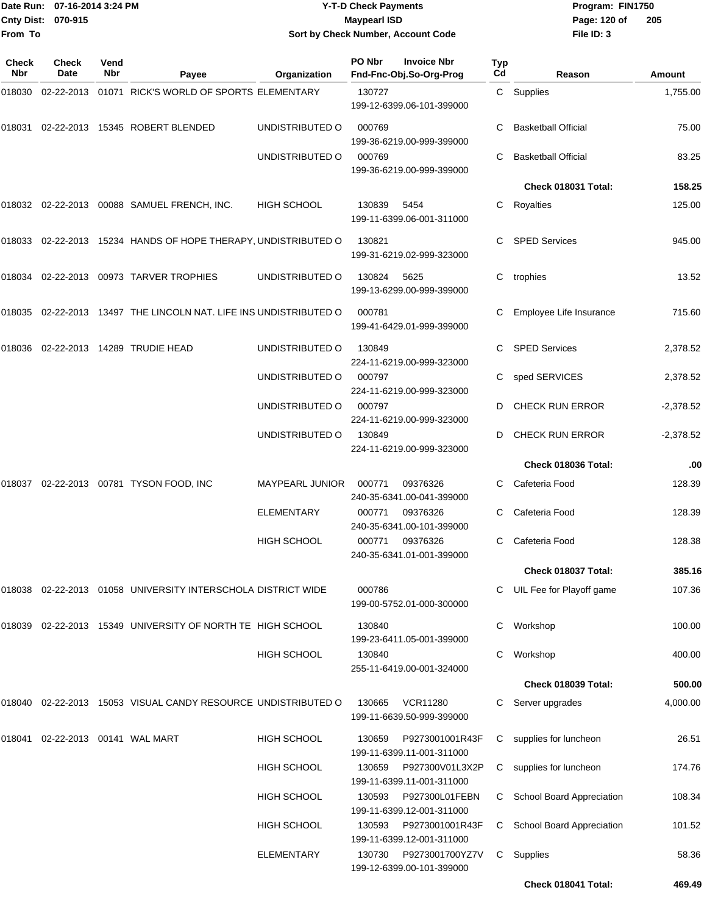**Y-T-D Check Payments**
**Maypearl ISD**
**Sort by Check Number, Account Code**

Date Run: 07-16-2014 3:24 PM
Cnty Dist: 070-915
From To

Program: FIN1750
File ID: 3

| Check Nbr | Check Date | Vend Nbr | Payee | Organization | PO Nbr / Invoice Nbr / Fnd-Fnc-Obj.So-Org-Prog | Typ Cd | Reason | Amount |
|---|---|---|---|---|---|---|---|---|
| 018030 | 02-22-2013 | 01071 | RICK'S WORLD OF SPORTS | ELEMENTARY | 130727 199-12-6399.06-101-399000 | C | Supplies | 1,755.00 |
| 018031 | 02-22-2013 | 15345 | ROBERT BLENDED | UNDISTRIBUTED O | 000769 199-36-6219.00-999-399000 | C | Basketball Official | 75.00 |
| | | | | UNDISTRIBUTED O | 000769 199-36-6219.00-999-399000 | C | Basketball Official | 83.25 |
| | | | | | | | **Check 018031 Total:** | **158.25** |
| 018032 | 02-22-2013 | 00088 | SAMUEL FRENCH, INC. | HIGH SCHOOL | 130839 5454 199-11-6399.06-001-311000 | C | Royalties | 125.00 |
| 018033 | 02-22-2013 | 15234 | HANDS OF HOPE THERAPY, | UNDISTRIBUTED O | 130821 199-31-6219.02-999-323000 | C | SPED Services | 945.00 |
| 018034 | 02-22-2013 | 00973 | TARVER TROPHIES | UNDISTRIBUTED O | 130824 5625 199-13-6299.00-999-399000 | C | trophies | 13.52 |
| 018035 | 02-22-2013 | 13497 | THE LINCOLN NAT. LIFE INS | UNDISTRIBUTED O | 000781 199-41-6429.01-999-399000 | C | Employee Life Insurance | 715.60 |
| 018036 | 02-22-2013 | 14289 | TRUDIE HEAD | UNDISTRIBUTED O | 130849 224-11-6219.00-999-323000 | C | SPED Services | 2,378.52 |
| | | | | UNDISTRIBUTED O | 000797 224-11-6219.00-999-323000 | C | sped SERVICES | 2,378.52 |
| | | | | UNDISTRIBUTED O | 000797 224-11-6219.00-999-323000 | D | CHECK RUN ERROR | -2,378.52 |
| | | | | UNDISTRIBUTED O | 130849 224-11-6219.00-999-323000 | D | CHECK RUN ERROR | -2,378.52 |
| | | | | | | | **Check 018036 Total:** | **.00** |
| 018037 | 02-22-2013 | 00781 | TYSON FOOD, INC | MAYPEARL JUNIOR | 000771 09376326 240-35-6341.00-041-399000 | C | Cafeteria Food | 128.39 |
| | | | | ELEMENTARY | 000771 09376326 240-35-6341.00-101-399000 | C | Cafeteria Food | 128.39 |
| | | | | HIGH SCHOOL | 000771 09376326 240-35-6341.01-001-399000 | C | Cafeteria Food | 128.38 |
| | | | | | | | **Check 018037 Total:** | **385.16** |
| 018038 | 02-22-2013 | 01058 | UNIVERSITY INTERSCHOLA | DISTRICT WIDE | 000786 199-00-5752.01-000-300000 | C | UIL Fee for Playoff game | 107.36 |
| 018039 | 02-22-2013 | 15349 | UNIVERSITY OF NORTH TE | HIGH SCHOOL | 130840 199-23-6411.05-001-399000 | C | Workshop | 100.00 |
| | | | | HIGH SCHOOL | 130840 255-11-6419.00-001-324000 | C | Workshop | 400.00 |
| | | | | | | | **Check 018039 Total:** | **500.00** |
| 018040 | 02-22-2013 | 15053 | VISUAL CANDY RESOURCE | UNDISTRIBUTED O | 130665 VCR11280 199-11-6639.50-999-399000 | C | Server upgrades | 4,000.00 |
| 018041 | 02-22-2013 | 00141 | WAL MART | HIGH SCHOOL | 130659 P9273001001R43F 199-11-6399.11-001-311000 | C | supplies for luncheon | 26.51 |
| | | | | HIGH SCHOOL | 130659 P927300V01L3X2P 199-11-6399.11-001-311000 | C | supplies for luncheon | 174.76 |
| | | | | HIGH SCHOOL | 130593 P927300L01FEBN 199-11-6399.12-001-311000 | C | School Board Appreciation | 108.34 |
| | | | | HIGH SCHOOL | 130593 P9273001001R43F 199-11-6399.12-001-311000 | C | School Board Appreciation | 101.52 |
| | | | | ELEMENTARY | 130730 P9273001700YZ7V 199-12-6399.00-101-399000 | C | Supplies | 58.36 |
| | | | | | | | **Check 018041 Total:** | **469.49** |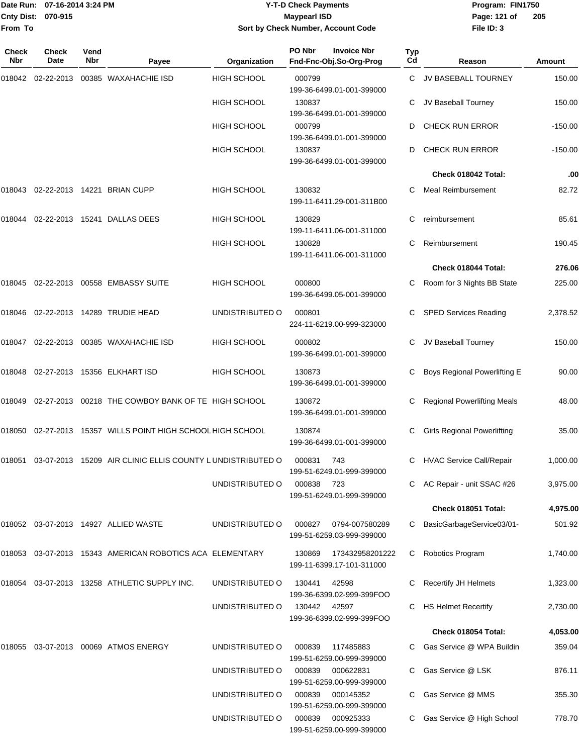# Y-T-D Check Payments

**Maypearl ISD**

**Sort by Check Number, Account Code**

Date Run: 07-16-2014 3:24 PM
Cnty Dist: 070-915
From To

Program: FIN1750
File ID: 3

| Check Nbr | Check Date | Vend Nbr | Payee | Organization | PO Nbr / Invoice Nbr / Fnd-Fnc-Obj.So-Org-Prog | Typ Cd | Reason | Amount |
|---|---|---|---|---|---|---|---|---|
| 018042 | 02-22-2013 | 00385 | WAXAHACHIE ISD | HIGH SCHOOL | 000799 199-36-6499.01-001-399000 | C | JV BASEBALL TOURNEY | 150.00 |
| | | | | HIGH SCHOOL | 130837 199-36-6499.01-001-399000 | C | JV Baseball Tourney | 150.00 |
| | | | | HIGH SCHOOL | 000799 199-36-6499.01-001-399000 | D | CHECK RUN ERROR | -150.00 |
| | | | | HIGH SCHOOL | 130837 199-36-6499.01-001-399000 | D | CHECK RUN ERROR | -150.00 |
| | | | | | | | **Check 018042 Total:** | **.00** |
| 018043 | 02-22-2013 | 14221 | BRIAN CUPP | HIGH SCHOOL | 130832 199-11-6411.29-001-311B00 | C | Meal Reimbursement | 82.72 |
| 018044 | 02-22-2013 | 15241 | DALLAS DEES | HIGH SCHOOL | 130829 199-11-6411.06-001-311000 | C | reimbursement | 85.61 |
| | | | | HIGH SCHOOL | 130828 199-11-6411.06-001-311000 | C | Reimbursement | 190.45 |
| | | | | | | | **Check 018044 Total:** | **276.06** |
| 018045 | 02-22-2013 | 00558 | EMBASSY SUITE | HIGH SCHOOL | 000800 199-36-6499.05-001-399000 | C | Room for 3 Nights BB State | 225.00 |
| 018046 | 02-22-2013 | 14289 | TRUDIE HEAD | UNDISTRIBUTED O | 000801 224-11-6219.00-999-323000 | C | SPED Services Reading | 2,378.52 |
| 018047 | 02-22-2013 | 00385 | WAXAHACHIE ISD | HIGH SCHOOL | 000802 199-36-6499.01-001-399000 | C | JV Baseball Tourney | 150.00 |
| 018048 | 02-27-2013 | 15356 | ELKHART ISD | HIGH SCHOOL | 130873 199-36-6499.01-001-399000 | C | Boys Regional Powerlifting E | 90.00 |
| 018049 | 02-27-2013 | 00218 | THE COWBOY BANK OF TE | HIGH SCHOOL | 130872 199-36-6499.01-001-399000 | C | Regional Powerlifting Meals | 48.00 |
| 018050 | 02-27-2013 | 15357 | WILLS POINT HIGH SCHOOL | HIGH SCHOOL | 130874 199-36-6499.01-001-399000 | C | Girls Regional Powerlifting | 35.00 |
| 018051 | 03-07-2013 | 15209 | AIR CLINIC ELLIS COUNTY L | UNDISTRIBUTED O | 000831 743 199-51-6249.01-999-399000 | C | HVAC Service Call/Repair | 1,000.00 |
| | | | | UNDISTRIBUTED O | 000838 723 199-51-6249.01-999-399000 | C | AC Repair - unit SSAC #26 | 3,975.00 |
| | | | | | | | **Check 018051 Total:** | **4,975.00** |
| 018052 | 03-07-2013 | 14927 | ALLIED WASTE | UNDISTRIBUTED O | 000827 0794-007580289 199-51-6259.03-999-399000 | C | BasicGarbageService03/01- | 501.92 |
| 018053 | 03-07-2013 | 15343 | AMERICAN ROBOTICS ACA | ELEMENTARY | 130869 173432958201222 199-11-6399.17-101-311000 | C | Robotics Program | 1,740.00 |
| 018054 | 03-07-2013 | 13258 | ATHLETIC SUPPLY INC. | UNDISTRIBUTED O | 130441 42598 199-36-6399.02-999-399FOO | C | Recertify JH Helmets | 1,323.00 |
| | | | | UNDISTRIBUTED O | 130442 42597 199-36-6399.02-999-399FOO | C | HS Helmet Recertify | 2,730.00 |
| | | | | | | | **Check 018054 Total:** | **4,053.00** |
| 018055 | 03-07-2013 | 00069 | ATMOS ENERGY | UNDISTRIBUTED O | 000839 117485883 199-51-6259.00-999-399000 | C | Gas Service @ WPA Buildin | 359.04 |
| | | | | UNDISTRIBUTED O | 000839 000622831 199-51-6259.00-999-399000 | C | Gas Service @ LSK | 876.11 |
| | | | | UNDISTRIBUTED O | 000839 000145352 199-51-6259.00-999-399000 | C | Gas Service @ MMS | 355.30 |
| | | | | UNDISTRIBUTED O | 000839 000925333 199-51-6259.00-999-399000 | C | Gas Service @ High School | 778.70 |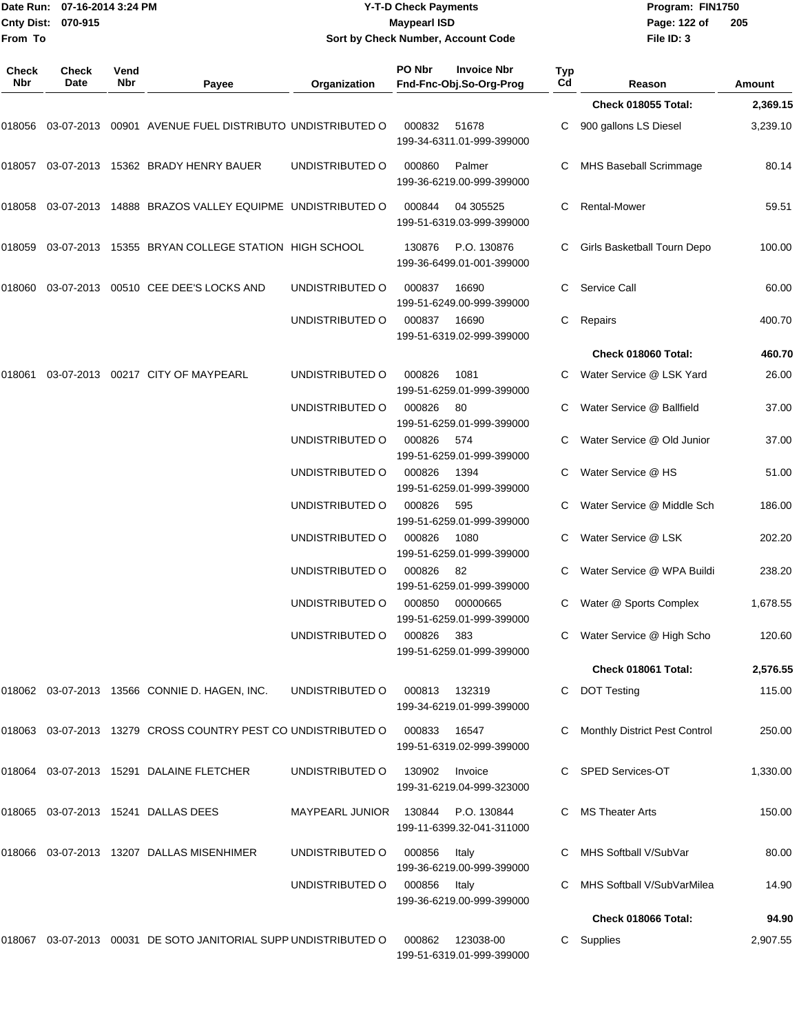Date Run: 07-16-2014 3:24 PM
Cnty Dist: 070-915
From To

# Y-T-D Check Payments
## Maypearl ISD
### Sort by Check Number, Account Code

Program: FIN1750
File ID: 3

| Check Nbr | Check Date | Vend Nbr | Payee | Organization | PO Nbr | Invoice Nbr / Fnd-Fnc-Obj.So-Org-Prog | Typ Cd | Reason | Amount |
|---|---|---|---|---|---|---|---|---|---|
| | | | | | | | | **Check 018055 Total:** | **2,369.15** |
| 018056 | 03-07-2013 | 00901 | AVENUE FUEL DISTRIBUTO | UNDISTRIBUTED O | 000832 | 51678 / 199-34-6311.01-999-399000 | C | 900 gallons LS Diesel | 3,239.10 |
| 018057 | 03-07-2013 | 15362 | BRADY HENRY BAUER | UNDISTRIBUTED O | 000860 | Palmer / 199-36-6219.00-999-399000 | C | MHS Baseball Scrimmage | 80.14 |
| 018058 | 03-07-2013 | 14888 | BRAZOS VALLEY EQUIPME | UNDISTRIBUTED O | 000844 | 04 305525 / 199-51-6319.03-999-399000 | C | Rental-Mower | 59.51 |
| 018059 | 03-07-2013 | 15355 | BRYAN COLLEGE STATION | HIGH SCHOOL | 130876 | P.O. 130876 / 199-36-6499.01-001-399000 | C | Girls Basketball Tourn Depo | 100.00 |
| 018060 | 03-07-2013 | 00510 | CEE DEE'S LOCKS AND | UNDISTRIBUTED O | 000837 | 16690 / 199-51-6249.00-999-399000 | C | Service Call | 60.00 |
| | | | | UNDISTRIBUTED O | 000837 | 16690 / 199-51-6319.02-999-399000 | C | Repairs | 400.70 |
| | | | | | | | | **Check 018060 Total:** | **460.70** |
| 018061 | 03-07-2013 | 00217 | CITY OF MAYPEARL | UNDISTRIBUTED O | 000826 | 1081 / 199-51-6259.01-999-399000 | C | Water Service @ LSK Yard | 26.00 |
| | | | | UNDISTRIBUTED O | 000826 | 80 / 199-51-6259.01-999-399000 | C | Water Service @ Ballfield | 37.00 |
| | | | | UNDISTRIBUTED O | 000826 | 574 / 199-51-6259.01-999-399000 | C | Water Service @ Old Junior | 37.00 |
| | | | | UNDISTRIBUTED O | 000826 | 1394 / 199-51-6259.01-999-399000 | C | Water Service @ HS | 51.00 |
| | | | | UNDISTRIBUTED O | 000826 | 595 / 199-51-6259.01-999-399000 | C | Water Service @ Middle Sch | 186.00 |
| | | | | UNDISTRIBUTED O | 000826 | 1080 / 199-51-6259.01-999-399000 | C | Water Service @ LSK | 202.20 |
| | | | | UNDISTRIBUTED O | 000826 | 82 / 199-51-6259.01-999-399000 | C | Water Service @ WPA Buildi | 238.20 |
| | | | | UNDISTRIBUTED O | 000850 | 00000665 / 199-51-6259.01-999-399000 | C | Water @ Sports Complex | 1,678.55 |
| | | | | UNDISTRIBUTED O | 000826 | 383 / 199-51-6259.01-999-399000 | C | Water Service @ High Scho | 120.60 |
| | | | | | | | | **Check 018061 Total:** | **2,576.55** |
| 018062 | 03-07-2013 | 13566 | CONNIE D. HAGEN, INC. | UNDISTRIBUTED O | 000813 | 132319 / 199-34-6219.01-999-399000 | C | DOT Testing | 115.00 |
| 018063 | 03-07-2013 | 13279 | CROSS COUNTRY PEST CO | UNDISTRIBUTED O | 000833 | 16547 / 199-51-6319.02-999-399000 | C | Monthly District Pest Control | 250.00 |
| 018064 | 03-07-2013 | 15291 | DALAINE FLETCHER | UNDISTRIBUTED O | 130902 | Invoice / 199-31-6219.04-999-323000 | C | SPED Services-OT | 1,330.00 |
| 018065 | 03-07-2013 | 15241 | DALLAS DEES | MAYPEARL JUNIOR | 130844 | P.O. 130844 / 199-11-6399.32-041-311000 | C | MS Theater Arts | 150.00 |
| 018066 | 03-07-2013 | 13207 | DALLAS MISENHIMER | UNDISTRIBUTED O | 000856 | Italy / 199-36-6219.00-999-399000 | C | MHS Softball V/SubVar | 80.00 |
| | | | | UNDISTRIBUTED O | 000856 | Italy / 199-36-6219.00-999-399000 | C | MHS Softball V/SubVarMilea | 14.90 |
| | | | | | | | | **Check 018066 Total:** | **94.90** |
| 018067 | 03-07-2013 | 00031 | DE SOTO JANITORIAL SUPP | UNDISTRIBUTED O | 000862 | 123038-00 / 199-51-6319.01-999-399000 | C | Supplies | 2,907.55 |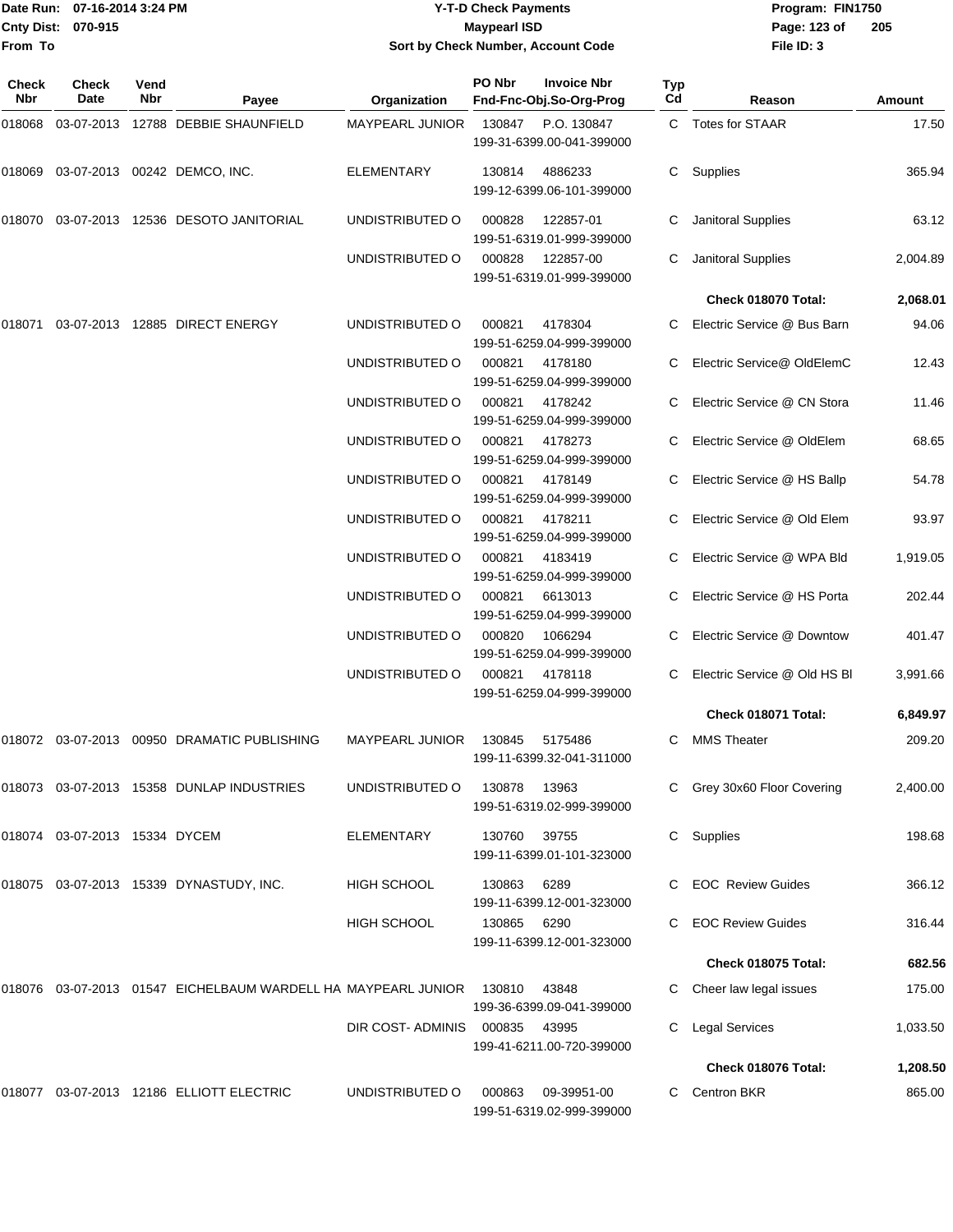Date Run: 07-16-2014 3:24 PM
Cnty Dist: 070-915
From To

# Y-T-D Check Payments
## Maypearl ISD
### Sort by Check Number, Account Code

Program: FIN1750
File ID: 3

| Check Nbr | Check Date | Vend Nbr | Payee | Organization | PO Nbr / Invoice Nbr / Fnd-Fnc-Obj.So-Org-Prog | Typ Cd | Reason | Amount |
|---|---|---|---|---|---|---|---|---|
| 018068 | 03-07-2013 | 12788 | DEBBIE SHAUNFIELD | MAYPEARL JUNIOR | 130847 P.O. 130847 199-31-6399.00-041-399000 | C | Totes for STAAR | 17.50 |
| 018069 | 03-07-2013 | 00242 | DEMCO, INC. | ELEMENTARY | 130814 4886233 199-12-6399.06-101-399000 | C | Supplies | 365.94 |
| 018070 | 03-07-2013 | 12536 | DESOTO JANITORIAL | UNDISTRIBUTED O | 000828 122857-01 199-51-6319.01-999-399000 | C | Janitoral Supplies | 63.12 |
| | | | | UNDISTRIBUTED O | 000828 122857-00 199-51-6319.01-999-399000 | C | Janitoral Supplies | 2,004.89 |
| | | | | | | | **Check 018070 Total:** | **2,068.01** |
| 018071 | 03-07-2013 | 12885 | DIRECT ENERGY | UNDISTRIBUTED O | 000821 4178304 199-51-6259.04-999-399000 | C | Electric Service @ Bus Barn | 94.06 |
| | | | | UNDISTRIBUTED O | 000821 4178180 199-51-6259.04-999-399000 | C | Electric Service@ OldElemC | 12.43 |
| | | | | UNDISTRIBUTED O | 000821 4178242 199-51-6259.04-999-399000 | C | Electric Service @ CN Stora | 11.46 |
| | | | | UNDISTRIBUTED O | 000821 4178273 199-51-6259.04-999-399000 | C | Electric Service @ OldElem | 68.65 |
| | | | | UNDISTRIBUTED O | 000821 4178149 199-51-6259.04-999-399000 | C | Electric Service @ HS Ballp | 54.78 |
| | | | | UNDISTRIBUTED O | 000821 4178211 199-51-6259.04-999-399000 | C | Electric Service @ Old Elem | 93.97 |
| | | | | UNDISTRIBUTED O | 000821 4183419 199-51-6259.04-999-399000 | C | Electric Service @ WPA Bld | 1,919.05 |
| | | | | UNDISTRIBUTED O | 000821 6613013 199-51-6259.04-999-399000 | C | Electric Service @ HS Porta | 202.44 |
| | | | | UNDISTRIBUTED O | 000820 1066294 199-51-6259.04-999-399000 | C | Electric Service @ Downtow | 401.47 |
| | | | | UNDISTRIBUTED O | 000821 4178118 199-51-6259.04-999-399000 | C | Electric Service @ Old HS Bl | 3,991.66 |
| | | | | | | | **Check 018071 Total:** | **6,849.97** |
| 018072 | 03-07-2013 | 00950 | DRAMATIC PUBLISHING | MAYPEARL JUNIOR | 130845 5175486 199-11-6399.32-041-311000 | C | MMS Theater | 209.20 |
| 018073 | 03-07-2013 | 15358 | DUNLAP INDUSTRIES | UNDISTRIBUTED O | 130878 13963 199-51-6319.02-999-399000 | C | Grey 30x60 Floor Covering | 2,400.00 |
| 018074 | 03-07-2013 | 15334 | DYCEM | ELEMENTARY | 130760 39755 199-11-6399.01-101-323000 | C | Supplies | 198.68 |
| 018075 | 03-07-2013 | 15339 | DYNASTUDY, INC. | HIGH SCHOOL | 130863 6289 199-11-6399.12-001-323000 | C | EOC Review Guides | 366.12 |
| | | | | HIGH SCHOOL | 130865 6290 199-11-6399.12-001-323000 | C | EOC Review Guides | 316.44 |
| | | | | | | | **Check 018075 Total:** | **682.56** |
| 018076 | 03-07-2013 | 01547 | EICHELBAUM WARDELL HA | MAYPEARL JUNIOR | 130810 43848 199-36-6399.09-041-399000 | C | Cheer law legal issues | 175.00 |
| | | | | DIR COST- ADMINIS | 000835 43995 199-41-6211.00-720-399000 | C | Legal Services | 1,033.50 |
| | | | | | | | **Check 018076 Total:** | **1,208.50** |
| 018077 | 03-07-2013 | 12186 | ELLIOTT ELECTRIC | UNDISTRIBUTED O | 000863 09-39951-00 199-51-6319.02-999-399000 | C | Centron BKR | 865.00 |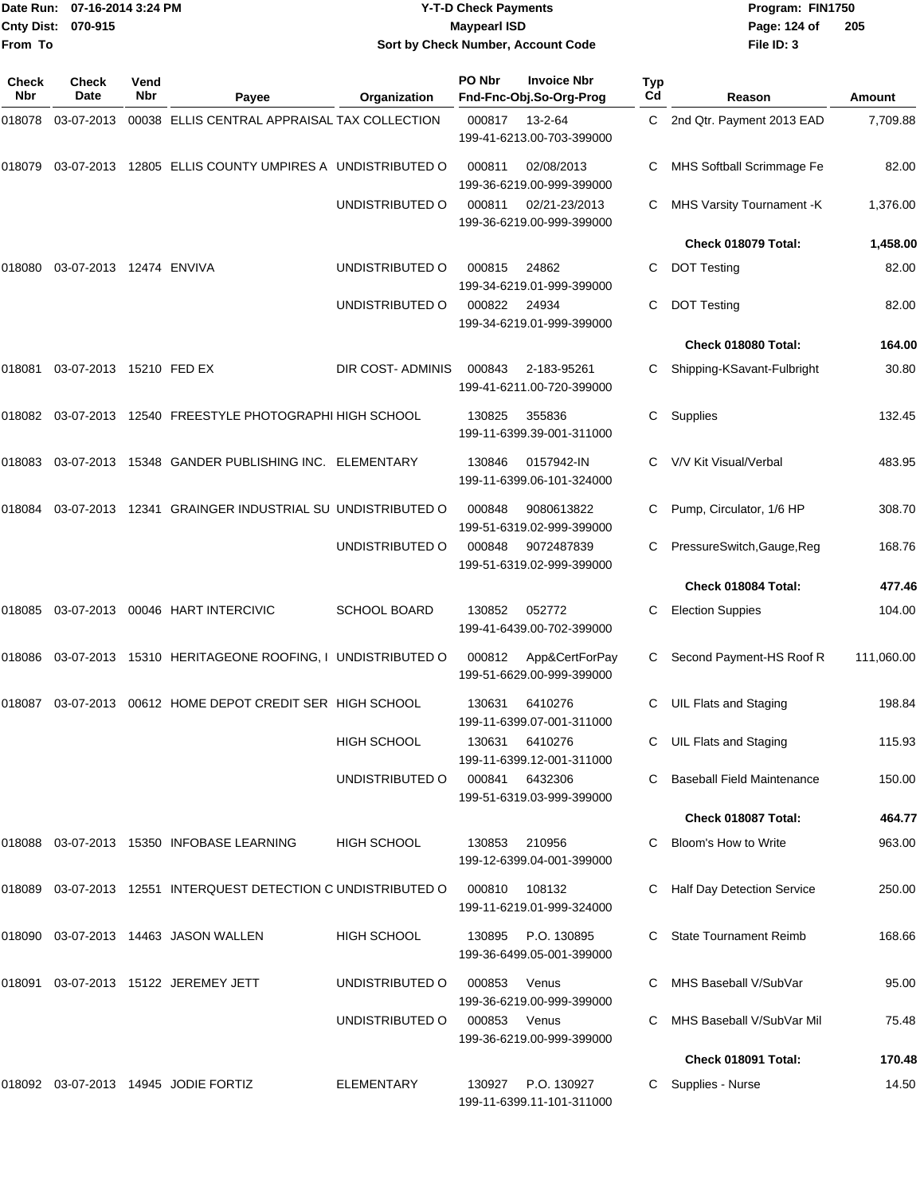Date Run: 07-16-2014 3:24 PM
Cnty Dist: 070-915
From To

# Y-T-D Check Payments
## Maypearl ISD
### Sort by Check Number, Account Code

Program: FIN1750
File ID: 3

| Check Nbr | Check Date | Vend Nbr | Payee | Organization | PO Nbr | Invoice Nbr / Fnd-Fnc-Obj.So-Org-Prog | Typ Cd | Reason | Amount |
|---|---|---|---|---|---|---|---|---|---|
| 018078 | 03-07-2013 | 00038 | ELLIS CENTRAL APPRAISAL | TAX COLLECTION | 000817 | 13-2-64 199-41-6213.00-703-399000 | C | 2nd Qtr. Payment 2013 EAD | 7,709.88 |
| 018079 | 03-07-2013 | 12805 | ELLIS COUNTY UMPIRES A | UNDISTRIBUTED O | 000811 | 02/08/2013 199-36-6219.00-999-399000 | C | MHS Softball Scrimmage Fe | 82.00 |
| | | | | UNDISTRIBUTED O | 000811 | 02/21-23/2013 199-36-6219.00-999-399000 | C | MHS Varsity Tournament -K | 1,376.00 |
| | | | | | | | | **Check 018079 Total:** | **1,458.00** |
| 018080 | 03-07-2013 | 12474 | ENVIVA | UNDISTRIBUTED O | 000815 | 24862 199-34-6219.01-999-399000 | C | DOT Testing | 82.00 |
| | | | | UNDISTRIBUTED O | 000822 | 24934 199-34-6219.01-999-399000 | C | DOT Testing | 82.00 |
| | | | | | | | | **Check 018080 Total:** | **164.00** |
| 018081 | 03-07-2013 | 15210 | FED EX | DIR COST- ADMINIS | 000843 | 2-183-95261 199-41-6211.00-720-399000 | C | Shipping-KSavant-Fulbright | 30.80 |
| 018082 | 03-07-2013 | 12540 | FREESTYLE PHOTOGRAPHI | HIGH SCHOOL | 130825 | 355836 199-11-6399.39-001-311000 | C | Supplies | 132.45 |
| 018083 | 03-07-2013 | 15348 | GANDER PUBLISHING INC. | ELEMENTARY | 130846 | 0157942-IN 199-11-6399.06-101-324000 | C | V/V Kit Visual/Verbal | 483.95 |
| 018084 | 03-07-2013 | 12341 | GRAINGER INDUSTRIAL SU | UNDISTRIBUTED O | 000848 | 9080613822 199-51-6319.02-999-399000 | C | Pump, Circulator, 1/6 HP | 308.70 |
| | | | | UNDISTRIBUTED O | 000848 | 9072487839 199-51-6319.02-999-399000 | C | PressureSwitch,Gauge,Reg | 168.76 |
| | | | | | | | | **Check 018084 Total:** | **477.46** |
| 018085 | 03-07-2013 | 00046 | HART INTERCIVIC | SCHOOL BOARD | 130852 | 052772 199-41-6439.00-702-399000 | C | Election Suppies | 104.00 |
| 018086 | 03-07-2013 | 15310 | HERITAGEONE ROOFING, I | UNDISTRIBUTED O | 000812 | App&CertForPay 199-51-6629.00-999-399000 | C | Second Payment-HS Roof R | 111,060.00 |
| 018087 | 03-07-2013 | 00612 | HOME DEPOT CREDIT SER | HIGH SCHOOL | 130631 | 6410276 199-11-6399.07-001-311000 | C | UIL Flats and Staging | 198.84 |
| | | | | HIGH SCHOOL | 130631 | 6410276 199-11-6399.12-001-311000 | C | UIL Flats and Staging | 115.93 |
| | | | | UNDISTRIBUTED O | 000841 | 6432306 199-51-6319.03-999-399000 | C | Baseball Field Maintenance | 150.00 |
| | | | | | | | | **Check 018087 Total:** | **464.77** |
| 018088 | 03-07-2013 | 15350 | INFOBASE LEARNING | HIGH SCHOOL | 130853 | 210956 199-12-6399.04-001-399000 | C | Bloom's How to Write | 963.00 |
| 018089 | 03-07-2013 | 12551 | INTERQUEST DETECTION C | UNDISTRIBUTED O | 000810 | 108132 199-11-6219.01-999-324000 | C | Half Day Detection Service | 250.00 |
| 018090 | 03-07-2013 | 14463 | JASON WALLEN | HIGH SCHOOL | 130895 | P.O. 130895 199-36-6499.05-001-399000 | C | State Tournament Reimb | 168.66 |
| 018091 | 03-07-2013 | 15122 | JEREMEY JETT | UNDISTRIBUTED O | 000853 | Venus 199-36-6219.00-999-399000 | C | MHS Baseball V/SubVar | 95.00 |
| | | | | UNDISTRIBUTED O | 000853 | Venus 199-36-6219.00-999-399000 | C | MHS Baseball V/SubVar Mil | 75.48 |
| | | | | | | | | **Check 018091 Total:** | **170.48** |
| 018092 | 03-07-2013 | 14945 | JODIE FORTIZ | ELEMENTARY | 130927 | P.O. 130927 199-11-6399.11-101-311000 | C | Supplies - Nurse | 14.50 |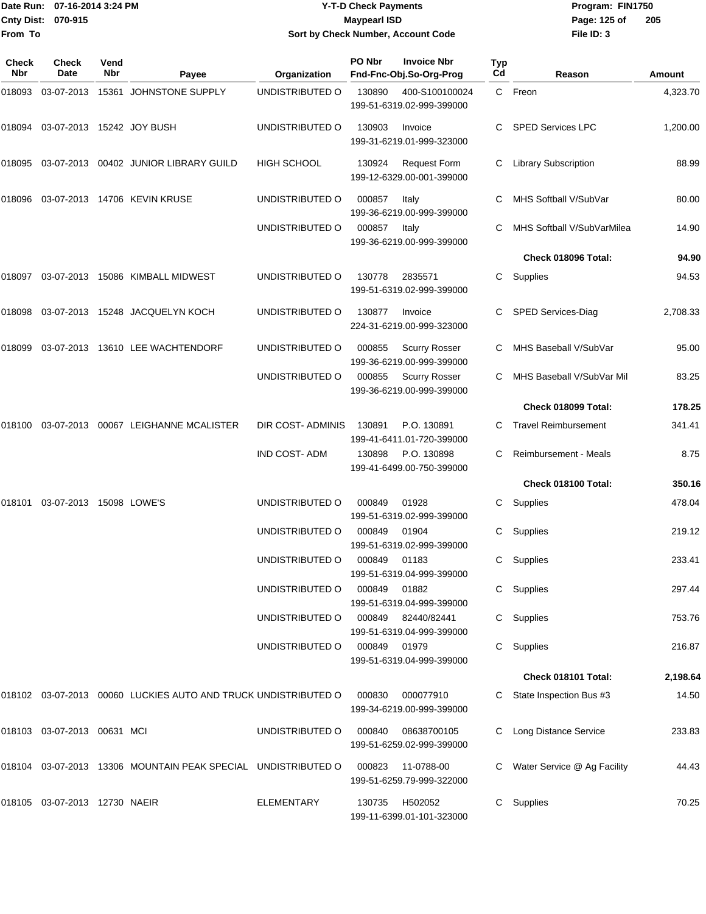# Y-T-D Check Payments

**Maypearl ISD**

**Sort by Check Number, Account Code**

Date Run: 07-16-2014 3:24 PM
Cnty Dist: 070-915
From To

Program: FIN1750
File ID: 3

| Check Nbr | Check Date | Vend Nbr | Payee | Organization | PO Nbr | Invoice Nbr / Fnd-Fnc-Obj.So-Org-Prog | Typ Cd | Reason | Amount |
|---|---|---|---|---|---|---|---|---|---|
| 018093 | 03-07-2013 | 15361 | JOHNSTONE SUPPLY | UNDISTRIBUTED O | 130890 | 400-S100100024 199-51-6319.02-999-399000 | C | Freon | 4,323.70 |
| 018094 | 03-07-2013 | 15242 | JOY BUSH | UNDISTRIBUTED O | 130903 | Invoice 199-31-6219.01-999-323000 | C | SPED Services LPC | 1,200.00 |
| 018095 | 03-07-2013 | 00402 | JUNIOR LIBRARY GUILD | HIGH SCHOOL | 130924 | Request Form 199-12-6329.00-001-399000 | C | Library Subscription | 88.99 |
| 018096 | 03-07-2013 | 14706 | KEVIN KRUSE | UNDISTRIBUTED O | 000857 | Italy 199-36-6219.00-999-399000 | C | MHS Softball V/SubVar | 80.00 |
| | | | | UNDISTRIBUTED O | 000857 | Italy 199-36-6219.00-999-399000 | C | MHS Softball V/SubVarMilea | 14.90 |
| | | | | | | | | **Check 018096 Total:** | **94.90** |
| 018097 | 03-07-2013 | 15086 | KIMBALL MIDWEST | UNDISTRIBUTED O | 130778 | 2835571 199-51-6319.02-999-399000 | C | Supplies | 94.53 |
| 018098 | 03-07-2013 | 15248 | JACQUELYN KOCH | UNDISTRIBUTED O | 130877 | Invoice 224-31-6219.00-999-323000 | C | SPED Services-Diag | 2,708.33 |
| 018099 | 03-07-2013 | 13610 | LEE WACHTENDORF | UNDISTRIBUTED O | 000855 | Scurry Rosser 199-36-6219.00-999-399000 | C | MHS Baseball V/SubVar | 95.00 |
| | | | | UNDISTRIBUTED O | 000855 | Scurry Rosser 199-36-6219.00-999-399000 | C | MHS Baseball V/SubVar Mil | 83.25 |
| | | | | | | | | **Check 018099 Total:** | **178.25** |
| 018100 | 03-07-2013 | 00067 | LEIGHANNE MCALISTER | DIR COST- ADMINIS | 130891 | P.O. 130891 199-41-6411.01-720-399000 | C | Travel Reimbursement | 341.41 |
| | | | | IND COST- ADM | 130898 | P.O. 130898 199-41-6499.00-750-399000 | C | Reimbursement - Meals | 8.75 |
| | | | | | | | | **Check 018100 Total:** | **350.16** |
| 018101 | 03-07-2013 | 15098 | LOWE'S | UNDISTRIBUTED O | 000849 | 01928 199-51-6319.02-999-399000 | C | Supplies | 478.04 |
| | | | | UNDISTRIBUTED O | 000849 | 01904 199-51-6319.02-999-399000 | C | Supplies | 219.12 |
| | | | | UNDISTRIBUTED O | 000849 | 01183 199-51-6319.04-999-399000 | C | Supplies | 233.41 |
| | | | | UNDISTRIBUTED O | 000849 | 01882 199-51-6319.04-999-399000 | C | Supplies | 297.44 |
| | | | | UNDISTRIBUTED O | 000849 | 82440/82441 199-51-6319.04-999-399000 | C | Supplies | 753.76 |
| | | | | UNDISTRIBUTED O | 000849 | 01979 199-51-6319.04-999-399000 | C | Supplies | 216.87 |
| | | | | | | | | **Check 018101 Total:** | **2,198.64** |
| 018102 | 03-07-2013 | 00060 | LUCKIES AUTO AND TRUCK | UNDISTRIBUTED O | 000830 | 000077910 199-34-6219.00-999-399000 | C | State Inspection Bus #3 | 14.50 |
| 018103 | 03-07-2013 | 00631 | MCI | UNDISTRIBUTED O | 000840 | 08638700105 199-51-6259.02-999-399000 | C | Long Distance Service | 233.83 |
| 018104 | 03-07-2013 | 13306 | MOUNTAIN PEAK SPECIAL | UNDISTRIBUTED O | 000823 | 11-0788-00 199-51-6259.79-999-322000 | C | Water Service @ Ag Facility | 44.43 |
| 018105 | 03-07-2013 | 12730 | NAEIR | ELEMENTARY | 130735 | H502052 199-11-6399.01-101-323000 | C | Supplies | 70.25 |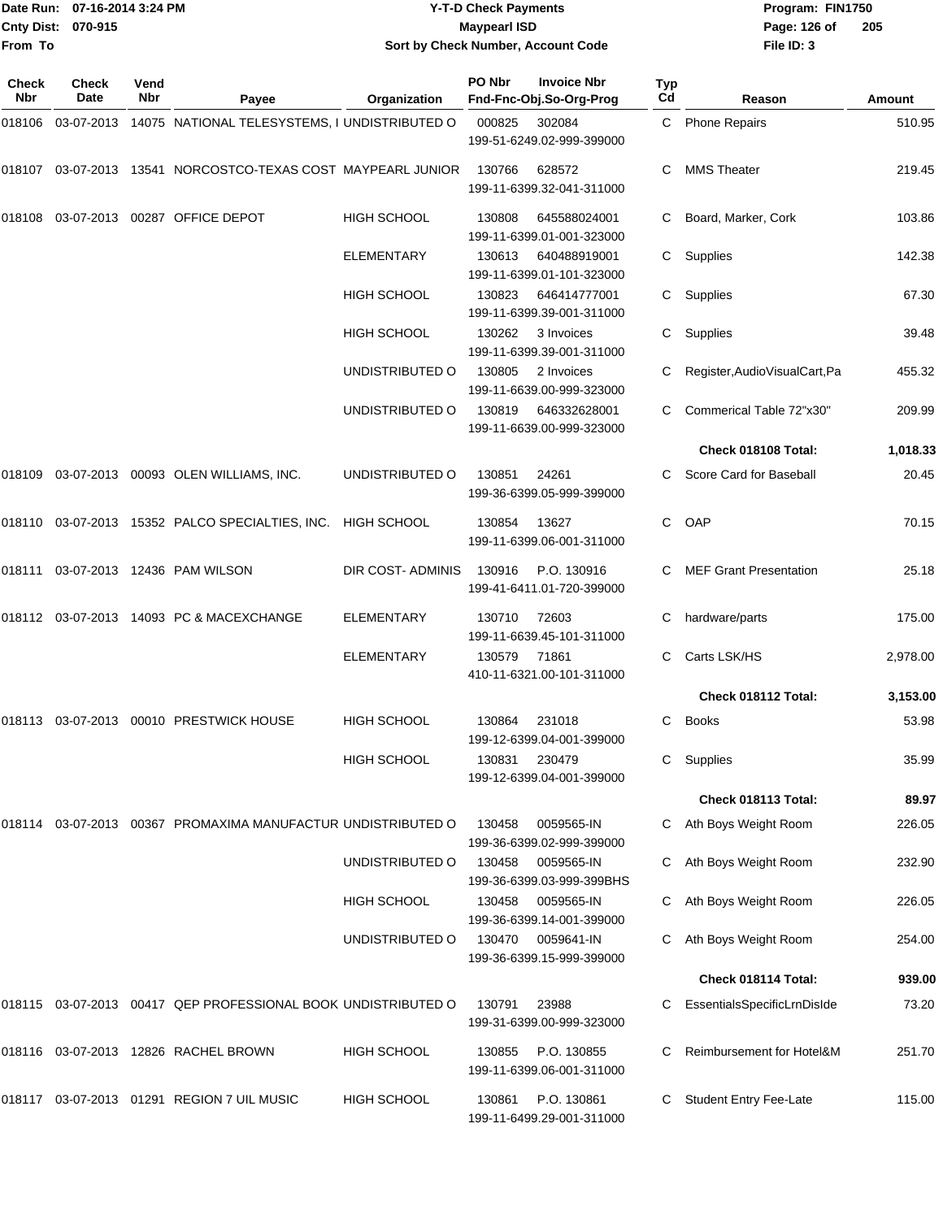# Y-T-D Check Payments

**Maypearl ISD**

**Sort by Check Number, Account Code**

Date Run: 07-16-2014 3:24 PM
Cnty Dist: 070-915
From To

Program: FIN1750
File ID: 3

| Check Nbr | Check Date | Vend Nbr | Payee | Organization | PO Nbr | Invoice Nbr Fnd-Fnc-Obj.So-Org-Prog | Typ Cd | Reason | Amount |
|---|---|---|---|---|---|---|---|---|---|
| 018106 | 03-07-2013 | 14075 | NATIONAL TELESYSTEMS, I | UNDISTRIBUTED O | 000825 | 302084 199-51-6249.02-999-399000 | C | Phone Repairs | 510.95 |
| 018107 | 03-07-2013 | 13541 | NORCOSTCO-TEXAS COST | MAYPEARL JUNIOR | 130766 | 628572 199-11-6399.32-041-311000 | C | MMS Theater | 219.45 |
| 018108 | 03-07-2013 | 00287 | OFFICE DEPOT | HIGH SCHOOL | 130808 | 645588024001 199-11-6399.01-001-323000 | C | Board, Marker, Cork | 103.86 |
| | | | | ELEMENTARY | 130613 | 640488919001 199-11-6399.01-101-323000 | C | Supplies | 142.38 |
| | | | | HIGH SCHOOL | 130823 | 646414777001 199-11-6399.39-001-311000 | C | Supplies | 67.30 |
| | | | | HIGH SCHOOL | 130262 | 3 Invoices 199-11-6399.39-001-311000 | C | Supplies | 39.48 |
| | | | | UNDISTRIBUTED O | 130805 | 2 Invoices 199-11-6639.00-999-323000 | C | Register,AudioVisualCart,Pa | 455.32 |
| | | | | UNDISTRIBUTED O | 130819 | 646332628001 199-11-6639.00-999-323000 | C | Commerical Table 72"x30" | 209.99 |
| | | | | | | | | **Check 018108 Total:** | **1,018.33** |
| 018109 | 03-07-2013 | 00093 | OLEN WILLIAMS, INC. | UNDISTRIBUTED O | 130851 | 24261 199-36-6399.05-999-399000 | C | Score Card for Baseball | 20.45 |
| 018110 | 03-07-2013 | 15352 | PALCO SPECIALTIES, INC. | HIGH SCHOOL | 130854 | 13627 199-11-6399.06-001-311000 | C | OAP | 70.15 |
| 018111 | 03-07-2013 | 12436 | PAM WILSON | DIR COST- ADMINIS | 130916 | P.O. 130916 199-41-6411.01-720-399000 | C | MEF Grant Presentation | 25.18 |
| 018112 | 03-07-2013 | 14093 | PC & MACEXCHANGE | ELEMENTARY | 130710 | 72603 199-11-6639.45-101-311000 | C | hardware/parts | 175.00 |
| | | | | ELEMENTARY | 130579 | 71861 410-11-6321.00-101-311000 | C | Carts LSK/HS | 2,978.00 |
| | | | | | | | | **Check 018112 Total:** | **3,153.00** |
| 018113 | 03-07-2013 | 00010 | PRESTWICK HOUSE | HIGH SCHOOL | 130864 | 231018 199-12-6399.04-001-399000 | C | Books | 53.98 |
| | | | | HIGH SCHOOL | 130831 | 230479 199-12-6399.04-001-399000 | C | Supplies | 35.99 |
| | | | | | | | | **Check 018113 Total:** | **89.97** |
| 018114 | 03-07-2013 | 00367 | PROMAXIMA MANUFACTUR | UNDISTRIBUTED O | 130458 | 0059565-IN 199-36-6399.02-999-399000 | C | Ath Boys Weight Room | 226.05 |
| | | | | UNDISTRIBUTED O | 130458 | 0059565-IN 199-36-6399.03-999-399BHS | C | Ath Boys Weight Room | 232.90 |
| | | | | HIGH SCHOOL | 130458 | 0059565-IN 199-36-6399.14-001-399000 | C | Ath Boys Weight Room | 226.05 |
| | | | | UNDISTRIBUTED O | 130470 | 0059641-IN 199-36-6399.15-999-399000 | C | Ath Boys Weight Room | 254.00 |
| | | | | | | | | **Check 018114 Total:** | **939.00** |
| 018115 | 03-07-2013 | 00417 | QEP PROFESSIONAL BOOK | UNDISTRIBUTED O | 130791 | 23988 199-31-6399.00-999-323000 | C | EssentialsSpecificLrnDisIde | 73.20 |
| 018116 | 03-07-2013 | 12826 | RACHEL BROWN | HIGH SCHOOL | 130855 | P.O. 130855 199-11-6399.06-001-311000 | C | Reimbursement for Hotel&M | 251.70 |
| 018117 | 03-07-2013 | 01291 | REGION 7 UIL MUSIC | HIGH SCHOOL | 130861 | P.O. 130861 199-11-6499.29-001-311000 | C | Student Entry Fee-Late | 115.00 |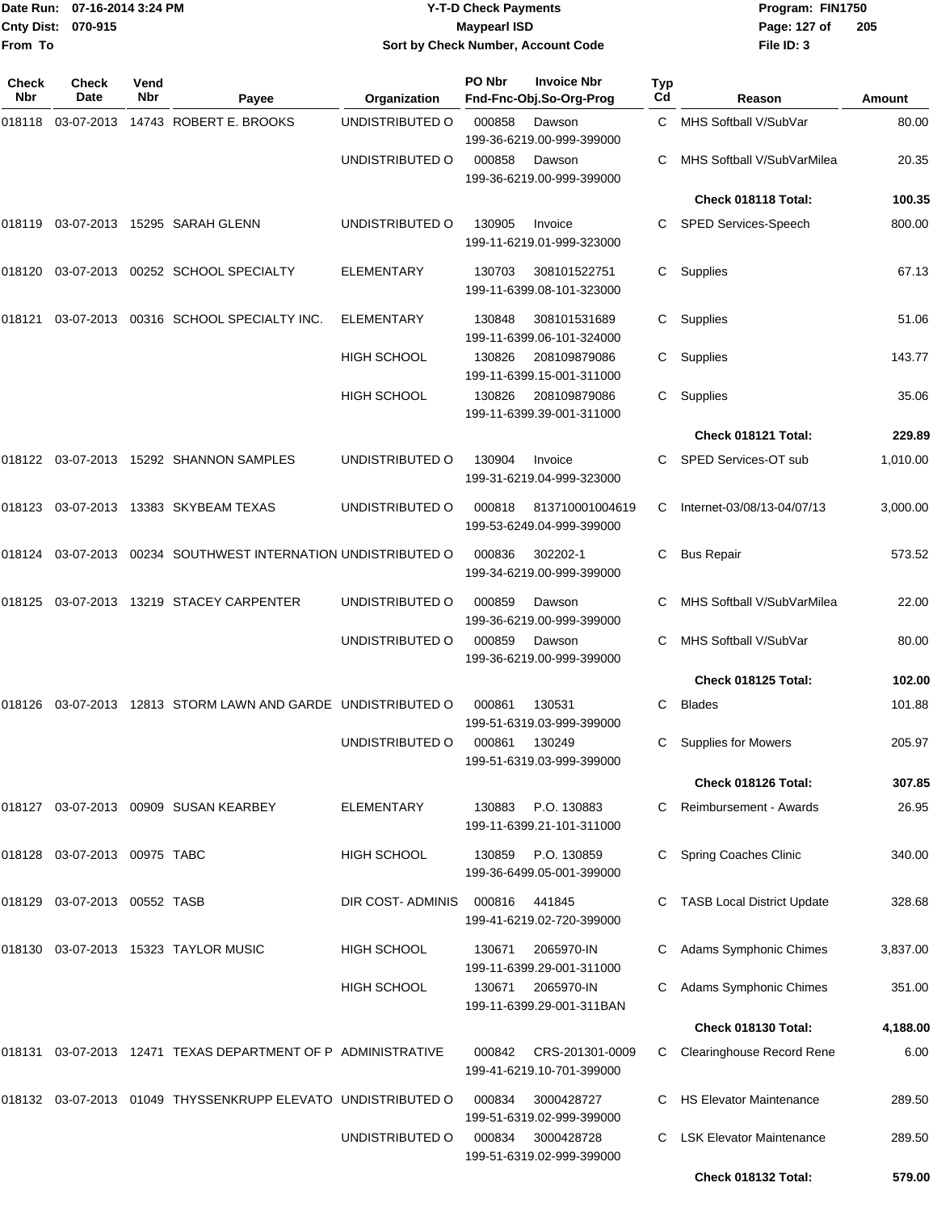Date Run: 07-16-2014 3:24 PM
Cnty Dist: 070-915
From To

# Y-T-D Check Payments
## Maypearl ISD
### Sort by Check Number, Account Code

Program: FIN1750
File ID: 3

| Check Nbr | Check Date | Vend Nbr | Payee | Organization | PO Nbr | Invoice Nbr / Fnd-Fnc-Obj.So-Org-Prog | Typ Cd | Reason | Amount |
|---|---|---|---|---|---|---|---|---|---|
| 018118 | 03-07-2013 | 14743 | ROBERT E. BROOKS | UNDISTRIBUTED O | 000858 | Dawson 199-36-6219.00-999-399000 | C | MHS Softball V/SubVar | 80.00 |
| | | | | UNDISTRIBUTED O | 000858 | Dawson 199-36-6219.00-999-399000 | C | MHS Softball V/SubVarMilea | 20.35 |
| | | | | | | | | **Check 018118 Total:** | **100.35** |
| 018119 | 03-07-2013 | 15295 | SARAH GLENN | UNDISTRIBUTED O | 130905 | Invoice 199-11-6219.01-999-323000 | C | SPED Services-Speech | 800.00 |
| 018120 | 03-07-2013 | 00252 | SCHOOL SPECIALTY | ELEMENTARY | 130703 | 308101522751 199-11-6399.08-101-323000 | C | Supplies | 67.13 |
| 018121 | 03-07-2013 | 00316 | SCHOOL SPECIALTY INC. | ELEMENTARY | 130848 | 308101531689 199-11-6399.06-101-324000 | C | Supplies | 51.06 |
| | | | | HIGH SCHOOL | 130826 | 208109879086 199-11-6399.15-001-311000 | C | Supplies | 143.77 |
| | | | | HIGH SCHOOL | 130826 | 208109879086 199-11-6399.39-001-311000 | C | Supplies | 35.06 |
| | | | | | | | | **Check 018121 Total:** | **229.89** |
| 018122 | 03-07-2013 | 15292 | SHANNON SAMPLES | UNDISTRIBUTED O | 130904 | Invoice 199-31-6219.04-999-323000 | C | SPED Services-OT sub | 1,010.00 |
| 018123 | 03-07-2013 | 13383 | SKYBEAM TEXAS | UNDISTRIBUTED O | 000818 | 813710001004619 199-53-6249.04-999-399000 | C | Internet-03/08/13-04/07/13 | 3,000.00 |
| 018124 | 03-07-2013 | 00234 | SOUTHWEST INTERNATION | UNDISTRIBUTED O | 000836 | 302202-1 199-34-6219.00-999-399000 | C | Bus Repair | 573.52 |
| 018125 | 03-07-2013 | 13219 | STACEY CARPENTER | UNDISTRIBUTED O | 000859 | Dawson 199-36-6219.00-999-399000 | C | MHS Softball V/SubVarMilea | 22.00 |
| | | | | UNDISTRIBUTED O | 000859 | Dawson 199-36-6219.00-999-399000 | C | MHS Softball V/SubVar | 80.00 |
| | | | | | | | | **Check 018125 Total:** | **102.00** |
| 018126 | 03-07-2013 | 12813 | STORM LAWN AND GARDE | UNDISTRIBUTED O | 000861 | 130531 199-51-6319.03-999-399000 | C | Blades | 101.88 |
| | | | | UNDISTRIBUTED O | 000861 | 130249 199-51-6319.03-999-399000 | C | Supplies for Mowers | 205.97 |
| | | | | | | | | **Check 018126 Total:** | **307.85** |
| 018127 | 03-07-2013 | 00909 | SUSAN KEARBEY | ELEMENTARY | 130883 | P.O. 130883 199-11-6399.21-101-311000 | C | Reimbursement - Awards | 26.95 |
| 018128 | 03-07-2013 | 00975 | TABC | HIGH SCHOOL | 130859 | P.O. 130859 199-36-6499.05-001-399000 | C | Spring Coaches Clinic | 340.00 |
| 018129 | 03-07-2013 | 00552 | TASB | DIR COST- ADMINIS | 000816 | 441845 199-41-6219.02-720-399000 | C | TASB Local District Update | 328.68 |
| 018130 | 03-07-2013 | 15323 | TAYLOR MUSIC | HIGH SCHOOL | 130671 | 2065970-IN 199-11-6399.29-001-311000 | C | Adams Symphonic Chimes | 3,837.00 |
| | | | | HIGH SCHOOL | 130671 | 2065970-IN 199-11-6399.29-001-311BAN | C | Adams Symphonic Chimes | 351.00 |
| | | | | | | | | **Check 018130 Total:** | **4,188.00** |
| 018131 | 03-07-2013 | 12471 | TEXAS DEPARTMENT OF P | ADMINISTRATIVE | 000842 | CRS-201301-0009 199-41-6219.10-701-399000 | C | Clearinghouse Record Rene | 6.00 |
| 018132 | 03-07-2013 | 01049 | THYSSENKRUPP ELEVATO | UNDISTRIBUTED O | 000834 | 3000428727 199-51-6319.02-999-399000 | C | HS Elevator Maintenance | 289.50 |
| | | | | UNDISTRIBUTED O | 000834 | 3000428728 199-51-6319.02-999-399000 | C | LSK Elevator Maintenance | 289.50 |
| | | | | | | | | **Check 018132 Total:** | **579.00** |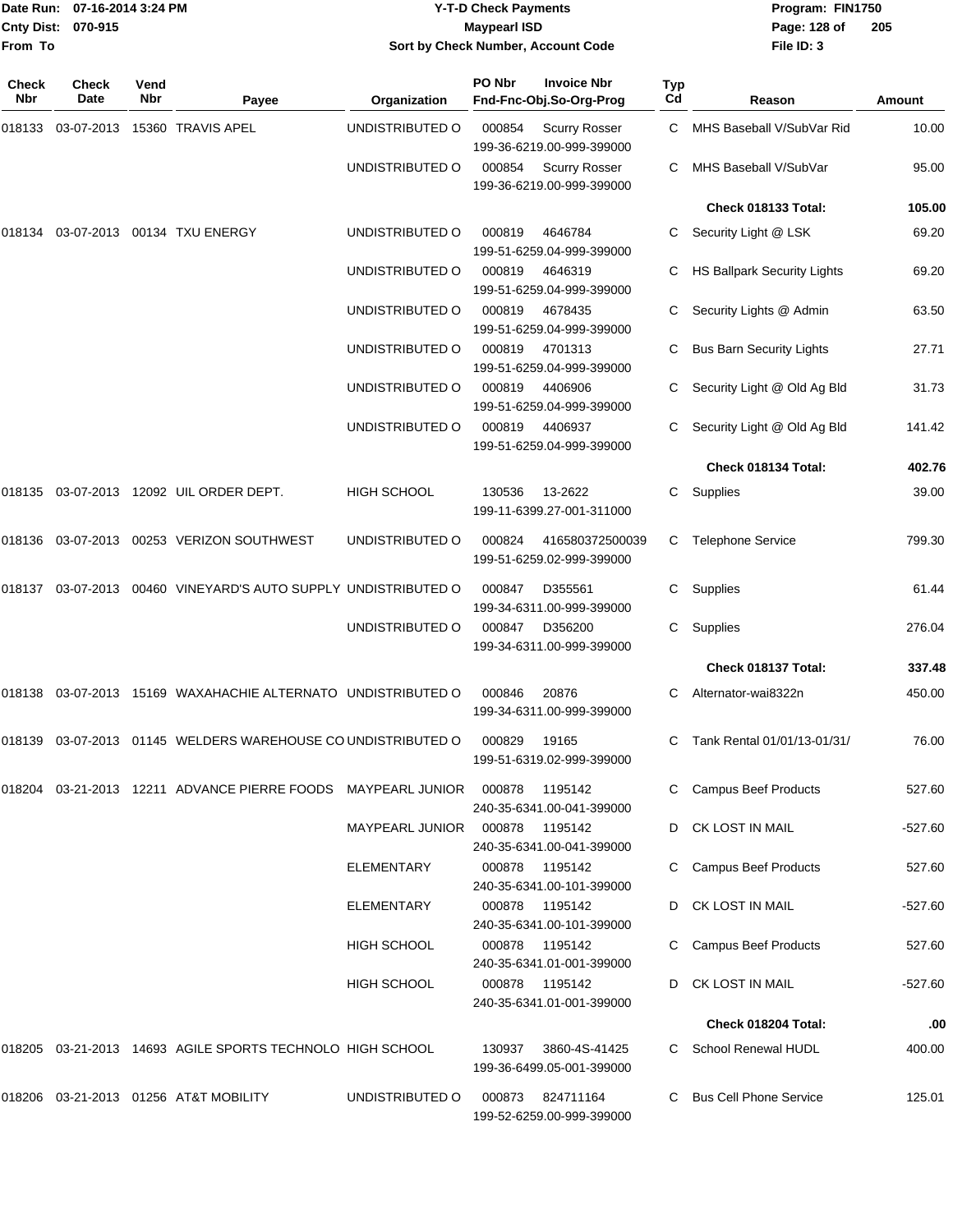Date Run: 07-16-2014 3:24 PM
Cnty Dist: 070-915
From To

# Y-T-D Check Payments
## Maypearl ISD
### Sort by Check Number, Account Code

Program: FIN1750
File ID: 3

| Check Nbr | Check Date | Vend Nbr | Payee | Organization | PO Nbr / Fnd-Fnc-Obj.So-Org-Prog | Invoice Nbr | Typ Cd | Reason | Amount |
|---|---|---|---|---|---|---|---|---|---|
| 018133 | 03-07-2013 | 15360 | TRAVIS APEL | UNDISTRIBUTED O | 000854 199-36-6219.00-999-399000 | Scurry Rosser | C | MHS Baseball V/SubVar Rid | 10.00 |
| | | | | UNDISTRIBUTED O | 000854 199-36-6219.00-999-399000 | Scurry Rosser | C | MHS Baseball V/SubVar | 95.00 |
| | | | | | | | | **Check 018133 Total:** | **105.00** |
| 018134 | 03-07-2013 | 00134 | TXU ENERGY | UNDISTRIBUTED O | 000819 199-51-6259.04-999-399000 | 4646784 | C | Security Light @ LSK | 69.20 |
| | | | | UNDISTRIBUTED O | 000819 199-51-6259.04-999-399000 | 4646319 | C | HS Ballpark Security Lights | 69.20 |
| | | | | UNDISTRIBUTED O | 000819 199-51-6259.04-999-399000 | 4678435 | C | Security Lights @ Admin | 63.50 |
| | | | | UNDISTRIBUTED O | 000819 199-51-6259.04-999-399000 | 4701313 | C | Bus Barn Security Lights | 27.71 |
| | | | | UNDISTRIBUTED O | 000819 199-51-6259.04-999-399000 | 4406906 | C | Security Light @ Old Ag Bld | 31.73 |
| | | | | UNDISTRIBUTED O | 000819 199-51-6259.04-999-399000 | 4406937 | C | Security Light @ Old Ag Bld | 141.42 |
| | | | | | | | | **Check 018134 Total:** | **402.76** |
| 018135 | 03-07-2013 | 12092 | UIL ORDER DEPT. | HIGH SCHOOL | 130536 199-11-6399.27-001-311000 | 13-2622 | C | Supplies | 39.00 |
| 018136 | 03-07-2013 | 00253 | VERIZON SOUTHWEST | UNDISTRIBUTED O | 000824 199-51-6259.02-999-399000 | 416580372500039 | C | Telephone Service | 799.30 |
| 018137 | 03-07-2013 | 00460 | VINEYARD'S AUTO SUPPLY | UNDISTRIBUTED O | 000847 199-34-6311.00-999-399000 | D355561 | C | Supplies | 61.44 |
| | | | | UNDISTRIBUTED O | 000847 199-34-6311.00-999-399000 | D356200 | C | Supplies | 276.04 |
| | | | | | | | | **Check 018137 Total:** | **337.48** |
| 018138 | 03-07-2013 | 15169 | WAXAHACHIE ALTERNATO | UNDISTRIBUTED O | 000846 199-34-6311.00-999-399000 | 20876 | C | Alternator-wai8322n | 450.00 |
| 018139 | 03-07-2013 | 01145 | WELDERS WAREHOUSE CO | UNDISTRIBUTED O | 000829 199-51-6319.02-999-399000 | 19165 | C | Tank Rental 01/01/13-01/31/ | 76.00 |
| 018204 | 03-21-2013 | 12211 | ADVANCE PIERRE FOODS | MAYPEARL JUNIOR | 000878 240-35-6341.00-041-399000 | 1195142 | C | Campus Beef Products | 527.60 |
| | | | | MAYPEARL JUNIOR | 000878 240-35-6341.00-041-399000 | 1195142 | D | CK LOST IN MAIL | -527.60 |
| | | | | ELEMENTARY | 000878 240-35-6341.00-101-399000 | 1195142 | C | Campus Beef Products | 527.60 |
| | | | | ELEMENTARY | 000878 240-35-6341.00-101-399000 | 1195142 | D | CK LOST IN MAIL | -527.60 |
| | | | | HIGH SCHOOL | 000878 240-35-6341.01-001-399000 | 1195142 | C | Campus Beef Products | 527.60 |
| | | | | HIGH SCHOOL | 000878 240-35-6341.01-001-399000 | 1195142 | D | CK LOST IN MAIL | -527.60 |
| | | | | | | | | **Check 018204 Total:** | **.00** |
| 018205 | 03-21-2013 | 14693 | AGILE SPORTS TECHNOLO | HIGH SCHOOL | 130937 199-36-6499.05-001-399000 | 3860-4S-41425 | C | School Renewal HUDL | 400.00 |
| 018206 | 03-21-2013 | 01256 | AT&T MOBILITY | UNDISTRIBUTED O | 000873 199-52-6259.00-999-399000 | 824711164 | C | Bus Cell Phone Service | 125.01 |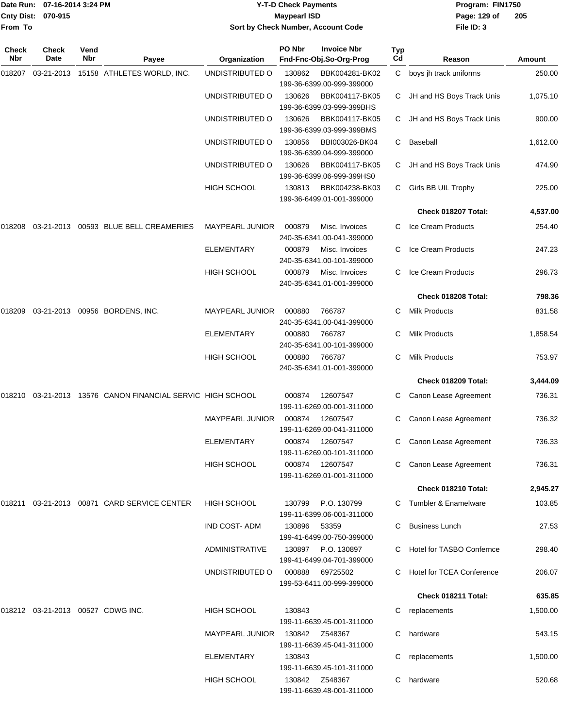# Y-T-D Check Payments

**Maypearl ISD**

**Sort by Check Number, Account Code**

Date Run: 07-16-2014 3:24 PM
Cnty Dist: 070-915
From To

Program: FIN1750
File ID: 3

| Check Nbr | Check Date | Vend Nbr | Payee | Organization | PO Nbr / Invoice Nbr / Fnd-Fnc-Obj.So-Org-Prog | Typ Cd | Reason | Amount |
|---|---|---|---|---|---|---|---|---|
| 018207 | 03-21-2013 | 15158 | ATHLETES WORLD, INC. | UNDISTRIBUTED O | 130862 BBK004281-BK02 199-36-6399.00-999-399000 | C | boys jh track uniforms | 250.00 |
| | | | | UNDISTRIBUTED O | 130626 BBK004117-BK05 199-36-6399.03-999-399BHS | C | JH and HS Boys Track Unis | 1,075.10 |
| | | | | UNDISTRIBUTED O | 130626 BBK004117-BK05 199-36-6399.03-999-399BMS | C | JH and HS Boys Track Unis | 900.00 |
| | | | | UNDISTRIBUTED O | 130856 BBI003026-BK04 199-36-6399.04-999-399000 | C | Baseball | 1,612.00 |
| | | | | UNDISTRIBUTED O | 130626 BBK004117-BK05 199-36-6399.06-999-399HS0 | C | JH and HS Boys Track Unis | 474.90 |
| | | | | HIGH SCHOOL | 130813 BBK004238-BK03 199-36-6499.01-001-399000 | C | Girls BB UIL Trophy | 225.00 |
| | | | | | | | **Check 018207 Total:** | **4,537.00** |
| 018208 | 03-21-2013 | 00593 | BLUE BELL CREAMERIES | MAYPEARL JUNIOR | 000879 Misc. Invoices 240-35-6341.00-041-399000 | C | Ice Cream Products | 254.40 |
| | | | | ELEMENTARY | 000879 Misc. Invoices 240-35-6341.00-101-399000 | C | Ice Cream Products | 247.23 |
| | | | | HIGH SCHOOL | 000879 Misc. Invoices 240-35-6341.01-001-399000 | C | Ice Cream Products | 296.73 |
| | | | | | | | **Check 018208 Total:** | **798.36** |
| 018209 | 03-21-2013 | 00956 | BORDENS, INC. | MAYPEARL JUNIOR | 000880 766787 240-35-6341.00-041-399000 | C | Milk Products | 831.58 |
| | | | | ELEMENTARY | 000880 766787 240-35-6341.00-101-399000 | C | Milk Products | 1,858.54 |
| | | | | HIGH SCHOOL | 000880 766787 240-35-6341.01-001-399000 | C | Milk Products | 753.97 |
| | | | | | | | **Check 018209 Total:** | **3,444.09** |
| 018210 | 03-21-2013 | 13576 | CANON FINANCIAL SERVIC | HIGH SCHOOL | 000874 12607547 199-11-6269.00-001-311000 | C | Canon Lease Agreement | 736.31 |
| | | | | MAYPEARL JUNIOR | 000874 12607547 199-11-6269.00-041-311000 | C | Canon Lease Agreement | 736.32 |
| | | | | ELEMENTARY | 000874 12607547 199-11-6269.00-101-311000 | C | Canon Lease Agreement | 736.33 |
| | | | | HIGH SCHOOL | 000874 12607547 199-11-6269.01-001-311000 | C | Canon Lease Agreement | 736.31 |
| | | | | | | | **Check 018210 Total:** | **2,945.27** |
| 018211 | 03-21-2013 | 00871 | CARD SERVICE CENTER | HIGH SCHOOL | 130799 P.O. 130799 199-11-6399.06-001-311000 | C | Tumbler & Enamelware | 103.85 |
| | | | | IND COST- ADM | 130896 53359 199-41-6499.00-750-399000 | C | Business Lunch | 27.53 |
| | | | | ADMINISTRATIVE | 130897 P.O. 130897 199-41-6499.04-701-399000 | C | Hotel for TASBO Confernce | 298.40 |
| | | | | UNDISTRIBUTED O | 000888 69725502 199-53-6411.00-999-399000 | C | Hotel for TCEA Conference | 206.07 |
| | | | | | | | **Check 018211 Total:** | **635.85** |
| 018212 | 03-21-2013 | 00527 | CDWG INC. | HIGH SCHOOL | 130843 199-11-6639.45-001-311000 | C | replacements | 1,500.00 |
| | | | | MAYPEARL JUNIOR | 130842 Z548367 199-11-6639.45-041-311000 | C | hardware | 543.15 |
| | | | | ELEMENTARY | 130843 199-11-6639.45-101-311000 | C | replacements | 1,500.00 |
| | | | | HIGH SCHOOL | 130842 Z548367 199-11-6639.48-001-311000 | C | hardware | 520.68 |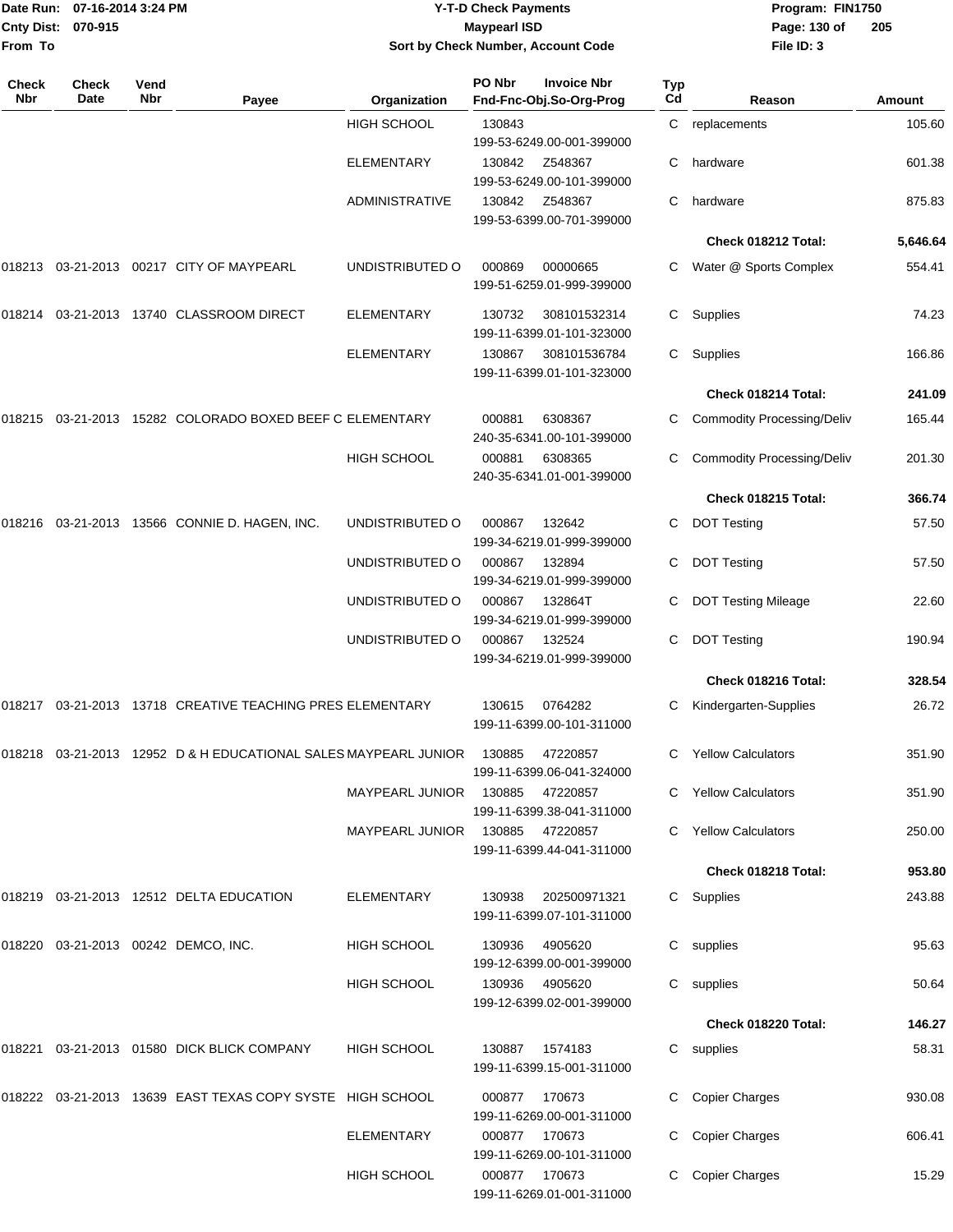| Check Nbr | Check Date | Vend Nbr | Payee | Organization | PO Nbr / Invoice Nbr / Fnd-Fnc-Obj.So-Org-Prog | Typ Cd | Reason | Amount |
|---|---|---|---|---|---|---|---|---|
| | | | | HIGH SCHOOL | 130843 199-53-6249.00-001-399000 | C | replacements | 105.60 |
| | | | | ELEMENTARY | 130842 Z548367 199-53-6249.00-101-399000 | C | hardware | 601.38 |
| | | | | ADMINISTRATIVE | 130842 Z548367 199-53-6399.00-701-399000 | C | hardware | 875.83 |
| | | | | | | | **Check 018212 Total:** | **5,646.64** |
| 018213 | 03-21-2013 | 00217 | CITY OF MAYPEARL | UNDISTRIBUTED O | 000869 00000665 199-51-6259.01-999-399000 | C | Water @ Sports Complex | 554.41 |
| 018214 | 03-21-2013 | 13740 | CLASSROOM DIRECT | ELEMENTARY | 130732 308101532314 199-11-6399.01-101-323000 | C | Supplies | 74.23 |
| | | | | ELEMENTARY | 130867 308101536784 199-11-6399.01-101-323000 | C | Supplies | 166.86 |
| | | | | | | | **Check 018214 Total:** | **241.09** |
| 018215 | 03-21-2013 | 15282 | COLORADO BOXED BEEF C | ELEMENTARY | 000881 6308367 240-35-6341.00-101-399000 | C | Commodity Processing/Deliv | 165.44 |
| | | | | HIGH SCHOOL | 000881 6308365 240-35-6341.01-001-399000 | C | Commodity Processing/Deliv | 201.30 |
| | | | | | | | **Check 018215 Total:** | **366.74** |
| 018216 | 03-21-2013 | 13566 | CONNIE D. HAGEN, INC. | UNDISTRIBUTED O | 000867 132642 199-34-6219.01-999-399000 | C | DOT Testing | 57.50 |
| | | | | UNDISTRIBUTED O | 000867 132894 199-34-6219.01-999-399000 | C | DOT Testing | 57.50 |
| | | | | UNDISTRIBUTED O | 000867 132864T 199-34-6219.01-999-399000 | C | DOT Testing Mileage | 22.60 |
| | | | | UNDISTRIBUTED O | 000867 132524 199-34-6219.01-999-399000 | C | DOT Testing | 190.94 |
| | | | | | | | **Check 018216 Total:** | **328.54** |
| 018217 | 03-21-2013 | 13718 | CREATIVE TEACHING PRES | ELEMENTARY | 130615 0764282 199-11-6399.00-101-311000 | C | Kindergarten-Supplies | 26.72 |
| 018218 | 03-21-2013 | 12952 | D & H EDUCATIONAL SALES | MAYPEARL JUNIOR | 130885 47220857 199-11-6399.06-041-324000 | C | Yellow Calculators | 351.90 |
| | | | | MAYPEARL JUNIOR | 130885 47220857 199-11-6399.38-041-311000 | C | Yellow Calculators | 351.90 |
| | | | | MAYPEARL JUNIOR | 130885 47220857 199-11-6399.44-041-311000 | C | Yellow Calculators | 250.00 |
| | | | | | | | **Check 018218 Total:** | **953.80** |
| 018219 | 03-21-2013 | 12512 | DELTA EDUCATION | ELEMENTARY | 130938 202500971321 199-11-6399.07-101-311000 | C | Supplies | 243.88 |
| 018220 | 03-21-2013 | 00242 | DEMCO, INC. | HIGH SCHOOL | 130936 4905620 199-12-6399.00-001-399000 | C | supplies | 95.63 |
| | | | | HIGH SCHOOL | 130936 4905620 199-12-6399.02-001-399000 | C | supplies | 50.64 |
| | | | | | | | **Check 018220 Total:** | **146.27** |
| 018221 | 03-21-2013 | 01580 | DICK BLICK COMPANY | HIGH SCHOOL | 130887 1574183 199-11-6399.15-001-311000 | C | supplies | 58.31 |
| 018222 | 03-21-2013 | 13639 | EAST TEXAS COPY SYSTE | HIGH SCHOOL | 000877 170673 199-11-6269.00-001-311000 | C | Copier Charges | 930.08 |
| | | | | ELEMENTARY | 000877 170673 199-11-6269.00-101-311000 | C | Copier Charges | 606.41 |
| | | | | HIGH SCHOOL | 000877 170673 199-11-6269.01-001-311000 | C | Copier Charges | 15.29 |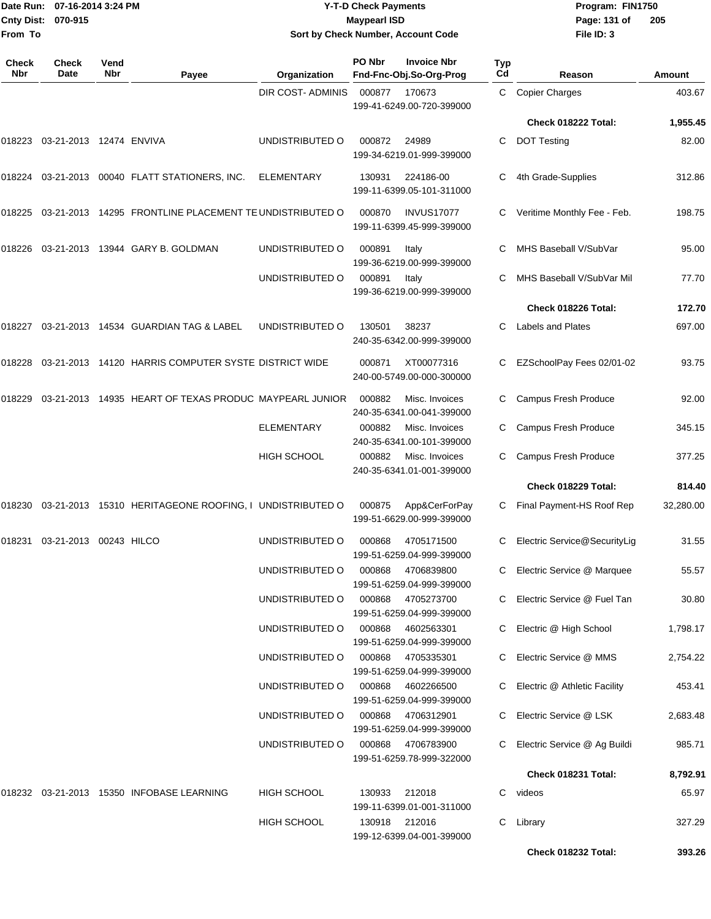| Check Nbr | Check Date | Vend Nbr | Payee | Organization | PO Nbr / Invoice Nbr / Fnd-Fnc-Obj.So-Org-Prog | Typ Cd | Reason | Amount |
|---|---|---|---|---|---|---|---|---|
| | | | | DIR COST- ADMINIS | 000877 170673 199-41-6249.00-720-399000 | C | Copier Charges | 403.67 |
| | | | | | | | **Check 018222 Total:** | **1,955.45** |
| 018223 | 03-21-2013 | 12474 | ENVIVA | UNDISTRIBUTED O | 000872 24989 199-34-6219.01-999-399000 | C | DOT Testing | 82.00 |
| 018224 | 03-21-2013 | 00040 | FLATT STATIONERS, INC. | ELEMENTARY | 130931 224186-00 199-11-6399.05-101-311000 | C | 4th Grade-Supplies | 312.86 |
| 018225 | 03-21-2013 | 14295 | FRONTLINE PLACEMENT TE | UNDISTRIBUTED O | 000870 INVUS17077 199-11-6399.45-999-399000 | C | Veritime Monthly Fee - Feb. | 198.75 |
| 018226 | 03-21-2013 | 13944 | GARY B. GOLDMAN | UNDISTRIBUTED O | 000891 Italy 199-36-6219.00-999-399000 | C | MHS Baseball V/SubVar | 95.00 |
| | | | | UNDISTRIBUTED O | 000891 Italy 199-36-6219.00-999-399000 | C | MHS Baseball V/SubVar Mil | 77.70 |
| | | | | | | | **Check 018226 Total:** | **172.70** |
| 018227 | 03-21-2013 | 14534 | GUARDIAN TAG & LABEL | UNDISTRIBUTED O | 130501 38237 240-35-6342.00-999-399000 | C | Labels and Plates | 697.00 |
| 018228 | 03-21-2013 | 14120 | HARRIS COMPUTER SYSTE | DISTRICT WIDE | 000871 XT00077316 240-00-5749.00-000-300000 | C | EZSchoolPay Fees 02/01-02 | 93.75 |
| 018229 | 03-21-2013 | 14935 | HEART OF TEXAS PRODUC | MAYPEARL JUNIOR | 000882 Misc. Invoices 240-35-6341.00-041-399000 | C | Campus Fresh Produce | 92.00 |
| | | | | ELEMENTARY | 000882 Misc. Invoices 240-35-6341.00-101-399000 | C | Campus Fresh Produce | 345.15 |
| | | | | HIGH SCHOOL | 000882 Misc. Invoices 240-35-6341.01-001-399000 | C | Campus Fresh Produce | 377.25 |
| | | | | | | | **Check 018229 Total:** | **814.40** |
| 018230 | 03-21-2013 | 15310 | HERITAGEONE ROOFING, I | UNDISTRIBUTED O | 000875 App&CerForPay 199-51-6629.00-999-399000 | C | Final Payment-HS Roof Rep | 32,280.00 |
| 018231 | 03-21-2013 | 00243 | HILCO | UNDISTRIBUTED O | 000868 4705171500 199-51-6259.04-999-399000 | C | Electric Service@SecurityLig | 31.55 |
| | | | | UNDISTRIBUTED O | 000868 4706839800 199-51-6259.04-999-399000 | C | Electric Service @ Marquee | 55.57 |
| | | | | UNDISTRIBUTED O | 000868 4705273700 199-51-6259.04-999-399000 | C | Electric Service @ Fuel Tan | 30.80 |
| | | | | UNDISTRIBUTED O | 000868 4602563301 199-51-6259.04-999-399000 | C | Electric @ High School | 1,798.17 |
| | | | | UNDISTRIBUTED O | 000868 4705335301 199-51-6259.04-999-399000 | C | Electric Service @ MMS | 2,754.22 |
| | | | | UNDISTRIBUTED O | 000868 4602266500 199-51-6259.04-999-399000 | C | Electric @ Athletic Facility | 453.41 |
| | | | | UNDISTRIBUTED O | 000868 4706312901 199-51-6259.04-999-399000 | C | Electric Service @ LSK | 2,683.48 |
| | | | | UNDISTRIBUTED O | 000868 4706783900 199-51-6259.78-999-322000 | C | Electric Service @ Ag Buildi | 985.71 |
| | | | | | | | **Check 018231 Total:** | **8,792.91** |
| 018232 | 03-21-2013 | 15350 | INFOBASE LEARNING | HIGH SCHOOL | 130933 212018 199-11-6399.01-001-311000 | C | videos | 65.97 |
| | | | | HIGH SCHOOL | 130918 212016 199-12-6399.04-001-399000 | C | Library | 327.29 |
| | | | | | | | **Check 018232 Total:** | **393.26** |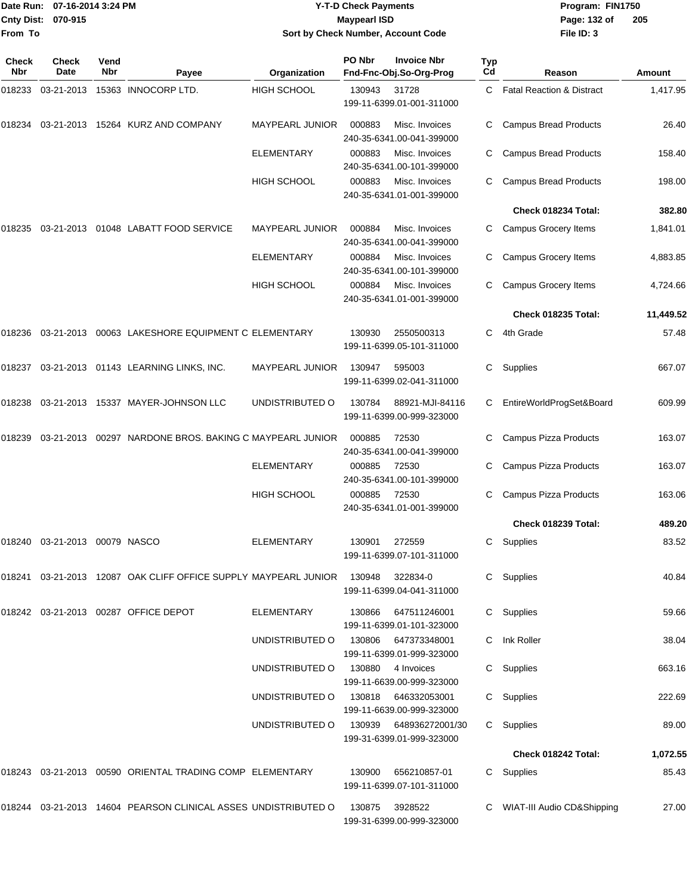Date Run: 07-16-2014 3:24 PM
Cnty Dist: 070-915
From To

# Y-T-D Check Payments

**Maypearl ISD**

**Sort by Check Number, Account Code**

Program: FIN1750
File ID: 3

| Check Nbr | Check Date | Vend Nbr | Payee | Organization | PO Nbr | Invoice Nbr / Fnd-Fnc-Obj.So-Org-Prog | Typ Cd | Reason | Amount |
|---|---|---|---|---|---|---|---|---|---|
| 018233 | 03-21-2013 | 15363 | INNOCORP LTD. | HIGH SCHOOL | 130943 | 31728 / 199-11-6399.01-001-311000 | C | Fatal Reaction & Distract | 1,417.95 |
| 018234 | 03-21-2013 | 15264 | KURZ AND COMPANY | MAYPEARL JUNIOR | 000883 | Misc. Invoices / 240-35-6341.00-041-399000 | C | Campus Bread Products | 26.40 |
| | | | | ELEMENTARY | 000883 | Misc. Invoices / 240-35-6341.00-101-399000 | C | Campus Bread Products | 158.40 |
| | | | | HIGH SCHOOL | 000883 | Misc. Invoices / 240-35-6341.01-001-399000 | C | Campus Bread Products | 198.00 |
| | | | | | | | | **Check 018234 Total:** | **382.80** |
| 018235 | 03-21-2013 | 01048 | LABATT FOOD SERVICE | MAYPEARL JUNIOR | 000884 | Misc. Invoices / 240-35-6341.00-041-399000 | C | Campus Grocery Items | 1,841.01 |
| | | | | ELEMENTARY | 000884 | Misc. Invoices / 240-35-6341.00-101-399000 | C | Campus Grocery Items | 4,883.85 |
| | | | | HIGH SCHOOL | 000884 | Misc. Invoices / 240-35-6341.01-001-399000 | C | Campus Grocery Items | 4,724.66 |
| | | | | | | | | **Check 018235 Total:** | **11,449.52** |
| 018236 | 03-21-2013 | 00063 | LAKESHORE EQUIPMENT C | ELEMENTARY | 130930 | 2550500313 / 199-11-6399.05-101-311000 | C | 4th Grade | 57.48 |
| 018237 | 03-21-2013 | 01143 | LEARNING LINKS, INC. | MAYPEARL JUNIOR | 130947 | 595003 / 199-11-6399.02-041-311000 | C | Supplies | 667.07 |
| 018238 | 03-21-2013 | 15337 | MAYER-JOHNSON LLC | UNDISTRIBUTED O | 130784 | 88921-MJI-84116 / 199-11-6399.00-999-323000 | C | EntireWorldProgSet&Board | 609.99 |
| 018239 | 03-21-2013 | 00297 | NARDONE BROS. BAKING C | MAYPEARL JUNIOR | 000885 | 72530 / 240-35-6341.00-041-399000 | C | Campus Pizza Products | 163.07 |
| | | | | ELEMENTARY | 000885 | 72530 / 240-35-6341.00-101-399000 | C | Campus Pizza Products | 163.07 |
| | | | | HIGH SCHOOL | 000885 | 72530 / 240-35-6341.01-001-399000 | C | Campus Pizza Products | 163.06 |
| | | | | | | | | **Check 018239 Total:** | **489.20** |
| 018240 | 03-21-2013 | 00079 | NASCO | ELEMENTARY | 130901 | 272559 / 199-11-6399.07-101-311000 | C | Supplies | 83.52 |
| 018241 | 03-21-2013 | 12087 | OAK CLIFF OFFICE SUPPLY | MAYPEARL JUNIOR | 130948 | 322834-0 / 199-11-6399.04-041-311000 | C | Supplies | 40.84 |
| 018242 | 03-21-2013 | 00287 | OFFICE DEPOT | ELEMENTARY | 130866 | 647511246001 / 199-11-6399.01-101-323000 | C | Supplies | 59.66 |
| | | | | UNDISTRIBUTED O | 130806 | 647373348001 / 199-11-6399.01-999-323000 | C | Ink Roller | 38.04 |
| | | | | UNDISTRIBUTED O | 130880 | 4 Invoices / 199-11-6639.00-999-323000 | C | Supplies | 663.16 |
| | | | | UNDISTRIBUTED O | 130818 | 646332053001 / 199-11-6639.00-999-323000 | C | Supplies | 222.69 |
| | | | | UNDISTRIBUTED O | 130939 | 648936272001/30 / 199-31-6399.01-999-323000 | C | Supplies | 89.00 |
| | | | | | | | | **Check 018242 Total:** | **1,072.55** |
| 018243 | 03-21-2013 | 00590 | ORIENTAL TRADING COMP | ELEMENTARY | 130900 | 656210857-01 / 199-11-6399.07-101-311000 | C | Supplies | 85.43 |
| 018244 | 03-21-2013 | 14604 | PEARSON CLINICAL ASSES | UNDISTRIBUTED O | 130875 | 3928522 / 199-31-6399.00-999-323000 | C | WIAT-III Audio CD&Shipping | 27.00 |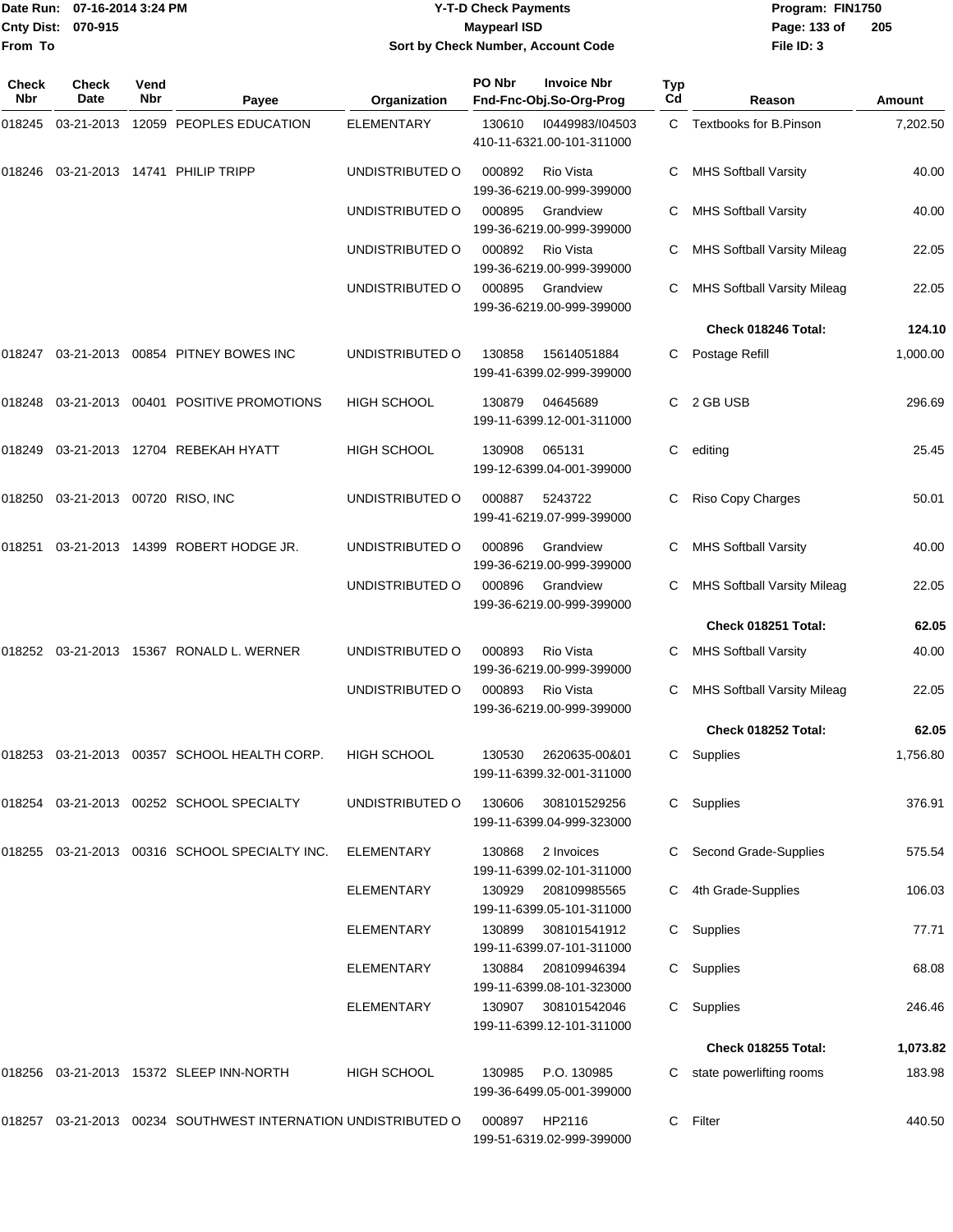Date Run: 07-16-2014 3:24 PM
Cnty Dist: 070-915
From To

# Y-T-D Check Payments

## Maypearl ISD

### Sort by Check Number, Account Code

Program: FIN1750
File ID: 3

| Check Nbr | Check Date | Vend Nbr | Payee | Organization | PO Nbr | Invoice Nbr / Fnd-Fnc-Obj.So-Org-Prog | Typ Cd | Reason | Amount |
|---|---|---|---|---|---|---|---|---|---|
| 018245 | 03-21-2013 | 12059 | PEOPLES EDUCATION | ELEMENTARY | 130610 | I0449983/I04503 410-11-6321.00-101-311000 | C | Textbooks for B.Pinson | 7,202.50 |
| 018246 | 03-21-2013 | 14741 | PHILIP TRIPP | UNDISTRIBUTED O | 000892 | Rio Vista 199-36-6219.00-999-399000 | C | MHS Softball Varsity | 40.00 |
| | | | | UNDISTRIBUTED O | 000895 | Grandview 199-36-6219.00-999-399000 | C | MHS Softball Varsity | 40.00 |
| | | | | UNDISTRIBUTED O | 000892 | Rio Vista 199-36-6219.00-999-399000 | C | MHS Softball Varsity Mileag | 22.05 |
| | | | | UNDISTRIBUTED O | 000895 | Grandview 199-36-6219.00-999-399000 | C | MHS Softball Varsity Mileag | 22.05 |
| | | | | | | | | **Check 018246 Total:** | **124.10** |
| 018247 | 03-21-2013 | 00854 | PITNEY BOWES INC | UNDISTRIBUTED O | 130858 | 15614051884 199-41-6399.02-999-399000 | C | Postage Refill | 1,000.00 |
| 018248 | 03-21-2013 | 00401 | POSITIVE PROMOTIONS | HIGH SCHOOL | 130879 | 04645689 199-11-6399.12-001-311000 | C | 2 GB USB | 296.69 |
| 018249 | 03-21-2013 | 12704 | REBEKAH HYATT | HIGH SCHOOL | 130908 | 065131 199-12-6399.04-001-399000 | C | editing | 25.45 |
| 018250 | 03-21-2013 | 00720 | RISO, INC | UNDISTRIBUTED O | 000887 | 5243722 199-41-6219.07-999-399000 | C | Riso Copy Charges | 50.01 |
| 018251 | 03-21-2013 | 14399 | ROBERT HODGE JR. | UNDISTRIBUTED O | 000896 | Grandview 199-36-6219.00-999-399000 | C | MHS Softball Varsity | 40.00 |
| | | | | UNDISTRIBUTED O | 000896 | Grandview 199-36-6219.00-999-399000 | C | MHS Softball Varsity Mileag | 22.05 |
| | | | | | | | | **Check 018251 Total:** | **62.05** |
| 018252 | 03-21-2013 | 15367 | RONALD L. WERNER | UNDISTRIBUTED O | 000893 | Rio Vista 199-36-6219.00-999-399000 | C | MHS Softball Varsity | 40.00 |
| | | | | UNDISTRIBUTED O | 000893 | Rio Vista 199-36-6219.00-999-399000 | C | MHS Softball Varsity Mileag | 22.05 |
| | | | | | | | | **Check 018252 Total:** | **62.05** |
| 018253 | 03-21-2013 | 00357 | SCHOOL HEALTH CORP. | HIGH SCHOOL | 130530 | 2620635-00&01 199-11-6399.32-001-311000 | C | Supplies | 1,756.80 |
| 018254 | 03-21-2013 | 00252 | SCHOOL SPECIALTY | UNDISTRIBUTED O | 130606 | 308101529256 199-11-6399.04-999-323000 | C | Supplies | 376.91 |
| 018255 | 03-21-2013 | 00316 | SCHOOL SPECIALTY INC. | ELEMENTARY | 130868 | 2 Invoices 199-11-6399.02-101-311000 | C | Second Grade-Supplies | 575.54 |
| | | | | ELEMENTARY | 130929 | 208109985565 199-11-6399.05-101-311000 | C | 4th Grade-Supplies | 106.03 |
| | | | | ELEMENTARY | 130899 | 308101541912 199-11-6399.07-101-311000 | C | Supplies | 77.71 |
| | | | | ELEMENTARY | 130884 | 208109946394 199-11-6399.08-101-323000 | C | Supplies | 68.08 |
| | | | | ELEMENTARY | 130907 | 308101542046 199-11-6399.12-101-311000 | C | Supplies | 246.46 |
| | | | | | | | | **Check 018255 Total:** | **1,073.82** |
| 018256 | 03-21-2013 | 15372 | SLEEP INN-NORTH | HIGH SCHOOL | 130985 | P.O. 130985 199-36-6499.05-001-399000 | C | state powerlifting rooms | 183.98 |
| 018257 | 03-21-2013 | 00234 | SOUTHWEST INTERNATION | UNDISTRIBUTED O | 000897 | HP2116 199-51-6319.02-999-399000 | C | Filter | 440.50 |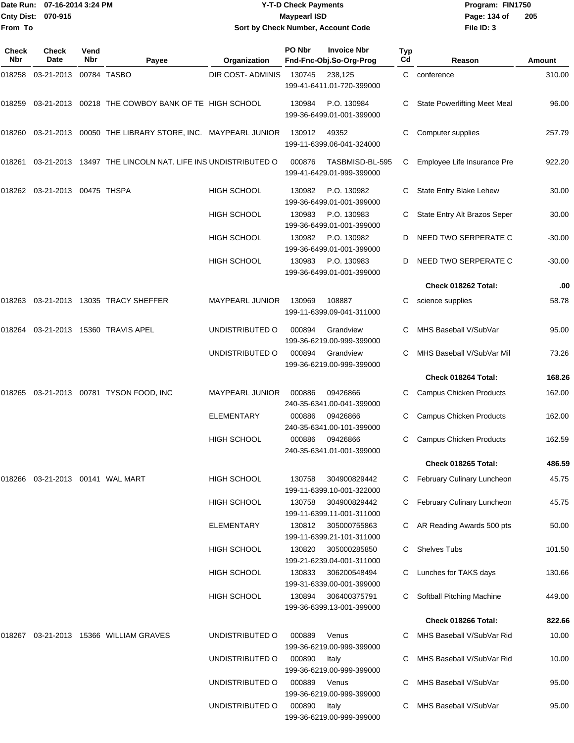Date Run: 07-16-2014 3:24 PM
Cnty Dist: 070-915
From To

# Y-T-D Check Payments
## Maypearl ISD
### Sort by Check Number, Account Code

Program: FIN1750
File ID: 3

| Check Nbr | Check Date | Vend Nbr | Payee | Organization | PO Nbr / Invoice Nbr / Fnd-Fnc-Obj.So-Org-Prog | Typ Cd | Reason | Amount |
|---|---|---|---|---|---|---|---|---|
| 018258 | 03-21-2013 | 00784 | TASBO | DIR COST- ADMINIS | 130745 238,125 199-41-6411.01-720-399000 | C | conference | 310.00 |
| 018259 | 03-21-2013 | 00218 | THE COWBOY BANK OF TE | HIGH SCHOOL | 130984 P.O. 130984 199-36-6499.01-001-399000 | C | State Powerlifting Meet Meal | 96.00 |
| 018260 | 03-21-2013 | 00050 | THE LIBRARY STORE, INC. | MAYPEARL JUNIOR | 130912 49352 199-11-6399.06-041-324000 | C | Computer supplies | 257.79 |
| 018261 | 03-21-2013 | 13497 | THE LINCOLN NAT. LIFE INS | UNDISTRIBUTED O | 000876 TASBMISD-BL-595 199-41-6429.01-999-399000 | C | Employee Life Insurance Pre | 922.20 |
| 018262 | 03-21-2013 | 00475 | THSPA | HIGH SCHOOL | 130982 P.O. 130982 199-36-6499.01-001-399000 | C | State Entry Blake Lehew | 30.00 |
| | | | | HIGH SCHOOL | 130983 P.O. 130983 199-36-6499.01-001-399000 | C | State Entry Alt Brazos Seper | 30.00 |
| | | | | HIGH SCHOOL | 130982 P.O. 130982 199-36-6499.01-001-399000 | D | NEED TWO SERPERATE C | -30.00 |
| | | | | HIGH SCHOOL | 130983 P.O. 130983 199-36-6499.01-001-399000 | D | NEED TWO SERPERATE C | -30.00 |
| | | | | | | | **Check 018262 Total:** | **.00** |
| 018263 | 03-21-2013 | 13035 | TRACY SHEFFER | MAYPEARL JUNIOR | 130969 108887 199-11-6399.09-041-311000 | C | science supplies | 58.78 |
| 018264 | 03-21-2013 | 15360 | TRAVIS APEL | UNDISTRIBUTED O | 000894 Grandview 199-36-6219.00-999-399000 | C | MHS Baseball V/SubVar | 95.00 |
| | | | | UNDISTRIBUTED O | 000894 Grandview 199-36-6219.00-999-399000 | C | MHS Baseball V/SubVar Mil | 73.26 |
| | | | | | | | **Check 018264 Total:** | **168.26** |
| 018265 | 03-21-2013 | 00781 | TYSON FOOD, INC | MAYPEARL JUNIOR | 000886 09426866 240-35-6341.00-041-399000 | C | Campus Chicken Products | 162.00 |
| | | | | ELEMENTARY | 000886 09426866 240-35-6341.00-101-399000 | C | Campus Chicken Products | 162.00 |
| | | | | HIGH SCHOOL | 000886 09426866 240-35-6341.01-001-399000 | C | Campus Chicken Products | 162.59 |
| | | | | | | | **Check 018265 Total:** | **486.59** |
| 018266 | 03-21-2013 | 00141 | WAL MART | HIGH SCHOOL | 130758 304900829442 199-11-6399.10-001-322000 | C | February Culinary Luncheon | 45.75 |
| | | | | HIGH SCHOOL | 130758 304900829442 199-11-6399.11-001-311000 | C | February Culinary Luncheon | 45.75 |
| | | | | ELEMENTARY | 130812 305000755863 199-11-6399.21-101-311000 | C | AR Reading Awards 500 pts | 50.00 |
| | | | | HIGH SCHOOL | 130820 305000285850 199-21-6239.04-001-311000 | C | Shelves Tubs | 101.50 |
| | | | | HIGH SCHOOL | 130833 306200548494 199-31-6339.00-001-399000 | C | Lunches for TAKS days | 130.66 |
| | | | | HIGH SCHOOL | 130894 306400375791 199-36-6399.13-001-399000 | C | Softball Pitching Machine | 449.00 |
| | | | | | | | **Check 018266 Total:** | **822.66** |
| 018267 | 03-21-2013 | 15366 | WILLIAM GRAVES | UNDISTRIBUTED O | 000889 Venus 199-36-6219.00-999-399000 | C | MHS Baseball V/SubVar Rid | 10.00 |
| | | | | UNDISTRIBUTED O | 000890 Italy 199-36-6219.00-999-399000 | C | MHS Baseball V/SubVar Rid | 10.00 |
| | | | | UNDISTRIBUTED O | 000889 Venus 199-36-6219.00-999-399000 | C | MHS Baseball V/SubVar | 95.00 |
| | | | | UNDISTRIBUTED O | 000890 Italy 199-36-6219.00-999-399000 | C | MHS Baseball V/SubVar | 95.00 |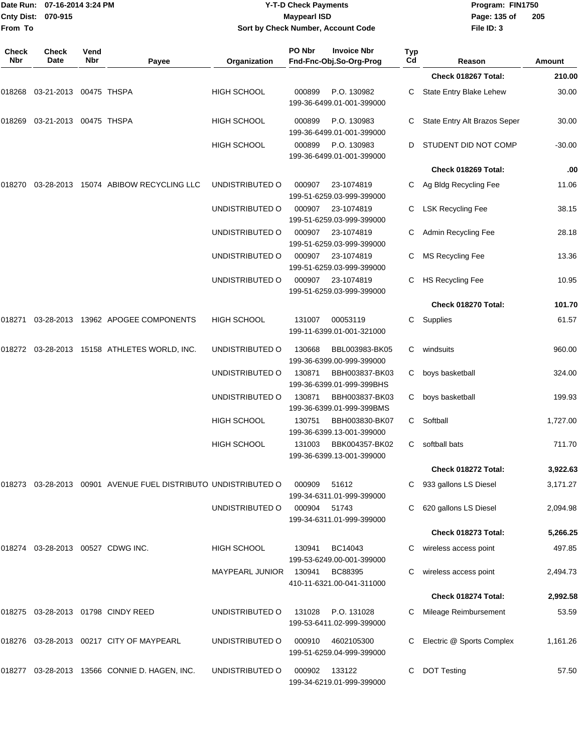# Y-T-D Check Payments

**Maypearl ISD**

**Sort by Check Number, Account Code**

Date Run: 07-16-2014 3:24 PM
Cnty Dist: 070-915
From To

Program: FIN1750
File ID: 3

| Check Nbr | Check Date | Vend Nbr | Payee | Organization | PO Nbr | Invoice Nbr / Fnd-Fnc-Obj.So-Org-Prog | Typ Cd | Reason | Amount |
|---|---|---|---|---|---|---|---|---|---|
| | | | | | | | | Check 018267 Total: | 210.00 |
| 018268 | 03-21-2013 | 00475 | THSPA | HIGH SCHOOL | 000899 | P.O. 130982 199-36-6499.01-001-399000 | C | State Entry Blake Lehew | 30.00 |
| 018269 | 03-21-2013 | 00475 | THSPA | HIGH SCHOOL | 000899 | P.O. 130983 199-36-6499.01-001-399000 | C | State Entry Alt Brazos Seper | 30.00 |
| | | | | HIGH SCHOOL | 000899 | P.O. 130983 199-36-6499.01-001-399000 | D | STUDENT DID NOT COMP | -30.00 |
| | | | | | | | | Check 018269 Total: | .00 |
| 018270 | 03-28-2013 | 15074 | ABIBOW RECYCLING LLC | UNDISTRIBUTED O | 000907 | 23-1074819 199-51-6259.03-999-399000 | C | Ag Bldg Recycling Fee | 11.06 |
| | | | | UNDISTRIBUTED O | 000907 | 23-1074819 199-51-6259.03-999-399000 | C | LSK Recycling Fee | 38.15 |
| | | | | UNDISTRIBUTED O | 000907 | 23-1074819 199-51-6259.03-999-399000 | C | Admin Recycling Fee | 28.18 |
| | | | | UNDISTRIBUTED O | 000907 | 23-1074819 199-51-6259.03-999-399000 | C | MS Recycling Fee | 13.36 |
| | | | | UNDISTRIBUTED O | 000907 | 23-1074819 199-51-6259.03-999-399000 | C | HS Recycling Fee | 10.95 |
| | | | | | | | | Check 018270 Total: | 101.70 |
| 018271 | 03-28-2013 | 13962 | APOGEE COMPONENTS | HIGH SCHOOL | 131007 | 00053119 199-11-6399.01-001-321000 | C | Supplies | 61.57 |
| 018272 | 03-28-2013 | 15158 | ATHLETES WORLD, INC. | UNDISTRIBUTED O | 130668 | BBL003983-BK05 199-36-6399.00-999-399000 | C | windsuits | 960.00 |
| | | | | UNDISTRIBUTED O | 130871 | BBH003837-BK03 199-36-6399.01-999-399BHS | C | boys basketball | 324.00 |
| | | | | UNDISTRIBUTED O | 130871 | BBH003837-BK03 199-36-6399.01-999-399BMS | C | boys basketball | 199.93 |
| | | | | HIGH SCHOOL | 130751 | BBH003830-BK07 199-36-6399.13-001-399000 | C | Softball | 1,727.00 |
| | | | | HIGH SCHOOL | 131003 | BBK004357-BK02 199-36-6399.13-001-399000 | C | softball bats | 711.70 |
| | | | | | | | | Check 018272 Total: | 3,922.63 |
| 018273 | 03-28-2013 | 00901 | AVENUE FUEL DISTRIBUTO | UNDISTRIBUTED O | 000909 | 51612 199-34-6311.01-999-399000 | C | 933 gallons LS Diesel | 3,171.27 |
| | | | | UNDISTRIBUTED O | 000904 | 51743 199-34-6311.01-999-399000 | C | 620 gallons LS Diesel | 2,094.98 |
| | | | | | | | | Check 018273 Total: | 5,266.25 |
| 018274 | 03-28-2013 | 00527 | CDWG INC. | HIGH SCHOOL | 130941 | BC14043 199-53-6249.00-001-399000 | C | wireless access point | 497.85 |
| | | | | MAYPEARL JUNIOR | 130941 | BC88395 410-11-6321.00-041-311000 | C | wireless access point | 2,494.73 |
| | | | | | | | | Check 018274 Total: | 2,992.58 |
| 018275 | 03-28-2013 | 01798 | CINDY REED | UNDISTRIBUTED O | 131028 | P.O. 131028 199-53-6411.02-999-399000 | C | Mileage Reimbursement | 53.59 |
| 018276 | 03-28-2013 | 00217 | CITY OF MAYPEARL | UNDISTRIBUTED O | 000910 | 4602105300 199-51-6259.04-999-399000 | C | Electric @ Sports Complex | 1,161.26 |
| 018277 | 03-28-2013 | 13566 | CONNIE D. HAGEN, INC. | UNDISTRIBUTED O | 000902 | 133122 199-34-6219.01-999-399000 | C | DOT Testing | 57.50 |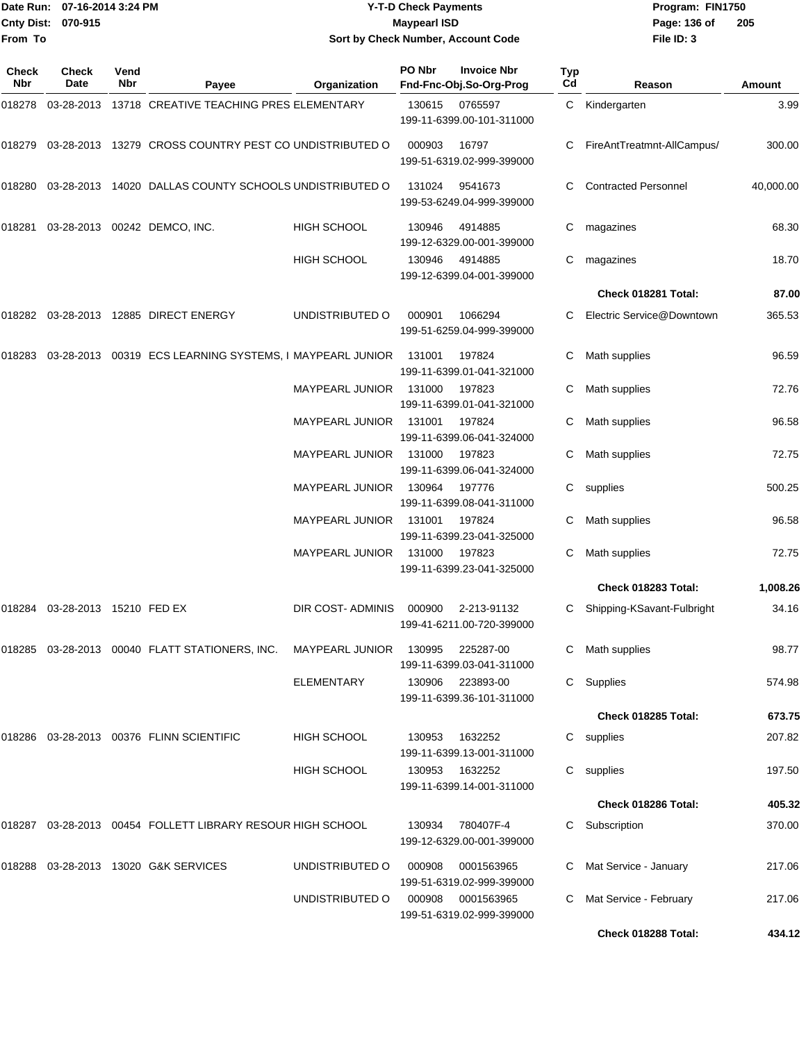# Y-T-D Check Payments

**Maypearl ISD**

**Sort by Check Number, Account Code**

Date Run: 07-16-2014 3:24 PM
Cnty Dist: 070-915
From To

Program: FIN1750
File ID: 3

| Check Nbr | Check Date | Vend Nbr | Payee | Organization | PO Nbr | Invoice Nbr / Fnd-Fnc-Obj.So-Org-Prog | Typ Cd | Reason | Amount |
|---|---|---|---|---|---|---|---|---|---|
| 018278 | 03-28-2013 | 13718 | CREATIVE TEACHING PRES | ELEMENTARY | 130615 | 0765597 199-11-6399.00-101-311000 | C | Kindergarten | 3.99 |
| 018279 | 03-28-2013 | 13279 | CROSS COUNTRY PEST CO | UNDISTRIBUTED O | 000903 | 16797 199-51-6319.02-999-399000 | C | FireAntTreatmnt-AllCampus/ | 300.00 |
| 018280 | 03-28-2013 | 14020 | DALLAS COUNTY SCHOOLS | UNDISTRIBUTED O | 131024 | 9541673 199-53-6249.04-999-399000 | C | Contracted Personnel | 40,000.00 |
| 018281 | 03-28-2013 | 00242 | DEMCO, INC. | HIGH SCHOOL | 130946 | 4914885 199-12-6329.00-001-399000 | C | magazines | 68.30 |
| | | | | HIGH SCHOOL | 130946 | 4914885 199-12-6399.04-001-399000 | C | magazines | 18.70 |
| | | | | | | | | **Check 018281 Total:** | **87.00** |
| 018282 | 03-28-2013 | 12885 | DIRECT ENERGY | UNDISTRIBUTED O | 000901 | 1066294 199-51-6259.04-999-399000 | C | Electric Service@Downtown | 365.53 |
| 018283 | 03-28-2013 | 00319 | ECS LEARNING SYSTEMS, I | MAYPEARL JUNIOR | 131001 | 197824 199-11-6399.01-041-321000 | C | Math supplies | 96.59 |
| | | | | MAYPEARL JUNIOR | 131000 | 197823 199-11-6399.01-041-321000 | C | Math supplies | 72.76 |
| | | | | MAYPEARL JUNIOR | 131001 | 197824 199-11-6399.06-041-324000 | C | Math supplies | 96.58 |
| | | | | MAYPEARL JUNIOR | 131000 | 197823 199-11-6399.06-041-324000 | C | Math supplies | 72.75 |
| | | | | MAYPEARL JUNIOR | 130964 | 197776 199-11-6399.08-041-311000 | C | supplies | 500.25 |
| | | | | MAYPEARL JUNIOR | 131001 | 197824 199-11-6399.23-041-325000 | C | Math supplies | 96.58 |
| | | | | MAYPEARL JUNIOR | 131000 | 197823 199-11-6399.23-041-325000 | C | Math supplies | 72.75 |
| | | | | | | | | **Check 018283 Total:** | **1,008.26** |
| 018284 | 03-28-2013 | 15210 | FED EX | DIR COST- ADMINIS | 000900 | 2-213-91132 199-41-6211.00-720-399000 | C | Shipping-KSavant-Fulbright | 34.16 |
| 018285 | 03-28-2013 | 00040 | FLATT STATIONERS, INC. | MAYPEARL JUNIOR | 130995 | 225287-00 199-11-6399.03-041-311000 | C | Math supplies | 98.77 |
| | | | | ELEMENTARY | 130906 | 223893-00 199-11-6399.36-101-311000 | C | Supplies | 574.98 |
| | | | | | | | | **Check 018285 Total:** | **673.75** |
| 018286 | 03-28-2013 | 00376 | FLINN SCIENTIFIC | HIGH SCHOOL | 130953 | 1632252 199-11-6399.13-001-311000 | C | supplies | 207.82 |
| | | | | HIGH SCHOOL | 130953 | 1632252 199-11-6399.14-001-311000 | C | supplies | 197.50 |
| | | | | | | | | **Check 018286 Total:** | **405.32** |
| 018287 | 03-28-2013 | 00454 | FOLLETT LIBRARY RESOUR | HIGH SCHOOL | 130934 | 780407F-4 199-12-6329.00-001-399000 | C | Subscription | 370.00 |
| 018288 | 03-28-2013 | 13020 | G&K SERVICES | UNDISTRIBUTED O | 000908 | 0001563965 199-51-6319.02-999-399000 | C | Mat Service - January | 217.06 |
| | | | | UNDISTRIBUTED O | 000908 | 0001563965 199-51-6319.02-999-399000 | C | Mat Service - February | 217.06 |
| | | | | | | | | **Check 018288 Total:** | **434.12** |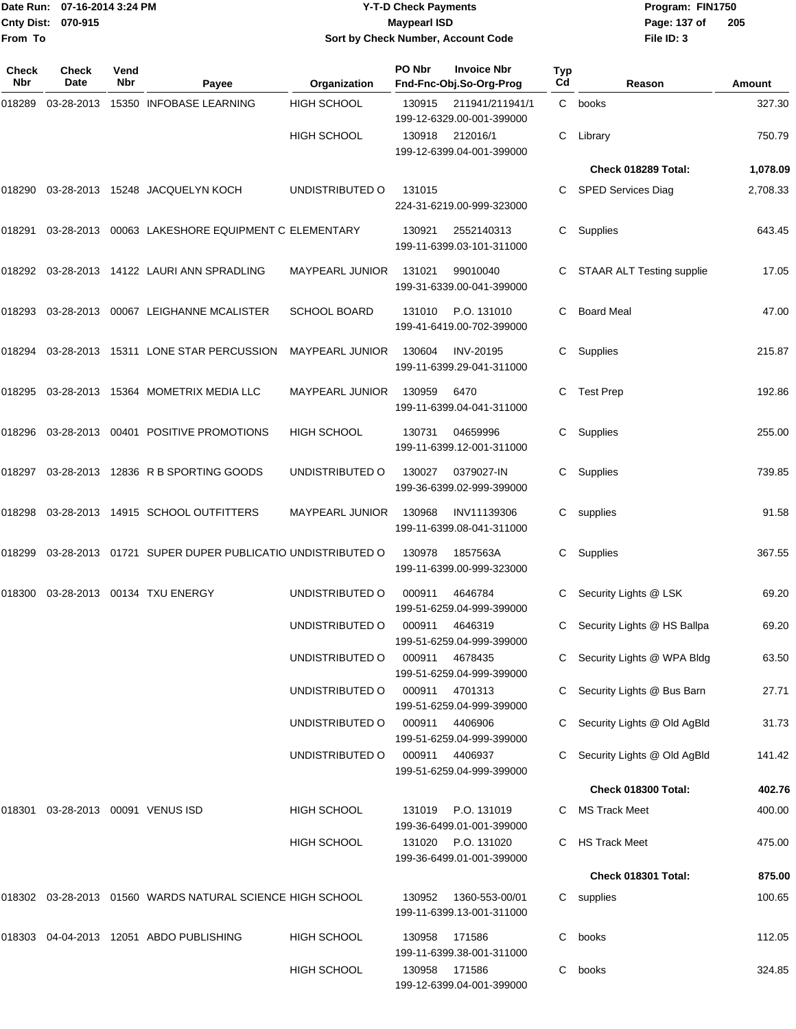Date Run: 07-16-2014 3:24 PM
Cnty Dist: 070-915
From To

# Y-T-D Check Payments
## Maypearl ISD
### Sort by Check Number, Account Code

Program: FIN1750
File ID: 3

| Check Nbr | Check Date | Vend Nbr | Payee | Organization | PO Nbr | Invoice Nbr / Fnd-Fnc-Obj.So-Org-Prog | Typ Cd | Reason | Amount |
|---|---|---|---|---|---|---|---|---|---|
| 018289 | 03-28-2013 | 15350 | INFOBASE LEARNING | HIGH SCHOOL | 130915 | 211941/211941/1 199-12-6329.00-001-399000 | C | books | 327.30 |
| | | | | HIGH SCHOOL | 130918 | 212016/1 199-12-6399.04-001-399000 | C | Library | 750.79 |
| | | | | | | | | **Check 018289 Total:** | **1,078.09** |
| 018290 | 03-28-2013 | 15248 | JACQUELYN KOCH | UNDISTRIBUTED O | 131015 | 224-31-6219.00-999-323000 | C | SPED Services Diag | 2,708.33 |
| 018291 | 03-28-2013 | 00063 | LAKESHORE EQUIPMENT C | ELEMENTARY | 130921 | 2552140313 199-11-6399.03-101-311000 | C | Supplies | 643.45 |
| 018292 | 03-28-2013 | 14122 | LAURI ANN SPRADLING | MAYPEARL JUNIOR | 131021 | 99010040 199-31-6339.00-041-399000 | C | STAAR ALT Testing supplie | 17.05 |
| 018293 | 03-28-2013 | 00067 | LEIGHANNE MCALISTER | SCHOOL BOARD | 131010 | P.O. 131010 199-41-6419.00-702-399000 | C | Board Meal | 47.00 |
| 018294 | 03-28-2013 | 15311 | LONE STAR PERCUSSION | MAYPEARL JUNIOR | 130604 | INV-20195 199-11-6399.29-041-311000 | C | Supplies | 215.87 |
| 018295 | 03-28-2013 | 15364 | MOMETRIX MEDIA LLC | MAYPEARL JUNIOR | 130959 | 6470 199-11-6399.04-041-311000 | C | Test Prep | 192.86 |
| 018296 | 03-28-2013 | 00401 | POSITIVE PROMOTIONS | HIGH SCHOOL | 130731 | 04659996 199-11-6399.12-001-311000 | C | Supplies | 255.00 |
| 018297 | 03-28-2013 | 12836 | R B SPORTING GOODS | UNDISTRIBUTED O | 130027 | 0379027-IN 199-36-6399.02-999-399000 | C | Supplies | 739.85 |
| 018298 | 03-28-2013 | 14915 | SCHOOL OUTFITTERS | MAYPEARL JUNIOR | 130968 | INV11139306 199-11-6399.08-041-311000 | C | supplies | 91.58 |
| 018299 | 03-28-2013 | 01721 | SUPER DUPER PUBLICATIO | UNDISTRIBUTED O | 130978 | 1857563A 199-11-6399.00-999-323000 | C | Supplies | 367.55 |
| 018300 | 03-28-2013 | 00134 | TXU ENERGY | UNDISTRIBUTED O | 000911 | 4646784 199-51-6259.04-999-399000 | C | Security Lights @ LSK | 69.20 |
| | | | | UNDISTRIBUTED O | 000911 | 4646319 199-51-6259.04-999-399000 | C | Security Lights @ HS Ballpa | 69.20 |
| | | | | UNDISTRIBUTED O | 000911 | 4678435 199-51-6259.04-999-399000 | C | Security Lights @ WPA Bldg | 63.50 |
| | | | | UNDISTRIBUTED O | 000911 | 4701313 199-51-6259.04-999-399000 | C | Security Lights @ Bus Barn | 27.71 |
| | | | | UNDISTRIBUTED O | 000911 | 4406906 199-51-6259.04-999-399000 | C | Security Lights @ Old AgBld | 31.73 |
| | | | | UNDISTRIBUTED O | 000911 | 4406937 199-51-6259.04-999-399000 | C | Security Lights @ Old AgBld | 141.42 |
| | | | | | | | | **Check 018300 Total:** | **402.76** |
| 018301 | 03-28-2013 | 00091 | VENUS ISD | HIGH SCHOOL | 131019 | P.O. 131019 199-36-6499.01-001-399000 | C | MS Track Meet | 400.00 |
| | | | | HIGH SCHOOL | 131020 | P.O. 131020 199-36-6499.01-001-399000 | C | HS Track Meet | 475.00 |
| | | | | | | | | **Check 018301 Total:** | **875.00** |
| 018302 | 03-28-2013 | 01560 | WARDS NATURAL SCIENCE | HIGH SCHOOL | 130952 | 1360-553-00/01 199-11-6399.13-001-311000 | C | supplies | 100.65 |
| 018303 | 04-04-2013 | 12051 | ABDO PUBLISHING | HIGH SCHOOL | 130958 | 171586 199-11-6399.38-001-311000 | C | books | 112.05 |
| | | | | HIGH SCHOOL | 130958 | 171586 199-12-6399.04-001-399000 | C | books | 324.85 |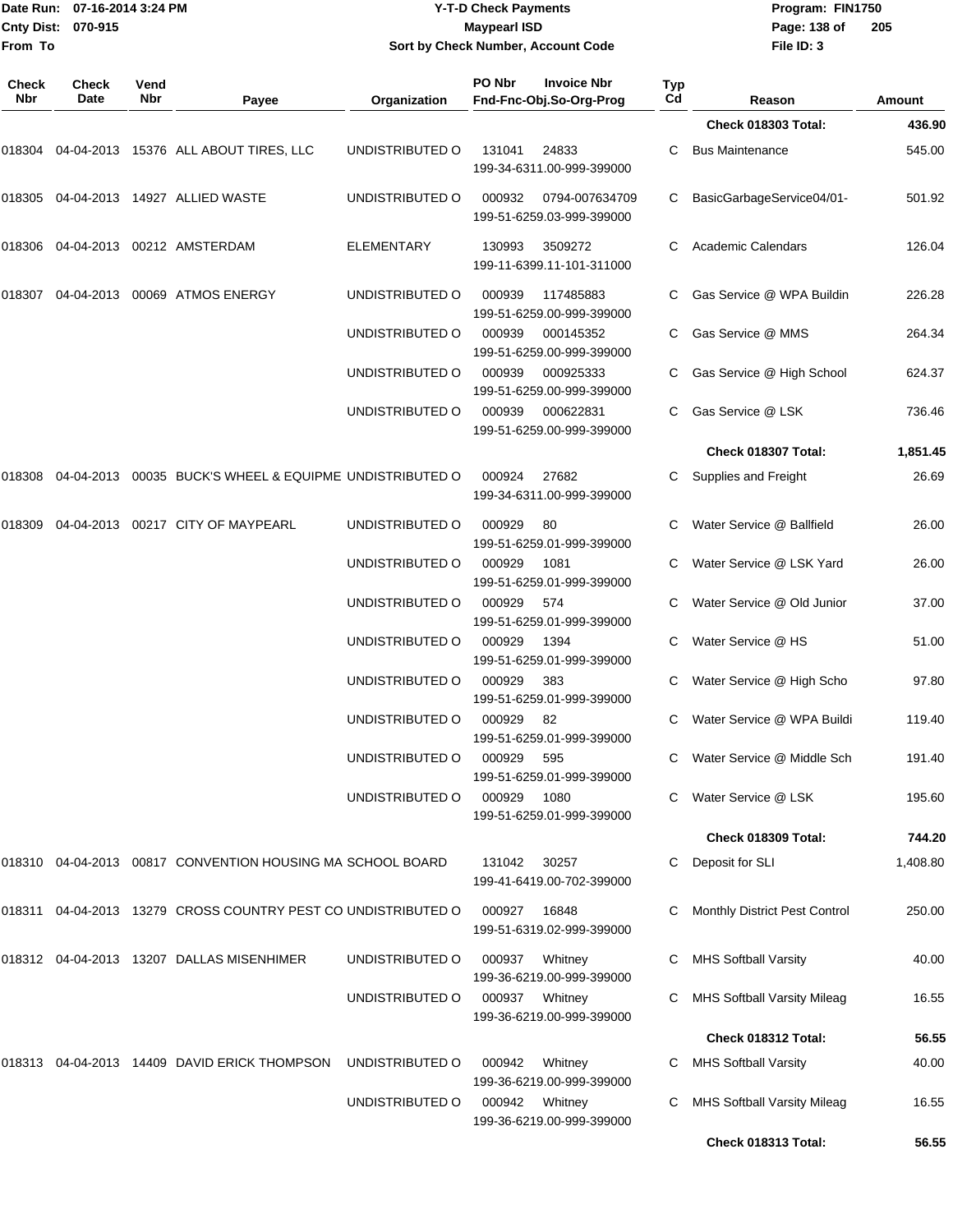Date Run: 07-16-2014 3:24 PM
Cnty Dist: 070-915
From To

# Y-T-D Check Payments
## Maypearl ISD
### Sort by Check Number, Account Code

Program: FIN1750
File ID: 3

| Check Nbr | Check Date | Vend Nbr | Payee | Organization | PO Nbr | Invoice Nbr / Fnd-Fnc-Obj.So-Org-Prog | Typ Cd | Reason | Amount |
|---|---|---|---|---|---|---|---|---|---|
| | | | | | | | | Check 018303 Total: | 436.90 |
| 018304 | 04-04-2013 | 15376 | ALL ABOUT TIRES, LLC | UNDISTRIBUTED O | 131041 | 24833 199-34-6311.00-999-399000 | C | Bus Maintenance | 545.00 |
| 018305 | 04-04-2013 | 14927 | ALLIED WASTE | UNDISTRIBUTED O | 000932 | 0794-007634709 199-51-6259.03-999-399000 | C | BasicGarbageService04/01- | 501.92 |
| 018306 | 04-04-2013 | 00212 | AMSTERDAM | ELEMENTARY | 130993 | 3509272 199-11-6399.11-101-311000 | C | Academic Calendars | 126.04 |
| 018307 | 04-04-2013 | 00069 | ATMOS ENERGY | UNDISTRIBUTED O | 000939 | 117485883 199-51-6259.00-999-399000 | C | Gas Service @ WPA Buildin | 226.28 |
| | | | | UNDISTRIBUTED O | 000939 | 000145352 199-51-6259.00-999-399000 | C | Gas Service @ MMS | 264.34 |
| | | | | UNDISTRIBUTED O | 000939 | 000925333 199-51-6259.00-999-399000 | C | Gas Service @ High School | 624.37 |
| | | | | UNDISTRIBUTED O | 000939 | 000622831 199-51-6259.00-999-399000 | C | Gas Service @ LSK | 736.46 |
| | | | | | | | | Check 018307 Total: | 1,851.45 |
| 018308 | 04-04-2013 | 00035 | BUCK'S WHEEL & EQUIPME | UNDISTRIBUTED O | 000924 | 27682 199-34-6311.00-999-399000 | C | Supplies and Freight | 26.69 |
| 018309 | 04-04-2013 | 00217 | CITY OF MAYPEARL | UNDISTRIBUTED O | 000929 | 80 199-51-6259.01-999-399000 | C | Water Service @ Ballfield | 26.00 |
| | | | | UNDISTRIBUTED O | 000929 | 1081 199-51-6259.01-999-399000 | C | Water Service @ LSK Yard | 26.00 |
| | | | | UNDISTRIBUTED O | 000929 | 574 199-51-6259.01-999-399000 | C | Water Service @ Old Junior | 37.00 |
| | | | | UNDISTRIBUTED O | 000929 | 1394 199-51-6259.01-999-399000 | C | Water Service @ HS | 51.00 |
| | | | | UNDISTRIBUTED O | 000929 | 383 199-51-6259.01-999-399000 | C | Water Service @ High Scho | 97.80 |
| | | | | UNDISTRIBUTED O | 000929 | 82 199-51-6259.01-999-399000 | C | Water Service @ WPA Buildi | 119.40 |
| | | | | UNDISTRIBUTED O | 000929 | 595 199-51-6259.01-999-399000 | C | Water Service @ Middle Sch | 191.40 |
| | | | | UNDISTRIBUTED O | 000929 | 1080 199-51-6259.01-999-399000 | C | Water Service @ LSK | 195.60 |
| | | | | | | | | Check 018309 Total: | 744.20 |
| 018310 | 04-04-2013 | 00817 | CONVENTION HOUSING MA | SCHOOL BOARD | 131042 | 30257 199-41-6419.00-702-399000 | C | Deposit for SLI | 1,408.80 |
| 018311 | 04-04-2013 | 13279 | CROSS COUNTRY PEST CO | UNDISTRIBUTED O | 000927 | 16848 199-51-6319.02-999-399000 | C | Monthly District Pest Control | 250.00 |
| 018312 | 04-04-2013 | 13207 | DALLAS MISENHIMER | UNDISTRIBUTED O | 000937 | Whitney 199-36-6219.00-999-399000 | C | MHS Softball Varsity | 40.00 |
| | | | | UNDISTRIBUTED O | 000937 | Whitney 199-36-6219.00-999-399000 | C | MHS Softball Varsity Mileag | 16.55 |
| | | | | | | | | Check 018312 Total: | 56.55 |
| 018313 | 04-04-2013 | 14409 | DAVID ERICK THOMPSON | UNDISTRIBUTED O | 000942 | Whitney 199-36-6219.00-999-399000 | C | MHS Softball Varsity | 40.00 |
| | | | | UNDISTRIBUTED O | 000942 | Whitney 199-36-6219.00-999-399000 | C | MHS Softball Varsity Mileag | 16.55 |
| | | | | | | | | Check 018313 Total: | 56.55 |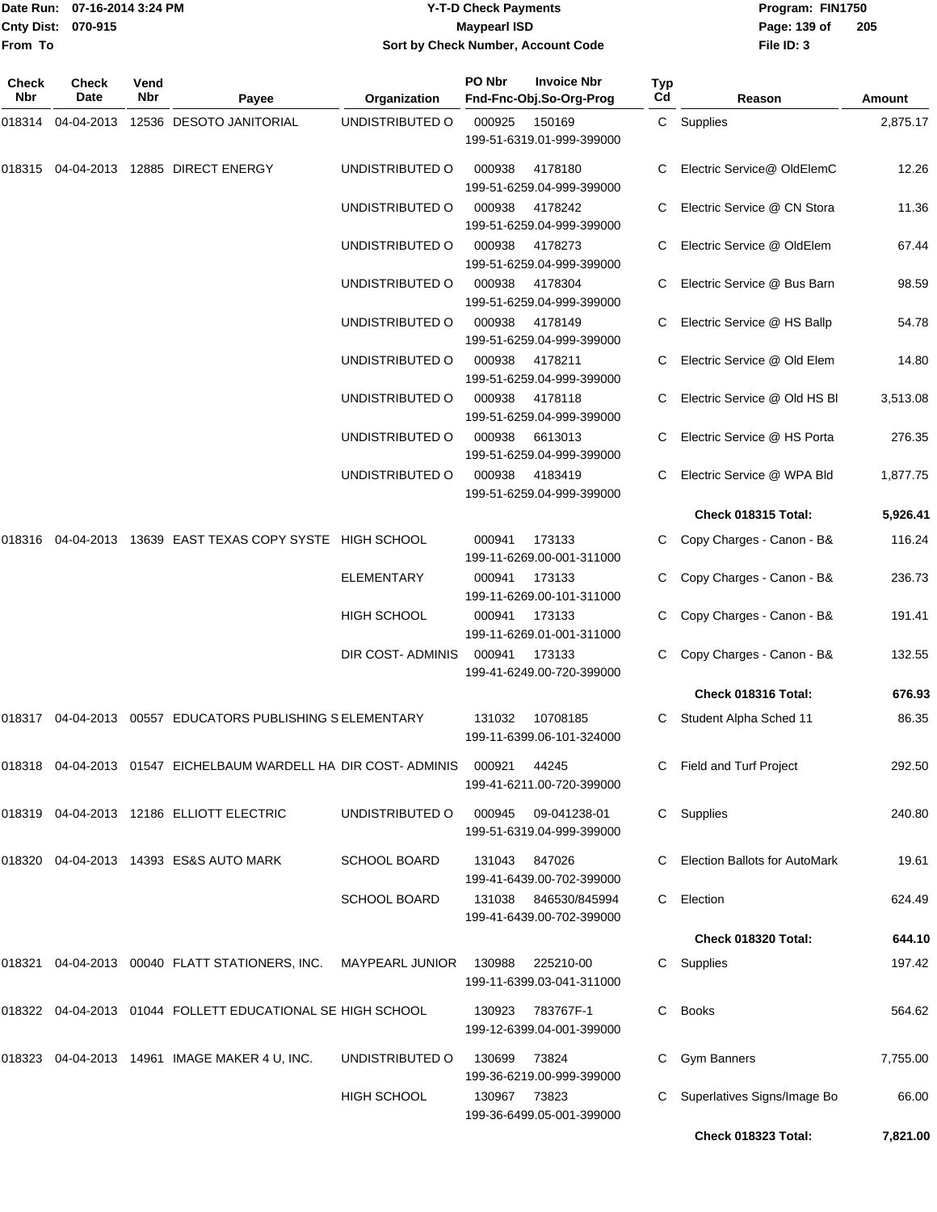Date Run: 07-16-2014 3:24 PM
Cnty Dist: 070-915
From To

# Y-T-D Check Payments
## Maypearl ISD
### Sort by Check Number, Account Code

Program: FIN1750
File ID: 3

| Check Nbr | Check Date | Vend Nbr | Payee | Organization | PO Nbr / Invoice Nbr / Fnd-Fnc-Obj.So-Org-Prog | Typ Cd | Reason | Amount |
|---|---|---|---|---|---|---|---|---|
| 018314 | 04-04-2013 | 12536 | DESOTO JANITORIAL | UNDISTRIBUTED O | 000925 150169 199-51-6319.01-999-399000 | C | Supplies | 2,875.17 |
| 018315 | 04-04-2013 | 12885 | DIRECT ENERGY | UNDISTRIBUTED O | 000938 4178180 199-51-6259.04-999-399000 | C | Electric Service@ OldElemC | 12.26 |
| | | | | UNDISTRIBUTED O | 000938 4178242 199-51-6259.04-999-399000 | C | Electric Service @ CN Stora | 11.36 |
| | | | | UNDISTRIBUTED O | 000938 4178273 199-51-6259.04-999-399000 | C | Electric Service @ OldElem | 67.44 |
| | | | | UNDISTRIBUTED O | 000938 4178304 199-51-6259.04-999-399000 | C | Electric Service @ Bus Barn | 98.59 |
| | | | | UNDISTRIBUTED O | 000938 4178149 199-51-6259.04-999-399000 | C | Electric Service @ HS Ballp | 54.78 |
| | | | | UNDISTRIBUTED O | 000938 4178211 199-51-6259.04-999-399000 | C | Electric Service @ Old Elem | 14.80 |
| | | | | UNDISTRIBUTED O | 000938 4178118 199-51-6259.04-999-399000 | C | Electric Service @ Old HS Bl | 3,513.08 |
| | | | | UNDISTRIBUTED O | 000938 6613013 199-51-6259.04-999-399000 | C | Electric Service @ HS Porta | 276.35 |
| | | | | UNDISTRIBUTED O | 000938 4183419 199-51-6259.04-999-399000 | C | Electric Service @ WPA Bld | 1,877.75 |
| | | | | | | | **Check 018315 Total:** | **5,926.41** |
| 018316 | 04-04-2013 | 13639 | EAST TEXAS COPY SYSTE | HIGH SCHOOL | 000941 173133 199-11-6269.00-001-311000 | C | Copy Charges - Canon - B& | 116.24 |
| | | | | ELEMENTARY | 000941 173133 199-11-6269.00-101-311000 | C | Copy Charges - Canon - B& | 236.73 |
| | | | | HIGH SCHOOL | 000941 173133 199-11-6269.01-001-311000 | C | Copy Charges - Canon - B& | 191.41 |
| | | | | DIR COST- ADMINIS | 000941 173133 199-41-6249.00-720-399000 | C | Copy Charges - Canon - B& | 132.55 |
| | | | | | | | **Check 018316 Total:** | **676.93** |
| 018317 | 04-04-2013 | 00557 | EDUCATORS PUBLISHING S | ELEMENTARY | 131032 10708185 199-11-6399.06-101-324000 | C | Student Alpha Sched 11 | 86.35 |
| 018318 | 04-04-2013 | 01547 | EICHELBAUM WARDELL HA | DIR COST- ADMINIS | 000921 44245 199-41-6211.00-720-399000 | C | Field and Turf Project | 292.50 |
| 018319 | 04-04-2013 | 12186 | ELLIOTT ELECTRIC | UNDISTRIBUTED O | 000945 09-041238-01 199-51-6319.04-999-399000 | C | Supplies | 240.80 |
| 018320 | 04-04-2013 | 14393 | ES&S AUTO MARK | SCHOOL BOARD | 131043 847026 199-41-6439.00-702-399000 | C | Election Ballots for AutoMark | 19.61 |
| | | | | SCHOOL BOARD | 131038 846530/845994 199-41-6439.00-702-399000 | C | Election | 624.49 |
| | | | | | | | **Check 018320 Total:** | **644.10** |
| 018321 | 04-04-2013 | 00040 | FLATT STATIONERS, INC. | MAYPEARL JUNIOR | 130988 225210-00 199-11-6399.03-041-311000 | C | Supplies | 197.42 |
| 018322 | 04-04-2013 | 01044 | FOLLETT EDUCATIONAL SE | HIGH SCHOOL | 130923 783767F-1 199-12-6399.04-001-399000 | C | Books | 564.62 |
| 018323 | 04-04-2013 | 14961 | IMAGE MAKER 4 U, INC. | UNDISTRIBUTED O | 130699 73824 199-36-6219.00-999-399000 | C | Gym Banners | 7,755.00 |
| | | | | HIGH SCHOOL | 130967 73823 199-36-6499.05-001-399000 | C | Superlatives Signs/Image Bo | 66.00 |
| | | | | | | | **Check 018323 Total:** | **7,821.00** |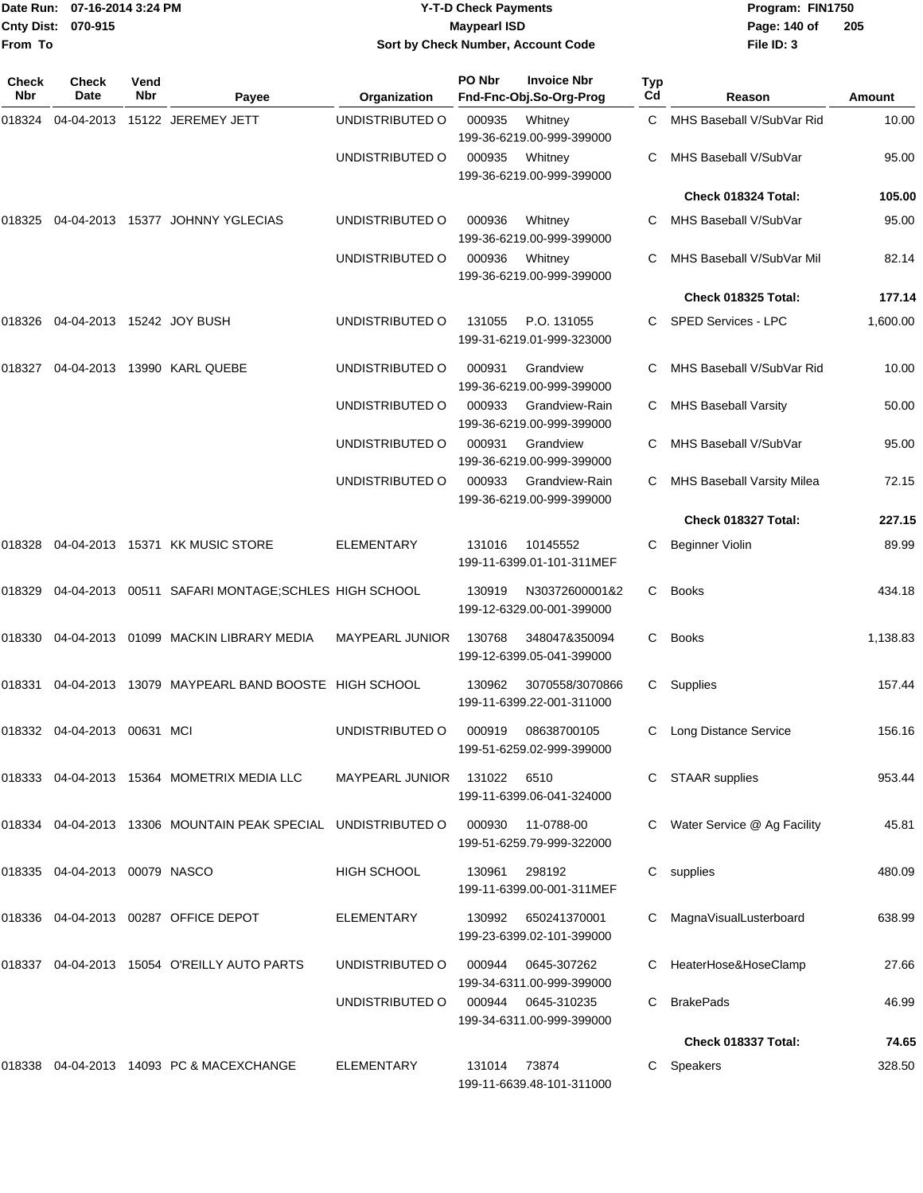**Date Run:** 07-16-2014 3:24 PM
**Cnty Dist:** 070-915
**From To**

# Y-T-D Check Payments
## Maypearl ISD
### Sort by Check Number, Account Code

**Program:** FIN1750
**File ID:** 3

| Check Nbr | Check Date | Vend Nbr | Payee | Organization | PO Nbr / Fnd-Fnc-Obj.So-Org-Prog | Invoice Nbr | Typ Cd | Reason | Amount |
|---|---|---|---|---|---|---|---|---|---|
| 018324 | 04-04-2013 | 15122 | JEREMEY JETT | UNDISTRIBUTED O | 000935 199-36-6219.00-999-399000 | Whitney | C | MHS Baseball V/SubVar Rid | 10.00 |
| | | | | UNDISTRIBUTED O | 000935 199-36-6219.00-999-399000 | Whitney | C | MHS Baseball V/SubVar | 95.00 |
| | | | | | | | | **Check 018324 Total:** | **105.00** |
| 018325 | 04-04-2013 | 15377 | JOHNNY YGLECIAS | UNDISTRIBUTED O | 000936 199-36-6219.00-999-399000 | Whitney | C | MHS Baseball V/SubVar | 95.00 |
| | | | | UNDISTRIBUTED O | 000936 199-36-6219.00-999-399000 | Whitney | C | MHS Baseball V/SubVar Mil | 82.14 |
| | | | | | | | | **Check 018325 Total:** | **177.14** |
| 018326 | 04-04-2013 | 15242 | JOY BUSH | UNDISTRIBUTED O | 131055 199-31-6219.01-999-323000 | P.O. 131055 | C | SPED Services - LPC | 1,600.00 |
| 018327 | 04-04-2013 | 13990 | KARL QUEBE | UNDISTRIBUTED O | 000931 199-36-6219.00-999-399000 | Grandview | C | MHS Baseball V/SubVar Rid | 10.00 |
| | | | | UNDISTRIBUTED O | 000933 199-36-6219.00-999-399000 | Grandview-Rain | C | MHS Baseball Varsity | 50.00 |
| | | | | UNDISTRIBUTED O | 000931 199-36-6219.00-999-399000 | Grandview | C | MHS Baseball V/SubVar | 95.00 |
| | | | | UNDISTRIBUTED O | 000933 199-36-6219.00-999-399000 | Grandview-Rain | C | MHS Baseball Varsity Milea | 72.15 |
| | | | | | | | | **Check 018327 Total:** | **227.15** |
| 018328 | 04-04-2013 | 15371 | KK MUSIC STORE | ELEMENTARY | 131016 199-11-6399.01-101-311MEF | 10145552 | C | Beginner Violin | 89.99 |
| 018329 | 04-04-2013 | 00511 | SAFARI MONTAGE;SCHLES | HIGH SCHOOL | 130919 199-12-6329.00-001-399000 | N30372600001&2 | C | Books | 434.18 |
| 018330 | 04-04-2013 | 01099 | MACKIN LIBRARY MEDIA | MAYPEARL JUNIOR | 130768 199-12-6399.05-041-399000 | 348047&350094 | C | Books | 1,138.83 |
| 018331 | 04-04-2013 | 13079 | MAYPEARL BAND BOOSTE | HIGH SCHOOL | 130962 199-11-6399.22-001-311000 | 3070558/3070866 | C | Supplies | 157.44 |
| 018332 | 04-04-2013 | 00631 | MCI | UNDISTRIBUTED O | 000919 199-51-6259.02-999-399000 | 08638700105 | C | Long Distance Service | 156.16 |
| 018333 | 04-04-2013 | 15364 | MOMETRIX MEDIA LLC | MAYPEARL JUNIOR | 131022 199-11-6399.06-041-324000 | 6510 | C | STAAR supplies | 953.44 |
| 018334 | 04-04-2013 | 13306 | MOUNTAIN PEAK SPECIAL | UNDISTRIBUTED O | 000930 199-51-6259.79-999-322000 | 11-0788-00 | C | Water Service @ Ag Facility | 45.81 |
| 018335 | 04-04-2013 | 00079 | NASCO | HIGH SCHOOL | 130961 199-11-6399.00-001-311MEF | 298192 | C | supplies | 480.09 |
| 018336 | 04-04-2013 | 00287 | OFFICE DEPOT | ELEMENTARY | 130992 199-23-6399.02-101-399000 | 650241370001 | C | MagnaVisualLusterboard | 638.99 |
| 018337 | 04-04-2013 | 15054 | O'REILLY AUTO PARTS | UNDISTRIBUTED O | 000944 199-34-6311.00-999-399000 | 0645-307262 | C | HeaterHose&HoseClamp | 27.66 |
| | | | | UNDISTRIBUTED O | 000944 199-34-6311.00-999-399000 | 0645-310235 | C | BrakePads | 46.99 |
| | | | | | | | | **Check 018337 Total:** | **74.65** |
| 018338 | 04-04-2013 | 14093 | PC & MACEXCHANGE | ELEMENTARY | 131014 199-11-6639.48-101-311000 | 73874 | C | Speakers | 328.50 |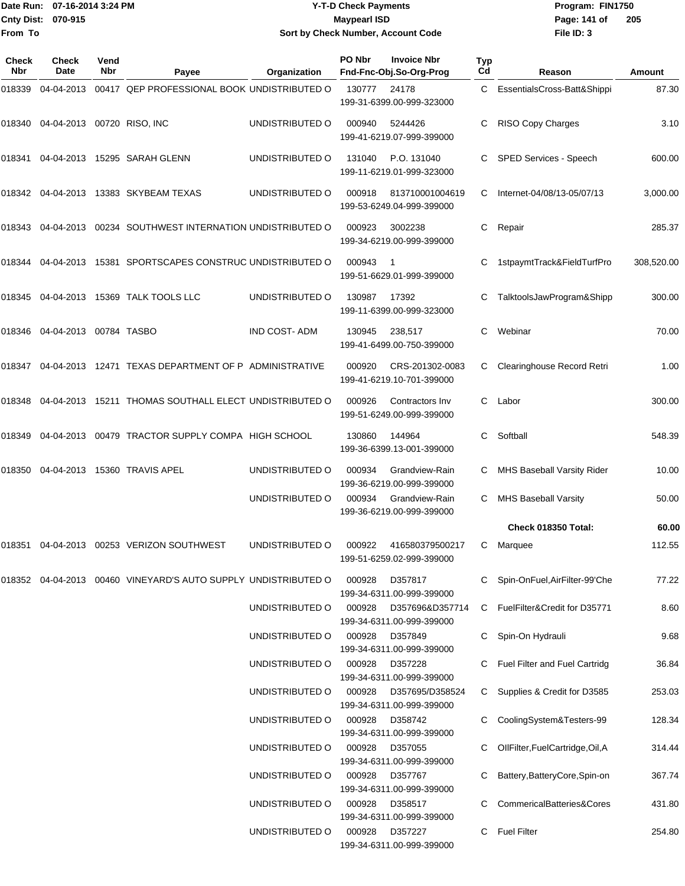# Y-T-D Check Payments

Maypearl ISD

Sort by Check Number, Account Code

Date Run: 07-16-2014 3:24 PM
Cnty Dist: 070-915
From To

Program: FIN1750
File ID: 3

| Check Nbr | Check Date | Vend Nbr | Payee | Organization | PO Nbr | Invoice Nbr / Fnd-Fnc-Obj.So-Org-Prog | Typ Cd | Reason | Amount |
|---|---|---|---|---|---|---|---|---|---|
| 018339 | 04-04-2013 | 00417 | QEP PROFESSIONAL BOOK | UNDISTRIBUTED O | 130777 | 24178 199-31-6399.00-999-323000 | C | EssentialsCross-Batt&Shippi | 87.30 |
| 018340 | 04-04-2013 | 00720 | RISO, INC | UNDISTRIBUTED O | 000940 | 5244426 199-41-6219.07-999-399000 | C | RISO Copy Charges | 3.10 |
| 018341 | 04-04-2013 | 15295 | SARAH GLENN | UNDISTRIBUTED O | 131040 | P.O. 131040 199-11-6219.01-999-323000 | C | SPED Services - Speech | 600.00 |
| 018342 | 04-04-2013 | 13383 | SKYBEAM TEXAS | UNDISTRIBUTED O | 000918 | 813710001004619 199-53-6249.04-999-399000 | C | Internet-04/08/13-05/07/13 | 3,000.00 |
| 018343 | 04-04-2013 | 00234 | SOUTHWEST INTERNATION | UNDISTRIBUTED O | 000923 | 3002238 199-34-6219.00-999-399000 | C | Repair | 285.37 |
| 018344 | 04-04-2013 | 15381 | SPORTSCAPES CONSTRUC | UNDISTRIBUTED O | 000943 | 1 199-51-6629.01-999-399000 | C | 1stpaymtTrack&FieldTurfPro | 308,520.00 |
| 018345 | 04-04-2013 | 15369 | TALK TOOLS LLC | UNDISTRIBUTED O | 130987 | 17392 199-11-6399.00-999-323000 | C | TalktoolsJawProgram&Shipp | 300.00 |
| 018346 | 04-04-2013 | 00784 | TASBO | IND COST- ADM | 130945 | 238,517 199-41-6499.00-750-399000 | C | Webinar | 70.00 |
| 018347 | 04-04-2013 | 12471 | TEXAS DEPARTMENT OF P | ADMINISTRATIVE | 000920 | CRS-201302-0083 199-41-6219.10-701-399000 | C | Clearinghouse Record Retri | 1.00 |
| 018348 | 04-04-2013 | 15211 | THOMAS SOUTHALL ELECT | UNDISTRIBUTED O | 000926 | Contractors Inv 199-51-6249.00-999-399000 | C | Labor | 300.00 |
| 018349 | 04-04-2013 | 00479 | TRACTOR SUPPLY COMPA | HIGH SCHOOL | 130860 | 144964 199-36-6399.13-001-399000 | C | Softball | 548.39 |
| 018350 | 04-04-2013 | 15360 | TRAVIS APEL | UNDISTRIBUTED O | 000934 | Grandview-Rain 199-36-6219.00-999-399000 | C | MHS Baseball Varsity Rider | 10.00 |
| | | | | UNDISTRIBUTED O | 000934 | Grandview-Rain 199-36-6219.00-999-399000 | C | MHS Baseball Varsity | 50.00 |
| | | | | | | | | **Check 018350 Total:** | **60.00** |
| 018351 | 04-04-2013 | 00253 | VERIZON SOUTHWEST | UNDISTRIBUTED O | 000922 | 416580379500217 199-51-6259.02-999-399000 | C | Marquee | 112.55 |
| 018352 | 04-04-2013 | 00460 | VINEYARD'S AUTO SUPPLY | UNDISTRIBUTED O | 000928 | D357817 199-34-6311.00-999-399000 | C | Spin-OnFuel,AirFilter-99'Che | 77.22 |
| | | | | UNDISTRIBUTED O | 000928 | D357696&D357714 199-34-6311.00-999-399000 | C | FuelFilter&Credit for D35771 | 8.60 |
| | | | | UNDISTRIBUTED O | 000928 | D357849 199-34-6311.00-999-399000 | C | Spin-On Hydrauli | 9.68 |
| | | | | UNDISTRIBUTED O | 000928 | D357228 199-34-6311.00-999-399000 | C | Fuel Filter and Fuel Cartridg | 36.84 |
| | | | | UNDISTRIBUTED O | 000928 | D357695/D358524 199-34-6311.00-999-399000 | C | Supplies & Credit for D3585 | 253.03 |
| | | | | UNDISTRIBUTED O | 000928 | D358742 199-34-6311.00-999-399000 | C | CoolingSystem&Testers-99 | 128.34 |
| | | | | UNDISTRIBUTED O | 000928 | D357055 199-34-6311.00-999-399000 | C | OIlFilter,FuelCartridge,Oil,A | 314.44 |
| | | | | UNDISTRIBUTED O | 000928 | D357767 199-34-6311.00-999-399000 | C | Battery,BatteryCore,Spin-on | 367.74 |
| | | | | UNDISTRIBUTED O | 000928 | D358517 199-34-6311.00-999-399000 | C | CommericalBatteries&Cores | 431.80 |
| | | | | UNDISTRIBUTED O | 000928 | D357227 199-34-6311.00-999-399000 | C | Fuel Filter | 254.80 |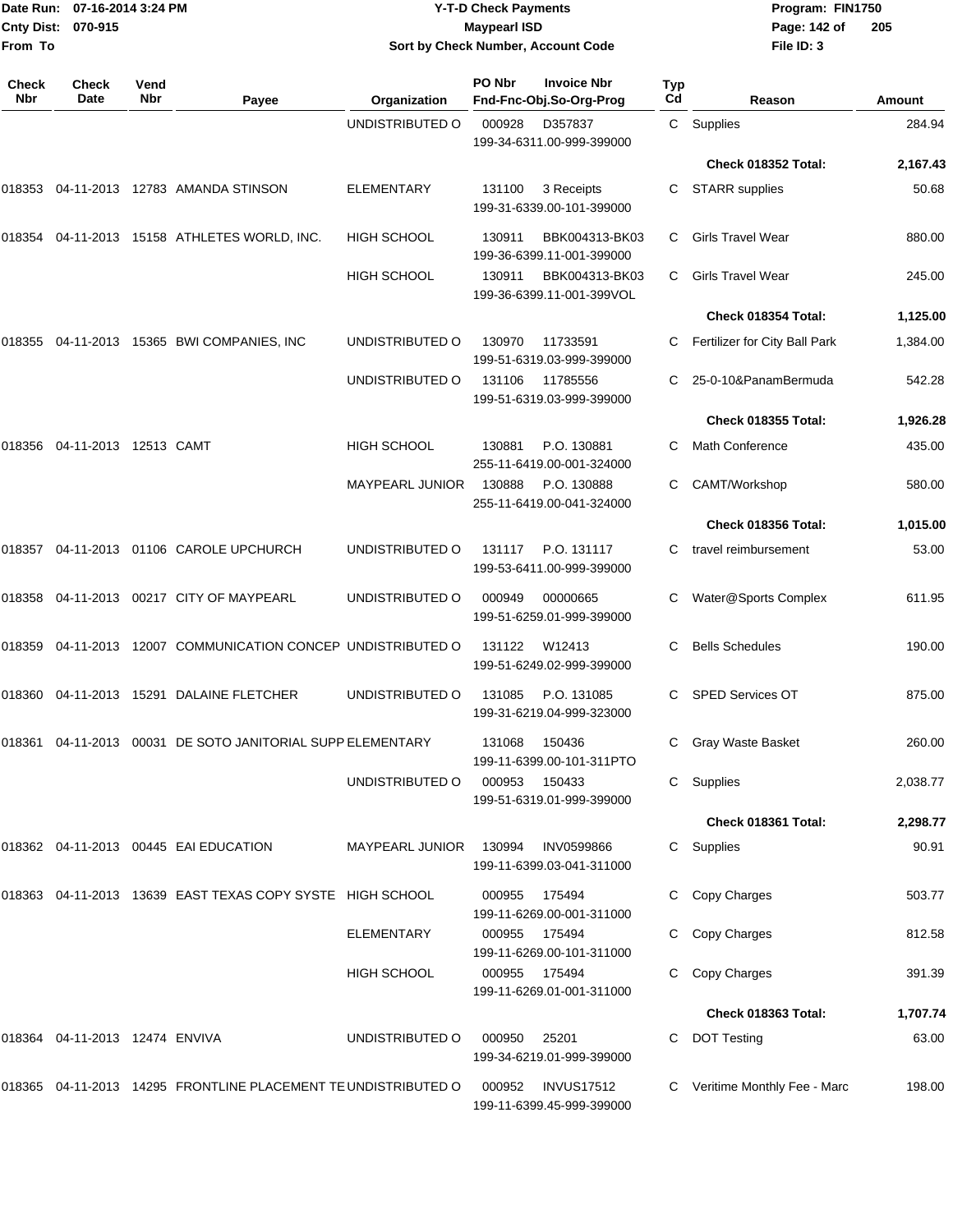# Y-T-D Check Payments

**Maypearl ISD**

**Sort by Check Number, Account Code**

Date Run: 07-16-2014 3:24 PM
Cnty Dist: 070-915
From To

Program: FIN1750
File ID: 3

| Check Nbr | Check Date | Vend Nbr | Payee | Organization | PO Nbr | Invoice Nbr / Fnd-Fnc-Obj.So-Org-Prog | Typ Cd | Reason | Amount |
|---|---|---|---|---|---|---|---|---|---|
| | | | | UNDISTRIBUTED O | 000928 | D357837 199-34-6311.00-999-399000 | C | Supplies | 284.94 |
| | | | | | | | | **Check 018352 Total:** | **2,167.43** |
| 018353 | 04-11-2013 | 12783 | AMANDA STINSON | ELEMENTARY | 131100 | 3 Receipts 199-31-6339.00-101-399000 | C | STARR supplies | 50.68 |
| 018354 | 04-11-2013 | 15158 | ATHLETES WORLD, INC. | HIGH SCHOOL | 130911 | BBK004313-BK03 199-36-6399.11-001-399000 | C | Girls Travel Wear | 880.00 |
| | | | | HIGH SCHOOL | 130911 | BBK004313-BK03 199-36-6399.11-001-399VOL | C | Girls Travel Wear | 245.00 |
| | | | | | | | | **Check 018354 Total:** | **1,125.00** |
| 018355 | 04-11-2013 | 15365 | BWI COMPANIES, INC | UNDISTRIBUTED O | 130970 | 11733591 199-51-6319.03-999-399000 | C | Fertilizer for City Ball Park | 1,384.00 |
| | | | | UNDISTRIBUTED O | 131106 | 11785556 199-51-6319.03-999-399000 | C | 25-0-10&PanamBermuda | 542.28 |
| | | | | | | | | **Check 018355 Total:** | **1,926.28** |
| 018356 | 04-11-2013 | 12513 | CAMT | HIGH SCHOOL | 130881 | P.O. 130881 255-11-6419.00-001-324000 | C | Math Conference | 435.00 |
| | | | | MAYPEARL JUNIOR | 130888 | P.O. 130888 255-11-6419.00-041-324000 | C | CAMT/Workshop | 580.00 |
| | | | | | | | | **Check 018356 Total:** | **1,015.00** |
| 018357 | 04-11-2013 | 01106 | CAROLE UPCHURCH | UNDISTRIBUTED O | 131117 | P.O. 131117 199-53-6411.00-999-399000 | C | travel reimbursement | 53.00 |
| 018358 | 04-11-2013 | 00217 | CITY OF MAYPEARL | UNDISTRIBUTED O | 000949 | 00000665 199-51-6259.01-999-399000 | C | Water@Sports Complex | 611.95 |
| 018359 | 04-11-2013 | 12007 | COMMUNICATION CONCEP | UNDISTRIBUTED O | 131122 | W12413 199-51-6249.02-999-399000 | C | Bells Schedules | 190.00 |
| 018360 | 04-11-2013 | 15291 | DALAINE FLETCHER | UNDISTRIBUTED O | 131085 | P.O. 131085 199-31-6219.04-999-323000 | C | SPED Services OT | 875.00 |
| 018361 | 04-11-2013 | 00031 | DE SOTO JANITORIAL SUPP | ELEMENTARY | 131068 | 150436 199-11-6399.00-101-311PTO | C | Gray Waste Basket | 260.00 |
| | | | | UNDISTRIBUTED O | 000953 | 150433 199-51-6319.01-999-399000 | C | Supplies | 2,038.77 |
| | | | | | | | | **Check 018361 Total:** | **2,298.77** |
| 018362 | 04-11-2013 | 00445 | EAI EDUCATION | MAYPEARL JUNIOR | 130994 | INV0599866 199-11-6399.03-041-311000 | C | Supplies | 90.91 |
| 018363 | 04-11-2013 | 13639 | EAST TEXAS COPY SYSTE | HIGH SCHOOL | 000955 | 175494 199-11-6269.00-001-311000 | C | Copy Charges | 503.77 |
| | | | | ELEMENTARY | 000955 | 175494 199-11-6269.00-101-311000 | C | Copy Charges | 812.58 |
| | | | | HIGH SCHOOL | 000955 | 175494 199-11-6269.01-001-311000 | C | Copy Charges | 391.39 |
| | | | | | | | | **Check 018363 Total:** | **1,707.74** |
| 018364 | 04-11-2013 | 12474 | ENVIVA | UNDISTRIBUTED O | 000950 | 25201 199-34-6219.01-999-399000 | C | DOT Testing | 63.00 |
| 018365 | 04-11-2013 | 14295 | FRONTLINE PLACEMENT TE | UNDISTRIBUTED O | 000952 | INVUS17512 199-11-6399.45-999-399000 | C | Veritime Monthly Fee - Marc | 198.00 |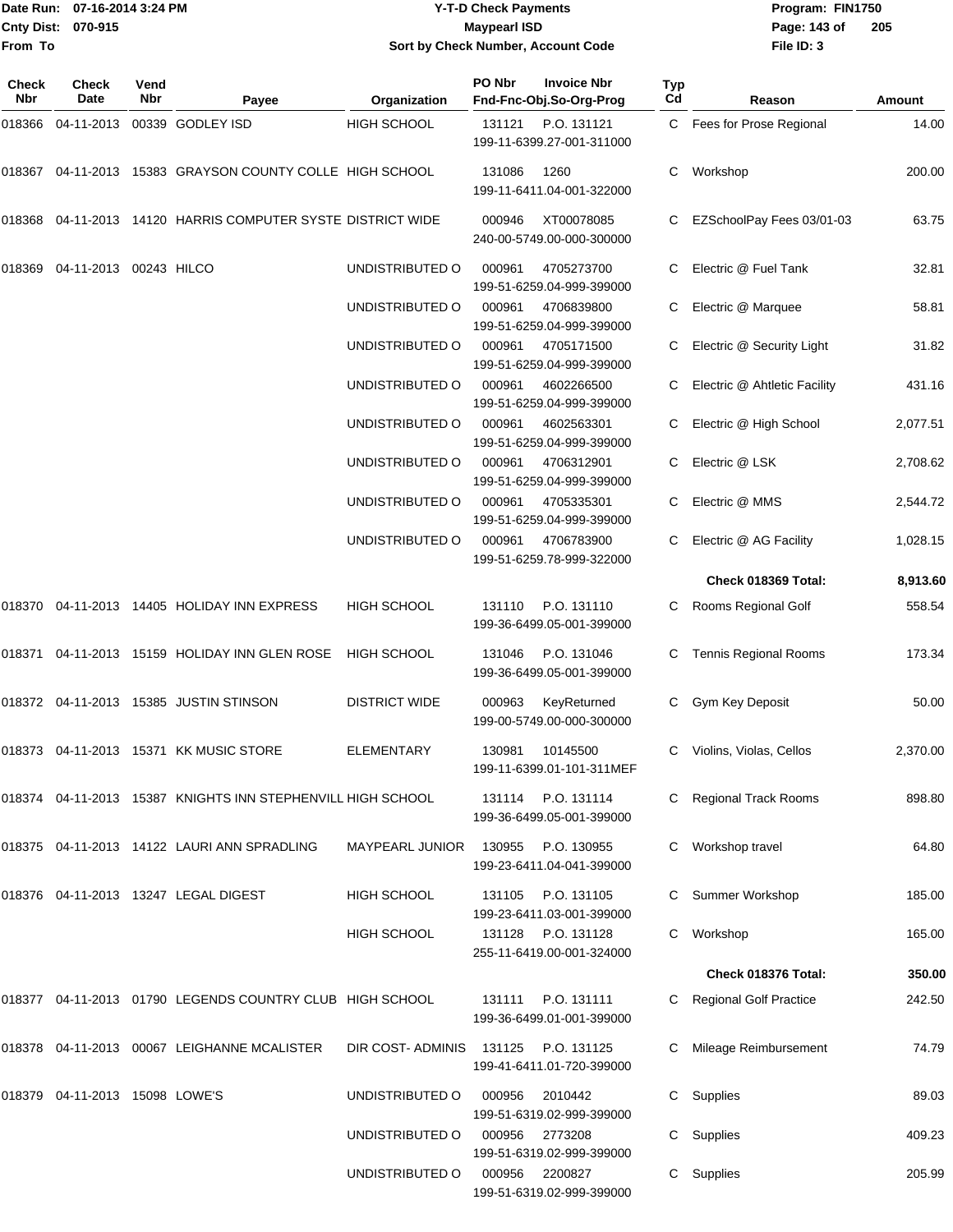Date Run: 07-16-2014 3:24 PM
Cnty Dist: 070-915
From To

# Y-T-D Check Payments
## Maypearl ISD
### Sort by Check Number, Account Code

Program: FIN1750
File ID: 3

| Check Nbr | Check Date | Vend Nbr | Payee | Organization | PO Nbr / Invoice Nbr / Fnd-Fnc-Obj.So-Org-Prog | Typ Cd | Reason | Amount |
|---|---|---|---|---|---|---|---|---|
| 018366 | 04-11-2013 | 00339 | GODLEY ISD | HIGH SCHOOL | 131121 P.O. 131121 199-11-6399.27-001-311000 | C | Fees for Prose Regional | 14.00 |
| 018367 | 04-11-2013 | 15383 | GRAYSON COUNTY COLLE | HIGH SCHOOL | 131086 1260 199-11-6411.04-001-322000 | C | Workshop | 200.00 |
| 018368 | 04-11-2013 | 14120 | HARRIS COMPUTER SYSTE | DISTRICT WIDE | 000946 XT00078085 240-00-5749.00-000-300000 | C | EZSchoolPay Fees 03/01-03 | 63.75 |
| 018369 | 04-11-2013 | 00243 | HILCO | UNDISTRIBUTED O | 000961 4705273700 199-51-6259.04-999-399000 | C | Electric @ Fuel Tank | 32.81 |
| | | | | UNDISTRIBUTED O | 000961 4706839800 199-51-6259.04-999-399000 | C | Electric @ Marquee | 58.81 |
| | | | | UNDISTRIBUTED O | 000961 4705171500 199-51-6259.04-999-399000 | C | Electric @ Security Light | 31.82 |
| | | | | UNDISTRIBUTED O | 000961 4602266500 199-51-6259.04-999-399000 | C | Electric @ Ahtletic Facility | 431.16 |
| | | | | UNDISTRIBUTED O | 000961 4602563301 199-51-6259.04-999-399000 | C | Electric @ High School | 2,077.51 |
| | | | | UNDISTRIBUTED O | 000961 4706312901 199-51-6259.04-999-399000 | C | Electric @ LSK | 2,708.62 |
| | | | | UNDISTRIBUTED O | 000961 4705335301 199-51-6259.04-999-399000 | C | Electric @ MMS | 2,544.72 |
| | | | | UNDISTRIBUTED O | 000961 4706783900 199-51-6259.78-999-322000 | C | Electric @ AG Facility | 1,028.15 |
| | | | | | | | **Check 018369 Total:** | **8,913.60** |
| 018370 | 04-11-2013 | 14405 | HOLIDAY INN EXPRESS | HIGH SCHOOL | 131110 P.O. 131110 199-36-6499.05-001-399000 | C | Rooms Regional Golf | 558.54 |
| 018371 | 04-11-2013 | 15159 | HOLIDAY INN GLEN ROSE | HIGH SCHOOL | 131046 P.O. 131046 199-36-6499.05-001-399000 | C | Tennis Regional Rooms | 173.34 |
| 018372 | 04-11-2013 | 15385 | JUSTIN STINSON | DISTRICT WIDE | 000963 KeyReturned 199-00-5749.00-000-300000 | C | Gym Key Deposit | 50.00 |
| 018373 | 04-11-2013 | 15371 | KK MUSIC STORE | ELEMENTARY | 130981 10145500 199-11-6399.01-101-311MEF | C | Violins, Violas, Cellos | 2,370.00 |
| 018374 | 04-11-2013 | 15387 | KNIGHTS INN STEPHENVILL | HIGH SCHOOL | 131114 P.O. 131114 199-36-6499.05-001-399000 | C | Regional Track Rooms | 898.80 |
| 018375 | 04-11-2013 | 14122 | LAURI ANN SPRADLING | MAYPEARL JUNIOR | 130955 P.O. 130955 199-23-6411.04-041-399000 | C | Workshop travel | 64.80 |
| 018376 | 04-11-2013 | 13247 | LEGAL DIGEST | HIGH SCHOOL | 131105 P.O. 131105 199-23-6411.03-001-399000 | C | Summer Workshop | 185.00 |
| | | | | HIGH SCHOOL | 131128 P.O. 131128 255-11-6419.00-001-324000 | C | Workshop | 165.00 |
| | | | | | | | **Check 018376 Total:** | **350.00** |
| 018377 | 04-11-2013 | 01790 | LEGENDS COUNTRY CLUB | HIGH SCHOOL | 131111 P.O. 131111 199-36-6499.01-001-399000 | C | Regional Golf Practice | 242.50 |
| 018378 | 04-11-2013 | 00067 | LEIGHANNE MCALISTER | DIR COST- ADMINIS | 131125 P.O. 131125 199-41-6411.01-720-399000 | C | Mileage Reimbursement | 74.79 |
| 018379 | 04-11-2013 | 15098 | LOWE'S | UNDISTRIBUTED O | 000956 2010442 199-51-6319.02-999-399000 | C | Supplies | 89.03 |
| | | | | UNDISTRIBUTED O | 000956 2773208 199-51-6319.02-999-399000 | C | Supplies | 409.23 |
| | | | | UNDISTRIBUTED O | 000956 2200827 199-51-6319.02-999-399000 | C | Supplies | 205.99 |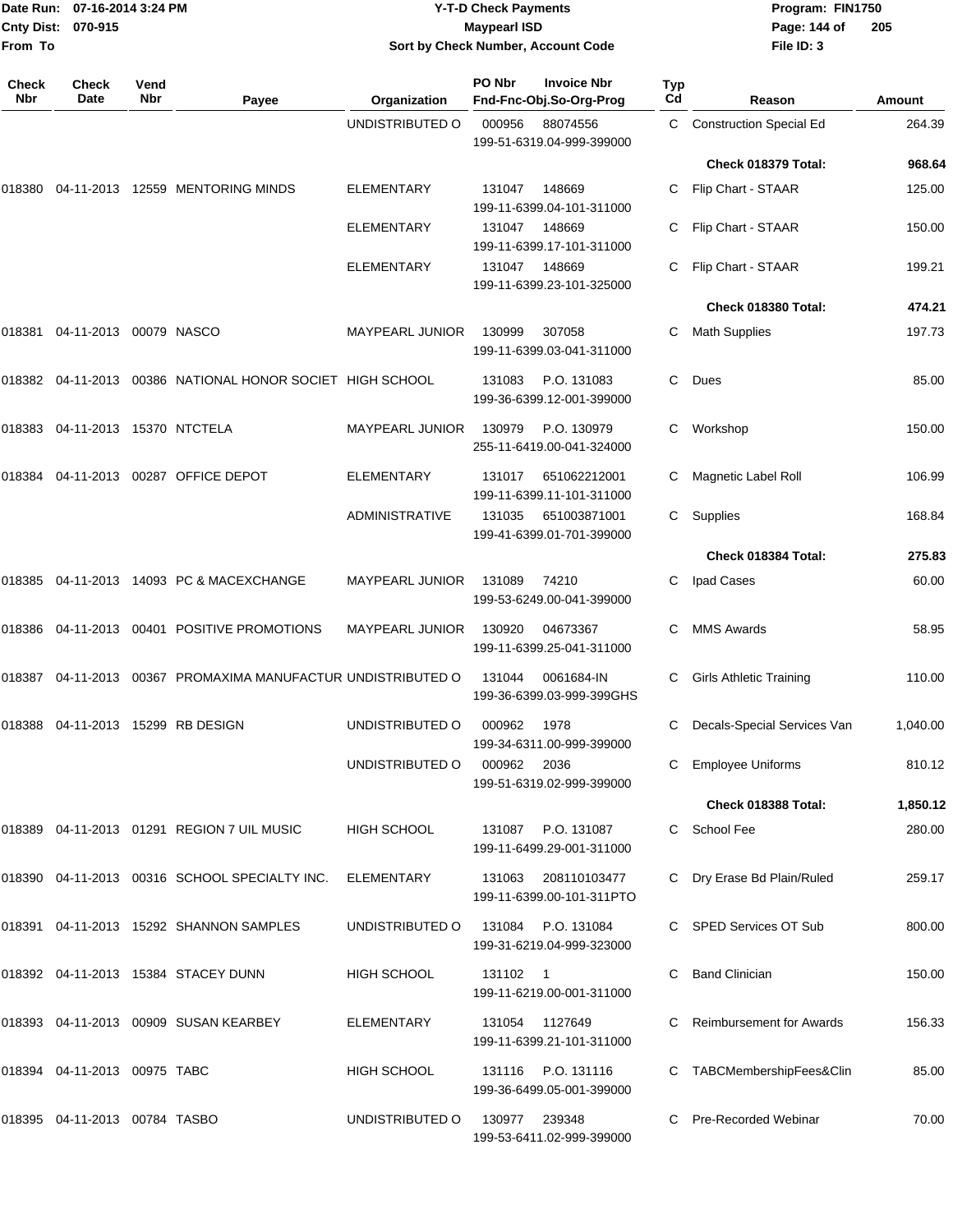Date Run: 07-16-2014 3:24 PM
Cnty Dist: 070-915
From To

**Y-T-D Check Payments**
**Maypearl ISD**
**Sort by Check Number, Account Code**

Program: FIN1750
File ID: 3

| Check Nbr | Check Date | Vend Nbr | Payee | Organization | PO Nbr | Invoice Nbr / Fnd-Fnc-Obj.So-Org-Prog | Typ Cd | Reason | Amount |
|---|---|---|---|---|---|---|---|---|---|
| | | | | UNDISTRIBUTED O | 000956 | 88074556 199-51-6319.04-999-399000 | C | Construction Special Ed | 264.39 |
| | | | | | | | | **Check 018379 Total:** | **968.64** |
| 018380 | 04-11-2013 | 12559 | MENTORING MINDS | ELEMENTARY | 131047 | 148669 199-11-6399.04-101-311000 | C | Flip Chart - STAAR | 125.00 |
| | | | | ELEMENTARY | 131047 | 148669 199-11-6399.17-101-311000 | C | Flip Chart - STAAR | 150.00 |
| | | | | ELEMENTARY | 131047 | 148669 199-11-6399.23-101-325000 | C | Flip Chart - STAAR | 199.21 |
| | | | | | | | | **Check 018380 Total:** | **474.21** |
| 018381 | 04-11-2013 | 00079 | NASCO | MAYPEARL JUNIOR | 130999 | 307058 199-11-6399.03-041-311000 | C | Math Supplies | 197.73 |
| 018382 | 04-11-2013 | 00386 | NATIONAL HONOR SOCIET | HIGH SCHOOL | 131083 | P.O. 131083 199-36-6399.12-001-399000 | C | Dues | 85.00 |
| 018383 | 04-11-2013 | 15370 | NTCTELA | MAYPEARL JUNIOR | 130979 | P.O. 130979 255-11-6419.00-041-324000 | C | Workshop | 150.00 |
| 018384 | 04-11-2013 | 00287 | OFFICE DEPOT | ELEMENTARY | 131017 | 651062212001 199-11-6399.11-101-311000 | C | Magnetic Label Roll | 106.99 |
| | | | | ADMINISTRATIVE | 131035 | 651003871001 199-41-6399.01-701-399000 | C | Supplies | 168.84 |
| | | | | | | | | **Check 018384 Total:** | **275.83** |
| 018385 | 04-11-2013 | 14093 | PC & MACEXCHANGE | MAYPEARL JUNIOR | 131089 | 74210 199-53-6249.00-041-399000 | C | Ipad Cases | 60.00 |
| 018386 | 04-11-2013 | 00401 | POSITIVE PROMOTIONS | MAYPEARL JUNIOR | 130920 | 04673367 199-11-6399.25-041-311000 | C | MMS Awards | 58.95 |
| 018387 | 04-11-2013 | 00367 | PROMAXIMA MANUFACTUR | UNDISTRIBUTED O | 131044 | 0061684-IN 199-36-6399.03-999-399GHS | C | Girls Athletic Training | 110.00 |
| 018388 | 04-11-2013 | 15299 | RB DESIGN | UNDISTRIBUTED O | 000962 | 1978 199-34-6311.00-999-399000 | C | Decals-Special Services Van | 1,040.00 |
| | | | | UNDISTRIBUTED O | 000962 | 2036 199-51-6319.02-999-399000 | C | Employee Uniforms | 810.12 |
| | | | | | | | | **Check 018388 Total:** | **1,850.12** |
| 018389 | 04-11-2013 | 01291 | REGION 7 UIL MUSIC | HIGH SCHOOL | 131087 | P.O. 131087 199-11-6499.29-001-311000 | C | School Fee | 280.00 |
| 018390 | 04-11-2013 | 00316 | SCHOOL SPECIALTY INC. | ELEMENTARY | 131063 | 208110103477 199-11-6399.00-101-311PTO | C | Dry Erase Bd Plain/Ruled | 259.17 |
| 018391 | 04-11-2013 | 15292 | SHANNON SAMPLES | UNDISTRIBUTED O | 131084 | P.O. 131084 199-31-6219.04-999-323000 | C | SPED Services OT Sub | 800.00 |
| 018392 | 04-11-2013 | 15384 | STACEY DUNN | HIGH SCHOOL | 131102 | 1 199-11-6219.00-001-311000 | C | Band Clinician | 150.00 |
| 018393 | 04-11-2013 | 00909 | SUSAN KEARBEY | ELEMENTARY | 131054 | 1127649 199-11-6399.21-101-311000 | C | Reimbursement for Awards | 156.33 |
| 018394 | 04-11-2013 | 00975 | TABC | HIGH SCHOOL | 131116 | P.O. 131116 199-36-6499.05-001-399000 | C | TABCMembershipFees&Clin | 85.00 |
| 018395 | 04-11-2013 | 00784 | TASBO | UNDISTRIBUTED O | 130977 | 239348 199-53-6411.02-999-399000 | C | Pre-Recorded Webinar | 70.00 |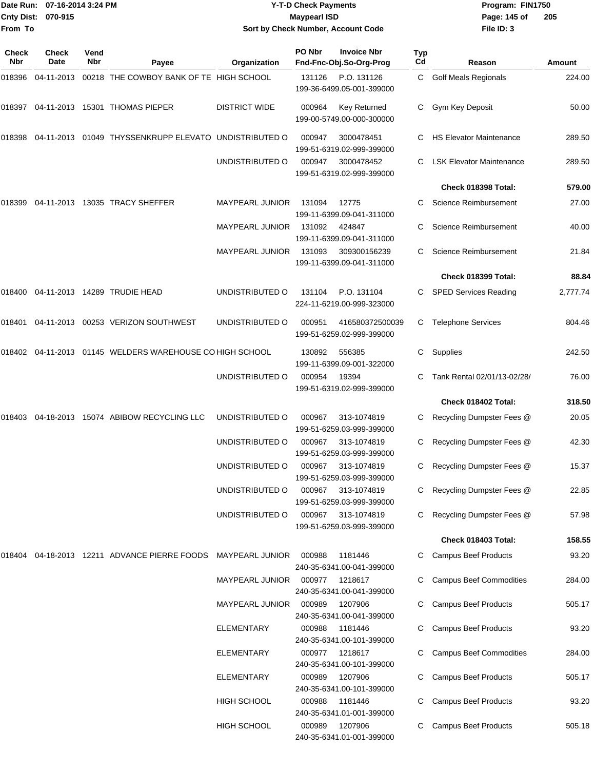# Y-T-D Check Payments

**Maypearl ISD**

**Sort by Check Number, Account Code**

Date Run: 07-16-2014 3:24 PM
Cnty Dist: 070-915
From To

Program: FIN1750
File ID: 3

| Check Nbr | Check Date | Vend Nbr | Payee | Organization | PO Nbr | Invoice Nbr / Fnd-Fnc-Obj.So-Org-Prog | Typ Cd | Reason | Amount |
|---|---|---|---|---|---|---|---|---|---|
| 018396 | 04-11-2013 | 00218 | THE COWBOY BANK OF TE | HIGH SCHOOL | 131126 | P.O. 131126 199-36-6499.05-001-399000 | C | Golf Meals Regionals | 224.00 |
| 018397 | 04-11-2013 | 15301 | THOMAS PIEPER | DISTRICT WIDE | 000964 | Key Returned 199-00-5749.00-000-300000 | C | Gym Key Deposit | 50.00 |
| 018398 | 04-11-2013 | 01049 | THYSSENKRUPP ELEVATO | UNDISTRIBUTED O | 000947 | 3000478451 199-51-6319.02-999-399000 | C | HS Elevator Maintenance | 289.50 |
| | | | | UNDISTRIBUTED O | 000947 | 3000478452 199-51-6319.02-999-399000 | C | LSK Elevator Maintenance | 289.50 |
| | | | | | | | | **Check 018398 Total:** | **579.00** |
| 018399 | 04-11-2013 | 13035 | TRACY SHEFFER | MAYPEARL JUNIOR | 131094 | 12775 199-11-6399.09-041-311000 | C | Science Reimbursement | 27.00 |
| | | | | MAYPEARL JUNIOR | 131092 | 424847 199-11-6399.09-041-311000 | C | Science Reimbursement | 40.00 |
| | | | | MAYPEARL JUNIOR | 131093 | 309300156239 199-11-6399.09-041-311000 | C | Science Reimbursement | 21.84 |
| | | | | | | | | **Check 018399 Total:** | **88.84** |
| 018400 | 04-11-2013 | 14289 | TRUDIE HEAD | UNDISTRIBUTED O | 131104 | P.O. 131104 224-11-6219.00-999-323000 | C | SPED Services Reading | 2,777.74 |
| 018401 | 04-11-2013 | 00253 | VERIZON SOUTHWEST | UNDISTRIBUTED O | 000951 | 416580372500039 199-51-6259.02-999-399000 | C | Telephone Services | 804.46 |
| 018402 | 04-11-2013 | 01145 | WELDERS WAREHOUSE CO | HIGH SCHOOL | 130892 | 556385 199-11-6399.09-001-322000 | C | Supplies | 242.50 |
| | | | | UNDISTRIBUTED O | 000954 | 19394 199-51-6319.02-999-399000 | C | Tank Rental 02/01/13-02/28/ | 76.00 |
| | | | | | | | | **Check 018402 Total:** | **318.50** |
| 018403 | 04-18-2013 | 15074 | ABIBOW RECYCLING LLC | UNDISTRIBUTED O | 000967 | 313-1074819 199-51-6259.03-999-399000 | C | Recycling Dumpster Fees @ | 20.05 |
| | | | | UNDISTRIBUTED O | 000967 | 313-1074819 199-51-6259.03-999-399000 | C | Recycling Dumpster Fees @ | 42.30 |
| | | | | UNDISTRIBUTED O | 000967 | 313-1074819 199-51-6259.03-999-399000 | C | Recycling Dumpster Fees @ | 15.37 |
| | | | | UNDISTRIBUTED O | 000967 | 313-1074819 199-51-6259.03-999-399000 | C | Recycling Dumpster Fees @ | 22.85 |
| | | | | UNDISTRIBUTED O | 000967 | 313-1074819 199-51-6259.03-999-399000 | C | Recycling Dumpster Fees @ | 57.98 |
| | | | | | | | | **Check 018403 Total:** | **158.55** |
| 018404 | 04-18-2013 | 12211 | ADVANCE PIERRE FOODS | MAYPEARL JUNIOR | 000988 | 1181446 240-35-6341.00-041-399000 | C | Campus Beef Products | 93.20 |
| | | | | MAYPEARL JUNIOR | 000977 | 1218617 240-35-6341.00-041-399000 | C | Campus Beef Commodities | 284.00 |
| | | | | MAYPEARL JUNIOR | 000989 | 1207906 240-35-6341.00-041-399000 | C | Campus Beef Products | 505.17 |
| | | | | ELEMENTARY | 000988 | 1181446 240-35-6341.00-101-399000 | C | Campus Beef Products | 93.20 |
| | | | | ELEMENTARY | 000977 | 1218617 240-35-6341.00-101-399000 | C | Campus Beef Commodities | 284.00 |
| | | | | ELEMENTARY | 000989 | 1207906 240-35-6341.00-101-399000 | C | Campus Beef Products | 505.17 |
| | | | | HIGH SCHOOL | 000988 | 1181446 240-35-6341.01-001-399000 | C | Campus Beef Products | 93.20 |
| | | | | HIGH SCHOOL | 000989 | 1207906 240-35-6341.01-001-399000 | C | Campus Beef Products | 505.18 |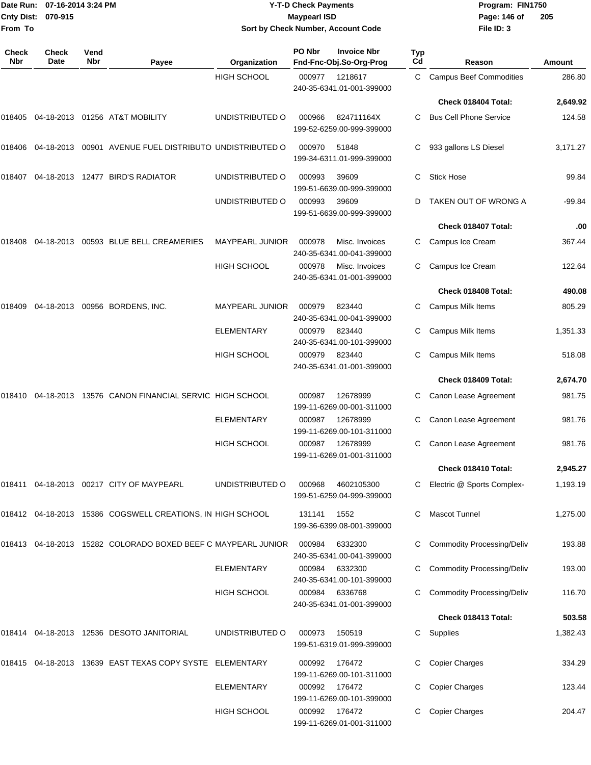| Check Nbr | Check Date | Vend Nbr | Payee | Organization | PO Nbr | Invoice Nbr Fnd-Fnc-Obj.So-Org-Prog | Typ Cd | Reason | Amount |
|---|---|---|---|---|---|---|---|---|---|
| | | | | HIGH SCHOOL | 000977 | 1218617 240-35-6341.01-001-399000 | C | Campus Beef Commodities | 286.80 |
| | | | | | | | | **Check 018404 Total:** | **2,649.92** |
| 018405 | 04-18-2013 | 01256 | AT&T MOBILITY | UNDISTRIBUTED O | 000966 | 824711164X 199-52-6259.00-999-399000 | C | Bus Cell Phone Service | 124.58 |
| 018406 | 04-18-2013 | 00901 | AVENUE FUEL DISTRIBUTO | UNDISTRIBUTED O | 000970 | 51848 199-34-6311.01-999-399000 | C | 933 gallons LS Diesel | 3,171.27 |
| 018407 | 04-18-2013 | 12477 | BIRD'S RADIATOR | UNDISTRIBUTED O | 000993 | 39609 199-51-6639.00-999-399000 | C | Stick Hose | 99.84 |
| | | | | UNDISTRIBUTED O | 000993 | 39609 199-51-6639.00-999-399000 | D | TAKEN OUT OF WRONG A | -99.84 |
| | | | | | | | | **Check 018407 Total:** | **.00** |
| 018408 | 04-18-2013 | 00593 | BLUE BELL CREAMERIES | MAYPEARL JUNIOR | 000978 | Misc. Invoices 240-35-6341.00-041-399000 | C | Campus Ice Cream | 367.44 |
| | | | | HIGH SCHOOL | 000978 | Misc. Invoices 240-35-6341.01-001-399000 | C | Campus Ice Cream | 122.64 |
| | | | | | | | | **Check 018408 Total:** | **490.08** |
| 018409 | 04-18-2013 | 00956 | BORDENS, INC. | MAYPEARL JUNIOR | 000979 | 823440 240-35-6341.00-041-399000 | C | Campus Milk Items | 805.29 |
| | | | | ELEMENTARY | 000979 | 823440 240-35-6341.00-101-399000 | C | Campus Milk Items | 1,351.33 |
| | | | | HIGH SCHOOL | 000979 | 823440 240-35-6341.01-001-399000 | C | Campus Milk Items | 518.08 |
| | | | | | | | | **Check 018409 Total:** | **2,674.70** |
| 018410 | 04-18-2013 | 13576 | CANON FINANCIAL SERVIC | HIGH SCHOOL | 000987 | 12678999 199-11-6269.00-001-311000 | C | Canon Lease Agreement | 981.75 |
| | | | | ELEMENTARY | 000987 | 12678999 199-11-6269.00-101-311000 | C | Canon Lease Agreement | 981.76 |
| | | | | HIGH SCHOOL | 000987 | 12678999 199-11-6269.01-001-311000 | C | Canon Lease Agreement | 981.76 |
| | | | | | | | | **Check 018410 Total:** | **2,945.27** |
| 018411 | 04-18-2013 | 00217 | CITY OF MAYPEARL | UNDISTRIBUTED O | 000968 | 4602105300 199-51-6259.04-999-399000 | C | Electric @ Sports Complex- | 1,193.19 |
| 018412 | 04-18-2013 | 15386 | COGSWELL CREATIONS, IN | HIGH SCHOOL | 131141 | 1552 199-36-6399.08-001-399000 | C | Mascot Tunnel | 1,275.00 |
| 018413 | 04-18-2013 | 15282 | COLORADO BOXED BEEF C | MAYPEARL JUNIOR | 000984 | 6332300 240-35-6341.00-041-399000 | C | Commodity Processing/Deliv | 193.88 |
| | | | | ELEMENTARY | 000984 | 6332300 240-35-6341.00-101-399000 | C | Commodity Processing/Deliv | 193.00 |
| | | | | HIGH SCHOOL | 000984 | 6336768 240-35-6341.01-001-399000 | C | Commodity Processing/Deliv | 116.70 |
| | | | | | | | | **Check 018413 Total:** | **503.58** |
| 018414 | 04-18-2013 | 12536 | DESOTO JANITORIAL | UNDISTRIBUTED O | 000973 | 150519 199-51-6319.01-999-399000 | C | Supplies | 1,382.43 |
| 018415 | 04-18-2013 | 13639 | EAST TEXAS COPY SYSTE | ELEMENTARY | 000992 | 176472 199-11-6269.00-101-311000 | C | Copier Charges | 334.29 |
| | | | | ELEMENTARY | 000992 | 176472 199-11-6269.00-101-399000 | C | Copier Charges | 123.44 |
| | | | | HIGH SCHOOL | 000992 | 176472 199-11-6269.01-001-311000 | C | Copier Charges | 204.47 |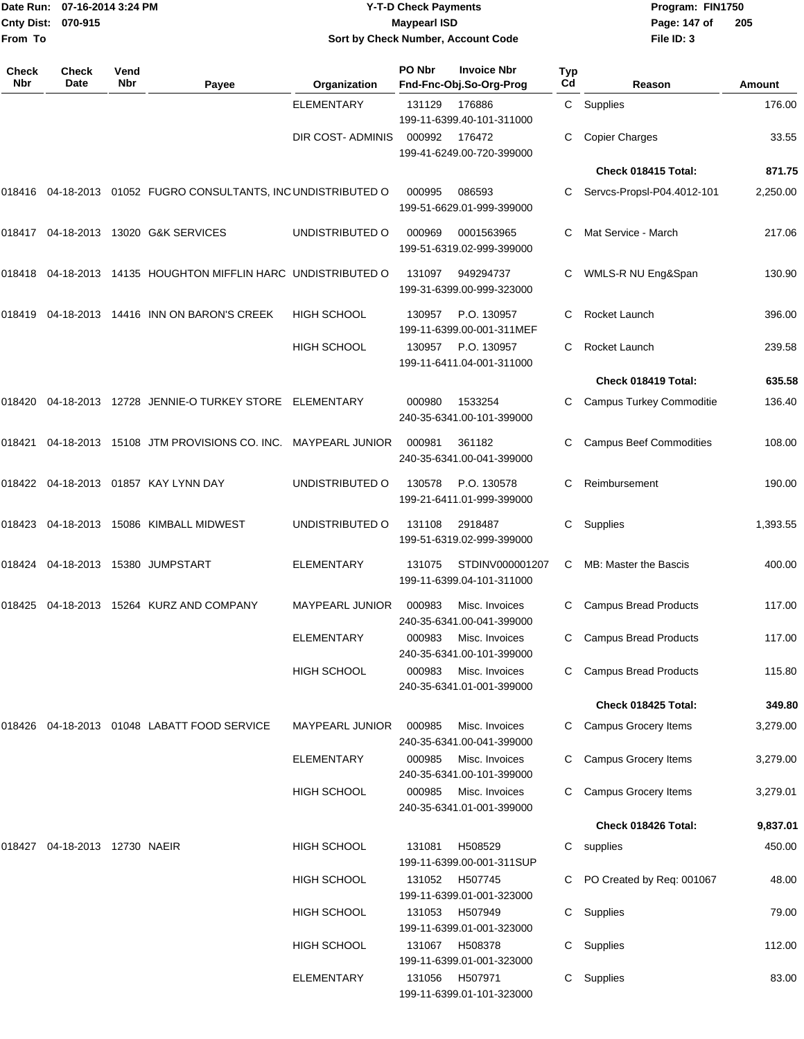Date Run: 07-16-2014 3:24 PM
Cnty Dist: 070-915
From To

# Y-T-D Check Payments
## Maypearl ISD
### Sort by Check Number, Account Code

Program: FIN1750
File ID: 3

| Check Nbr | Check Date | Vend Nbr | Payee | Organization | PO Nbr / Invoice Nbr / Fnd-Fnc-Obj.So-Org-Prog | Typ Cd | Reason | Amount |
|---|---|---|---|---|---|---|---|---|
| | | | | ELEMENTARY | 131129 176886 199-11-6399.40-101-311000 | C | Supplies | 176.00 |
| | | | | DIR COST- ADMINIS | 000992 176472 199-41-6249.00-720-399000 | C | Copier Charges | 33.55 |
| | | | | | | | **Check 018415 Total:** | **871.75** |
| 018416 | 04-18-2013 | 01052 | FUGRO CONSULTANTS, INC | UNDISTRIBUTED O | 000995 086593 199-51-6629.01-999-399000 | C | Servcs-Propsl-P04.4012-101 | 2,250.00 |
| 018417 | 04-18-2013 | 13020 | G&K SERVICES | UNDISTRIBUTED O | 000969 0001563965 199-51-6319.02-999-399000 | C | Mat Service - March | 217.06 |
| 018418 | 04-18-2013 | 14135 | HOUGHTON MIFFLIN HARC | UNDISTRIBUTED O | 131097 949294737 199-31-6399.00-999-323000 | C | WMLS-R NU Eng&Span | 130.90 |
| 018419 | 04-18-2013 | 14416 | INN ON BARON'S CREEK | HIGH SCHOOL | 130957 P.O. 130957 199-11-6399.00-001-311MEF | C | Rocket Launch | 396.00 |
| | | | | HIGH SCHOOL | 130957 P.O. 130957 199-11-6411.04-001-311000 | C | Rocket Launch | 239.58 |
| | | | | | | | **Check 018419 Total:** | **635.58** |
| 018420 | 04-18-2013 | 12728 | JENNIE-O TURKEY STORE | ELEMENTARY | 000980 1533254 240-35-6341.00-101-399000 | C | Campus Turkey Commoditie | 136.40 |
| 018421 | 04-18-2013 | 15108 | JTM PROVISIONS CO. INC. | MAYPEARL JUNIOR | 000981 361182 240-35-6341.00-041-399000 | C | Campus Beef Commodities | 108.00 |
| 018422 | 04-18-2013 | 01857 | KAY LYNN DAY | UNDISTRIBUTED O | 130578 P.O. 130578 199-21-6411.01-999-399000 | C | Reimbursement | 190.00 |
| 018423 | 04-18-2013 | 15086 | KIMBALL MIDWEST | UNDISTRIBUTED O | 131108 2918487 199-51-6319.02-999-399000 | C | Supplies | 1,393.55 |
| 018424 | 04-18-2013 | 15380 | JUMPSTART | ELEMENTARY | 131075 STDINV000001207 199-11-6399.04-101-311000 | C | MB: Master the Bascis | 400.00 |
| 018425 | 04-18-2013 | 15264 | KURZ AND COMPANY | MAYPEARL JUNIOR | 000983 Misc. Invoices 240-35-6341.00-041-399000 | C | Campus Bread Products | 117.00 |
| | | | | ELEMENTARY | 000983 Misc. Invoices 240-35-6341.00-101-399000 | C | Campus Bread Products | 117.00 |
| | | | | HIGH SCHOOL | 000983 Misc. Invoices 240-35-6341.01-001-399000 | C | Campus Bread Products | 115.80 |
| | | | | | | | **Check 018425 Total:** | **349.80** |
| 018426 | 04-18-2013 | 01048 | LABATT FOOD SERVICE | MAYPEARL JUNIOR | 000985 Misc. Invoices 240-35-6341.00-041-399000 | C | Campus Grocery Items | 3,279.00 |
| | | | | ELEMENTARY | 000985 Misc. Invoices 240-35-6341.00-101-399000 | C | Campus Grocery Items | 3,279.00 |
| | | | | HIGH SCHOOL | 000985 Misc. Invoices 240-35-6341.01-001-399000 | C | Campus Grocery Items | 3,279.01 |
| | | | | | | | **Check 018426 Total:** | **9,837.01** |
| 018427 | 04-18-2013 | 12730 | NAEIR | HIGH SCHOOL | 131081 H508529 199-11-6399.00-001-311SUP | C | supplies | 450.00 |
| | | | | HIGH SCHOOL | 131052 H507745 199-11-6399.01-001-323000 | C | PO Created by Req: 001067 | 48.00 |
| | | | | HIGH SCHOOL | 131053 H507949 199-11-6399.01-001-323000 | C | Supplies | 79.00 |
| | | | | HIGH SCHOOL | 131067 H508378 199-11-6399.01-001-323000 | C | Supplies | 112.00 |
| | | | | ELEMENTARY | 131056 H507971 199-11-6399.01-101-323000 | C | Supplies | 83.00 |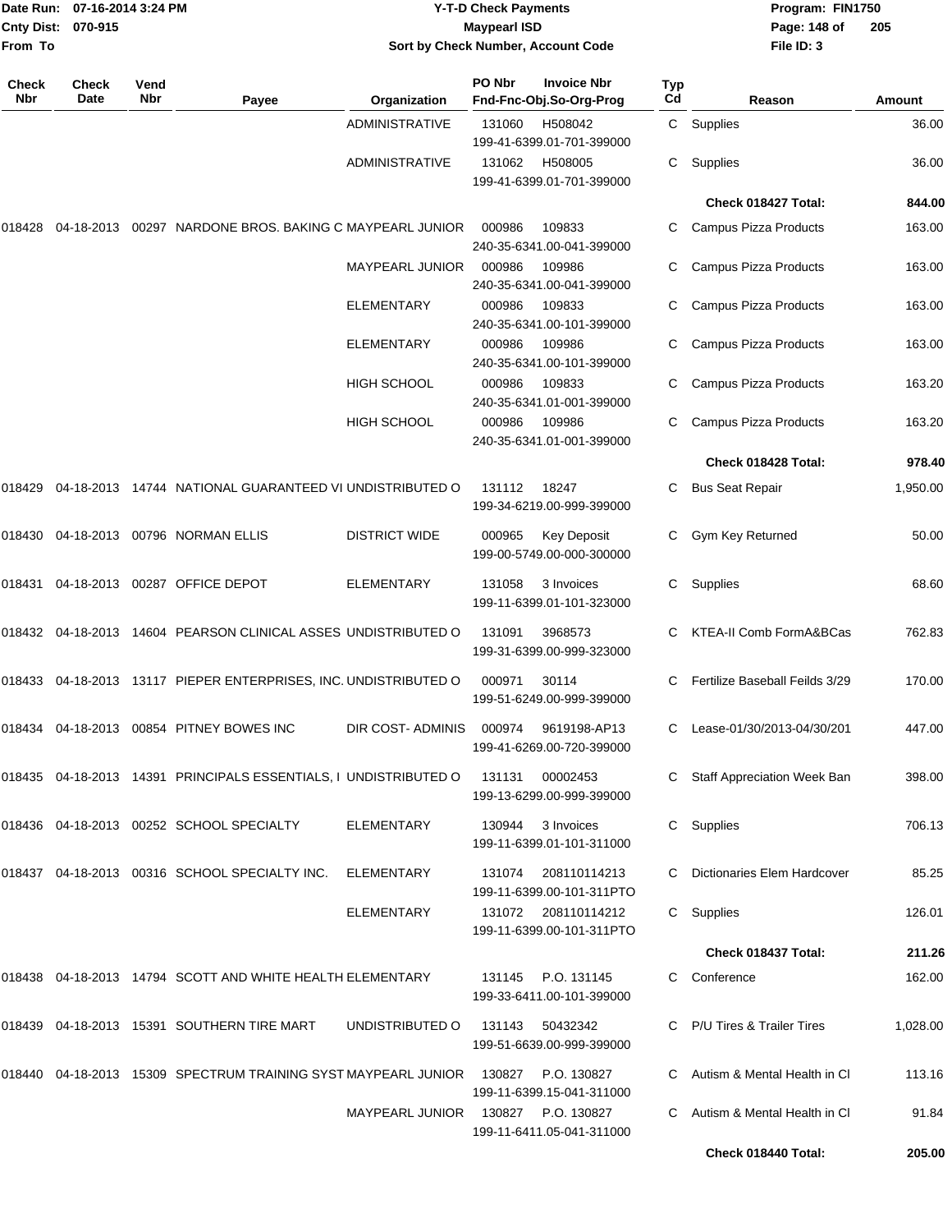Date Run: 07-16-2014 3:24 PM
Cnty Dist: 070-915
From To

**Y-T-D Check Payments**
**Maypearl ISD**
**Sort by Check Number, Account Code**

Program: FIN1750
File ID: 3

| Check Nbr | Check Date | Vend Nbr | Payee | Organization | PO Nbr | Invoice Nbr / Fnd-Fnc-Obj.So-Org-Prog | Typ Cd | Reason | Amount |
|---|---|---|---|---|---|---|---|---|---|
| | | | | ADMINISTRATIVE | 131060 | H508042 199-41-6399.01-701-399000 | C | Supplies | 36.00 |
| | | | | ADMINISTRATIVE | 131062 | H508005 199-41-6399.01-701-399000 | C | Supplies | 36.00 |
| | | | | | | | | **Check 018427 Total:** | **844.00** |
| 018428 | 04-18-2013 | 00297 | NARDONE BROS. BAKING C | MAYPEARL JUNIOR | 000986 | 109833 240-35-6341.00-041-399000 | C | Campus Pizza Products | 163.00 |
| | | | | MAYPEARL JUNIOR | 000986 | 109986 240-35-6341.00-041-399000 | C | Campus Pizza Products | 163.00 |
| | | | | ELEMENTARY | 000986 | 109833 240-35-6341.00-101-399000 | C | Campus Pizza Products | 163.00 |
| | | | | ELEMENTARY | 000986 | 109986 240-35-6341.00-101-399000 | C | Campus Pizza Products | 163.00 |
| | | | | HIGH SCHOOL | 000986 | 109833 240-35-6341.01-001-399000 | C | Campus Pizza Products | 163.20 |
| | | | | HIGH SCHOOL | 000986 | 109986 240-35-6341.01-001-399000 | C | Campus Pizza Products | 163.20 |
| | | | | | | | | **Check 018428 Total:** | **978.40** |
| 018429 | 04-18-2013 | 14744 | NATIONAL GUARANTEED VI | UNDISTRIBUTED O | 131112 | 18247 199-34-6219.00-999-399000 | C | Bus Seat Repair | 1,950.00 |
| 018430 | 04-18-2013 | 00796 | NORMAN ELLIS | DISTRICT WIDE | 000965 | Key Deposit 199-00-5749.00-000-300000 | C | Gym Key Returned | 50.00 |
| 018431 | 04-18-2013 | 00287 | OFFICE DEPOT | ELEMENTARY | 131058 | 3 Invoices 199-11-6399.01-101-323000 | C | Supplies | 68.60 |
| 018432 | 04-18-2013 | 14604 | PEARSON CLINICAL ASSES | UNDISTRIBUTED O | 131091 | 3968573 199-31-6399.00-999-323000 | C | KTEA-II Comb FormA&BCas | 762.83 |
| 018433 | 04-18-2013 | 13117 | PIEPER ENTERPRISES, INC. | UNDISTRIBUTED O | 000971 | 30114 199-51-6249.00-999-399000 | C | Fertilize Baseball Feilds 3/29 | 170.00 |
| 018434 | 04-18-2013 | 00854 | PITNEY BOWES INC | DIR COST- ADMINIS | 000974 | 9619198-AP13 199-41-6269.00-720-399000 | C | Lease-01/30/2013-04/30/201 | 447.00 |
| 018435 | 04-18-2013 | 14391 | PRINCIPALS ESSENTIALS, I | UNDISTRIBUTED O | 131131 | 00002453 199-13-6299.00-999-399000 | C | Staff Appreciation Week Ban | 398.00 |
| 018436 | 04-18-2013 | 00252 | SCHOOL SPECIALTY | ELEMENTARY | 130944 | 3 Invoices 199-11-6399.01-101-311000 | C | Supplies | 706.13 |
| 018437 | 04-18-2013 | 00316 | SCHOOL SPECIALTY INC. | ELEMENTARY | 131074 | 208110114213 199-11-6399.00-101-311PTO | C | Dictionaries Elem Hardcover | 85.25 |
| | | | | ELEMENTARY | 131072 | 208110114212 199-11-6399.00-101-311PTO | C | Supplies | 126.01 |
| | | | | | | | | **Check 018437 Total:** | **211.26** |
| 018438 | 04-18-2013 | 14794 | SCOTT AND WHITE HEALTH | ELEMENTARY | 131145 | P.O. 131145 199-33-6411.00-101-399000 | C | Conference | 162.00 |
| 018439 | 04-18-2013 | 15391 | SOUTHERN TIRE MART | UNDISTRIBUTED O | 131143 | 50432342 199-51-6639.00-999-399000 | C | P/U Tires & Trailer Tires | 1,028.00 |
| 018440 | 04-18-2013 | 15309 | SPECTRUM TRAINING SYST | MAYPEARL JUNIOR | 130827 | P.O. 130827 199-11-6399.15-041-311000 | C | Autism & Mental Health in Cl | 113.16 |
| | | | | MAYPEARL JUNIOR | 130827 | P.O. 130827 199-11-6411.05-041-311000 | C | Autism & Mental Health in Cl | 91.84 |
| | | | | | | | | **Check 018440 Total:** | **205.00** |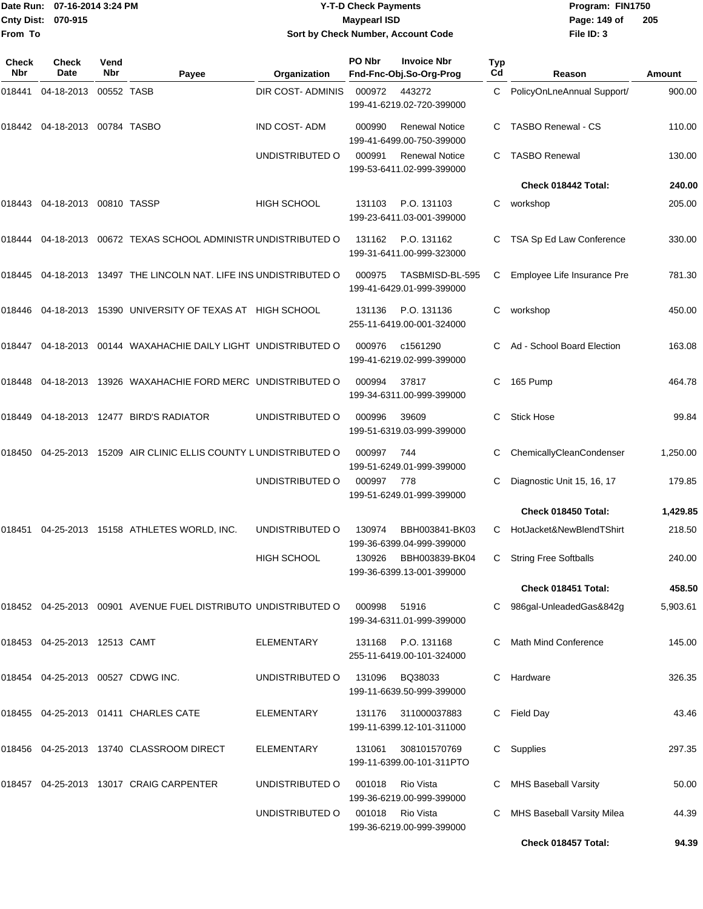**Date Run: 07-16-2014 3:24 PM**
**Cnty Dist: 070-915**
**From To**

# Y-T-D Check Payments
## Maypearl ISD
### Sort by Check Number, Account Code

**Program: FIN1750**
**File ID: 3**

| Check Nbr | Check Date | Vend Nbr | Payee | Organization | PO Nbr | Invoice Nbr / Fnd-Fnc-Obj.So-Org-Prog | Typ Cd | Reason | Amount |
|---|---|---|---|---|---|---|---|---|---|
| 018441 | 04-18-2013 | 00552 | TASB | DIR COST- ADMINIS | 000972 | 443272 / 199-41-6219.02-720-399000 | C | PolicyOnLneAnnual Support/ | 900.00 |
| 018442 | 04-18-2013 | 00784 | TASBO | IND COST- ADM | 000990 | Renewal Notice / 199-41-6499.00-750-399000 | C | TASBO Renewal - CS | 110.00 |
| | | | | UNDISTRIBUTED O | 000991 | Renewal Notice / 199-53-6411.02-999-399000 | C | TASBO Renewal | 130.00 |
| | | | | | | | | **Check 018442 Total:** | **240.00** |
| 018443 | 04-18-2013 | 00810 | TASSP | HIGH SCHOOL | 131103 | P.O. 131103 / 199-23-6411.03-001-399000 | C | workshop | 205.00 |
| 018444 | 04-18-2013 | 00672 | TEXAS SCHOOL ADMINISTR | UNDISTRIBUTED O | 131162 | P.O. 131162 / 199-31-6411.00-999-323000 | C | TSA Sp Ed Law Conference | 330.00 |
| 018445 | 04-18-2013 | 13497 | THE LINCOLN NAT. LIFE INS | UNDISTRIBUTED O | 000975 | TASBMISD-BL-595 / 199-41-6429.01-999-399000 | C | Employee Life Insurance Pre | 781.30 |
| 018446 | 04-18-2013 | 15390 | UNIVERSITY OF TEXAS AT | HIGH SCHOOL | 131136 | P.O. 131136 / 255-11-6419.00-001-324000 | C | workshop | 450.00 |
| 018447 | 04-18-2013 | 00144 | WAXAHACHIE DAILY LIGHT | UNDISTRIBUTED O | 000976 | c1561290 / 199-41-6219.02-999-399000 | C | Ad - School Board Election | 163.08 |
| 018448 | 04-18-2013 | 13926 | WAXAHACHIE FORD MERC | UNDISTRIBUTED O | 000994 | 37817 / 199-34-6311.00-999-399000 | C | 165 Pump | 464.78 |
| 018449 | 04-18-2013 | 12477 | BIRD'S RADIATOR | UNDISTRIBUTED O | 000996 | 39609 / 199-51-6319.03-999-399000 | C | Stick Hose | 99.84 |
| 018450 | 04-25-2013 | 15209 | AIR CLINIC ELLIS COUNTY L | UNDISTRIBUTED O | 000997 | 744 / 199-51-6249.01-999-399000 | C | ChemicallyCleanCondenser | 1,250.00 |
| | | | | UNDISTRIBUTED O | 000997 | 778 / 199-51-6249.01-999-399000 | C | Diagnostic Unit 15, 16, 17 | 179.85 |
| | | | | | | | | **Check 018450 Total:** | **1,429.85** |
| 018451 | 04-25-2013 | 15158 | ATHLETES WORLD, INC. | UNDISTRIBUTED O | 130974 | BBH003841-BK03 / 199-36-6399.04-999-399000 | C | HotJacket&NewBlendTShirt | 218.50 |
| | | | | HIGH SCHOOL | 130926 | BBH003839-BK04 / 199-36-6399.13-001-399000 | C | String Free Softballs | 240.00 |
| | | | | | | | | **Check 018451 Total:** | **458.50** |
| 018452 | 04-25-2013 | 00901 | AVENUE FUEL DISTRIBUTO | UNDISTRIBUTED O | 000998 | 51916 / 199-34-6311.01-999-399000 | C | 986gal-UnleadedGas&842g | 5,903.61 |
| 018453 | 04-25-2013 | 12513 | CAMT | ELEMENTARY | 131168 | P.O. 131168 / 255-11-6419.00-101-324000 | C | Math Mind Conference | 145.00 |
| 018454 | 04-25-2013 | 00527 | CDWG INC. | UNDISTRIBUTED O | 131096 | BQ38033 / 199-11-6639.50-999-399000 | C | Hardware | 326.35 |
| 018455 | 04-25-2013 | 01411 | CHARLES CATE | ELEMENTARY | 131176 | 311000037883 / 199-11-6399.12-101-311000 | C | Field Day | 43.46 |
| 018456 | 04-25-2013 | 13740 | CLASSROOM DIRECT | ELEMENTARY | 131061 | 308101570769 / 199-11-6399.00-101-311PTO | C | Supplies | 297.35 |
| 018457 | 04-25-2013 | 13017 | CRAIG CARPENTER | UNDISTRIBUTED O | 001018 | Rio Vista / 199-36-6219.00-999-399000 | C | MHS Baseball Varsity | 50.00 |
| | | | | UNDISTRIBUTED O | 001018 | Rio Vista / 199-36-6219.00-999-399000 | C | MHS Baseball Varsity Milea | 44.39 |
| | | | | | | | | **Check 018457 Total:** | **94.39** |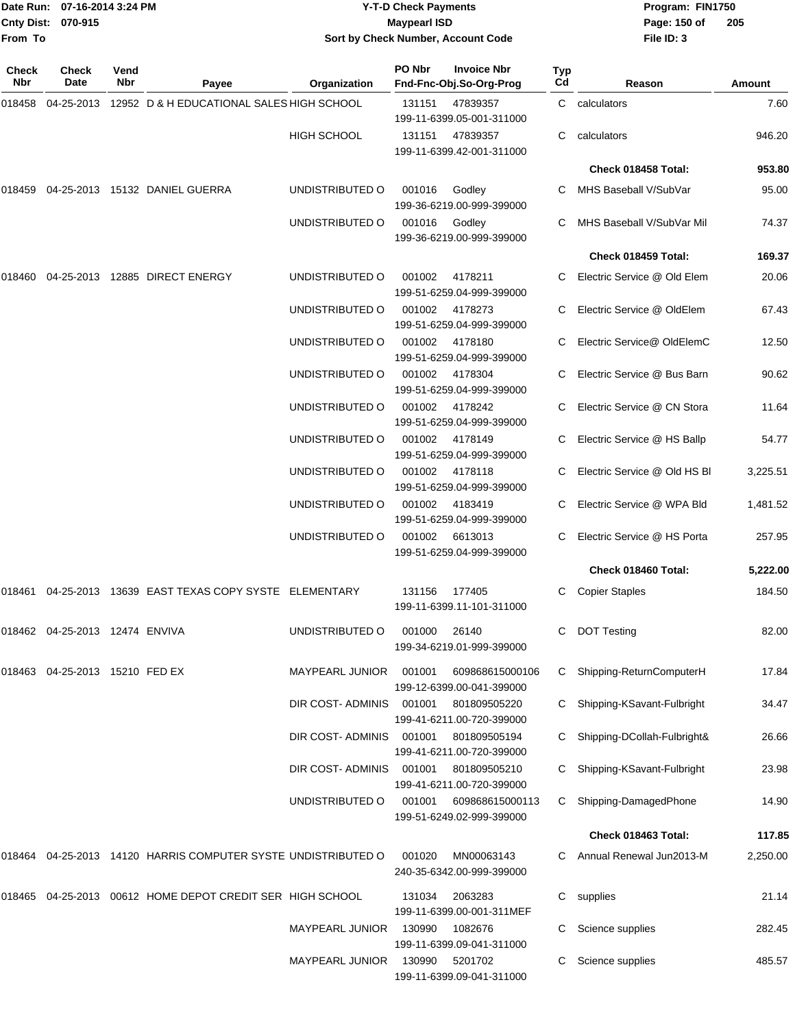**Y-T-D Check Payments**

**Maypearl ISD**

**Sort by Check Number, Account Code**

Date Run: 07-16-2014 3:24 PM
Cnty Dist: 070-915
From To

Program: FIN1750
File ID: 3

| Check Nbr | Check Date | Vend Nbr | Payee | Organization | PO Nbr / Fnd-Fnc-Obj.So-Org-Prog | Invoice Nbr | Typ Cd | Reason | Amount |
|---|---|---|---|---|---|---|---|---|---|
| 018458 | 04-25-2013 | 12952 | D & H EDUCATIONAL SALES | HIGH SCHOOL | 131151 / 199-11-6399.05-001-311000 | 47839357 | C | calculators | 7.60 |
| | | | | HIGH SCHOOL | 131151 / 199-11-6399.42-001-311000 | 47839357 | C | calculators | 946.20 |
| | | | | | | | | **Check 018458 Total:** | **953.80** |
| 018459 | 04-25-2013 | 15132 | DANIEL GUERRA | UNDISTRIBUTED O | 001016 / 199-36-6219.00-999-399000 | Godley | C | MHS Baseball V/SubVar | 95.00 |
| | | | | UNDISTRIBUTED O | 001016 / 199-36-6219.00-999-399000 | Godley | C | MHS Baseball V/SubVar Mil | 74.37 |
| | | | | | | | | **Check 018459 Total:** | **169.37** |
| 018460 | 04-25-2013 | 12885 | DIRECT ENERGY | UNDISTRIBUTED O | 001002 / 199-51-6259.04-999-399000 | 4178211 | C | Electric Service @ Old Elem | 20.06 |
| | | | | UNDISTRIBUTED O | 001002 / 199-51-6259.04-999-399000 | 4178273 | C | Electric Service @ OldElem | 67.43 |
| | | | | UNDISTRIBUTED O | 001002 / 199-51-6259.04-999-399000 | 4178180 | C | Electric Service@ OldElemC | 12.50 |
| | | | | UNDISTRIBUTED O | 001002 / 199-51-6259.04-999-399000 | 4178304 | C | Electric Service @ Bus Barn | 90.62 |
| | | | | UNDISTRIBUTED O | 001002 / 199-51-6259.04-999-399000 | 4178242 | C | Electric Service @ CN Stora | 11.64 |
| | | | | UNDISTRIBUTED O | 001002 / 199-51-6259.04-999-399000 | 4178149 | C | Electric Service @ HS Ballp | 54.77 |
| | | | | UNDISTRIBUTED O | 001002 / 199-51-6259.04-999-399000 | 4178118 | C | Electric Service @ Old HS Bl | 3,225.51 |
| | | | | UNDISTRIBUTED O | 001002 / 199-51-6259.04-999-399000 | 4183419 | C | Electric Service @ WPA Bld | 1,481.52 |
| | | | | UNDISTRIBUTED O | 001002 / 199-51-6259.04-999-399000 | 6613013 | C | Electric Service @ HS Porta | 257.95 |
| | | | | | | | | **Check 018460 Total:** | **5,222.00** |
| 018461 | 04-25-2013 | 13639 | EAST TEXAS COPY SYSTE | ELEMENTARY | 131156 / 199-11-6399.11-101-311000 | 177405 | C | Copier Staples | 184.50 |
| 018462 | 04-25-2013 | 12474 | ENVIVA | UNDISTRIBUTED O | 001000 / 199-34-6219.01-999-399000 | 26140 | C | DOT Testing | 82.00 |
| 018463 | 04-25-2013 | 15210 | FED EX | MAYPEARL JUNIOR | 001001 / 199-12-6399.00-041-399000 | 609868615000106 | C | Shipping-ReturnComputerH | 17.84 |
| | | | | DIR COST- ADMINIS | 001001 / 199-41-6211.00-720-399000 | 801809505220 | C | Shipping-KSavant-Fulbright | 34.47 |
| | | | | DIR COST- ADMINIS | 001001 / 199-41-6211.00-720-399000 | 801809505194 | C | Shipping-DCollah-Fulbright& | 26.66 |
| | | | | DIR COST- ADMINIS | 001001 / 199-41-6211.00-720-399000 | 801809505210 | C | Shipping-KSavant-Fulbright | 23.98 |
| | | | | UNDISTRIBUTED O | 001001 / 199-51-6249.02-999-399000 | 609868615000113 | C | Shipping-DamagedPhone | 14.90 |
| | | | | | | | | **Check 018463 Total:** | **117.85** |
| 018464 | 04-25-2013 | 14120 | HARRIS COMPUTER SYSTE | UNDISTRIBUTED O | 001020 / 240-35-6342.00-999-399000 | MN00063143 | C | Annual Renewal Jun2013-M | 2,250.00 |
| 018465 | 04-25-2013 | 00612 | HOME DEPOT CREDIT SER | HIGH SCHOOL | 131034 / 199-11-6399.00-001-311MEF | 2063283 | C | supplies | 21.14 |
| | | | | MAYPEARL JUNIOR | 130990 / 199-11-6399.09-041-311000 | 1082676 | C | Science supplies | 282.45 |
| | | | | MAYPEARL JUNIOR | 130990 / 199-11-6399.09-041-311000 | 5201702 | C | Science supplies | 485.57 |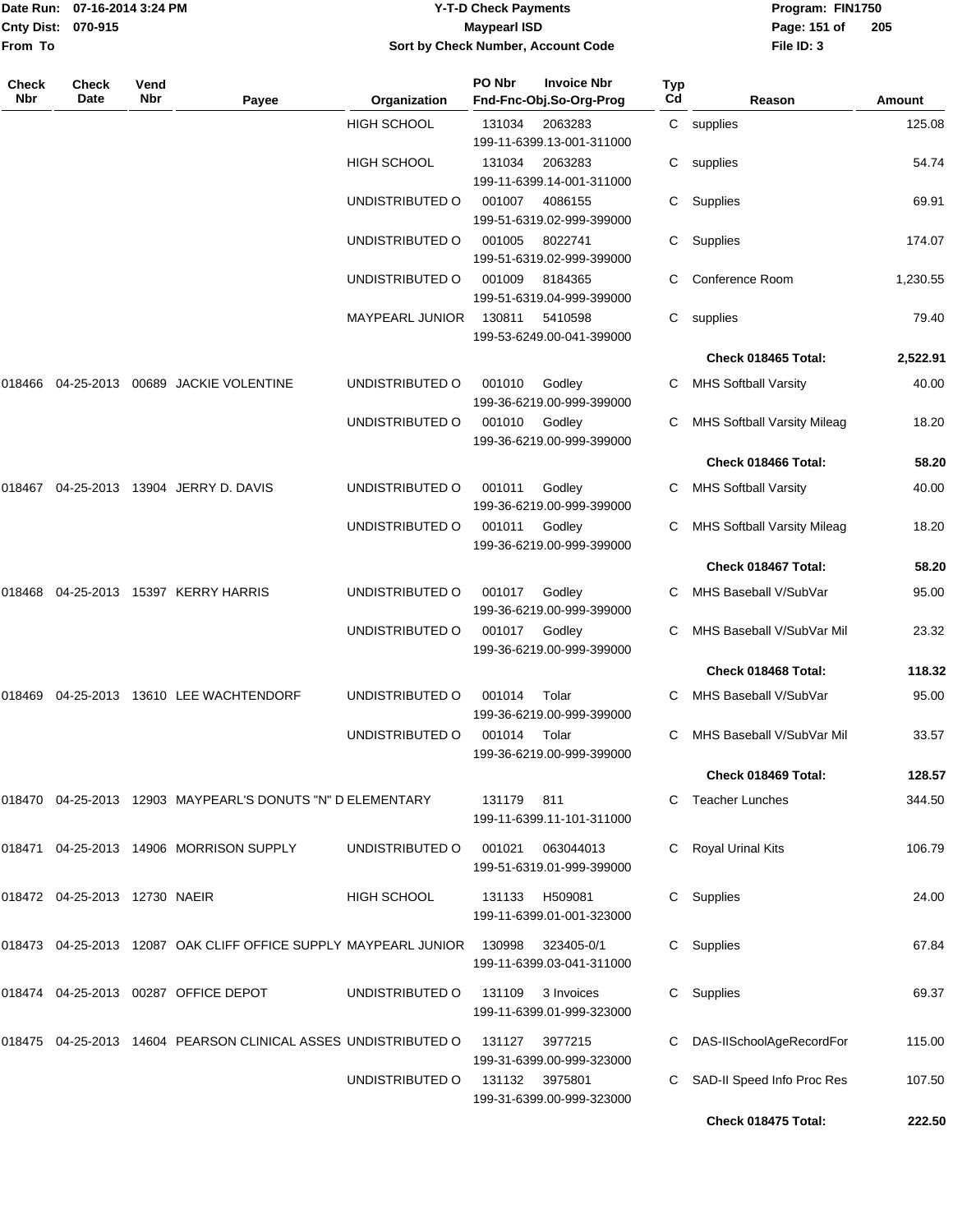| Check Nbr | Check Date | Vend Nbr | Payee | Organization | PO Nbr Fnd-Fnc-Obj.So-Org-Prog | Invoice Nbr | Typ Cd | Reason | Amount |
|---|---|---|---|---|---|---|---|---|---|
| | | | | HIGH SCHOOL | 131034 199-11-6399.13-001-311000 | 2063283 | C | supplies | 125.08 |
| | | | | HIGH SCHOOL | 131034 199-11-6399.14-001-311000 | 2063283 | C | supplies | 54.74 |
| | | | | UNDISTRIBUTED O | 001007 199-51-6319.02-999-399000 | 4086155 | C | Supplies | 69.91 |
| | | | | UNDISTRIBUTED O | 001005 199-51-6319.02-999-399000 | 8022741 | C | Supplies | 174.07 |
| | | | | UNDISTRIBUTED O | 001009 199-51-6319.04-999-399000 | 8184365 | C | Conference Room | 1,230.55 |
| | | | | MAYPEARL JUNIOR | 130811 199-53-6249.00-041-399000 | 5410598 | C | supplies | 79.40 |
| | | | | | | | | **Check 018465 Total:** | **2,522.91** |
| 018466 | 04-25-2013 | 00689 | JACKIE VOLENTINE | UNDISTRIBUTED O | 001010 199-36-6219.00-999-399000 | Godley | C | MHS Softball Varsity | 40.00 |
| | | | | UNDISTRIBUTED O | 001010 199-36-6219.00-999-399000 | Godley | C | MHS Softball Varsity Mileag | 18.20 |
| | | | | | | | | **Check 018466 Total:** | **58.20** |
| 018467 | 04-25-2013 | 13904 | JERRY D. DAVIS | UNDISTRIBUTED O | 001011 199-36-6219.00-999-399000 | Godley | C | MHS Softball Varsity | 40.00 |
| | | | | UNDISTRIBUTED O | 001011 199-36-6219.00-999-399000 | Godley | C | MHS Softball Varsity Mileag | 18.20 |
| | | | | | | | | **Check 018467 Total:** | **58.20** |
| 018468 | 04-25-2013 | 15397 | KERRY HARRIS | UNDISTRIBUTED O | 001017 199-36-6219.00-999-399000 | Godley | C | MHS Baseball V/SubVar | 95.00 |
| | | | | UNDISTRIBUTED O | 001017 199-36-6219.00-999-399000 | Godley | C | MHS Baseball V/SubVar Mil | 23.32 |
| | | | | | | | | **Check 018468 Total:** | **118.32** |
| 018469 | 04-25-2013 | 13610 | LEE WACHTENDORF | UNDISTRIBUTED O | 001014 199-36-6219.00-999-399000 | Tolar | C | MHS Baseball V/SubVar | 95.00 |
| | | | | UNDISTRIBUTED O | 001014 199-36-6219.00-999-399000 | Tolar | C | MHS Baseball V/SubVar Mil | 33.57 |
| | | | | | | | | **Check 018469 Total:** | **128.57** |
| 018470 | 04-25-2013 | 12903 | MAYPEARL'S DONUTS "N" D | ELEMENTARY | 131179 199-11-6399.11-101-311000 | 811 | C | Teacher Lunches | 344.50 |
| 018471 | 04-25-2013 | 14906 | MORRISON SUPPLY | UNDISTRIBUTED O | 001021 199-51-6319.01-999-399000 | 063044013 | C | Royal Urinal Kits | 106.79 |
| 018472 | 04-25-2013 | 12730 | NAEIR | HIGH SCHOOL | 131133 199-11-6399.01-001-323000 | H509081 | C | Supplies | 24.00 |
| 018473 | 04-25-2013 | 12087 | OAK CLIFF OFFICE SUPPLY | MAYPEARL JUNIOR | 130998 199-11-6399.03-041-311000 | 323405-0/1 | C | Supplies | 67.84 |
| 018474 | 04-25-2013 | 00287 | OFFICE DEPOT | UNDISTRIBUTED O | 131109 199-11-6399.01-999-323000 | 3 Invoices | C | Supplies | 69.37 |
| 018475 | 04-25-2013 | 14604 | PEARSON CLINICAL ASSES | UNDISTRIBUTED O | 131127 199-31-6399.00-999-323000 | 3977215 | C | DAS-IISchoolAgeRecordFor | 115.00 |
| | | | | UNDISTRIBUTED O | 131132 199-31-6399.00-999-323000 | 3975801 | C | SAD-II Speed Info Proc Res | 107.50 |
| | | | | | | | | **Check 018475 Total:** | **222.50** |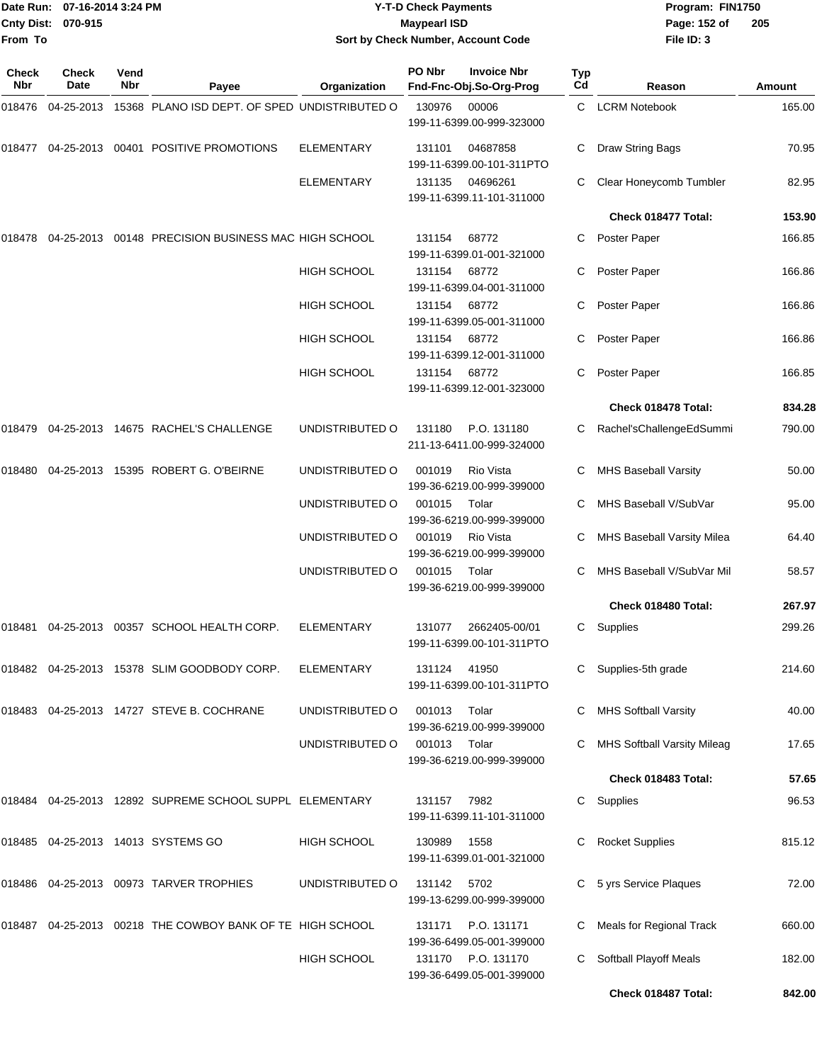Date Run: 07-16-2014 3:24 PM
Cnty Dist: 070-915
From To

# Y-T-D Check Payments
## Maypearl ISD
### Sort by Check Number, Account Code

Program: FIN1750
File ID: 3

| Check Nbr | Check Date | Vend Nbr | Payee | Organization | PO Nbr / Fnd-Fnc-Obj.So-Org-Prog | Invoice Nbr | Typ Cd | Reason | Amount |
|---|---|---|---|---|---|---|---|---|---|
| 018476 | 04-25-2013 | 15368 | PLANO ISD DEPT. OF SPED | UNDISTRIBUTED O | 130976 / 199-11-6399.00-999-323000 | 00006 | C | LCRM Notebook | 165.00 |
| 018477 | 04-25-2013 | 00401 | POSITIVE PROMOTIONS | ELEMENTARY | 131101 / 199-11-6399.00-101-311PTO | 04687858 | C | Draw String Bags | 70.95 |
| | | | | ELEMENTARY | 131135 / 199-11-6399.11-101-311000 | 04696261 | C | Clear Honeycomb Tumbler | 82.95 |
| | | | | | | | | **Check 018477 Total:** | **153.90** |
| 018478 | 04-25-2013 | 00148 | PRECISION BUSINESS MAC | HIGH SCHOOL | 131154 / 199-11-6399.01-001-321000 | 68772 | C | Poster Paper | 166.85 |
| | | | | HIGH SCHOOL | 131154 / 199-11-6399.04-001-311000 | 68772 | C | Poster Paper | 166.86 |
| | | | | HIGH SCHOOL | 131154 / 199-11-6399.05-001-311000 | 68772 | C | Poster Paper | 166.86 |
| | | | | HIGH SCHOOL | 131154 / 199-11-6399.12-001-311000 | 68772 | C | Poster Paper | 166.86 |
| | | | | HIGH SCHOOL | 131154 / 199-11-6399.12-001-323000 | 68772 | C | Poster Paper | 166.85 |
| | | | | | | | | **Check 018478 Total:** | **834.28** |
| 018479 | 04-25-2013 | 14675 | RACHEL'S CHALLENGE | UNDISTRIBUTED O | 131180 / 211-13-6411.00-999-324000 | P.O. 131180 | C | Rachel'sChallengeEdSummi | 790.00 |
| 018480 | 04-25-2013 | 15395 | ROBERT G. O'BEIRNE | UNDISTRIBUTED O | 001019 / 199-36-6219.00-999-399000 | Rio Vista | C | MHS Baseball Varsity | 50.00 |
| | | | | UNDISTRIBUTED O | 001015 / 199-36-6219.00-999-399000 | Tolar | C | MHS Baseball V/SubVar | 95.00 |
| | | | | UNDISTRIBUTED O | 001019 / 199-36-6219.00-999-399000 | Rio Vista | C | MHS Baseball Varsity Milea | 64.40 |
| | | | | UNDISTRIBUTED O | 001015 / 199-36-6219.00-999-399000 | Tolar | C | MHS Baseball V/SubVar Mil | 58.57 |
| | | | | | | | | **Check 018480 Total:** | **267.97** |
| 018481 | 04-25-2013 | 00357 | SCHOOL HEALTH CORP. | ELEMENTARY | 131077 / 199-11-6399.00-101-311PTO | 2662405-00/01 | C | Supplies | 299.26 |
| 018482 | 04-25-2013 | 15378 | SLIM GOODBODY CORP. | ELEMENTARY | 131124 / 199-11-6399.00-101-311PTO | 41950 | C | Supplies-5th grade | 214.60 |
| 018483 | 04-25-2013 | 14727 | STEVE B. COCHRANE | UNDISTRIBUTED O | 001013 / 199-36-6219.00-999-399000 | Tolar | C | MHS Softball Varsity | 40.00 |
| | | | | UNDISTRIBUTED O | 001013 / 199-36-6219.00-999-399000 | Tolar | C | MHS Softball Varsity Mileag | 17.65 |
| | | | | | | | | **Check 018483 Total:** | **57.65** |
| 018484 | 04-25-2013 | 12892 | SUPREME SCHOOL SUPPL | ELEMENTARY | 131157 / 199-11-6399.11-101-311000 | 7982 | C | Supplies | 96.53 |
| 018485 | 04-25-2013 | 14013 | SYSTEMS GO | HIGH SCHOOL | 130989 / 199-11-6399.01-001-321000 | 1558 | C | Rocket Supplies | 815.12 |
| 018486 | 04-25-2013 | 00973 | TARVER TROPHIES | UNDISTRIBUTED O | 131142 / 199-13-6299.00-999-399000 | 5702 | C | 5 yrs Service Plaques | 72.00 |
| 018487 | 04-25-2013 | 00218 | THE COWBOY BANK OF TE | HIGH SCHOOL | 131171 / 199-36-6499.05-001-399000 | P.O. 131171 | C | Meals for Regional Track | 660.00 |
| | | | | HIGH SCHOOL | 131170 / 199-36-6499.05-001-399000 | P.O. 131170 | C | Softball Playoff Meals | 182.00 |
| | | | | | | | | **Check 018487 Total:** | **842.00** |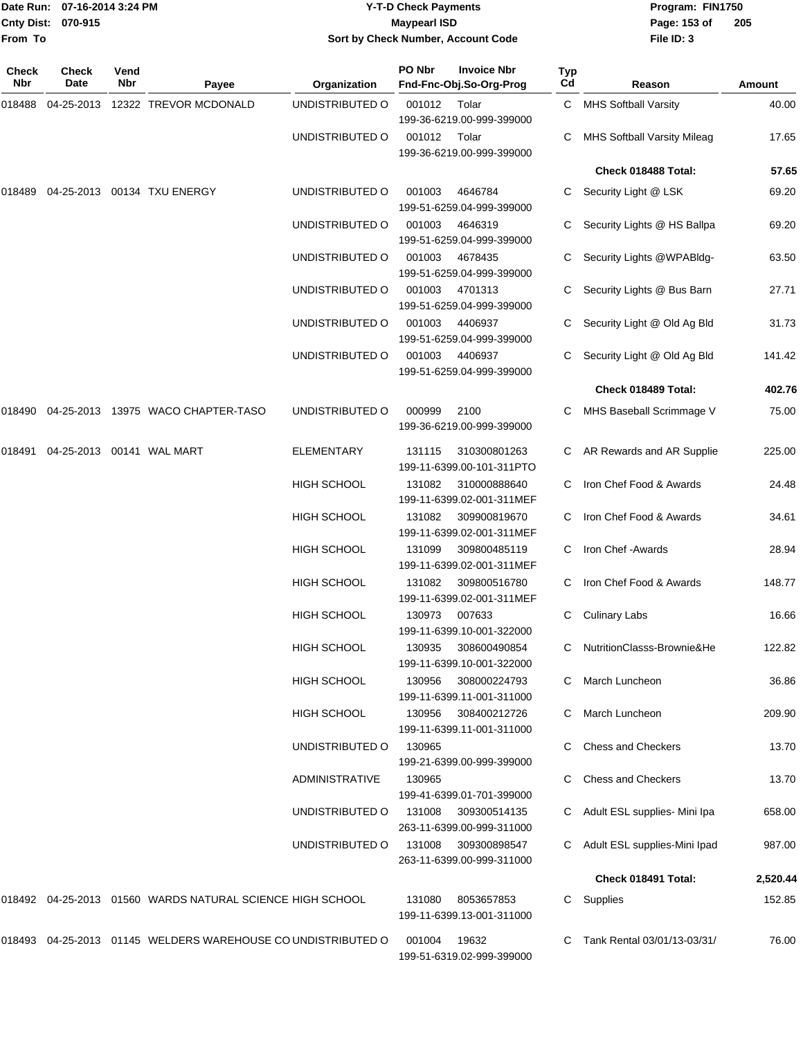# Y-T-D Check Payments

**Maypearl ISD**

**Sort by Check Number, Account Code**

Date Run: 07-16-2014 3:24 PM
Cnty Dist: 070-915
From To

Program: FIN1750
File ID: 3

| Check Nbr | Check Date | Vend Nbr | Payee | Organization | PO Nbr / Invoice Nbr / Fnd-Fnc-Obj.So-Org-Prog | Typ Cd | Reason | Amount |
|---|---|---|---|---|---|---|---|---|
| 018488 | 04-25-2013 | 12322 | TREVOR MCDONALD | UNDISTRIBUTED O | 001012 Tolar 199-36-6219.00-999-399000 | C | MHS Softball Varsity | 40.00 |
| | | | | UNDISTRIBUTED O | 001012 Tolar 199-36-6219.00-999-399000 | C | MHS Softball Varsity Mileag | 17.65 |
| | | | | | | | **Check 018488 Total:** | **57.65** |
| 018489 | 04-25-2013 | 00134 | TXU ENERGY | UNDISTRIBUTED O | 001003 4646784 199-51-6259.04-999-399000 | C | Security Light @ LSK | 69.20 |
| | | | | UNDISTRIBUTED O | 001003 4646319 199-51-6259.04-999-399000 | C | Security Lights @ HS Ballpa | 69.20 |
| | | | | UNDISTRIBUTED O | 001003 4678435 199-51-6259.04-999-399000 | C | Security Lights @WPABldg- | 63.50 |
| | | | | UNDISTRIBUTED O | 001003 4701313 199-51-6259.04-999-399000 | C | Security Lights @ Bus Barn | 27.71 |
| | | | | UNDISTRIBUTED O | 001003 4406937 199-51-6259.04-999-399000 | C | Security Light @ Old Ag Bld | 31.73 |
| | | | | UNDISTRIBUTED O | 001003 4406937 199-51-6259.04-999-399000 | C | Security Light @ Old Ag Bld | 141.42 |
| | | | | | | | **Check 018489 Total:** | **402.76** |
| 018490 | 04-25-2013 | 13975 | WACO CHAPTER-TASO | UNDISTRIBUTED O | 000999 2100 199-36-6219.00-999-399000 | C | MHS Baseball Scrimmage V | 75.00 |
| 018491 | 04-25-2013 | 00141 | WAL MART | ELEMENTARY | 131115 310300801263 199-11-6399.00-101-311PTO | C | AR Rewards and AR Supplie | 225.00 |
| | | | | HIGH SCHOOL | 131082 310000888640 199-11-6399.02-001-311MEF | C | Iron Chef Food & Awards | 24.48 |
| | | | | HIGH SCHOOL | 131082 309900819670 199-11-6399.02-001-311MEF | C | Iron Chef Food & Awards | 34.61 |
| | | | | HIGH SCHOOL | 131099 309800485119 199-11-6399.02-001-311MEF | C | Iron Chef -Awards | 28.94 |
| | | | | HIGH SCHOOL | 131082 309800516780 199-11-6399.02-001-311MEF | C | Iron Chef Food & Awards | 148.77 |
| | | | | HIGH SCHOOL | 130973 007633 199-11-6399.10-001-322000 | C | Culinary Labs | 16.66 |
| | | | | HIGH SCHOOL | 130935 308600490854 199-11-6399.10-001-322000 | C | NutritionClasss-Brownie&He | 122.82 |
| | | | | HIGH SCHOOL | 130956 308000224793 199-11-6399.11-001-311000 | C | March Luncheon | 36.86 |
| | | | | HIGH SCHOOL | 130956 308400212726 199-11-6399.11-001-311000 | C | March Luncheon | 209.90 |
| | | | | UNDISTRIBUTED O | 130965 199-21-6399.00-999-399000 | C | Chess and Checkers | 13.70 |
| | | | | ADMINISTRATIVE | 130965 199-41-6399.01-701-399000 | C | Chess and Checkers | 13.70 |
| | | | | UNDISTRIBUTED O | 131008 309300514135 263-11-6399.00-999-311000 | C | Adult ESL supplies- Mini Ipa | 658.00 |
| | | | | UNDISTRIBUTED O | 131008 309300898547 263-11-6399.00-999-311000 | C | Adult ESL supplies-Mini Ipad | 987.00 |
| | | | | | | | **Check 018491 Total:** | **2,520.44** |
| 018492 | 04-25-2013 | 01560 | WARDS NATURAL SCIENCE | HIGH SCHOOL | 131080 8053657853 199-11-6399.13-001-311000 | C | Supplies | 152.85 |
| 018493 | 04-25-2013 | 01145 | WELDERS WAREHOUSE CO | UNDISTRIBUTED O | 001004 19632 199-51-6319.02-999-399000 | C | Tank Rental 03/01/13-03/31/ | 76.00 |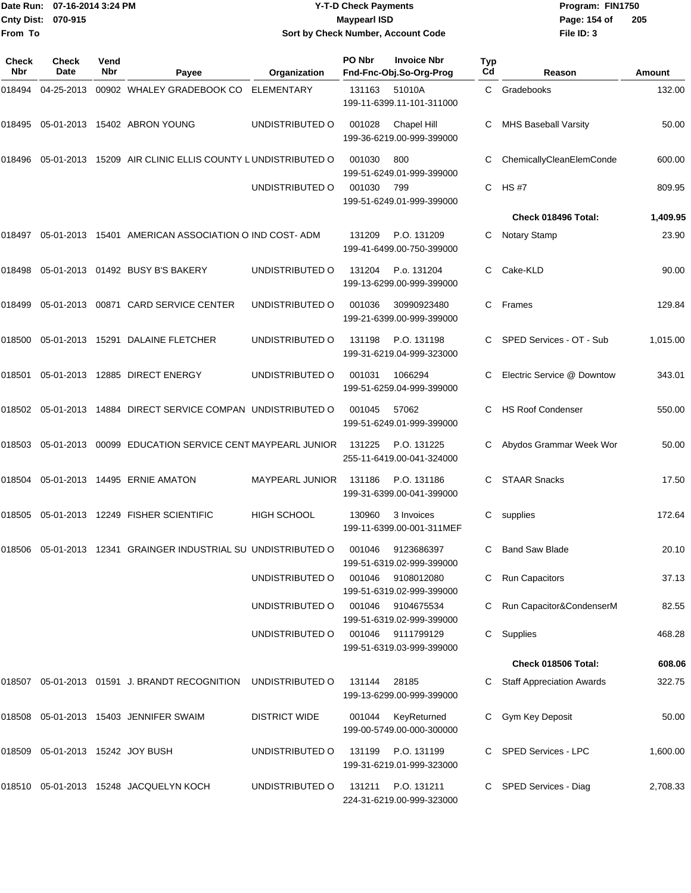Date Run: 07-16-2014 3:24 PM
Cnty Dist: 070-915
From To

# Y-T-D Check Payments
## Maypearl ISD
### Sort by Check Number, Account Code

Program: FIN1750
File ID: 3

| Check Nbr | Check Date | Vend Nbr | Payee | Organization | PO Nbr | Invoice Nbr / Fnd-Fnc-Obj.So-Org-Prog | Typ Cd | Reason | Amount |
|---|---|---|---|---|---|---|---|---|---|
| 018494 | 04-25-2013 | 00902 | WHALEY GRADEBOOK CO | ELEMENTARY | 131163 | 51010A 199-11-6399.11-101-311000 | C | Gradebooks | 132.00 |
| 018495 | 05-01-2013 | 15402 | ABRON YOUNG | UNDISTRIBUTED O | 001028 | Chapel Hill 199-36-6219.00-999-399000 | C | MHS Baseball Varsity | 50.00 |
| 018496 | 05-01-2013 | 15209 | AIR CLINIC ELLIS COUNTY L | UNDISTRIBUTED O | 001030 | 800 199-51-6249.01-999-399000 | C | ChemicallyCleanElemConde | 600.00 |
| | | | | UNDISTRIBUTED O | 001030 | 799 199-51-6249.01-999-399000 | C | HS #7 | 809.95 |
| | | | | | | | | **Check 018496 Total:** | **1,409.95** |
| 018497 | 05-01-2013 | 15401 | AMERICAN ASSOCIATION O | IND COST- ADM | 131209 | P.O. 131209 199-41-6499.00-750-399000 | C | Notary Stamp | 23.90 |
| 018498 | 05-01-2013 | 01492 | BUSY B'S BAKERY | UNDISTRIBUTED O | 131204 | P.o. 131204 199-13-6299.00-999-399000 | C | Cake-KLD | 90.00 |
| 018499 | 05-01-2013 | 00871 | CARD SERVICE CENTER | UNDISTRIBUTED O | 001036 | 30990923480 199-21-6399.00-999-399000 | C | Frames | 129.84 |
| 018500 | 05-01-2013 | 15291 | DALAINE FLETCHER | UNDISTRIBUTED O | 131198 | P.O. 131198 199-31-6219.04-999-323000 | C | SPED Services - OT - Sub | 1,015.00 |
| 018501 | 05-01-2013 | 12885 | DIRECT ENERGY | UNDISTRIBUTED O | 001031 | 1066294 199-51-6259.04-999-399000 | C | Electric Service @ Downtow | 343.01 |
| 018502 | 05-01-2013 | 14884 | DIRECT SERVICE COMPAN | UNDISTRIBUTED O | 001045 | 57062 199-51-6249.01-999-399000 | C | HS Roof Condenser | 550.00 |
| 018503 | 05-01-2013 | 00099 | EDUCATION SERVICE CENT | MAYPEARL JUNIOR | 131225 | P.O. 131225 255-11-6419.00-041-324000 | C | Abydos Grammar Week Wor | 50.00 |
| 018504 | 05-01-2013 | 14495 | ERNIE AMATON | MAYPEARL JUNIOR | 131186 | P.O. 131186 199-31-6399.00-041-399000 | C | STAAR Snacks | 17.50 |
| 018505 | 05-01-2013 | 12249 | FISHER SCIENTIFIC | HIGH SCHOOL | 130960 | 3 Invoices 199-11-6399.00-001-311MEF | C | supplies | 172.64 |
| 018506 | 05-01-2013 | 12341 | GRAINGER INDUSTRIAL SU | UNDISTRIBUTED O | 001046 | 9123686397 199-51-6319.02-999-399000 | C | Band Saw Blade | 20.10 |
| | | | | UNDISTRIBUTED O | 001046 | 9108012080 199-51-6319.02-999-399000 | C | Run Capacitors | 37.13 |
| | | | | UNDISTRIBUTED O | 001046 | 9104675534 199-51-6319.02-999-399000 | C | Run Capacitor&CondenserM | 82.55 |
| | | | | UNDISTRIBUTED O | 001046 | 9111799129 199-51-6319.03-999-399000 | C | Supplies | 468.28 |
| | | | | | | | | **Check 018506 Total:** | **608.06** |
| 018507 | 05-01-2013 | 01591 | J. BRANDT RECOGNITION | UNDISTRIBUTED O | 131144 | 28185 199-13-6299.00-999-399000 | C | Staff Appreciation Awards | 322.75 |
| 018508 | 05-01-2013 | 15403 | JENNIFER SWAIM | DISTRICT WIDE | 001044 | KeyReturned 199-00-5749.00-000-300000 | C | Gym Key Deposit | 50.00 |
| 018509 | 05-01-2013 | 15242 | JOY BUSH | UNDISTRIBUTED O | 131199 | P.O. 131199 199-31-6219.01-999-323000 | C | SPED Services - LPC | 1,600.00 |
| 018510 | 05-01-2013 | 15248 | JACQUELYN KOCH | UNDISTRIBUTED O | 131211 | P.O. 131211 224-31-6219.00-999-323000 | C | SPED Services - Diag | 2,708.33 |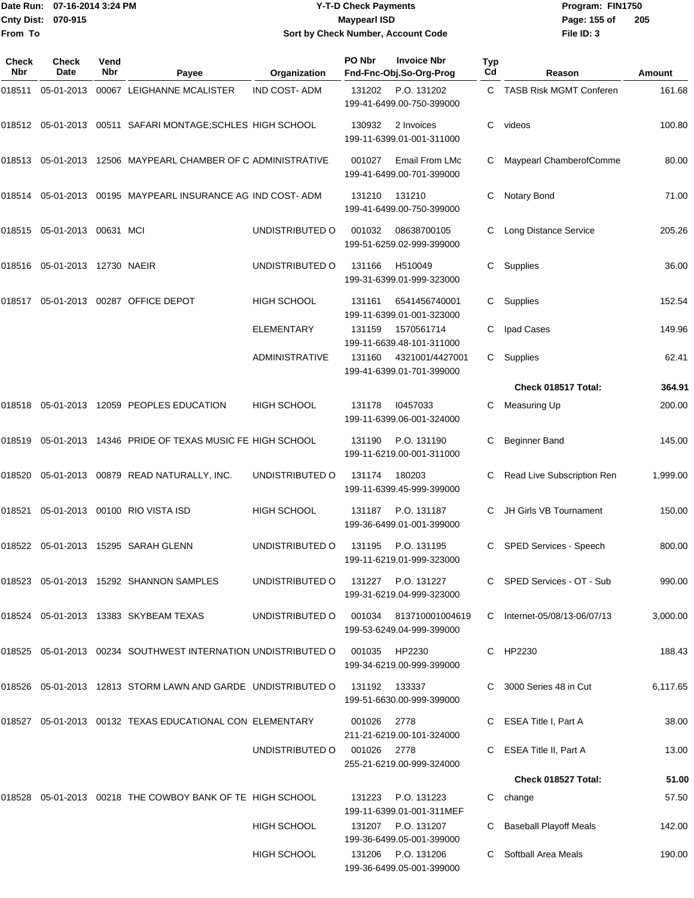Date Run: 07-16-2014 3:24 PM
Cnty Dist: 070-915
From To

# Y-T-D Check Payments
## Maypearl ISD
### Sort by Check Number, Account Code

Program: FIN1750
File ID: 3

| Check Nbr | Check Date | Vend Nbr | Payee | Organization | PO Nbr | Invoice Nbr / Fnd-Fnc-Obj.So-Org-Prog | Typ Cd | Reason | Amount |
|---|---|---|---|---|---|---|---|---|---|
| 018511 | 05-01-2013 | 00067 | LEIGHANNE MCALISTER | IND COST- ADM | 131202 | P.O. 131202 / 199-41-6499.00-750-399000 | C | TASB Risk MGMT Conferen | 161.68 |
| 018512 | 05-01-2013 | 00511 | SAFARI MONTAGE;SCHLES | HIGH SCHOOL | 130932 | 2 Invoices / 199-11-6399.01-001-311000 | C | videos | 100.80 |
| 018513 | 05-01-2013 | 12506 | MAYPEARL CHAMBER OF C | ADMINISTRATIVE | 001027 | Email From LMc / 199-41-6499.00-701-399000 | C | Maypearl ChamberofComme | 80.00 |
| 018514 | 05-01-2013 | 00195 | MAYPEARL INSURANCE AG | IND COST- ADM | 131210 | 131210 / 199-41-6499.00-750-399000 | C | Notary Bond | 71.00 |
| 018515 | 05-01-2013 | 00631 | MCI | UNDISTRIBUTED O | 001032 | 08638700105 / 199-51-6259.02-999-399000 | C | Long Distance Service | 205.26 |
| 018516 | 05-01-2013 | 12730 | NAEIR | UNDISTRIBUTED O | 131166 | H510049 / 199-31-6399.01-999-323000 | C | Supplies | 36.00 |
| 018517 | 05-01-2013 | 00287 | OFFICE DEPOT | HIGH SCHOOL | 131161 | 6541456740001 / 199-11-6399.01-001-323000 | C | Supplies | 152.54 |
| | | | | ELEMENTARY | 131159 | 1570561714 / 199-11-6639.48-101-311000 | C | Ipad Cases | 149.96 |
| | | | | ADMINISTRATIVE | 131160 | 4321001/4427001 / 199-41-6399.01-701-399000 | C | Supplies | 62.41 |
| | | | | | | | | **Check 018517 Total:** | **364.91** |
| 018518 | 05-01-2013 | 12059 | PEOPLES EDUCATION | HIGH SCHOOL | 131178 | I0457033 / 199-11-6399.06-001-324000 | C | Measuring Up | 200.00 |
| 018519 | 05-01-2013 | 14346 | PRIDE OF TEXAS MUSIC FE | HIGH SCHOOL | 131190 | P.O. 131190 / 199-11-6219.00-001-311000 | C | Beginner Band | 145.00 |
| 018520 | 05-01-2013 | 00879 | READ NATURALLY, INC. | UNDISTRIBUTED O | 131174 | 180203 / 199-11-6399.45-999-399000 | C | Read Live Subscription Ren | 1,999.00 |
| 018521 | 05-01-2013 | 00100 | RIO VISTA ISD | HIGH SCHOOL | 131187 | P.O. 131187 / 199-36-6499.01-001-399000 | C | JH Girls VB Tournament | 150.00 |
| 018522 | 05-01-2013 | 15295 | SARAH GLENN | UNDISTRIBUTED O | 131195 | P.O. 131195 / 199-11-6219.01-999-323000 | C | SPED Services - Speech | 800.00 |
| 018523 | 05-01-2013 | 15292 | SHANNON SAMPLES | UNDISTRIBUTED O | 131227 | P.O. 131227 / 199-31-6219.04-999-323000 | C | SPED Services - OT - Sub | 990.00 |
| 018524 | 05-01-2013 | 13383 | SKYBEAM TEXAS | UNDISTRIBUTED O | 001034 | 813710001004619 / 199-53-6249.04-999-399000 | C | Internet-05/08/13-06/07/13 | 3,000.00 |
| 018525 | 05-01-2013 | 00234 | SOUTHWEST INTERNATION | UNDISTRIBUTED O | 001035 | HP2230 / 199-34-6219.00-999-399000 | C | HP2230 | 188.43 |
| 018526 | 05-01-2013 | 12813 | STORM LAWN AND GARDE | UNDISTRIBUTED O | 131192 | 133337 / 199-51-6630.00-999-399000 | C | 3000 Series 48 in Cut | 6,117.65 |
| 018527 | 05-01-2013 | 00132 | TEXAS EDUCATIONAL CON | ELEMENTARY | 001026 | 2778 / 211-21-6219.00-101-324000 | C | ESEA Title I, Part A | 38.00 |
| | | | | UNDISTRIBUTED O | 001026 | 2778 / 255-21-6219.00-999-324000 | C | ESEA Title II, Part A | 13.00 |
| | | | | | | | | **Check 018527 Total:** | **51.00** |
| 018528 | 05-01-2013 | 00218 | THE COWBOY BANK OF TE | HIGH SCHOOL | 131223 | P.O. 131223 / 199-11-6399.01-001-311MEF | C | change | 57.50 |
| | | | | HIGH SCHOOL | 131207 | P.O. 131207 / 199-36-6499.05-001-399000 | C | Baseball Playoff Meals | 142.00 |
| | | | | HIGH SCHOOL | 131206 | P.O. 131206 / 199-36-6499.05-001-399000 | C | Softball Area Meals | 190.00 |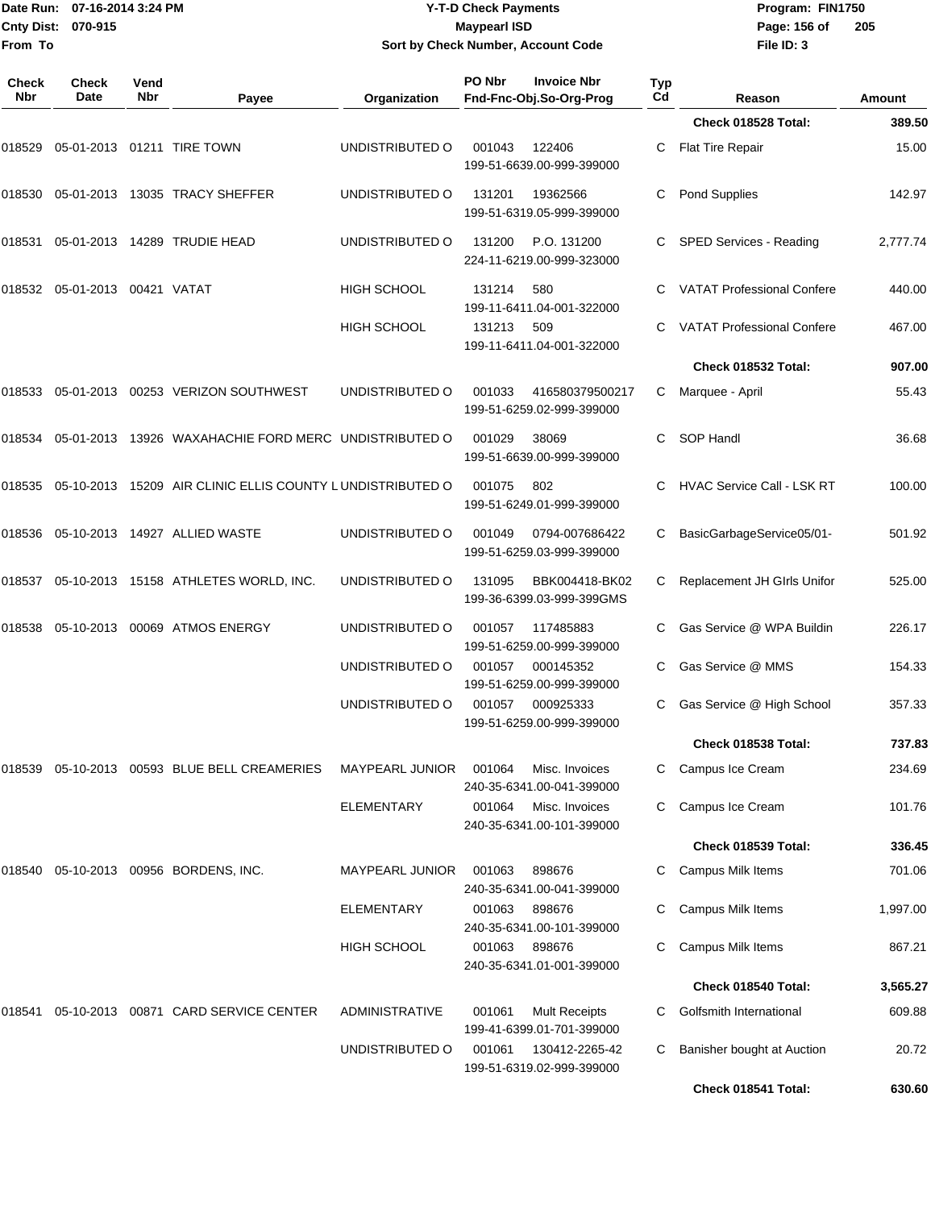# Y-T-D Check Payments

**Maypearl ISD**

**Sort by Check Number, Account Code**

Date Run: 07-16-2014 3:24 PM
Cnty Dist: 070-915
From To

Program: FIN1750
File ID: 3

| Check Nbr | Check Date | Vend Nbr | Payee | Organization | PO Nbr | Invoice Nbr / Fnd-Fnc-Obj.So-Org-Prog | Typ Cd | Reason | Amount |
|---|---|---|---|---|---|---|---|---|---|
| | | | | | | | | **Check 018528 Total:** | **389.50** |
| 018529 | 05-01-2013 | 01211 | TIRE TOWN | UNDISTRIBUTED O | 001043 | 122406 / 199-51-6639.00-999-399000 | C | Flat Tire Repair | 15.00 |
| 018530 | 05-01-2013 | 13035 | TRACY SHEFFER | UNDISTRIBUTED O | 131201 | 19362566 / 199-51-6319.05-999-399000 | C | Pond Supplies | 142.97 |
| 018531 | 05-01-2013 | 14289 | TRUDIE HEAD | UNDISTRIBUTED O | 131200 | P.O. 131200 / 224-11-6219.00-999-323000 | C | SPED Services - Reading | 2,777.74 |
| 018532 | 05-01-2013 | 00421 | VATAT | HIGH SCHOOL | 131214 | 580 / 199-11-6411.04-001-322000 | C | VATAT Professional Confere | 440.00 |
| | | | | HIGH SCHOOL | 131213 | 509 / 199-11-6411.04-001-322000 | C | VATAT Professional Confere | 467.00 |
| | | | | | | | | **Check 018532 Total:** | **907.00** |
| 018533 | 05-01-2013 | 00253 | VERIZON SOUTHWEST | UNDISTRIBUTED O | 001033 | 416580379500217 / 199-51-6259.02-999-399000 | C | Marquee - April | 55.43 |
| 018534 | 05-01-2013 | 13926 | WAXAHACHIE FORD MERC | UNDISTRIBUTED O | 001029 | 38069 / 199-51-6639.00-999-399000 | C | SOP Handl | 36.68 |
| 018535 | 05-10-2013 | 15209 | AIR CLINIC ELLIS COUNTY L | UNDISTRIBUTED O | 001075 | 802 / 199-51-6249.01-999-399000 | C | HVAC Service Call - LSK RT | 100.00 |
| 018536 | 05-10-2013 | 14927 | ALLIED WASTE | UNDISTRIBUTED O | 001049 | 0794-007686422 / 199-51-6259.03-999-399000 | C | BasicGarbageService05/01- | 501.92 |
| 018537 | 05-10-2013 | 15158 | ATHLETES WORLD, INC. | UNDISTRIBUTED O | 131095 | BBK004418-BK02 / 199-36-6399.03-999-399GMS | C | Replacement JH GIrls Unifor | 525.00 |
| 018538 | 05-10-2013 | 00069 | ATMOS ENERGY | UNDISTRIBUTED O | 001057 | 117485883 / 199-51-6259.00-999-399000 | C | Gas Service @ WPA Buildin | 226.17 |
| | | | | UNDISTRIBUTED O | 001057 | 000145352 / 199-51-6259.00-999-399000 | C | Gas Service @ MMS | 154.33 |
| | | | | UNDISTRIBUTED O | 001057 | 000925333 / 199-51-6259.00-999-399000 | C | Gas Service @ High School | 357.33 |
| | | | | | | | | **Check 018538 Total:** | **737.83** |
| 018539 | 05-10-2013 | 00593 | BLUE BELL CREAMERIES | MAYPEARL JUNIOR | 001064 | Misc. Invoices / 240-35-6341.00-041-399000 | C | Campus Ice Cream | 234.69 |
| | | | | ELEMENTARY | 001064 | Misc. Invoices / 240-35-6341.00-101-399000 | C | Campus Ice Cream | 101.76 |
| | | | | | | | | **Check 018539 Total:** | **336.45** |
| 018540 | 05-10-2013 | 00956 | BORDENS, INC. | MAYPEARL JUNIOR | 001063 | 898676 / 240-35-6341.00-041-399000 | C | Campus Milk Items | 701.06 |
| | | | | ELEMENTARY | 001063 | 898676 / 240-35-6341.00-101-399000 | C | Campus Milk Items | 1,997.00 |
| | | | | HIGH SCHOOL | 001063 | 898676 / 240-35-6341.01-001-399000 | C | Campus Milk Items | 867.21 |
| | | | | | | | | **Check 018540 Total:** | **3,565.27** |
| 018541 | 05-10-2013 | 00871 | CARD SERVICE CENTER | ADMINISTRATIVE | 001061 | Mult Receipts / 199-41-6399.01-701-399000 | C | Golfsmith International | 609.88 |
| | | | | UNDISTRIBUTED O | 001061 | 130412-2265-42 / 199-51-6319.02-999-399000 | C | Banisher bought at Auction | 20.72 |
| | | | | | | | | **Check 018541 Total:** | **630.60** |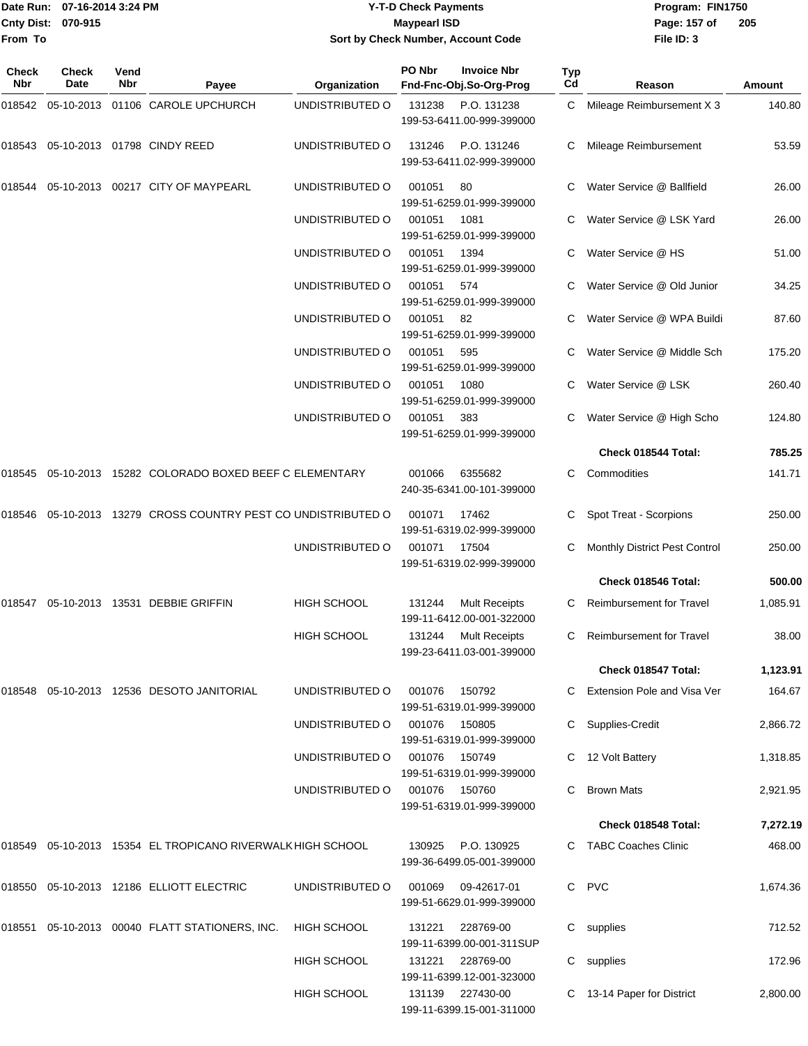# Y-T-D Check Payments

**Maypearl ISD**

**Sort by Check Number, Account Code**

Date Run: 07-16-2014 3:24 PM
Cnty Dist: 070-915
From To

Program: FIN1750
File ID: 3

| Check Nbr | Check Date | Vend Nbr | Payee | Organization | PO Nbr | Invoice Nbr / Fnd-Fnc-Obj.So-Org-Prog | Typ Cd | Reason | Amount |
|---|---|---|---|---|---|---|---|---|---|
| 018542 | 05-10-2013 | 01106 | CAROLE UPCHURCH | UNDISTRIBUTED O | 131238 | P.O. 131238<br>199-53-6411.00-999-399000 | C | Mileage Reimbursement X 3 | 140.80 |
| 018543 | 05-10-2013 | 01798 | CINDY REED | UNDISTRIBUTED O | 131246 | P.O. 131246<br>199-53-6411.02-999-399000 | C | Mileage Reimbursement | 53.59 |
| 018544 | 05-10-2013 | 00217 | CITY OF MAYPEARL | UNDISTRIBUTED O | 001051 | 80<br>199-51-6259.01-999-399000 | C | Water Service @ Ballfield | 26.00 |
| | | | | UNDISTRIBUTED O | 001051 | 1081<br>199-51-6259.01-999-399000 | C | Water Service @ LSK Yard | 26.00 |
| | | | | UNDISTRIBUTED O | 001051 | 1394<br>199-51-6259.01-999-399000 | C | Water Service @ HS | 51.00 |
| | | | | UNDISTRIBUTED O | 001051 | 574<br>199-51-6259.01-999-399000 | C | Water Service @ Old Junior | 34.25 |
| | | | | UNDISTRIBUTED O | 001051 | 82<br>199-51-6259.01-999-399000 | C | Water Service @ WPA Buildi | 87.60 |
| | | | | UNDISTRIBUTED O | 001051 | 595<br>199-51-6259.01-999-399000 | C | Water Service @ Middle Sch | 175.20 |
| | | | | UNDISTRIBUTED O | 001051 | 1080<br>199-51-6259.01-999-399000 | C | Water Service @ LSK | 260.40 |
| | | | | UNDISTRIBUTED O | 001051 | 383<br>199-51-6259.01-999-399000 | C | Water Service @ High Scho | 124.80 |
| | | | | | | | | **Check 018544 Total:** | **785.25** |
| 018545 | 05-10-2013 | 15282 | COLORADO BOXED BEEF C | ELEMENTARY | 001066 | 6355682<br>240-35-6341.00-101-399000 | C | Commodities | 141.71 |
| 018546 | 05-10-2013 | 13279 | CROSS COUNTRY PEST CO | UNDISTRIBUTED O | 001071 | 17462<br>199-51-6319.02-999-399000 | C | Spot Treat - Scorpions | 250.00 |
| | | | | UNDISTRIBUTED O | 001071 | 17504<br>199-51-6319.02-999-399000 | C | Monthly District Pest Control | 250.00 |
| | | | | | | | | **Check 018546 Total:** | **500.00** |
| 018547 | 05-10-2013 | 13531 | DEBBIE GRIFFIN | HIGH SCHOOL | 131244 | Mult Receipts<br>199-11-6412.00-001-322000 | C | Reimbursement for Travel | 1,085.91 |
| | | | | HIGH SCHOOL | 131244 | Mult Receipts<br>199-23-6411.03-001-399000 | C | Reimbursement for Travel | 38.00 |
| | | | | | | | | **Check 018547 Total:** | **1,123.91** |
| 018548 | 05-10-2013 | 12536 | DESOTO JANITORIAL | UNDISTRIBUTED O | 001076 | 150792<br>199-51-6319.01-999-399000 | C | Extension Pole and Visa Ver | 164.67 |
| | | | | UNDISTRIBUTED O | 001076 | 150805<br>199-51-6319.01-999-399000 | C | Supplies-Credit | 2,866.72 |
| | | | | UNDISTRIBUTED O | 001076 | 150749<br>199-51-6319.01-999-399000 | C | 12 Volt Battery | 1,318.85 |
| | | | | UNDISTRIBUTED O | 001076 | 150760<br>199-51-6319.01-999-399000 | C | Brown Mats | 2,921.95 |
| | | | | | | | | **Check 018548 Total:** | **7,272.19** |
| 018549 | 05-10-2013 | 15354 | EL TROPICANO RIVERWALK | HIGH SCHOOL | 130925 | P.O. 130925<br>199-36-6499.05-001-399000 | C | TABC Coaches Clinic | 468.00 |
| 018550 | 05-10-2013 | 12186 | ELLIOTT ELECTRIC | UNDISTRIBUTED O | 001069 | 09-42617-01<br>199-51-6629.01-999-399000 | C | PVC | 1,674.36 |
| 018551 | 05-10-2013 | 00040 | FLATT STATIONERS, INC. | HIGH SCHOOL | 131221 | 228769-00<br>199-11-6399.00-001-311SUP | C | supplies | 712.52 |
| | | | | HIGH SCHOOL | 131221 | 228769-00<br>199-11-6399.12-001-323000 | C | supplies | 172.96 |
| | | | | HIGH SCHOOL | 131139 | 227430-00<br>199-11-6399.15-001-311000 | C | 13-14 Paper for District | 2,800.00 |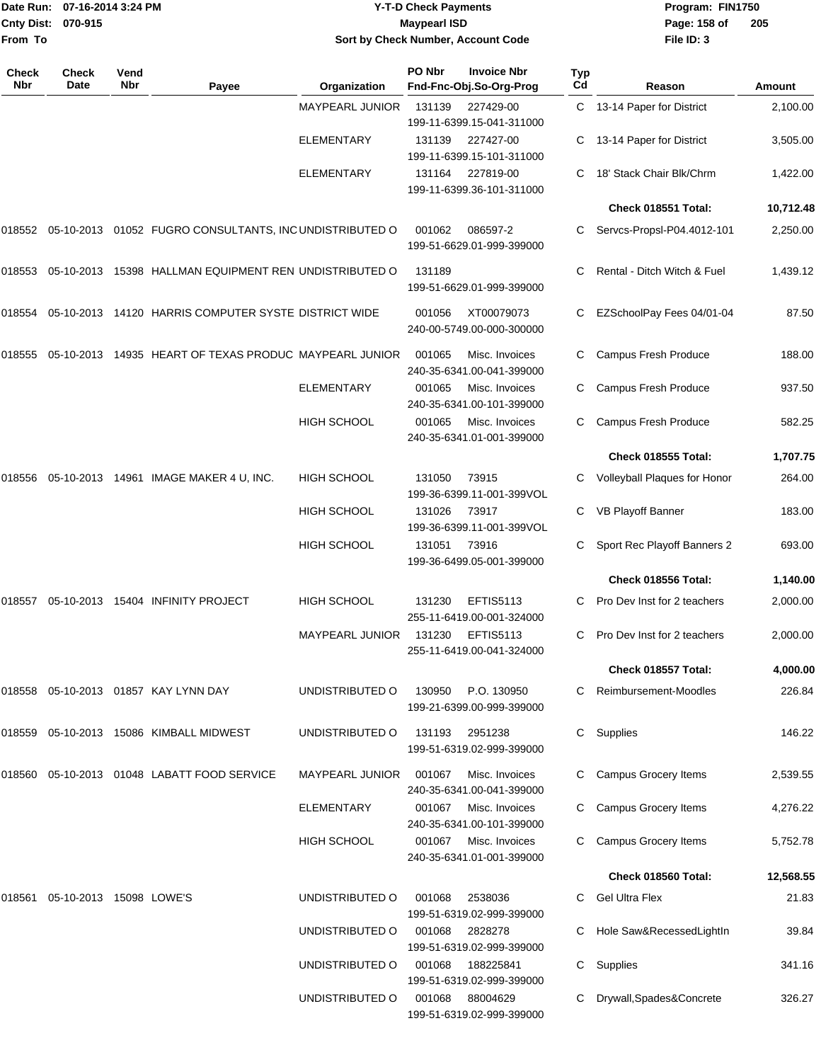Date Run: 07-16-2014 3:24 PM
Cnty Dist: 070-915
From To

**Y-T-D Check Payments**
**Maypearl ISD**
**Sort by Check Number, Account Code**

Program: FIN1750
File ID: 3

| Check Nbr | Check Date | Vend Nbr | Payee | Organization | PO Nbr / Invoice Nbr / Fnd-Fnc-Obj.So-Org-Prog | Typ Cd | Reason | Amount |
|---|---|---|---|---|---|---|---|---|
| | | | | MAYPEARL JUNIOR | 131139 227429-00 199-11-6399.15-041-311000 | C | 13-14 Paper for District | 2,100.00 |
| | | | | ELEMENTARY | 131139 227427-00 199-11-6399.15-101-311000 | C | 13-14 Paper for District | 3,505.00 |
| | | | | ELEMENTARY | 131164 227819-00 199-11-6399.36-101-311000 | C | 18' Stack Chair Blk/Chrm | 1,422.00 |
| | | | | | | | **Check 018551 Total:** | **10,712.48** |
| 018552 | 05-10-2013 | 01052 | FUGRO CONSULTANTS, INC | UNDISTRIBUTED O | 001062 086597-2 199-51-6629.01-999-399000 | C | Servcs-Propsl-P04.4012-101 | 2,250.00 |
| 018553 | 05-10-2013 | 15398 | HALLMAN EQUIPMENT REN | UNDISTRIBUTED O | 131189 199-51-6629.01-999-399000 | C | Rental - Ditch Witch & Fuel | 1,439.12 |
| 018554 | 05-10-2013 | 14120 | HARRIS COMPUTER SYSTE | DISTRICT WIDE | 001056 XT00079073 240-00-5749.00-000-300000 | C | EZSchoolPay Fees 04/01-04 | 87.50 |
| 018555 | 05-10-2013 | 14935 | HEART OF TEXAS PRODUC | MAYPEARL JUNIOR | 001065 Misc. Invoices 240-35-6341.00-041-399000 | C | Campus Fresh Produce | 188.00 |
| | | | | ELEMENTARY | 001065 Misc. Invoices 240-35-6341.00-101-399000 | C | Campus Fresh Produce | 937.50 |
| | | | | HIGH SCHOOL | 001065 Misc. Invoices 240-35-6341.01-001-399000 | C | Campus Fresh Produce | 582.25 |
| | | | | | | | **Check 018555 Total:** | **1,707.75** |
| 018556 | 05-10-2013 | 14961 | IMAGE MAKER 4 U, INC. | HIGH SCHOOL | 131050 73915 199-36-6399.11-001-399VOL | C | Volleyball Plaques for Honor | 264.00 |
| | | | | HIGH SCHOOL | 131026 73917 199-36-6399.11-001-399VOL | C | VB Playoff Banner | 183.00 |
| | | | | HIGH SCHOOL | 131051 73916 199-36-6499.05-001-399000 | C | Sport Rec Playoff Banners 2 | 693.00 |
| | | | | | | | **Check 018556 Total:** | **1,140.00** |
| 018557 | 05-10-2013 | 15404 | INFINITY PROJECT | HIGH SCHOOL | 131230 EFTIS5113 255-11-6419.00-001-324000 | C | Pro Dev Inst for 2 teachers | 2,000.00 |
| | | | | MAYPEARL JUNIOR | 131230 EFTIS5113 255-11-6419.00-041-324000 | C | Pro Dev Inst for 2 teachers | 2,000.00 |
| | | | | | | | **Check 018557 Total:** | **4,000.00** |
| 018558 | 05-10-2013 | 01857 | KAY LYNN DAY | UNDISTRIBUTED O | 130950 P.O. 130950 199-21-6399.00-999-399000 | C | Reimbursement-Moodles | 226.84 |
| 018559 | 05-10-2013 | 15086 | KIMBALL MIDWEST | UNDISTRIBUTED O | 131193 2951238 199-51-6319.02-999-399000 | C | Supplies | 146.22 |
| 018560 | 05-10-2013 | 01048 | LABATT FOOD SERVICE | MAYPEARL JUNIOR | 001067 Misc. Invoices 240-35-6341.00-041-399000 | C | Campus Grocery Items | 2,539.55 |
| | | | | ELEMENTARY | 001067 Misc. Invoices 240-35-6341.00-101-399000 | C | Campus Grocery Items | 4,276.22 |
| | | | | HIGH SCHOOL | 001067 Misc. Invoices 240-35-6341.01-001-399000 | C | Campus Grocery Items | 5,752.78 |
| | | | | | | | **Check 018560 Total:** | **12,568.55** |
| 018561 | 05-10-2013 | 15098 | LOWE'S | UNDISTRIBUTED O | 001068 2538036 199-51-6319.02-999-399000 | C | Gel Ultra Flex | 21.83 |
| | | | | UNDISTRIBUTED O | 001068 2828278 199-51-6319.02-999-399000 | C | Hole Saw&RecessedLightIn | 39.84 |
| | | | | UNDISTRIBUTED O | 001068 188225841 199-51-6319.02-999-399000 | C | Supplies | 341.16 |
| | | | | UNDISTRIBUTED O | 001068 88004629 199-51-6319.02-999-399000 | C | Drywall,Spades&Concrete | 326.27 |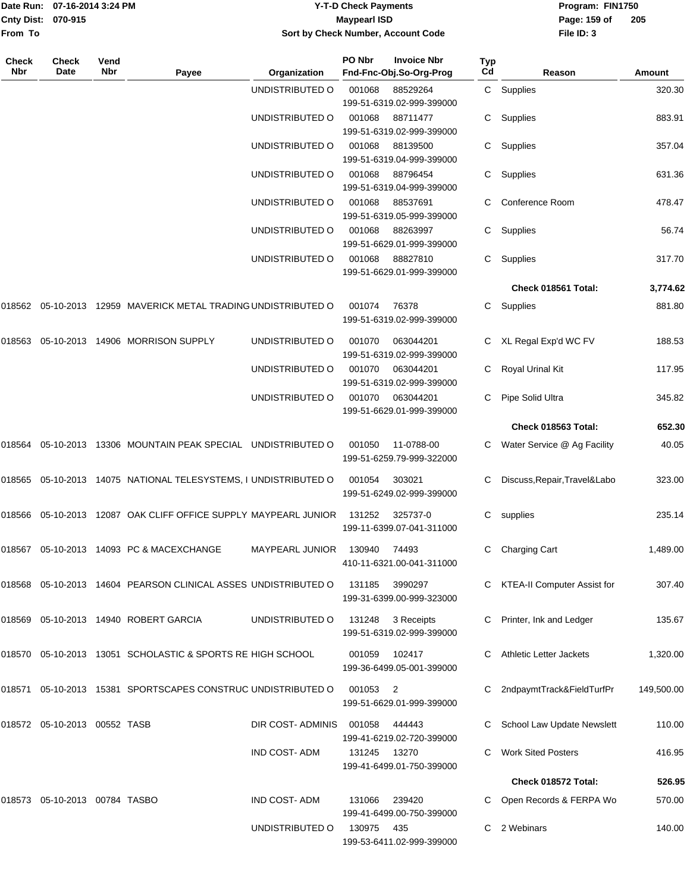| Check Nbr | Check Date | Vend Nbr | Payee | Organization | PO Nbr | Invoice Nbr / Fnd-Fnc-Obj.So-Org-Prog | Typ Cd | Reason | Amount |
|---|---|---|---|---|---|---|---|---|---|
| | | | | UNDISTRIBUTED O | 001068 | 88529264<br>199-51-6319.02-999-399000 | C | Supplies | 320.30 |
| | | | | UNDISTRIBUTED O | 001068 | 88711477<br>199-51-6319.02-999-399000 | C | Supplies | 883.91 |
| | | | | UNDISTRIBUTED O | 001068 | 88139500<br>199-51-6319.04-999-399000 | C | Supplies | 357.04 |
| | | | | UNDISTRIBUTED O | 001068 | 88796454<br>199-51-6319.04-999-399000 | C | Supplies | 631.36 |
| | | | | UNDISTRIBUTED O | 001068 | 88537691<br>199-51-6319.05-999-399000 | C | Conference Room | 478.47 |
| | | | | UNDISTRIBUTED O | 001068 | 88263997<br>199-51-6629.01-999-399000 | C | Supplies | 56.74 |
| | | | | UNDISTRIBUTED O | 001068 | 88827810<br>199-51-6629.01-999-399000 | C | Supplies | 317.70 |
| | | | | | | | | **Check 018561 Total:** | **3,774.62** |
| 018562 | 05-10-2013 | 12959 | MAVERICK METAL TRADING | UNDISTRIBUTED O | 001074 | 76378<br>199-51-6319.02-999-399000 | C | Supplies | 881.80 |
| 018563 | 05-10-2013 | 14906 | MORRISON SUPPLY | UNDISTRIBUTED O | 001070 | 063044201<br>199-51-6319.02-999-399000 | C | XL Regal Exp'd WC FV | 188.53 |
| | | | | UNDISTRIBUTED O | 001070 | 063044201<br>199-51-6319.02-999-399000 | C | Royal Urinal Kit | 117.95 |
| | | | | UNDISTRIBUTED O | 001070 | 063044201<br>199-51-6629.01-999-399000 | C | Pipe Solid Ultra | 345.82 |
| | | | | | | | | **Check 018563 Total:** | **652.30** |
| 018564 | 05-10-2013 | 13306 | MOUNTAIN PEAK SPECIAL | UNDISTRIBUTED O | 001050 | 11-0788-00<br>199-51-6259.79-999-322000 | C | Water Service @ Ag Facility | 40.05 |
| 018565 | 05-10-2013 | 14075 | NATIONAL TELESYSTEMS, I | UNDISTRIBUTED O | 001054 | 303021<br>199-51-6249.02-999-399000 | C | Discuss,Repair,Travel&Labo | 323.00 |
| 018566 | 05-10-2013 | 12087 | OAK CLIFF OFFICE SUPPLY | MAYPEARL JUNIOR | 131252 | 325737-0<br>199-11-6399.07-041-311000 | C | supplies | 235.14 |
| 018567 | 05-10-2013 | 14093 | PC & MACEXCHANGE | MAYPEARL JUNIOR | 130940 | 74493<br>410-11-6321.00-041-311000 | C | Charging Cart | 1,489.00 |
| 018568 | 05-10-2013 | 14604 | PEARSON CLINICAL ASSES | UNDISTRIBUTED O | 131185 | 3990297<br>199-31-6399.00-999-323000 | C | KTEA-II Computer Assist for | 307.40 |
| 018569 | 05-10-2013 | 14940 | ROBERT GARCIA | UNDISTRIBUTED O | 131248 | 3 Receipts<br>199-51-6319.02-999-399000 | C | Printer, Ink and Ledger | 135.67 |
| 018570 | 05-10-2013 | 13051 | SCHOLASTIC & SPORTS RE | HIGH SCHOOL | 001059 | 102417<br>199-36-6499.05-001-399000 | C | Athletic Letter Jackets | 1,320.00 |
| 018571 | 05-10-2013 | 15381 | SPORTSCAPES CONSTRUC | UNDISTRIBUTED O | 001053 | 2<br>199-51-6629.01-999-399000 | C | 2ndpaymtTrack&FieldTurfPr | 149,500.00 |
| 018572 | 05-10-2013 | 00552 | TASB | DIR COST- ADMINIS | 001058 | 444443<br>199-41-6219.02-720-399000 | C | School Law Update Newslett | 110.00 |
| | | | | IND COST- ADM | 131245 | 13270<br>199-41-6499.01-750-399000 | C | Work Sited Posters | 416.95 |
| | | | | | | | | **Check 018572 Total:** | **526.95** |
| 018573 | 05-10-2013 | 00784 | TASBO | IND COST- ADM | 131066 | 239420<br>199-41-6499.00-750-399000 | C | Open Records & FERPA Wo | 570.00 |
| | | | | UNDISTRIBUTED O | 130975 | 435<br>199-53-6411.02-999-399000 | C | 2 Webinars | 140.00 |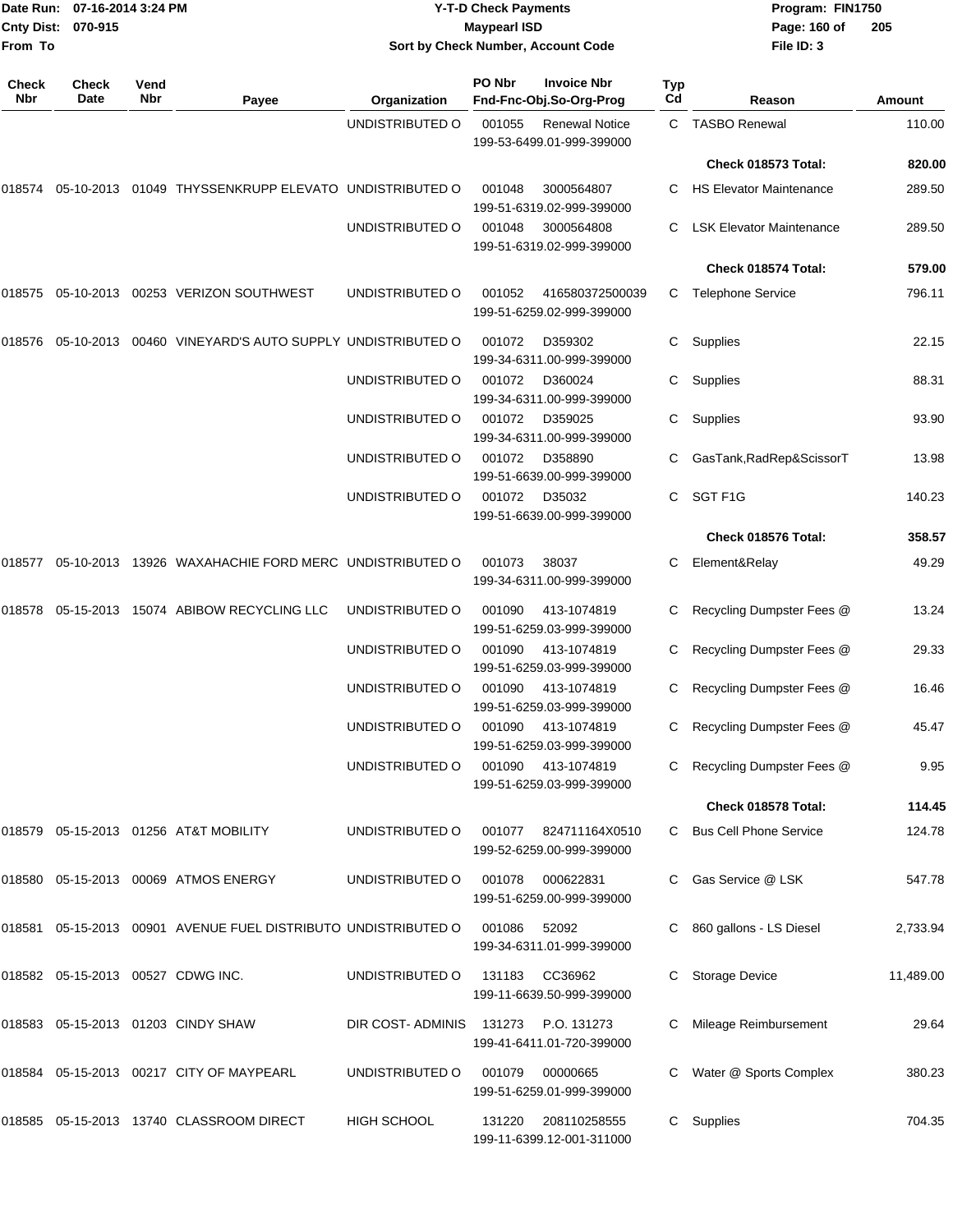| Check Nbr | Check Date | Vend Nbr | Payee | Organization | PO Nbr | Invoice Nbr Fnd-Fnc-Obj.So-Org-Prog | Typ Cd | Reason | Amount |
|---|---|---|---|---|---|---|---|---|---|
| | | | | UNDISTRIBUTED O | 001055 | Renewal Notice 199-53-6499.01-999-399000 | C | TASBO Renewal | 110.00 |
| | | | | | | | | **Check 018573 Total:** | **820.00** |
| 018574 | 05-10-2013 | 01049 | THYSSENKRUPP ELEVATO | UNDISTRIBUTED O | 001048 | 3000564807 199-51-6319.02-999-399000 | C | HS Elevator Maintenance | 289.50 |
| | | | | UNDISTRIBUTED O | 001048 | 3000564808 199-51-6319.02-999-399000 | C | LSK Elevator Maintenance | 289.50 |
| | | | | | | | | **Check 018574 Total:** | **579.00** |
| 018575 | 05-10-2013 | 00253 | VERIZON SOUTHWEST | UNDISTRIBUTED O | 001052 | 416580372500039 199-51-6259.02-999-399000 | C | Telephone Service | 796.11 |
| 018576 | 05-10-2013 | 00460 | VINEYARD'S AUTO SUPPLY | UNDISTRIBUTED O | 001072 | D359302 199-34-6311.00-999-399000 | C | Supplies | 22.15 |
| | | | | UNDISTRIBUTED O | 001072 | D360024 199-34-6311.00-999-399000 | C | Supplies | 88.31 |
| | | | | UNDISTRIBUTED O | 001072 | D359025 199-34-6311.00-999-399000 | C | Supplies | 93.90 |
| | | | | UNDISTRIBUTED O | 001072 | D358890 199-51-6639.00-999-399000 | C | GasTank,RadRep&ScissorT | 13.98 |
| | | | | UNDISTRIBUTED O | 001072 | D35032 199-51-6639.00-999-399000 | C | SGT F1G | 140.23 |
| | | | | | | | | **Check 018576 Total:** | **358.57** |
| 018577 | 05-10-2013 | 13926 | WAXAHACHIE FORD MERC | UNDISTRIBUTED O | 001073 | 38037 199-34-6311.00-999-399000 | C | Element&Relay | 49.29 |
| 018578 | 05-15-2013 | 15074 | ABIBOW RECYCLING LLC | UNDISTRIBUTED O | 001090 | 413-1074819 199-51-6259.03-999-399000 | C | Recycling Dumpster Fees @ | 13.24 |
| | | | | UNDISTRIBUTED O | 001090 | 413-1074819 199-51-6259.03-999-399000 | C | Recycling Dumpster Fees @ | 29.33 |
| | | | | UNDISTRIBUTED O | 001090 | 413-1074819 199-51-6259.03-999-399000 | C | Recycling Dumpster Fees @ | 16.46 |
| | | | | UNDISTRIBUTED O | 001090 | 413-1074819 199-51-6259.03-999-399000 | C | Recycling Dumpster Fees @ | 45.47 |
| | | | | UNDISTRIBUTED O | 001090 | 413-1074819 199-51-6259.03-999-399000 | C | Recycling Dumpster Fees @ | 9.95 |
| | | | | | | | | **Check 018578 Total:** | **114.45** |
| 018579 | 05-15-2013 | 01256 | AT&T MOBILITY | UNDISTRIBUTED O | 001077 | 824711164X0510 199-52-6259.00-999-399000 | C | Bus Cell Phone Service | 124.78 |
| 018580 | 05-15-2013 | 00069 | ATMOS ENERGY | UNDISTRIBUTED O | 001078 | 000622831 199-51-6259.00-999-399000 | C | Gas Service @ LSK | 547.78 |
| 018581 | 05-15-2013 | 00901 | AVENUE FUEL DISTRIBUTO | UNDISTRIBUTED O | 001086 | 52092 199-34-6311.01-999-399000 | C | 860 gallons - LS Diesel | 2,733.94 |
| 018582 | 05-15-2013 | 00527 | CDWG INC. | UNDISTRIBUTED O | 131183 | CC36962 199-11-6639.50-999-399000 | C | Storage Device | 11,489.00 |
| 018583 | 05-15-2013 | 01203 | CINDY SHAW | DIR COST- ADMINIS | 131273 | P.O. 131273 199-41-6411.01-720-399000 | C | Mileage Reimbursement | 29.64 |
| 018584 | 05-15-2013 | 00217 | CITY OF MAYPEARL | UNDISTRIBUTED O | 001079 | 00000665 199-51-6259.01-999-399000 | C | Water @ Sports Complex | 380.23 |
| 018585 | 05-15-2013 | 13740 | CLASSROOM DIRECT | HIGH SCHOOL | 131220 | 208110258555 199-11-6399.12-001-311000 | C | Supplies | 704.35 |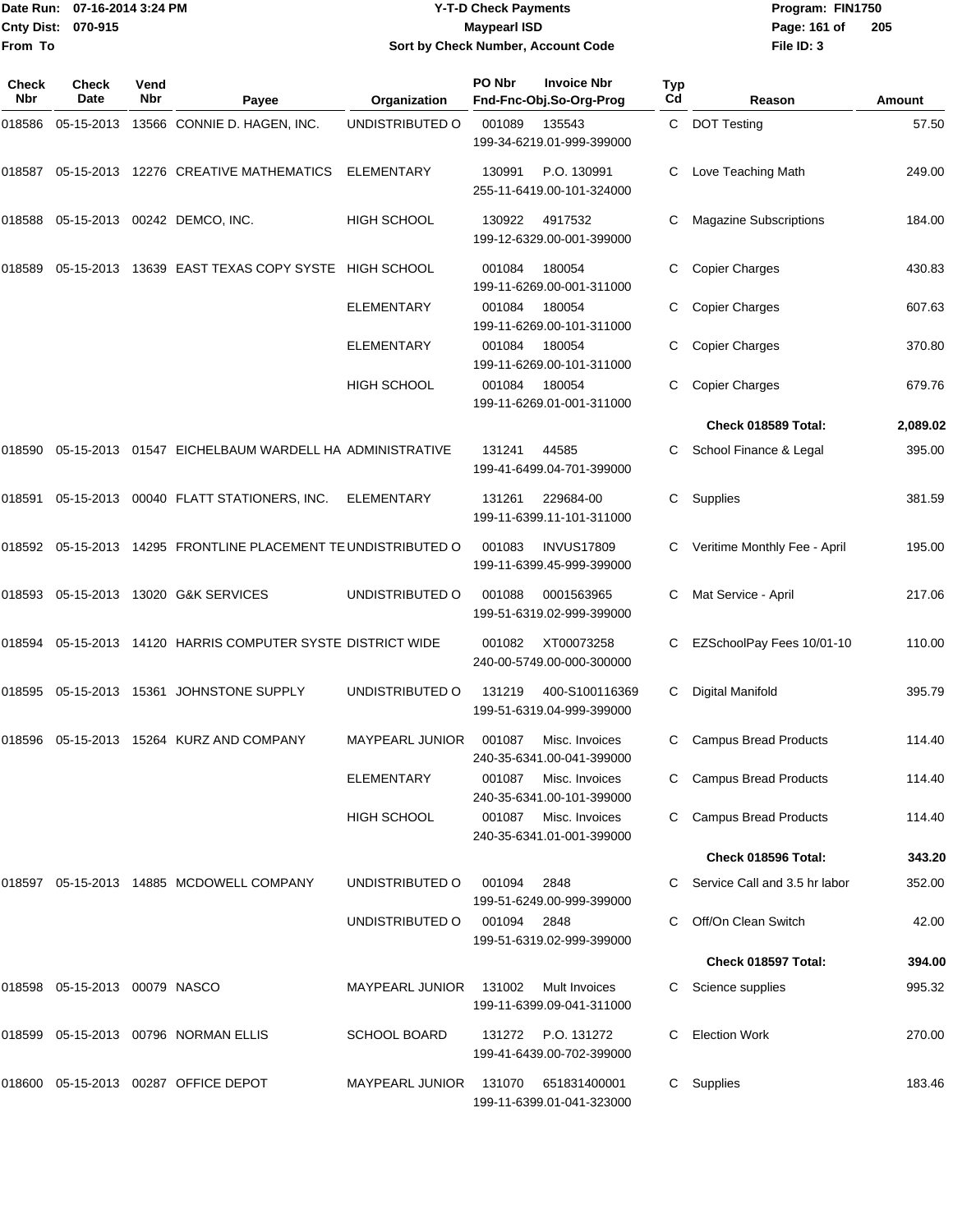Date Run: 07-16-2014 3:24 PM
Cnty Dist: 070-915
From To

# Y-T-D Check Payments
## Maypearl ISD
### Sort by Check Number, Account Code

Program: FIN1750
File ID: 3

| Check Nbr | Check Date | Vend Nbr | Payee | Organization | PO Nbr | Invoice Nbr / Fnd-Fnc-Obj.So-Org-Prog | Typ Cd | Reason | Amount |
|---|---|---|---|---|---|---|---|---|---|
| 018586 | 05-15-2013 | 13566 | CONNIE D. HAGEN, INC. | UNDISTRIBUTED O | 001089 | 135543 / 199-34-6219.01-999-399000 | C | DOT Testing | 57.50 |
| 018587 | 05-15-2013 | 12276 | CREATIVE MATHEMATICS | ELEMENTARY | 130991 | P.O. 130991 / 255-11-6419.00-101-324000 | C | Love Teaching Math | 249.00 |
| 018588 | 05-15-2013 | 00242 | DEMCO, INC. | HIGH SCHOOL | 130922 | 4917532 / 199-12-6329.00-001-399000 | C | Magazine Subscriptions | 184.00 |
| 018589 | 05-15-2013 | 13639 | EAST TEXAS COPY SYSTE | HIGH SCHOOL | 001084 | 180054 / 199-11-6269.00-001-311000 | C | Copier Charges | 430.83 |
| | | | | ELEMENTARY | 001084 | 180054 / 199-11-6269.00-101-311000 | C | Copier Charges | 607.63 |
| | | | | ELEMENTARY | 001084 | 180054 / 199-11-6269.00-101-311000 | C | Copier Charges | 370.80 |
| | | | | HIGH SCHOOL | 001084 | 180054 / 199-11-6269.01-001-311000 | C | Copier Charges | 679.76 |
| | | | | | | | | **Check 018589 Total:** | **2,089.02** |
| 018590 | 05-15-2013 | 01547 | EICHELBAUM WARDELL HA | ADMINISTRATIVE | 131241 | 44585 / 199-41-6499.04-701-399000 | C | School Finance & Legal | 395.00 |
| 018591 | 05-15-2013 | 00040 | FLATT STATIONERS, INC. | ELEMENTARY | 131261 | 229684-00 / 199-11-6399.11-101-311000 | C | Supplies | 381.59 |
| 018592 | 05-15-2013 | 14295 | FRONTLINE PLACEMENT TE | UNDISTRIBUTED O | 001083 | INVUS17809 / 199-11-6399.45-999-399000 | C | Veritime Monthly Fee - April | 195.00 |
| 018593 | 05-15-2013 | 13020 | G&K SERVICES | UNDISTRIBUTED O | 001088 | 0001563965 / 199-51-6319.02-999-399000 | C | Mat Service - April | 217.06 |
| 018594 | 05-15-2013 | 14120 | HARRIS COMPUTER SYSTE | DISTRICT WIDE | 001082 | XT00073258 / 240-00-5749.00-000-300000 | C | EZSchoolPay Fees 10/01-10 | 110.00 |
| 018595 | 05-15-2013 | 15361 | JOHNSTONE SUPPLY | UNDISTRIBUTED O | 131219 | 400-S100116369 / 199-51-6319.04-999-399000 | C | Digital Manifold | 395.79 |
| 018596 | 05-15-2013 | 15264 | KURZ AND COMPANY | MAYPEARL JUNIOR | 001087 | Misc. Invoices / 240-35-6341.00-041-399000 | C | Campus Bread Products | 114.40 |
| | | | | ELEMENTARY | 001087 | Misc. Invoices / 240-35-6341.00-101-399000 | C | Campus Bread Products | 114.40 |
| | | | | HIGH SCHOOL | 001087 | Misc. Invoices / 240-35-6341.01-001-399000 | C | Campus Bread Products | 114.40 |
| | | | | | | | | **Check 018596 Total:** | **343.20** |
| 018597 | 05-15-2013 | 14885 | MCDOWELL COMPANY | UNDISTRIBUTED O | 001094 | 2848 / 199-51-6249.00-999-399000 | C | Service Call and 3.5 hr labor | 352.00 |
| | | | | UNDISTRIBUTED O | 001094 | 2848 / 199-51-6319.02-999-399000 | C | Off/On Clean Switch | 42.00 |
| | | | | | | | | **Check 018597 Total:** | **394.00** |
| 018598 | 05-15-2013 | 00079 | NASCO | MAYPEARL JUNIOR | 131002 | Mult Invoices / 199-11-6399.09-041-311000 | C | Science supplies | 995.32 |
| 018599 | 05-15-2013 | 00796 | NORMAN ELLIS | SCHOOL BOARD | 131272 | P.O. 131272 / 199-41-6439.00-702-399000 | C | Election Work | 270.00 |
| 018600 | 05-15-2013 | 00287 | OFFICE DEPOT | MAYPEARL JUNIOR | 131070 | 651831400001 / 199-11-6399.01-041-323000 | C | Supplies | 183.46 |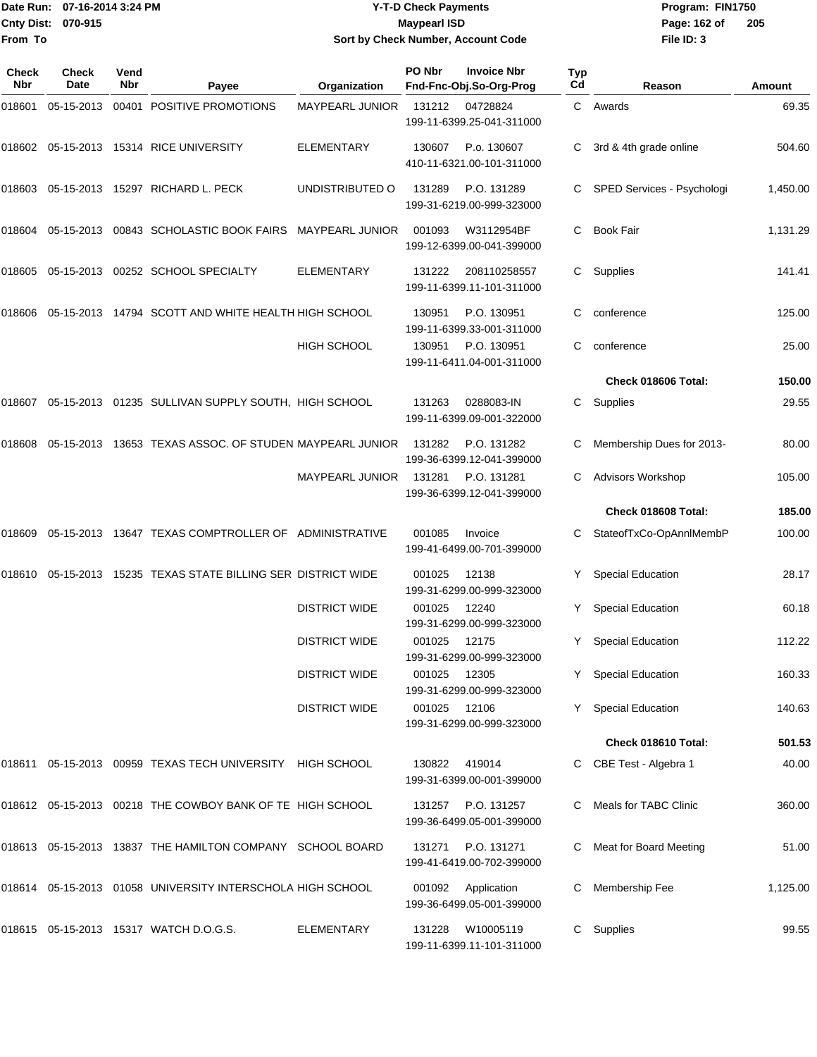Date Run: 07-16-2014 3:24 PM
Cnty Dist: 070-915
From To

# Y-T-D Check Payments
## Maypearl ISD
### Sort by Check Number, Account Code

Program: FIN1750
File ID: 3

| Check Nbr | Check Date | Vend Nbr | Payee | Organization | PO Nbr | Invoice Nbr / Fnd-Fnc-Obj.So-Org-Prog | Typ Cd | Reason | Amount |
|---|---|---|---|---|---|---|---|---|---|
| 018601 | 05-15-2013 | 00401 | POSITIVE PROMOTIONS | MAYPEARL JUNIOR | 131212 | 04728824 199-11-6399.25-041-311000 | C | Awards | 69.35 |
| 018602 | 05-15-2013 | 15314 | RICE UNIVERSITY | ELEMENTARY | 130607 | P.o. 130607 410-11-6321.00-101-311000 | C | 3rd & 4th grade online | 504.60 |
| 018603 | 05-15-2013 | 15297 | RICHARD L. PECK | UNDISTRIBUTED O | 131289 | P.O. 131289 199-31-6219.00-999-323000 | C | SPED Services - Psychologi | 1,450.00 |
| 018604 | 05-15-2013 | 00843 | SCHOLASTIC BOOK FAIRS | MAYPEARL JUNIOR | 001093 | W3112954BF 199-12-6399.00-041-399000 | C | Book Fair | 1,131.29 |
| 018605 | 05-15-2013 | 00252 | SCHOOL SPECIALTY | ELEMENTARY | 131222 | 208110258557 199-11-6399.11-101-311000 | C | Supplies | 141.41 |
| 018606 | 05-15-2013 | 14794 | SCOTT AND WHITE HEALTH | HIGH SCHOOL | 130951 | P.O. 130951 199-11-6399.33-001-311000 | C | conference | 125.00 |
| | | | | HIGH SCHOOL | 130951 | P.O. 130951 199-11-6411.04-001-311000 | C | conference | 25.00 |
| | | | | | | | | **Check 018606 Total:** | **150.00** |
| 018607 | 05-15-2013 | 01235 | SULLIVAN SUPPLY SOUTH, | HIGH SCHOOL | 131263 | 0288083-IN 199-11-6399.09-001-322000 | C | Supplies | 29.55 |
| 018608 | 05-15-2013 | 13653 | TEXAS ASSOC. OF STUDEN | MAYPEARL JUNIOR | 131282 | P.O. 131282 199-36-6399.12-041-399000 | C | Membership Dues for 2013- | 80.00 |
| | | | | MAYPEARL JUNIOR | 131281 | P.O. 131281 199-36-6399.12-041-399000 | C | Advisors Workshop | 105.00 |
| | | | | | | | | **Check 018608 Total:** | **185.00** |
| 018609 | 05-15-2013 | 13647 | TEXAS COMPTROLLER OF | ADMINISTRATIVE | 001085 | Invoice 199-41-6499.00-701-399000 | C | StateofTxCo-OpAnnlMembP | 100.00 |
| 018610 | 05-15-2013 | 15235 | TEXAS STATE BILLING SER | DISTRICT WIDE | 001025 | 12138 199-31-6299.00-999-323000 | Y | Special Education | 28.17 |
| | | | | DISTRICT WIDE | 001025 | 12240 199-31-6299.00-999-323000 | Y | Special Education | 60.18 |
| | | | | DISTRICT WIDE | 001025 | 12175 199-31-6299.00-999-323000 | Y | Special Education | 112.22 |
| | | | | DISTRICT WIDE | 001025 | 12305 199-31-6299.00-999-323000 | Y | Special Education | 160.33 |
| | | | | DISTRICT WIDE | 001025 | 12106 199-31-6299.00-999-323000 | Y | Special Education | 140.63 |
| | | | | | | | | **Check 018610 Total:** | **501.53** |
| 018611 | 05-15-2013 | 00959 | TEXAS TECH UNIVERSITY | HIGH SCHOOL | 130822 | 419014 199-31-6399.00-001-399000 | C | CBE Test - Algebra 1 | 40.00 |
| 018612 | 05-15-2013 | 00218 | THE COWBOY BANK OF TE | HIGH SCHOOL | 131257 | P.O. 131257 199-36-6499.05-001-399000 | C | Meals for TABC Clinic | 360.00 |
| 018613 | 05-15-2013 | 13837 | THE HAMILTON COMPANY | SCHOOL BOARD | 131271 | P.O. 131271 199-41-6419.00-702-399000 | C | Meat for Board Meeting | 51.00 |
| 018614 | 05-15-2013 | 01058 | UNIVERSITY INTERSCHOLA | HIGH SCHOOL | 001092 | Application 199-36-6499.05-001-399000 | C | Membership Fee | 1,125.00 |
| 018615 | 05-15-2013 | 15317 | WATCH D.O.G.S. | ELEMENTARY | 131228 | W10005119 199-11-6399.11-101-311000 | C | Supplies | 99.55 |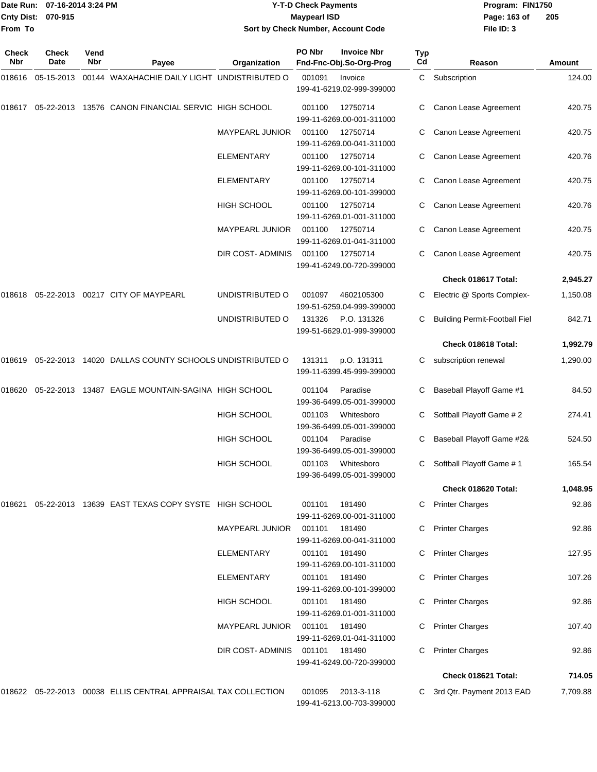Date Run: 07-16-2014 3:24 PM
Cnty Dist: 070-915
From To

# Y-T-D Check Payments
## Maypearl ISD
### Sort by Check Number, Account Code

Program: FIN1750
File ID: 3

| Check Nbr | Check Date | Vend Nbr | Payee | Organization | PO Nbr | Invoice Nbr / Fnd-Fnc-Obj.So-Org-Prog | Typ Cd | Reason | Amount |
|---|---|---|---|---|---|---|---|---|---|
| 018616 | 05-15-2013 | 00144 | WAXAHACHIE DAILY LIGHT | UNDISTRIBUTED O | 001091 | Invoice 199-41-6219.02-999-399000 | C | Subscription | 124.00 |
| 018617 | 05-22-2013 | 13576 | CANON FINANCIAL SERVIC | HIGH SCHOOL | 001100 | 12750714 199-11-6269.00-001-311000 | C | Canon Lease Agreement | 420.75 |
| | | | | MAYPEARL JUNIOR | 001100 | 12750714 199-11-6269.00-041-311000 | C | Canon Lease Agreement | 420.75 |
| | | | | ELEMENTARY | 001100 | 12750714 199-11-6269.00-101-311000 | C | Canon Lease Agreement | 420.76 |
| | | | | ELEMENTARY | 001100 | 12750714 199-11-6269.00-101-399000 | C | Canon Lease Agreement | 420.75 |
| | | | | HIGH SCHOOL | 001100 | 12750714 199-11-6269.01-001-311000 | C | Canon Lease Agreement | 420.76 |
| | | | | MAYPEARL JUNIOR | 001100 | 12750714 199-11-6269.01-041-311000 | C | Canon Lease Agreement | 420.75 |
| | | | | DIR COST- ADMINIS | 001100 | 12750714 199-41-6249.00-720-399000 | C | Canon Lease Agreement | 420.75 |
| | | | | | | | | **Check 018617 Total:** | **2,945.27** |
| 018618 | 05-22-2013 | 00217 | CITY OF MAYPEARL | UNDISTRIBUTED O | 001097 | 4602105300 199-51-6259.04-999-399000 | C | Electric @ Sports Complex- | 1,150.08 |
| | | | | UNDISTRIBUTED O | 131326 | P.O. 131326 199-51-6629.01-999-399000 | C | Building Permit-Football Fiel | 842.71 |
| | | | | | | | | **Check 018618 Total:** | **1,992.79** |
| 018619 | 05-22-2013 | 14020 | DALLAS COUNTY SCHOOLS | UNDISTRIBUTED O | 131311 | p.O. 131311 199-11-6399.45-999-399000 | C | subscription renewal | 1,290.00 |
| 018620 | 05-22-2013 | 13487 | EAGLE MOUNTAIN-SAGINA | HIGH SCHOOL | 001104 | Paradise 199-36-6499.05-001-399000 | C | Baseball Playoff Game #1 | 84.50 |
| | | | | HIGH SCHOOL | 001103 | Whitesboro 199-36-6499.05-001-399000 | C | Softball Playoff Game # 2 | 274.41 |
| | | | | HIGH SCHOOL | 001104 | Paradise 199-36-6499.05-001-399000 | C | Baseball Playoff Game #2& | 524.50 |
| | | | | HIGH SCHOOL | 001103 | Whitesboro 199-36-6499.05-001-399000 | C | Softball Playoff Game # 1 | 165.54 |
| | | | | | | | | **Check 018620 Total:** | **1,048.95** |
| 018621 | 05-22-2013 | 13639 | EAST TEXAS COPY SYSTE | HIGH SCHOOL | 001101 | 181490 199-11-6269.00-001-311000 | C | Printer Charges | 92.86 |
| | | | | MAYPEARL JUNIOR | 001101 | 181490 199-11-6269.00-041-311000 | C | Printer Charges | 92.86 |
| | | | | ELEMENTARY | 001101 | 181490 199-11-6269.00-101-311000 | C | Printer Charges | 127.95 |
| | | | | ELEMENTARY | 001101 | 181490 199-11-6269.00-101-399000 | C | Printer Charges | 107.26 |
| | | | | HIGH SCHOOL | 001101 | 181490 199-11-6269.01-001-311000 | C | Printer Charges | 92.86 |
| | | | | MAYPEARL JUNIOR | 001101 | 181490 199-11-6269.01-041-311000 | C | Printer Charges | 107.40 |
| | | | | DIR COST- ADMINIS | 001101 | 181490 199-41-6249.00-720-399000 | C | Printer Charges | 92.86 |
| | | | | | | | | **Check 018621 Total:** | **714.05** |
| 018622 | 05-22-2013 | 00038 | ELLIS CENTRAL APPRAISAL | TAX COLLECTION | 001095 | 2013-3-118 199-41-6213.00-703-399000 | C | 3rd Qtr. Payment 2013 EAD | 7,709.88 |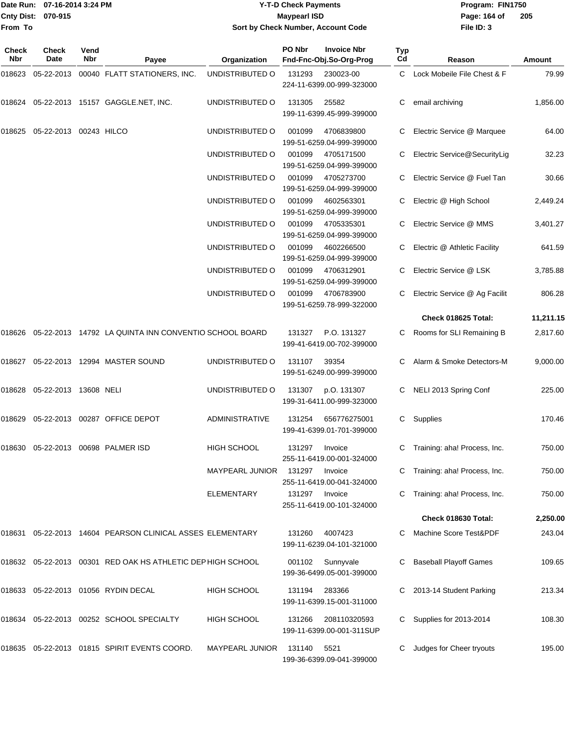Date Run: 07-16-2014 3:24 PM
Cnty Dist: 070-915
From To

# Y-T-D Check Payments
## Maypearl ISD
### Sort by Check Number, Account Code

Program: FIN1750
File ID: 3

| Check Nbr | Check Date | Vend Nbr | Payee | Organization | PO Nbr / Fnd-Fnc-Obj.So-Org-Prog | Invoice Nbr | Typ Cd | Reason | Amount |
|---|---|---|---|---|---|---|---|---|---|
| 018623 | 05-22-2013 | 00040 | FLATT STATIONERS, INC. | UNDISTRIBUTED O | 131293 224-11-6399.00-999-323000 | 230023-00 | C | Lock Mobeile File Chest & F | 79.99 |
| 018624 | 05-22-2013 | 15157 | GAGGLE.NET, INC. | UNDISTRIBUTED O | 131305 199-11-6399.45-999-399000 | 25582 | C | email archiving | 1,856.00 |
| 018625 | 05-22-2013 | 00243 | HILCO | UNDISTRIBUTED O | 001099 199-51-6259.04-999-399000 | 4706839800 | C | Electric Service @ Marquee | 64.00 |
| | | | | UNDISTRIBUTED O | 001099 199-51-6259.04-999-399000 | 4705171500 | C | Electric Service@SecurityLig | 32.23 |
| | | | | UNDISTRIBUTED O | 001099 199-51-6259.04-999-399000 | 4705273700 | C | Electric Service @ Fuel Tan | 30.66 |
| | | | | UNDISTRIBUTED O | 001099 199-51-6259.04-999-399000 | 4602563301 | C | Electric @ High School | 2,449.24 |
| | | | | UNDISTRIBUTED O | 001099 199-51-6259.04-999-399000 | 4705335301 | C | Electric Service @ MMS | 3,401.27 |
| | | | | UNDISTRIBUTED O | 001099 199-51-6259.04-999-399000 | 4602266500 | C | Electric @ Athletic Facility | 641.59 |
| | | | | UNDISTRIBUTED O | 001099 199-51-6259.04-999-399000 | 4706312901 | C | Electric Service @ LSK | 3,785.88 |
| | | | | UNDISTRIBUTED O | 001099 199-51-6259.78-999-322000 | 4706783900 | C | Electric Service @ Ag Facilit | 806.28 |
| | | | | | | | | **Check 018625 Total:** | **11,211.15** |
| 018626 | 05-22-2013 | 14792 | LA QUINTA INN CONVENTIO | SCHOOL BOARD | 131327 199-41-6419.00-702-399000 | P.O. 131327 | C | Rooms for SLI Remaining B | 2,817.60 |
| 018627 | 05-22-2013 | 12994 | MASTER SOUND | UNDISTRIBUTED O | 131107 199-51-6249.00-999-399000 | 39354 | C | Alarm & Smoke Detectors-M | 9,000.00 |
| 018628 | 05-22-2013 | 13608 | NELI | UNDISTRIBUTED O | 131307 199-31-6411.00-999-323000 | p.O. 131307 | C | NELI 2013 Spring Conf | 225.00 |
| 018629 | 05-22-2013 | 00287 | OFFICE DEPOT | ADMINISTRATIVE | 131254 199-41-6399.01-701-399000 | 656776275001 | C | Supplies | 170.46 |
| 018630 | 05-22-2013 | 00698 | PALMER ISD | HIGH SCHOOL | 131297 255-11-6419.00-001-324000 | Invoice | C | Training: aha! Process, Inc. | 750.00 |
| | | | | MAYPEARL JUNIOR | 131297 255-11-6419.00-041-324000 | Invoice | C | Training: aha! Process, Inc. | 750.00 |
| | | | | ELEMENTARY | 131297 255-11-6419.00-101-324000 | Invoice | C | Training: aha! Process, Inc. | 750.00 |
| | | | | | | | | **Check 018630 Total:** | **2,250.00** |
| 018631 | 05-22-2013 | 14604 | PEARSON CLINICAL ASSES | ELEMENTARY | 131260 199-11-6239.04-101-321000 | 4007423 | C | Machine Score Test&PDF | 243.04 |
| 018632 | 05-22-2013 | 00301 | RED OAK HS ATHLETIC DEP | HIGH SCHOOL | 001102 199-36-6499.05-001-399000 | Sunnyvale | C | Baseball Playoff Games | 109.65 |
| 018633 | 05-22-2013 | 01056 | RYDIN DECAL | HIGH SCHOOL | 131194 199-11-6399.15-001-311000 | 283366 | C | 2013-14 Student Parking | 213.34 |
| 018634 | 05-22-2013 | 00252 | SCHOOL SPECIALTY | HIGH SCHOOL | 131266 199-11-6399.00-001-311SUP | 208110320593 | C | Supplies for 2013-2014 | 108.30 |
| 018635 | 05-22-2013 | 01815 | SPIRIT EVENTS COORD. | MAYPEARL JUNIOR | 131140 199-36-6399.09-041-399000 | 5521 | C | Judges for Cheer tryouts | 195.00 |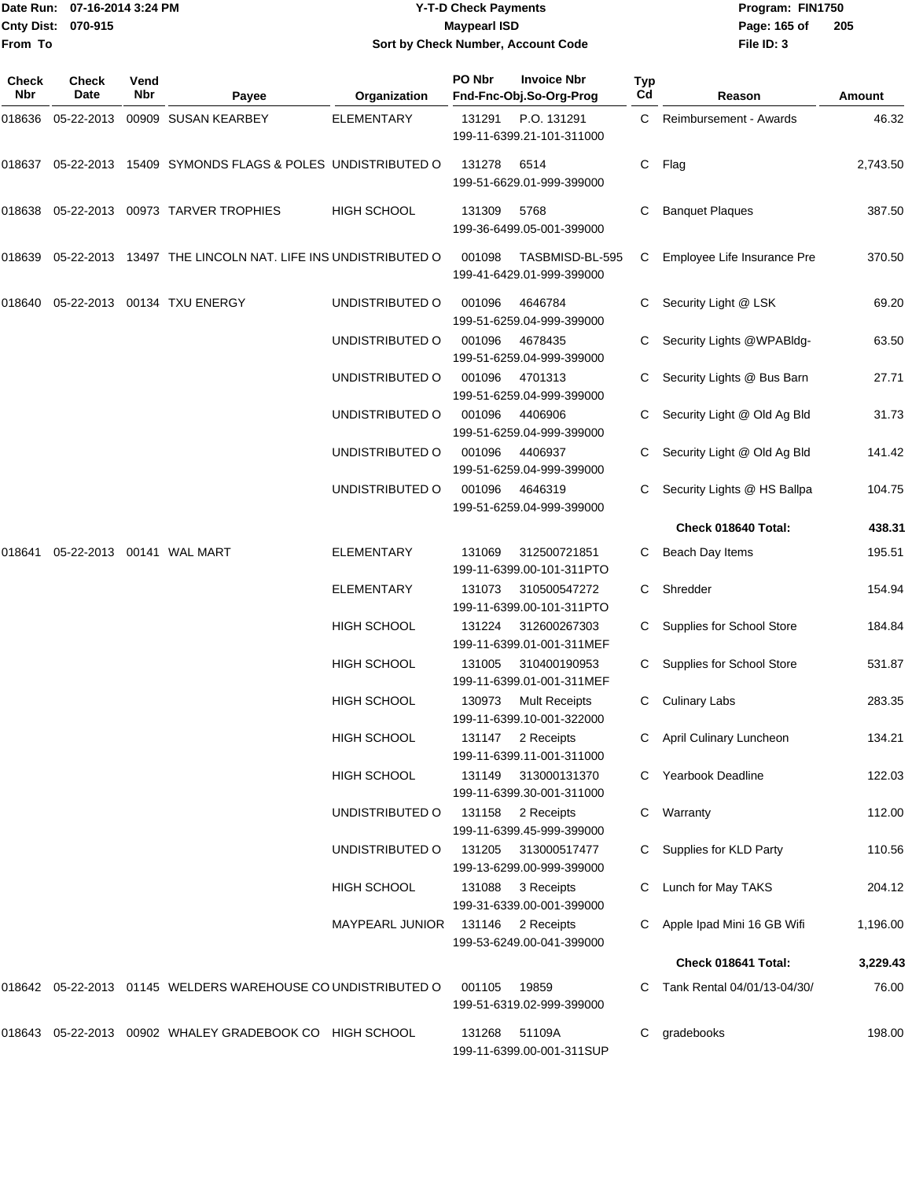Date Run: 07-16-2014 3:24 PM
Cnty Dist: 070-915
From To

# Y-T-D Check Payments
## Maypearl ISD
### Sort by Check Number, Account Code

Program: FIN1750
File ID: 3

| Check Nbr | Check Date | Vend Nbr | Payee | Organization | PO Nbr / Fnd-Fnc-Obj.So-Org-Prog | Invoice Nbr | Typ Cd | Reason | Amount |
|---|---|---|---|---|---|---|---|---|---|
| 018636 | 05-22-2013 | 00909 | SUSAN KEARBEY | ELEMENTARY | 131291 / 199-11-6399.21-101-311000 | P.O. 131291 | C | Reimbursement - Awards | 46.32 |
| 018637 | 05-22-2013 | 15409 | SYMONDS FLAGS & POLES | UNDISTRIBUTED O | 131278 / 199-51-6629.01-999-399000 | 6514 | C | Flag | 2,743.50 |
| 018638 | 05-22-2013 | 00973 | TARVER TROPHIES | HIGH SCHOOL | 131309 / 199-36-6499.05-001-399000 | 5768 | C | Banquet Plaques | 387.50 |
| 018639 | 05-22-2013 | 13497 | THE LINCOLN NAT. LIFE INS | UNDISTRIBUTED O | 001098 / 199-41-6429.01-999-399000 | TASBMISD-BL-595 | C | Employee Life Insurance Pre | 370.50 |
| 018640 | 05-22-2013 | 00134 | TXU ENERGY | UNDISTRIBUTED O | 001096 / 199-51-6259.04-999-399000 | 4646784 | C | Security Light @ LSK | 69.20 |
| | | | | UNDISTRIBUTED O | 001096 / 199-51-6259.04-999-399000 | 4678435 | C | Security Lights @WPABldg- | 63.50 |
| | | | | UNDISTRIBUTED O | 001096 / 199-51-6259.04-999-399000 | 4701313 | C | Security Lights @ Bus Barn | 27.71 |
| | | | | UNDISTRIBUTED O | 001096 / 199-51-6259.04-999-399000 | 4406906 | C | Security Light @ Old Ag Bld | 31.73 |
| | | | | UNDISTRIBUTED O | 001096 / 199-51-6259.04-999-399000 | 4406937 | C | Security Light @ Old Ag Bld | 141.42 |
| | | | | UNDISTRIBUTED O | 001096 / 199-51-6259.04-999-399000 | 4646319 | C | Security Lights @ HS Ballpa | 104.75 |
| | | | | | | | | **Check 018640 Total:** | **438.31** |
| 018641 | 05-22-2013 | 00141 | WAL MART | ELEMENTARY | 131069 / 199-11-6399.00-101-311PTO | 312500721851 | C | Beach Day Items | 195.51 |
| | | | | ELEMENTARY | 131073 / 199-11-6399.00-101-311PTO | 310500547272 | C | Shredder | 154.94 |
| | | | | HIGH SCHOOL | 131224 / 199-11-6399.01-001-311MEF | 312600267303 | C | Supplies for School Store | 184.84 |
| | | | | HIGH SCHOOL | 131005 / 199-11-6399.01-001-311MEF | 310400190953 | C | Supplies for School Store | 531.87 |
| | | | | HIGH SCHOOL | 130973 / 199-11-6399.10-001-322000 | Mult Receipts | C | Culinary Labs | 283.35 |
| | | | | HIGH SCHOOL | 131147 / 199-11-6399.11-001-311000 | 2 Receipts | C | April Culinary Luncheon | 134.21 |
| | | | | HIGH SCHOOL | 131149 / 199-11-6399.30-001-311000 | 313000131370 | C | Yearbook Deadline | 122.03 |
| | | | | UNDISTRIBUTED O | 131158 / 199-11-6399.45-999-399000 | 2 Receipts | C | Warranty | 112.00 |
| | | | | UNDISTRIBUTED O | 131205 / 199-13-6299.00-999-399000 | 313000517477 | C | Supplies for KLD Party | 110.56 |
| | | | | HIGH SCHOOL | 131088 / 199-31-6339.00-001-399000 | 3 Receipts | C | Lunch for May TAKS | 204.12 |
| | | | | MAYPEARL JUNIOR | 131146 / 199-53-6249.00-041-399000 | 2 Receipts | C | Apple Ipad Mini 16 GB Wifi | 1,196.00 |
| | | | | | | | | **Check 018641 Total:** | **3,229.43** |
| 018642 | 05-22-2013 | 01145 | WELDERS WAREHOUSE CO | UNDISTRIBUTED O | 001105 / 199-51-6319.02-999-399000 | 19859 | C | Tank Rental 04/01/13-04/30/ | 76.00 |
| 018643 | 05-22-2013 | 00902 | WHALEY GRADEBOOK CO | HIGH SCHOOL | 131268 / 199-11-6399.00-001-311SUP | 51109A | C | gradebooks | 198.00 |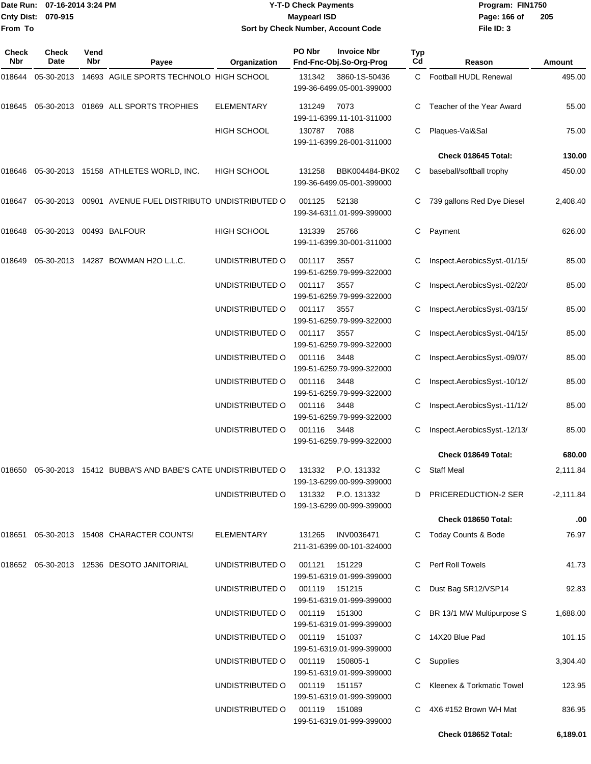Date Run: 07-16-2014 3:24 PM
Cnty Dist: 070-915
From To

# Y-T-D Check Payments
## Maypearl ISD
### Sort by Check Number, Account Code

Program: FIN1750
File ID: 3

| Check Nbr | Check Date | Vend Nbr | Payee | Organization | PO Nbr / Invoice Nbr / Fnd-Fnc-Obj.So-Org-Prog | Typ Cd | Reason | Amount |
|---|---|---|---|---|---|---|---|---|
| 018644 | 05-30-2013 | 14693 | AGILE SPORTS TECHNOLO | HIGH SCHOOL | 131342 3860-1S-50436 199-36-6499.05-001-399000 | C | Football HUDL Renewal | 495.00 |
| 018645 | 05-30-2013 | 01869 | ALL SPORTS TROPHIES | ELEMENTARY | 131249 7073 199-11-6399.11-101-311000 | C | Teacher of the Year Award | 55.00 |
| | | | | HIGH SCHOOL | 130787 7088 199-11-6399.26-001-311000 | C | Plaques-Val&Sal | 75.00 |
| | | | | | | | **Check 018645 Total:** | **130.00** |
| 018646 | 05-30-2013 | 15158 | ATHLETES WORLD, INC. | HIGH SCHOOL | 131258 BBK004484-BK02 199-36-6499.05-001-399000 | C | baseball/softball trophy | 450.00 |
| 018647 | 05-30-2013 | 00901 | AVENUE FUEL DISTRIBUTO | UNDISTRIBUTED O | 001125 52138 199-34-6311.01-999-399000 | C | 739 gallons Red Dye Diesel | 2,408.40 |
| 018648 | 05-30-2013 | 00493 | BALFOUR | HIGH SCHOOL | 131339 25766 199-11-6399.30-001-311000 | C | Payment | 626.00 |
| 018649 | 05-30-2013 | 14287 | BOWMAN H2O L.L.C. | UNDISTRIBUTED O | 001117 3557 199-51-6259.79-999-322000 | C | Inspect.AerobicsSyst.-01/15/ | 85.00 |
| | | | | UNDISTRIBUTED O | 001117 3557 199-51-6259.79-999-322000 | C | Inspect.AerobicsSyst.-02/20/ | 85.00 |
| | | | | UNDISTRIBUTED O | 001117 3557 199-51-6259.79-999-322000 | C | Inspect.AerobicsSyst.-03/15/ | 85.00 |
| | | | | UNDISTRIBUTED O | 001117 3557 199-51-6259.79-999-322000 | C | Inspect.AerobicsSyst.-04/15/ | 85.00 |
| | | | | UNDISTRIBUTED O | 001116 3448 199-51-6259.79-999-322000 | C | Inspect.AerobicsSyst.-09/07/ | 85.00 |
| | | | | UNDISTRIBUTED O | 001116 3448 199-51-6259.79-999-322000 | C | Inspect.AerobicsSyst.-10/12/ | 85.00 |
| | | | | UNDISTRIBUTED O | 001116 3448 199-51-6259.79-999-322000 | C | Inspect.AerobicsSyst.-11/12/ | 85.00 |
| | | | | UNDISTRIBUTED O | 001116 3448 199-51-6259.79-999-322000 | C | Inspect.AerobicsSyst.-12/13/ | 85.00 |
| | | | | | | | **Check 018649 Total:** | **680.00** |
| 018650 | 05-30-2013 | 15412 | BUBBA'S AND BABE'S CATE | UNDISTRIBUTED O | 131332 P.O. 131332 199-13-6299.00-999-399000 | C | Staff Meal | 2,111.84 |
| | | | | UNDISTRIBUTED O | 131332 P.O. 131332 199-13-6299.00-999-399000 | D | PRICEREDUCTION-2 SER | -2,111.84 |
| | | | | | | | **Check 018650 Total:** | **.00** |
| 018651 | 05-30-2013 | 15408 | CHARACTER COUNTS! | ELEMENTARY | 131265 INV0036471 211-31-6399.00-101-324000 | C | Today Counts & Bode | 76.97 |
| 018652 | 05-30-2013 | 12536 | DESOTO JANITORIAL | UNDISTRIBUTED O | 001121 151229 199-51-6319.01-999-399000 | C | Perf Roll Towels | 41.73 |
| | | | | UNDISTRIBUTED O | 001119 151215 199-51-6319.01-999-399000 | C | Dust Bag SR12/VSP14 | 92.83 |
| | | | | UNDISTRIBUTED O | 001119 151300 199-51-6319.01-999-399000 | C | BR 13/1 MW Multipurpose S | 1,688.00 |
| | | | | UNDISTRIBUTED O | 001119 151037 199-51-6319.01-999-399000 | C | 14X20 Blue Pad | 101.15 |
| | | | | UNDISTRIBUTED O | 001119 150805-1 199-51-6319.01-999-399000 | C | Supplies | 3,304.40 |
| | | | | UNDISTRIBUTED O | 001119 151157 199-51-6319.01-999-399000 | C | Kleenex & Torkmatic Towel | 123.95 |
| | | | | UNDISTRIBUTED O | 001119 151089 199-51-6319.01-999-399000 | C | 4X6 #152 Brown WH Mat | 836.95 |
| | | | | | | | **Check 018652 Total:** | **6,189.01** |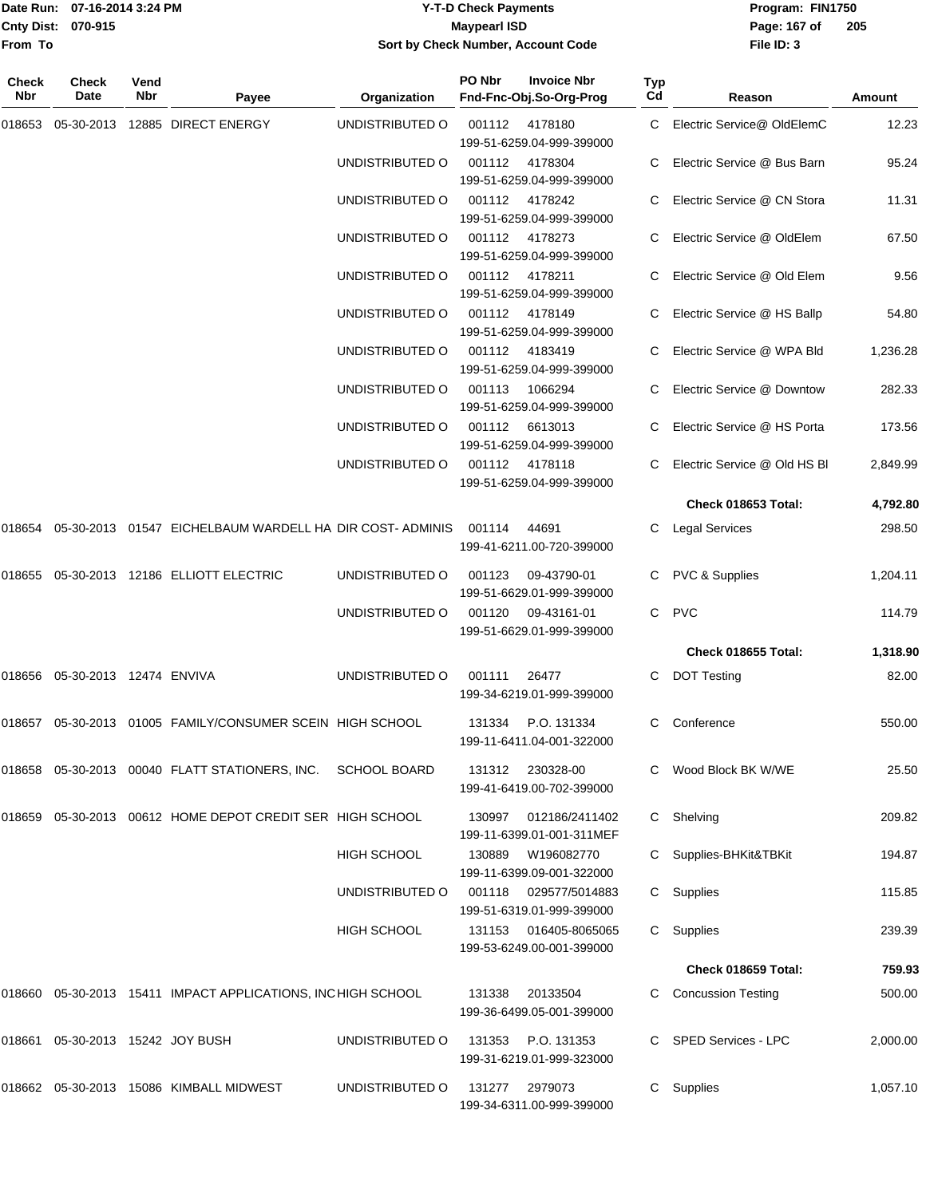# Y-T-D Check Payments

**Maypearl ISD**

**Sort by Check Number, Account Code**

Date Run: 07-16-2014 3:24 PM
Cnty Dist: 070-915
From To

Program: FIN1750
File ID: 3

| Check Nbr | Check Date | Vend Nbr | Payee | Organization | PO Nbr / Fnd-Fnc-Obj.So-Org-Prog | Invoice Nbr | Typ Cd | Reason | Amount |
|---|---|---|---|---|---|---|---|---|---|
| 018653 | 05-30-2013 | 12885 | DIRECT ENERGY | UNDISTRIBUTED O | 001112 / 199-51-6259.04-999-399000 | 4178180 | C | Electric Service@ OldElemC | 12.23 |
| | | | | UNDISTRIBUTED O | 001112 / 199-51-6259.04-999-399000 | 4178304 | C | Electric Service @ Bus Barn | 95.24 |
| | | | | UNDISTRIBUTED O | 001112 / 199-51-6259.04-999-399000 | 4178242 | C | Electric Service @ CN Stora | 11.31 |
| | | | | UNDISTRIBUTED O | 001112 / 199-51-6259.04-999-399000 | 4178273 | C | Electric Service @ OldElem | 67.50 |
| | | | | UNDISTRIBUTED O | 001112 / 199-51-6259.04-999-399000 | 4178211 | C | Electric Service @ Old Elem | 9.56 |
| | | | | UNDISTRIBUTED O | 001112 / 199-51-6259.04-999-399000 | 4178149 | C | Electric Service @ HS Ballp | 54.80 |
| | | | | UNDISTRIBUTED O | 001112 / 199-51-6259.04-999-399000 | 4183419 | C | Electric Service @ WPA Bld | 1,236.28 |
| | | | | UNDISTRIBUTED O | 001113 / 199-51-6259.04-999-399000 | 1066294 | C | Electric Service @ Downtow | 282.33 |
| | | | | UNDISTRIBUTED O | 001112 / 199-51-6259.04-999-399000 | 6613013 | C | Electric Service @ HS Porta | 173.56 |
| | | | | UNDISTRIBUTED O | 001112 / 199-51-6259.04-999-399000 | 4178118 | C | Electric Service @ Old HS Bl | 2,849.99 |
| | | | | | | | | **Check 018653 Total:** | **4,792.80** |
| 018654 | 05-30-2013 | 01547 | EICHELBAUM WARDELL HA | DIR COST- ADMINIS | 001114 / 199-41-6211.00-720-399000 | 44691 | C | Legal Services | 298.50 |
| 018655 | 05-30-2013 | 12186 | ELLIOTT ELECTRIC | UNDISTRIBUTED O | 001123 / 199-51-6629.01-999-399000 | 09-43790-01 | C | PVC & Supplies | 1,204.11 |
| | | | | UNDISTRIBUTED O | 001120 / 199-51-6629.01-999-399000 | 09-43161-01 | C | PVC | 114.79 |
| | | | | | | | | **Check 018655 Total:** | **1,318.90** |
| 018656 | 05-30-2013 | 12474 | ENVIVA | UNDISTRIBUTED O | 001111 / 199-34-6219.01-999-399000 | 26477 | C | DOT Testing | 82.00 |
| 018657 | 05-30-2013 | 01005 | FAMILY/CONSUMER SCEIN | HIGH SCHOOL | 131334 / 199-11-6411.04-001-322000 | P.O. 131334 | C | Conference | 550.00 |
| 018658 | 05-30-2013 | 00040 | FLATT STATIONERS, INC. | SCHOOL BOARD | 131312 / 199-41-6419.00-702-399000 | 230328-00 | C | Wood Block BK W/WE | 25.50 |
| 018659 | 05-30-2013 | 00612 | HOME DEPOT CREDIT SER | HIGH SCHOOL | 130997 / 199-11-6399.01-001-311MEF | 012186/2411402 | C | Shelving | 209.82 |
| | | | | HIGH SCHOOL | 130889 / 199-11-6399.09-001-322000 | W196082770 | C | Supplies-BHKit&TBKit | 194.87 |
| | | | | UNDISTRIBUTED O | 001118 / 199-51-6319.01-999-399000 | 029577/5014883 | C | Supplies | 115.85 |
| | | | | HIGH SCHOOL | 131153 / 199-53-6249.00-001-399000 | 016405-8065065 | C | Supplies | 239.39 |
| | | | | | | | | **Check 018659 Total:** | **759.93** |
| 018660 | 05-30-2013 | 15411 | IMPACT APPLICATIONS, INC | HIGH SCHOOL | 131338 / 199-36-6499.05-001-399000 | 20133504 | C | Concussion Testing | 500.00 |
| 018661 | 05-30-2013 | 15242 | JOY BUSH | UNDISTRIBUTED O | 131353 / 199-31-6219.01-999-323000 | P.O. 131353 | C | SPED Services - LPC | 2,000.00 |
| 018662 | 05-30-2013 | 15086 | KIMBALL MIDWEST | UNDISTRIBUTED O | 131277 / 199-34-6311.00-999-399000 | 2979073 | C | Supplies | 1,057.10 |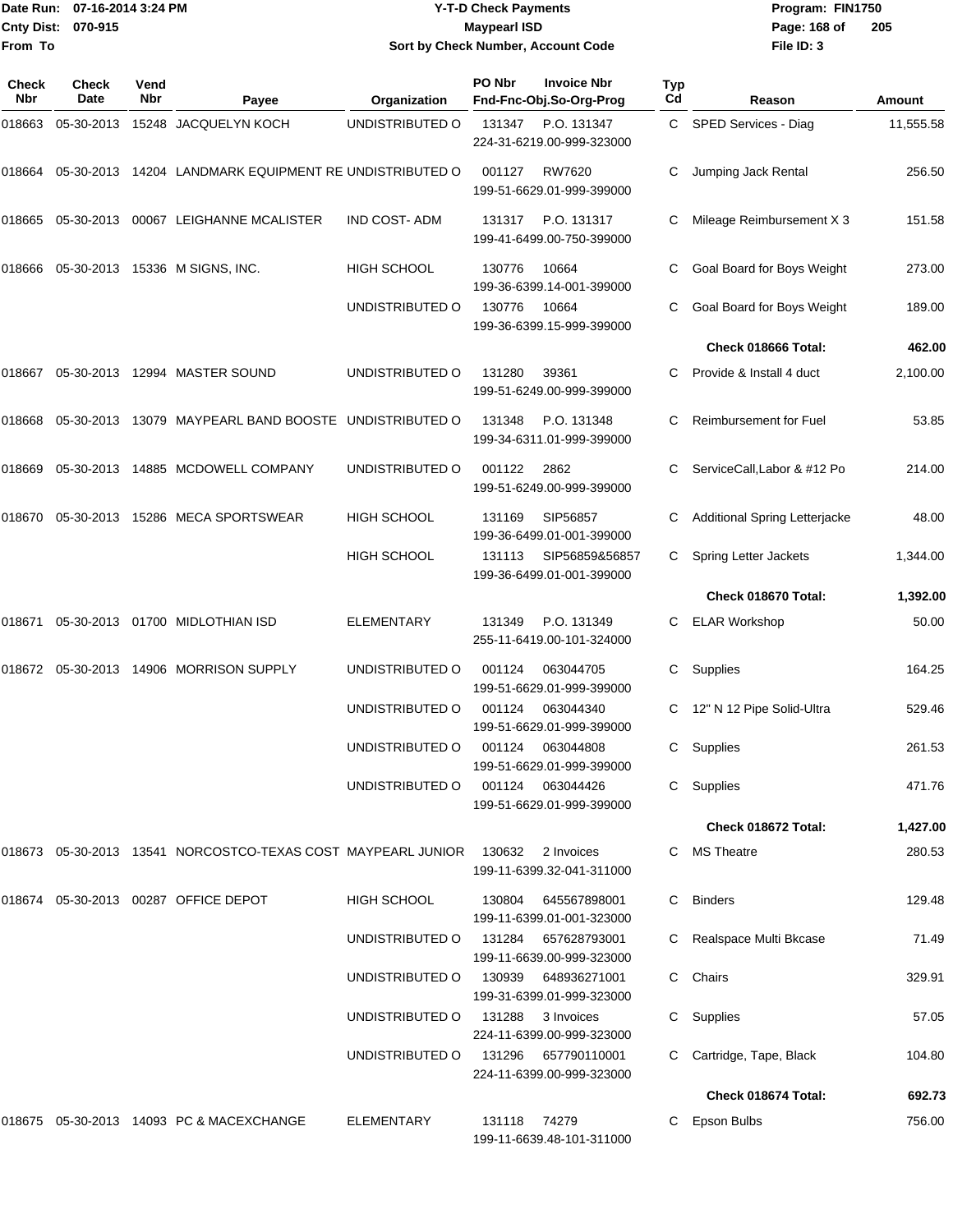# Y-T-D Check Payments

**Maypearl ISD**

**Sort by Check Number, Account Code**

Date Run: 07-16-2014 3:24 PM
Cnty Dist: 070-915
From To

Program: FIN1750
File ID: 3

| Check Nbr | Check Date | Vend Nbr | Payee | Organization | PO Nbr / Fnd-Fnc-Obj.So-Org-Prog | Invoice Nbr | Typ Cd | Reason | Amount |
|---|---|---|---|---|---|---|---|---|---|
| 018663 | 05-30-2013 | 15248 | JACQUELYN KOCH | UNDISTRIBUTED O | 131347 224-31-6219.00-999-323000 | P.O. 131347 | C | SPED Services - Diag | 11,555.58 |
| 018664 | 05-30-2013 | 14204 | LANDMARK EQUIPMENT RE | UNDISTRIBUTED O | 001127 199-51-6629.01-999-399000 | RW7620 | C | Jumping Jack Rental | 256.50 |
| 018665 | 05-30-2013 | 00067 | LEIGHANNE MCALISTER | IND COST- ADM | 131317 199-41-6499.00-750-399000 | P.O. 131317 | C | Mileage Reimbursement X 3 | 151.58 |
| 018666 | 05-30-2013 | 15336 | M SIGNS, INC. | HIGH SCHOOL | 130776 199-36-6399.14-001-399000 | 10664 | C | Goal Board for Boys Weight | 273.00 |
| | | | | UNDISTRIBUTED O | 130776 199-36-6399.15-999-399000 | 10664 | C | Goal Board for Boys Weight | 189.00 |
| | | | | | | | | **Check 018666 Total:** | **462.00** |
| 018667 | 05-30-2013 | 12994 | MASTER SOUND | UNDISTRIBUTED O | 131280 199-51-6249.00-999-399000 | 39361 | C | Provide & Install 4 duct | 2,100.00 |
| 018668 | 05-30-2013 | 13079 | MAYPEARL BAND BOOSTE | UNDISTRIBUTED O | 131348 199-34-6311.01-999-399000 | P.O. 131348 | C | Reimbursement for Fuel | 53.85 |
| 018669 | 05-30-2013 | 14885 | MCDOWELL COMPANY | UNDISTRIBUTED O | 001122 199-51-6249.00-999-399000 | 2862 | C | ServiceCall,Labor & #12 Po | 214.00 |
| 018670 | 05-30-2013 | 15286 | MECA SPORTSWEAR | HIGH SCHOOL | 131169 199-36-6499.01-001-399000 | SIP56857 | C | Additional Spring Letterjacke | 48.00 |
| | | | | HIGH SCHOOL | 131113 199-36-6499.01-001-399000 | SIP56859&56857 | C | Spring Letter Jackets | 1,344.00 |
| | | | | | | | | **Check 018670 Total:** | **1,392.00** |
| 018671 | 05-30-2013 | 01700 | MIDLOTHIAN ISD | ELEMENTARY | 131349 255-11-6419.00-101-324000 | P.O. 131349 | C | ELAR Workshop | 50.00 |
| 018672 | 05-30-2013 | 14906 | MORRISON SUPPLY | UNDISTRIBUTED O | 001124 199-51-6629.01-999-399000 | 063044705 | C | Supplies | 164.25 |
| | | | | UNDISTRIBUTED O | 001124 199-51-6629.01-999-399000 | 063044340 | C | 12" N 12 Pipe Solid-Ultra | 529.46 |
| | | | | UNDISTRIBUTED O | 001124 199-51-6629.01-999-399000 | 063044808 | C | Supplies | 261.53 |
| | | | | UNDISTRIBUTED O | 001124 199-51-6629.01-999-399000 | 063044426 | C | Supplies | 471.76 |
| | | | | | | | | **Check 018672 Total:** | **1,427.00** |
| 018673 | 05-30-2013 | 13541 | NORCOSTCO-TEXAS COST | MAYPEARL JUNIOR | 130632 199-11-6399.32-041-311000 | 2 Invoices | C | MS Theatre | 280.53 |
| 018674 | 05-30-2013 | 00287 | OFFICE DEPOT | HIGH SCHOOL | 130804 199-11-6399.01-001-323000 | 645567898001 | C | Binders | 129.48 |
| | | | | UNDISTRIBUTED O | 131284 199-11-6639.00-999-323000 | 657628793001 | C | Realspace Multi Bkcase | 71.49 |
| | | | | UNDISTRIBUTED O | 130939 199-31-6399.01-999-323000 | 648936271001 | C | Chairs | 329.91 |
| | | | | UNDISTRIBUTED O | 131288 224-11-6399.00-999-323000 | 3 Invoices | C | Supplies | 57.05 |
| | | | | UNDISTRIBUTED O | 131296 224-11-6399.00-999-323000 | 657790110001 | C | Cartridge, Tape, Black | 104.80 |
| | | | | | | | | **Check 018674 Total:** | **692.73** |
| 018675 | 05-30-2013 | 14093 | PC & MACEXCHANGE | ELEMENTARY | 131118 199-11-6639.48-101-311000 | 74279 | C | Epson Bulbs | 756.00 |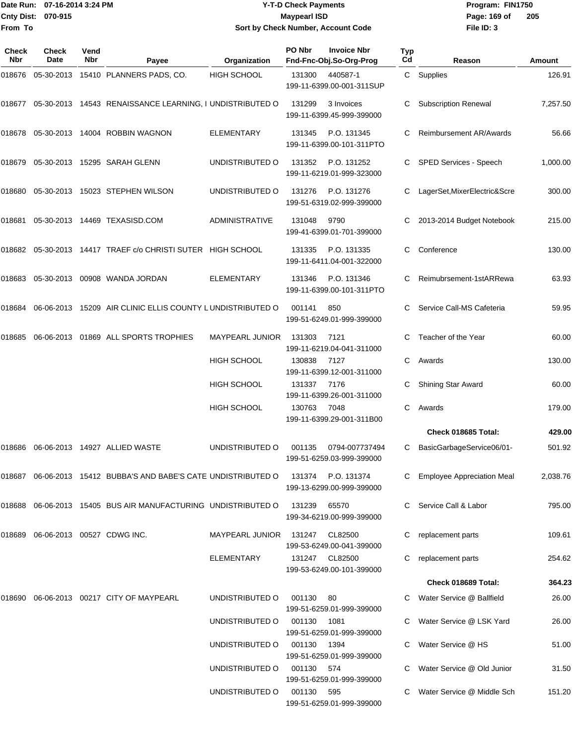Date Run: 07-16-2014 3:24 PM
Cnty Dist: 070-915
From To

# Y-T-D Check Payments
## Maypearl ISD
### Sort by Check Number, Account Code

Program: FIN1750
File ID: 3

| Check Nbr | Check Date | Vend Nbr | Payee | Organization | PO Nbr | Invoice Nbr / Fnd-Fnc-Obj.So-Org-Prog | Typ Cd | Reason | Amount |
|---|---|---|---|---|---|---|---|---|---|
| 018676 | 05-30-2013 | 15410 | PLANNERS PADS, CO. | HIGH SCHOOL | 131300 | 440587-1 199-11-6399.00-001-311SUP | C | Supplies | 126.91 |
| 018677 | 05-30-2013 | 14543 | RENAISSANCE LEARNING, I | UNDISTRIBUTED O | 131299 | 3 Invoices 199-11-6399.45-999-399000 | C | Subscription Renewal | 7,257.50 |
| 018678 | 05-30-2013 | 14004 | ROBBIN WAGNON | ELEMENTARY | 131345 | P.O. 131345 199-11-6399.00-101-311PTO | C | Reimbursement AR/Awards | 56.66 |
| 018679 | 05-30-2013 | 15295 | SARAH GLENN | UNDISTRIBUTED O | 131352 | P.O. 131252 199-11-6219.01-999-323000 | C | SPED Services - Speech | 1,000.00 |
| 018680 | 05-30-2013 | 15023 | STEPHEN WILSON | UNDISTRIBUTED O | 131276 | P.O. 131276 199-51-6319.02-999-399000 | C | LagerSet,MixerElectric&Scre | 300.00 |
| 018681 | 05-30-2013 | 14469 | TEXASISD.COM | ADMINISTRATIVE | 131048 | 9790 199-41-6399.01-701-399000 | C | 2013-2014 Budget Notebook | 215.00 |
| 018682 | 05-30-2013 | 14417 | TRAEF c/o CHRISTI SUTER | HIGH SCHOOL | 131335 | P.O. 131335 199-11-6411.04-001-322000 | C | Conference | 130.00 |
| 018683 | 05-30-2013 | 00908 | WANDA JORDAN | ELEMENTARY | 131346 | P.O. 131346 199-11-6399.00-101-311PTO | C | Reimubrsement-1stARRewa | 63.93 |
| 018684 | 06-06-2013 | 15209 | AIR CLINIC ELLIS COUNTY L | UNDISTRIBUTED O | 001141 | 850 199-51-6249.01-999-399000 | C | Service Call-MS Cafeteria | 59.95 |
| 018685 | 06-06-2013 | 01869 | ALL SPORTS TROPHIES | MAYPEARL JUNIOR | 131303 | 7121 199-11-6219.04-041-311000 | C | Teacher of the Year | 60.00 |
| | | | | HIGH SCHOOL | 130838 | 7127 199-11-6399.12-001-311000 | C | Awards | 130.00 |
| | | | | HIGH SCHOOL | 131337 | 7176 199-11-6399.26-001-311000 | C | Shining Star Award | 60.00 |
| | | | | HIGH SCHOOL | 130763 | 7048 199-11-6399.29-001-311B00 | C | Awards | 179.00 |
| | | | | | | | | **Check 018685 Total:** | **429.00** |
| 018686 | 06-06-2013 | 14927 | ALLIED WASTE | UNDISTRIBUTED O | 001135 | 0794-007737494 199-51-6259.03-999-399000 | C | BasicGarbageService06/01- | 501.92 |
| 018687 | 06-06-2013 | 15412 | BUBBA'S AND BABE'S CATE | UNDISTRIBUTED O | 131374 | P.O. 131374 199-13-6299.00-999-399000 | C | Employee Appreciation Meal | 2,038.76 |
| 018688 | 06-06-2013 | 15405 | BUS AIR MANUFACTURING | UNDISTRIBUTED O | 131239 | 65570 199-34-6219.00-999-399000 | C | Service Call & Labor | 795.00 |
| 018689 | 06-06-2013 | 00527 | CDWG INC. | MAYPEARL JUNIOR | 131247 | CL82500 199-53-6249.00-041-399000 | C | replacement parts | 109.61 |
| | | | | ELEMENTARY | 131247 | CL82500 199-53-6249.00-101-399000 | C | replacement parts | 254.62 |
| | | | | | | | | **Check 018689 Total:** | **364.23** |
| 018690 | 06-06-2013 | 00217 | CITY OF MAYPEARL | UNDISTRIBUTED O | 001130 | 80 199-51-6259.01-999-399000 | C | Water Service @ Ballfield | 26.00 |
| | | | | UNDISTRIBUTED O | 001130 | 1081 199-51-6259.01-999-399000 | C | Water Service @ LSK Yard | 26.00 |
| | | | | UNDISTRIBUTED O | 001130 | 1394 199-51-6259.01-999-399000 | C | Water Service @ HS | 51.00 |
| | | | | UNDISTRIBUTED O | 001130 | 574 199-51-6259.01-999-399000 | C | Water Service @ Old Junior | 31.50 |
| | | | | UNDISTRIBUTED O | 001130 | 595 199-51-6259.01-999-399000 | C | Water Service @ Middle Sch | 151.20 |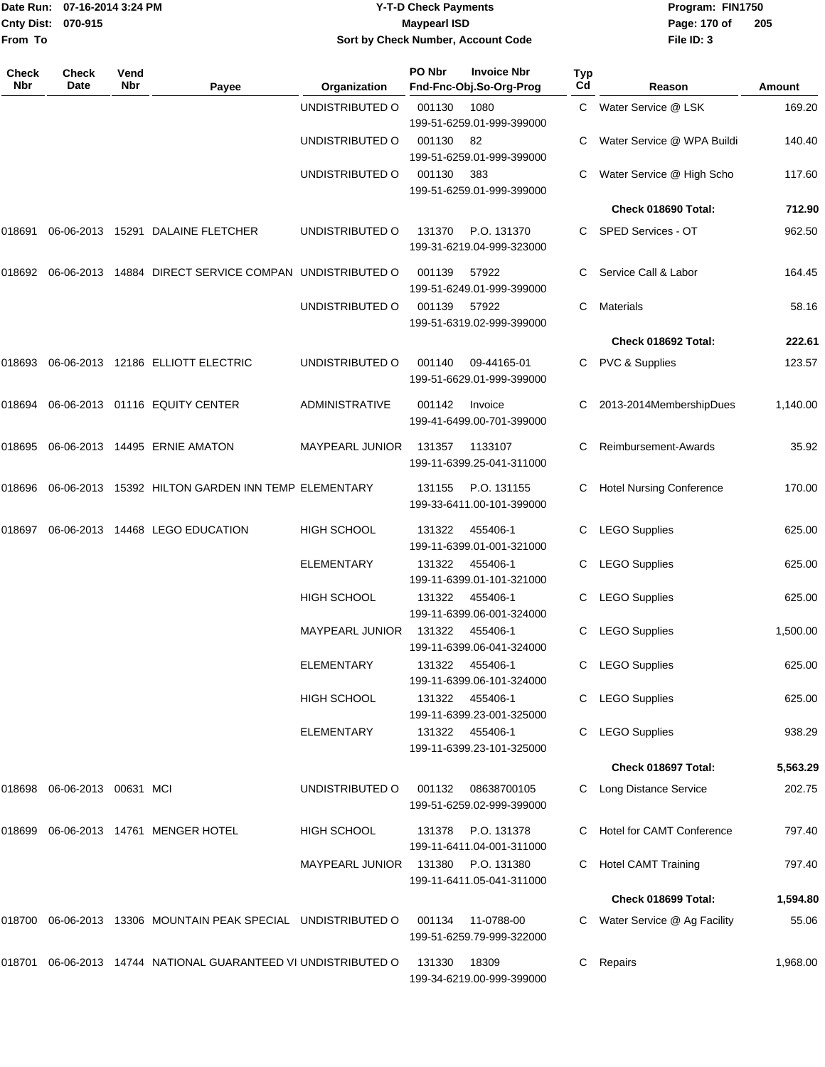# Y-T-D Check Payments

**Maypearl ISD**

**Sort by Check Number, Account Code**

Date Run: 07-16-2014 3:24 PM
Cnty Dist: 070-915
From To

Program: FIN1750
File ID: 3

| Check Nbr | Check Date | Vend Nbr | Payee | Organization | PO Nbr | Invoice Nbr / Fnd-Fnc-Obj.So-Org-Prog | Typ Cd | Reason | Amount |
|---|---|---|---|---|---|---|---|---|---|
| | | | | UNDISTRIBUTED O | 001130 | 1080 / 199-51-6259.01-999-399000 | C | Water Service @ LSK | 169.20 |
| | | | | UNDISTRIBUTED O | 001130 | 82 / 199-51-6259.01-999-399000 | C | Water Service @ WPA Buildi | 140.40 |
| | | | | UNDISTRIBUTED O | 001130 | 383 / 199-51-6259.01-999-399000 | C | Water Service @ High Scho | 117.60 |
| | | | | | | | | **Check 018690 Total:** | **712.90** |
| 018691 | 06-06-2013 | 15291 | DALAINE FLETCHER | UNDISTRIBUTED O | 131370 | P.O. 131370 / 199-31-6219.04-999-323000 | C | SPED Services - OT | 962.50 |
| 018692 | 06-06-2013 | 14884 | DIRECT SERVICE COMPAN | UNDISTRIBUTED O | 001139 | 57922 / 199-51-6249.01-999-399000 | C | Service Call & Labor | 164.45 |
| | | | | UNDISTRIBUTED O | 001139 | 57922 / 199-51-6319.02-999-399000 | C | Materials | 58.16 |
| | | | | | | | | **Check 018692 Total:** | **222.61** |
| 018693 | 06-06-2013 | 12186 | ELLIOTT ELECTRIC | UNDISTRIBUTED O | 001140 | 09-44165-01 / 199-51-6629.01-999-399000 | C | PVC & Supplies | 123.57 |
| 018694 | 06-06-2013 | 01116 | EQUITY CENTER | ADMINISTRATIVE | 001142 | Invoice / 199-41-6499.00-701-399000 | C | 2013-2014MembershipDues | 1,140.00 |
| 018695 | 06-06-2013 | 14495 | ERNIE AMATON | MAYPEARL JUNIOR | 131357 | 1133107 / 199-11-6399.25-041-311000 | C | Reimbursement-Awards | 35.92 |
| 018696 | 06-06-2013 | 15392 | HILTON GARDEN INN TEMP | ELEMENTARY | 131155 | P.O. 131155 / 199-33-6411.00-101-399000 | C | Hotel Nursing Conference | 170.00 |
| 018697 | 06-06-2013 | 14468 | LEGO EDUCATION | HIGH SCHOOL | 131322 | 455406-1 / 199-11-6399.01-001-321000 | C | LEGO Supplies | 625.00 |
| | | | | ELEMENTARY | 131322 | 455406-1 / 199-11-6399.01-101-321000 | C | LEGO Supplies | 625.00 |
| | | | | HIGH SCHOOL | 131322 | 455406-1 / 199-11-6399.06-001-324000 | C | LEGO Supplies | 625.00 |
| | | | | MAYPEARL JUNIOR | 131322 | 455406-1 / 199-11-6399.06-041-324000 | C | LEGO Supplies | 1,500.00 |
| | | | | ELEMENTARY | 131322 | 455406-1 / 199-11-6399.06-101-324000 | C | LEGO Supplies | 625.00 |
| | | | | HIGH SCHOOL | 131322 | 455406-1 / 199-11-6399.23-001-325000 | C | LEGO Supplies | 625.00 |
| | | | | ELEMENTARY | 131322 | 455406-1 / 199-11-6399.23-101-325000 | C | LEGO Supplies | 938.29 |
| | | | | | | | | **Check 018697 Total:** | **5,563.29** |
| 018698 | 06-06-2013 | 00631 | MCI | UNDISTRIBUTED O | 001132 | 08638700105 / 199-51-6259.02-999-399000 | C | Long Distance Service | 202.75 |
| 018699 | 06-06-2013 | 14761 | MENGER HOTEL | HIGH SCHOOL | 131378 | P.O. 131378 / 199-11-6411.04-001-311000 | C | Hotel for CAMT Conference | 797.40 |
| | | | | MAYPEARL JUNIOR | 131380 | P.O. 131380 / 199-11-6411.05-041-311000 | C | Hotel CAMT Training | 797.40 |
| | | | | | | | | **Check 018699 Total:** | **1,594.80** |
| 018700 | 06-06-2013 | 13306 | MOUNTAIN PEAK SPECIAL | UNDISTRIBUTED O | 001134 | 11-0788-00 / 199-51-6259.79-999-322000 | C | Water Service @ Ag Facility | 55.06 |
| 018701 | 06-06-2013 | 14744 | NATIONAL GUARANTEED VI | UNDISTRIBUTED O | 131330 | 18309 / 199-34-6219.00-999-399000 | C | Repairs | 1,968.00 |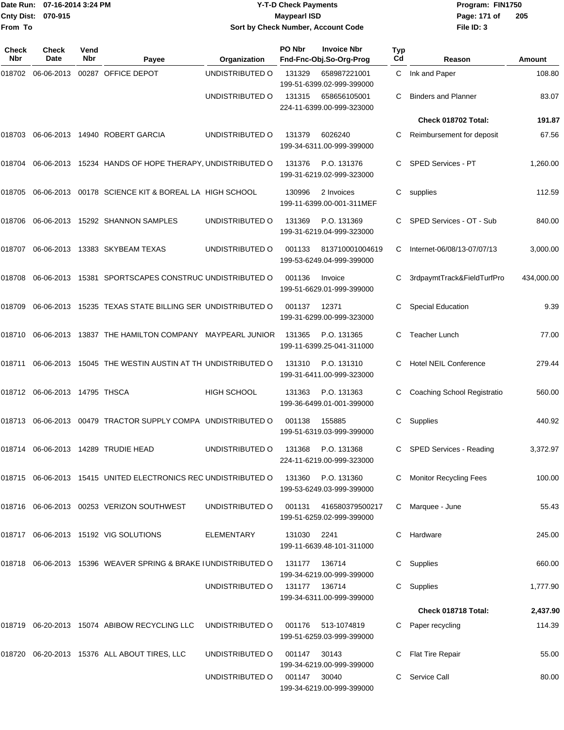Date Run: 07-16-2014 3:24 PM
Cnty Dist: 070-915
From To

# Y-T-D Check Payments
## Maypearl ISD
### Sort by Check Number, Account Code

Program: FIN1750
File ID: 3

| Check Nbr | Check Date | Vend Nbr | Payee | Organization | PO Nbr / Invoice Nbr / Fnd-Fnc-Obj.So-Org-Prog | Typ Cd | Reason | Amount |
|---|---|---|---|---|---|---|---|---|
| 018702 | 06-06-2013 | 00287 | OFFICE DEPOT | UNDISTRIBUTED O | 131329 658987221001 199-51-6399.02-999-399000 | C | Ink and Paper | 108.80 |
| | | | | UNDISTRIBUTED O | 131315 658656105001 224-11-6399.00-999-323000 | C | Binders and Planner | 83.07 |
| | | | | | | | **Check 018702 Total:** | **191.87** |
| 018703 | 06-06-2013 | 14940 | ROBERT GARCIA | UNDISTRIBUTED O | 131379 6026240 199-34-6311.00-999-399000 | C | Reimbursement for deposit | 67.56 |
| 018704 | 06-06-2013 | 15234 | HANDS OF HOPE THERAPY, | UNDISTRIBUTED O | 131376 P.O. 131376 199-31-6219.02-999-323000 | C | SPED Services - PT | 1,260.00 |
| 018705 | 06-06-2013 | 00178 | SCIENCE KIT & BOREAL LA | HIGH SCHOOL | 130996 2 Invoices 199-11-6399.00-001-311MEF | C | supplies | 112.59 |
| 018706 | 06-06-2013 | 15292 | SHANNON SAMPLES | UNDISTRIBUTED O | 131369 P.O. 131369 199-31-6219.04-999-323000 | C | SPED Services - OT - Sub | 840.00 |
| 018707 | 06-06-2013 | 13383 | SKYBEAM TEXAS | UNDISTRIBUTED O | 001133 813710001004619 199-53-6249.04-999-399000 | C | Internet-06/08/13-07/07/13 | 3,000.00 |
| 018708 | 06-06-2013 | 15381 | SPORTSCAPES CONSTRUC | UNDISTRIBUTED O | 001136 Invoice 199-51-6629.01-999-399000 | C | 3rdpaymtTrack&FieldTurfPro | 434,000.00 |
| 018709 | 06-06-2013 | 15235 | TEXAS STATE BILLING SER | UNDISTRIBUTED O | 001137 12371 199-31-6299.00-999-323000 | C | Special Education | 9.39 |
| 018710 | 06-06-2013 | 13837 | THE HAMILTON COMPANY | MAYPEARL JUNIOR | 131365 P.O. 131365 199-11-6399.25-041-311000 | C | Teacher Lunch | 77.00 |
| 018711 | 06-06-2013 | 15045 | THE WESTIN AUSTIN AT TH | UNDISTRIBUTED O | 131310 P.O. 131310 199-31-6411.00-999-323000 | C | Hotel NEIL Conference | 279.44 |
| 018712 | 06-06-2013 | 14795 | THSCA | HIGH SCHOOL | 131363 P.O. 131363 199-36-6499.01-001-399000 | C | Coaching School Registratio | 560.00 |
| 018713 | 06-06-2013 | 00479 | TRACTOR SUPPLY COMPA | UNDISTRIBUTED O | 001138 155885 199-51-6319.03-999-399000 | C | Supplies | 440.92 |
| 018714 | 06-06-2013 | 14289 | TRUDIE HEAD | UNDISTRIBUTED O | 131368 P.O. 131368 224-11-6219.00-999-323000 | C | SPED Services - Reading | 3,372.97 |
| 018715 | 06-06-2013 | 15415 | UNITED ELECTRONICS REC | UNDISTRIBUTED O | 131360 P.O. 131360 199-53-6249.03-999-399000 | C | Monitor Recycling Fees | 100.00 |
| 018716 | 06-06-2013 | 00253 | VERIZON SOUTHWEST | UNDISTRIBUTED O | 001131 416580379500217 199-51-6259.02-999-399000 | C | Marquee - June | 55.43 |
| 018717 | 06-06-2013 | 15192 | VIG SOLUTIONS | ELEMENTARY | 131030 2241 199-11-6639.48-101-311000 | C | Hardware | 245.00 |
| 018718 | 06-06-2013 | 15396 | WEAVER SPRING & BRAKE I | UNDISTRIBUTED O | 131177 136714 199-34-6219.00-999-399000 | C | Supplies | 660.00 |
| | | | | UNDISTRIBUTED O | 131177 136714 199-34-6311.00-999-399000 | C | Supplies | 1,777.90 |
| | | | | | | | **Check 018718 Total:** | **2,437.90** |
| 018719 | 06-20-2013 | 15074 | ABIBOW RECYCLING LLC | UNDISTRIBUTED O | 001176 513-1074819 199-51-6259.03-999-399000 | C | Paper recycling | 114.39 |
| 018720 | 06-20-2013 | 15376 | ALL ABOUT TIRES, LLC | UNDISTRIBUTED O | 001147 30143 199-34-6219.00-999-399000 | C | Flat Tire Repair | 55.00 |
| | | | | UNDISTRIBUTED O | 001147 30040 199-34-6219.00-999-399000 | C | Service Call | 80.00 |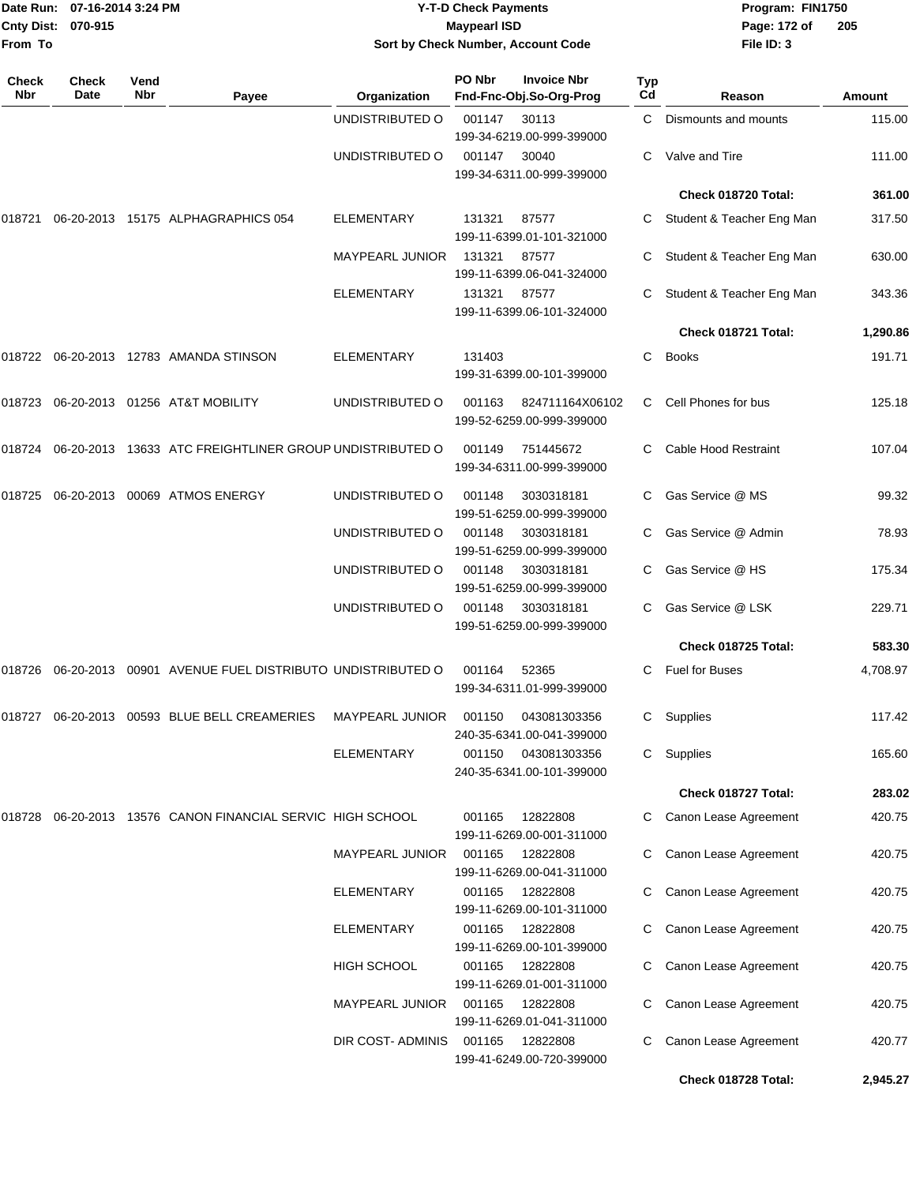Date Run: 07-16-2014 3:24 PM
Cnty Dist: 070-915
From To

# Y-T-D Check Payments
## Maypearl ISD
### Sort by Check Number, Account Code

Program: FIN1750
File ID: 3

| Check Nbr | Check Date | Vend Nbr | Payee | Organization | PO Nbr / Invoice Nbr / Fnd-Fnc-Obj.So-Org-Prog | Typ Cd | Reason | Amount |
|---|---|---|---|---|---|---|---|---|
| | | | | UNDISTRIBUTED O | 001147 30113 199-34-6219.00-999-399000 | C | Dismounts and mounts | 115.00 |
| | | | | UNDISTRIBUTED O | 001147 30040 199-34-6311.00-999-399000 | C | Valve and Tire | 111.00 |
| | | | | | | | **Check 018720 Total:** | **361.00** |
| 018721 | 06-20-2013 | 15175 | ALPHAGRAPHICS 054 | ELEMENTARY | 131321 87577 199-11-6399.01-101-321000 | C | Student & Teacher Eng Man | 317.50 |
| | | | | MAYPEARL JUNIOR | 131321 87577 199-11-6399.06-041-324000 | C | Student & Teacher Eng Man | 630.00 |
| | | | | ELEMENTARY | 131321 87577 199-11-6399.06-101-324000 | C | Student & Teacher Eng Man | 343.36 |
| | | | | | | | **Check 018721 Total:** | **1,290.86** |
| 018722 | 06-20-2013 | 12783 | AMANDA STINSON | ELEMENTARY | 131403 199-31-6399.00-101-399000 | C | Books | 191.71 |
| 018723 | 06-20-2013 | 01256 | AT&T MOBILITY | UNDISTRIBUTED O | 001163 824711164X06102 199-52-6259.00-999-399000 | C | Cell Phones for bus | 125.18 |
| 018724 | 06-20-2013 | 13633 | ATC FREIGHTLINER GROUP | UNDISTRIBUTED O | 001149 751445672 199-34-6311.00-999-399000 | C | Cable Hood Restraint | 107.04 |
| 018725 | 06-20-2013 | 00069 | ATMOS ENERGY | UNDISTRIBUTED O | 001148 3030318181 199-51-6259.00-999-399000 | C | Gas Service @ MS | 99.32 |
| | | | | UNDISTRIBUTED O | 001148 3030318181 199-51-6259.00-999-399000 | C | Gas Service @ Admin | 78.93 |
| | | | | UNDISTRIBUTED O | 001148 3030318181 199-51-6259.00-999-399000 | C | Gas Service @ HS | 175.34 |
| | | | | UNDISTRIBUTED O | 001148 3030318181 199-51-6259.00-999-399000 | C | Gas Service @ LSK | 229.71 |
| | | | | | | | **Check 018725 Total:** | **583.30** |
| 018726 | 06-20-2013 | 00901 | AVENUE FUEL DISTRIBUTO | UNDISTRIBUTED O | 001164 52365 199-34-6311.01-999-399000 | C | Fuel for Buses | 4,708.97 |
| 018727 | 06-20-2013 | 00593 | BLUE BELL CREAMERIES | MAYPEARL JUNIOR | 001150 043081303356 240-35-6341.00-041-399000 | C | Supplies | 117.42 |
| | | | | ELEMENTARY | 001150 043081303356 240-35-6341.00-101-399000 | C | Supplies | 165.60 |
| | | | | | | | **Check 018727 Total:** | **283.02** |
| 018728 | 06-20-2013 | 13576 | CANON FINANCIAL SERVIC | HIGH SCHOOL | 001165 12822808 199-11-6269.00-001-311000 | C | Canon Lease Agreement | 420.75 |
| | | | | MAYPEARL JUNIOR | 001165 12822808 199-11-6269.00-041-311000 | C | Canon Lease Agreement | 420.75 |
| | | | | ELEMENTARY | 001165 12822808 199-11-6269.00-101-311000 | C | Canon Lease Agreement | 420.75 |
| | | | | ELEMENTARY | 001165 12822808 199-11-6269.00-101-399000 | C | Canon Lease Agreement | 420.75 |
| | | | | HIGH SCHOOL | 001165 12822808 199-11-6269.01-001-311000 | C | Canon Lease Agreement | 420.75 |
| | | | | MAYPEARL JUNIOR | 001165 12822808 199-11-6269.01-041-311000 | C | Canon Lease Agreement | 420.75 |
| | | | | DIR COST- ADMINIS | 001165 12822808 199-41-6249.00-720-399000 | C | Canon Lease Agreement | 420.77 |
| | | | | | | | **Check 018728 Total:** | **2,945.27** |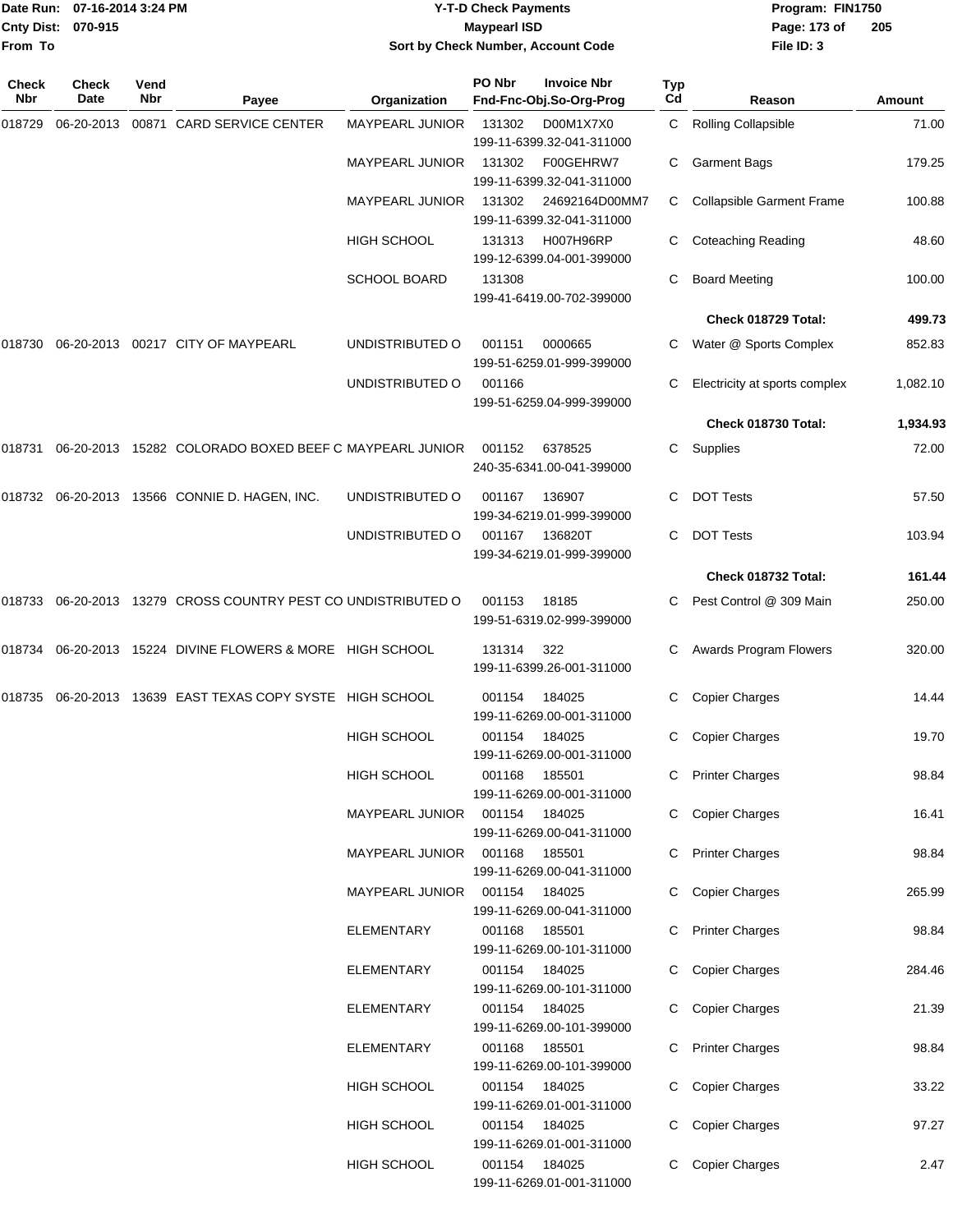| Check Nbr | Check Date | Vend Nbr | Payee | Organization | PO Nbr | Invoice Nbr Fnd-Fnc-Obj.So-Org-Prog | Typ Cd | Reason | Amount |
|---|---|---|---|---|---|---|---|---|---|
| 018729 | 06-20-2013 | 00871 | CARD SERVICE CENTER | MAYPEARL JUNIOR | 131302 | D00M1X7X0 199-11-6399.32-041-311000 | C | Rolling Collapsible | 71.00 |
| | | | | MAYPEARL JUNIOR | 131302 | F00GEHRW7 199-11-6399.32-041-311000 | C | Garment Bags | 179.25 |
| | | | | MAYPEARL JUNIOR | 131302 | 24692164D00MM7 199-11-6399.32-041-311000 | C | Collapsible Garment Frame | 100.88 |
| | | | | HIGH SCHOOL | 131313 | H007H96RP 199-12-6399.04-001-399000 | C | Coteaching Reading | 48.60 |
| | | | | SCHOOL BOARD | 131308 | 199-41-6419.00-702-399000 | C | Board Meeting | 100.00 |
| | | | | | | | | **Check 018729 Total:** | **499.73** |
| 018730 | 06-20-2013 | 00217 | CITY OF MAYPEARL | UNDISTRIBUTED O | 001151 | 0000665 199-51-6259.01-999-399000 | C | Water @ Sports Complex | 852.83 |
| | | | | UNDISTRIBUTED O | 001166 | 199-51-6259.04-999-399000 | C | Electricity at sports complex | 1,082.10 |
| | | | | | | | | **Check 018730 Total:** | **1,934.93** |
| 018731 | 06-20-2013 | 15282 | COLORADO BOXED BEEF C | MAYPEARL JUNIOR | 001152 | 6378525 240-35-6341.00-041-399000 | C | Supplies | 72.00 |
| 018732 | 06-20-2013 | 13566 | CONNIE D. HAGEN, INC. | UNDISTRIBUTED O | 001167 | 136907 199-34-6219.01-999-399000 | C | DOT Tests | 57.50 |
| | | | | UNDISTRIBUTED O | 001167 | 136820T 199-34-6219.01-999-399000 | C | DOT Tests | 103.94 |
| | | | | | | | | **Check 018732 Total:** | **161.44** |
| 018733 | 06-20-2013 | 13279 | CROSS COUNTRY PEST CO | UNDISTRIBUTED O | 001153 | 18185 199-51-6319.02-999-399000 | C | Pest Control @ 309 Main | 250.00 |
| 018734 | 06-20-2013 | 15224 | DIVINE FLOWERS & MORE | HIGH SCHOOL | 131314 | 322 199-11-6399.26-001-311000 | C | Awards Program Flowers | 320.00 |
| 018735 | 06-20-2013 | 13639 | EAST TEXAS COPY SYSTE | HIGH SCHOOL | 001154 | 184025 199-11-6269.00-001-311000 | C | Copier Charges | 14.44 |
| | | | | HIGH SCHOOL | 001154 | 184025 199-11-6269.00-001-311000 | C | Copier Charges | 19.70 |
| | | | | HIGH SCHOOL | 001168 | 185501 199-11-6269.00-001-311000 | C | Printer Charges | 98.84 |
| | | | | MAYPEARL JUNIOR | 001154 | 184025 199-11-6269.00-041-311000 | C | Copier Charges | 16.41 |
| | | | | MAYPEARL JUNIOR | 001168 | 185501 199-11-6269.00-041-311000 | C | Printer Charges | 98.84 |
| | | | | MAYPEARL JUNIOR | 001154 | 184025 199-11-6269.00-041-311000 | C | Copier Charges | 265.99 |
| | | | | ELEMENTARY | 001168 | 185501 199-11-6269.00-101-311000 | C | Printer Charges | 98.84 |
| | | | | ELEMENTARY | 001154 | 184025 199-11-6269.00-101-311000 | C | Copier Charges | 284.46 |
| | | | | ELEMENTARY | 001154 | 184025 199-11-6269.00-101-399000 | C | Copier Charges | 21.39 |
| | | | | ELEMENTARY | 001168 | 185501 199-11-6269.00-101-399000 | C | Printer Charges | 98.84 |
| | | | | HIGH SCHOOL | 001154 | 184025 199-11-6269.01-001-311000 | C | Copier Charges | 33.22 |
| | | | | HIGH SCHOOL | 001154 | 184025 199-11-6269.01-001-311000 | C | Copier Charges | 97.27 |
| | | | | HIGH SCHOOL | 001154 | 184025 199-11-6269.01-001-311000 | C | Copier Charges | 2.47 |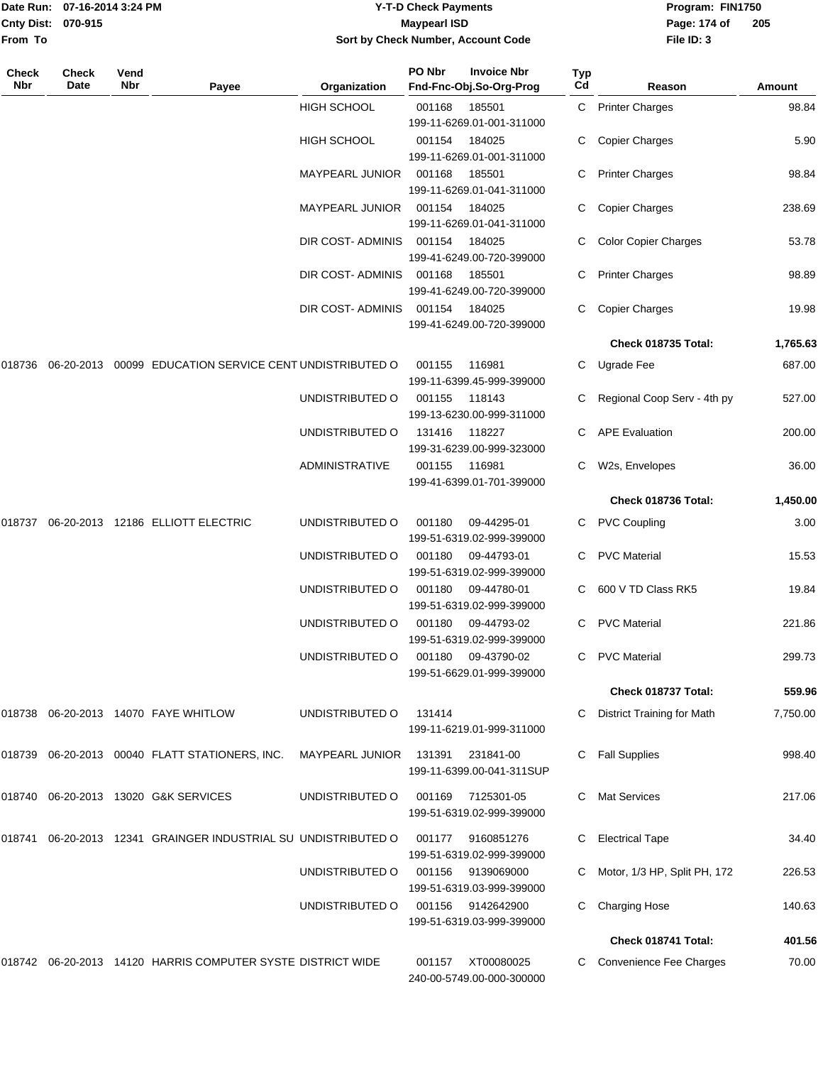# Y-T-D Check Payments

**Maypearl ISD**

**Sort by Check Number, Account Code**

Date Run: 07-16-2014 3:24 PM
Cnty Dist: 070-915
From To

Program: FIN1750
File ID: 3

| Check Nbr | Check Date | Vend Nbr | Payee | Organization | PO Nbr / Invoice Nbr / Fnd-Fnc-Obj.So-Org-Prog | Typ Cd | Reason | Amount |
|---|---|---|---|---|---|---|---|---|
| | | | | HIGH SCHOOL | 001168 185501 199-11-6269.01-001-311000 | C | Printer Charges | 98.84 |
| | | | | HIGH SCHOOL | 001154 184025 199-11-6269.01-001-311000 | C | Copier Charges | 5.90 |
| | | | | MAYPEARL JUNIOR | 001168 185501 199-11-6269.01-041-311000 | C | Printer Charges | 98.84 |
| | | | | MAYPEARL JUNIOR | 001154 184025 199-11-6269.01-041-311000 | C | Copier Charges | 238.69 |
| | | | | DIR COST- ADMINIS | 001154 184025 199-41-6249.00-720-399000 | C | Color Copier Charges | 53.78 |
| | | | | DIR COST- ADMINIS | 001168 185501 199-41-6249.00-720-399000 | C | Printer Charges | 98.89 |
| | | | | DIR COST- ADMINIS | 001154 184025 199-41-6249.00-720-399000 | C | Copier Charges | 19.98 |
| | | | | | | | **Check 018735 Total:** | **1,765.63** |
| 018736 | 06-20-2013 | 00099 | EDUCATION SERVICE CENT | UNDISTRIBUTED O | 001155 116981 199-11-6399.45-999-399000 | C | Ugrade Fee | 687.00 |
| | | | | UNDISTRIBUTED O | 001155 118143 199-13-6230.00-999-311000 | C | Regional Coop Serv - 4th py | 527.00 |
| | | | | UNDISTRIBUTED O | 131416 118227 199-31-6239.00-999-323000 | C | APE Evaluation | 200.00 |
| | | | | ADMINISTRATIVE | 001155 116981 199-41-6399.01-701-399000 | C | W2s, Envelopes | 36.00 |
| | | | | | | | **Check 018736 Total:** | **1,450.00** |
| 018737 | 06-20-2013 | 12186 | ELLIOTT ELECTRIC | UNDISTRIBUTED O | 001180 09-44295-01 199-51-6319.02-999-399000 | C | PVC Coupling | 3.00 |
| | | | | UNDISTRIBUTED O | 001180 09-44793-01 199-51-6319.02-999-399000 | C | PVC Material | 15.53 |
| | | | | UNDISTRIBUTED O | 001180 09-44780-01 199-51-6319.02-999-399000 | C | 600 V TD Class RK5 | 19.84 |
| | | | | UNDISTRIBUTED O | 001180 09-44793-02 199-51-6319.02-999-399000 | C | PVC Material | 221.86 |
| | | | | UNDISTRIBUTED O | 001180 09-43790-02 199-51-6629.01-999-399000 | C | PVC Material | 299.73 |
| | | | | | | | **Check 018737 Total:** | **559.96** |
| 018738 | 06-20-2013 | 14070 | FAYE WHITLOW | UNDISTRIBUTED O | 131414 199-11-6219.01-999-311000 | C | District Training for Math | 7,750.00 |
| 018739 | 06-20-2013 | 00040 | FLATT STATIONERS, INC. | MAYPEARL JUNIOR | 131391 231841-00 199-11-6399.00-041-311SUP | C | Fall Supplies | 998.40 |
| 018740 | 06-20-2013 | 13020 | G&K SERVICES | UNDISTRIBUTED O | 001169 7125301-05 199-51-6319.02-999-399000 | C | Mat Services | 217.06 |
| 018741 | 06-20-2013 | 12341 | GRAINGER INDUSTRIAL SU | UNDISTRIBUTED O | 001177 9160851276 199-51-6319.02-999-399000 | C | Electrical Tape | 34.40 |
| | | | | UNDISTRIBUTED O | 001156 9139069000 199-51-6319.03-999-399000 | C | Motor, 1/3 HP, Split PH, 172 | 226.53 |
| | | | | UNDISTRIBUTED O | 001156 9142642900 199-51-6319.03-999-399000 | C | Charging Hose | 140.63 |
| | | | | | | | **Check 018741 Total:** | **401.56** |
| 018742 | 06-20-2013 | 14120 | HARRIS COMPUTER SYSTE | DISTRICT WIDE | 001157 XT00080025 240-00-5749.00-000-300000 | C | Convenience Fee Charges | 70.00 |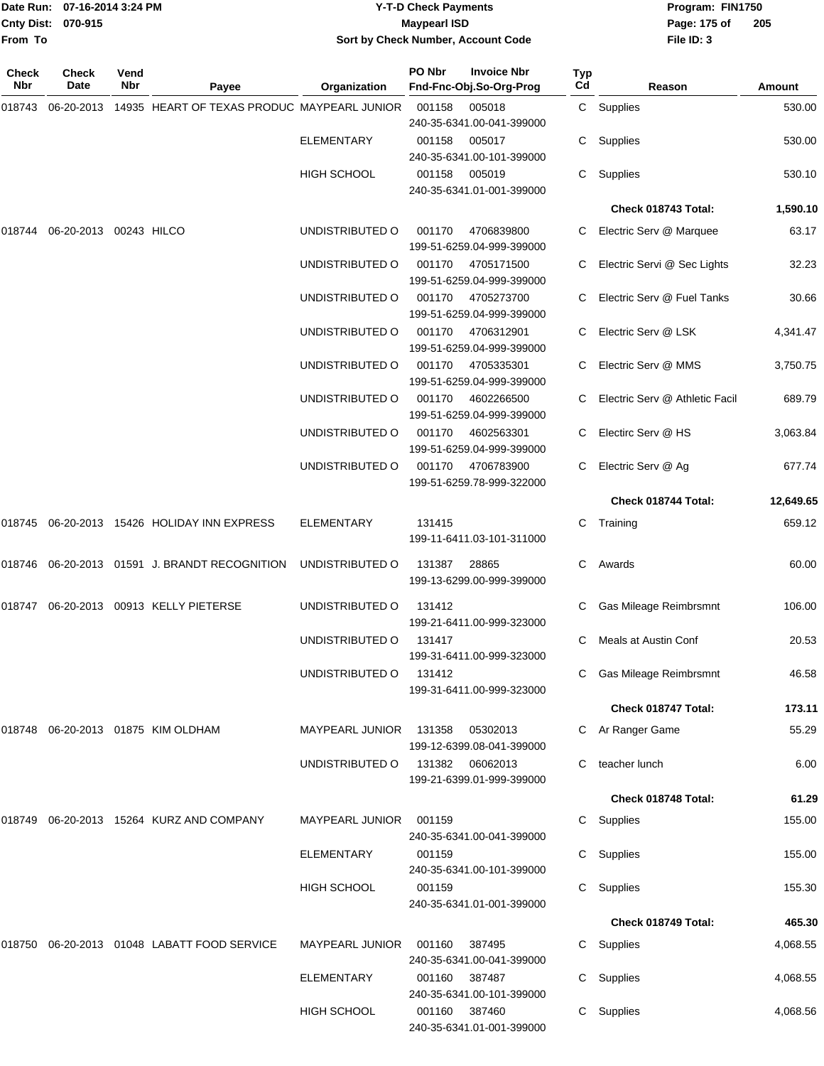**Date Run:** 07-16-2014 3:24 PM
**Cnty Dist:** 070-915
**From To**

**Y-T-D Check Payments**
**Maypearl ISD**
**Sort by Check Number, Account Code**

**Program:** FIN1750
**File ID:** 3

| Check Nbr | Check Date | Vend Nbr | Payee | Organization | PO Nbr / Invoice Nbr / Fnd-Fnc-Obj.So-Org-Prog | Typ Cd | Reason | Amount |
|---|---|---|---|---|---|---|---|---|
| 018743 | 06-20-2013 | 14935 | HEART OF TEXAS PRODUC | MAYPEARL JUNIOR | 001158 005018 240-35-6341.00-041-399000 | C | Supplies | 530.00 |
| | | | | ELEMENTARY | 001158 005017 240-35-6341.00-101-399000 | C | Supplies | 530.00 |
| | | | | HIGH SCHOOL | 001158 005019 240-35-6341.01-001-399000 | C | Supplies | 530.10 |
| | | | | | | | **Check 018743 Total:** | **1,590.10** |
| 018744 | 06-20-2013 | 00243 | HILCO | UNDISTRIBUTED O | 001170 4706839800 199-51-6259.04-999-399000 | C | Electric Serv @ Marquee | 63.17 |
| | | | | UNDISTRIBUTED O | 001170 4705171500 199-51-6259.04-999-399000 | C | Electric Servi @ Sec Lights | 32.23 |
| | | | | UNDISTRIBUTED O | 001170 4705273700 199-51-6259.04-999-399000 | C | Electric Serv @ Fuel Tanks | 30.66 |
| | | | | UNDISTRIBUTED O | 001170 4706312901 199-51-6259.04-999-399000 | C | Electric Serv @ LSK | 4,341.47 |
| | | | | UNDISTRIBUTED O | 001170 4705335301 199-51-6259.04-999-399000 | C | Electric Serv @ MMS | 3,750.75 |
| | | | | UNDISTRIBUTED O | 001170 4602266500 199-51-6259.04-999-399000 | C | Electric Serv @ Athletic Facil | 689.79 |
| | | | | UNDISTRIBUTED O | 001170 4602563301 199-51-6259.04-999-399000 | C | Electirc Serv @ HS | 3,063.84 |
| | | | | UNDISTRIBUTED O | 001170 4706783900 199-51-6259.78-999-322000 | C | Electric Serv @ Ag | 677.74 |
| | | | | | | | **Check 018744 Total:** | **12,649.65** |
| 018745 | 06-20-2013 | 15426 | HOLIDAY INN EXPRESS | ELEMENTARY | 131415 199-11-6411.03-101-311000 | C | Training | 659.12 |
| 018746 | 06-20-2013 | 01591 | J. BRANDT RECOGNITION | UNDISTRIBUTED O | 131387 28865 199-13-6299.00-999-399000 | C | Awards | 60.00 |
| 018747 | 06-20-2013 | 00913 | KELLY PIETERSE | UNDISTRIBUTED O | 131412 199-21-6411.00-999-323000 | C | Gas Mileage Reimbrsmnt | 106.00 |
| | | | | UNDISTRIBUTED O | 131417 199-31-6411.00-999-323000 | C | Meals at Austin Conf | 20.53 |
| | | | | UNDISTRIBUTED O | 131412 199-31-6411.00-999-323000 | C | Gas Mileage Reimbrsmnt | 46.58 |
| | | | | | | | **Check 018747 Total:** | **173.11** |
| 018748 | 06-20-2013 | 01875 | KIM OLDHAM | MAYPEARL JUNIOR | 131358 05302013 199-12-6399.08-041-399000 | C | Ar Ranger Game | 55.29 |
| | | | | UNDISTRIBUTED O | 131382 06062013 199-21-6399.01-999-399000 | C | teacher lunch | 6.00 |
| | | | | | | | **Check 018748 Total:** | **61.29** |
| 018749 | 06-20-2013 | 15264 | KURZ AND COMPANY | MAYPEARL JUNIOR | 001159 240-35-6341.00-041-399000 | C | Supplies | 155.00 |
| | | | | ELEMENTARY | 001159 240-35-6341.00-101-399000 | C | Supplies | 155.00 |
| | | | | HIGH SCHOOL | 001159 240-35-6341.01-001-399000 | C | Supplies | 155.30 |
| | | | | | | | **Check 018749 Total:** | **465.30** |
| 018750 | 06-20-2013 | 01048 | LABATT FOOD SERVICE | MAYPEARL JUNIOR | 001160 387495 240-35-6341.00-041-399000 | C | Supplies | 4,068.55 |
| | | | | ELEMENTARY | 001160 387487 240-35-6341.00-101-399000 | C | Supplies | 4,068.55 |
| | | | | HIGH SCHOOL | 001160 387460 240-35-6341.01-001-399000 | C | Supplies | 4,068.56 |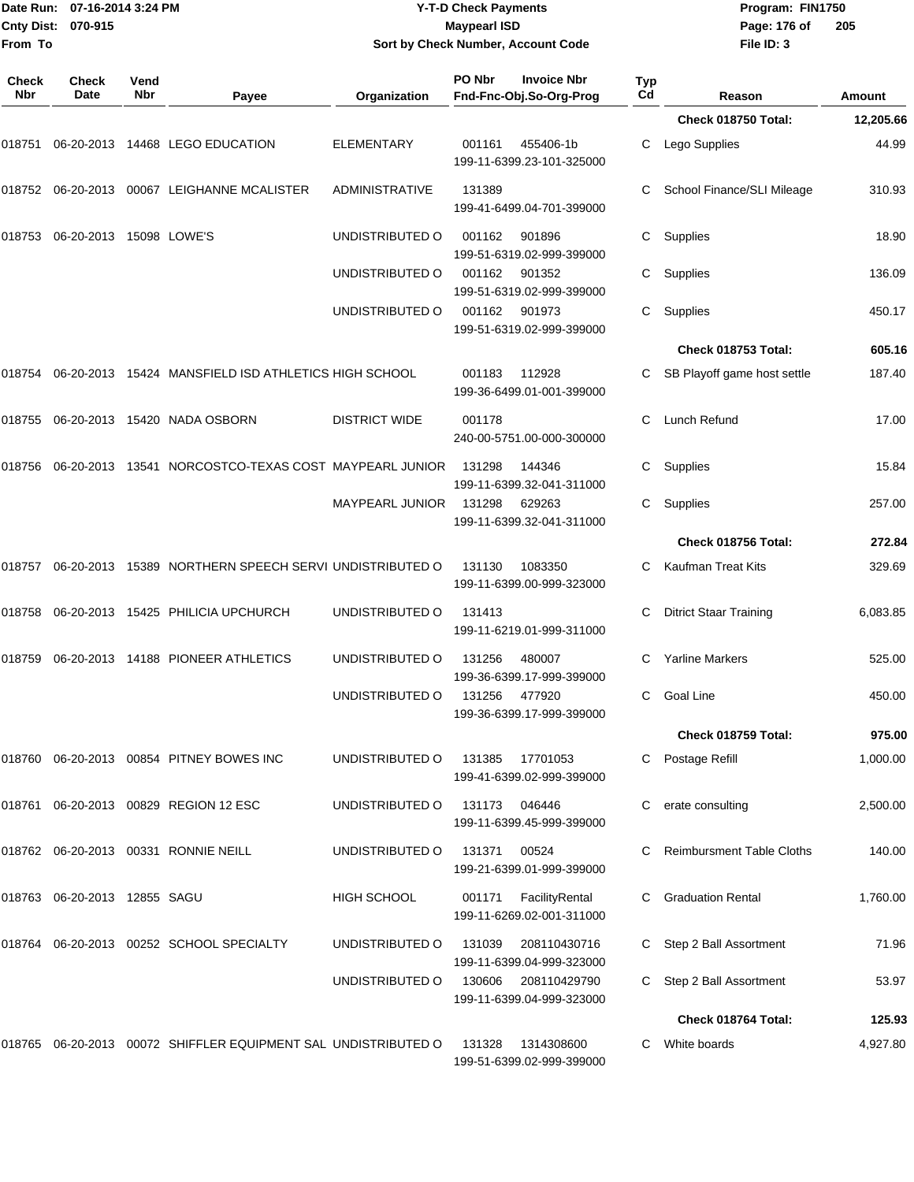# Y-T-D Check Payments

**Maypearl ISD**

**Sort by Check Number, Account Code**

Date Run: 07-16-2014 3:24 PM
Cnty Dist: 070-915
From To

Program: FIN1750
File ID: 3

| Check Nbr | Check Date | Vend Nbr | Payee | Organization | PO Nbr | Invoice Nbr / Fnd-Fnc-Obj.So-Org-Prog | Typ Cd | Reason | Amount |
|---|---|---|---|---|---|---|---|---|---|
| | | | | | | | | **Check 018750 Total:** | **12,205.66** |
| 018751 | 06-20-2013 | 14468 | LEGO EDUCATION | ELEMENTARY | 001161 | 455406-1b 199-11-6399.23-101-325000 | C | Lego Supplies | 44.99 |
| 018752 | 06-20-2013 | 00067 | LEIGHANNE MCALISTER | ADMINISTRATIVE | 131389 | 199-41-6499.04-701-399000 | C | School Finance/SLI Mileage | 310.93 |
| 018753 | 06-20-2013 | 15098 | LOWE'S | UNDISTRIBUTED O | 001162 | 901896 199-51-6319.02-999-399000 | C | Supplies | 18.90 |
| | | | | UNDISTRIBUTED O | 001162 | 901352 199-51-6319.02-999-399000 | C | Supplies | 136.09 |
| | | | | UNDISTRIBUTED O | 001162 | 901973 199-51-6319.02-999-399000 | C | Supplies | 450.17 |
| | | | | | | | | **Check 018753 Total:** | **605.16** |
| 018754 | 06-20-2013 | 15424 | MANSFIELD ISD ATHLETICS | HIGH SCHOOL | 001183 | 112928 199-36-6499.01-001-399000 | C | SB Playoff game host settle | 187.40 |
| 018755 | 06-20-2013 | 15420 | NADA OSBORN | DISTRICT WIDE | 001178 | 240-00-5751.00-000-300000 | C | Lunch Refund | 17.00 |
| 018756 | 06-20-2013 | 13541 | NORCOSTCO-TEXAS COST | MAYPEARL JUNIOR | 131298 | 144346 199-11-6399.32-041-311000 | C | Supplies | 15.84 |
| | | | | MAYPEARL JUNIOR | 131298 | 629263 199-11-6399.32-041-311000 | C | Supplies | 257.00 |
| | | | | | | | | **Check 018756 Total:** | **272.84** |
| 018757 | 06-20-2013 | 15389 | NORTHERN SPEECH SERVI | UNDISTRIBUTED O | 131130 | 1083350 199-11-6399.00-999-323000 | C | Kaufman Treat Kits | 329.69 |
| 018758 | 06-20-2013 | 15425 | PHILICIA UPCHURCH | UNDISTRIBUTED O | 131413 | 199-11-6219.01-999-311000 | C | Ditrict Staar Training | 6,083.85 |
| 018759 | 06-20-2013 | 14188 | PIONEER ATHLETICS | UNDISTRIBUTED O | 131256 | 480007 199-36-6399.17-999-399000 | C | Yarline Markers | 525.00 |
| | | | | UNDISTRIBUTED O | 131256 | 477920 199-36-6399.17-999-399000 | C | Goal Line | 450.00 |
| | | | | | | | | **Check 018759 Total:** | **975.00** |
| 018760 | 06-20-2013 | 00854 | PITNEY BOWES INC | UNDISTRIBUTED O | 131385 | 17701053 199-41-6399.02-999-399000 | C | Postage Refill | 1,000.00 |
| 018761 | 06-20-2013 | 00829 | REGION 12 ESC | UNDISTRIBUTED O | 131173 | 046446 199-11-6399.45-999-399000 | C | erate consulting | 2,500.00 |
| 018762 | 06-20-2013 | 00331 | RONNIE NEILL | UNDISTRIBUTED O | 131371 | 00524 199-21-6399.01-999-399000 | C | Reimbursment Table Cloths | 140.00 |
| 018763 | 06-20-2013 | 12855 | SAGU | HIGH SCHOOL | 001171 | FacilityRental 199-11-6269.02-001-311000 | C | Graduation Rental | 1,760.00 |
| 018764 | 06-20-2013 | 00252 | SCHOOL SPECIALTY | UNDISTRIBUTED O | 131039 | 208110430716 199-11-6399.04-999-323000 | C | Step 2 Ball Assortment | 71.96 |
| | | | | UNDISTRIBUTED O | 130606 | 208110429790 199-11-6399.04-999-323000 | C | Step 2 Ball Assortment | 53.97 |
| | | | | | | | | **Check 018764 Total:** | **125.93** |
| 018765 | 06-20-2013 | 00072 | SHIFFLER EQUIPMENT SAL | UNDISTRIBUTED O | 131328 | 1314308600 199-51-6399.02-999-399000 | C | White boards | 4,927.80 |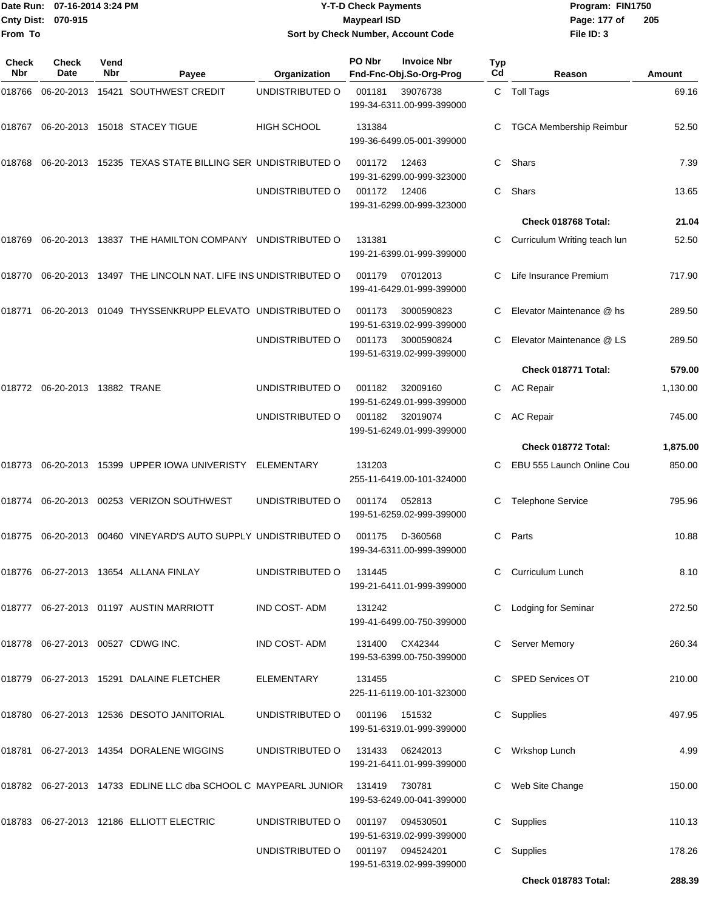Date Run: 07-16-2014 3:24 PM
Cnty Dist: 070-915
From To

**Y-T-D Check Payments**
**Maypearl ISD**
**Sort by Check Number, Account Code**

Program: FIN1750
File ID: 3

| Check Nbr | Check Date | Vend Nbr | Payee | Organization | PO Nbr / Fnd-Fnc-Obj.So-Org-Prog | Invoice Nbr | Typ Cd | Reason | Amount |
|---|---|---|---|---|---|---|---|---|---|
| 018766 | 06-20-2013 | 15421 | SOUTHWEST CREDIT | UNDISTRIBUTED O | 001181 / 199-34-6311.00-999-399000 | 39076738 | C | Toll Tags | 69.16 |
| 018767 | 06-20-2013 | 15018 | STACEY TIGUE | HIGH SCHOOL | 131384 / 199-36-6499.05-001-399000 | | C | TGCA Membership Reimbur | 52.50 |
| 018768 | 06-20-2013 | 15235 | TEXAS STATE BILLING SER | UNDISTRIBUTED O | 001172 / 199-31-6299.00-999-323000 | 12463 | C | Shars | 7.39 |
| | | | | UNDISTRIBUTED O | 001172 / 199-31-6299.00-999-323000 | 12406 | C | Shars | 13.65 |
| | | | | | | | | **Check 018768 Total:** | **21.04** |
| 018769 | 06-20-2013 | 13837 | THE HAMILTON COMPANY | UNDISTRIBUTED O | 131381 / 199-21-6399.01-999-399000 | | C | Curriculum Writing teach lun | 52.50 |
| 018770 | 06-20-2013 | 13497 | THE LINCOLN NAT. LIFE INS | UNDISTRIBUTED O | 001179 / 199-41-6429.01-999-399000 | 07012013 | C | Life Insurance Premium | 717.90 |
| 018771 | 06-20-2013 | 01049 | THYSSENKRUPP ELEVATO | UNDISTRIBUTED O | 001173 / 199-51-6319.02-999-399000 | 3000590823 | C | Elevator Maintenance @ hs | 289.50 |
| | | | | UNDISTRIBUTED O | 001173 / 199-51-6319.02-999-399000 | 3000590824 | C | Elevator Maintenance @ LS | 289.50 |
| | | | | | | | | **Check 018771 Total:** | **579.00** |
| 018772 | 06-20-2013 | 13882 | TRANE | UNDISTRIBUTED O | 001182 / 199-51-6249.01-999-399000 | 32009160 | C | AC Repair | 1,130.00 |
| | | | | UNDISTRIBUTED O | 001182 / 199-51-6249.01-999-399000 | 32019074 | C | AC Repair | 745.00 |
| | | | | | | | | **Check 018772 Total:** | **1,875.00** |
| 018773 | 06-20-2013 | 15399 | UPPER IOWA UNIVERISTY | ELEMENTARY | 131203 / 255-11-6419.00-101-324000 | | C | EBU 555 Launch Online Cou | 850.00 |
| 018774 | 06-20-2013 | 00253 | VERIZON SOUTHWEST | UNDISTRIBUTED O | 001174 / 199-51-6259.02-999-399000 | 052813 | C | Telephone Service | 795.96 |
| 018775 | 06-20-2013 | 00460 | VINEYARD'S AUTO SUPPLY | UNDISTRIBUTED O | 001175 / 199-34-6311.00-999-399000 | D-360568 | C | Parts | 10.88 |
| 018776 | 06-27-2013 | 13654 | ALLANA FINLAY | UNDISTRIBUTED O | 131445 / 199-21-6411.01-999-399000 | | C | Curriculum Lunch | 8.10 |
| 018777 | 06-27-2013 | 01197 | AUSTIN MARRIOTT | IND COST- ADM | 131242 / 199-41-6499.00-750-399000 | | C | Lodging for Seminar | 272.50 |
| 018778 | 06-27-2013 | 00527 | CDWG INC. | IND COST- ADM | 131400 / 199-53-6399.00-750-399000 | CX42344 | C | Server Memory | 260.34 |
| 018779 | 06-27-2013 | 15291 | DALAINE FLETCHER | ELEMENTARY | 131455 / 225-11-6119.00-101-323000 | | C | SPED Services OT | 210.00 |
| 018780 | 06-27-2013 | 12536 | DESOTO JANITORIAL | UNDISTRIBUTED O | 001196 / 199-51-6319.01-999-399000 | 151532 | C | Supplies | 497.95 |
| 018781 | 06-27-2013 | 14354 | DORALENE WIGGINS | UNDISTRIBUTED O | 131433 / 199-21-6411.01-999-399000 | 06242013 | C | Wrkshop Lunch | 4.99 |
| 018782 | 06-27-2013 | 14733 | EDLINE LLC dba SCHOOL C | MAYPEARL JUNIOR | 131419 / 199-53-6249.00-041-399000 | 730781 | C | Web Site Change | 150.00 |
| 018783 | 06-27-2013 | 12186 | ELLIOTT ELECTRIC | UNDISTRIBUTED O | 001197 / 199-51-6319.02-999-399000 | 094530501 | C | Supplies | 110.13 |
| | | | | UNDISTRIBUTED O | 001197 / 199-51-6319.02-999-399000 | 094524201 | C | Supplies | 178.26 |
| | | | | | | | | **Check 018783 Total:** | **288.39** |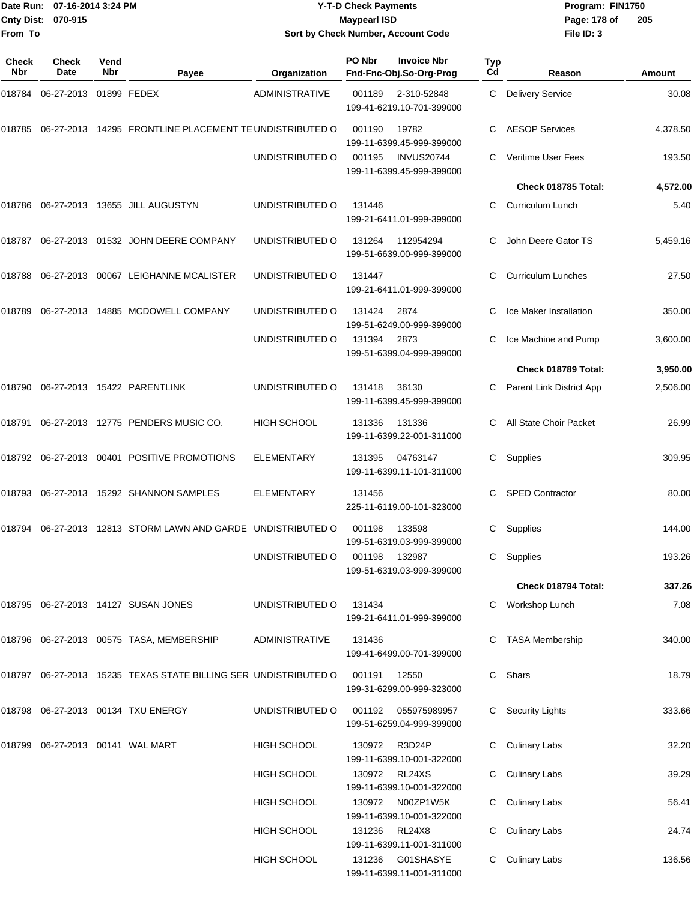Date Run: 07-16-2014 3:24 PM
Cnty Dist: 070-915
From To

# Y-T-D Check Payments
## Maypearl ISD
### Sort by Check Number, Account Code

Program: FIN1750
File ID: 3

| Check Nbr | Check Date | Vend Nbr | Payee | Organization | PO Nbr / Invoice Nbr / Fnd-Fnc-Obj.So-Org-Prog | Typ Cd | Reason | Amount |
|---|---|---|---|---|---|---|---|---|
| 018784 | 06-27-2013 | 01899 | FEDEX | ADMINISTRATIVE | 001189 2-310-52848 199-41-6219.10-701-399000 | C | Delivery Service | 30.08 |
| 018785 | 06-27-2013 | 14295 | FRONTLINE PLACEMENT TE | UNDISTRIBUTED O | 001190 19782 199-11-6399.45-999-399000 | C | AESOP Services | 4,378.50 |
| | | | | UNDISTRIBUTED O | 001195 INVUS20744 199-11-6399.45-999-399000 | C | Veritime User Fees | 193.50 |
| | | | | | | | **Check 018785 Total:** | **4,572.00** |
| 018786 | 06-27-2013 | 13655 | JILL AUGUSTYN | UNDISTRIBUTED O | 131446 199-21-6411.01-999-399000 | C | Curriculum Lunch | 5.40 |
| 018787 | 06-27-2013 | 01532 | JOHN DEERE COMPANY | UNDISTRIBUTED O | 131264 112954294 199-51-6639.00-999-399000 | C | John Deere Gator TS | 5,459.16 |
| 018788 | 06-27-2013 | 00067 | LEIGHANNE MCALISTER | UNDISTRIBUTED O | 131447 199-21-6411.01-999-399000 | C | Curriculum Lunches | 27.50 |
| 018789 | 06-27-2013 | 14885 | MCDOWELL COMPANY | UNDISTRIBUTED O | 131424 2874 199-51-6249.00-999-399000 | C | Ice Maker Installation | 350.00 |
| | | | | UNDISTRIBUTED O | 131394 2873 199-51-6399.04-999-399000 | C | Ice Machine and Pump | 3,600.00 |
| | | | | | | | **Check 018789 Total:** | **3,950.00** |
| 018790 | 06-27-2013 | 15422 | PARENTLINK | UNDISTRIBUTED O | 131418 36130 199-11-6399.45-999-399000 | C | Parent Link District App | 2,506.00 |
| 018791 | 06-27-2013 | 12775 | PENDERS MUSIC CO. | HIGH SCHOOL | 131336 131336 199-11-6399.22-001-311000 | C | All State Choir Packet | 26.99 |
| 018792 | 06-27-2013 | 00401 | POSITIVE PROMOTIONS | ELEMENTARY | 131395 04763147 199-11-6399.11-101-311000 | C | Supplies | 309.95 |
| 018793 | 06-27-2013 | 15292 | SHANNON SAMPLES | ELEMENTARY | 131456 225-11-6119.00-101-323000 | C | SPED Contractor | 80.00 |
| 018794 | 06-27-2013 | 12813 | STORM LAWN AND GARDE | UNDISTRIBUTED O | 001198 133598 199-51-6319.03-999-399000 | C | Supplies | 144.00 |
| | | | | UNDISTRIBUTED O | 001198 132987 199-51-6319.03-999-399000 | C | Supplies | 193.26 |
| | | | | | | | **Check 018794 Total:** | **337.26** |
| 018795 | 06-27-2013 | 14127 | SUSAN JONES | UNDISTRIBUTED O | 131434 199-21-6411.01-999-399000 | C | Workshop Lunch | 7.08 |
| 018796 | 06-27-2013 | 00575 | TASA, MEMBERSHIP | ADMINISTRATIVE | 131436 199-41-6499.00-701-399000 | C | TASA Membership | 340.00 |
| 018797 | 06-27-2013 | 15235 | TEXAS STATE BILLING SER | UNDISTRIBUTED O | 001191 12550 199-31-6299.00-999-323000 | C | Shars | 18.79 |
| 018798 | 06-27-2013 | 00134 | TXU ENERGY | UNDISTRIBUTED O | 001192 055975989957 199-51-6259.04-999-399000 | C | Security Lights | 333.66 |
| 018799 | 06-27-2013 | 00141 | WAL MART | HIGH SCHOOL | 130972 R3D24P 199-11-6399.10-001-322000 | C | Culinary Labs | 32.20 |
| | | | | HIGH SCHOOL | 130972 RL24XS 199-11-6399.10-001-322000 | C | Culinary Labs | 39.29 |
| | | | | HIGH SCHOOL | 130972 N00ZP1W5K 199-11-6399.10-001-322000 | C | Culinary Labs | 56.41 |
| | | | | HIGH SCHOOL | 131236 RL24X8 199-11-6399.11-001-311000 | C | Culinary Labs | 24.74 |
| | | | | HIGH SCHOOL | 131236 G01SHASYE 199-11-6399.11-001-311000 | C | Culinary Labs | 136.56 |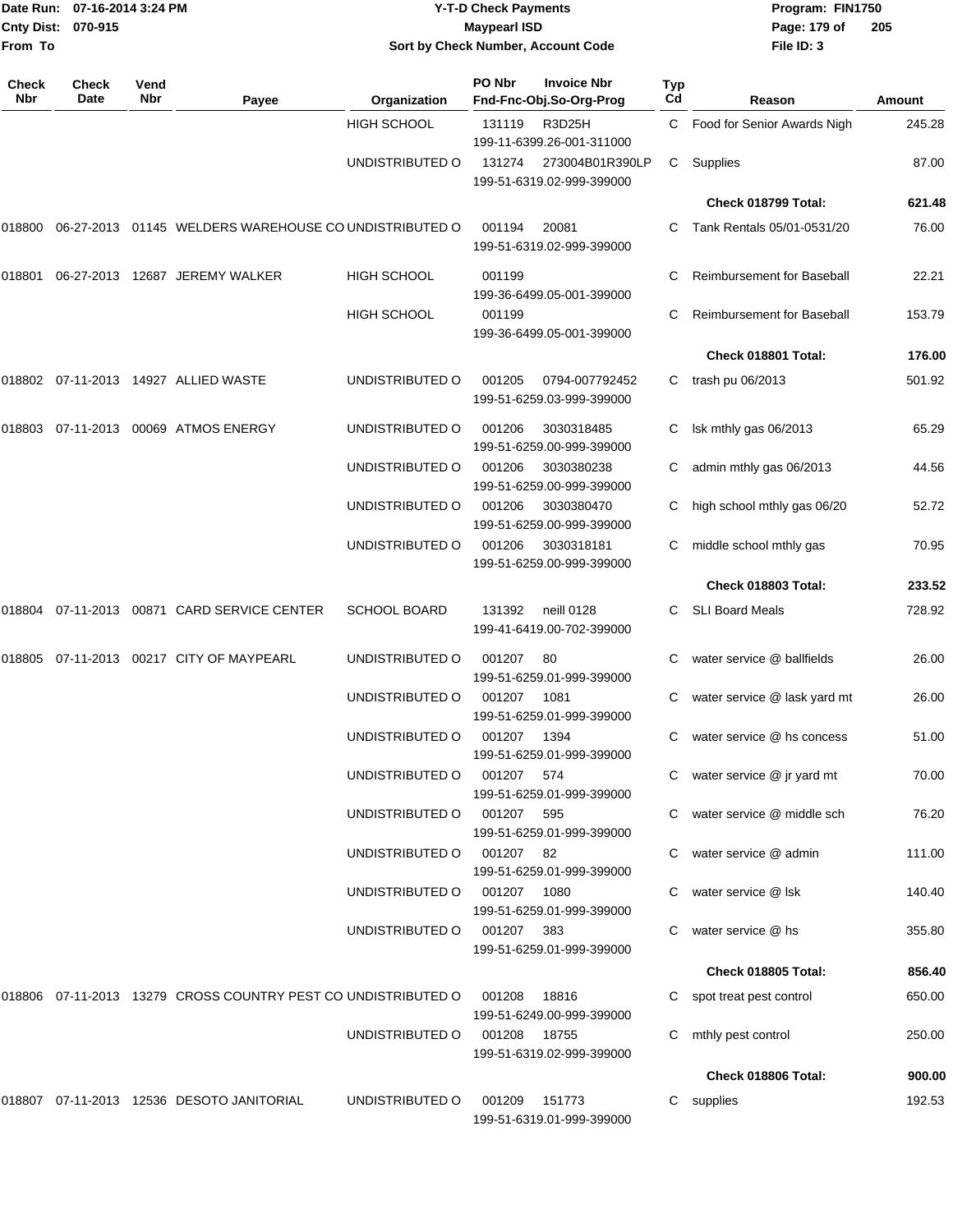# Y-T-D Check Payments

Date Run: 07-16-2014 3:24 PM
Cnty Dist: 070-915
From To

**Maypearl ISD**

**Sort by Check Number, Account Code**

Program: FIN1750
File ID: 3

| Check Nbr | Check Date | Vend Nbr | Payee | Organization | PO Nbr / Invoice Nbr / Fnd-Fnc-Obj.So-Org-Prog | Typ Cd | Reason | Amount |
|---|---|---|---|---|---|---|---|---|
| | | | | HIGH SCHOOL | 131119 R3D25H 199-11-6399.26-001-311000 | C | Food for Senior Awards Nigh | 245.28 |
| | | | | UNDISTRIBUTED O | 131274 273004B01R390LP 199-51-6319.02-999-399000 | C | Supplies | 87.00 |
| | | | | | | | **Check 018799 Total:** | **621.48** |
| 018800 | 06-27-2013 | 01145 | WELDERS WAREHOUSE CO | UNDISTRIBUTED O | 001194 20081 199-51-6319.02-999-399000 | C | Tank Rentals 05/01-0531/20 | 76.00 |
| 018801 | 06-27-2013 | 12687 | JEREMY WALKER | HIGH SCHOOL | 001199 199-36-6499.05-001-399000 | C | Reimbursement for Baseball | 22.21 |
| | | | | HIGH SCHOOL | 001199 199-36-6499.05-001-399000 | C | Reimbursement for Baseball | 153.79 |
| | | | | | | | **Check 018801 Total:** | **176.00** |
| 018802 | 07-11-2013 | 14927 | ALLIED WASTE | UNDISTRIBUTED O | 001205 0794-007792452 199-51-6259.03-999-399000 | C | trash pu 06/2013 | 501.92 |
| 018803 | 07-11-2013 | 00069 | ATMOS ENERGY | UNDISTRIBUTED O | 001206 3030318485 199-51-6259.00-999-399000 | C | lsk mthly gas 06/2013 | 65.29 |
| | | | | UNDISTRIBUTED O | 001206 3030380238 199-51-6259.00-999-399000 | C | admin mthly gas 06/2013 | 44.56 |
| | | | | UNDISTRIBUTED O | 001206 3030380470 199-51-6259.00-999-399000 | C | high school mthly gas 06/20 | 52.72 |
| | | | | UNDISTRIBUTED O | 001206 3030318181 199-51-6259.00-999-399000 | C | middle school mthly gas | 70.95 |
| | | | | | | | **Check 018803 Total:** | **233.52** |
| 018804 | 07-11-2013 | 00871 | CARD SERVICE CENTER | SCHOOL BOARD | 131392 neill 0128 199-41-6419.00-702-399000 | C | SLI Board Meals | 728.92 |
| 018805 | 07-11-2013 | 00217 | CITY OF MAYPEARL | UNDISTRIBUTED O | 001207 80 199-51-6259.01-999-399000 | C | water service @ ballfields | 26.00 |
| | | | | UNDISTRIBUTED O | 001207 1081 199-51-6259.01-999-399000 | C | water service @ lask yard mt | 26.00 |
| | | | | UNDISTRIBUTED O | 001207 1394 199-51-6259.01-999-399000 | C | water service @ hs concess | 51.00 |
| | | | | UNDISTRIBUTED O | 001207 574 199-51-6259.01-999-399000 | C | water service @ jr yard mt | 70.00 |
| | | | | UNDISTRIBUTED O | 001207 595 199-51-6259.01-999-399000 | C | water service @ middle sch | 76.20 |
| | | | | UNDISTRIBUTED O | 001207 82 199-51-6259.01-999-399000 | C | water service @ admin | 111.00 |
| | | | | UNDISTRIBUTED O | 001207 1080 199-51-6259.01-999-399000 | C | water service @ lsk | 140.40 |
| | | | | UNDISTRIBUTED O | 001207 383 199-51-6259.01-999-399000 | C | water service @ hs | 355.80 |
| | | | | | | | **Check 018805 Total:** | **856.40** |
| 018806 | 07-11-2013 | 13279 | CROSS COUNTRY PEST CO | UNDISTRIBUTED O | 001208 18816 199-51-6249.00-999-399000 | C | spot treat pest control | 650.00 |
| | | | | UNDISTRIBUTED O | 001208 18755 199-51-6319.02-999-399000 | C | mthly pest control | 250.00 |
| | | | | | | | **Check 018806 Total:** | **900.00** |
| 018807 | 07-11-2013 | 12536 | DESOTO JANITORIAL | UNDISTRIBUTED O | 001209 151773 199-51-6319.01-999-399000 | C | supplies | 192.53 |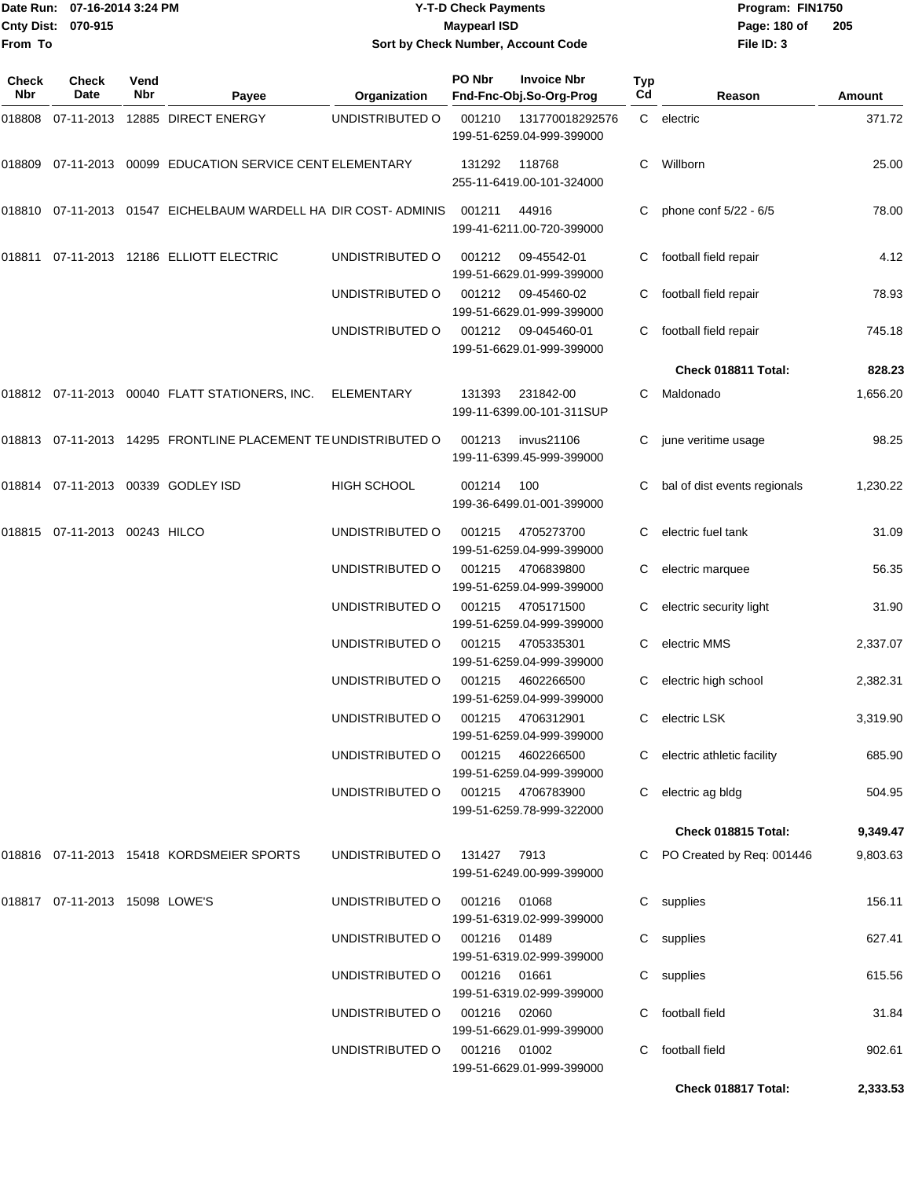Date Run: 07-16-2014 3:24 PM
Cnty Dist: 070-915
From To

**Y-T-D Check Payments**
**Maypearl ISD**
**Sort by Check Number, Account Code**

Program: FIN1750
File ID: 3

| Check Nbr | Check Date | Vend Nbr | Payee | Organization | PO Nbr / Fnd-Fnc-Obj.So-Org-Prog | Invoice Nbr | Typ Cd | Reason | Amount |
|---|---|---|---|---|---|---|---|---|---|
| 018808 | 07-11-2013 | 12885 | DIRECT ENERGY | UNDISTRIBUTED O | 001210 199-51-6259.04-999-399000 | 131770018292576 | C | electric | 371.72 |
| 018809 | 07-11-2013 | 00099 | EDUCATION SERVICE CENT | ELEMENTARY | 131292 255-11-6419.00-101-324000 | 118768 | C | Willborn | 25.00 |
| 018810 | 07-11-2013 | 01547 | EICHELBAUM WARDELL HA | DIR COST- ADMINIS | 001211 199-41-6211.00-720-399000 | 44916 | C | phone conf 5/22 - 6/5 | 78.00 |
| 018811 | 07-11-2013 | 12186 | ELLIOTT ELECTRIC | UNDISTRIBUTED O | 001212 199-51-6629.01-999-399000 | 09-45542-01 | C | football field repair | 4.12 |
| | | | | UNDISTRIBUTED O | 001212 199-51-6629.01-999-399000 | 09-45460-02 | C | football field repair | 78.93 |
| | | | | UNDISTRIBUTED O | 001212 199-51-6629.01-999-399000 | 09-045460-01 | C | football field repair | 745.18 |
| | | | | | | | | **Check 018811 Total:** | **828.23** |
| 018812 | 07-11-2013 | 00040 | FLATT STATIONERS, INC. | ELEMENTARY | 131393 199-11-6399.00-101-311SUP | 231842-00 | C | Maldonado | 1,656.20 |
| 018813 | 07-11-2013 | 14295 | FRONTLINE PLACEMENT TE | UNDISTRIBUTED O | 001213 199-11-6399.45-999-399000 | invus21106 | C | june veritime usage | 98.25 |
| 018814 | 07-11-2013 | 00339 | GODLEY ISD | HIGH SCHOOL | 001214 199-36-6499.01-001-399000 | 100 | C | bal of dist events regionals | 1,230.22 |
| 018815 | 07-11-2013 | 00243 | HILCO | UNDISTRIBUTED O | 001215 199-51-6259.04-999-399000 | 4705273700 | C | electric fuel tank | 31.09 |
| | | | | UNDISTRIBUTED O | 001215 199-51-6259.04-999-399000 | 4706839800 | C | electric marquee | 56.35 |
| | | | | UNDISTRIBUTED O | 001215 199-51-6259.04-999-399000 | 4705171500 | C | electric security light | 31.90 |
| | | | | UNDISTRIBUTED O | 001215 199-51-6259.04-999-399000 | 4705335301 | C | electric MMS | 2,337.07 |
| | | | | UNDISTRIBUTED O | 001215 199-51-6259.04-999-399000 | 4602266500 | C | electric high school | 2,382.31 |
| | | | | UNDISTRIBUTED O | 001215 199-51-6259.04-999-399000 | 4706312901 | C | electric LSK | 3,319.90 |
| | | | | UNDISTRIBUTED O | 001215 199-51-6259.04-999-399000 | 4602266500 | C | electric athletic facility | 685.90 |
| | | | | UNDISTRIBUTED O | 001215 199-51-6259.78-999-322000 | 4706783900 | C | electric ag bldg | 504.95 |
| | | | | | | | | **Check 018815 Total:** | **9,349.47** |
| 018816 | 07-11-2013 | 15418 | KORDSMEIER SPORTS | UNDISTRIBUTED O | 131427 199-51-6249.00-999-399000 | 7913 | C | PO Created by Req: 001446 | 9,803.63 |
| 018817 | 07-11-2013 | 15098 | LOWE'S | UNDISTRIBUTED O | 001216 199-51-6319.02-999-399000 | 01068 | C | supplies | 156.11 |
| | | | | UNDISTRIBUTED O | 001216 199-51-6319.02-999-399000 | 01489 | C | supplies | 627.41 |
| | | | | UNDISTRIBUTED O | 001216 199-51-6319.02-999-399000 | 01661 | C | supplies | 615.56 |
| | | | | UNDISTRIBUTED O | 001216 199-51-6629.01-999-399000 | 02060 | C | football field | 31.84 |
| | | | | UNDISTRIBUTED O | 001216 199-51-6629.01-999-399000 | 01002 | C | football field | 902.61 |
| | | | | | | | | **Check 018817 Total:** | **2,333.53** |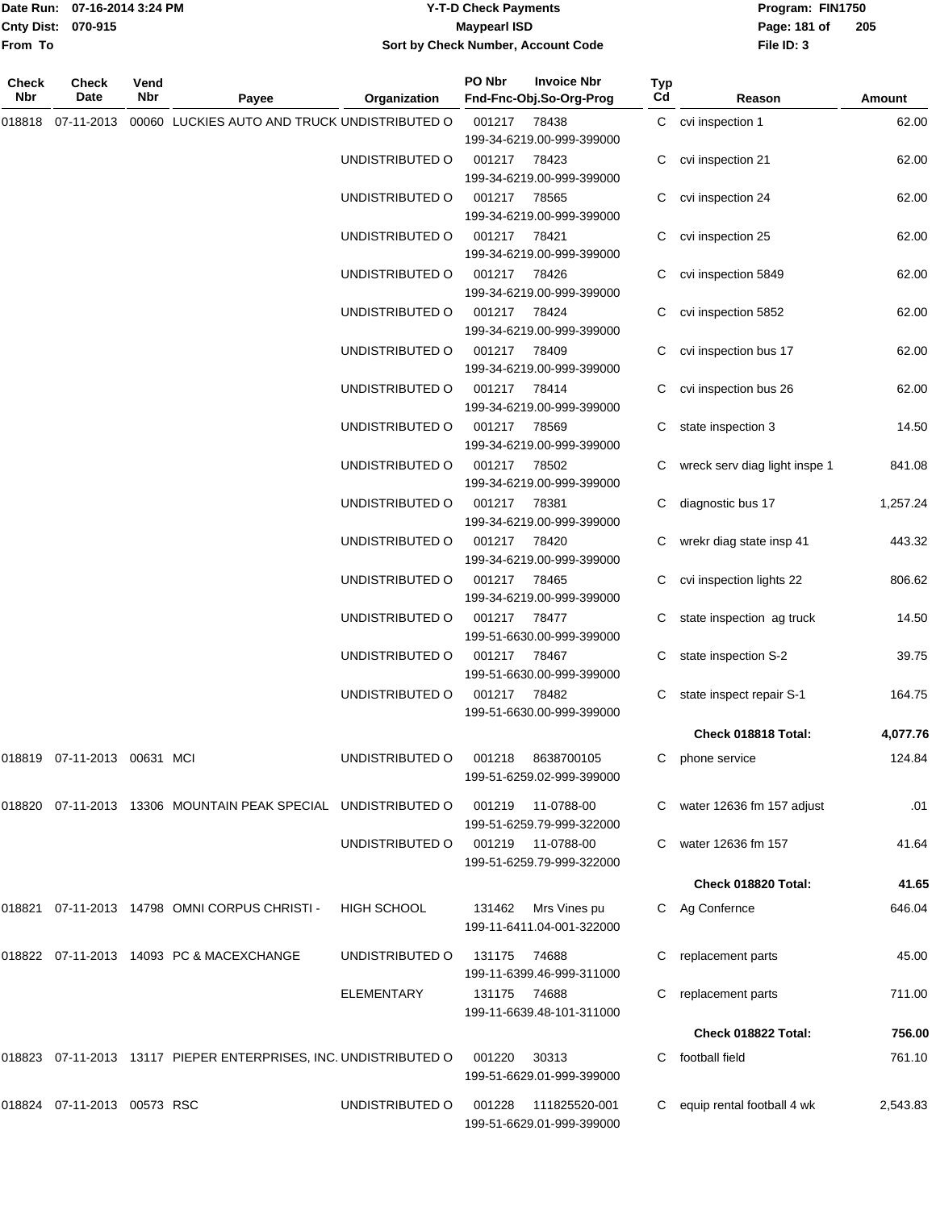Date Run: 07-16-2014 3:24 PM
Cnty Dist: 070-915
From To

# Y-T-D Check Payments
## Maypearl ISD
### Sort by Check Number, Account Code

Program: FIN1750
File ID: 3

| Check Nbr | Check Date | Vend Nbr | Payee | Organization | PO Nbr / Fnd-Fnc-Obj.So-Org-Prog | Invoice Nbr | Typ Cd | Reason | Amount |
|---|---|---|---|---|---|---|---|---|---|
| 018818 | 07-11-2013 | 00060 | LUCKIES AUTO AND TRUCK | UNDISTRIBUTED O | 001217 199-34-6219.00-999-399000 | 78438 | C | cvi inspection 1 | 62.00 |
| | | | | UNDISTRIBUTED O | 001217 199-34-6219.00-999-399000 | 78423 | C | cvi inspection 21 | 62.00 |
| | | | | UNDISTRIBUTED O | 001217 199-34-6219.00-999-399000 | 78565 | C | cvi inspection 24 | 62.00 |
| | | | | UNDISTRIBUTED O | 001217 199-34-6219.00-999-399000 | 78421 | C | cvi inspection 25 | 62.00 |
| | | | | UNDISTRIBUTED O | 001217 199-34-6219.00-999-399000 | 78426 | C | cvi inspection 5849 | 62.00 |
| | | | | UNDISTRIBUTED O | 001217 199-34-6219.00-999-399000 | 78424 | C | cvi inspection 5852 | 62.00 |
| | | | | UNDISTRIBUTED O | 001217 199-34-6219.00-999-399000 | 78409 | C | cvi inspection bus 17 | 62.00 |
| | | | | UNDISTRIBUTED O | 001217 199-34-6219.00-999-399000 | 78414 | C | cvi inspection bus 26 | 62.00 |
| | | | | UNDISTRIBUTED O | 001217 199-34-6219.00-999-399000 | 78569 | C | state inspection 3 | 14.50 |
| | | | | UNDISTRIBUTED O | 001217 199-34-6219.00-999-399000 | 78502 | C | wreck serv diag light inspe 1 | 841.08 |
| | | | | UNDISTRIBUTED O | 001217 199-34-6219.00-999-399000 | 78381 | C | diagnostic bus 17 | 1,257.24 |
| | | | | UNDISTRIBUTED O | 001217 199-34-6219.00-999-399000 | 78420 | C | wrekr diag state insp 41 | 443.32 |
| | | | | UNDISTRIBUTED O | 001217 199-34-6219.00-999-399000 | 78465 | C | cvi inspection lights 22 | 806.62 |
| | | | | UNDISTRIBUTED O | 001217 199-51-6630.00-999-399000 | 78477 | C | state inspection ag truck | 14.50 |
| | | | | UNDISTRIBUTED O | 001217 199-51-6630.00-999-399000 | 78467 | C | state inspection S-2 | 39.75 |
| | | | | UNDISTRIBUTED O | 001217 199-51-6630.00-999-399000 | 78482 | C | state inspect repair S-1 | 164.75 |
| | | | | | | | | **Check 018818 Total:** | **4,077.76** |
| 018819 | 07-11-2013 | 00631 | MCI | UNDISTRIBUTED O | 001218 199-51-6259.02-999-399000 | 8638700105 | C | phone service | 124.84 |
| 018820 | 07-11-2013 | 13306 | MOUNTAIN PEAK SPECIAL | UNDISTRIBUTED O | 001219 199-51-6259.79-999-322000 | 11-0788-00 | C | water 12636 fm 157 adjust | .01 |
| | | | | UNDISTRIBUTED O | 001219 199-51-6259.79-999-322000 | 11-0788-00 | C | water 12636 fm 157 | 41.64 |
| | | | | | | | | **Check 018820 Total:** | **41.65** |
| 018821 | 07-11-2013 | 14798 | OMNI CORPUS CHRISTI - | HIGH SCHOOL | 131462 199-11-6411.04-001-322000 | Mrs Vines pu | C | Ag Confernce | 646.04 |
| 018822 | 07-11-2013 | 14093 | PC & MACEXCHANGE | UNDISTRIBUTED O | 131175 199-11-6399.46-999-311000 | 74688 | C | replacement parts | 45.00 |
| | | | | ELEMENTARY | 131175 199-11-6639.48-101-311000 | 74688 | C | replacement parts | 711.00 |
| | | | | | | | | **Check 018822 Total:** | **756.00** |
| 018823 | 07-11-2013 | 13117 | PIEPER ENTERPRISES, INC. | UNDISTRIBUTED O | 001220 199-51-6629.01-999-399000 | 30313 | C | football field | 761.10 |
| 018824 | 07-11-2013 | 00573 | RSC | UNDISTRIBUTED O | 001228 199-51-6629.01-999-399000 | 111825520-001 | C | equip rental football 4 wk | 2,543.83 |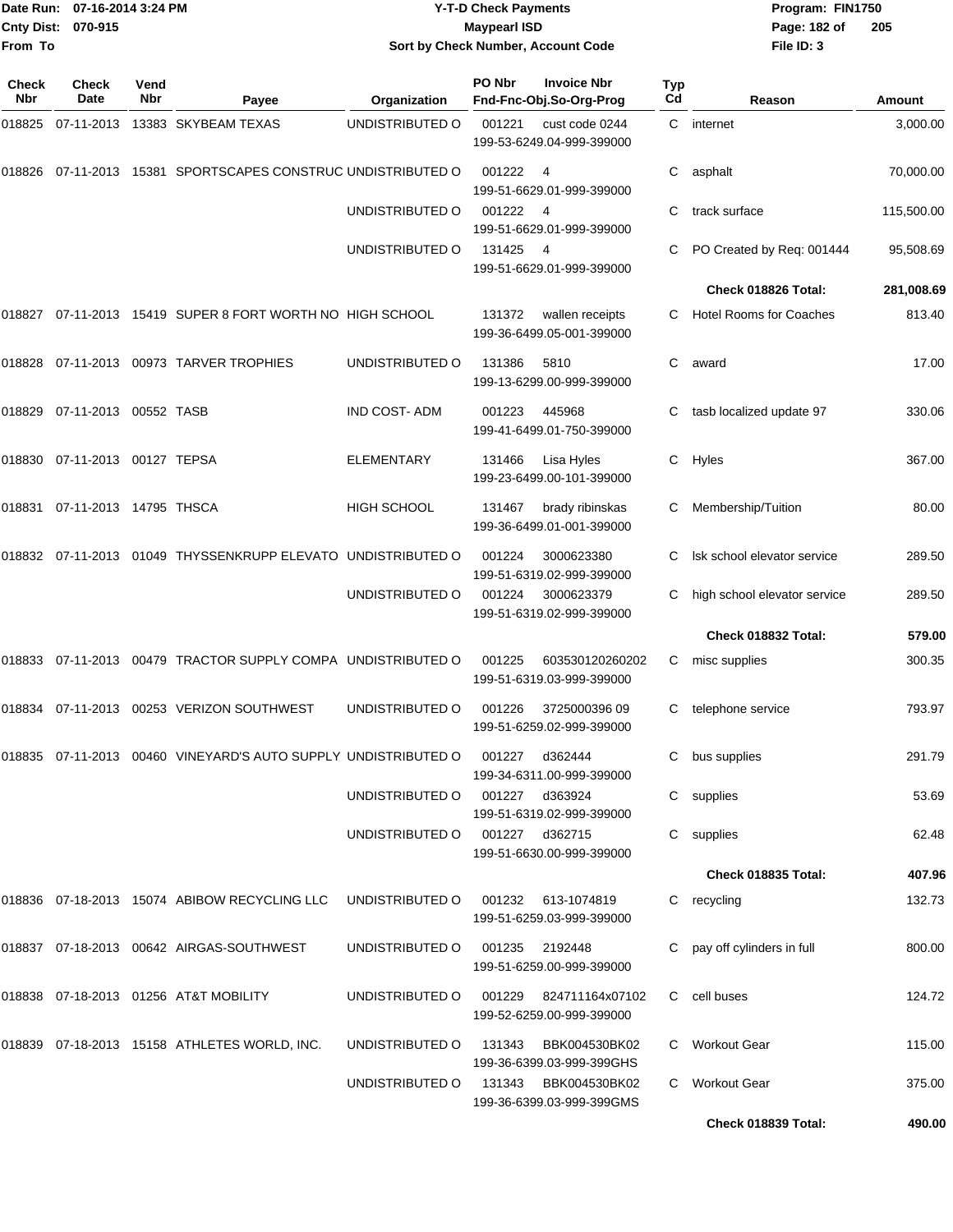**Y-T-D Check Payments**
**Maypearl ISD**
**Sort by Check Number, Account Code**

Date Run: 07-16-2014 3:24 PM
Cnty Dist: 070-915
From To

Program: FIN1750
File ID: 3

| Check Nbr | Check Date | Vend Nbr | Payee | Organization | PO Nbr / Fnd-Fnc-Obj.So-Org-Prog | Invoice Nbr | Typ Cd | Reason | Amount |
|---|---|---|---|---|---|---|---|---|---|
| 018825 | 07-11-2013 | 13383 | SKYBEAM TEXAS | UNDISTRIBUTED O | 001221 199-53-6249.04-999-399000 | cust code 0244 | C | internet | 3,000.00 |
| 018826 | 07-11-2013 | 15381 | SPORTSCAPES CONSTRUC | UNDISTRIBUTED O | 001222 199-51-6629.01-999-399000 | 4 | C | asphalt | 70,000.00 |
| | | | | UNDISTRIBUTED O | 001222 199-51-6629.01-999-399000 | 4 | C | track surface | 115,500.00 |
| | | | | UNDISTRIBUTED O | 131425 199-51-6629.01-999-399000 | 4 | C | PO Created by Req: 001444 | 95,508.69 |
| | | | | | | | | **Check 018826 Total:** | **281,008.69** |
| 018827 | 07-11-2013 | 15419 | SUPER 8 FORT WORTH NO | HIGH SCHOOL | 131372 199-36-6499.05-001-399000 | wallen receipts | C | Hotel Rooms for Coaches | 813.40 |
| 018828 | 07-11-2013 | 00973 | TARVER TROPHIES | UNDISTRIBUTED O | 131386 199-13-6299.00-999-399000 | 5810 | C | award | 17.00 |
| 018829 | 07-11-2013 | 00552 | TASB | IND COST- ADM | 001223 199-41-6499.01-750-399000 | 445968 | C | tasb localized update 97 | 330.06 |
| 018830 | 07-11-2013 | 00127 | TEPSA | ELEMENTARY | 131466 199-23-6499.00-101-399000 | Lisa Hyles | C | Hyles | 367.00 |
| 018831 | 07-11-2013 | 14795 | THSCA | HIGH SCHOOL | 131467 199-36-6499.01-001-399000 | brady ribinskas | C | Membership/Tuition | 80.00 |
| 018832 | 07-11-2013 | 01049 | THYSSENKRUPP ELEVATO | UNDISTRIBUTED O | 001224 199-51-6319.02-999-399000 | 3000623380 | C | lsk school elevator service | 289.50 |
| | | | | UNDISTRIBUTED O | 001224 199-51-6319.02-999-399000 | 3000623379 | C | high school elevator service | 289.50 |
| | | | | | | | | **Check 018832 Total:** | **579.00** |
| 018833 | 07-11-2013 | 00479 | TRACTOR SUPPLY COMPA | UNDISTRIBUTED O | 001225 199-51-6319.03-999-399000 | 603530120260202 | C | misc supplies | 300.35 |
| 018834 | 07-11-2013 | 00253 | VERIZON SOUTHWEST | UNDISTRIBUTED O | 001226 199-51-6259.02-999-399000 | 3725000396 09 | C | telephone service | 793.97 |
| 018835 | 07-11-2013 | 00460 | VINEYARD'S AUTO SUPPLY | UNDISTRIBUTED O | 001227 199-34-6311.00-999-399000 | d362444 | C | bus supplies | 291.79 |
| | | | | UNDISTRIBUTED O | 001227 199-51-6319.02-999-399000 | d363924 | C | supplies | 53.69 |
| | | | | UNDISTRIBUTED O | 001227 199-51-6630.00-999-399000 | d362715 | C | supplies | 62.48 |
| | | | | | | | | **Check 018835 Total:** | **407.96** |
| 018836 | 07-18-2013 | 15074 | ABIBOW RECYCLING LLC | UNDISTRIBUTED O | 001232 199-51-6259.03-999-399000 | 613-1074819 | C | recycling | 132.73 |
| 018837 | 07-18-2013 | 00642 | AIRGAS-SOUTHWEST | UNDISTRIBUTED O | 001235 199-51-6259.00-999-399000 | 2192448 | C | pay off cylinders in full | 800.00 |
| 018838 | 07-18-2013 | 01256 | AT&T MOBILITY | UNDISTRIBUTED O | 001229 199-52-6259.00-999-399000 | 824711164x07102 | C | cell buses | 124.72 |
| 018839 | 07-18-2013 | 15158 | ATHLETES WORLD, INC. | UNDISTRIBUTED O | 131343 199-36-6399.03-999-399GHS | BBK004530BK02 | C | Workout Gear | 115.00 |
| | | | | UNDISTRIBUTED O | 131343 199-36-6399.03-999-399GMS | BBK004530BK02 | C | Workout Gear | 375.00 |
| | | | | | | | | **Check 018839 Total:** | **490.00** |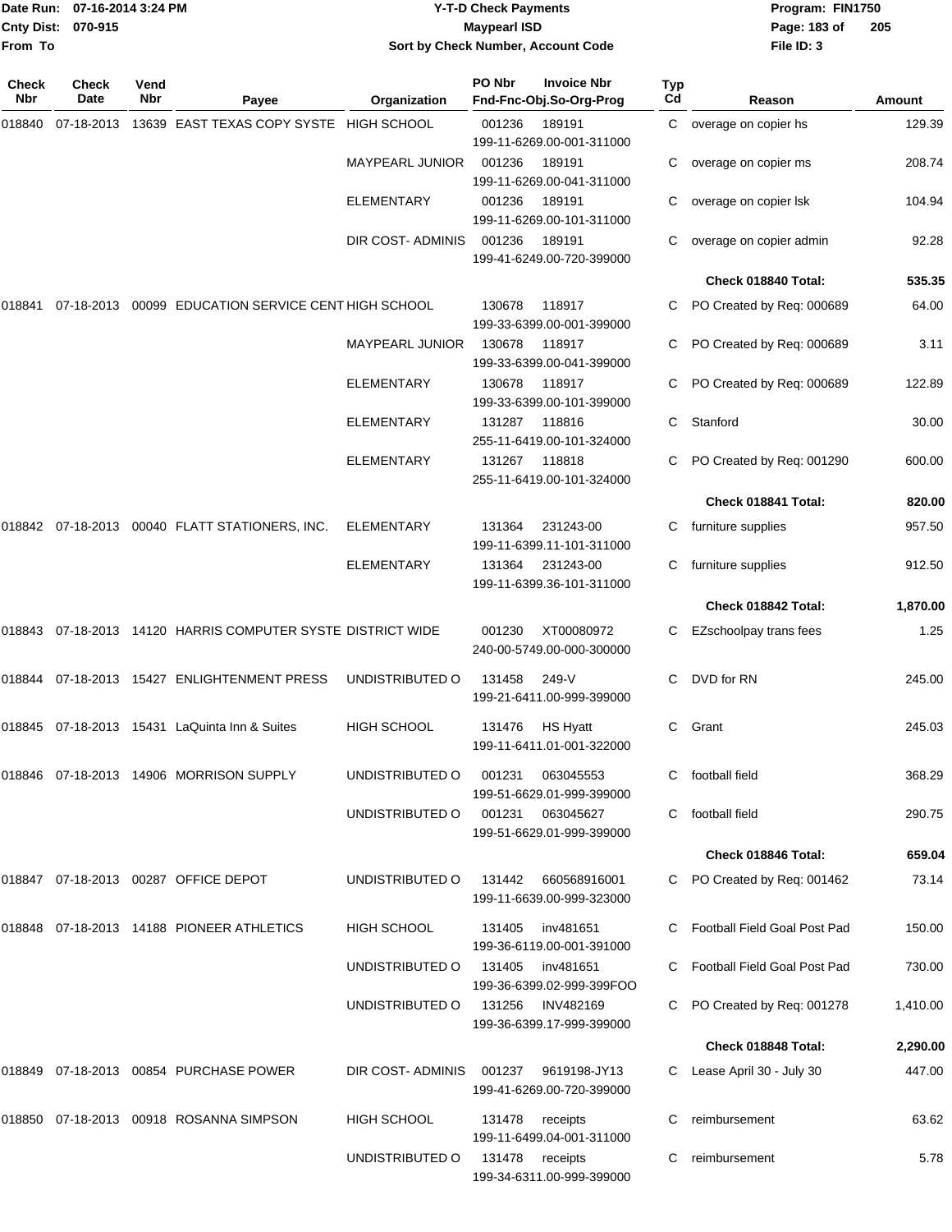Date Run: 07-16-2014 3:24 PM
Cnty Dist: 070-915
From To

# Y-T-D Check Payments
## Maypearl ISD
### Sort by Check Number, Account Code

Program: FIN1750
File ID: 3

| Check Nbr | Check Date | Vend Nbr | Payee | Organization | PO Nbr | Invoice Nbr / Fnd-Fnc-Obj.So-Org-Prog | Typ Cd | Reason | Amount |
|---|---|---|---|---|---|---|---|---|---|
| 018840 | 07-18-2013 | 13639 | EAST TEXAS COPY SYSTE | HIGH SCHOOL | 001236 | 189191 / 199-11-6269.00-001-311000 | C | overage on copier hs | 129.39 |
| | | | | MAYPEARL JUNIOR | 001236 | 189191 / 199-11-6269.00-041-311000 | C | overage on copier ms | 208.74 |
| | | | | ELEMENTARY | 001236 | 189191 / 199-11-6269.00-101-311000 | C | overage on copier lsk | 104.94 |
| | | | | DIR COST- ADMINIS | 001236 | 189191 / 199-41-6249.00-720-399000 | C | overage on copier admin | 92.28 |
| | | | | | | | | **Check 018840 Total:** | **535.35** |
| 018841 | 07-18-2013 | 00099 | EDUCATION SERVICE CENT | HIGH SCHOOL | 130678 | 118917 / 199-33-6399.00-001-399000 | C | PO Created by Req: 000689 | 64.00 |
| | | | | MAYPEARL JUNIOR | 130678 | 118917 / 199-33-6399.00-041-399000 | C | PO Created by Req: 000689 | 3.11 |
| | | | | ELEMENTARY | 130678 | 118917 / 199-33-6399.00-101-399000 | C | PO Created by Req: 000689 | 122.89 |
| | | | | ELEMENTARY | 131287 | 118816 / 255-11-6419.00-101-324000 | C | Stanford | 30.00 |
| | | | | ELEMENTARY | 131267 | 118818 / 255-11-6419.00-101-324000 | C | PO Created by Req: 001290 | 600.00 |
| | | | | | | | | **Check 018841 Total:** | **820.00** |
| 018842 | 07-18-2013 | 00040 | FLATT STATIONERS, INC. | ELEMENTARY | 131364 | 231243-00 / 199-11-6399.11-101-311000 | C | furniture supplies | 957.50 |
| | | | | ELEMENTARY | 131364 | 231243-00 / 199-11-6399.36-101-311000 | C | furniture supplies | 912.50 |
| | | | | | | | | **Check 018842 Total:** | **1,870.00** |
| 018843 | 07-18-2013 | 14120 | HARRIS COMPUTER SYSTE | DISTRICT WIDE | 001230 | XT00080972 / 240-00-5749.00-000-300000 | C | EZschoolpay trans fees | 1.25 |
| 018844 | 07-18-2013 | 15427 | ENLIGHTENMENT PRESS | UNDISTRIBUTED O | 131458 | 249-V / 199-21-6411.00-999-399000 | C | DVD for RN | 245.00 |
| 018845 | 07-18-2013 | 15431 | LaQuinta Inn & Suites | HIGH SCHOOL | 131476 | HS Hyatt / 199-11-6411.01-001-322000 | C | Grant | 245.03 |
| 018846 | 07-18-2013 | 14906 | MORRISON SUPPLY | UNDISTRIBUTED O | 001231 | 063045553 / 199-51-6629.01-999-399000 | C | football field | 368.29 |
| | | | | UNDISTRIBUTED O | 001231 | 063045627 / 199-51-6629.01-999-399000 | C | football field | 290.75 |
| | | | | | | | | **Check 018846 Total:** | **659.04** |
| 018847 | 07-18-2013 | 00287 | OFFICE DEPOT | UNDISTRIBUTED O | 131442 | 660568916001 / 199-11-6639.00-999-323000 | C | PO Created by Req: 001462 | 73.14 |
| 018848 | 07-18-2013 | 14188 | PIONEER ATHLETICS | HIGH SCHOOL | 131405 | inv481651 / 199-36-6119.00-001-391000 | C | Football Field Goal Post Pad | 150.00 |
| | | | | UNDISTRIBUTED O | 131405 | inv481651 / 199-36-6399.02-999-399FOO | C | Football Field Goal Post Pad | 730.00 |
| | | | | UNDISTRIBUTED O | 131256 | INV482169 / 199-36-6399.17-999-399000 | C | PO Created by Req: 001278 | 1,410.00 |
| | | | | | | | | **Check 018848 Total:** | **2,290.00** |
| 018849 | 07-18-2013 | 00854 | PURCHASE POWER | DIR COST- ADMINIS | 001237 | 9619198-JY13 / 199-41-6269.00-720-399000 | C | Lease April 30 - July 30 | 447.00 |
| 018850 | 07-18-2013 | 00918 | ROSANNA SIMPSON | HIGH SCHOOL | 131478 | receipts / 199-11-6499.04-001-311000 | C | reimbursement | 63.62 |
| | | | | UNDISTRIBUTED O | 131478 | receipts / 199-34-6311.00-999-399000 | C | reimbursement | 5.78 |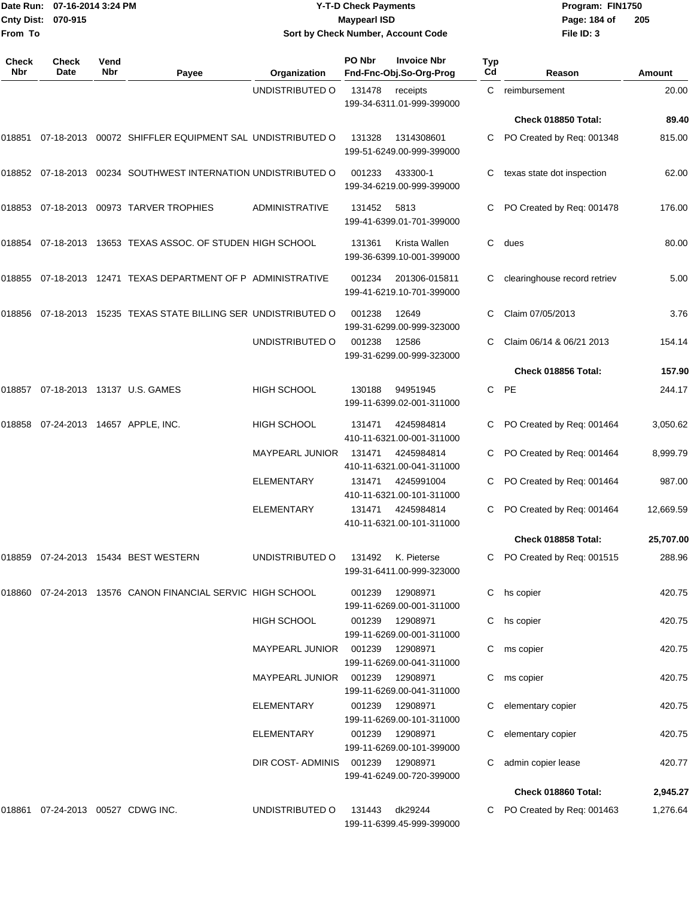# Y-T-D Check Payments

Date Run: 07-16-2014 3:24 PM
Cnty Dist: 070-915
From To

**Maypearl ISD**

**Sort by Check Number, Account Code**

Program: FIN1750
File ID: 3

| Check Nbr | Check Date | Vend Nbr | Payee | Organization | PO Nbr | Invoice Nbr / Fnd-Fnc-Obj.So-Org-Prog | Typ Cd | Reason | Amount |
|---|---|---|---|---|---|---|---|---|---|
| | | | | UNDISTRIBUTED O | 131478 | receipts 199-34-6311.01-999-399000 | C | reimbursement | 20.00 |
| | | | | | | | | **Check 018850 Total:** | **89.40** |
| 018851 | 07-18-2013 | 00072 | SHIFFLER EQUIPMENT SAL | UNDISTRIBUTED O | 131328 | 1314308601 199-51-6249.00-999-399000 | C | PO Created by Req: 001348 | 815.00 |
| 018852 | 07-18-2013 | 00234 | SOUTHWEST INTERNATION | UNDISTRIBUTED O | 001233 | 433300-1 199-34-6219.00-999-399000 | C | texas state dot inspection | 62.00 |
| 018853 | 07-18-2013 | 00973 | TARVER TROPHIES | ADMINISTRATIVE | 131452 | 5813 199-41-6399.01-701-399000 | C | PO Created by Req: 001478 | 176.00 |
| 018854 | 07-18-2013 | 13653 | TEXAS ASSOC. OF STUDEN | HIGH SCHOOL | 131361 | Krista Wallen 199-36-6399.10-001-399000 | C | dues | 80.00 |
| 018855 | 07-18-2013 | 12471 | TEXAS DEPARTMENT OF P | ADMINISTRATIVE | 001234 | 201306-015811 199-41-6219.10-701-399000 | C | clearinghouse record retriev | 5.00 |
| 018856 | 07-18-2013 | 15235 | TEXAS STATE BILLING SER | UNDISTRIBUTED O | 001238 | 12649 199-31-6299.00-999-323000 | C | Claim 07/05/2013 | 3.76 |
| | | | | UNDISTRIBUTED O | 001238 | 12586 199-31-6299.00-999-323000 | C | Claim 06/14 & 06/21 2013 | 154.14 |
| | | | | | | | | **Check 018856 Total:** | **157.90** |
| 018857 | 07-18-2013 | 13137 | U.S. GAMES | HIGH SCHOOL | 130188 | 94951945 199-11-6399.02-001-311000 | C | PE | 244.17 |
| 018858 | 07-24-2013 | 14657 | APPLE, INC. | HIGH SCHOOL | 131471 | 4245984814 410-11-6321.00-001-311000 | C | PO Created by Req: 001464 | 3,050.62 |
| | | | | MAYPEARL JUNIOR | 131471 | 4245984814 410-11-6321.00-041-311000 | C | PO Created by Req: 001464 | 8,999.79 |
| | | | | ELEMENTARY | 131471 | 4245991004 410-11-6321.00-101-311000 | C | PO Created by Req: 001464 | 987.00 |
| | | | | ELEMENTARY | 131471 | 4245984814 410-11-6321.00-101-311000 | C | PO Created by Req: 001464 | 12,669.59 |
| | | | | | | | | **Check 018858 Total:** | **25,707.00** |
| 018859 | 07-24-2013 | 15434 | BEST WESTERN | UNDISTRIBUTED O | 131492 | K. Pieterse 199-31-6411.00-999-323000 | C | PO Created by Req: 001515 | 288.96 |
| 018860 | 07-24-2013 | 13576 | CANON FINANCIAL SERVIC | HIGH SCHOOL | 001239 | 12908971 199-11-6269.00-001-311000 | C | hs copier | 420.75 |
| | | | | HIGH SCHOOL | 001239 | 12908971 199-11-6269.00-001-311000 | C | hs copier | 420.75 |
| | | | | MAYPEARL JUNIOR | 001239 | 12908971 199-11-6269.00-041-311000 | C | ms copier | 420.75 |
| | | | | MAYPEARL JUNIOR | 001239 | 12908971 199-11-6269.00-041-311000 | C | ms copier | 420.75 |
| | | | | ELEMENTARY | 001239 | 12908971 199-11-6269.00-101-311000 | C | elementary copier | 420.75 |
| | | | | ELEMENTARY | 001239 | 12908971 199-11-6269.00-101-399000 | C | elementary copier | 420.75 |
| | | | | DIR COST- ADMINIS | 001239 | 12908971 199-41-6249.00-720-399000 | C | admin copier lease | 420.77 |
| | | | | | | | | **Check 018860 Total:** | **2,945.27** |
| 018861 | 07-24-2013 | 00527 | CDWG INC. | UNDISTRIBUTED O | 131443 | dk29244 199-11-6399.45-999-399000 | C | PO Created by Req: 001463 | 1,276.64 |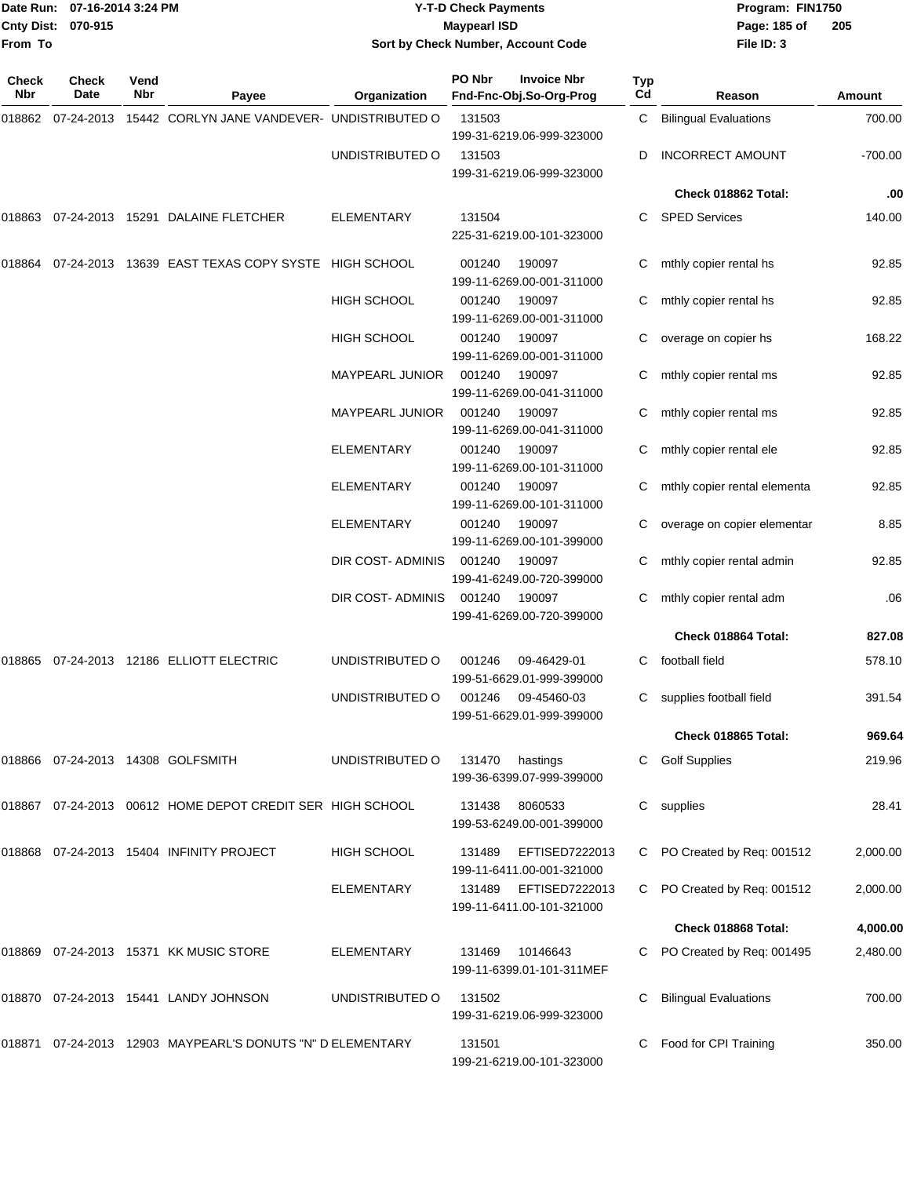Date Run: 07-16-2014 3:24 PM
Cnty Dist: 070-915
From To

# Y-T-D Check Payments
## Maypearl ISD
### Sort by Check Number, Account Code

Program: FIN1750
File ID: 3

| Check Nbr | Check Date | Vend Nbr | Payee | Organization | PO Nbr / Fnd-Fnc-Obj.So-Org-Prog | Invoice Nbr | Typ Cd | Reason | Amount |
|---|---|---|---|---|---|---|---|---|---|
| 018862 | 07-24-2013 | 15442 | CORLYN JANE VANDEVER- | UNDISTRIBUTED O | 131503 199-31-6219.06-999-323000 | | C | Bilingual Evaluations | 700.00 |
| | | | | UNDISTRIBUTED O | 131503 199-31-6219.06-999-323000 | | D | INCORRECT AMOUNT | -700.00 |
| | | | | | | | | **Check 018862 Total:** | **.00** |
| 018863 | 07-24-2013 | 15291 | DALAINE FLETCHER | ELEMENTARY | 131504 225-31-6219.00-101-323000 | | C | SPED Services | 140.00 |
| 018864 | 07-24-2013 | 13639 | EAST TEXAS COPY SYSTE | HIGH SCHOOL | 001240 199-11-6269.00-001-311000 | 190097 | C | mthly copier rental hs | 92.85 |
| | | | | HIGH SCHOOL | 001240 199-11-6269.00-001-311000 | 190097 | C | mthly copier rental hs | 92.85 |
| | | | | HIGH SCHOOL | 001240 199-11-6269.00-001-311000 | 190097 | C | overage on copier hs | 168.22 |
| | | | | MAYPEARL JUNIOR | 001240 199-11-6269.00-041-311000 | 190097 | C | mthly copier rental ms | 92.85 |
| | | | | MAYPEARL JUNIOR | 001240 199-11-6269.00-041-311000 | 190097 | C | mthly copier rental ms | 92.85 |
| | | | | ELEMENTARY | 001240 199-11-6269.00-101-311000 | 190097 | C | mthly copier rental ele | 92.85 |
| | | | | ELEMENTARY | 001240 199-11-6269.00-101-311000 | 190097 | C | mthly copier rental elementa | 92.85 |
| | | | | ELEMENTARY | 001240 199-11-6269.00-101-399000 | 190097 | C | overage on copier elementar | 8.85 |
| | | | | DIR COST- ADMINIS | 001240 199-41-6249.00-720-399000 | 190097 | C | mthly copier rental admin | 92.85 |
| | | | | DIR COST- ADMINIS | 001240 199-41-6269.00-720-399000 | 190097 | C | mthly copier rental adm | .06 |
| | | | | | | | | **Check 018864 Total:** | **827.08** |
| 018865 | 07-24-2013 | 12186 | ELLIOTT ELECTRIC | UNDISTRIBUTED O | 001246 199-51-6629.01-999-399000 | 09-46429-01 | C | football field | 578.10 |
| | | | | UNDISTRIBUTED O | 001246 199-51-6629.01-999-399000 | 09-45460-03 | C | supplies football field | 391.54 |
| | | | | | | | | **Check 018865 Total:** | **969.64** |
| 018866 | 07-24-2013 | 14308 | GOLFSMITH | UNDISTRIBUTED O | 131470 199-36-6399.07-999-399000 | hastings | C | Golf Supplies | 219.96 |
| 018867 | 07-24-2013 | 00612 | HOME DEPOT CREDIT SER | HIGH SCHOOL | 131438 199-53-6249.00-001-399000 | 8060533 | C | supplies | 28.41 |
| 018868 | 07-24-2013 | 15404 | INFINITY PROJECT | HIGH SCHOOL | 131489 199-11-6411.00-001-321000 | EFTISED7222013 | C | PO Created by Req: 001512 | 2,000.00 |
| | | | | ELEMENTARY | 131489 199-11-6411.00-101-321000 | EFTISED7222013 | C | PO Created by Req: 001512 | 2,000.00 |
| | | | | | | | | **Check 018868 Total:** | **4,000.00** |
| 018869 | 07-24-2013 | 15371 | KK MUSIC STORE | ELEMENTARY | 131469 199-11-6399.01-101-311MEF | 10146643 | C | PO Created by Req: 001495 | 2,480.00 |
| 018870 | 07-24-2013 | 15441 | LANDY JOHNSON | UNDISTRIBUTED O | 131502 199-31-6219.06-999-323000 | | C | Bilingual Evaluations | 700.00 |
| 018871 | 07-24-2013 | 12903 | MAYPEARL'S DONUTS "N" D | ELEMENTARY | 131501 199-21-6219.00-101-323000 | | C | Food for CPI Training | 350.00 |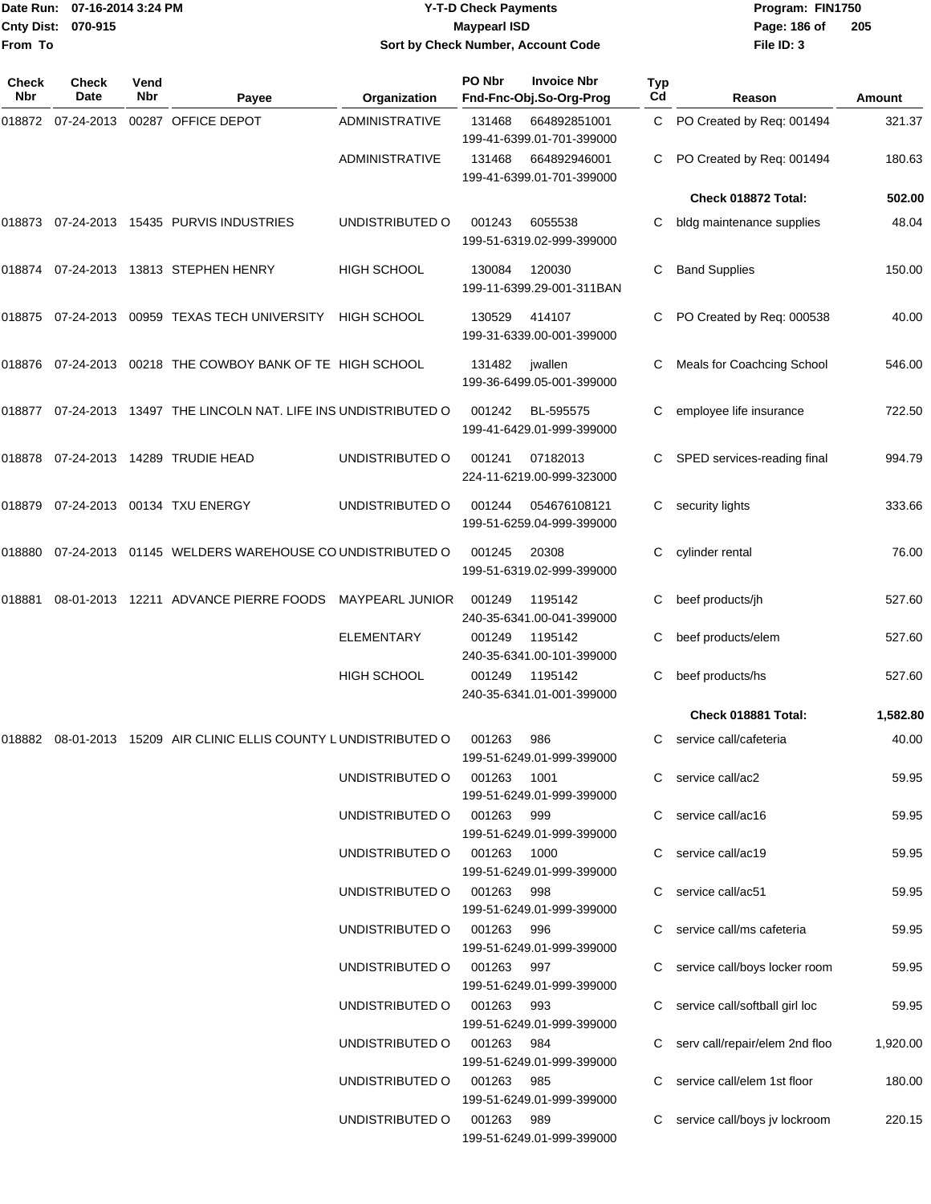Date Run: 07-16-2014 3:24 PM
Cnty Dist: 070-915
From To

# Y-T-D Check Payments
## Maypearl ISD
### Sort by Check Number, Account Code

Program: FIN1750
File ID: 3

| Check Nbr | Check Date | Vend Nbr | Payee | Organization | PO Nbr | Invoice Nbr / Fnd-Fnc-Obj.So-Org-Prog | Typ Cd | Reason | Amount |
|---|---|---|---|---|---|---|---|---|---|
| 018872 | 07-24-2013 | 00287 | OFFICE DEPOT | ADMINISTRATIVE | 131468 | 664892851001 199-41-6399.01-701-399000 | C | PO Created by Req: 001494 | 321.37 |
| | | | | ADMINISTRATIVE | 131468 | 664892946001 199-41-6399.01-701-399000 | C | PO Created by Req: 001494 | 180.63 |
| | | | | | | | | **Check 018872 Total:** | **502.00** |
| 018873 | 07-24-2013 | 15435 | PURVIS INDUSTRIES | UNDISTRIBUTED O | 001243 | 6055538 199-51-6319.02-999-399000 | C | bldg maintenance supplies | 48.04 |
| 018874 | 07-24-2013 | 13813 | STEPHEN HENRY | HIGH SCHOOL | 130084 | 120030 199-11-6399.29-001-311BAN | C | Band Supplies | 150.00 |
| 018875 | 07-24-2013 | 00959 | TEXAS TECH UNIVERSITY | HIGH SCHOOL | 130529 | 414107 199-31-6339.00-001-399000 | C | PO Created by Req: 000538 | 40.00 |
| 018876 | 07-24-2013 | 00218 | THE COWBOY BANK OF TE | HIGH SCHOOL | 131482 | jwallen 199-36-6499.05-001-399000 | C | Meals for Coachcing School | 546.00 |
| 018877 | 07-24-2013 | 13497 | THE LINCOLN NAT. LIFE INS | UNDISTRIBUTED O | 001242 | BL-595575 199-41-6429.01-999-399000 | C | employee life insurance | 722.50 |
| 018878 | 07-24-2013 | 14289 | TRUDIE HEAD | UNDISTRIBUTED O | 001241 | 07182013 224-11-6219.00-999-323000 | C | SPED services-reading final | 994.79 |
| 018879 | 07-24-2013 | 00134 | TXU ENERGY | UNDISTRIBUTED O | 001244 | 054676108121 199-51-6259.04-999-399000 | C | security lights | 333.66 |
| 018880 | 07-24-2013 | 01145 | WELDERS WAREHOUSE CO | UNDISTRIBUTED O | 001245 | 20308 199-51-6319.02-999-399000 | C | cylinder rental | 76.00 |
| 018881 | 08-01-2013 | 12211 | ADVANCE PIERRE FOODS | MAYPEARL JUNIOR | 001249 | 1195142 240-35-6341.00-041-399000 | C | beef products/jh | 527.60 |
| | | | | ELEMENTARY | 001249 | 1195142 240-35-6341.00-101-399000 | C | beef products/elem | 527.60 |
| | | | | HIGH SCHOOL | 001249 | 1195142 240-35-6341.01-001-399000 | C | beef products/hs | 527.60 |
| | | | | | | | | **Check 018881 Total:** | **1,582.80** |
| 018882 | 08-01-2013 | 15209 | AIR CLINIC ELLIS COUNTY L | UNDISTRIBUTED O | 001263 | 986 199-51-6249.01-999-399000 | C | service call/cafeteria | 40.00 |
| | | | | UNDISTRIBUTED O | 001263 | 1001 199-51-6249.01-999-399000 | C | service call/ac2 | 59.95 |
| | | | | UNDISTRIBUTED O | 001263 | 999 199-51-6249.01-999-399000 | C | service call/ac16 | 59.95 |
| | | | | UNDISTRIBUTED O | 001263 | 1000 199-51-6249.01-999-399000 | C | service call/ac19 | 59.95 |
| | | | | UNDISTRIBUTED O | 001263 | 998 199-51-6249.01-999-399000 | C | service call/ac51 | 59.95 |
| | | | | UNDISTRIBUTED O | 001263 | 996 199-51-6249.01-999-399000 | C | service call/ms cafeteria | 59.95 |
| | | | | UNDISTRIBUTED O | 001263 | 997 199-51-6249.01-999-399000 | C | service call/boys locker room | 59.95 |
| | | | | UNDISTRIBUTED O | 001263 | 993 199-51-6249.01-999-399000 | C | service call/softball girl loc | 59.95 |
| | | | | UNDISTRIBUTED O | 001263 | 984 199-51-6249.01-999-399000 | C | serv call/repair/elem 2nd floo | 1,920.00 |
| | | | | UNDISTRIBUTED O | 001263 | 985 199-51-6249.01-999-399000 | C | service call/elem 1st floor | 180.00 |
| | | | | UNDISTRIBUTED O | 001263 | 989 199-51-6249.01-999-399000 | C | service call/boys jv lockroom | 220.15 |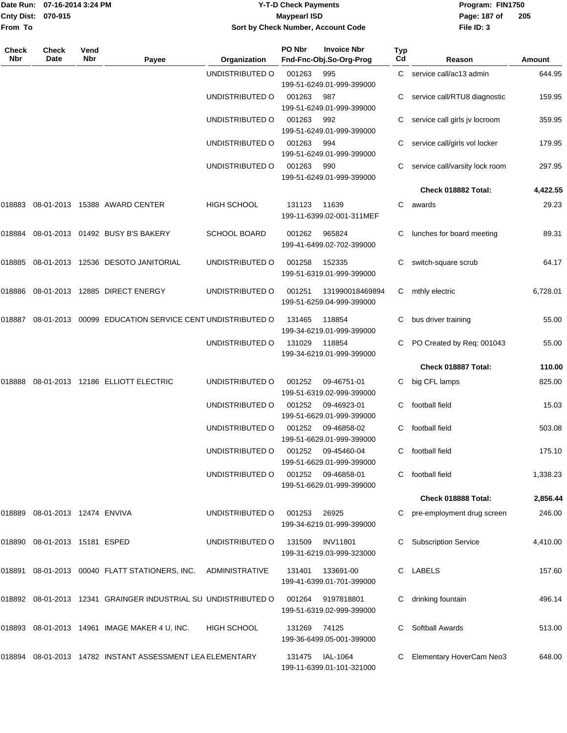| Check Nbr | Check Date | Vend Nbr | Payee | Organization | PO Nbr | Invoice Nbr Fnd-Fnc-Obj.So-Org-Prog | Typ Cd | Reason | Amount |
|---|---|---|---|---|---|---|---|---|---|
| | | | | UNDISTRIBUTED O | 001263 | 995 199-51-6249.01-999-399000 | C | service call/ac13 admin | 644.95 |
| | | | | UNDISTRIBUTED O | 001263 | 987 199-51-6249.01-999-399000 | C | service call/RTU8 diagnostic | 159.95 |
| | | | | UNDISTRIBUTED O | 001263 | 992 199-51-6249.01-999-399000 | C | service call girls jv locroom | 359.95 |
| | | | | UNDISTRIBUTED O | 001263 | 994 199-51-6249.01-999-399000 | C | service call/girls vol locker | 179.95 |
| | | | | UNDISTRIBUTED O | 001263 | 990 199-51-6249.01-999-399000 | C | service call/varsity lock room | 297.95 |
| | | | | | | | | **Check 018882 Total:** | **4,422.55** |
| 018883 | 08-01-2013 | 15388 | AWARD CENTER | HIGH SCHOOL | 131123 | 11639 199-11-6399.02-001-311MEF | C | awards | 29.23 |
| 018884 | 08-01-2013 | 01492 | BUSY B'S BAKERY | SCHOOL BOARD | 001262 | 965824 199-41-6499.02-702-399000 | C | lunches for board meeting | 89.31 |
| 018885 | 08-01-2013 | 12536 | DESOTO JANITORIAL | UNDISTRIBUTED O | 001258 | 152335 199-51-6319.01-999-399000 | C | switch-square scrub | 64.17 |
| 018886 | 08-01-2013 | 12885 | DIRECT ENERGY | UNDISTRIBUTED O | 001251 | 131990018469894 199-51-6259.04-999-399000 | C | mthly electric | 6,728.01 |
| 018887 | 08-01-2013 | 00099 | EDUCATION SERVICE CENT | UNDISTRIBUTED O | 131465 | 118854 199-34-6219.01-999-399000 | C | bus driver training | 55.00 |
| | | | | UNDISTRIBUTED O | 131029 | 118854 199-34-6219.01-999-399000 | C | PO Created by Req: 001043 | 55.00 |
| | | | | | | | | **Check 018887 Total:** | **110.00** |
| 018888 | 08-01-2013 | 12186 | ELLIOTT ELECTRIC | UNDISTRIBUTED O | 001252 | 09-46751-01 199-51-6319.02-999-399000 | C | big CFL lamps | 825.00 |
| | | | | UNDISTRIBUTED O | 001252 | 09-46923-01 199-51-6629.01-999-399000 | C | football field | 15.03 |
| | | | | UNDISTRIBUTED O | 001252 | 09-46858-02 199-51-6629.01-999-399000 | C | football field | 503.08 |
| | | | | UNDISTRIBUTED O | 001252 | 09-45460-04 199-51-6629.01-999-399000 | C | football field | 175.10 |
| | | | | UNDISTRIBUTED O | 001252 | 09-46858-01 199-51-6629.01-999-399000 | C | football field | 1,338.23 |
| | | | | | | | | **Check 018888 Total:** | **2,856.44** |
| 018889 | 08-01-2013 | 12474 | ENVIVA | UNDISTRIBUTED O | 001253 | 26925 199-34-6219.01-999-399000 | C | pre-employment drug screen | 246.00 |
| 018890 | 08-01-2013 | 15181 | ESPED | UNDISTRIBUTED O | 131509 | INV11801 199-31-6219.03-999-323000 | C | Subscription Service | 4,410.00 |
| 018891 | 08-01-2013 | 00040 | FLATT STATIONERS, INC. | ADMINISTRATIVE | 131401 | 133691-00 199-41-6399.01-701-399000 | C | LABELS | 157.60 |
| 018892 | 08-01-2013 | 12341 | GRAINGER INDUSTRIAL SU | UNDISTRIBUTED O | 001264 | 9197818801 199-51-6319.02-999-399000 | C | drinking fountain | 496.14 |
| 018893 | 08-01-2013 | 14961 | IMAGE MAKER 4 U, INC. | HIGH SCHOOL | 131269 | 74125 199-36-6499.05-001-399000 | C | Softball Awards | 513.00 |
| 018894 | 08-01-2013 | 14782 | INSTANT ASSESSMENT LEA | ELEMENTARY | 131475 | IAL-1064 199-11-6399.01-101-321000 | C | Elementary HoverCam Neo3 | 648.00 |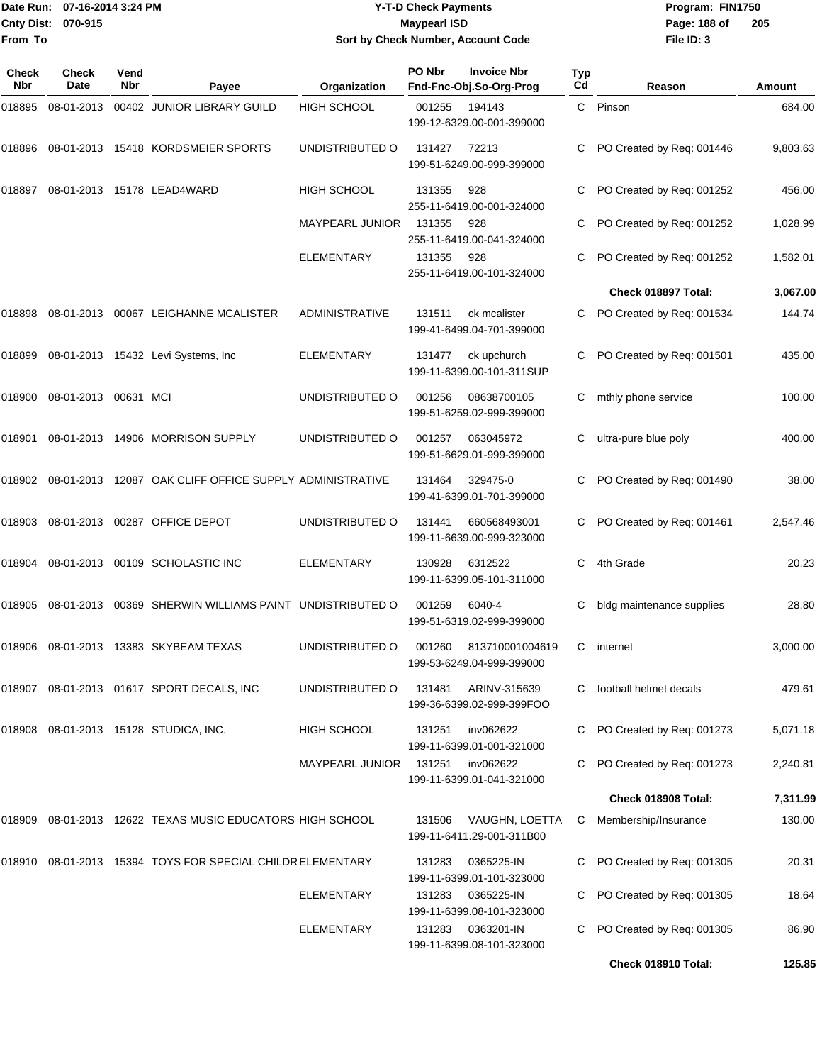# Y-T-D Check Payments

**Maypearl ISD**

**Sort by Check Number, Account Code**

Date Run: 07-16-2014 3:24 PM
Cnty Dist: 070-915
From To

Program: FIN1750
File ID: 3

| Check Nbr | Check Date | Vend Nbr | Payee | Organization | PO Nbr | Invoice Nbr / Fnd-Fnc-Obj.So-Org-Prog | Typ Cd | Reason | Amount |
|---|---|---|---|---|---|---|---|---|---|
| 018895 | 08-01-2013 | 00402 | JUNIOR LIBRARY GUILD | HIGH SCHOOL | 001255 | 194143 199-12-6329.00-001-399000 | C | Pinson | 684.00 |
| 018896 | 08-01-2013 | 15418 | KORDSMEIER SPORTS | UNDISTRIBUTED O | 131427 | 72213 199-51-6249.00-999-399000 | C | PO Created by Req: 001446 | 9,803.63 |
| 018897 | 08-01-2013 | 15178 | LEAD4WARD | HIGH SCHOOL | 131355 | 928 255-11-6419.00-001-324000 | C | PO Created by Req: 001252 | 456.00 |
| | | | | MAYPEARL JUNIOR | 131355 | 928 255-11-6419.00-041-324000 | C | PO Created by Req: 001252 | 1,028.99 |
| | | | | ELEMENTARY | 131355 | 928 255-11-6419.00-101-324000 | C | PO Created by Req: 001252 | 1,582.01 |
| | | | | | | | | **Check 018897 Total:** | **3,067.00** |
| 018898 | 08-01-2013 | 00067 | LEIGHANNE MCALISTER | ADMINISTRATIVE | 131511 | ck mcalister 199-41-6499.04-701-399000 | C | PO Created by Req: 001534 | 144.74 |
| 018899 | 08-01-2013 | 15432 | Levi Systems, Inc | ELEMENTARY | 131477 | ck upchurch 199-11-6399.00-101-311SUP | C | PO Created by Req: 001501 | 435.00 |
| 018900 | 08-01-2013 | 00631 | MCI | UNDISTRIBUTED O | 001256 | 08638700105 199-51-6259.02-999-399000 | C | mthly phone service | 100.00 |
| 018901 | 08-01-2013 | 14906 | MORRISON SUPPLY | UNDISTRIBUTED O | 001257 | 063045972 199-51-6629.01-999-399000 | C | ultra-pure blue poly | 400.00 |
| 018902 | 08-01-2013 | 12087 | OAK CLIFF OFFICE SUPPLY | ADMINISTRATIVE | 131464 | 329475-0 199-41-6399.01-701-399000 | C | PO Created by Req: 001490 | 38.00 |
| 018903 | 08-01-2013 | 00287 | OFFICE DEPOT | UNDISTRIBUTED O | 131441 | 660568493001 199-11-6639.00-999-323000 | C | PO Created by Req: 001461 | 2,547.46 |
| 018904 | 08-01-2013 | 00109 | SCHOLASTIC INC | ELEMENTARY | 130928 | 6312522 199-11-6399.05-101-311000 | C | 4th Grade | 20.23 |
| 018905 | 08-01-2013 | 00369 | SHERWIN WILLIAMS PAINT | UNDISTRIBUTED O | 001259 | 6040-4 199-51-6319.02-999-399000 | C | bldg maintenance supplies | 28.80 |
| 018906 | 08-01-2013 | 13383 | SKYBEAM TEXAS | UNDISTRIBUTED O | 001260 | 813710001004619 199-53-6249.04-999-399000 | C | internet | 3,000.00 |
| 018907 | 08-01-2013 | 01617 | SPORT DECALS, INC | UNDISTRIBUTED O | 131481 | ARINV-315639 199-36-6399.02-999-399FOO | C | football helmet decals | 479.61 |
| 018908 | 08-01-2013 | 15128 | STUDICA, INC. | HIGH SCHOOL | 131251 | inv062622 199-11-6399.01-001-321000 | C | PO Created by Req: 001273 | 5,071.18 |
| | | | | MAYPEARL JUNIOR | 131251 | inv062622 199-11-6399.01-041-321000 | C | PO Created by Req: 001273 | 2,240.81 |
| | | | | | | | | **Check 018908 Total:** | **7,311.99** |
| 018909 | 08-01-2013 | 12622 | TEXAS MUSIC EDUCATORS | HIGH SCHOOL | 131506 | VAUGHN, LOETTA 199-11-6411.29-001-311B00 | C | Membership/Insurance | 130.00 |
| 018910 | 08-01-2013 | 15394 | TOYS FOR SPECIAL CHILDR | ELEMENTARY | 131283 | 0365225-IN 199-11-6399.01-101-323000 | C | PO Created by Req: 001305 | 20.31 |
| | | | | ELEMENTARY | 131283 | 0365225-IN 199-11-6399.08-101-323000 | C | PO Created by Req: 001305 | 18.64 |
| | | | | ELEMENTARY | 131283 | 0363201-IN 199-11-6399.08-101-323000 | C | PO Created by Req: 001305 | 86.90 |
| | | | | | | | | **Check 018910 Total:** | **125.85** |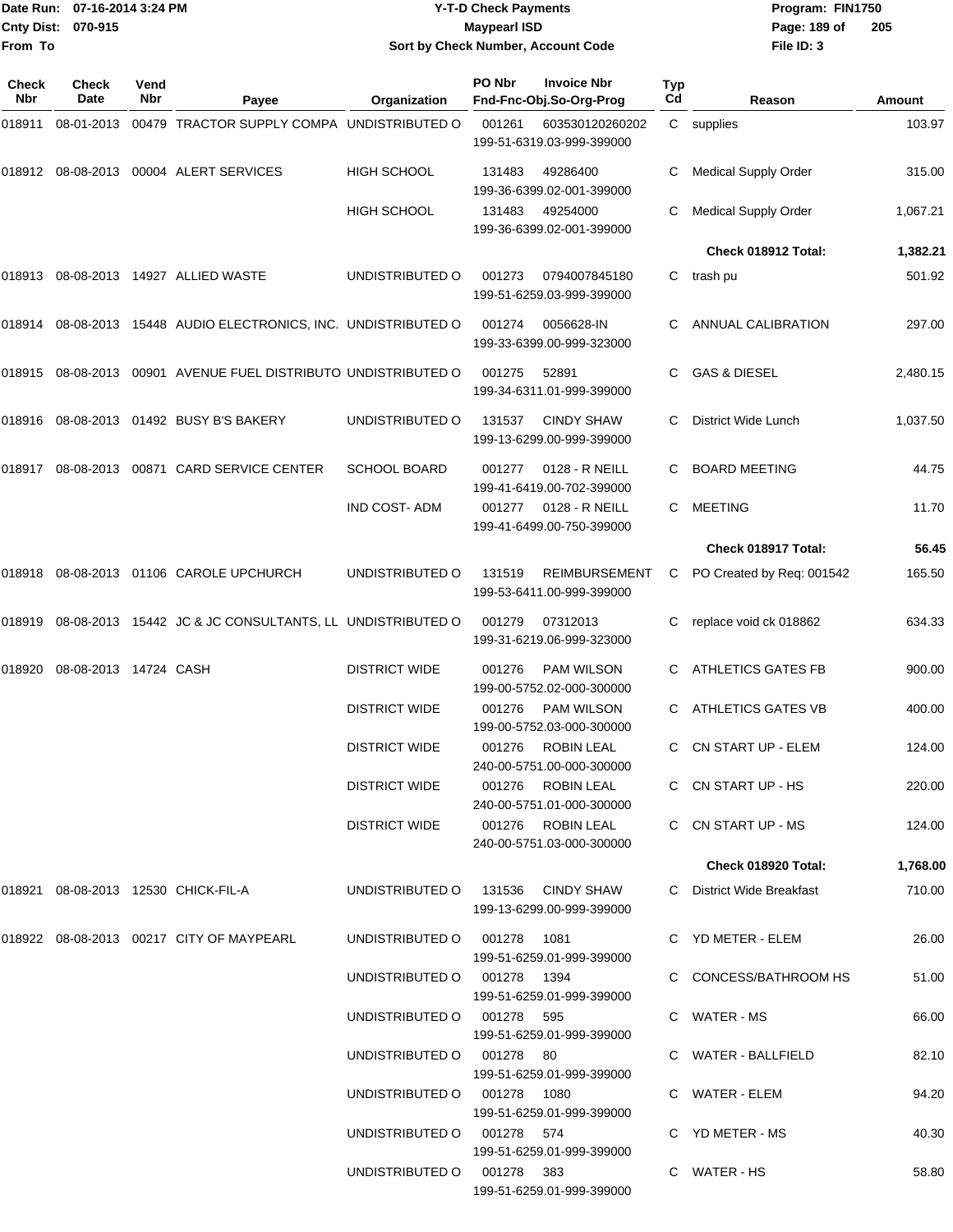Date Run: 07-16-2014 3:24 PM
Cnty Dist: 070-915
From To

**Y-T-D Check Payments**
**Maypearl ISD**
**Sort by Check Number, Account Code**

Program: FIN1750
File ID: 3

| Check Nbr | Check Date | Vend Nbr | Payee | Organization | PO Nbr | Invoice Nbr / Fnd-Fnc-Obj.So-Org-Prog | Typ Cd | Reason | Amount |
|---|---|---|---|---|---|---|---|---|---|
| 018911 | 08-01-2013 | 00479 | TRACTOR SUPPLY COMPA | UNDISTRIBUTED O | 001261 | 603530120260202<br>199-51-6319.03-999-399000 | C | supplies | 103.97 |
| 018912 | 08-08-2013 | 00004 | ALERT SERVICES | HIGH SCHOOL | 131483 | 49286400<br>199-36-6399.02-001-399000 | C | Medical Supply Order | 315.00 |
| | | | | HIGH SCHOOL | 131483 | 49254000<br>199-36-6399.02-001-399000 | C | Medical Supply Order | 1,067.21 |
| | | | | | | | | **Check 018912 Total:** | **1,382.21** |
| 018913 | 08-08-2013 | 14927 | ALLIED WASTE | UNDISTRIBUTED O | 001273 | 0794007845180<br>199-51-6259.03-999-399000 | C | trash pu | 501.92 |
| 018914 | 08-08-2013 | 15448 | AUDIO ELECTRONICS, INC. | UNDISTRIBUTED O | 001274 | 0056628-IN<br>199-33-6399.00-999-323000 | C | ANNUAL CALIBRATION | 297.00 |
| 018915 | 08-08-2013 | 00901 | AVENUE FUEL DISTRIBUTO | UNDISTRIBUTED O | 001275 | 52891<br>199-34-6311.01-999-399000 | C | GAS & DIESEL | 2,480.15 |
| 018916 | 08-08-2013 | 01492 | BUSY B'S BAKERY | UNDISTRIBUTED O | 131537 | CINDY SHAW<br>199-13-6299.00-999-399000 | C | District Wide Lunch | 1,037.50 |
| 018917 | 08-08-2013 | 00871 | CARD SERVICE CENTER | SCHOOL BOARD | 001277 | 0128 - R NEILL<br>199-41-6419.00-702-399000 | C | BOARD MEETING | 44.75 |
| | | | | IND COST- ADM | 001277 | 0128 - R NEILL<br>199-41-6499.00-750-399000 | C | MEETING | 11.70 |
| | | | | | | | | **Check 018917 Total:** | **56.45** |
| 018918 | 08-08-2013 | 01106 | CAROLE UPCHURCH | UNDISTRIBUTED O | 131519 | REIMBURSEMENT<br>199-53-6411.00-999-399000 | C | PO Created by Req: 001542 | 165.50 |
| 018919 | 08-08-2013 | 15442 | JC & JC CONSULTANTS, LL | UNDISTRIBUTED O | 001279 | 07312013<br>199-31-6219.06-999-323000 | C | replace void ck 018862 | 634.33 |
| 018920 | 08-08-2013 | 14724 | CASH | DISTRICT WIDE | 001276 | PAM WILSON<br>199-00-5752.02-000-300000 | C | ATHLETICS GATES FB | 900.00 |
| | | | | DISTRICT WIDE | 001276 | PAM WILSON<br>199-00-5752.03-000-300000 | C | ATHLETICS GATES VB | 400.00 |
| | | | | DISTRICT WIDE | 001276 | ROBIN LEAL<br>240-00-5751.00-000-300000 | C | CN START UP - ELEM | 124.00 |
| | | | | DISTRICT WIDE | 001276 | ROBIN LEAL<br>240-00-5751.01-000-300000 | C | CN START UP - HS | 220.00 |
| | | | | DISTRICT WIDE | 001276 | ROBIN LEAL<br>240-00-5751.03-000-300000 | C | CN START UP - MS | 124.00 |
| | | | | | | | | **Check 018920 Total:** | **1,768.00** |
| 018921 | 08-08-2013 | 12530 | CHICK-FIL-A | UNDISTRIBUTED O | 131536 | CINDY SHAW<br>199-13-6299.00-999-399000 | C | District Wide Breakfast | 710.00 |
| 018922 | 08-08-2013 | 00217 | CITY OF MAYPEARL | UNDISTRIBUTED O | 001278 | 1081<br>199-51-6259.01-999-399000 | C | YD METER - ELEM | 26.00 |
| | | | | UNDISTRIBUTED O | 001278 | 1394<br>199-51-6259.01-999-399000 | C | CONCESS/BATHROOM HS | 51.00 |
| | | | | UNDISTRIBUTED O | 001278 | 595<br>199-51-6259.01-999-399000 | C | WATER - MS | 66.00 |
| | | | | UNDISTRIBUTED O | 001278 | 80<br>199-51-6259.01-999-399000 | C | WATER - BALLFIELD | 82.10 |
| | | | | UNDISTRIBUTED O | 001278 | 1080<br>199-51-6259.01-999-399000 | C | WATER - ELEM | 94.20 |
| | | | | UNDISTRIBUTED O | 001278 | 574<br>199-51-6259.01-999-399000 | C | YD METER - MS | 40.30 |
| | | | | UNDISTRIBUTED O | 001278 | 383<br>199-51-6259.01-999-399000 | C | WATER - HS | 58.80 |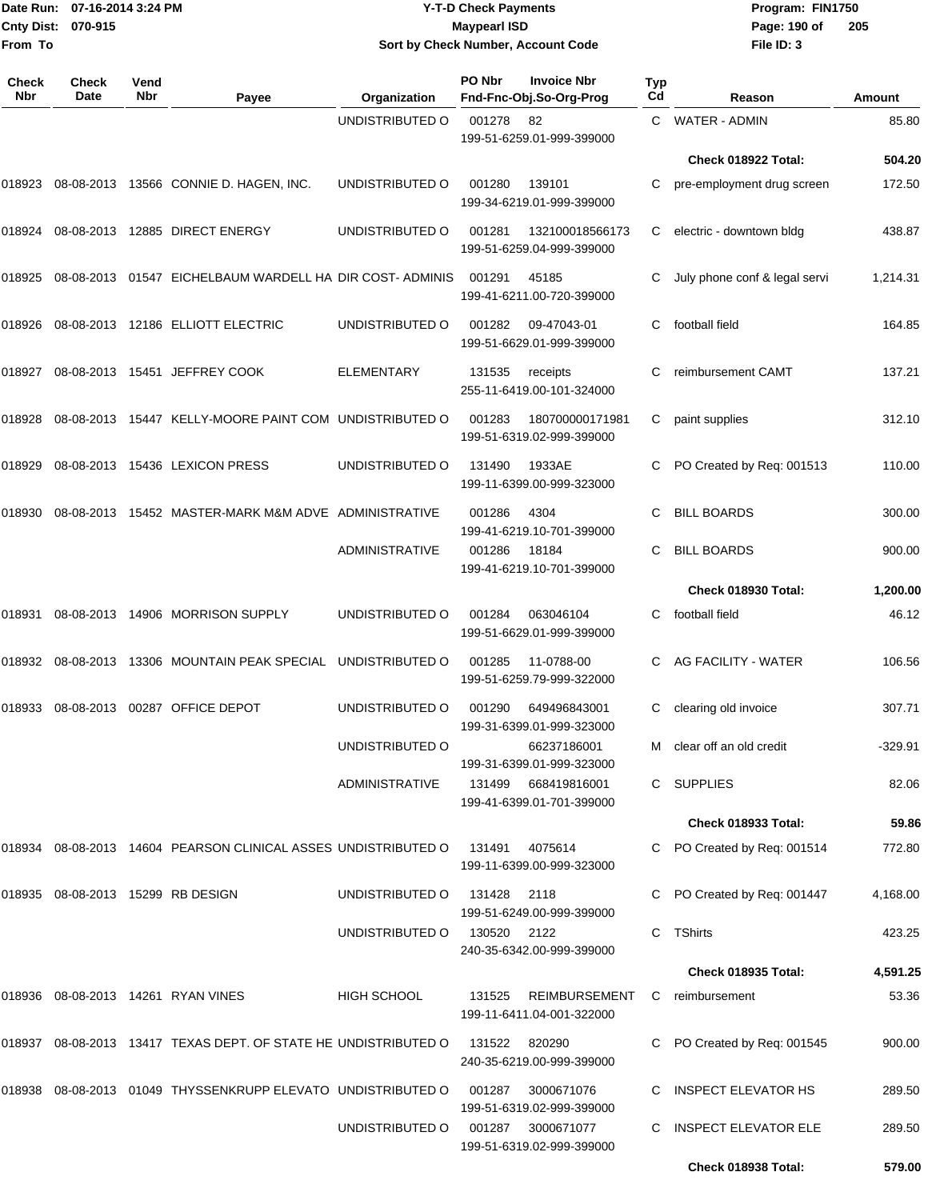Date Run: 07-16-2014 3:24 PM
Cnty Dist: 070-915
From To

**Y-T-D Check Payments**
**Maypearl ISD**
**Sort by Check Number, Account Code**

Program: FIN1750
File ID: 3

| Check Nbr | Check Date | Vend Nbr | Payee | Organization | PO Nbr | Invoice Nbr / Fnd-Fnc-Obj.So-Org-Prog | Typ Cd | Reason | Amount |
|---|---|---|---|---|---|---|---|---|---|
| | | | | UNDISTRIBUTED O | 001278 | 82 / 199-51-6259.01-999-399000 | C | WATER - ADMIN | 85.80 |
| | | | | | | | | **Check 018922 Total:** | **504.20** |
| 018923 | 08-08-2013 | 13566 | CONNIE D. HAGEN, INC. | UNDISTRIBUTED O | 001280 | 139101 / 199-34-6219.01-999-399000 | C | pre-employment drug screen | 172.50 |
| 018924 | 08-08-2013 | 12885 | DIRECT ENERGY | UNDISTRIBUTED O | 001281 | 132100018566173 / 199-51-6259.04-999-399000 | C | electric - downtown bldg | 438.87 |
| 018925 | 08-08-2013 | 01547 | EICHELBAUM WARDELL HA | DIR COST- ADMINIS | 001291 | 45185 / 199-41-6211.00-720-399000 | C | July phone conf & legal servi | 1,214.31 |
| 018926 | 08-08-2013 | 12186 | ELLIOTT ELECTRIC | UNDISTRIBUTED O | 001282 | 09-47043-01 / 199-51-6629.01-999-399000 | C | football field | 164.85 |
| 018927 | 08-08-2013 | 15451 | JEFFREY COOK | ELEMENTARY | 131535 | receipts / 255-11-6419.00-101-324000 | C | reimbursement CAMT | 137.21 |
| 018928 | 08-08-2013 | 15447 | KELLY-MOORE PAINT COM | UNDISTRIBUTED O | 001283 | 180700000171981 / 199-51-6319.02-999-399000 | C | paint supplies | 312.10 |
| 018929 | 08-08-2013 | 15436 | LEXICON PRESS | UNDISTRIBUTED O | 131490 | 1933AE / 199-11-6399.00-999-323000 | C | PO Created by Req: 001513 | 110.00 |
| 018930 | 08-08-2013 | 15452 | MASTER-MARK M&M ADVE | ADMINISTRATIVE | 001286 | 4304 / 199-41-6219.10-701-399000 | C | BILL BOARDS | 300.00 |
| | | | | ADMINISTRATIVE | 001286 | 18184 / 199-41-6219.10-701-399000 | C | BILL BOARDS | 900.00 |
| | | | | | | | | **Check 018930 Total:** | **1,200.00** |
| 018931 | 08-08-2013 | 14906 | MORRISON SUPPLY | UNDISTRIBUTED O | 001284 | 063046104 / 199-51-6629.01-999-399000 | C | football field | 46.12 |
| 018932 | 08-08-2013 | 13306 | MOUNTAIN PEAK SPECIAL | UNDISTRIBUTED O | 001285 | 11-0788-00 / 199-51-6259.79-999-322000 | C | AG FACILITY - WATER | 106.56 |
| 018933 | 08-08-2013 | 00287 | OFFICE DEPOT | UNDISTRIBUTED O | 001290 | 649496843001 / 199-31-6399.01-999-323000 | C | clearing old invoice | 307.71 |
| | | | | UNDISTRIBUTED O | | 66237186001 / 199-31-6399.01-999-323000 | M | clear off an old credit | -329.91 |
| | | | | ADMINISTRATIVE | 131499 | 668419816001 / 199-41-6399.01-701-399000 | C | SUPPLIES | 82.06 |
| | | | | | | | | **Check 018933 Total:** | **59.86** |
| 018934 | 08-08-2013 | 14604 | PEARSON CLINICAL ASSES | UNDISTRIBUTED O | 131491 | 4075614 / 199-11-6399.00-999-323000 | C | PO Created by Req: 001514 | 772.80 |
| 018935 | 08-08-2013 | 15299 | RB DESIGN | UNDISTRIBUTED O | 131428 | 2118 / 199-51-6249.00-999-399000 | C | PO Created by Req: 001447 | 4,168.00 |
| | | | | UNDISTRIBUTED O | 130520 | 2122 / 240-35-6342.00-999-399000 | C | TShirts | 423.25 |
| | | | | | | | | **Check 018935 Total:** | **4,591.25** |
| 018936 | 08-08-2013 | 14261 | RYAN VINES | HIGH SCHOOL | 131525 | REIMBURSEMENT / 199-11-6411.04-001-322000 | C | reimbursement | 53.36 |
| 018937 | 08-08-2013 | 13417 | TEXAS DEPT. OF STATE HE | UNDISTRIBUTED O | 131522 | 820290 / 240-35-6219.00-999-399000 | C | PO Created by Req: 001545 | 900.00 |
| 018938 | 08-08-2013 | 01049 | THYSSENKRUPP ELEVATO | UNDISTRIBUTED O | 001287 | 3000671076 / 199-51-6319.02-999-399000 | C | INSPECT ELEVATOR HS | 289.50 |
| | | | | UNDISTRIBUTED O | 001287 | 3000671077 / 199-51-6319.02-999-399000 | C | INSPECT ELEVATOR ELE | 289.50 |
| | | | | | | | | **Check 018938 Total:** | **579.00** |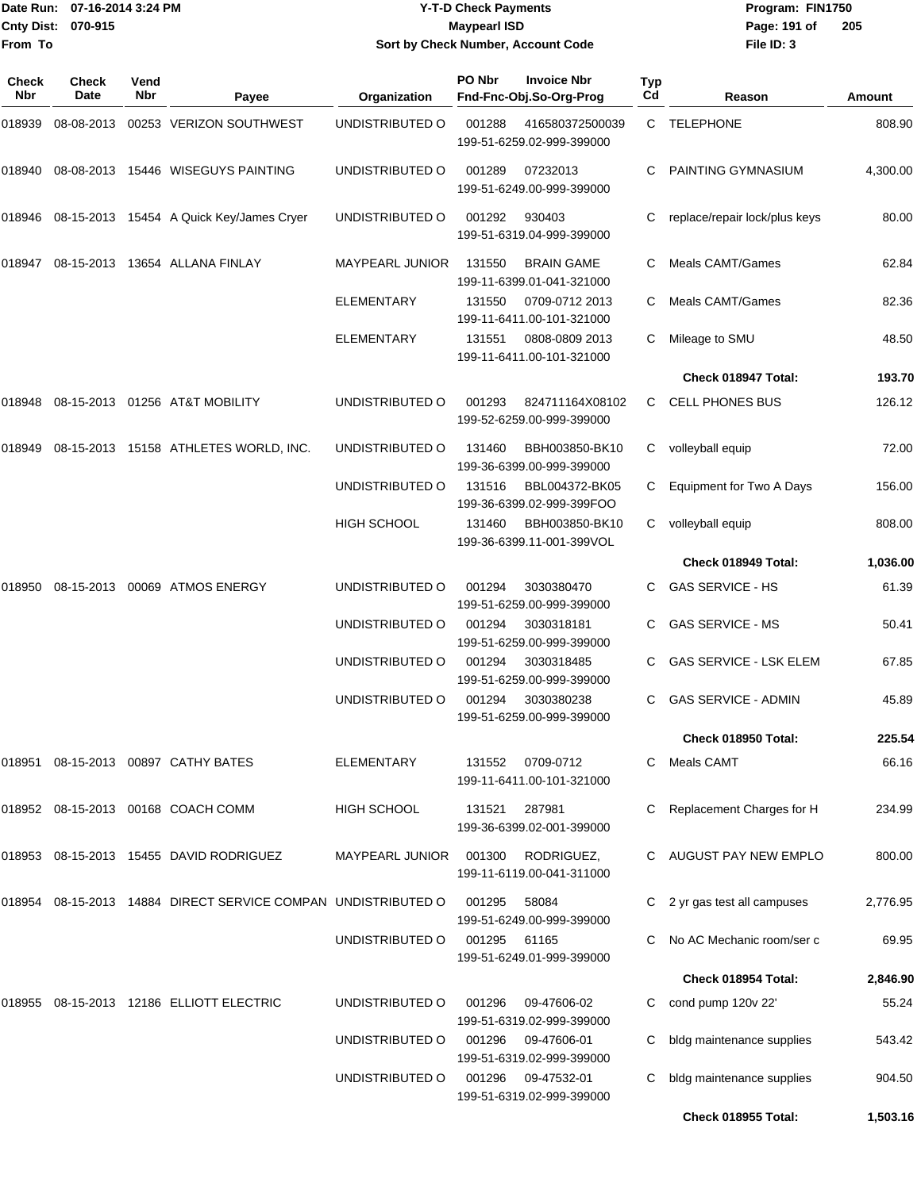Date Run: 07-16-2014 3:24 PM
Cnty Dist: 070-915
From To

# Y-T-D Check Payments
## Maypearl ISD
### Sort by Check Number, Account Code

Program: FIN1750
File ID: 3

| Check Nbr | Check Date | Vend Nbr | Payee | Organization | PO Nbr | Invoice Nbr / Fnd-Fnc-Obj.So-Org-Prog | Typ Cd | Reason | Amount |
|---|---|---|---|---|---|---|---|---|---|
| 018939 | 08-08-2013 | 00253 | VERIZON SOUTHWEST | UNDISTRIBUTED O | 001288 | 416580372500039 199-51-6259.02-999-399000 | C | TELEPHONE | 808.90 |
| 018940 | 08-08-2013 | 15446 | WISEGUYS PAINTING | UNDISTRIBUTED O | 001289 | 07232013 199-51-6249.00-999-399000 | C | PAINTING GYMNASIUM | 4,300.00 |
| 018946 | 08-15-2013 | 15454 | A Quick Key/James Cryer | UNDISTRIBUTED O | 001292 | 930403 199-51-6319.04-999-399000 | C | replace/repair lock/plus keys | 80.00 |
| 018947 | 08-15-2013 | 13654 | ALLANA FINLAY | MAYPEARL JUNIOR | 131550 | BRAIN GAME 199-11-6399.01-041-321000 | C | Meals CAMT/Games | 62.84 |
| | | | | ELEMENTARY | 131550 | 0709-0712 2013 199-11-6411.00-101-321000 | C | Meals CAMT/Games | 82.36 |
| | | | | ELEMENTARY | 131551 | 0808-0809 2013 199-11-6411.00-101-321000 | C | Mileage to SMU | 48.50 |
| | | | | | | | | **Check 018947 Total:** | **193.70** |
| 018948 | 08-15-2013 | 01256 | AT&T MOBILITY | UNDISTRIBUTED O | 001293 | 824711164X08102 199-52-6259.00-999-399000 | C | CELL PHONES BUS | 126.12 |
| 018949 | 08-15-2013 | 15158 | ATHLETES WORLD, INC. | UNDISTRIBUTED O | 131460 | BBH003850-BK10 199-36-6399.00-999-399000 | C | volleyball equip | 72.00 |
| | | | | UNDISTRIBUTED O | 131516 | BBL004372-BK05 199-36-6399.02-999-399FOO | C | Equipment for Two A Days | 156.00 |
| | | | | HIGH SCHOOL | 131460 | BBH003850-BK10 199-36-6399.11-001-399VOL | C | volleyball equip | 808.00 |
| | | | | | | | | **Check 018949 Total:** | **1,036.00** |
| 018950 | 08-15-2013 | 00069 | ATMOS ENERGY | UNDISTRIBUTED O | 001294 | 3030380470 199-51-6259.00-999-399000 | C | GAS SERVICE - HS | 61.39 |
| | | | | UNDISTRIBUTED O | 001294 | 3030318181 199-51-6259.00-999-399000 | C | GAS SERVICE - MS | 50.41 |
| | | | | UNDISTRIBUTED O | 001294 | 3030318485 199-51-6259.00-999-399000 | C | GAS SERVICE - LSK ELEM | 67.85 |
| | | | | UNDISTRIBUTED O | 001294 | 3030380238 199-51-6259.00-999-399000 | C | GAS SERVICE - ADMIN | 45.89 |
| | | | | | | | | **Check 018950 Total:** | **225.54** |
| 018951 | 08-15-2013 | 00897 | CATHY BATES | ELEMENTARY | 131552 | 0709-0712 199-11-6411.00-101-321000 | C | Meals CAMT | 66.16 |
| 018952 | 08-15-2013 | 00168 | COACH COMM | HIGH SCHOOL | 131521 | 287981 199-36-6399.02-001-399000 | C | Replacement Charges for H | 234.99 |
| 018953 | 08-15-2013 | 15455 | DAVID RODRIGUEZ | MAYPEARL JUNIOR | 001300 | RODRIGUEZ, 199-11-6119.00-041-311000 | C | AUGUST PAY NEW EMPLO | 800.00 |
| 018954 | 08-15-2013 | 14884 | DIRECT SERVICE COMPAN | UNDISTRIBUTED O | 001295 | 58084 199-51-6249.00-999-399000 | C | 2 yr gas test all campuses | 2,776.95 |
| | | | | UNDISTRIBUTED O | 001295 | 61165 199-51-6249.01-999-399000 | C | No AC Mechanic room/ser c | 69.95 |
| | | | | | | | | **Check 018954 Total:** | **2,846.90** |
| 018955 | 08-15-2013 | 12186 | ELLIOTT ELECTRIC | UNDISTRIBUTED O | 001296 | 09-47606-02 199-51-6319.02-999-399000 | C | cond pump 120v 22' | 55.24 |
| | | | | UNDISTRIBUTED O | 001296 | 09-47606-01 199-51-6319.02-999-399000 | C | bldg maintenance supplies | 543.42 |
| | | | | UNDISTRIBUTED O | 001296 | 09-47532-01 199-51-6319.02-999-399000 | C | bldg maintenance supplies | 904.50 |
| | | | | | | | | **Check 018955 Total:** | **1,503.16** |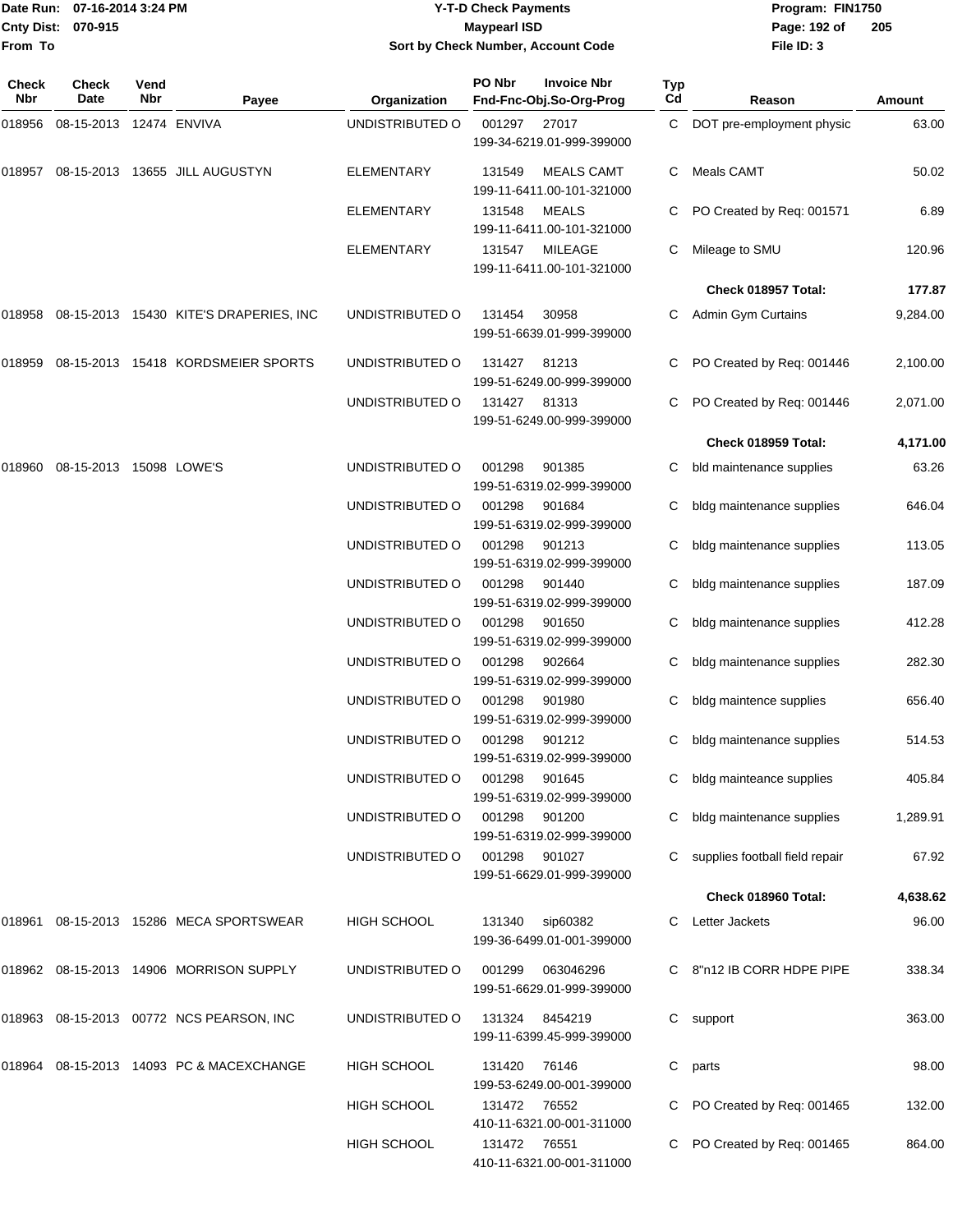Date Run: 07-16-2014 3:24 PM
Cnty Dist: 070-915
From To

# Y-T-D Check Payments
## Maypearl ISD
### Sort by Check Number, Account Code

Program: FIN1750
File ID: 3

| Check Nbr | Check Date | Vend Nbr | Payee | Organization | PO Nbr | Invoice Nbr / Fnd-Fnc-Obj.So-Org-Prog | Typ Cd | Reason | Amount |
|---|---|---|---|---|---|---|---|---|---|
| 018956 | 08-15-2013 | 12474 | ENVIVA | UNDISTRIBUTED O | 001297 | 27017 199-34-6219.01-999-399000 | C | DOT pre-employment physic | 63.00 |
| 018957 | 08-15-2013 | 13655 | JILL AUGUSTYN | ELEMENTARY | 131549 | MEALS CAMT 199-11-6411.00-101-321000 | C | Meals CAMT | 50.02 |
| | | | | ELEMENTARY | 131548 | MEALS 199-11-6411.00-101-321000 | C | PO Created by Req: 001571 | 6.89 |
| | | | | ELEMENTARY | 131547 | MILEAGE 199-11-6411.00-101-321000 | C | Mileage to SMU | 120.96 |
| | | | | | | | | **Check 018957 Total:** | **177.87** |
| 018958 | 08-15-2013 | 15430 | KITE'S DRAPERIES, INC | UNDISTRIBUTED O | 131454 | 30958 199-51-6639.01-999-399000 | C | Admin Gym Curtains | 9,284.00 |
| 018959 | 08-15-2013 | 15418 | KORDSMEIER SPORTS | UNDISTRIBUTED O | 131427 | 81213 199-51-6249.00-999-399000 | C | PO Created by Req: 001446 | 2,100.00 |
| | | | | UNDISTRIBUTED O | 131427 | 81313 199-51-6249.00-999-399000 | C | PO Created by Req: 001446 | 2,071.00 |
| | | | | | | | | **Check 018959 Total:** | **4,171.00** |
| 018960 | 08-15-2013 | 15098 | LOWE'S | UNDISTRIBUTED O | 001298 | 901385 199-51-6319.02-999-399000 | C | bld maintenance supplies | 63.26 |
| | | | | UNDISTRIBUTED O | 001298 | 901684 199-51-6319.02-999-399000 | C | bldg maintenance supplies | 646.04 |
| | | | | UNDISTRIBUTED O | 001298 | 901213 199-51-6319.02-999-399000 | C | bldg maintenance supplies | 113.05 |
| | | | | UNDISTRIBUTED O | 001298 | 901440 199-51-6319.02-999-399000 | C | bldg maintenance supplies | 187.09 |
| | | | | UNDISTRIBUTED O | 001298 | 901650 199-51-6319.02-999-399000 | C | bldg maintenance supplies | 412.28 |
| | | | | UNDISTRIBUTED O | 001298 | 902664 199-51-6319.02-999-399000 | C | bldg maintenance supplies | 282.30 |
| | | | | UNDISTRIBUTED O | 001298 | 901980 199-51-6319.02-999-399000 | C | bldg maintence supplies | 656.40 |
| | | | | UNDISTRIBUTED O | 001298 | 901212 199-51-6319.02-999-399000 | C | bldg maintenance supplies | 514.53 |
| | | | | UNDISTRIBUTED O | 001298 | 901645 199-51-6319.02-999-399000 | C | bldg mainteance supplies | 405.84 |
| | | | | UNDISTRIBUTED O | 001298 | 901200 199-51-6319.02-999-399000 | C | bldg maintenance supplies | 1,289.91 |
| | | | | UNDISTRIBUTED O | 001298 | 901027 199-51-6629.01-999-399000 | C | supplies football field repair | 67.92 |
| | | | | | | | | **Check 018960 Total:** | **4,638.62** |
| 018961 | 08-15-2013 | 15286 | MECA SPORTSWEAR | HIGH SCHOOL | 131340 | sip60382 199-36-6499.01-001-399000 | C | Letter Jackets | 96.00 |
| 018962 | 08-15-2013 | 14906 | MORRISON SUPPLY | UNDISTRIBUTED O | 001299 | 063046296 199-51-6629.01-999-399000 | C | 8"n12 IB CORR HDPE PIPE | 338.34 |
| 018963 | 08-15-2013 | 00772 | NCS PEARSON, INC | UNDISTRIBUTED O | 131324 | 8454219 199-11-6399.45-999-399000 | C | support | 363.00 |
| 018964 | 08-15-2013 | 14093 | PC & MACEXCHANGE | HIGH SCHOOL | 131420 | 76146 199-53-6249.00-001-399000 | C | parts | 98.00 |
| | | | | HIGH SCHOOL | 131472 | 76552 410-11-6321.00-001-311000 | C | PO Created by Req: 001465 | 132.00 |
| | | | | HIGH SCHOOL | 131472 | 76551 410-11-6321.00-001-311000 | C | PO Created by Req: 001465 | 864.00 |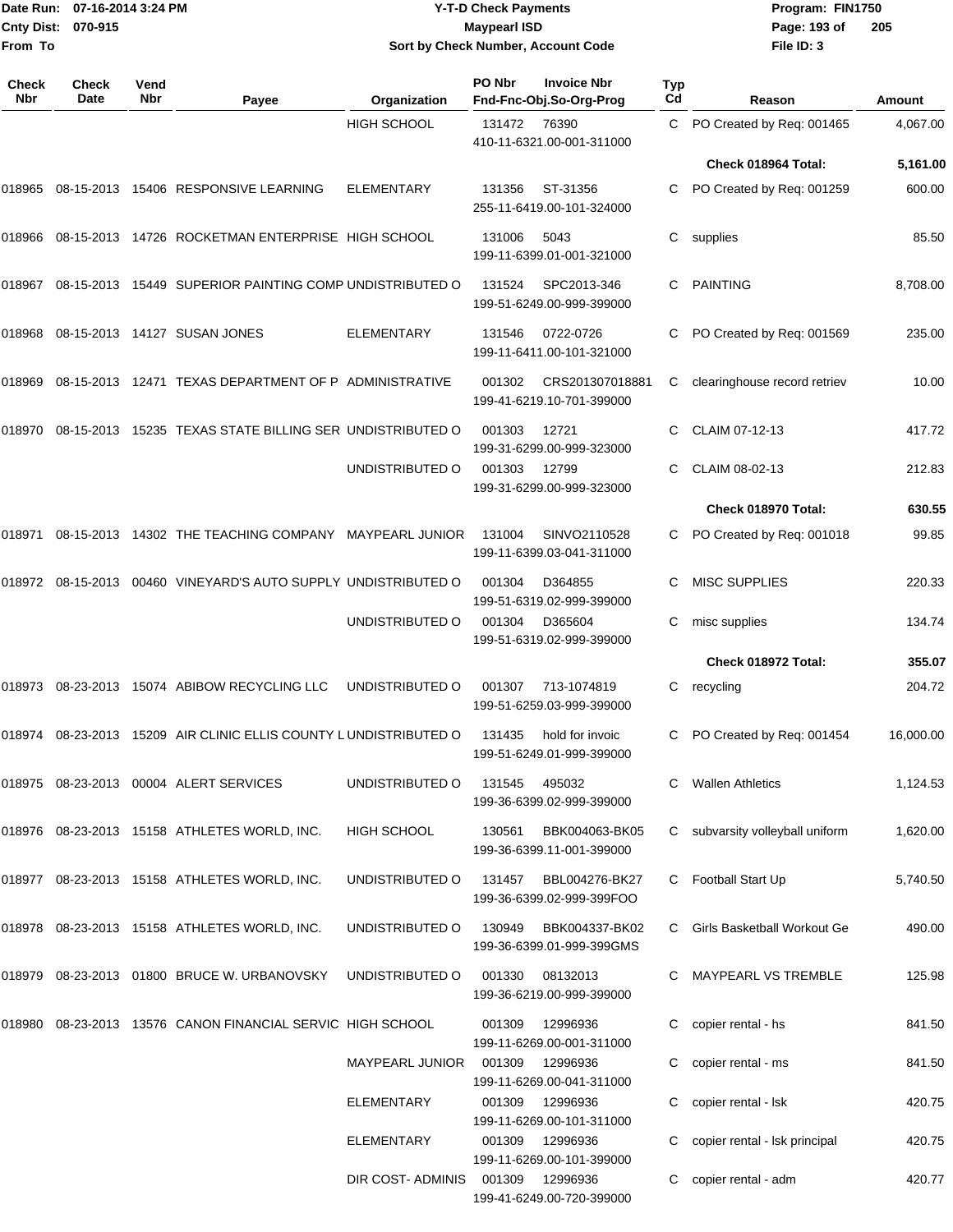Date Run: 07-16-2014 3:24 PM
Cnty Dist: 070-915
From To

# Y-T-D Check Payments
## Maypearl ISD
### Sort by Check Number, Account Code

Program: FIN1750
File ID: 3

| Check Nbr | Check Date | Vend Nbr | Payee | Organization | PO Nbr / Invoice Nbr / Fnd-Fnc-Obj.So-Org-Prog | Typ Cd | Reason | Amount |
|---|---|---|---|---|---|---|---|---|
| | | | | HIGH SCHOOL | 131472 76390 410-11-6321.00-001-311000 | C | PO Created by Req: 001465 | 4,067.00 |
| | | | | | | | **Check 018964 Total:** | **5,161.00** |
| 018965 | 08-15-2013 | 15406 | RESPONSIVE LEARNING | ELEMENTARY | 131356 ST-31356 255-11-6419.00-101-324000 | C | PO Created by Req: 001259 | 600.00 |
| 018966 | 08-15-2013 | 14726 | ROCKETMAN ENTERPRISE | HIGH SCHOOL | 131006 5043 199-11-6399.01-001-321000 | C | supplies | 85.50 |
| 018967 | 08-15-2013 | 15449 | SUPERIOR PAINTING COMP | UNDISTRIBUTED O | 131524 SPC2013-346 199-51-6249.00-999-399000 | C | PAINTING | 8,708.00 |
| 018968 | 08-15-2013 | 14127 | SUSAN JONES | ELEMENTARY | 131546 0722-0726 199-11-6411.00-101-321000 | C | PO Created by Req: 001569 | 235.00 |
| 018969 | 08-15-2013 | 12471 | TEXAS DEPARTMENT OF P | ADMINISTRATIVE | 001302 CRS201307018881 199-41-6219.10-701-399000 | C | clearinghouse record retriev | 10.00 |
| 018970 | 08-15-2013 | 15235 | TEXAS STATE BILLING SER | UNDISTRIBUTED O | 001303 12721 199-31-6299.00-999-323000 | C | CLAIM 07-12-13 | 417.72 |
| | | | | UNDISTRIBUTED O | 001303 12799 199-31-6299.00-999-323000 | C | CLAIM 08-02-13 | 212.83 |
| | | | | | | | **Check 018970 Total:** | **630.55** |
| 018971 | 08-15-2013 | 14302 | THE TEACHING COMPANY | MAYPEARL JUNIOR | 131004 SINVO2110528 199-11-6399.03-041-311000 | C | PO Created by Req: 001018 | 99.85 |
| 018972 | 08-15-2013 | 00460 | VINEYARD'S AUTO SUPPLY | UNDISTRIBUTED O | 001304 D364855 199-51-6319.02-999-399000 | C | MISC SUPPLIES | 220.33 |
| | | | | UNDISTRIBUTED O | 001304 D365604 199-51-6319.02-999-399000 | C | misc supplies | 134.74 |
| | | | | | | | **Check 018972 Total:** | **355.07** |
| 018973 | 08-23-2013 | 15074 | ABIBOW RECYCLING LLC | UNDISTRIBUTED O | 001307 713-1074819 199-51-6259.03-999-399000 | C | recycling | 204.72 |
| 018974 | 08-23-2013 | 15209 | AIR CLINIC ELLIS COUNTY L | UNDISTRIBUTED O | 131435 hold for invoic 199-51-6249.01-999-399000 | C | PO Created by Req: 001454 | 16,000.00 |
| 018975 | 08-23-2013 | 00004 | ALERT SERVICES | UNDISTRIBUTED O | 131545 495032 199-36-6399.02-999-399000 | C | Wallen Athletics | 1,124.53 |
| 018976 | 08-23-2013 | 15158 | ATHLETES WORLD, INC. | HIGH SCHOOL | 130561 BBK004063-BK05 199-36-6399.11-001-399000 | C | subvarsity volleyball uniform | 1,620.00 |
| 018977 | 08-23-2013 | 15158 | ATHLETES WORLD, INC. | UNDISTRIBUTED O | 131457 BBL004276-BK27 199-36-6399.02-999-399FOO | C | Football Start Up | 5,740.50 |
| 018978 | 08-23-2013 | 15158 | ATHLETES WORLD, INC. | UNDISTRIBUTED O | 130949 BBK004337-BK02 199-36-6399.01-999-399GMS | C | Girls Basketball Workout Ge | 490.00 |
| 018979 | 08-23-2013 | 01800 | BRUCE W. URBANOVSKY | UNDISTRIBUTED O | 001330 08132013 199-36-6219.00-999-399000 | C | MAYPEARL VS TREMBLE | 125.98 |
| 018980 | 08-23-2013 | 13576 | CANON FINANCIAL SERVIC | HIGH SCHOOL | 001309 12996936 199-11-6269.00-001-311000 | C | copier rental - hs | 841.50 |
| | | | | MAYPEARL JUNIOR | 001309 12996936 199-11-6269.00-041-311000 | C | copier rental - ms | 841.50 |
| | | | | ELEMENTARY | 001309 12996936 199-11-6269.00-101-311000 | C | copier rental - lsk | 420.75 |
| | | | | ELEMENTARY | 001309 12996936 199-11-6269.00-101-399000 | C | copier rental - lsk principal | 420.75 |
| | | | | DIR COST- ADMINIS | 001309 12996936 199-41-6249.00-720-399000 | C | copier rental - adm | 420.77 |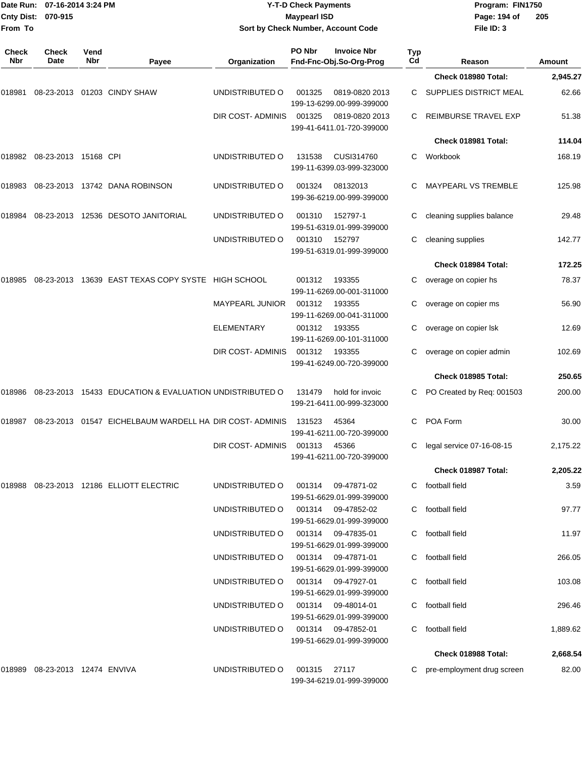Date Run: 07-16-2014 3:24 PM
Cnty Dist: 070-915
From To

**Y-T-D Check Payments**
**Maypearl ISD**
**Sort by Check Number, Account Code**

Program: FIN1750
File ID: 3

| Check Nbr | Check Date | Vend Nbr | Payee | Organization | PO Nbr | Invoice Nbr / Fnd-Fnc-Obj.So-Org-Prog | Typ Cd | Reason | Amount |
|---|---|---|---|---|---|---|---|---|---|
| | | | | | | | | **Check 018980 Total:** | **2,945.27** |
| 018981 | 08-23-2013 | 01203 | CINDY SHAW | UNDISTRIBUTED O | 001325 | 0819-0820 2013 199-13-6299.00-999-399000 | C | SUPPLIES DISTRICT MEAL | 62.66 |
| | | | | DIR COST- ADMINIS | 001325 | 0819-0820 2013 199-41-6411.01-720-399000 | C | REIMBURSE TRAVEL EXP | 51.38 |
| | | | | | | | | **Check 018981 Total:** | **114.04** |
| 018982 | 08-23-2013 | 15168 | CPI | UNDISTRIBUTED O | 131538 | CUSI314760 199-11-6399.03-999-323000 | C | Workbook | 168.19 |
| 018983 | 08-23-2013 | 13742 | DANA ROBINSON | UNDISTRIBUTED O | 001324 | 08132013 199-36-6219.00-999-399000 | C | MAYPEARL VS TREMBLE | 125.98 |
| 018984 | 08-23-2013 | 12536 | DESOTO JANITORIAL | UNDISTRIBUTED O | 001310 | 152797-1 199-51-6319.01-999-399000 | C | cleaning supplies balance | 29.48 |
| | | | | UNDISTRIBUTED O | 001310 | 152797 199-51-6319.01-999-399000 | C | cleaning supplies | 142.77 |
| | | | | | | | | **Check 018984 Total:** | **172.25** |
| 018985 | 08-23-2013 | 13639 | EAST TEXAS COPY SYSTE | HIGH SCHOOL | 001312 | 193355 199-11-6269.00-001-311000 | C | overage on copier hs | 78.37 |
| | | | | MAYPEARL JUNIOR | 001312 | 193355 199-11-6269.00-041-311000 | C | overage on copier ms | 56.90 |
| | | | | ELEMENTARY | 001312 | 193355 199-11-6269.00-101-311000 | C | overage on copier lsk | 12.69 |
| | | | | DIR COST- ADMINIS | 001312 | 193355 199-41-6249.00-720-399000 | C | overage on copier admin | 102.69 |
| | | | | | | | | **Check 018985 Total:** | **250.65** |
| 018986 | 08-23-2013 | 15433 | EDUCATION & EVALUATION | UNDISTRIBUTED O | 131479 | hold for invoic 199-21-6411.00-999-323000 | C | PO Created by Req: 001503 | 200.00 |
| 018987 | 08-23-2013 | 01547 | EICHELBAUM WARDELL HA | DIR COST- ADMINIS | 131523 | 45364 199-41-6211.00-720-399000 | C | POA Form | 30.00 |
| | | | | DIR COST- ADMINIS | 001313 | 45366 199-41-6211.00-720-399000 | C | legal service 07-16-08-15 | 2,175.22 |
| | | | | | | | | **Check 018987 Total:** | **2,205.22** |
| 018988 | 08-23-2013 | 12186 | ELLIOTT ELECTRIC | UNDISTRIBUTED O | 001314 | 09-47871-02 199-51-6629.01-999-399000 | C | football field | 3.59 |
| | | | | UNDISTRIBUTED O | 001314 | 09-47852-02 199-51-6629.01-999-399000 | C | football field | 97.77 |
| | | | | UNDISTRIBUTED O | 001314 | 09-47835-01 199-51-6629.01-999-399000 | C | football field | 11.97 |
| | | | | UNDISTRIBUTED O | 001314 | 09-47871-01 199-51-6629.01-999-399000 | C | football field | 266.05 |
| | | | | UNDISTRIBUTED O | 001314 | 09-47927-01 199-51-6629.01-999-399000 | C | football field | 103.08 |
| | | | | UNDISTRIBUTED O | 001314 | 09-48014-01 199-51-6629.01-999-399000 | C | football field | 296.46 |
| | | | | UNDISTRIBUTED O | 001314 | 09-47852-01 199-51-6629.01-999-399000 | C | football field | 1,889.62 |
| | | | | | | | | **Check 018988 Total:** | **2,668.54** |
| 018989 | 08-23-2013 | 12474 | ENVIVA | UNDISTRIBUTED O | 001315 | 27117 199-34-6219.01-999-399000 | C | pre-employment drug screen | 82.00 |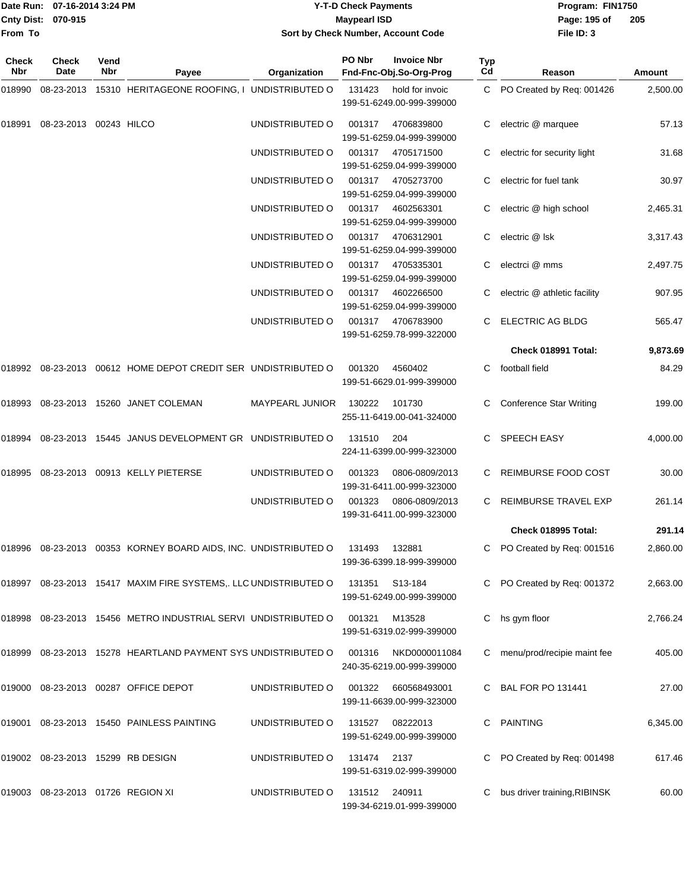Date Run: 07-16-2014 3:24 PM
Cnty Dist: 070-915
From To

# Y-T-D Check Payments
## Maypearl ISD
### Sort by Check Number, Account Code

Program: FIN1750
File ID: 3

| Check Nbr | Check Date | Vend Nbr | Payee | Organization | PO Nbr | Invoice Nbr / Fnd-Fnc-Obj.So-Org-Prog | Typ Cd | Reason | Amount |
|---|---|---|---|---|---|---|---|---|---|
| 018990 | 08-23-2013 | 15310 | HERITAGEONE ROOFING, I | UNDISTRIBUTED O | 131423 | hold for invoic 199-51-6249.00-999-399000 | C | PO Created by Req: 001426 | 2,500.00 |
| 018991 | 08-23-2013 | 00243 | HILCO | UNDISTRIBUTED O | 001317 | 4706839800 199-51-6259.04-999-399000 | C | electric @ marquee | 57.13 |
| | | | | UNDISTRIBUTED O | 001317 | 4705171500 199-51-6259.04-999-399000 | C | electric for security light | 31.68 |
| | | | | UNDISTRIBUTED O | 001317 | 4705273700 199-51-6259.04-999-399000 | C | electric for fuel tank | 30.97 |
| | | | | UNDISTRIBUTED O | 001317 | 4602563301 199-51-6259.04-999-399000 | C | electric @ high school | 2,465.31 |
| | | | | UNDISTRIBUTED O | 001317 | 4706312901 199-51-6259.04-999-399000 | C | electric @ lsk | 3,317.43 |
| | | | | UNDISTRIBUTED O | 001317 | 4705335301 199-51-6259.04-999-399000 | C | electrci @ mms | 2,497.75 |
| | | | | UNDISTRIBUTED O | 001317 | 4602266500 199-51-6259.04-999-399000 | C | electric @ athletic facility | 907.95 |
| | | | | UNDISTRIBUTED O | 001317 | 4706783900 199-51-6259.78-999-322000 | C | ELECTRIC AG BLDG | 565.47 |
| | | | | | | | | **Check 018991 Total:** | **9,873.69** |
| 018992 | 08-23-2013 | 00612 | HOME DEPOT CREDIT SER | UNDISTRIBUTED O | 001320 | 4560402 199-51-6629.01-999-399000 | C | football field | 84.29 |
| 018993 | 08-23-2013 | 15260 | JANET COLEMAN | MAYPEARL JUNIOR | 130222 | 101730 255-11-6419.00-041-324000 | C | Conference Star Writing | 199.00 |
| 018994 | 08-23-2013 | 15445 | JANUS DEVELOPMENT GR | UNDISTRIBUTED O | 131510 | 204 224-11-6399.00-999-323000 | C | SPEECH EASY | 4,000.00 |
| 018995 | 08-23-2013 | 00913 | KELLY PIETERSE | UNDISTRIBUTED O | 001323 | 0806-0809/2013 199-31-6411.00-999-323000 | C | REIMBURSE FOOD COST | 30.00 |
| | | | | UNDISTRIBUTED O | 001323 | 0806-0809/2013 199-31-6411.00-999-323000 | C | REIMBURSE TRAVEL EXP | 261.14 |
| | | | | | | | | **Check 018995 Total:** | **291.14** |
| 018996 | 08-23-2013 | 00353 | KORNEY BOARD AIDS, INC. | UNDISTRIBUTED O | 131493 | 132881 199-36-6399.18-999-399000 | C | PO Created by Req: 001516 | 2,860.00 |
| 018997 | 08-23-2013 | 15417 | MAXIM FIRE SYSTEMS,. LLC | UNDISTRIBUTED O | 131351 | S13-184 199-51-6249.00-999-399000 | C | PO Created by Req: 001372 | 2,663.00 |
| 018998 | 08-23-2013 | 15456 | METRO INDUSTRIAL SERVI | UNDISTRIBUTED O | 001321 | M13528 199-51-6319.02-999-399000 | C | hs gym floor | 2,766.24 |
| 018999 | 08-23-2013 | 15278 | HEARTLAND PAYMENT SYS | UNDISTRIBUTED O | 001316 | NKD0000011084 240-35-6219.00-999-399000 | C | menu/prod/recipie maint fee | 405.00 |
| 019000 | 08-23-2013 | 00287 | OFFICE DEPOT | UNDISTRIBUTED O | 001322 | 660568493001 199-11-6639.00-999-323000 | C | BAL FOR PO 131441 | 27.00 |
| 019001 | 08-23-2013 | 15450 | PAINLESS PAINTING | UNDISTRIBUTED O | 131527 | 08222013 199-51-6249.00-999-399000 | C | PAINTING | 6,345.00 |
| 019002 | 08-23-2013 | 15299 | RB DESIGN | UNDISTRIBUTED O | 131474 | 2137 199-51-6319.02-999-399000 | C | PO Created by Req: 001498 | 617.46 |
| 019003 | 08-23-2013 | 01726 | REGION XI | UNDISTRIBUTED O | 131512 | 240911 199-34-6219.01-999-399000 | C | bus driver training,RIBINSK | 60.00 |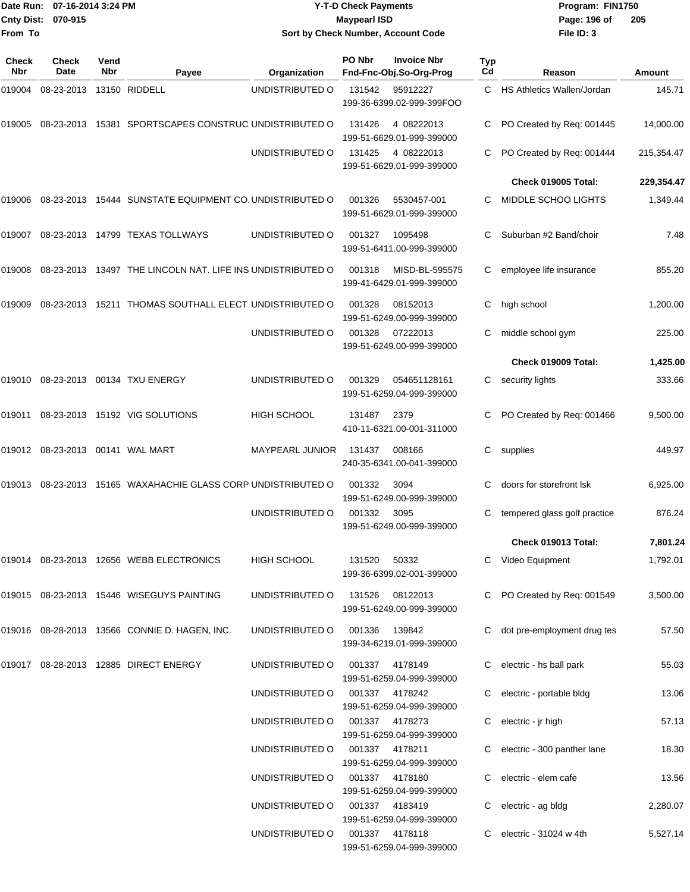Date Run: 07-16-2014 3:24 PM
Cnty Dist: 070-915
From To

# Y-T-D Check Payments
## Maypearl ISD
### Sort by Check Number, Account Code

Program: FIN1750
File ID: 3

| Check Nbr | Check Date | Vend Nbr | Payee | Organization | PO Nbr | Invoice Nbr / Fnd-Fnc-Obj.So-Org-Prog | Typ Cd | Reason | Amount |
|---|---|---|---|---|---|---|---|---|---|
| 019004 | 08-23-2013 | 13150 | RIDDELL | UNDISTRIBUTED O | 131542 | 95912227 199-36-6399.02-999-399FOO | C | HS Athletics Wallen/Jordan | 145.71 |
| 019005 | 08-23-2013 | 15381 | SPORTSCAPES CONSTRUC | UNDISTRIBUTED O | 131426 | 4 08222013 199-51-6629.01-999-399000 | C | PO Created by Req: 001445 | 14,000.00 |
| | | | | UNDISTRIBUTED O | 131425 | 4 08222013 199-51-6629.01-999-399000 | C | PO Created by Req: 001444 | 215,354.47 |
| | | | | | | | | **Check 019005 Total:** | **229,354.47** |
| 019006 | 08-23-2013 | 15444 | SUNSTATE EQUIPMENT CO. | UNDISTRIBUTED O | 001326 | 5530457-001 199-51-6629.01-999-399000 | C | MIDDLE SCHOO LIGHTS | 1,349.44 |
| 019007 | 08-23-2013 | 14799 | TEXAS TOLLWAYS | UNDISTRIBUTED O | 001327 | 1095498 199-51-6411.00-999-399000 | C | Suburban #2 Band/choir | 7.48 |
| 019008 | 08-23-2013 | 13497 | THE LINCOLN NAT. LIFE INS | UNDISTRIBUTED O | 001318 | MISD-BL-595575 199-41-6429.01-999-399000 | C | employee life insurance | 855.20 |
| 019009 | 08-23-2013 | 15211 | THOMAS SOUTHALL ELECT | UNDISTRIBUTED O | 001328 | 08152013 199-51-6249.00-999-399000 | C | high school | 1,200.00 |
| | | | | UNDISTRIBUTED O | 001328 | 07222013 199-51-6249.00-999-399000 | C | middle school gym | 225.00 |
| | | | | | | | | **Check 019009 Total:** | **1,425.00** |
| 019010 | 08-23-2013 | 00134 | TXU ENERGY | UNDISTRIBUTED O | 001329 | 054651128161 199-51-6259.04-999-399000 | C | security lights | 333.66 |
| 019011 | 08-23-2013 | 15192 | VIG SOLUTIONS | HIGH SCHOOL | 131487 | 2379 410-11-6321.00-001-311000 | C | PO Created by Req: 001466 | 9,500.00 |
| 019012 | 08-23-2013 | 00141 | WAL MART | MAYPEARL JUNIOR | 131437 | 008166 240-35-6341.00-041-399000 | C | supplies | 449.97 |
| 019013 | 08-23-2013 | 15165 | WAXAHACHIE GLASS CORP | UNDISTRIBUTED O | 001332 | 3094 199-51-6249.00-999-399000 | C | doors for storefront lsk | 6,925.00 |
| | | | | UNDISTRIBUTED O | 001332 | 3095 199-51-6249.00-999-399000 | C | tempered glass golf practice | 876.24 |
| | | | | | | | | **Check 019013 Total:** | **7,801.24** |
| 019014 | 08-23-2013 | 12656 | WEBB ELECTRONICS | HIGH SCHOOL | 131520 | 50332 199-36-6399.02-001-399000 | C | Video Equipment | 1,792.01 |
| 019015 | 08-23-2013 | 15446 | WISEGUYS PAINTING | UNDISTRIBUTED O | 131526 | 08122013 199-51-6249.00-999-399000 | C | PO Created by Req: 001549 | 3,500.00 |
| 019016 | 08-28-2013 | 13566 | CONNIE D. HAGEN, INC. | UNDISTRIBUTED O | 001336 | 139842 199-34-6219.01-999-399000 | C | dot pre-employment drug tes | 57.50 |
| 019017 | 08-28-2013 | 12885 | DIRECT ENERGY | UNDISTRIBUTED O | 001337 | 4178149 199-51-6259.04-999-399000 | C | electric - hs ball park | 55.03 |
| | | | | UNDISTRIBUTED O | 001337 | 4178242 199-51-6259.04-999-399000 | C | electric - portable bldg | 13.06 |
| | | | | UNDISTRIBUTED O | 001337 | 4178273 199-51-6259.04-999-399000 | C | electric - jr high | 57.13 |
| | | | | UNDISTRIBUTED O | 001337 | 4178211 199-51-6259.04-999-399000 | C | electric - 300 panther lane | 18.30 |
| | | | | UNDISTRIBUTED O | 001337 | 4178180 199-51-6259.04-999-399000 | C | electric - elem cafe | 13.56 |
| | | | | UNDISTRIBUTED O | 001337 | 4183419 199-51-6259.04-999-399000 | C | electric - ag bldg | 2,280.07 |
| | | | | UNDISTRIBUTED O | 001337 | 4178118 199-51-6259.04-999-399000 | C | electric - 31024 w 4th | 5,527.14 |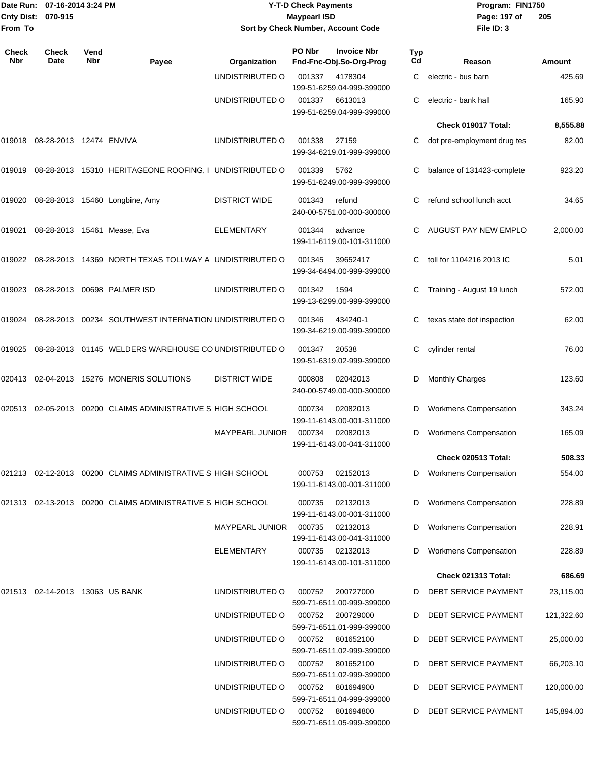Date Run: 07-16-2014 3:24 PM
Cnty Dist: 070-915
From To

# Y-T-D Check Payments
## Maypearl ISD
### Sort by Check Number, Account Code

Program: FIN1750
File ID: 3

| Check Nbr | Check Date | Vend Nbr | Payee | Organization | PO Nbr / Invoice Nbr / Fnd-Fnc-Obj.So-Org-Prog | Typ Cd | Reason | Amount |
|---|---|---|---|---|---|---|---|---|
| | | | | UNDISTRIBUTED O | 001337 4178304 199-51-6259.04-999-399000 | C | electric - bus barn | 425.69 |
| | | | | UNDISTRIBUTED O | 001337 6613013 199-51-6259.04-999-399000 | C | electric - bank hall | 165.90 |
| | | | | | | | **Check 019017 Total:** | **8,555.88** |
| 019018 | 08-28-2013 | 12474 | ENVIVA | UNDISTRIBUTED O | 001338 27159 199-34-6219.01-999-399000 | C | dot pre-employment drug tes | 82.00 |
| 019019 | 08-28-2013 | 15310 | HERITAGEONE ROOFING, I | UNDISTRIBUTED O | 001339 5762 199-51-6249.00-999-399000 | C | balance of 131423-complete | 923.20 |
| 019020 | 08-28-2013 | 15460 | Longbine, Amy | DISTRICT WIDE | 001343 refund 240-00-5751.00-000-300000 | C | refund school lunch acct | 34.65 |
| 019021 | 08-28-2013 | 15461 | Mease, Eva | ELEMENTARY | 001344 advance 199-11-6119.00-101-311000 | C | AUGUST PAY NEW EMPLO | 2,000.00 |
| 019022 | 08-28-2013 | 14369 | NORTH TEXAS TOLLWAY A | UNDISTRIBUTED O | 001345 39652417 199-34-6494.00-999-399000 | C | toll for 1104216 2013 IC | 5.01 |
| 019023 | 08-28-2013 | 00698 | PALMER ISD | UNDISTRIBUTED O | 001342 1594 199-13-6299.00-999-399000 | C | Training - August 19 lunch | 572.00 |
| 019024 | 08-28-2013 | 00234 | SOUTHWEST INTERNATION | UNDISTRIBUTED O | 001346 434240-1 199-34-6219.00-999-399000 | C | texas state dot inspection | 62.00 |
| 019025 | 08-28-2013 | 01145 | WELDERS WAREHOUSE CO | UNDISTRIBUTED O | 001347 20538 199-51-6319.02-999-399000 | C | cylinder rental | 76.00 |
| 020413 | 02-04-2013 | 15276 | MONERIS SOLUTIONS | DISTRICT WIDE | 000808 02042013 240-00-5749.00-000-300000 | D | Monthly Charges | 123.60 |
| 020513 | 02-05-2013 | 00200 | CLAIMS ADMINISTRATIVE S | HIGH SCHOOL | 000734 02082013 199-11-6143.00-001-311000 | D | Workmens Compensation | 343.24 |
| | | | | MAYPEARL JUNIOR | 000734 02082013 199-11-6143.00-041-311000 | D | Workmens Compensation | 165.09 |
| | | | | | | | **Check 020513 Total:** | **508.33** |
| 021213 | 02-12-2013 | 00200 | CLAIMS ADMINISTRATIVE S | HIGH SCHOOL | 000753 02152013 199-11-6143.00-001-311000 | D | Workmens Compensation | 554.00 |
| 021313 | 02-13-2013 | 00200 | CLAIMS ADMINISTRATIVE S | HIGH SCHOOL | 000735 02132013 199-11-6143.00-001-311000 | D | Workmens Compensation | 228.89 |
| | | | | MAYPEARL JUNIOR | 000735 02132013 199-11-6143.00-041-311000 | D | Workmens Compensation | 228.91 |
| | | | | ELEMENTARY | 000735 02132013 199-11-6143.00-101-311000 | D | Workmens Compensation | 228.89 |
| | | | | | | | **Check 021313 Total:** | **686.69** |
| 021513 | 02-14-2013 | 13063 | US BANK | UNDISTRIBUTED O | 000752 200727000 599-71-6511.00-999-399000 | D | DEBT SERVICE PAYMENT | 23,115.00 |
| | | | | UNDISTRIBUTED O | 000752 200729000 599-71-6511.01-999-399000 | D | DEBT SERVICE PAYMENT | 121,322.60 |
| | | | | UNDISTRIBUTED O | 000752 801652100 599-71-6511.02-999-399000 | D | DEBT SERVICE PAYMENT | 25,000.00 |
| | | | | UNDISTRIBUTED O | 000752 801652100 599-71-6511.02-999-399000 | D | DEBT SERVICE PAYMENT | 66,203.10 |
| | | | | UNDISTRIBUTED O | 000752 801694900 599-71-6511.04-999-399000 | D | DEBT SERVICE PAYMENT | 120,000.00 |
| | | | | UNDISTRIBUTED O | 000752 801694800 599-71-6511.05-999-399000 | D | DEBT SERVICE PAYMENT | 145,894.00 |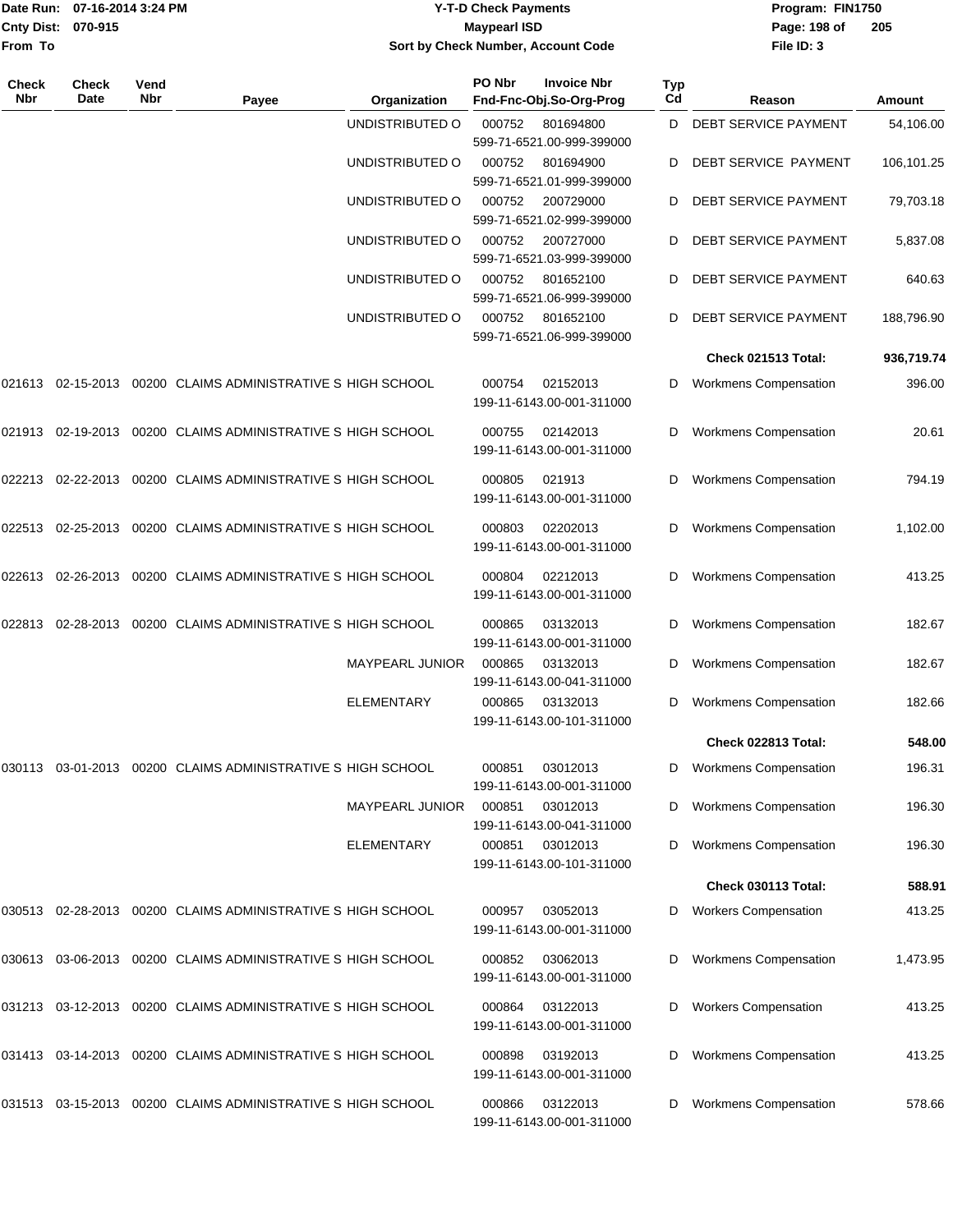# Y-T-D Check Payments

**Maypearl ISD**

**Sort by Check Number, Account Code**

Date Run: 07-16-2014 3:24 PM
Cnty Dist: 070-915
From To

Program: FIN1750
File ID: 3

| Check Nbr | Check Date | Vend Nbr | Payee | Organization | PO Nbr / Invoice Nbr / Fnd-Fnc-Obj.So-Org-Prog | Typ Cd | Reason | Amount |
|---|---|---|---|---|---|---|---|---|
| | | | | UNDISTRIBUTED O | 000752 801694800 599-71-6521.00-999-399000 | D | DEBT SERVICE PAYMENT | 54,106.00 |
| | | | | UNDISTRIBUTED O | 000752 801694900 599-71-6521.01-999-399000 | D | DEBT SERVICE PAYMENT | 106,101.25 |
| | | | | UNDISTRIBUTED O | 000752 200729000 599-71-6521.02-999-399000 | D | DEBT SERVICE PAYMENT | 79,703.18 |
| | | | | UNDISTRIBUTED O | 000752 200727000 599-71-6521.03-999-399000 | D | DEBT SERVICE PAYMENT | 5,837.08 |
| | | | | UNDISTRIBUTED O | 000752 801652100 599-71-6521.06-999-399000 | D | DEBT SERVICE PAYMENT | 640.63 |
| | | | | UNDISTRIBUTED O | 000752 801652100 599-71-6521.06-999-399000 | D | DEBT SERVICE PAYMENT | 188,796.90 |
| | | | | | | | **Check 021513 Total:** | **936,719.74** |
| 021613 | 02-15-2013 | 00200 | CLAIMS ADMINISTRATIVE S | HIGH SCHOOL | 000754 02152013 199-11-6143.00-001-311000 | D | Workmens Compensation | 396.00 |
| 021913 | 02-19-2013 | 00200 | CLAIMS ADMINISTRATIVE S | HIGH SCHOOL | 000755 02142013 199-11-6143.00-001-311000 | D | Workmens Compensation | 20.61 |
| 022213 | 02-22-2013 | 00200 | CLAIMS ADMINISTRATIVE S | HIGH SCHOOL | 000805 021913 199-11-6143.00-001-311000 | D | Workmens Compensation | 794.19 |
| 022513 | 02-25-2013 | 00200 | CLAIMS ADMINISTRATIVE S | HIGH SCHOOL | 000803 02202013 199-11-6143.00-001-311000 | D | Workmens Compensation | 1,102.00 |
| 022613 | 02-26-2013 | 00200 | CLAIMS ADMINISTRATIVE S | HIGH SCHOOL | 000804 02212013 199-11-6143.00-001-311000 | D | Workmens Compensation | 413.25 |
| 022813 | 02-28-2013 | 00200 | CLAIMS ADMINISTRATIVE S | HIGH SCHOOL | 000865 03132013 199-11-6143.00-001-311000 | D | Workmens Compensation | 182.67 |
| | | | | MAYPEARL JUNIOR | 000865 03132013 199-11-6143.00-041-311000 | D | Workmens Compensation | 182.67 |
| | | | | ELEMENTARY | 000865 03132013 199-11-6143.00-101-311000 | D | Workmens Compensation | 182.66 |
| | | | | | | | **Check 022813 Total:** | **548.00** |
| 030113 | 03-01-2013 | 00200 | CLAIMS ADMINISTRATIVE S | HIGH SCHOOL | 000851 03012013 199-11-6143.00-001-311000 | D | Workmens Compensation | 196.31 |
| | | | | MAYPEARL JUNIOR | 000851 03012013 199-11-6143.00-041-311000 | D | Workmens Compensation | 196.30 |
| | | | | ELEMENTARY | 000851 03012013 199-11-6143.00-101-311000 | D | Workmens Compensation | 196.30 |
| | | | | | | | **Check 030113 Total:** | **588.91** |
| 030513 | 02-28-2013 | 00200 | CLAIMS ADMINISTRATIVE S | HIGH SCHOOL | 000957 03052013 199-11-6143.00-001-311000 | D | Workers Compensation | 413.25 |
| 030613 | 03-06-2013 | 00200 | CLAIMS ADMINISTRATIVE S | HIGH SCHOOL | 000852 03062013 199-11-6143.00-001-311000 | D | Workmens Compensation | 1,473.95 |
| 031213 | 03-12-2013 | 00200 | CLAIMS ADMINISTRATIVE S | HIGH SCHOOL | 000864 03122013 199-11-6143.00-001-311000 | D | Workers Compensation | 413.25 |
| 031413 | 03-14-2013 | 00200 | CLAIMS ADMINISTRATIVE S | HIGH SCHOOL | 000898 03192013 199-11-6143.00-001-311000 | D | Workmens Compensation | 413.25 |
| 031513 | 03-15-2013 | 00200 | CLAIMS ADMINISTRATIVE S | HIGH SCHOOL | 000866 03122013 199-11-6143.00-001-311000 | D | Workmens Compensation | 578.66 |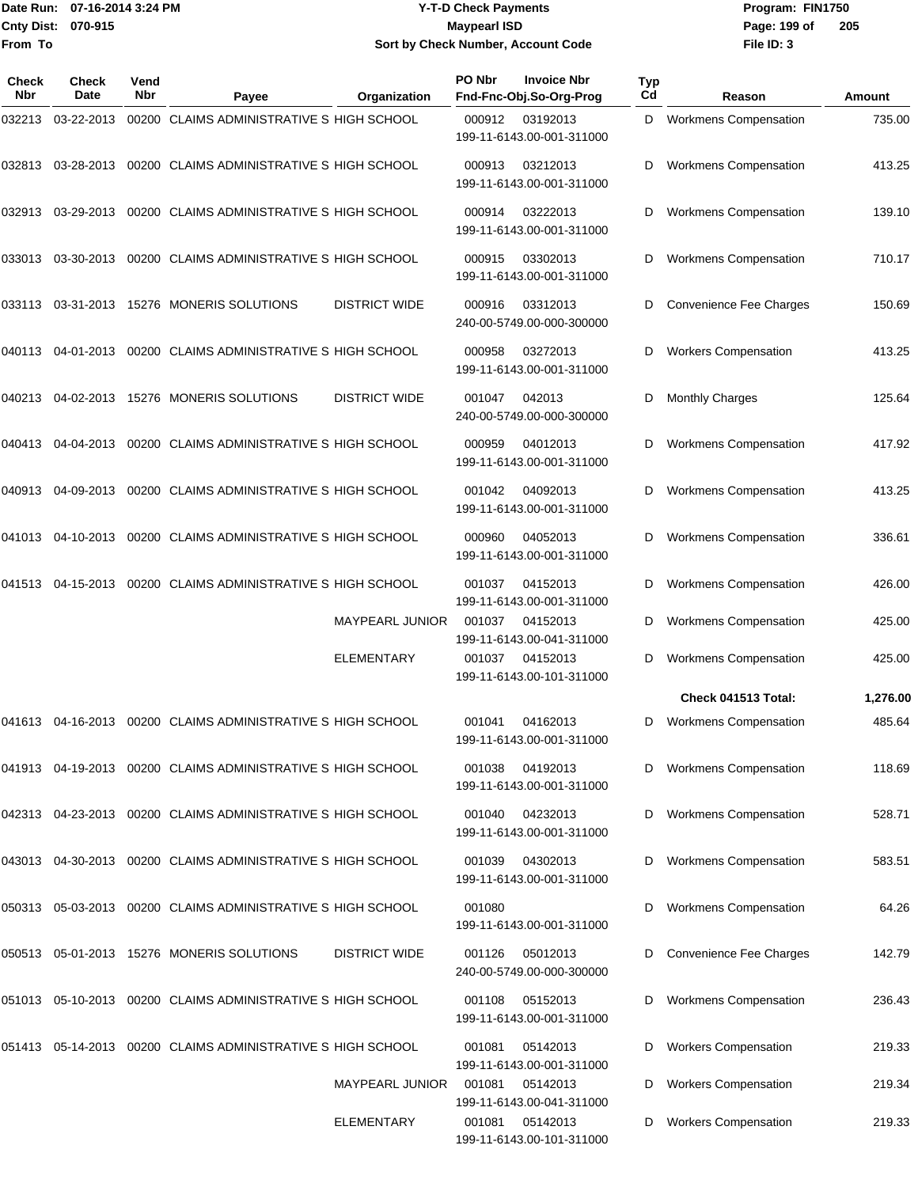# Y-T-D Check Payments

**Maypearl ISD**

**Sort by Check Number, Account Code**

Date Run: 07-16-2014 3:24 PM
Cnty Dist: 070-915
From To

Program: FIN1750
File ID: 3

| Check Nbr | Check Date | Vend Nbr | Payee | Organization | PO Nbr / Invoice Nbr / Fnd-Fnc-Obj.So-Org-Prog | Typ Cd | Reason | Amount |
|---|---|---|---|---|---|---|---|---|
| 032213 | 03-22-2013 | 00200 | CLAIMS ADMINISTRATIVE S | HIGH SCHOOL | 000912 03192013 199-11-6143.00-001-311000 | D | Workmens Compensation | 735.00 |
| 032813 | 03-28-2013 | 00200 | CLAIMS ADMINISTRATIVE S | HIGH SCHOOL | 000913 03212013 199-11-6143.00-001-311000 | D | Workmens Compensation | 413.25 |
| 032913 | 03-29-2013 | 00200 | CLAIMS ADMINISTRATIVE S | HIGH SCHOOL | 000914 03222013 199-11-6143.00-001-311000 | D | Workmens Compensation | 139.10 |
| 033013 | 03-30-2013 | 00200 | CLAIMS ADMINISTRATIVE S | HIGH SCHOOL | 000915 03302013 199-11-6143.00-001-311000 | D | Workmens Compensation | 710.17 |
| 033113 | 03-31-2013 | 15276 | MONERIS SOLUTIONS | DISTRICT WIDE | 000916 03312013 240-00-5749.00-000-300000 | D | Convenience Fee Charges | 150.69 |
| 040113 | 04-01-2013 | 00200 | CLAIMS ADMINISTRATIVE S | HIGH SCHOOL | 000958 03272013 199-11-6143.00-001-311000 | D | Workers Compensation | 413.25 |
| 040213 | 04-02-2013 | 15276 | MONERIS SOLUTIONS | DISTRICT WIDE | 001047 042013 240-00-5749.00-000-300000 | D | Monthly Charges | 125.64 |
| 040413 | 04-04-2013 | 00200 | CLAIMS ADMINISTRATIVE S | HIGH SCHOOL | 000959 04012013 199-11-6143.00-001-311000 | D | Workmens Compensation | 417.92 |
| 040913 | 04-09-2013 | 00200 | CLAIMS ADMINISTRATIVE S | HIGH SCHOOL | 001042 04092013 199-11-6143.00-001-311000 | D | Workmens Compensation | 413.25 |
| 041013 | 04-10-2013 | 00200 | CLAIMS ADMINISTRATIVE S | HIGH SCHOOL | 000960 04052013 199-11-6143.00-001-311000 | D | Workmens Compensation | 336.61 |
| 041513 | 04-15-2013 | 00200 | CLAIMS ADMINISTRATIVE S | HIGH SCHOOL | 001037 04152013 199-11-6143.00-001-311000 | D | Workmens Compensation | 426.00 |
| | | | | MAYPEARL JUNIOR | 001037 04152013 199-11-6143.00-041-311000 | D | Workmens Compensation | 425.00 |
| | | | | ELEMENTARY | 001037 04152013 199-11-6143.00-101-311000 | D | Workmens Compensation | 425.00 |
| | | | | | | | **Check 041513 Total:** | **1,276.00** |
| 041613 | 04-16-2013 | 00200 | CLAIMS ADMINISTRATIVE S | HIGH SCHOOL | 001041 04162013 199-11-6143.00-001-311000 | D | Workmens Compensation | 485.64 |
| 041913 | 04-19-2013 | 00200 | CLAIMS ADMINISTRATIVE S | HIGH SCHOOL | 001038 04192013 199-11-6143.00-001-311000 | D | Workmens Compensation | 118.69 |
| 042313 | 04-23-2013 | 00200 | CLAIMS ADMINISTRATIVE S | HIGH SCHOOL | 001040 04232013 199-11-6143.00-001-311000 | D | Workmens Compensation | 528.71 |
| 043013 | 04-30-2013 | 00200 | CLAIMS ADMINISTRATIVE S | HIGH SCHOOL | 001039 04302013 199-11-6143.00-001-311000 | D | Workmens Compensation | 583.51 |
| 050313 | 05-03-2013 | 00200 | CLAIMS ADMINISTRATIVE S | HIGH SCHOOL | 001080 199-11-6143.00-001-311000 | D | Workmens Compensation | 64.26 |
| 050513 | 05-01-2013 | 15276 | MONERIS SOLUTIONS | DISTRICT WIDE | 001126 05012013 240-00-5749.00-000-300000 | D | Convenience Fee Charges | 142.79 |
| 051013 | 05-10-2013 | 00200 | CLAIMS ADMINISTRATIVE S | HIGH SCHOOL | 001108 05152013 199-11-6143.00-001-311000 | D | Workmens Compensation | 236.43 |
| 051413 | 05-14-2013 | 00200 | CLAIMS ADMINISTRATIVE S | HIGH SCHOOL | 001081 05142013 199-11-6143.00-001-311000 | D | Workers Compensation | 219.33 |
| | | | | MAYPEARL JUNIOR | 001081 05142013 199-11-6143.00-041-311000 | D | Workers Compensation | 219.34 |
| | | | | ELEMENTARY | 001081 05142013 199-11-6143.00-101-311000 | D | Workers Compensation | 219.33 |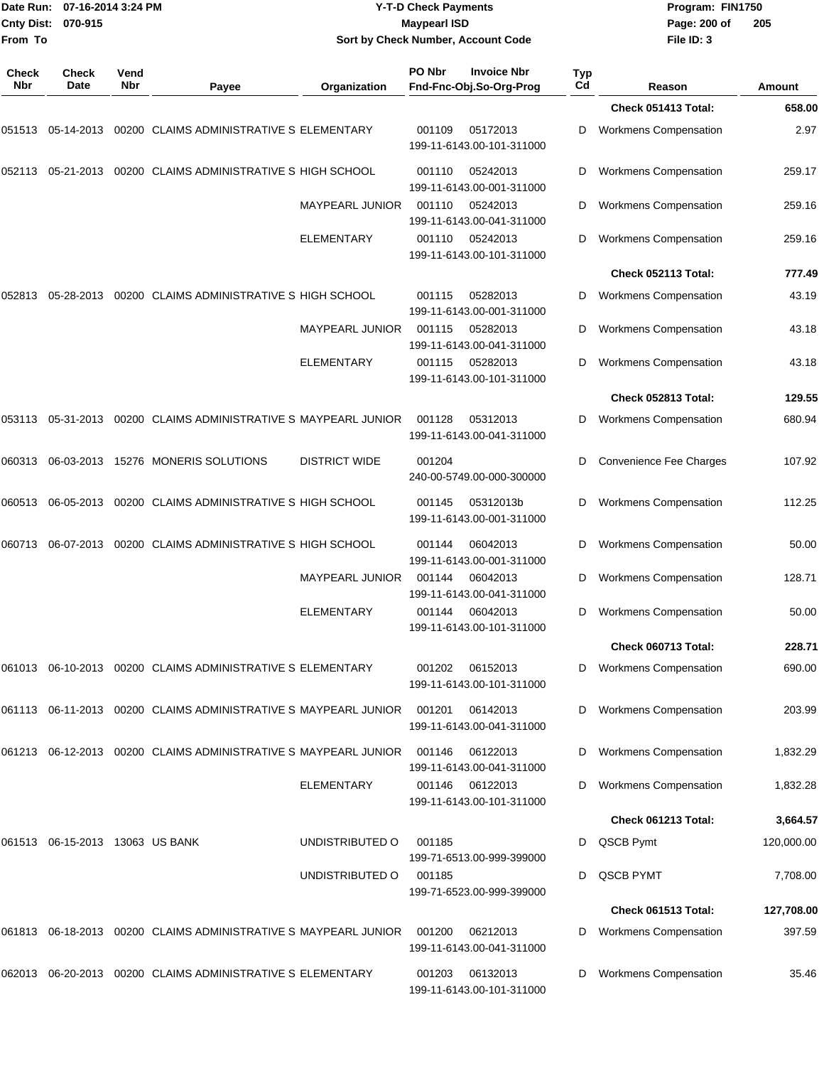Date Run: 07-16-2014 3:24 PM
Cnty Dist: 070-915
From To

# Y-T-D Check Payments
## Maypearl ISD
### Sort by Check Number, Account Code

Program: FIN1750
File ID: 3

| Check Nbr | Check Date | Vend Nbr | Payee | Organization | PO Nbr / Fnd-Fnc-Obj.So-Org-Prog | Invoice Nbr | Typ Cd | Reason | Amount |
|---|---|---|---|---|---|---|---|---|---|
| | | | | | | | | **Check 051413 Total:** | **658.00** |
| 051513 | 05-14-2013 | 00200 | CLAIMS ADMINISTRATIVE S | ELEMENTARY | 001109 199-11-6143.00-101-311000 | 05172013 | D | Workmens Compensation | 2.97 |
| 052113 | 05-21-2013 | 00200 | CLAIMS ADMINISTRATIVE S | HIGH SCHOOL | 001110 199-11-6143.00-001-311000 | 05242013 | D | Workmens Compensation | 259.17 |
| | | | | MAYPEARL JUNIOR | 001110 199-11-6143.00-041-311000 | 05242013 | D | Workmens Compensation | 259.16 |
| | | | | ELEMENTARY | 001110 199-11-6143.00-101-311000 | 05242013 | D | Workmens Compensation | 259.16 |
| | | | | | | | | **Check 052113 Total:** | **777.49** |
| 052813 | 05-28-2013 | 00200 | CLAIMS ADMINISTRATIVE S | HIGH SCHOOL | 001115 199-11-6143.00-001-311000 | 05282013 | D | Workmens Compensation | 43.19 |
| | | | | MAYPEARL JUNIOR | 001115 199-11-6143.00-041-311000 | 05282013 | D | Workmens Compensation | 43.18 |
| | | | | ELEMENTARY | 001115 199-11-6143.00-101-311000 | 05282013 | D | Workmens Compensation | 43.18 |
| | | | | | | | | **Check 052813 Total:** | **129.55** |
| 053113 | 05-31-2013 | 00200 | CLAIMS ADMINISTRATIVE S | MAYPEARL JUNIOR | 001128 199-11-6143.00-041-311000 | 05312013 | D | Workmens Compensation | 680.94 |
| 060313 | 06-03-2013 | 15276 | MONERIS SOLUTIONS | DISTRICT WIDE | 001204 240-00-5749.00-000-300000 | | D | Convenience Fee Charges | 107.92 |
| 060513 | 06-05-2013 | 00200 | CLAIMS ADMINISTRATIVE S | HIGH SCHOOL | 001145 199-11-6143.00-001-311000 | 05312013b | D | Workmens Compensation | 112.25 |
| 060713 | 06-07-2013 | 00200 | CLAIMS ADMINISTRATIVE S | HIGH SCHOOL | 001144 199-11-6143.00-001-311000 | 06042013 | D | Workmens Compensation | 50.00 |
| | | | | MAYPEARL JUNIOR | 001144 199-11-6143.00-041-311000 | 06042013 | D | Workmens Compensation | 128.71 |
| | | | | ELEMENTARY | 001144 199-11-6143.00-101-311000 | 06042013 | D | Workmens Compensation | 50.00 |
| | | | | | | | | **Check 060713 Total:** | **228.71** |
| 061013 | 06-10-2013 | 00200 | CLAIMS ADMINISTRATIVE S | ELEMENTARY | 001202 199-11-6143.00-101-311000 | 06152013 | D | Workmens Compensation | 690.00 |
| 061113 | 06-11-2013 | 00200 | CLAIMS ADMINISTRATIVE S | MAYPEARL JUNIOR | 001201 199-11-6143.00-041-311000 | 06142013 | D | Workmens Compensation | 203.99 |
| 061213 | 06-12-2013 | 00200 | CLAIMS ADMINISTRATIVE S | MAYPEARL JUNIOR | 001146 199-11-6143.00-041-311000 | 06122013 | D | Workmens Compensation | 1,832.29 |
| | | | | ELEMENTARY | 001146 199-11-6143.00-101-311000 | 06122013 | D | Workmens Compensation | 1,832.28 |
| | | | | | | | | **Check 061213 Total:** | **3,664.57** |
| 061513 | 06-15-2013 | 13063 | US BANK | UNDISTRIBUTED O | 001185 199-71-6513.00-999-399000 | | D | QSCB Pymt | 120,000.00 |
| | | | | UNDISTRIBUTED O | 001185 199-71-6523.00-999-399000 | | D | QSCB PYMT | 7,708.00 |
| | | | | | | | | **Check 061513 Total:** | **127,708.00** |
| 061813 | 06-18-2013 | 00200 | CLAIMS ADMINISTRATIVE S | MAYPEARL JUNIOR | 001200 199-11-6143.00-041-311000 | 06212013 | D | Workmens Compensation | 397.59 |
| 062013 | 06-20-2013 | 00200 | CLAIMS ADMINISTRATIVE S | ELEMENTARY | 001203 199-11-6143.00-101-311000 | 06132013 | D | Workmens Compensation | 35.46 |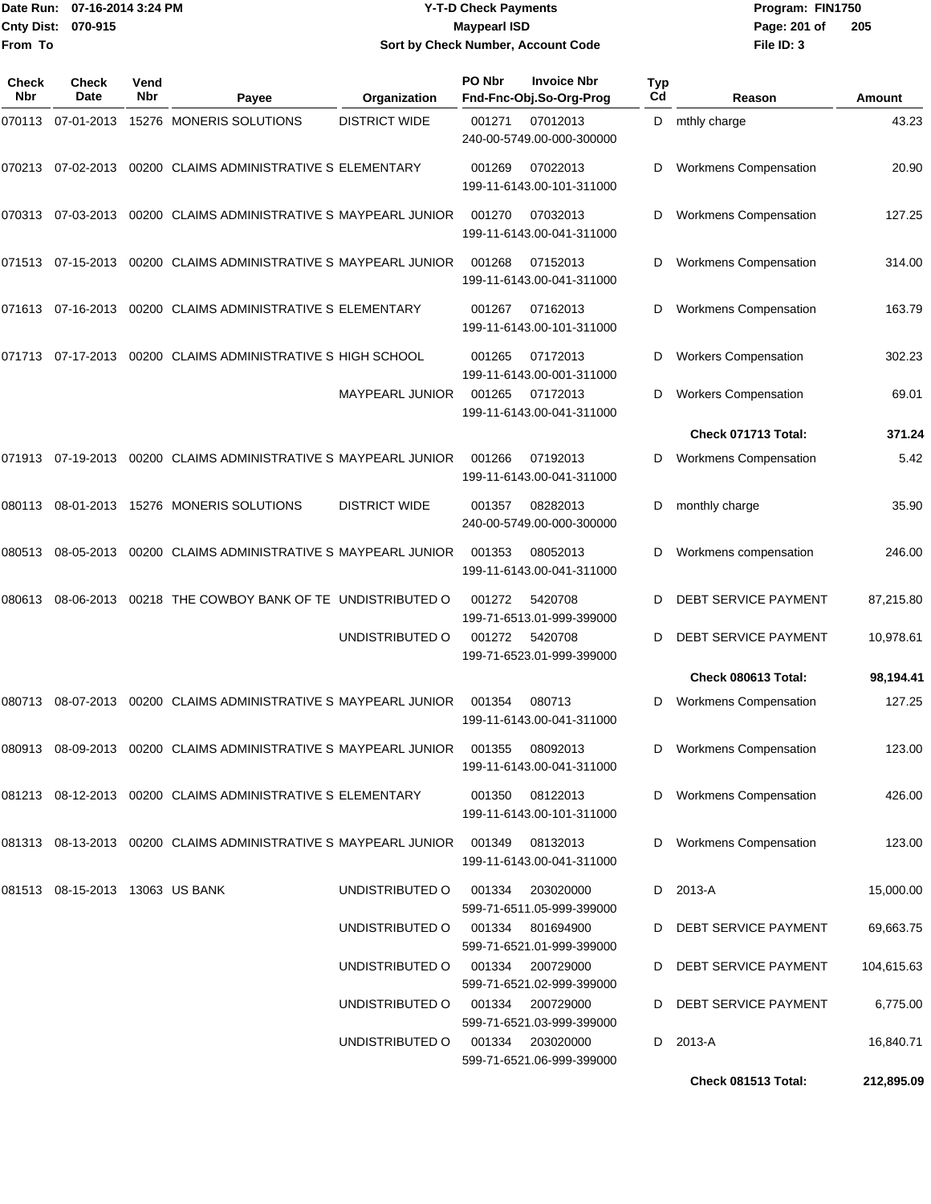Date Run: 07-16-2014 3:24 PM
Cnty Dist: 070-915
From To

# Y-T-D Check Payments
## Maypearl ISD
### Sort by Check Number, Account Code

Program: FIN1750
File ID: 3

| Check Nbr | Check Date | Vend Nbr | Payee | Organization | PO Nbr | Invoice Nbr / Fnd-Fnc-Obj.So-Org-Prog | Typ Cd | Reason | Amount |
|---|---|---|---|---|---|---|---|---|---|
| 070113 | 07-01-2013 | 15276 | MONERIS SOLUTIONS | DISTRICT WIDE | 001271 | 07012013 240-00-5749.00-000-300000 | D | mthly charge | 43.23 |
| 070213 | 07-02-2013 | 00200 | CLAIMS ADMINISTRATIVE S | ELEMENTARY | 001269 | 07022013 199-11-6143.00-101-311000 | D | Workmens Compensation | 20.90 |
| 070313 | 07-03-2013 | 00200 | CLAIMS ADMINISTRATIVE S | MAYPEARL JUNIOR | 001270 | 07032013 199-11-6143.00-041-311000 | D | Workmens Compensation | 127.25 |
| 071513 | 07-15-2013 | 00200 | CLAIMS ADMINISTRATIVE S | MAYPEARL JUNIOR | 001268 | 07152013 199-11-6143.00-041-311000 | D | Workmens Compensation | 314.00 |
| 071613 | 07-16-2013 | 00200 | CLAIMS ADMINISTRATIVE S | ELEMENTARY | 001267 | 07162013 199-11-6143.00-101-311000 | D | Workmens Compensation | 163.79 |
| 071713 | 07-17-2013 | 00200 | CLAIMS ADMINISTRATIVE S | HIGH SCHOOL | 001265 | 07172013 199-11-6143.00-001-311000 | D | Workers Compensation | 302.23 |
| | | | | MAYPEARL JUNIOR | 001265 | 07172013 199-11-6143.00-041-311000 | D | Workers Compensation | 69.01 |
| | | | | | | | | **Check 071713 Total:** | **371.24** |
| 071913 | 07-19-2013 | 00200 | CLAIMS ADMINISTRATIVE S | MAYPEARL JUNIOR | 001266 | 07192013 199-11-6143.00-041-311000 | D | Workmens Compensation | 5.42 |
| 080113 | 08-01-2013 | 15276 | MONERIS SOLUTIONS | DISTRICT WIDE | 001357 | 08282013 240-00-5749.00-000-300000 | D | monthly charge | 35.90 |
| 080513 | 08-05-2013 | 00200 | CLAIMS ADMINISTRATIVE S | MAYPEARL JUNIOR | 001353 | 08052013 199-11-6143.00-041-311000 | D | Workmens compensation | 246.00 |
| 080613 | 08-06-2013 | 00218 | THE COWBOY BANK OF TE | UNDISTRIBUTED O | 001272 | 5420708 199-71-6513.01-999-399000 | D | DEBT SERVICE PAYMENT | 87,215.80 |
| | | | | UNDISTRIBUTED O | 001272 | 5420708 199-71-6523.01-999-399000 | D | DEBT SERVICE PAYMENT | 10,978.61 |
| | | | | | | | | **Check 080613 Total:** | **98,194.41** |
| 080713 | 08-07-2013 | 00200 | CLAIMS ADMINISTRATIVE S | MAYPEARL JUNIOR | 001354 | 080713 199-11-6143.00-041-311000 | D | Workmens Compensation | 127.25 |
| 080913 | 08-09-2013 | 00200 | CLAIMS ADMINISTRATIVE S | MAYPEARL JUNIOR | 001355 | 08092013 199-11-6143.00-041-311000 | D | Workmens Compensation | 123.00 |
| 081213 | 08-12-2013 | 00200 | CLAIMS ADMINISTRATIVE S | ELEMENTARY | 001350 | 08122013 199-11-6143.00-101-311000 | D | Workmens Compensation | 426.00 |
| 081313 | 08-13-2013 | 00200 | CLAIMS ADMINISTRATIVE S | MAYPEARL JUNIOR | 001349 | 08132013 199-11-6143.00-041-311000 | D | Workmens Compensation | 123.00 |
| 081513 | 08-15-2013 | 13063 | US BANK | UNDISTRIBUTED O | 001334 | 203020000 599-71-6511.05-999-399000 | D | 2013-A | 15,000.00 |
| | | | | UNDISTRIBUTED O | 001334 | 801694900 599-71-6521.01-999-399000 | D | DEBT SERVICE PAYMENT | 69,663.75 |
| | | | | UNDISTRIBUTED O | 001334 | 200729000 599-71-6521.02-999-399000 | D | DEBT SERVICE PAYMENT | 104,615.63 |
| | | | | UNDISTRIBUTED O | 001334 | 200729000 599-71-6521.03-999-399000 | D | DEBT SERVICE PAYMENT | 6,775.00 |
| | | | | UNDISTRIBUTED O | 001334 | 203020000 599-71-6521.06-999-399000 | D | 2013-A | 16,840.71 |
| | | | | | | | | **Check 081513 Total:** | **212,895.09** |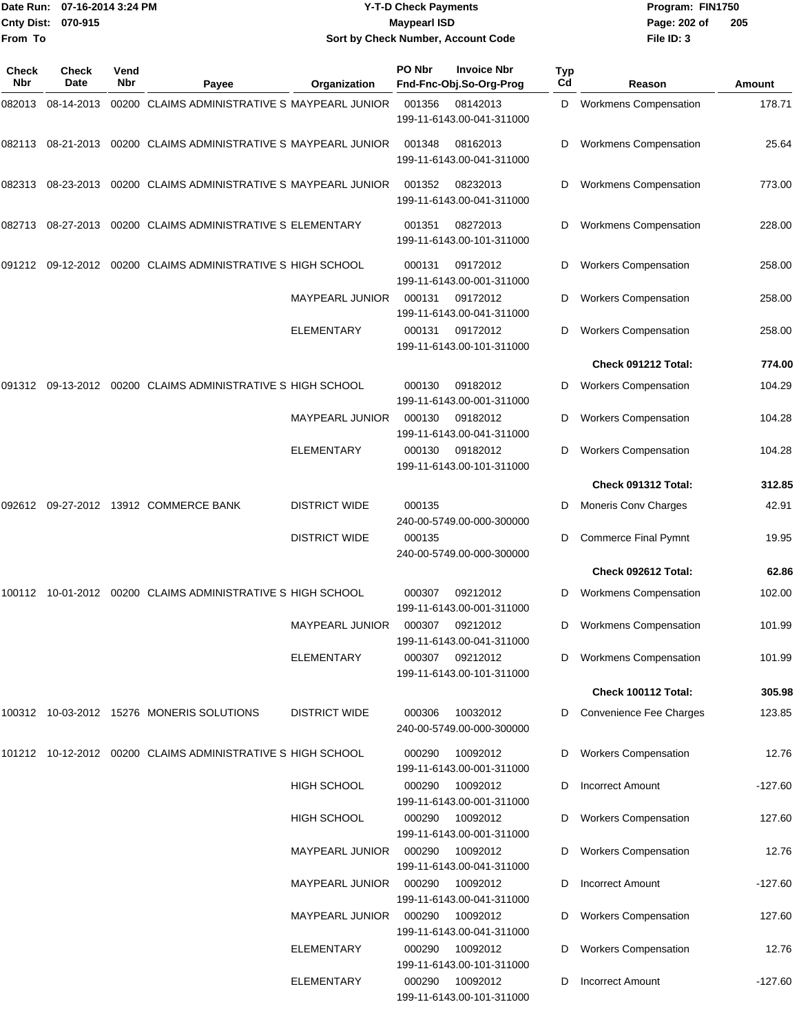# Y-T-D Check Payments

**Maypearl ISD**

**Sort by Check Number, Account Code**

Date Run: 07-16-2014 3:24 PM
Cnty Dist: 070-915
From To

Program: FIN1750
File ID: 3

| Check Nbr | Check Date | Vend Nbr | Payee | Organization | PO Nbr / Fnd-Fnc-Obj.So-Org-Prog | Invoice Nbr | Typ Cd | Reason | Amount |
|---|---|---|---|---|---|---|---|---|---|
| 082013 | 08-14-2013 | 00200 | CLAIMS ADMINISTRATIVE S | MAYPEARL JUNIOR | 001356 / 199-11-6143.00-041-311000 | 08142013 | D | Workmens Compensation | 178.71 |
| 082113 | 08-21-2013 | 00200 | CLAIMS ADMINISTRATIVE S | MAYPEARL JUNIOR | 001348 / 199-11-6143.00-041-311000 | 08162013 | D | Workmens Compensation | 25.64 |
| 082313 | 08-23-2013 | 00200 | CLAIMS ADMINISTRATIVE S | MAYPEARL JUNIOR | 001352 / 199-11-6143.00-041-311000 | 08232013 | D | Workmens Compensation | 773.00 |
| 082713 | 08-27-2013 | 00200 | CLAIMS ADMINISTRATIVE S | ELEMENTARY | 001351 / 199-11-6143.00-101-311000 | 08272013 | D | Workmens Compensation | 228.00 |
| 091212 | 09-12-2012 | 00200 | CLAIMS ADMINISTRATIVE S | HIGH SCHOOL | 000131 / 199-11-6143.00-001-311000 | 09172012 | D | Workers Compensation | 258.00 |
| | | | | MAYPEARL JUNIOR | 000131 / 199-11-6143.00-041-311000 | 09172012 | D | Workers Compensation | 258.00 |
| | | | | ELEMENTARY | 000131 / 199-11-6143.00-101-311000 | 09172012 | D | Workers Compensation | 258.00 |
| | | | | | | | | **Check 091212 Total:** | **774.00** |
| 091312 | 09-13-2012 | 00200 | CLAIMS ADMINISTRATIVE S | HIGH SCHOOL | 000130 / 199-11-6143.00-001-311000 | 09182012 | D | Workers Compensation | 104.29 |
| | | | | MAYPEARL JUNIOR | 000130 / 199-11-6143.00-041-311000 | 09182012 | D | Workers Compensation | 104.28 |
| | | | | ELEMENTARY | 000130 / 199-11-6143.00-101-311000 | 09182012 | D | Workers Compensation | 104.28 |
| | | | | | | | | **Check 091312 Total:** | **312.85** |
| 092612 | 09-27-2012 | 13912 | COMMERCE BANK | DISTRICT WIDE | 000135 / 240-00-5749.00-000-300000 | | D | Moneris Conv Charges | 42.91 |
| | | | | DISTRICT WIDE | 000135 / 240-00-5749.00-000-300000 | | D | Commerce Final Pymnt | 19.95 |
| | | | | | | | | **Check 092612 Total:** | **62.86** |
| 100112 | 10-01-2012 | 00200 | CLAIMS ADMINISTRATIVE S | HIGH SCHOOL | 000307 / 199-11-6143.00-001-311000 | 09212012 | D | Workmens Compensation | 102.00 |
| | | | | MAYPEARL JUNIOR | 000307 / 199-11-6143.00-041-311000 | 09212012 | D | Workmens Compensation | 101.99 |
| | | | | ELEMENTARY | 000307 / 199-11-6143.00-101-311000 | 09212012 | D | Workmens Compensation | 101.99 |
| | | | | | | | | **Check 100112 Total:** | **305.98** |
| 100312 | 10-03-2012 | 15276 | MONERIS SOLUTIONS | DISTRICT WIDE | 000306 / 240-00-5749.00-000-300000 | 10032012 | D | Convenience Fee Charges | 123.85 |
| 101212 | 10-12-2012 | 00200 | CLAIMS ADMINISTRATIVE S | HIGH SCHOOL | 000290 / 199-11-6143.00-001-311000 | 10092012 | D | Workers Compensation | 12.76 |
| | | | | HIGH SCHOOL | 000290 / 199-11-6143.00-001-311000 | 10092012 | D | Incorrect Amount | -127.60 |
| | | | | HIGH SCHOOL | 000290 / 199-11-6143.00-001-311000 | 10092012 | D | Workers Compensation | 127.60 |
| | | | | MAYPEARL JUNIOR | 000290 / 199-11-6143.00-041-311000 | 10092012 | D | Workers Compensation | 12.76 |
| | | | | MAYPEARL JUNIOR | 000290 / 199-11-6143.00-041-311000 | 10092012 | D | Incorrect Amount | -127.60 |
| | | | | MAYPEARL JUNIOR | 000290 / 199-11-6143.00-041-311000 | 10092012 | D | Workers Compensation | 127.60 |
| | | | | ELEMENTARY | 000290 / 199-11-6143.00-101-311000 | 10092012 | D | Workers Compensation | 12.76 |
| | | | | ELEMENTARY | 000290 / 199-11-6143.00-101-311000 | 10092012 | D | Incorrect Amount | -127.60 |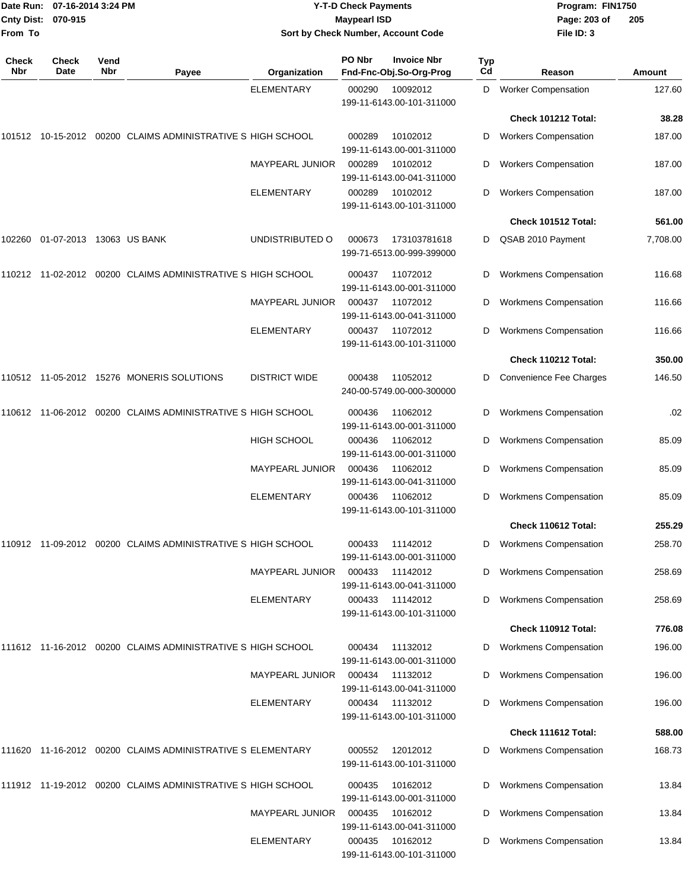| Check Nbr | Check Date | Vend Nbr | Payee | Organization | PO Nbr / Invoice Nbr / Fnd-Fnc-Obj.So-Org-Prog | Typ Cd | Reason | Amount |
|---|---|---|---|---|---|---|---|---|
| | | | | ELEMENTARY | 000290 10092012 199-11-6143.00-101-311000 | D | Worker Compensation | 127.60 |
| | | | | | | | **Check 101212 Total:** | **38.28** |
| 101512 | 10-15-2012 | 00200 | CLAIMS ADMINISTRATIVE S | HIGH SCHOOL | 000289 10102012 199-11-6143.00-001-311000 | D | Workers Compensation | 187.00 |
| | | | | MAYPEARL JUNIOR | 000289 10102012 199-11-6143.00-041-311000 | D | Workers Compensation | 187.00 |
| | | | | ELEMENTARY | 000289 10102012 199-11-6143.00-101-311000 | D | Workers Compensation | 187.00 |
| | | | | | | | **Check 101512 Total:** | **561.00** |
| 102260 | 01-07-2013 | 13063 | US BANK | UNDISTRIBUTED O | 000673 173103781618 199-71-6513.00-999-399000 | D | QSAB 2010 Payment | 7,708.00 |
| 110212 | 11-02-2012 | 00200 | CLAIMS ADMINISTRATIVE S | HIGH SCHOOL | 000437 11072012 199-11-6143.00-001-311000 | D | Workmens Compensation | 116.68 |
| | | | | MAYPEARL JUNIOR | 000437 11072012 199-11-6143.00-041-311000 | D | Workmens Compensation | 116.66 |
| | | | | ELEMENTARY | 000437 11072012 199-11-6143.00-101-311000 | D | Workmens Compensation | 116.66 |
| | | | | | | | **Check 110212 Total:** | **350.00** |
| 110512 | 11-05-2012 | 15276 | MONERIS SOLUTIONS | DISTRICT WIDE | 000438 11052012 240-00-5749.00-000-300000 | D | Convenience Fee Charges | 146.50 |
| 110612 | 11-06-2012 | 00200 | CLAIMS ADMINISTRATIVE S | HIGH SCHOOL | 000436 11062012 199-11-6143.00-001-311000 | D | Workmens Compensation | .02 |
| | | | | HIGH SCHOOL | 000436 11062012 199-11-6143.00-001-311000 | D | Workmens Compensation | 85.09 |
| | | | | MAYPEARL JUNIOR | 000436 11062012 199-11-6143.00-041-311000 | D | Workmens Compensation | 85.09 |
| | | | | ELEMENTARY | 000436 11062012 199-11-6143.00-101-311000 | D | Workmens Compensation | 85.09 |
| | | | | | | | **Check 110612 Total:** | **255.29** |
| 110912 | 11-09-2012 | 00200 | CLAIMS ADMINISTRATIVE S | HIGH SCHOOL | 000433 11142012 199-11-6143.00-001-311000 | D | Workmens Compensation | 258.70 |
| | | | | MAYPEARL JUNIOR | 000433 11142012 199-11-6143.00-041-311000 | D | Workmens Compensation | 258.69 |
| | | | | ELEMENTARY | 000433 11142012 199-11-6143.00-101-311000 | D | Workmens Compensation | 258.69 |
| | | | | | | | **Check 110912 Total:** | **776.08** |
| 111612 | 11-16-2012 | 00200 | CLAIMS ADMINISTRATIVE S | HIGH SCHOOL | 000434 11132012 199-11-6143.00-001-311000 | D | Workmens Compensation | 196.00 |
| | | | | MAYPEARL JUNIOR | 000434 11132012 199-11-6143.00-041-311000 | D | Workmens Compensation | 196.00 |
| | | | | ELEMENTARY | 000434 11132012 199-11-6143.00-101-311000 | D | Workmens Compensation | 196.00 |
| | | | | | | | **Check 111612 Total:** | **588.00** |
| 111620 | 11-16-2012 | 00200 | CLAIMS ADMINISTRATIVE S | ELEMENTARY | 000552 12012012 199-11-6143.00-101-311000 | D | Workmens Compensation | 168.73 |
| 111912 | 11-19-2012 | 00200 | CLAIMS ADMINISTRATIVE S | HIGH SCHOOL | 000435 10162012 199-11-6143.00-001-311000 | D | Workmens Compensation | 13.84 |
| | | | | MAYPEARL JUNIOR | 000435 10162012 199-11-6143.00-041-311000 | D | Workmens Compensation | 13.84 |
| | | | | ELEMENTARY | 000435 10162012 199-11-6143.00-101-311000 | D | Workmens Compensation | 13.84 |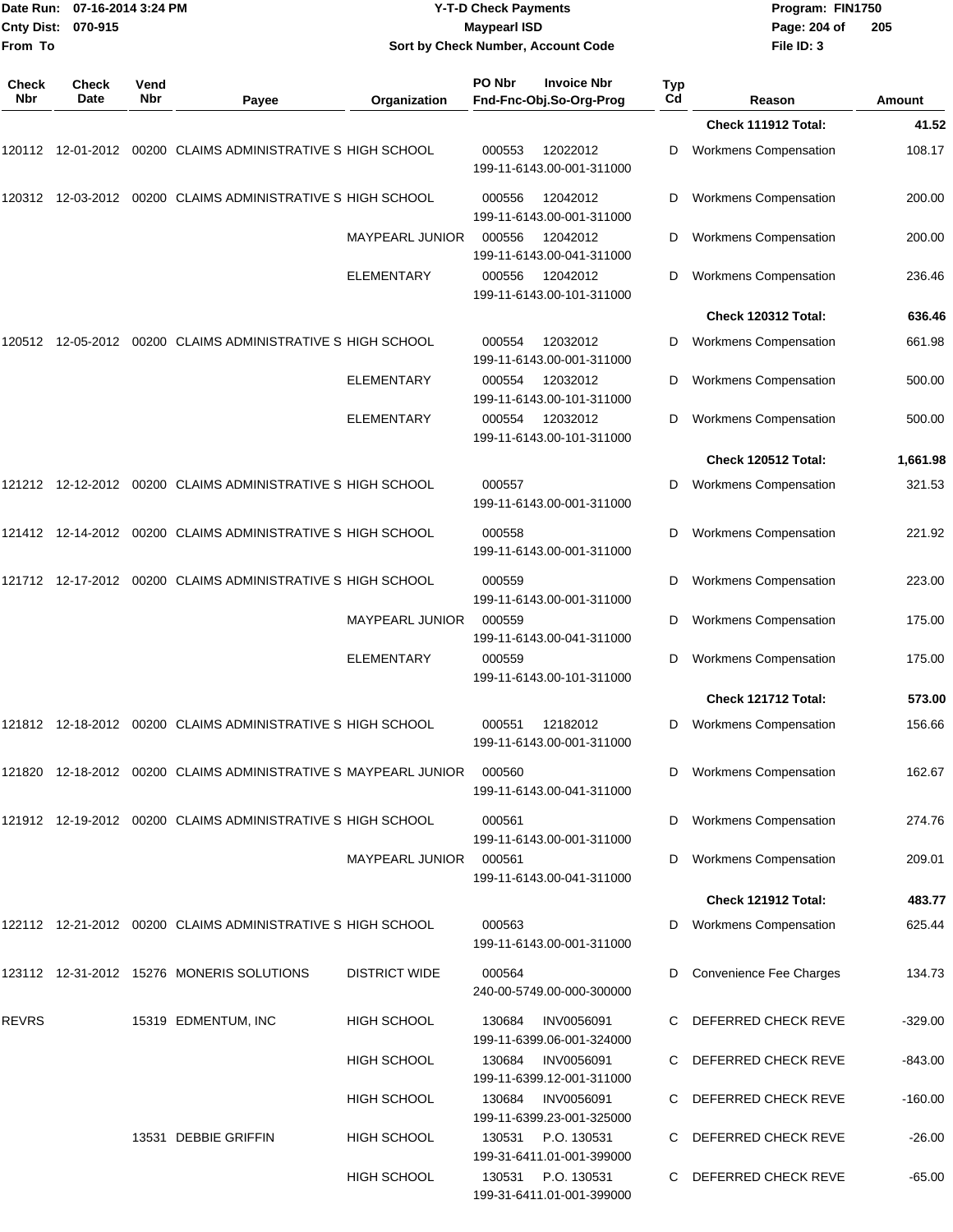Date Run: 07-16-2014 3:24 PM
Cnty Dist: 070-915
From To

**Y-T-D Check Payments**
**Maypearl ISD**
**Sort by Check Number, Account Code**

Program: FIN1750
File ID: 3

| Check Nbr | Check Date | Vend Nbr | Payee | Organization | PO Nbr / Invoice Nbr / Fnd-Fnc-Obj.So-Org-Prog | Typ Cd | Reason | Amount |
|---|---|---|---|---|---|---|---|---|
| | | | | | | | **Check 111912 Total:** | **41.52** |
| 120112 | 12-01-2012 | 00200 | CLAIMS ADMINISTRATIVE S | HIGH SCHOOL | 000553 12022012 199-11-6143.00-001-311000 | D | Workmens Compensation | 108.17 |
| 120312 | 12-03-2012 | 00200 | CLAIMS ADMINISTRATIVE S | HIGH SCHOOL | 000556 12042012 199-11-6143.00-001-311000 | D | Workmens Compensation | 200.00 |
| | | | | MAYPEARL JUNIOR | 000556 12042012 199-11-6143.00-041-311000 | D | Workmens Compensation | 200.00 |
| | | | | ELEMENTARY | 000556 12042012 199-11-6143.00-101-311000 | D | Workmens Compensation | 236.46 |
| | | | | | | | **Check 120312 Total:** | **636.46** |
| 120512 | 12-05-2012 | 00200 | CLAIMS ADMINISTRATIVE S | HIGH SCHOOL | 000554 12032012 199-11-6143.00-001-311000 | D | Workmens Compensation | 661.98 |
| | | | | ELEMENTARY | 000554 12032012 199-11-6143.00-101-311000 | D | Workmens Compensation | 500.00 |
| | | | | ELEMENTARY | 000554 12032012 199-11-6143.00-101-311000 | D | Workmens Compensation | 500.00 |
| | | | | | | | **Check 120512 Total:** | **1,661.98** |
| 121212 | 12-12-2012 | 00200 | CLAIMS ADMINISTRATIVE S | HIGH SCHOOL | 000557 199-11-6143.00-001-311000 | D | Workmens Compensation | 321.53 |
| 121412 | 12-14-2012 | 00200 | CLAIMS ADMINISTRATIVE S | HIGH SCHOOL | 000558 199-11-6143.00-001-311000 | D | Workmens Compensation | 221.92 |
| 121712 | 12-17-2012 | 00200 | CLAIMS ADMINISTRATIVE S | HIGH SCHOOL | 000559 199-11-6143.00-001-311000 | D | Workmens Compensation | 223.00 |
| | | | | MAYPEARL JUNIOR | 000559 199-11-6143.00-041-311000 | D | Workmens Compensation | 175.00 |
| | | | | ELEMENTARY | 000559 199-11-6143.00-101-311000 | D | Workmens Compensation | 175.00 |
| | | | | | | | **Check 121712 Total:** | **573.00** |
| 121812 | 12-18-2012 | 00200 | CLAIMS ADMINISTRATIVE S | HIGH SCHOOL | 000551 12182012 199-11-6143.00-001-311000 | D | Workmens Compensation | 156.66 |
| 121820 | 12-18-2012 | 00200 | CLAIMS ADMINISTRATIVE S | MAYPEARL JUNIOR | 000560 199-11-6143.00-041-311000 | D | Workmens Compensation | 162.67 |
| 121912 | 12-19-2012 | 00200 | CLAIMS ADMINISTRATIVE S | HIGH SCHOOL | 000561 199-11-6143.00-001-311000 | D | Workmens Compensation | 274.76 |
| | | | | MAYPEARL JUNIOR | 000561 199-11-6143.00-041-311000 | D | Workmens Compensation | 209.01 |
| | | | | | | | **Check 121912 Total:** | **483.77** |
| 122112 | 12-21-2012 | 00200 | CLAIMS ADMINISTRATIVE S | HIGH SCHOOL | 000563 199-11-6143.00-001-311000 | D | Workmens Compensation | 625.44 |
| 123112 | 12-31-2012 | 15276 | MONERIS SOLUTIONS | DISTRICT WIDE | 000564 240-00-5749.00-000-300000 | D | Convenience Fee Charges | 134.73 |
| REVRS | | 15319 | EDMENTUM, INC | HIGH SCHOOL | 130684 INV0056091 199-11-6399.06-001-324000 | C | DEFERRED CHECK REVE | -329.00 |
| | | | | HIGH SCHOOL | 130684 INV0056091 199-11-6399.12-001-311000 | C | DEFERRED CHECK REVE | -843.00 |
| | | | | HIGH SCHOOL | 130684 INV0056091 199-11-6399.23-001-325000 | C | DEFERRED CHECK REVE | -160.00 |
| | | 13531 | DEBBIE GRIFFIN | HIGH SCHOOL | 130531 P.O. 130531 199-31-6411.01-001-399000 | C | DEFERRED CHECK REVE | -26.00 |
| | | | | HIGH SCHOOL | 130531 P.O. 130531 199-31-6411.01-001-399000 | C | DEFERRED CHECK REVE | -65.00 |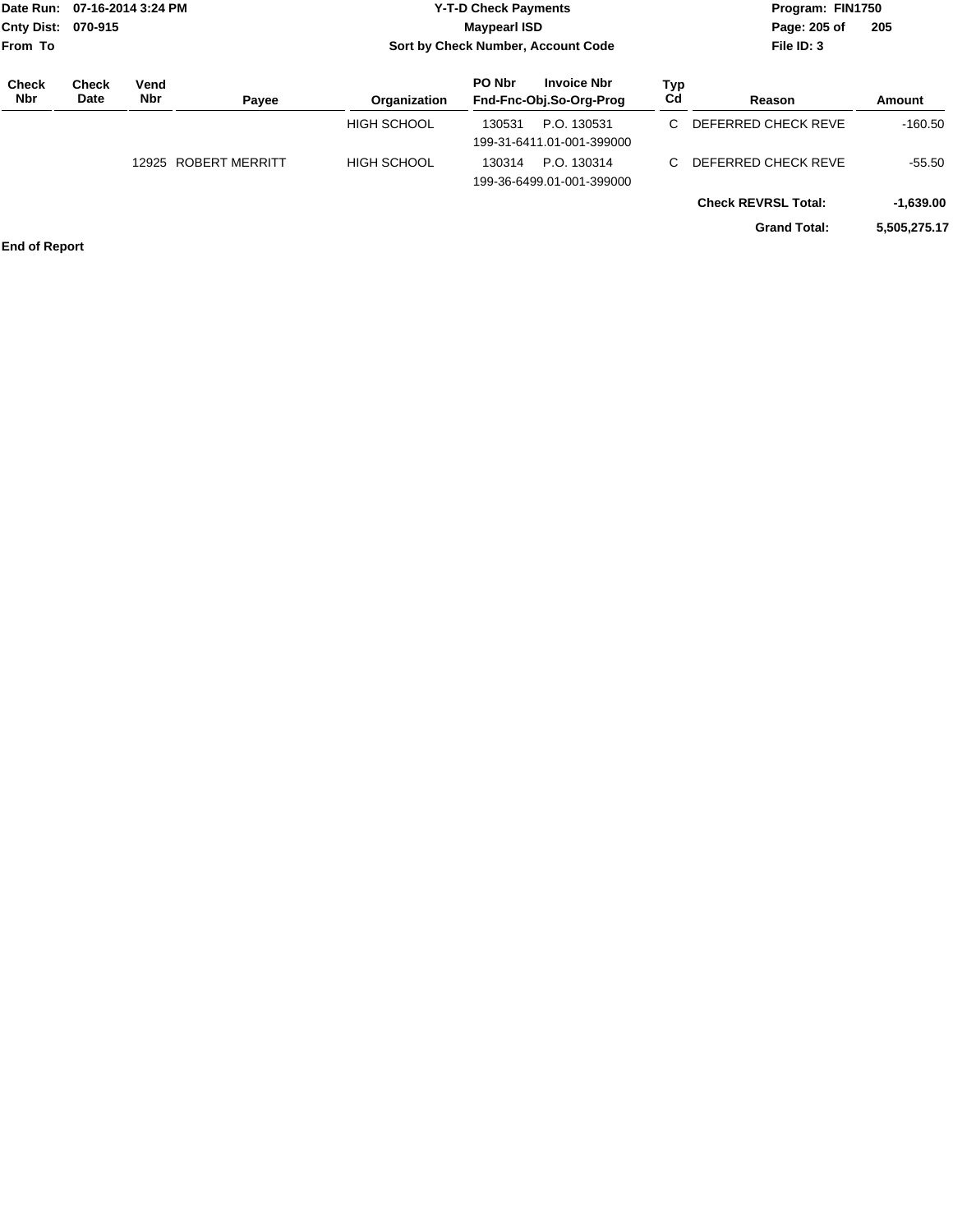Date Run: 07-16-2014 3:24 PM
Cnty Dist: 070-915
From To

**Y-T-D Check Payments**
**Maypearl ISD**
**Sort by Check Number, Account Code**

Program: FIN1750
File ID: 3

| Check Nbr | Check Date | Vend Nbr | Payee | Organization | PO Nbr | Invoice Nbr / Fnd-Fnc-Obj.So-Org-Prog | Typ Cd | Reason | Amount |
|---|---|---|---|---|---|---|---|---|---|
| | | | | HIGH SCHOOL | 130531 | P.O. 130531<br>199-31-6411.01-001-399000 | C | DEFERRED CHECK REVE | -160.50 |
| | | 12925 | ROBERT MERRITT | HIGH SCHOOL | 130314 | P.O. 130314<br>199-36-6499.01-001-399000 | C | DEFERRED CHECK REVE | -55.50 |
| | | | | | | | | **Check REVRSL Total:** | **-1,639.00** |
| | | | | | | | | **Grand Total:** | **5,505,275.17** |

**End of Report**